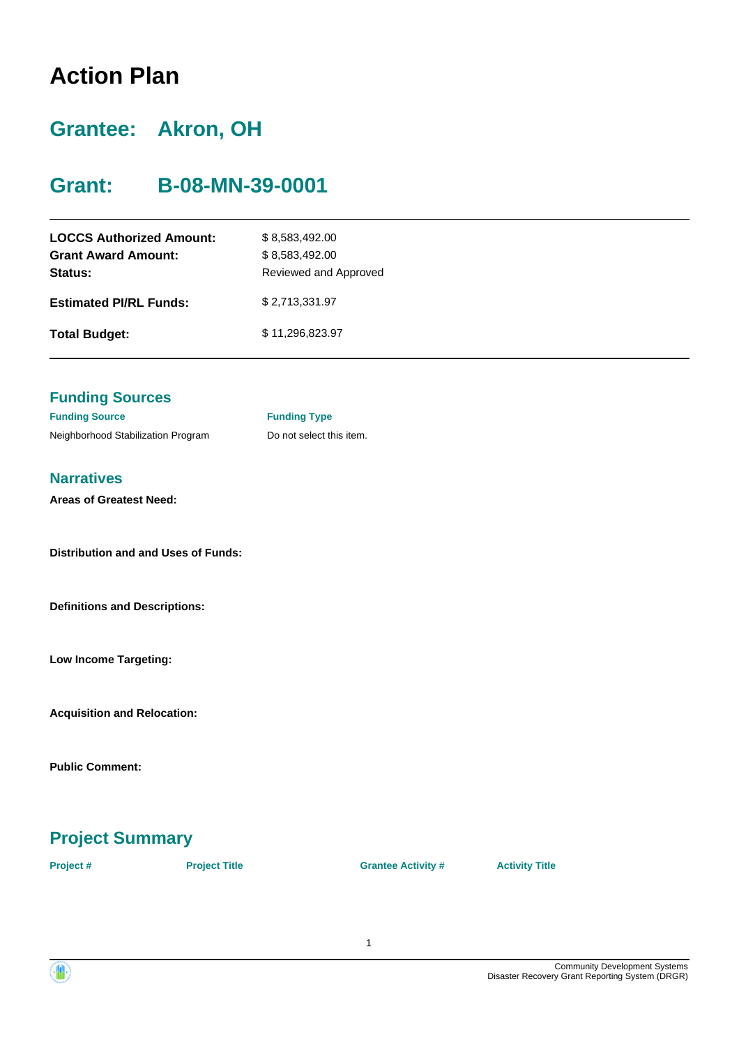# Action Plan

## Grantee: Akron, OH

## Grant: B-08-MN-39-0001

| | |
|---|---|
| **LOCCS Authorized Amount:** | $ 8,583,492.00 |
| **Grant Award Amount:** | $ 8,583,492.00 |
| **Status:** | Reviewed and Approved |
| **Estimated PI/RL Funds:** | $ 2,713,331.97 |
| **Total Budget:** | $ 11,296,823.97 |

### Funding Sources

| Funding Source | Funding Type |
|---|---|
| Neighborhood Stabilization Program | Do not select this item. |

### Narratives

**Areas of Greatest Need:**

**Distribution and and Uses of Funds:**

**Definitions and Descriptions:**

**Low Income Targeting:**

**Acquisition and Relocation:**

**Public Comment:**

## Project Summary

| Project # | Project Title | Grantee Activity # | Activity Title |
|---|---|---|---|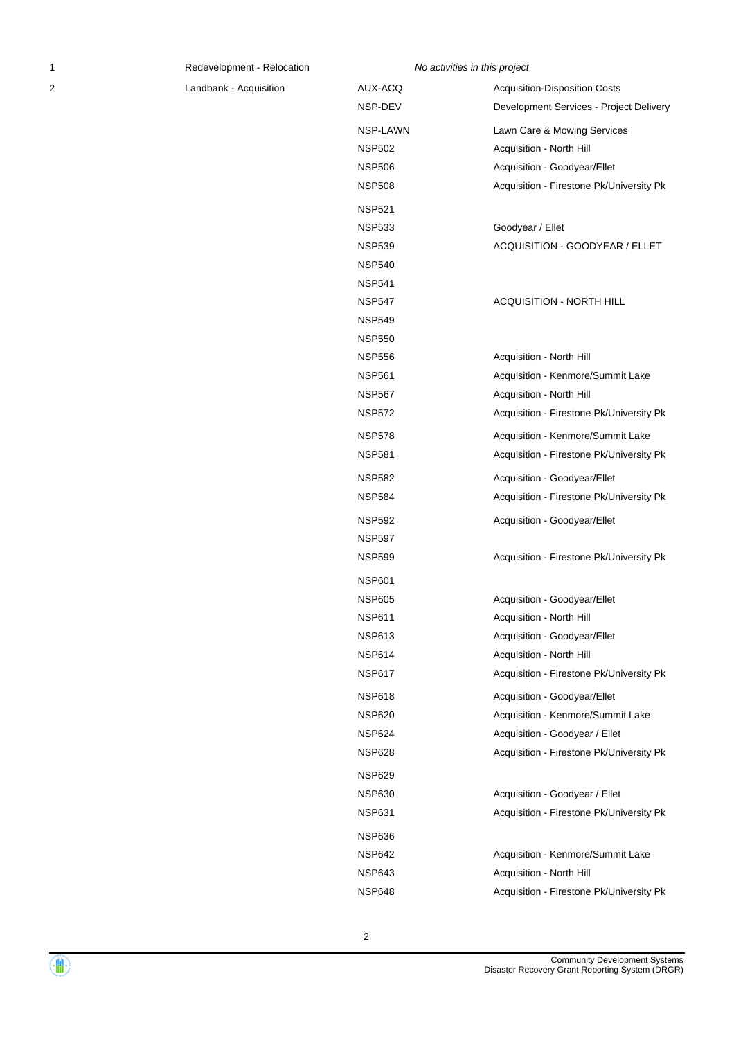| | | | |
|---|---|---|---|
| 1 | Redevelopment - Relocation | *No activities in this project* | |
| 2 | Landbank - Acquisition | AUX-ACQ | Acquisition-Disposition Costs |
| | | NSP-DEV | Development Services - Project Delivery |
| | | NSP-LAWN | Lawn Care & Mowing Services |
| | | NSP502 | Acquisition - North Hill |
| | | NSP506 | Acquisition - Goodyear/Ellet |
| | | NSP508 | Acquisition - Firestone Pk/University Pk |
| | | NSP521 | |
| | | NSP533 | Goodyear / Ellet |
| | | NSP539 | ACQUISITION - GOODYEAR / ELLET |
| | | NSP540 | |
| | | NSP541 | |
| | | NSP547 | ACQUISITION - NORTH HILL |
| | | NSP549 | |
| | | NSP550 | |
| | | NSP556 | Acquisition - North Hill |
| | | NSP561 | Acquisition - Kenmore/Summit Lake |
| | | NSP567 | Acquisition - North Hill |
| | | NSP572 | Acquisition - Firestone Pk/University Pk |
| | | NSP578 | Acquisition - Kenmore/Summit Lake |
| | | NSP581 | Acquisition - Firestone Pk/University Pk |
| | | NSP582 | Acquisition - Goodyear/Ellet |
| | | NSP584 | Acquisition - Firestone Pk/University Pk |
| | | NSP592 | Acquisition - Goodyear/Ellet |
| | | NSP597 | |
| | | NSP599 | Acquisition - Firestone Pk/University Pk |
| | | NSP601 | |
| | | NSP605 | Acquisition - Goodyear/Ellet |
| | | NSP611 | Acquisition - North Hill |
| | | NSP613 | Acquisition - Goodyear/Ellet |
| | | NSP614 | Acquisition - North Hill |
| | | NSP617 | Acquisition - Firestone Pk/University Pk |
| | | NSP618 | Acquisition - Goodyear/Ellet |
| | | NSP620 | Acquisition - Kenmore/Summit Lake |
| | | NSP624 | Acquisition - Goodyear / Ellet |
| | | NSP628 | Acquisition - Firestone Pk/University Pk |
| | | NSP629 | |
| | | NSP630 | Acquisition - Goodyear / Ellet |
| | | NSP631 | Acquisition - Firestone Pk/University Pk |
| | | NSP636 | |
| | | NSP642 | Acquisition - Kenmore/Summit Lake |
| | | NSP643 | Acquisition - North Hill |
| | | NSP648 | Acquisition - Firestone Pk/University Pk |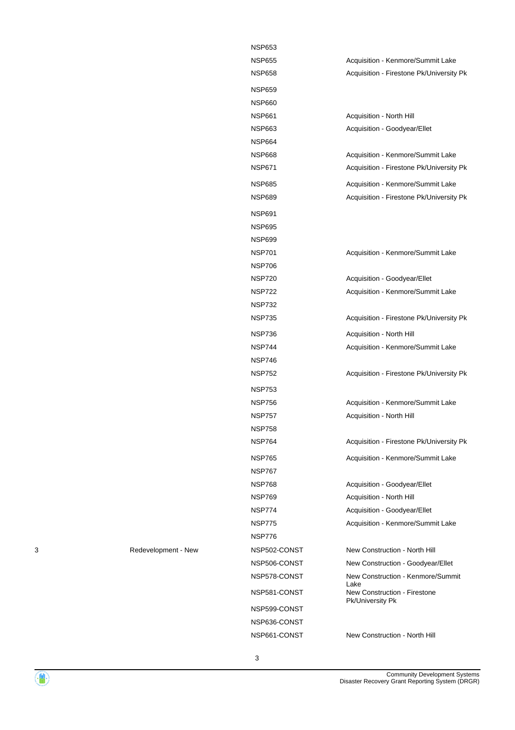| | | | |
|---|---|---|---|
| | | NSP653 | |
| | | NSP655 | Acquisition - Kenmore/Summit Lake |
| | | NSP658 | Acquisition - Firestone Pk/University Pk |
| | | NSP659 | |
| | | NSP660 | |
| | | NSP661 | Acquisition - North Hill |
| | | NSP663 | Acquisition - Goodyear/Ellet |
| | | NSP664 | |
| | | NSP668 | Acquisition - Kenmore/Summit Lake |
| | | NSP671 | Acquisition - Firestone Pk/University Pk |
| | | NSP685 | Acquisition - Kenmore/Summit Lake |
| | | NSP689 | Acquisition - Firestone Pk/University Pk |
| | | NSP691 | |
| | | NSP695 | |
| | | NSP699 | |
| | | NSP701 | Acquisition - Kenmore/Summit Lake |
| | | NSP706 | |
| | | NSP720 | Acquisition - Goodyear/Ellet |
| | | NSP722 | Acquisition - Kenmore/Summit Lake |
| | | NSP732 | |
| | | NSP735 | Acquisition - Firestone Pk/University Pk |
| | | NSP736 | Acquisition - North Hill |
| | | NSP744 | Acquisition - Kenmore/Summit Lake |
| | | NSP746 | |
| | | NSP752 | Acquisition - Firestone Pk/University Pk |
| | | NSP753 | |
| | | NSP756 | Acquisition - Kenmore/Summit Lake |
| | | NSP757 | Acquisition - North Hill |
| | | NSP758 | |
| | | NSP764 | Acquisition - Firestone Pk/University Pk |
| | | NSP765 | Acquisition - Kenmore/Summit Lake |
| | | NSP767 | |
| | | NSP768 | Acquisition - Goodyear/Ellet |
| | | NSP769 | Acquisition - North Hill |
| | | NSP774 | Acquisition - Goodyear/Ellet |
| | | NSP775 | Acquisition - Kenmore/Summit Lake |
| | | NSP776 | |
| 3 | Redevelopment - New | NSP502-CONST | New Construction - North Hill |
| | | NSP506-CONST | New Construction - Goodyear/Ellet |
| | | NSP578-CONST | New Construction - Kenmore/Summit Lake |
| | | NSP581-CONST | New Construction - Firestone Pk/University Pk |
| | | NSP599-CONST | |
| | | NSP636-CONST | |
| | | NSP661-CONST | New Construction - North Hill |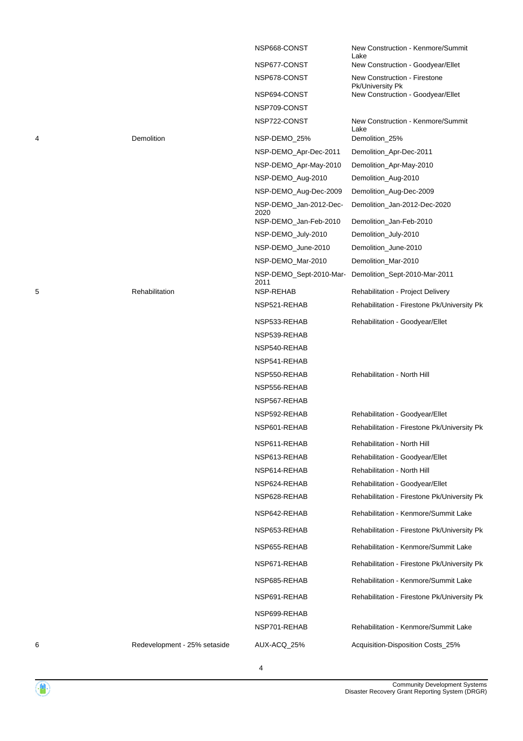| | | | |
|---|---|---|---|
| | | NSP668-CONST | New Construction - Kenmore/Summit Lake |
| | | NSP677-CONST | New Construction - Goodyear/Ellet |
| | | NSP678-CONST | New Construction - Firestone Pk/University Pk |
| | | NSP694-CONST | New Construction - Goodyear/Ellet |
| | | NSP709-CONST | |
| | | NSP722-CONST | New Construction - Kenmore/Summit Lake |
| 4 | Demolition | NSP-DEMO_25% | Demolition_25% |
| | | NSP-DEMO_Apr-Dec-2011 | Demolition_Apr-Dec-2011 |
| | | NSP-DEMO_Apr-May-2010 | Demolition_Apr-May-2010 |
| | | NSP-DEMO_Aug-2010 | Demolition_Aug-2010 |
| | | NSP-DEMO_Aug-Dec-2009 | Demolition_Aug-Dec-2009 |
| | | NSP-DEMO_Jan-2012-Dec-2020 | Demolition_Jan-2012-Dec-2020 |
| | | NSP-DEMO_Jan-Feb-2010 | Demolition_Jan-Feb-2010 |
| | | NSP-DEMO_July-2010 | Demolition_July-2010 |
| | | NSP-DEMO_June-2010 | Demolition_June-2010 |
| | | NSP-DEMO_Mar-2010 | Demolition_Mar-2010 |
| | | NSP-DEMO_Sept-2010-Mar-2011 | Demolition_Sept-2010-Mar-2011 |
| 5 | Rehabilitation | NSP-REHAB | Rehabilitation - Project Delivery |
| | | NSP521-REHAB | Rehabilitation - Firestone Pk/University Pk |
| | | NSP533-REHAB | Rehabilitation - Goodyear/Ellet |
| | | NSP539-REHAB | |
| | | NSP540-REHAB | |
| | | NSP541-REHAB | |
| | | NSP550-REHAB | Rehabilitation - North Hill |
| | | NSP556-REHAB | |
| | | NSP567-REHAB | |
| | | NSP592-REHAB | Rehabilitation - Goodyear/Ellet |
| | | NSP601-REHAB | Rehabilitation - Firestone Pk/University Pk |
| | | NSP611-REHAB | Rehabilitation - North Hill |
| | | NSP613-REHAB | Rehabilitation - Goodyear/Ellet |
| | | NSP614-REHAB | Rehabilitation - North Hill |
| | | NSP624-REHAB | Rehabilitation - Goodyear/Ellet |
| | | NSP628-REHAB | Rehabilitation - Firestone Pk/University Pk |
| | | NSP642-REHAB | Rehabilitation - Kenmore/Summit Lake |
| | | NSP653-REHAB | Rehabilitation - Firestone Pk/University Pk |
| | | NSP655-REHAB | Rehabilitation - Kenmore/Summit Lake |
| | | NSP671-REHAB | Rehabilitation - Firestone Pk/University Pk |
| | | NSP685-REHAB | Rehabilitation - Kenmore/Summit Lake |
| | | NSP691-REHAB | Rehabilitation - Firestone Pk/University Pk |
| | | NSP699-REHAB | |
| | | NSP701-REHAB | Rehabilitation - Kenmore/Summit Lake |
| 6 | Redevelopment - 25% setaside | AUX-ACQ_25% | Acquisition-Disposition Costs_25% |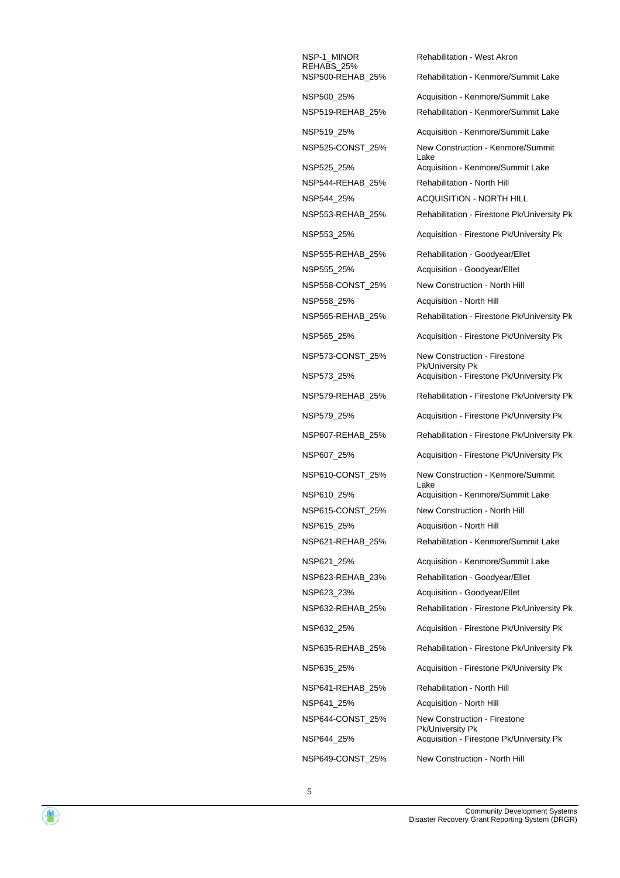| | |
|---|---|
| NSP-1_MINOR REHABS_25% | Rehabilitation - West Akron |
| NSP500-REHAB_25% | Rehabilitation - Kenmore/Summit Lake |
| NSP500_25% | Acquisition - Kenmore/Summit Lake |
| NSP519-REHAB_25% | Rehabilitation - Kenmore/Summit Lake |
| NSP519_25% | Acquisition - Kenmore/Summit Lake |
| NSP525-CONST_25% | New Construction - Kenmore/Summit Lake |
| NSP525_25% | Acquisition - Kenmore/Summit Lake |
| NSP544-REHAB_25% | Rehabilitation - North Hill |
| NSP544_25% | ACQUISITION - NORTH HILL |
| NSP553-REHAB_25% | Rehabilitation - Firestone Pk/University Pk |
| NSP553_25% | Acquisition - Firestone Pk/University Pk |
| NSP555-REHAB_25% | Rehabilitation - Goodyear/Ellet |
| NSP555_25% | Acquisition - Goodyear/Ellet |
| NSP558-CONST_25% | New Construction - North Hill |
| NSP558_25% | Acquisition - North Hill |
| NSP565-REHAB_25% | Rehabilitation - Firestone Pk/University Pk |
| NSP565_25% | Acquisition - Firestone Pk/University Pk |
| NSP573-CONST_25% | New Construction - Firestone Pk/University Pk |
| NSP573_25% | Acquisition - Firestone Pk/University Pk |
| NSP579-REHAB_25% | Rehabilitation - Firestone Pk/University Pk |
| NSP579_25% | Acquisition - Firestone Pk/University Pk |
| NSP607-REHAB_25% | Rehabilitation - Firestone Pk/University Pk |
| NSP607_25% | Acquisition - Firestone Pk/University Pk |
| NSP610-CONST_25% | New Construction - Kenmore/Summit Lake |
| NSP610_25% | Acquisition - Kenmore/Summit Lake |
| NSP615-CONST_25% | New Construction - North Hill |
| NSP615_25% | Acquisition - North Hill |
| NSP621-REHAB_25% | Rehabilitation - Kenmore/Summit Lake |
| NSP621_25% | Acquisition - Kenmore/Summit Lake |
| NSP623-REHAB_23% | Rehabilitation - Goodyear/Ellet |
| NSP623_23% | Acquisition - Goodyear/Ellet |
| NSP632-REHAB_25% | Rehabilitation - Firestone Pk/University Pk |
| NSP632_25% | Acquisition - Firestone Pk/University Pk |
| NSP635-REHAB_25% | Rehabilitation - Firestone Pk/University Pk |
| NSP635_25% | Acquisition - Firestone Pk/University Pk |
| NSP641-REHAB_25% | Rehabilitation - North Hill |
| NSP641_25% | Acquisition - North Hill |
| NSP644-CONST_25% | New Construction - Firestone Pk/University Pk |
| NSP644_25% | Acquisition - Firestone Pk/University Pk |
| NSP649-CONST_25% | New Construction - North Hill |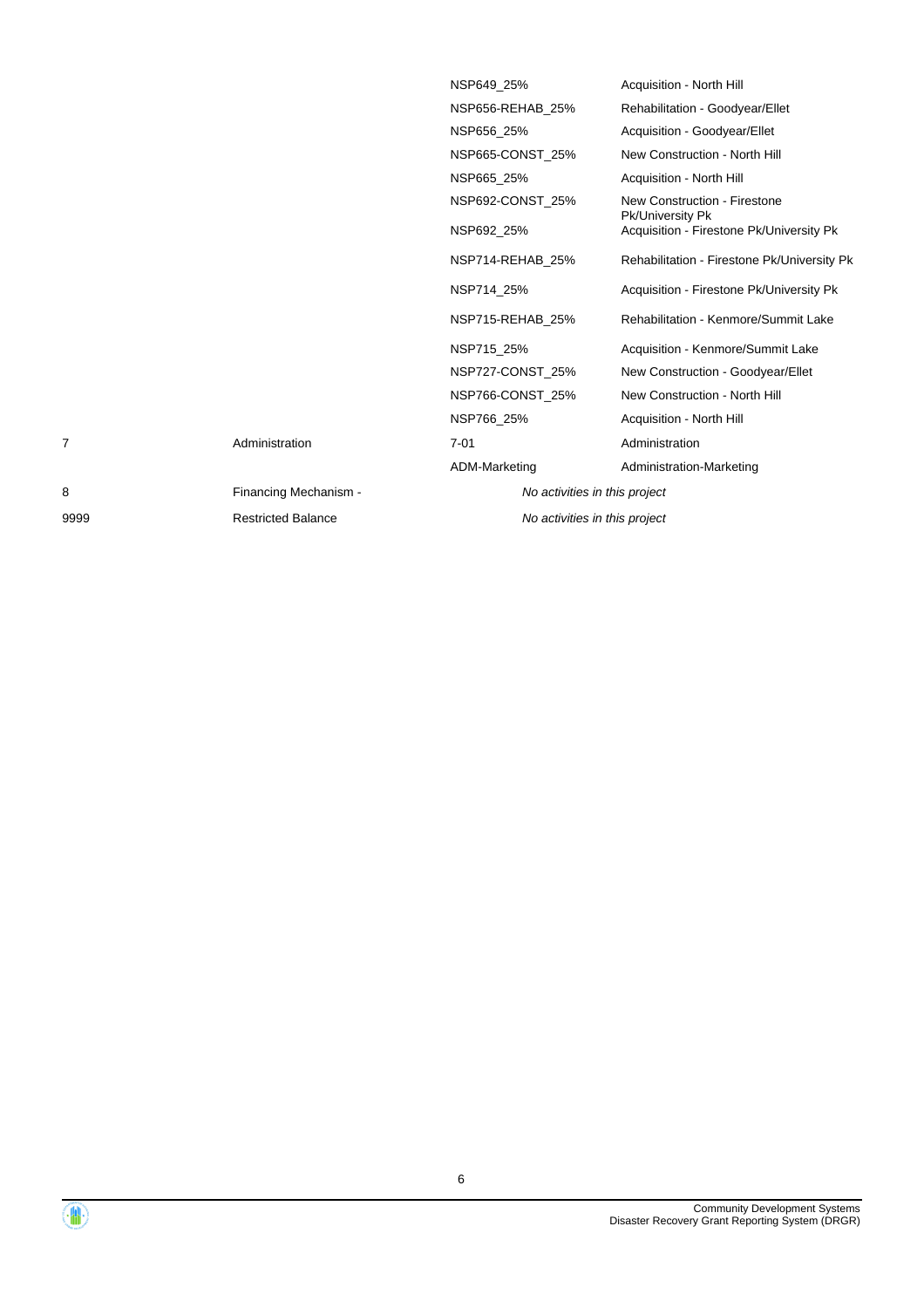| | | | |
|---|---|---|---|
| | | NSP649_25% | Acquisition - North Hill |
| | | NSP656-REHAB_25% | Rehabilitation - Goodyear/Ellet |
| | | NSP656_25% | Acquisition - Goodyear/Ellet |
| | | NSP665-CONST_25% | New Construction - North Hill |
| | | NSP665_25% | Acquisition - North Hill |
| | | NSP692-CONST_25% | New Construction - Firestone Pk/University Pk |
| | | NSP692_25% | Acquisition - Firestone Pk/University Pk |
| | | NSP714-REHAB_25% | Rehabilitation - Firestone Pk/University Pk |
| | | NSP714_25% | Acquisition - Firestone Pk/University Pk |
| | | NSP715-REHAB_25% | Rehabilitation - Kenmore/Summit Lake |
| | | NSP715_25% | Acquisition - Kenmore/Summit Lake |
| | | NSP727-CONST_25% | New Construction - Goodyear/Ellet |
| | | NSP766-CONST_25% | New Construction - North Hill |
| | | NSP766_25% | Acquisition - North Hill |
| 7 | Administration | 7-01 | Administration |
| | | ADM-Marketing | Administration-Marketing |
| 8 | Financing Mechanism - | *No activities in this project* | |
| 9999 | Restricted Balance | *No activities in this project* | |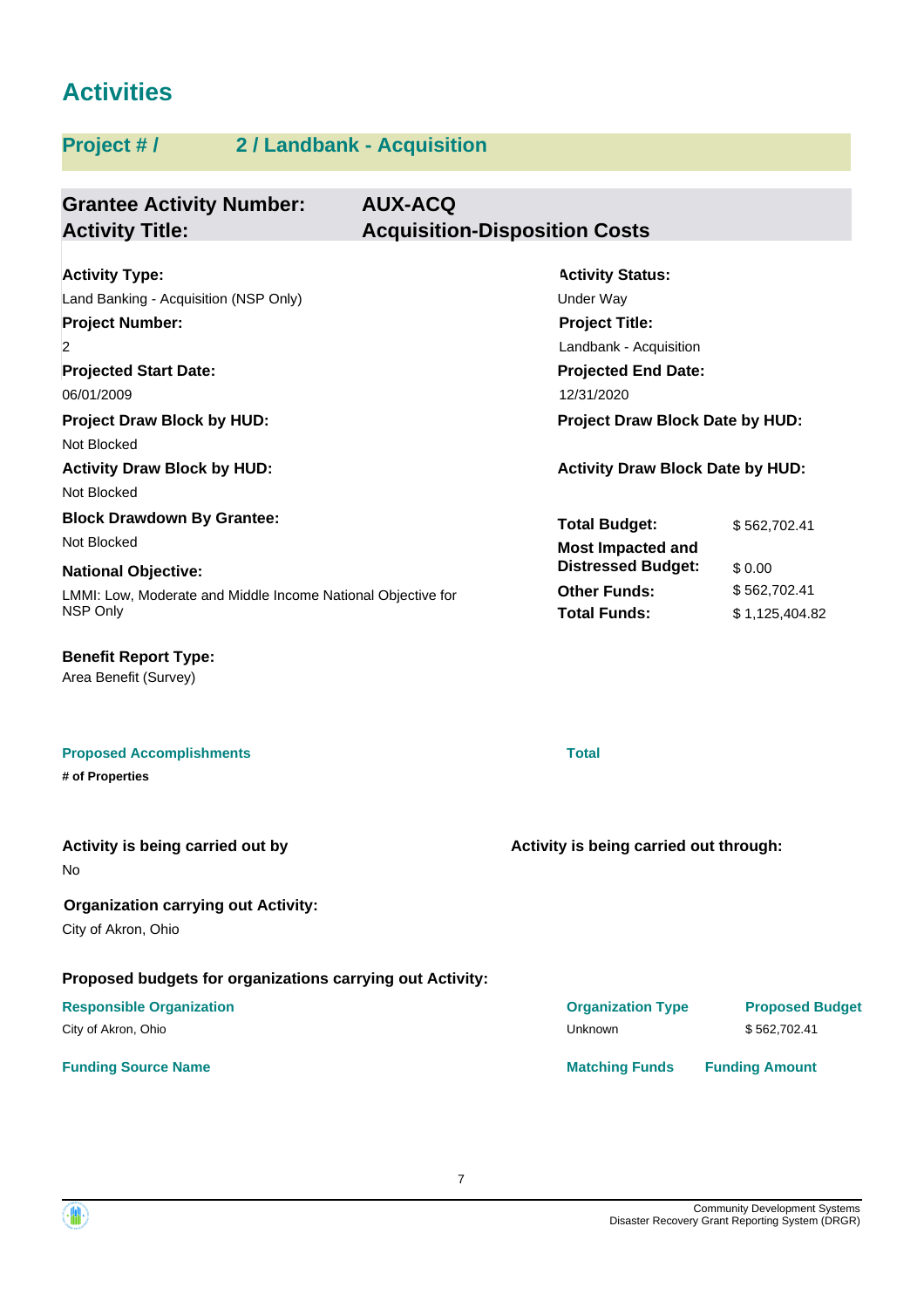# Activities

## Project # / 2 / Landbank - Acquisition

**Grantee Activity Number:** AUX-ACQ
**Activity Title:** Acquisition-Disposition Costs

**Activity Type:**
Land Banking - Acquisition (NSP Only)

**Activity Status:**
Under Way

**Project Number:**
2

**Project Title:**
Landbank - Acquisition

**Projected Start Date:**
06/01/2009

**Projected End Date:**
12/31/2020

**Project Draw Block by HUD:**
Not Blocked

**Project Draw Block Date by HUD:**

**Activity Draw Block by HUD:**
Not Blocked

**Activity Draw Block Date by HUD:**

**Block Drawdown By Grantee:**
Not Blocked

**National Objective:**
LMMI: Low, Moderate and Middle Income National Objective for NSP Only

| | |
|---|---|
| **Total Budget:** | $ 562,702.41 |
| **Most Impacted and Distressed Budget:** | $ 0.00 |
| **Other Funds:** | $ 562,702.41 |
| **Total Funds:** | $ 1,125,404.82 |

**Benefit Report Type:**
Area Benefit (Survey)

| Proposed Accomplishments | Total |
|---|---|
| **# of Properties** | |

**Activity is being carried out by**
No

**Activity is being carried out through:**

**Organization carrying out Activity:**
City of Akron, Ohio

**Proposed budgets for organizations carrying out Activity:**

| Responsible Organization | Organization Type | Proposed Budget |
|---|---|---|
| City of Akron, Ohio | Unknown | $ 562,702.41 |

| Funding Source Name | Matching Funds | Funding Amount |
|---|---|---|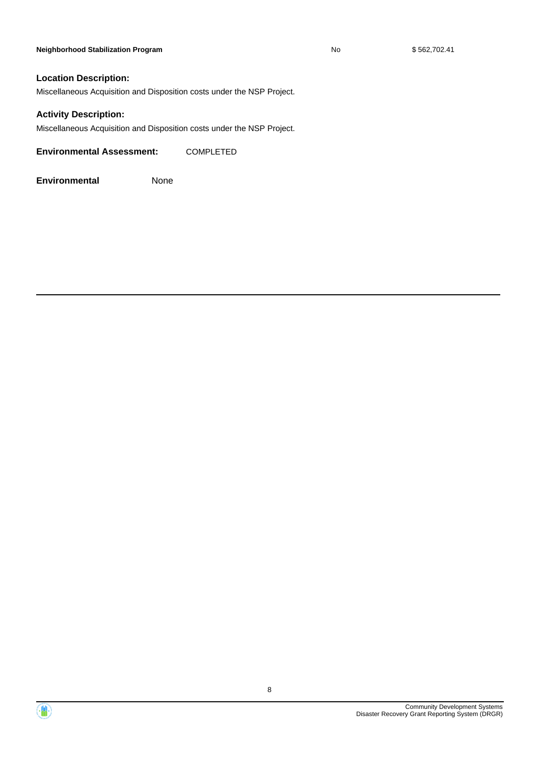| Neighborhood Stabilization Program | No | $ 562,702.41 |
|---|---|---|

**Location Description:**

Miscellaneous Acquisition and Disposition costs under the NSP Project.

**Activity Description:**

Miscellaneous Acquisition and Disposition costs under the NSP Project.

**Environmental Assessment:** COMPLETED

**Environmental** None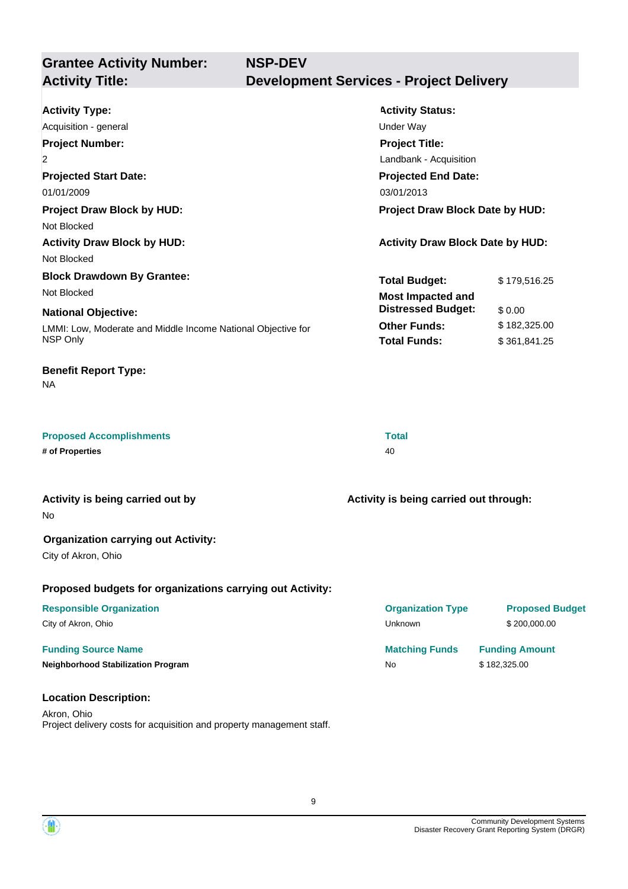## Grantee Activity Number: NSP-DEV
## Activity Title: Development Services - Project Delivery

**Activity Type:**
Acquisition - general

**Activity Status:**
Under Way

**Project Number:**
2

**Project Title:**
Landbank - Acquisition

**Projected Start Date:**
01/01/2009

**Projected End Date:**
03/01/2013

**Project Draw Block by HUD:**
Not Blocked

**Project Draw Block Date by HUD:**

**Activity Draw Block by HUD:**
Not Blocked

**Activity Draw Block Date by HUD:**

**Block Drawdown By Grantee:**
Not Blocked

**National Objective:**
LMMI: Low, Moderate and Middle Income National Objective for NSP Only

| | |
|---|---|
| **Total Budget:** | $ 179,516.25 |
| **Most Impacted and Distressed Budget:** | $ 0.00 |
| **Other Funds:** | $ 182,325.00 |
| **Total Funds:** | $ 361,841.25 |

**Benefit Report Type:**
NA

| Proposed Accomplishments | Total |
|---|---|
| **# of Properties** | 40 |

**Activity is being carried out by**
No

**Activity is being carried out through:**

**Organization carrying out Activity:**
City of Akron, Ohio

**Proposed budgets for organizations carrying out Activity:**

| Responsible Organization | Organization Type | Proposed Budget |
|---|---|---|
| City of Akron, Ohio | Unknown | $ 200,000.00 |

| Funding Source Name | Matching Funds | Funding Amount |
|---|---|---|
| **Neighborhood Stabilization Program** | No | $ 182,325.00 |

**Location Description:**
Akron, Ohio
Project delivery costs for acquisition and property management staff.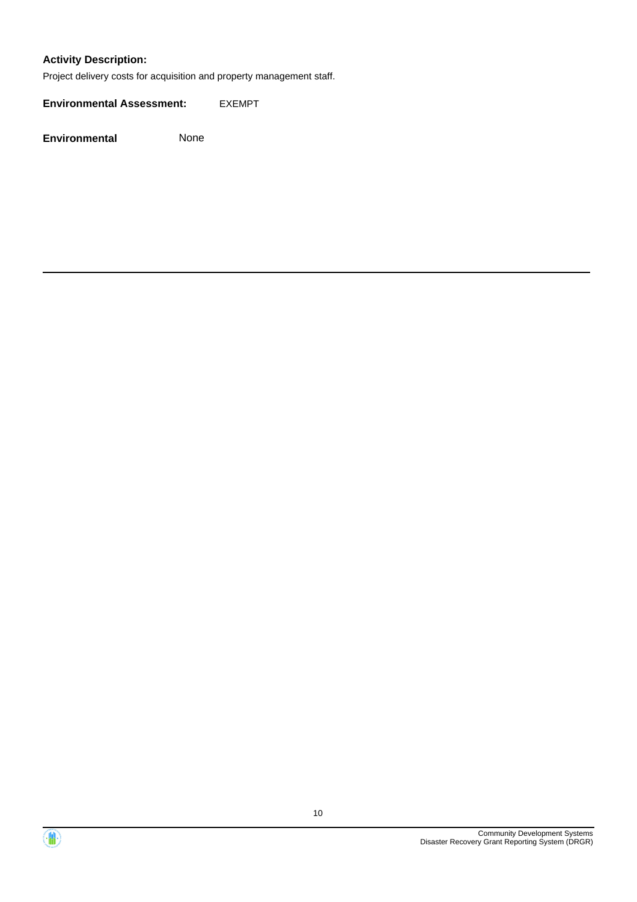**Activity Description:**

Project delivery costs for acquisition and property management staff.

**Environmental Assessment:** EXEMPT

**Environmental** None

---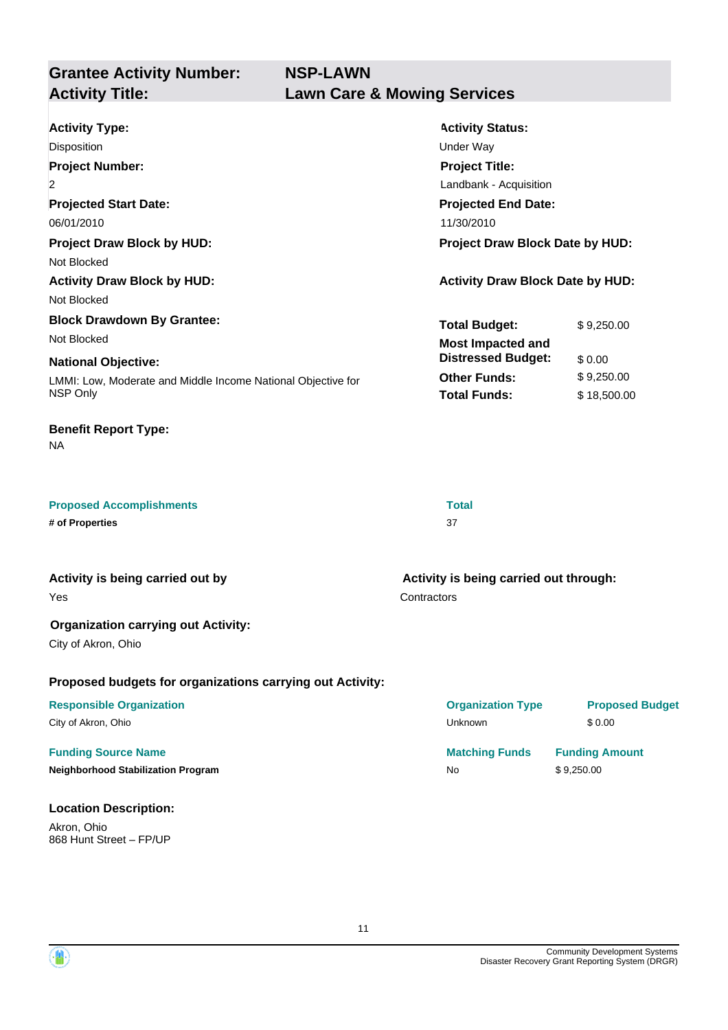## Grantee Activity Number: NSP-LAWN
## Activity Title: Lawn Care & Mowing Services

**Activity Type:**
Disposition

**Activity Status:**
Under Way

**Project Number:**
2

**Project Title:**
Landbank - Acquisition

**Projected Start Date:**
06/01/2010

**Projected End Date:**
11/30/2010

**Project Draw Block by HUD:**
Not Blocked

**Project Draw Block Date by HUD:**

**Activity Draw Block by HUD:**
Not Blocked

**Activity Draw Block Date by HUD:**

**Block Drawdown By Grantee:**
Not Blocked

**National Objective:**
LMMI: Low, Moderate and Middle Income National Objective for NSP Only

| | |
|---|---|
| **Total Budget:** | $ 9,250.00 |
| **Most Impacted and Distressed Budget:** | $ 0.00 |
| **Other Funds:** | $ 9,250.00 |
| **Total Funds:** | $ 18,500.00 |

**Benefit Report Type:**
NA

| Proposed Accomplishments | Total |
|---|---|
| **# of Properties** | 37 |

**Activity is being carried out by**
Yes

**Activity is being carried out through:**
Contractors

**Organization carrying out Activity:**
City of Akron, Ohio

**Proposed budgets for organizations carrying out Activity:**

| Responsible Organization | Organization Type | Proposed Budget |
|---|---|---|
| City of Akron, Ohio | Unknown | $ 0.00 |

| Funding Source Name | Matching Funds | Funding Amount |
|---|---|---|
| **Neighborhood Stabilization Program** | No | $ 9,250.00 |

**Location Description:**
Akron, Ohio
868 Hunt Street – FP/UP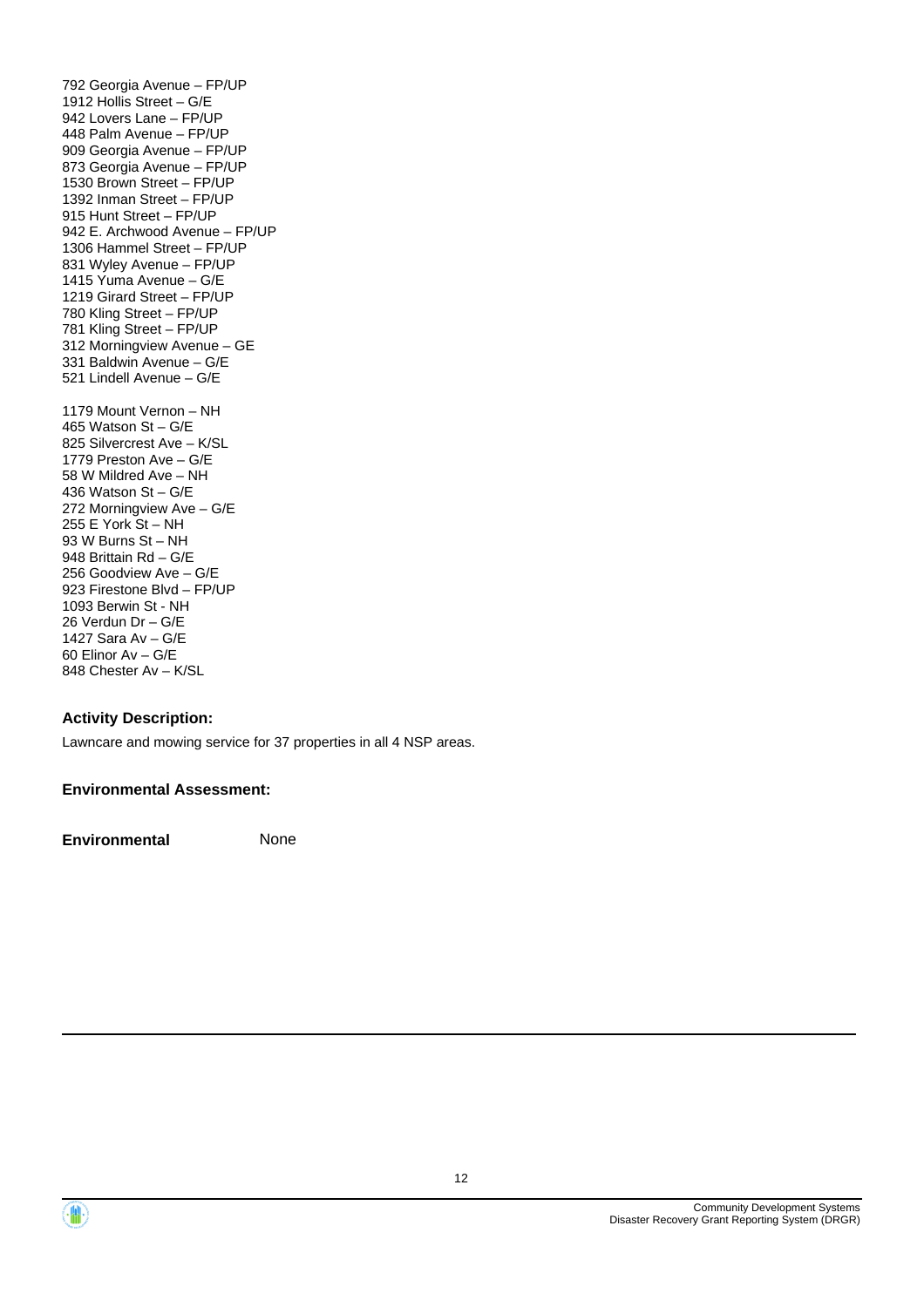792 Georgia Avenue – FP/UP
1912 Hollis Street – G/E
942 Lovers Lane – FP/UP
448 Palm Avenue – FP/UP
909 Georgia Avenue – FP/UP
873 Georgia Avenue – FP/UP
1530 Brown Street – FP/UP
1392 Inman Street – FP/UP
915 Hunt Street – FP/UP
942 E. Archwood Avenue – FP/UP
1306 Hammel Street – FP/UP
831 Wyley Avenue – FP/UP
1415 Yuma Avenue – G/E
1219 Girard Street – FP/UP
780 Kling Street – FP/UP
781 Kling Street – FP/UP
312 Morningview Avenue – GE
331 Baldwin Avenue – G/E
521 Lindell Avenue – G/E

1179 Mount Vernon – NH
465 Watson St – G/E
825 Silvercrest Ave – K/SL
1779 Preston Ave – G/E
58 W Mildred Ave – NH
436 Watson St – G/E
272 Morningview Ave – G/E
255 E York St – NH
93 W Burns St – NH
948 Brittain Rd – G/E
256 Goodview Ave – G/E
923 Firestone Blvd – FP/UP
1093 Berwin St - NH
26 Verdun Dr – G/E
1427 Sara Av – G/E
60 Elinor Av – G/E
848 Chester Av – K/SL

**Activity Description:**

Lawncare and mowing service for 37 properties in all 4 NSP areas.

**Environmental Assessment:**

**Environmental** None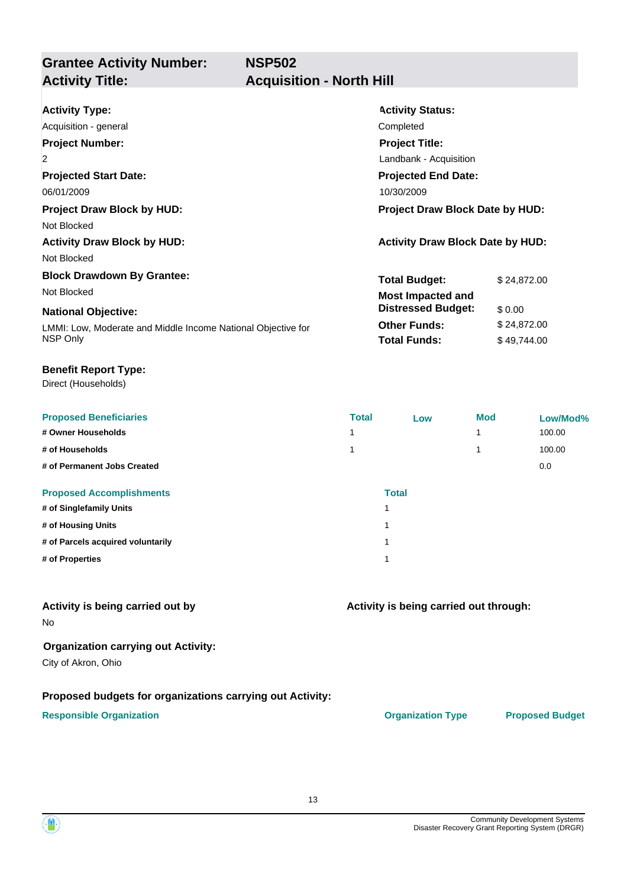## Grantee Activity Number: NSP502
## Activity Title: Acquisition - North Hill

**Activity Type:**
Acquisition - general

**Activity Status:**
Completed

**Project Number:**
2

**Project Title:**
Landbank - Acquisition

**Projected Start Date:**
06/01/2009

**Projected End Date:**
10/30/2009

**Project Draw Block by HUD:**
Not Blocked

**Project Draw Block Date by HUD:**

**Activity Draw Block by HUD:**
Not Blocked

**Activity Draw Block Date by HUD:**

**Block Drawdown By Grantee:**
Not Blocked

**National Objective:**
LMMI: Low, Moderate and Middle Income National Objective for NSP Only

| | |
|---|---|
| **Total Budget:** | $ 24,872.00 |
| **Most Impacted and Distressed Budget:** | $ 0.00 |
| **Other Funds:** | $ 24,872.00 |
| **Total Funds:** | $ 49,744.00 |

**Benefit Report Type:**
Direct (Households)

| Proposed Beneficiaries | Total | Low | Mod | Low/Mod% |
|---|---|---|---|---|
| # Owner Households | 1 | | 1 | 100.00 |
| # of Households | 1 | | 1 | 100.00 |
| # of Permanent Jobs Created | | | | 0.0 |

| Proposed Accomplishments | Total |
|---|---|
| # of Singlefamily Units | 1 |
| # of Housing Units | 1 |
| # of Parcels acquired voluntarily | 1 |
| # of Properties | 1 |

**Activity is being carried out by**
No

**Activity is being carried out through:**

**Organization carrying out Activity:**
City of Akron, Ohio

**Proposed budgets for organizations carrying out Activity:**

| Responsible Organization | Organization Type | Proposed Budget |
|---|---|---|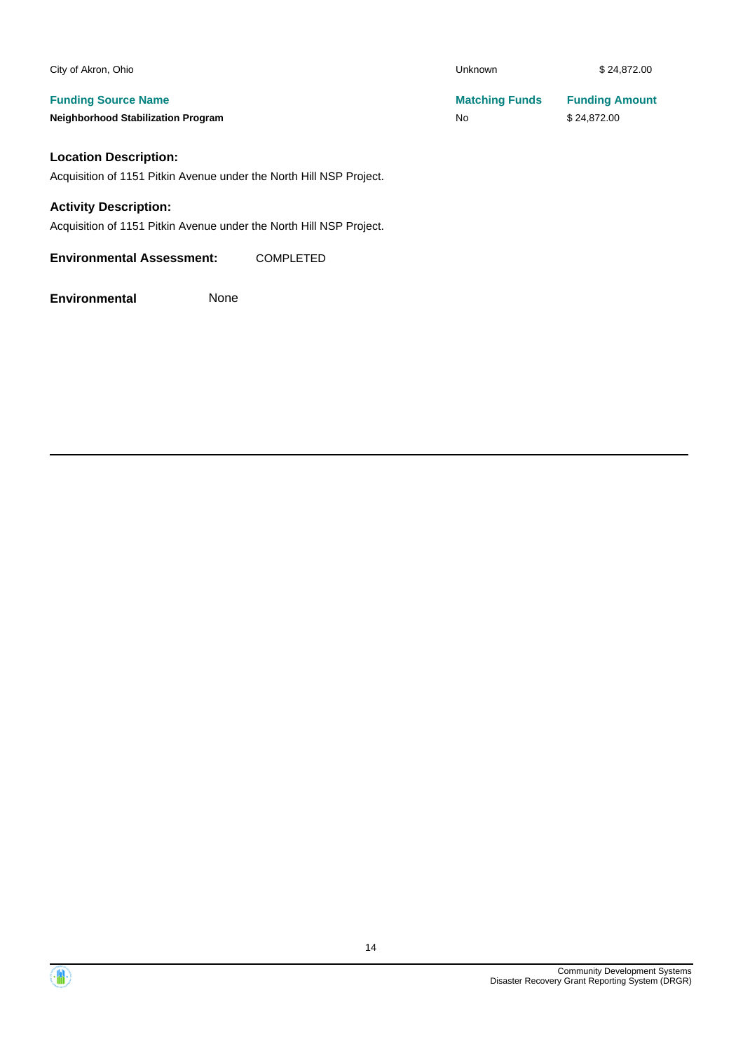| | | |
|---|---|---|
| City of Akron, Ohio | Unknown | $ 24,872.00 |

| Funding Source Name | Matching Funds | Funding Amount |
|---|---|---|
| **Neighborhood Stabilization Program** | No | $ 24,872.00 |

### Location Description:

Acquisition of 1151 Pitkin Avenue under the North Hill NSP Project.

### Activity Description:

Acquisition of 1151 Pitkin Avenue under the North Hill NSP Project.

**Environmental Assessment:** COMPLETED

**Environmental** None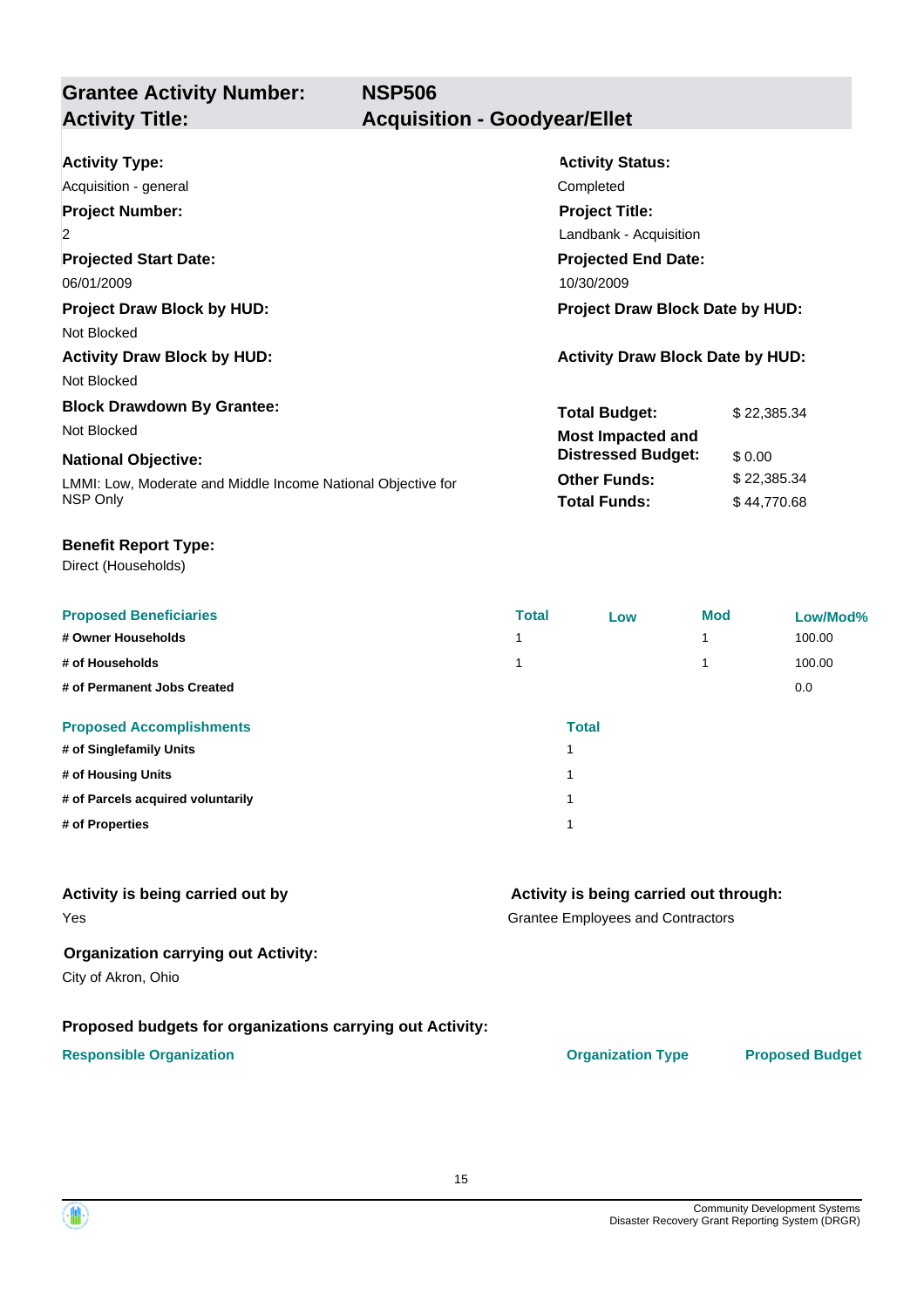## Grantee Activity Number: NSP506
## Activity Title: Acquisition - Goodyear/Ellet

**Activity Type:**
Acquisition - general

**Activity Status:**
Completed

**Project Number:**
2

**Project Title:**
Landbank - Acquisition

**Projected Start Date:**
06/01/2009

**Projected End Date:**
10/30/2009

**Project Draw Block by HUD:**
Not Blocked

**Project Draw Block Date by HUD:**

**Activity Draw Block by HUD:**
Not Blocked

**Activity Draw Block Date by HUD:**

**Block Drawdown By Grantee:**
Not Blocked

**National Objective:**
LMMI: Low, Moderate and Middle Income National Objective for NSP Only

| | |
|---|---|
| **Total Budget:** | $ 22,385.34 |
| **Most Impacted and Distressed Budget:** | $ 0.00 |
| **Other Funds:** | $ 22,385.34 |
| **Total Funds:** | $ 44,770.68 |

**Benefit Report Type:**
Direct (Households)

| Proposed Beneficiaries | Total | Low | Mod | Low/Mod% |
|---|---|---|---|---|
| # Owner Households | 1 | | 1 | 100.00 |
| # of Households | 1 | | 1 | 100.00 |
| # of Permanent Jobs Created | | | | 0.0 |

| Proposed Accomplishments | Total |
|---|---|
| # of Singlefamily Units | 1 |
| # of Housing Units | 1 |
| # of Parcels acquired voluntarily | 1 |
| # of Properties | 1 |

**Activity is being carried out by**
Yes

**Activity is being carried out through:**
Grantee Employees and Contractors

**Organization carrying out Activity:**
City of Akron, Ohio

**Proposed budgets for organizations carrying out Activity:**

| Responsible Organization | Organization Type | Proposed Budget |
|---|---|---|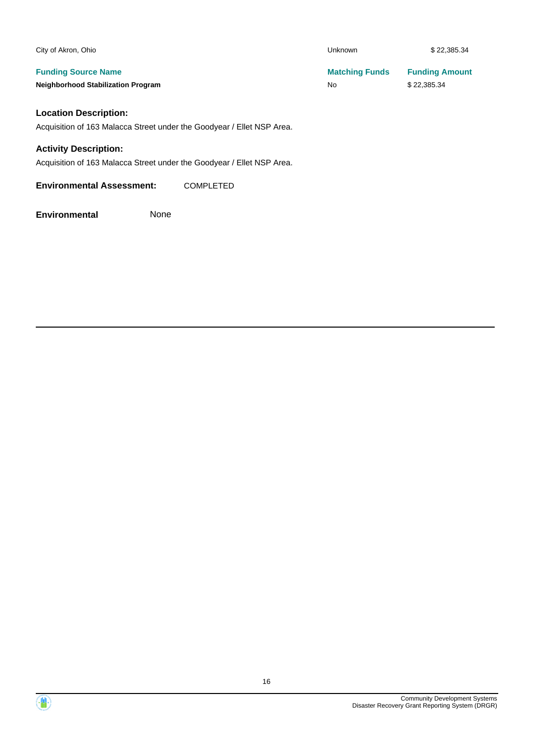| City of Akron, Ohio | Unknown | $ 22,385.34 |
| --- | --- | --- |
| **Funding Source Name** | **Matching Funds** | **Funding Amount** |
| **Neighborhood Stabilization Program** | No | $ 22,385.34 |

### Location Description:

Acquisition of 163 Malacca Street under the Goodyear / Ellet NSP Area.

### Activity Description:

Acquisition of 163 Malacca Street under the Goodyear / Ellet NSP Area.

**Environmental Assessment:** COMPLETED

**Environmental** None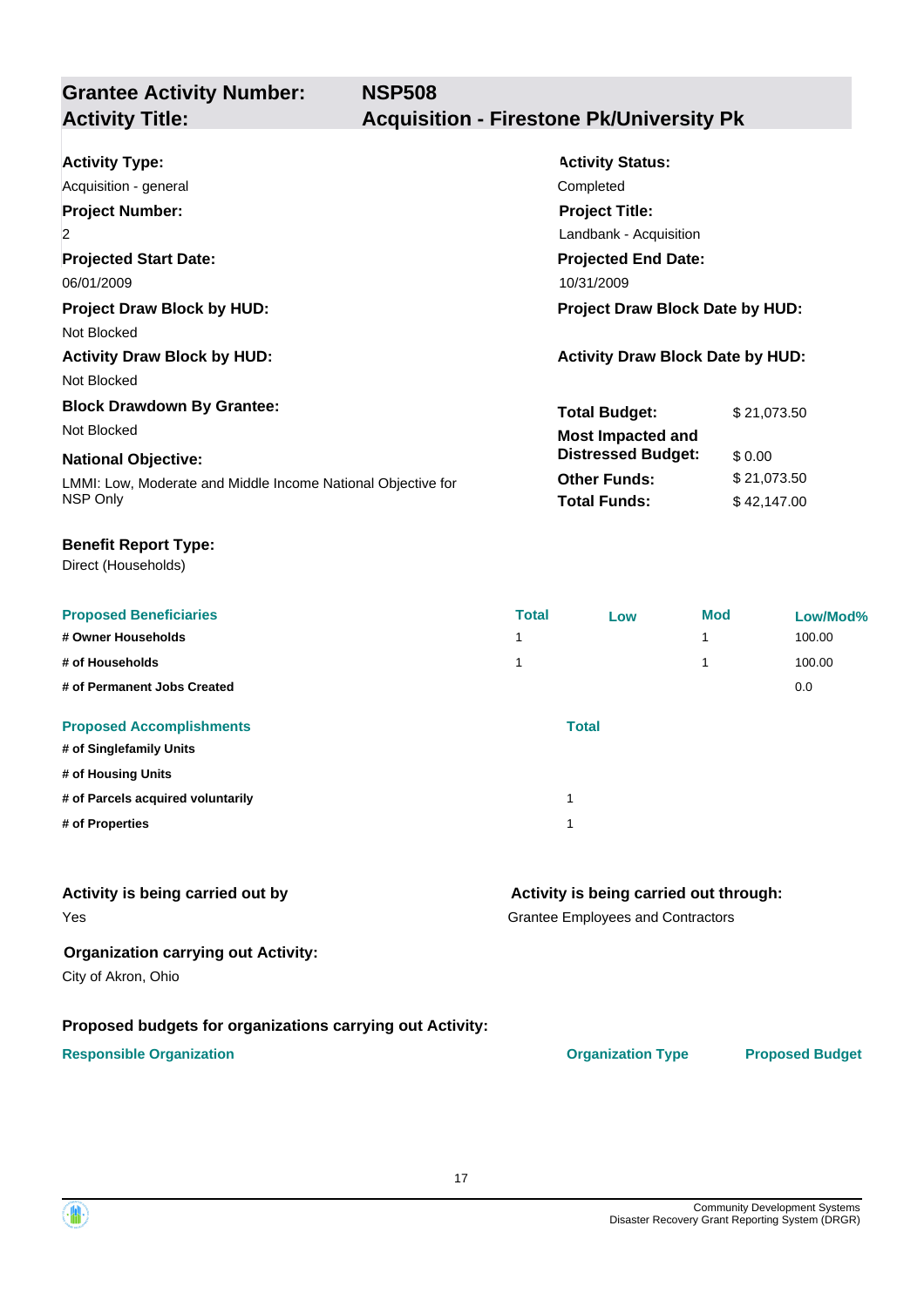## Grantee Activity Number: NSP508
## Activity Title: Acquisition - Firestone Pk/University Pk

**Activity Type:**
Acquisition - general

**Activity Status:**
Completed

**Project Number:**
2

**Project Title:**
Landbank - Acquisition

**Projected Start Date:**
06/01/2009

**Projected End Date:**
10/31/2009

**Project Draw Block by HUD:**
Not Blocked

**Project Draw Block Date by HUD:**

**Activity Draw Block by HUD:**
Not Blocked

**Activity Draw Block Date by HUD:**

**Block Drawdown By Grantee:**
Not Blocked

**National Objective:**
LMMI: Low, Moderate and Middle Income National Objective for NSP Only

| | |
|---|---|
| **Total Budget:** | $ 21,073.50 |
| **Most Impacted and Distressed Budget:** | $ 0.00 |
| **Other Funds:** | $ 21,073.50 |
| **Total Funds:** | $ 42,147.00 |

**Benefit Report Type:**
Direct (Households)

| Proposed Beneficiaries | Total | Low | Mod | Low/Mod% |
|---|---|---|---|---|
| # Owner Households | 1 | | 1 | 100.00 |
| # of Households | 1 | | 1 | 100.00 |
| # of Permanent Jobs Created | | | | 0.0 |

| Proposed Accomplishments | Total |
|---|---|
| # of Singlefamily Units | |
| # of Housing Units | |
| # of Parcels acquired voluntarily | 1 |
| # of Properties | 1 |

**Activity is being carried out by**
Yes

**Activity is being carried out through:**
Grantee Employees and Contractors

**Organization carrying out Activity:**
City of Akron, Ohio

**Proposed budgets for organizations carrying out Activity:**

| Responsible Organization | Organization Type | Proposed Budget |
|---|---|---|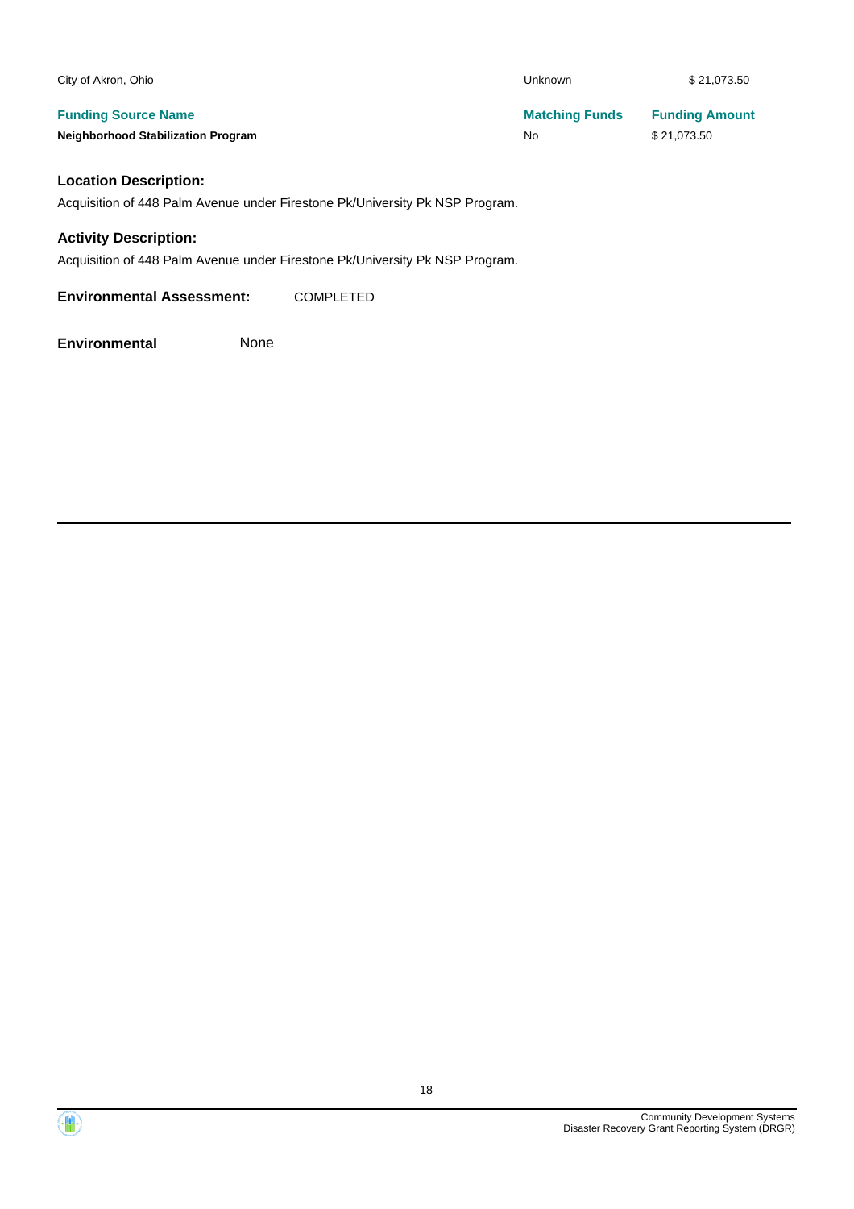| | | |
|---|---|---|
| City of Akron, Ohio | Unknown | $ 21,073.50 |

| Funding Source Name | Matching Funds | Funding Amount |
|---|---|---|
| Neighborhood Stabilization Program | No | $ 21,073.50 |

### Location Description:

Acquisition of 448 Palm Avenue under Firestone Pk/University Pk NSP Program.

### Activity Description:

Acquisition of 448 Palm Avenue under Firestone Pk/University Pk NSP Program.

**Environmental Assessment:** COMPLETED

**Environmental** None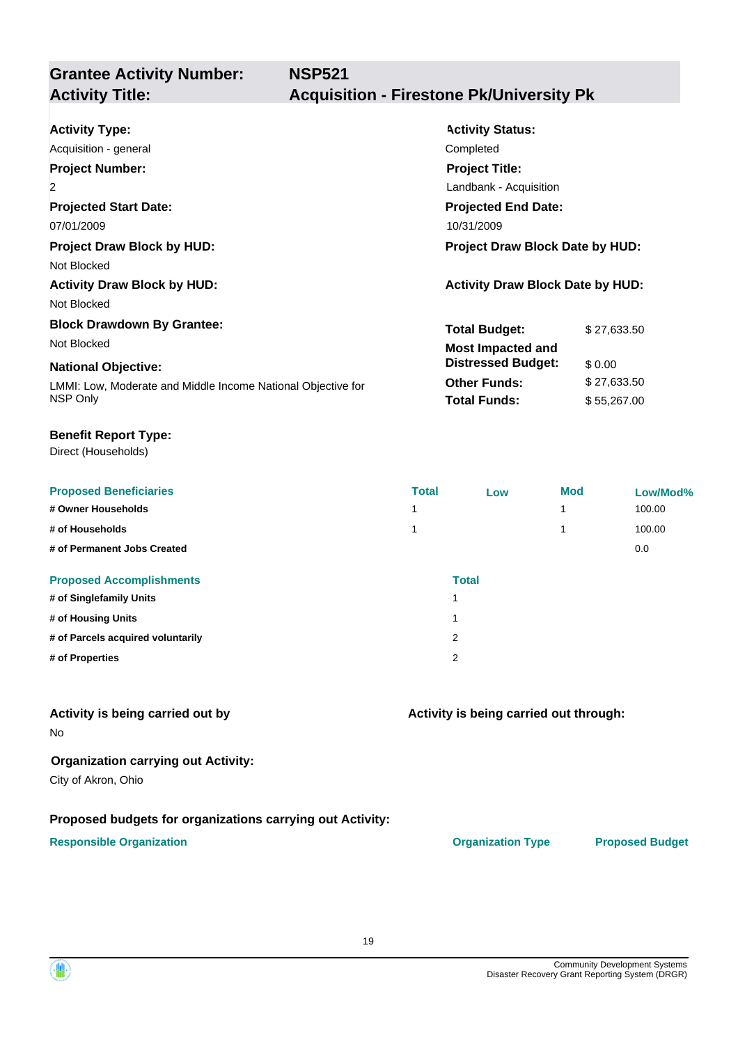## Grantee Activity Number: NSP521
## Activity Title: Acquisition - Firestone Pk/University Pk

**Activity Type:**
Acquisition - general

**Activity Status:**
Completed

**Project Number:**
2

**Project Title:**
Landbank - Acquisition

**Projected Start Date:**
07/01/2009

**Projected End Date:**
10/31/2009

**Project Draw Block by HUD:**
Not Blocked

**Project Draw Block Date by HUD:**

**Activity Draw Block by HUD:**
Not Blocked

**Activity Draw Block Date by HUD:**

**Block Drawdown By Grantee:**
Not Blocked

**National Objective:**
LMMI: Low, Moderate and Middle Income National Objective for NSP Only

**Total Budget:** $ 27,633.50
**Most Impacted and Distressed Budget:** $ 0.00
**Other Funds:** $ 27,633.50
**Total Funds:** $ 55,267.00

**Benefit Report Type:**
Direct (Households)

| Proposed Beneficiaries | Total | Low | Mod | Low/Mod% |
|---|---|---|---|---|
| # Owner Households | 1 | | 1 | 100.00 |
| # of Households | 1 | | 1 | 100.00 |
| # of Permanent Jobs Created | | | | 0.0 |

| Proposed Accomplishments | Total |
|---|---|
| # of Singlefamily Units | 1 |
| # of Housing Units | 1 |
| # of Parcels acquired voluntarily | 2 |
| # of Properties | 2 |

**Activity is being carried out by**
No

**Activity is being carried out through:**

**Organization carrying out Activity:**
City of Akron, Ohio

**Proposed budgets for organizations carrying out Activity:**

| Responsible Organization | Organization Type | Proposed Budget |
|---|---|---|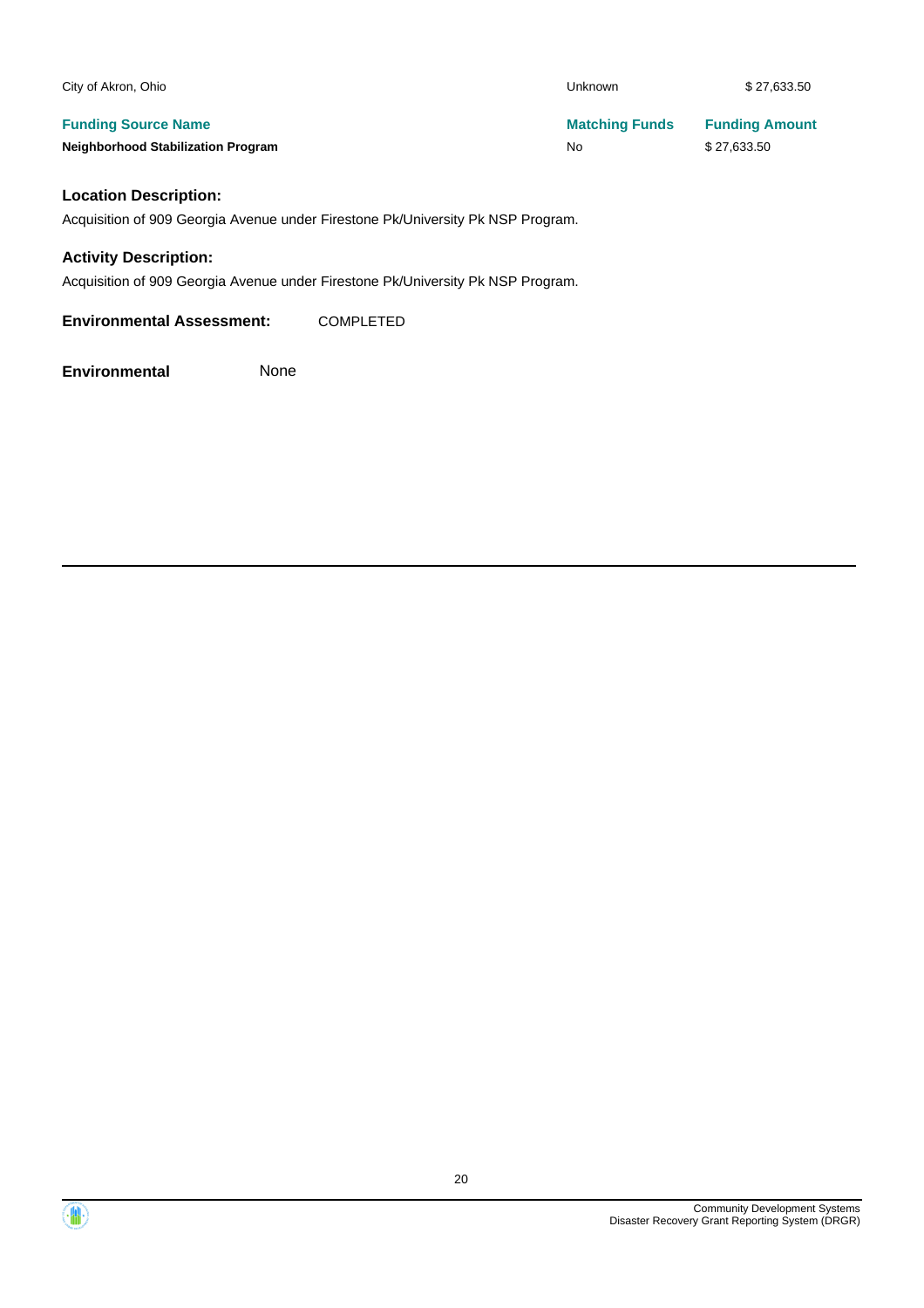| City of Akron, Ohio | Unknown | $ 27,633.50 |
| --- | --- | --- |
| **Funding Source Name** | **Matching Funds** | **Funding Amount** |
| **Neighborhood Stabilization Program** | No | $ 27,633.50 |

### Location Description:

Acquisition of 909 Georgia Avenue under Firestone Pk/University Pk NSP Program.

### Activity Description:

Acquisition of 909 Georgia Avenue under Firestone Pk/University Pk NSP Program.

**Environmental Assessment:** COMPLETED

**Environmental** None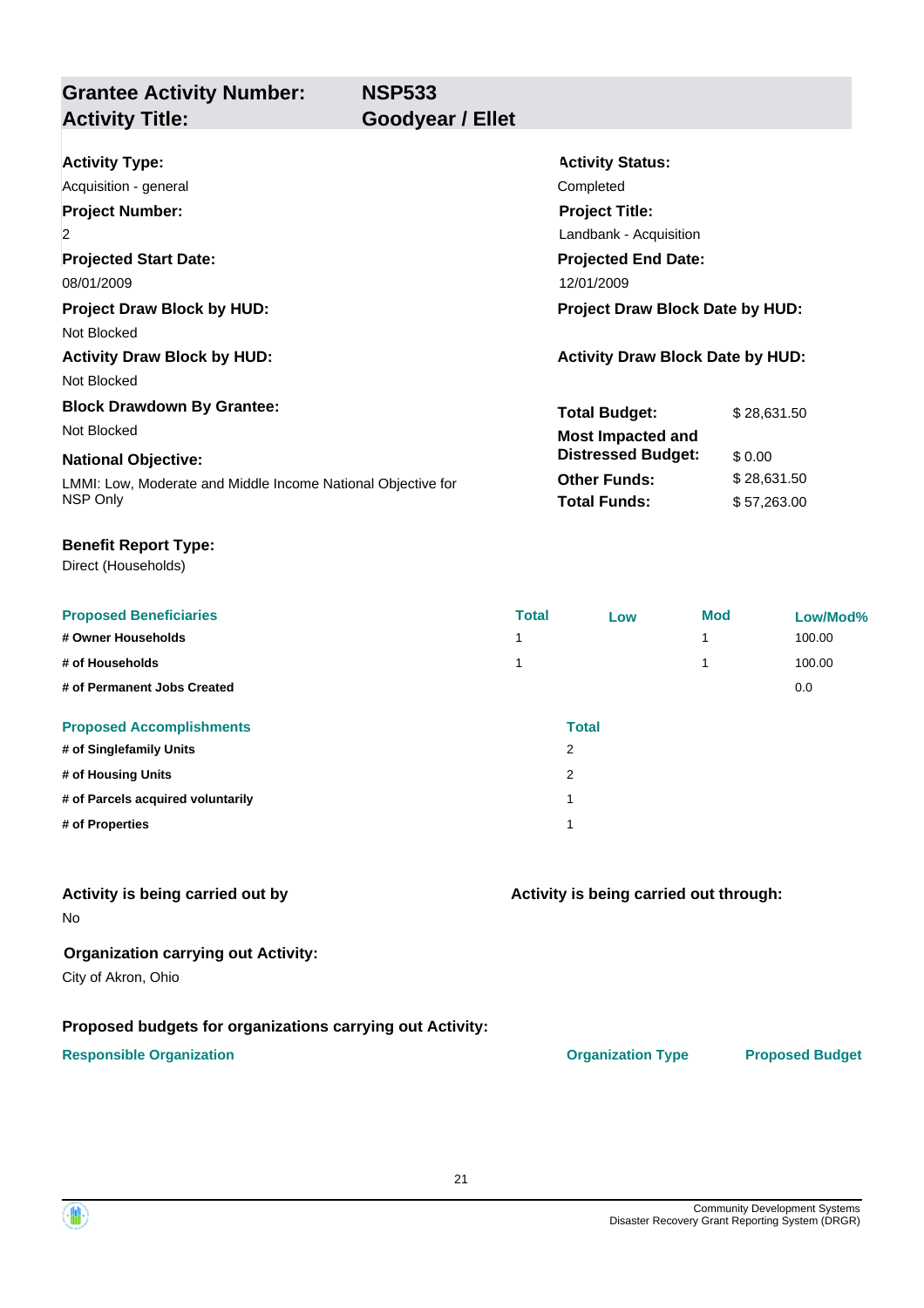## Grantee Activity Number: NSP533
## Activity Title: Goodyear / Ellet

**Activity Type:**
Acquisition - general

**Activity Status:**
Completed

**Project Number:**
2

**Project Title:**
Landbank - Acquisition

**Projected Start Date:**
08/01/2009

**Projected End Date:**
12/01/2009

**Project Draw Block by HUD:**
Not Blocked

**Project Draw Block Date by HUD:**

**Activity Draw Block by HUD:**
Not Blocked

**Activity Draw Block Date by HUD:**

**Block Drawdown By Grantee:**
Not Blocked

**National Objective:**
LMMI: Low, Moderate and Middle Income National Objective for NSP Only

| | |
|---|---|
| **Total Budget:** | $ 28,631.50 |
| **Most Impacted and Distressed Budget:** | $ 0.00 |
| **Other Funds:** | $ 28,631.50 |
| **Total Funds:** | $ 57,263.00 |

**Benefit Report Type:**
Direct (Households)

| Proposed Beneficiaries | Total | Low | Mod | Low/Mod% |
|---|---|---|---|---|
| # Owner Households | 1 | | 1 | 100.00 |
| # of Households | 1 | | 1 | 100.00 |
| # of Permanent Jobs Created | | | | 0.0 |

| Proposed Accomplishments | Total |
|---|---|
| # of Singlefamily Units | 2 |
| # of Housing Units | 2 |
| # of Parcels acquired voluntarily | 1 |
| # of Properties | 1 |

**Activity is being carried out by**
No

**Activity is being carried out through:**

**Organization carrying out Activity:**
City of Akron, Ohio

**Proposed budgets for organizations carrying out Activity:**

| Responsible Organization | Organization Type | Proposed Budget |
|---|---|---|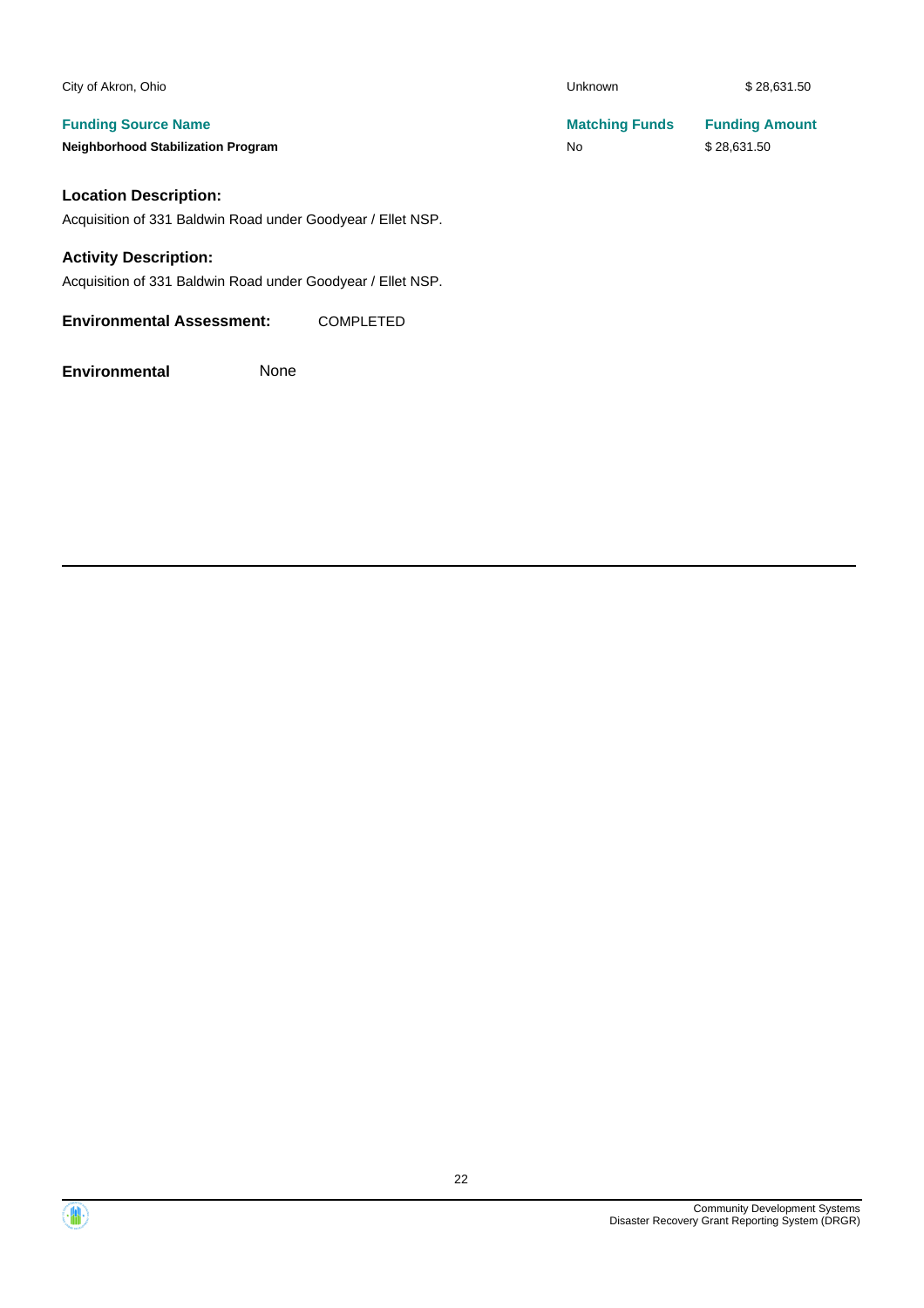| City of Akron, Ohio | Unknown | $ 28,631.50 |
|---|---|---|
| **Funding Source Name** | **Matching Funds** | **Funding Amount** |
| **Neighborhood Stabilization Program** | No | $ 28,631.50 |

**Location Description:**

Acquisition of 331 Baldwin Road under Goodyear / Ellet NSP.

**Activity Description:**

Acquisition of 331 Baldwin Road under Goodyear / Ellet NSP.

**Environmental Assessment:** COMPLETED

**Environmental** None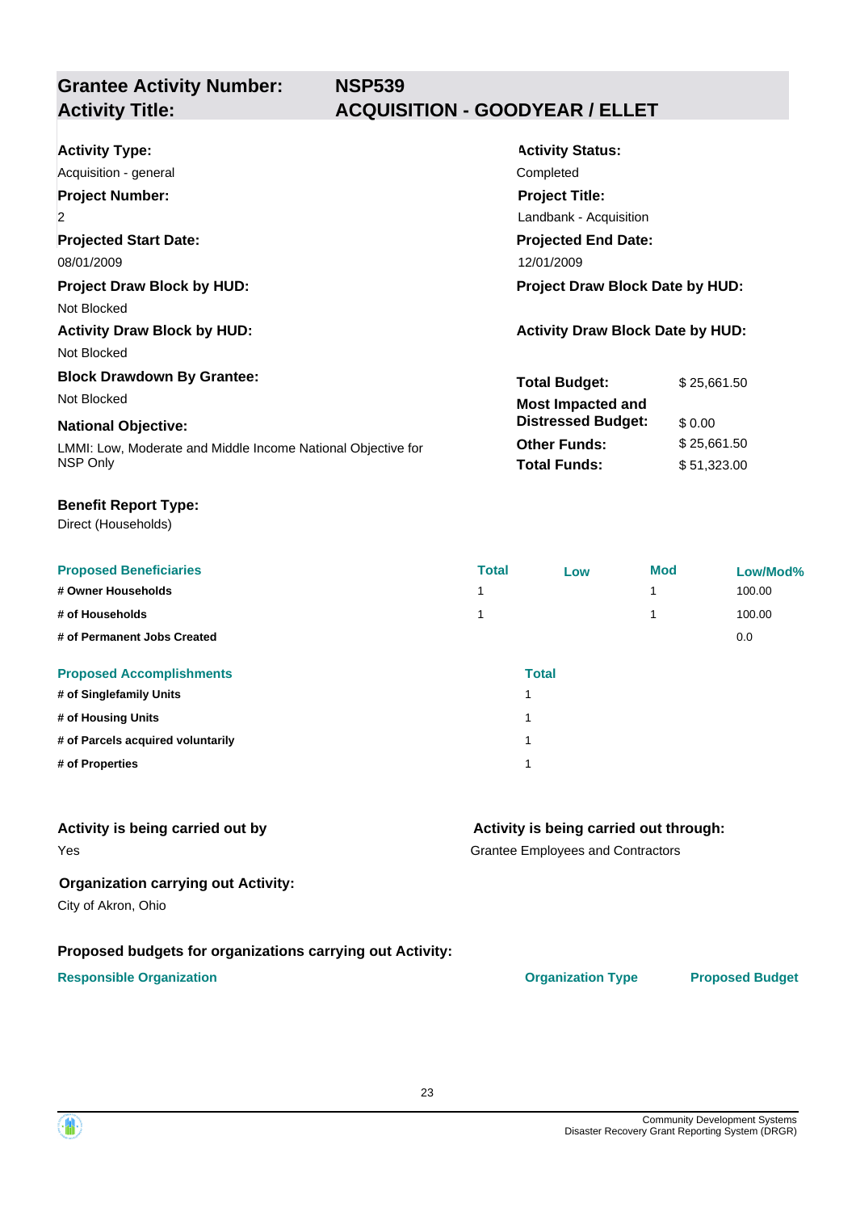## Grantee Activity Number: NSP539
## Activity Title: ACQUISITION - GOODYEAR / ELLET

**Activity Type:**
Acquisition - general

**Activity Status:**
Completed

**Project Number:**
2

**Project Title:**
Landbank - Acquisition

**Projected Start Date:**
08/01/2009

**Projected End Date:**
12/01/2009

**Project Draw Block by HUD:**
Not Blocked

**Project Draw Block Date by HUD:**

**Activity Draw Block by HUD:**
Not Blocked

**Activity Draw Block Date by HUD:**

**Block Drawdown By Grantee:**
Not Blocked

**National Objective:**
LMMI: Low, Moderate and Middle Income National Objective for NSP Only

| | |
|---|---|
| **Total Budget:** | $ 25,661.50 |
| **Most Impacted and Distressed Budget:** | $ 0.00 |
| **Other Funds:** | $ 25,661.50 |
| **Total Funds:** | $ 51,323.00 |

**Benefit Report Type:**
Direct (Households)

| Proposed Beneficiaries | Total | Low | Mod | Low/Mod% |
|---|---|---|---|---|
| # Owner Households | 1 | | 1 | 100.00 |
| # of Households | 1 | | 1 | 100.00 |
| # of Permanent Jobs Created | | | | 0.0 |

| Proposed Accomplishments | Total |
|---|---|
| # of Singlefamily Units | 1 |
| # of Housing Units | 1 |
| # of Parcels acquired voluntarily | 1 |
| # of Properties | 1 |

**Activity is being carried out by**
Yes

**Activity is being carried out through:**
Grantee Employees and Contractors

**Organization carrying out Activity:**
City of Akron, Ohio

**Proposed budgets for organizations carrying out Activity:**

| Responsible Organization | Organization Type | Proposed Budget |
|---|---|---|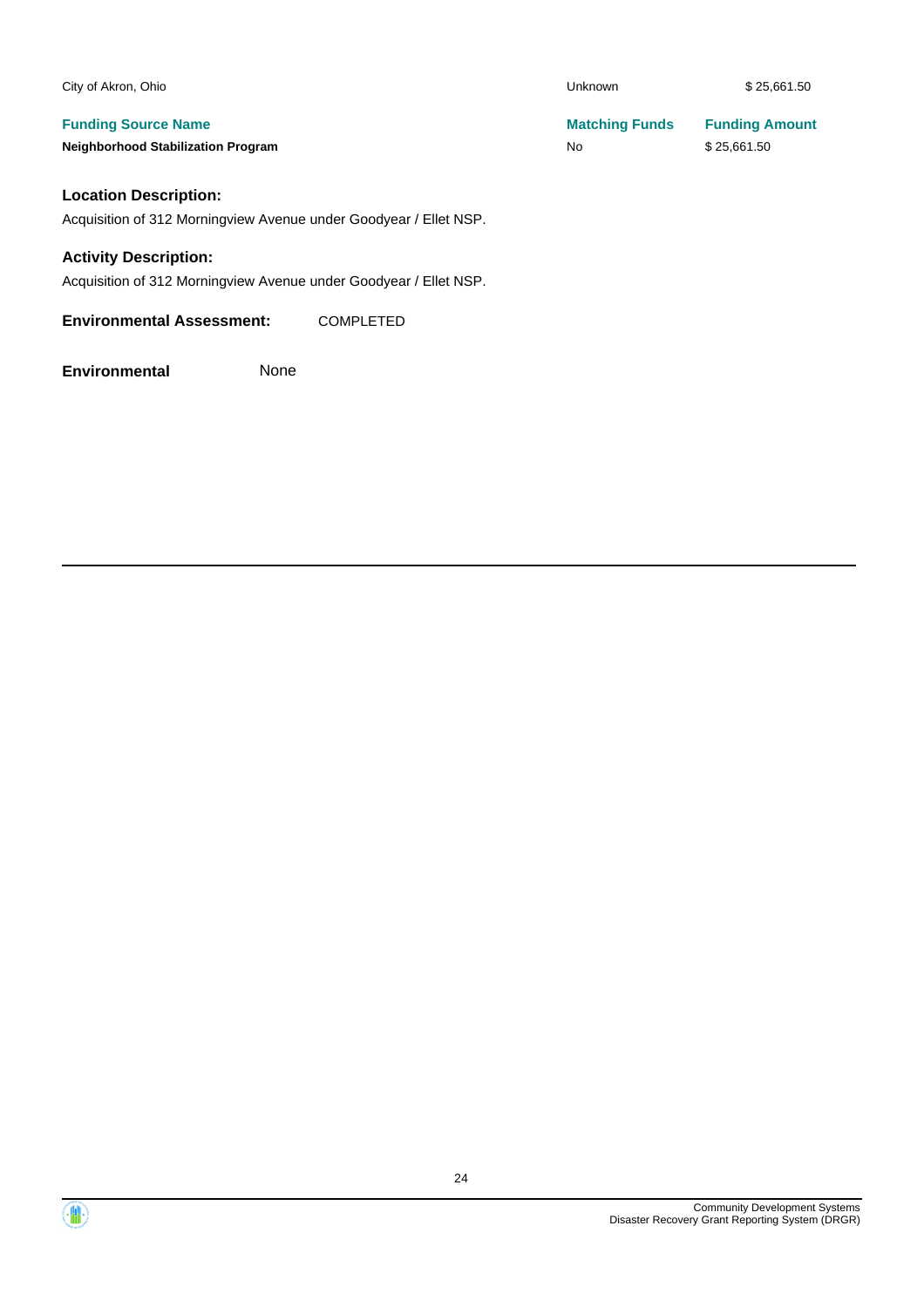| City of Akron, Ohio | Unknown | $ 25,661.50 |
|---|---|---|
| **Funding Source Name** | **Matching Funds** | **Funding Amount** |
| **Neighborhood Stabilization Program** | No | $ 25,661.50 |

### Location Description:

Acquisition of 312 Morningview Avenue under Goodyear / Ellet NSP.

### Activity Description:

Acquisition of 312 Morningview Avenue under Goodyear / Ellet NSP.

**Environmental Assessment:** COMPLETED

**Environmental** None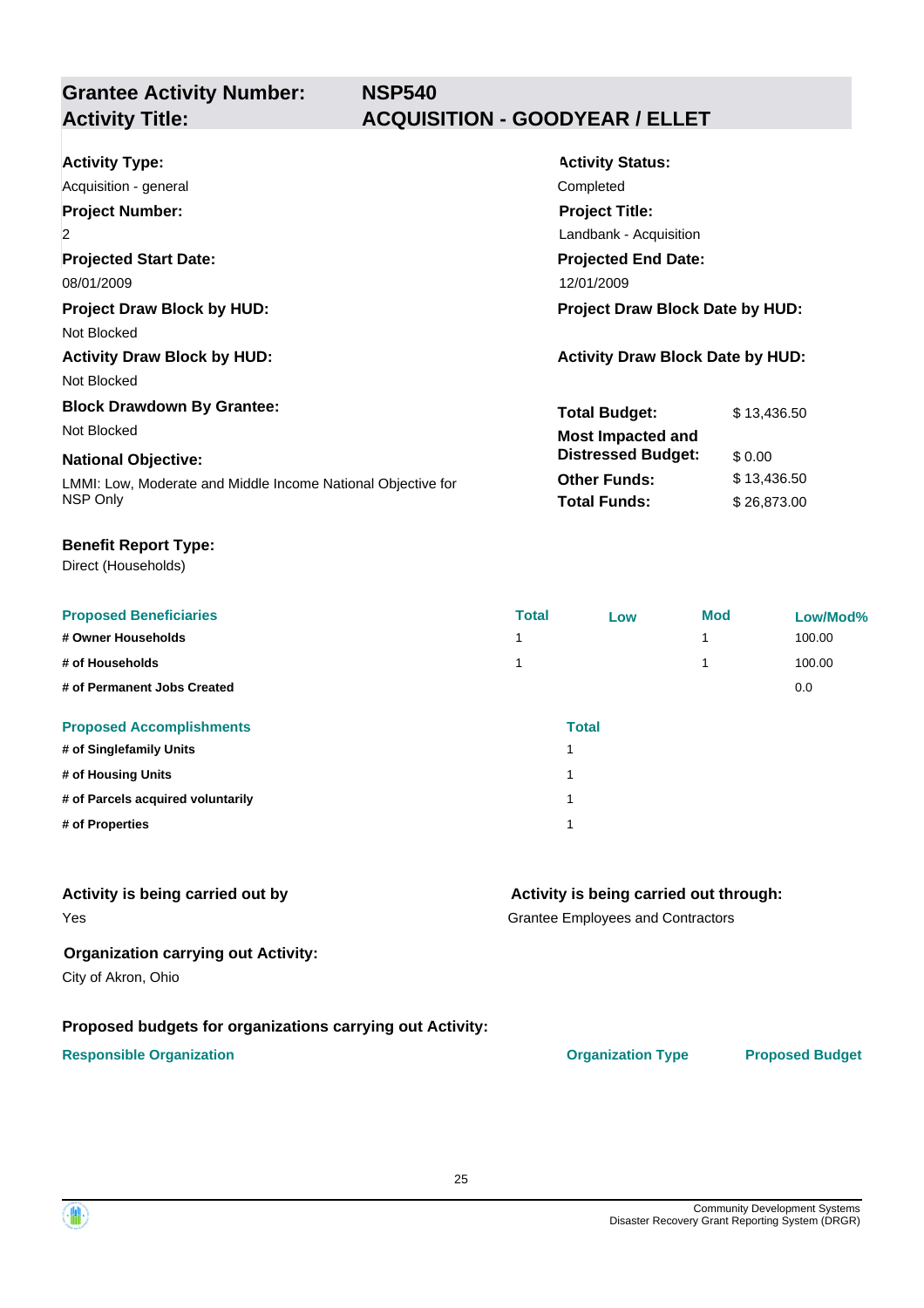## Grantee Activity Number: NSP540
## Activity Title: ACQUISITION - GOODYEAR / ELLET

**Activity Type:**
Acquisition - general

**Activity Status:**
Completed

**Project Number:**
2

**Project Title:**
Landbank - Acquisition

**Projected Start Date:**
08/01/2009

**Projected End Date:**
12/01/2009

**Project Draw Block by HUD:**
Not Blocked

**Project Draw Block Date by HUD:**

**Activity Draw Block by HUD:**
Not Blocked

**Activity Draw Block Date by HUD:**

**Block Drawdown By Grantee:**
Not Blocked

**National Objective:**
LMMI: Low, Moderate and Middle Income National Objective for NSP Only

| | |
|---|---|
| **Total Budget:** | $ 13,436.50 |
| **Most Impacted and Distressed Budget:** | $ 0.00 |
| **Other Funds:** | $ 13,436.50 |
| **Total Funds:** | $ 26,873.00 |

**Benefit Report Type:**
Direct (Households)

| Proposed Beneficiaries | Total | Low | Mod | Low/Mod% |
|---|---|---|---|---|
| # Owner Households | 1 | | 1 | 100.00 |
| # of Households | 1 | | 1 | 100.00 |
| # of Permanent Jobs Created | | | | 0.0 |

| Proposed Accomplishments | Total |
|---|---|
| # of Singlefamily Units | 1 |
| # of Housing Units | 1 |
| # of Parcels acquired voluntarily | 1 |
| # of Properties | 1 |

**Activity is being carried out by**
Yes

**Activity is being carried out through:**
Grantee Employees and Contractors

**Organization carrying out Activity:**
City of Akron, Ohio

**Proposed budgets for organizations carrying out Activity:**

| Responsible Organization | Organization Type | Proposed Budget |
|---|---|---|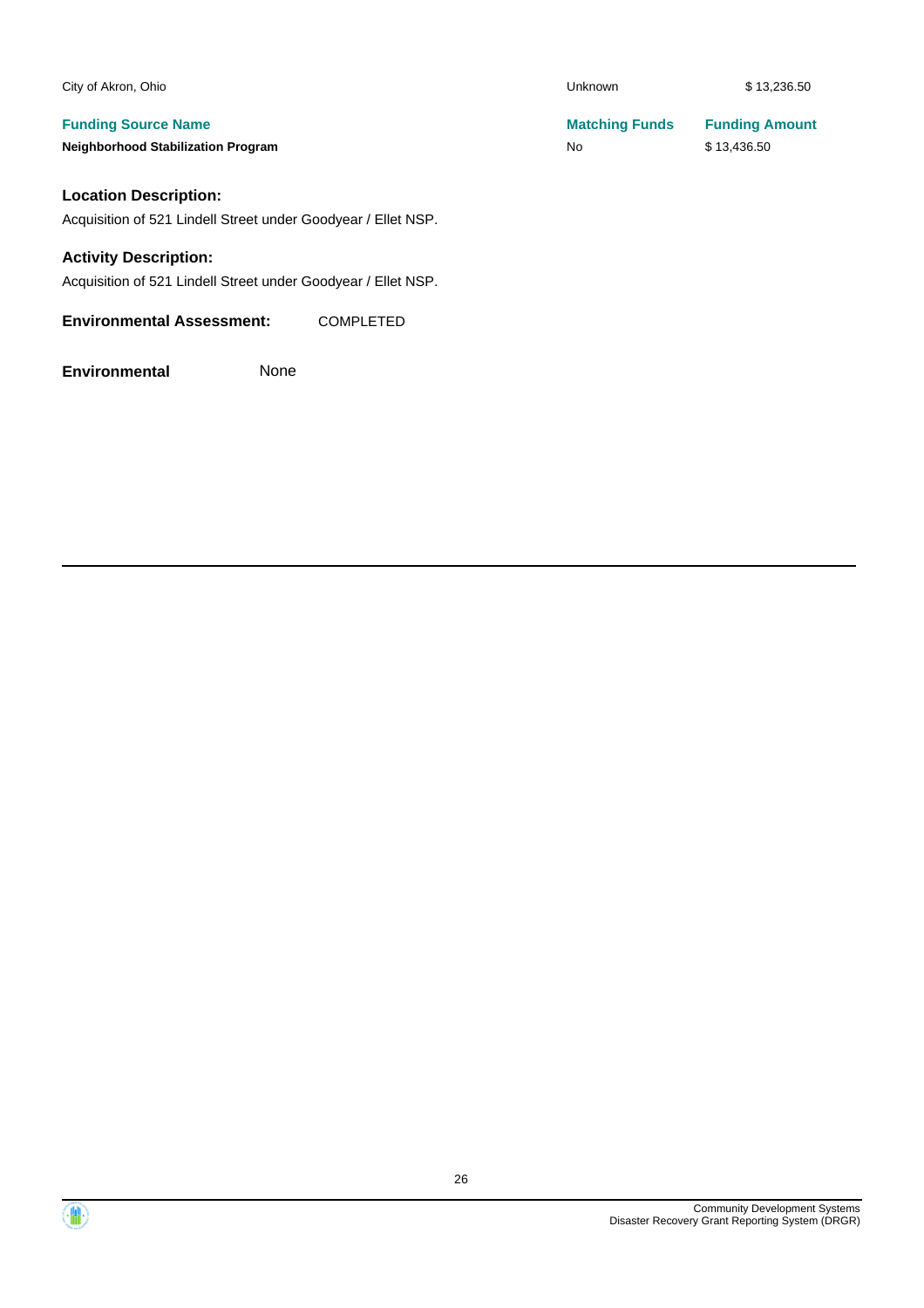| | | |
|---|---|---|
| City of Akron, Ohio | Unknown | $ 13,236.50 |
| **Funding Source Name** | **Matching Funds** | **Funding Amount** |
| **Neighborhood Stabilization Program** | No | $ 13,436.50 |

### Location Description:

Acquisition of 521 Lindell Street under Goodyear / Ellet NSP.

### Activity Description:

Acquisition of 521 Lindell Street under Goodyear / Ellet NSP.

**Environmental Assessment:** COMPLETED

**Environmental** None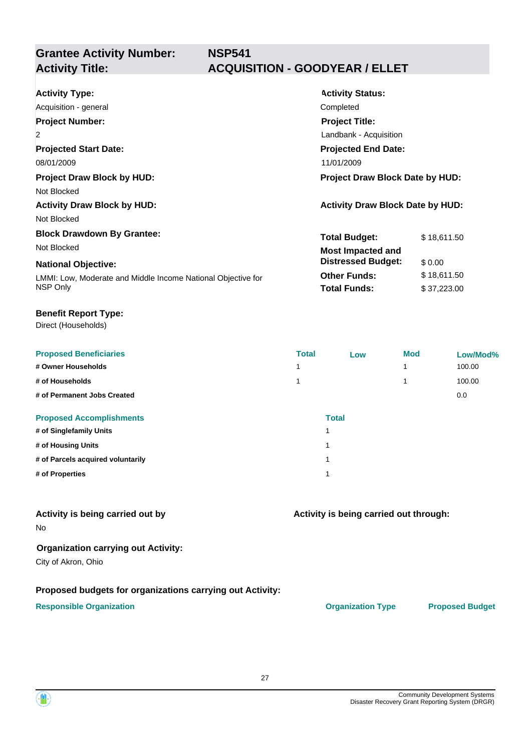## Grantee Activity Number: NSP541
## Activity Title: ACQUISITION - GOODYEAR / ELLET

**Activity Type:**
Acquisition - general

**Activity Status:**
Completed

**Project Number:**
2

**Project Title:**
Landbank - Acquisition

**Projected Start Date:**
08/01/2009

**Projected End Date:**
11/01/2009

**Project Draw Block by HUD:**
Not Blocked

**Project Draw Block Date by HUD:**

**Activity Draw Block by HUD:**
Not Blocked

**Activity Draw Block Date by HUD:**

**Block Drawdown By Grantee:**
Not Blocked

**National Objective:**
LMMI: Low, Moderate and Middle Income National Objective for NSP Only

| | |
|---|---|
| **Total Budget:** | $ 18,611.50 |
| **Most Impacted and Distressed Budget:** | $ 0.00 |
| **Other Funds:** | $ 18,611.50 |
| **Total Funds:** | $ 37,223.00 |

**Benefit Report Type:**
Direct (Households)

| Proposed Beneficiaries | Total | Low | Mod | Low/Mod% |
|---|---|---|---|---|
| # Owner Households | 1 | | 1 | 100.00 |
| # of Households | 1 | | 1 | 100.00 |
| # of Permanent Jobs Created | | | | 0.0 |

| Proposed Accomplishments | Total |
|---|---|
| # of Singlefamily Units | 1 |
| # of Housing Units | 1 |
| # of Parcels acquired voluntarily | 1 |
| # of Properties | 1 |

**Activity is being carried out by**
No

**Activity is being carried out through:**

**Organization carrying out Activity:**
City of Akron, Ohio

**Proposed budgets for organizations carrying out Activity:**

| Responsible Organization | Organization Type | Proposed Budget |
|---|---|---|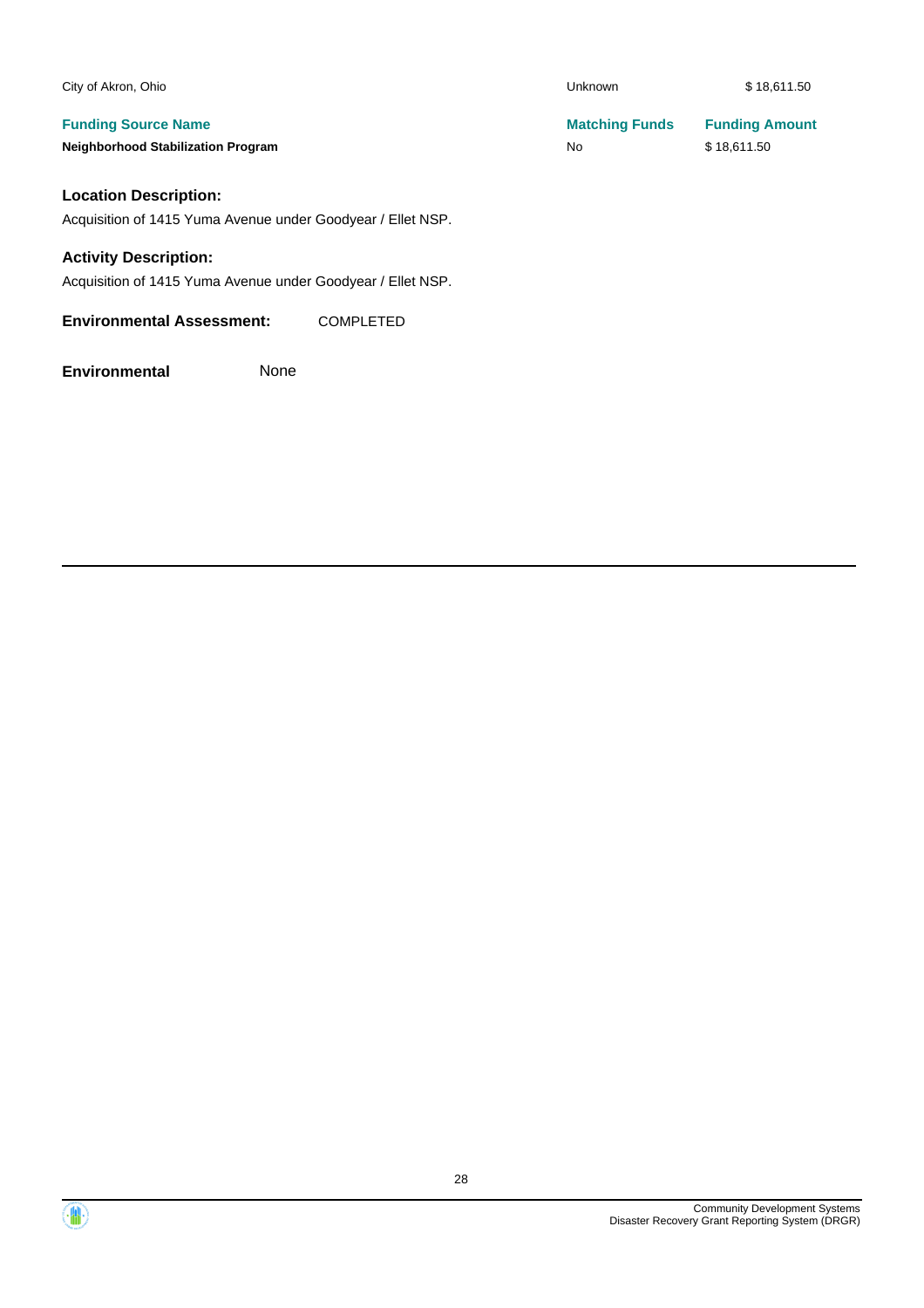| City of Akron, Ohio | Unknown | $ 18,611.50 |
|---|---|---|
| **Funding Source Name** | **Matching Funds** | **Funding Amount** |
| **Neighborhood Stabilization Program** | No | $ 18,611.50 |

### Location Description:

Acquisition of 1415 Yuma Avenue under Goodyear / Ellet NSP.

### Activity Description:

Acquisition of 1415 Yuma Avenue under Goodyear / Ellet NSP.

**Environmental Assessment:** COMPLETED

**Environmental** None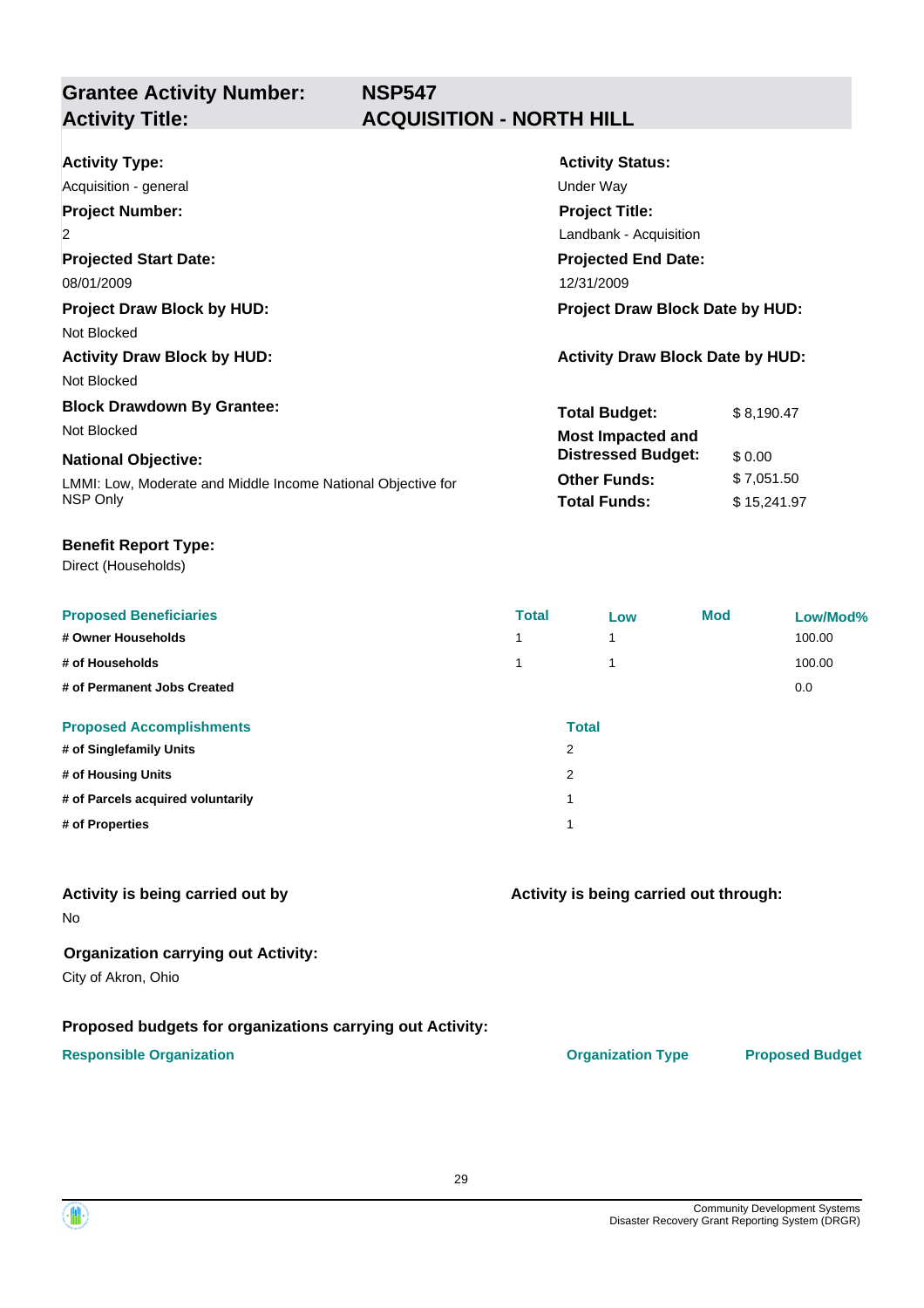## Grantee Activity Number: NSP547
## Activity Title: ACQUISITION - NORTH HILL

**Activity Type:**
Acquisition - general

**Activity Status:**
Under Way

**Project Number:**
2

**Project Title:**
Landbank - Acquisition

**Projected Start Date:**
08/01/2009

**Projected End Date:**
12/31/2009

**Project Draw Block by HUD:**
Not Blocked

**Project Draw Block Date by HUD:**

**Activity Draw Block by HUD:**
Not Blocked

**Activity Draw Block Date by HUD:**

**Block Drawdown By Grantee:**
Not Blocked

**National Objective:**
LMMI: Low, Moderate and Middle Income National Objective for NSP Only

| | |
|---|---|
| **Total Budget:** | $ 8,190.47 |
| **Most Impacted and Distressed Budget:** | $ 0.00 |
| **Other Funds:** | $ 7,051.50 |
| **Total Funds:** | $ 15,241.97 |

**Benefit Report Type:**
Direct (Households)

| Proposed Beneficiaries | Total | Low | Mod | Low/Mod% |
|---|---|---|---|---|
| # Owner Households | 1 | 1 | | 100.00 |
| # of Households | 1 | 1 | | 100.00 |
| # of Permanent Jobs Created | | | | 0.0 |

| Proposed Accomplishments | Total |
|---|---|
| # of Singlefamily Units | 2 |
| # of Housing Units | 2 |
| # of Parcels acquired voluntarily | 1 |
| # of Properties | 1 |

**Activity is being carried out by**
No

**Activity is being carried out through:**

**Organization carrying out Activity:**
City of Akron, Ohio

**Proposed budgets for organizations carrying out Activity:**

| Responsible Organization | Organization Type | Proposed Budget |
|---|---|---|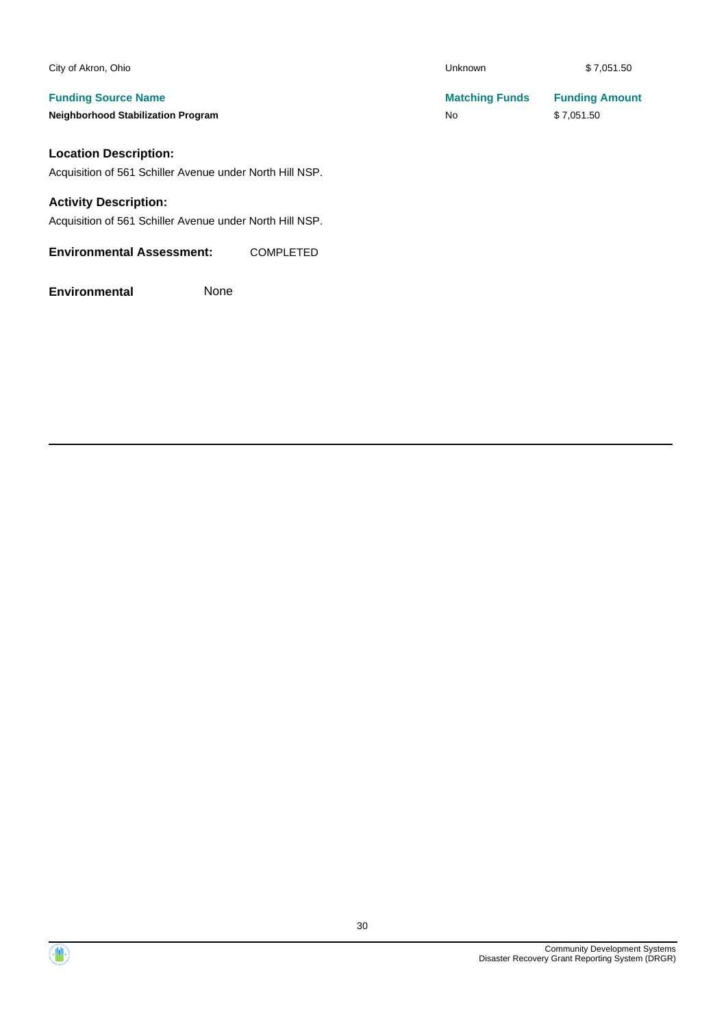| | | |
|---|---|---|
| City of Akron, Ohio | Unknown | $ 7,051.50 |
| **Funding Source Name** | **Matching Funds** | **Funding Amount** |
| **Neighborhood Stabilization Program** | No | $ 7,051.50 |

**Location Description:**

Acquisition of 561 Schiller Avenue under North Hill NSP.

**Activity Description:**

Acquisition of 561 Schiller Avenue under North Hill NSP.

**Environmental Assessment:** COMPLETED

**Environmental** None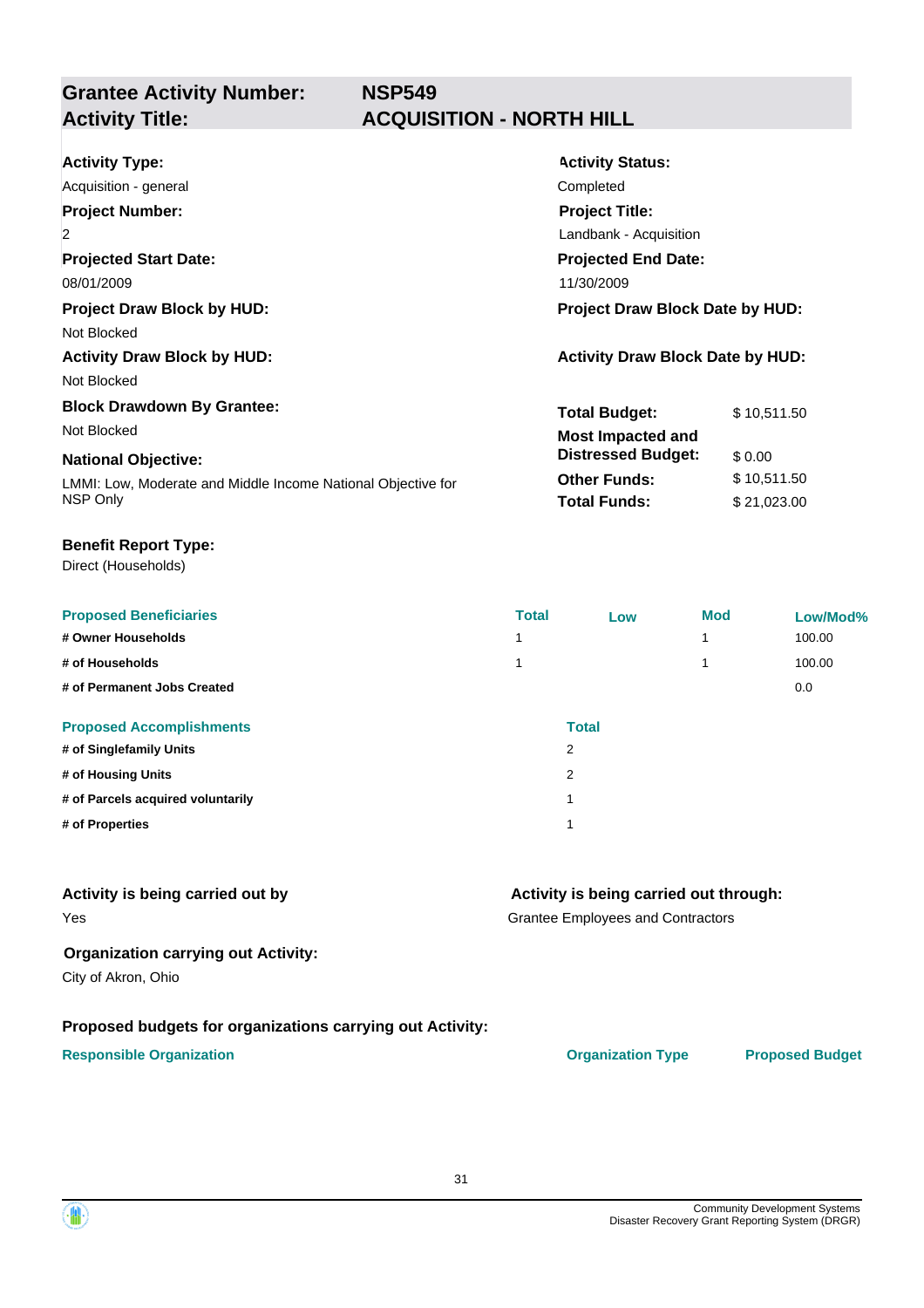## Grantee Activity Number: NSP549
## Activity Title: ACQUISITION - NORTH HILL

**Activity Type:**
Acquisition - general

**Activity Status:**
Completed

**Project Number:**
2

**Project Title:**
Landbank - Acquisition

**Projected Start Date:**
08/01/2009

**Projected End Date:**
11/30/2009

**Project Draw Block by HUD:**
Not Blocked

**Project Draw Block Date by HUD:**

**Activity Draw Block by HUD:**
Not Blocked

**Activity Draw Block Date by HUD:**

**Block Drawdown By Grantee:**
Not Blocked

**National Objective:**
LMMI: Low, Moderate and Middle Income National Objective for NSP Only

| | |
|---|---|
| **Total Budget:** | $ 10,511.50 |
| **Most Impacted and Distressed Budget:** | $ 0.00 |
| **Other Funds:** | $ 10,511.50 |
| **Total Funds:** | $ 21,023.00 |

**Benefit Report Type:**
Direct (Households)

| Proposed Beneficiaries | Total | Low | Mod | Low/Mod% |
|---|---|---|---|---|
| # Owner Households | 1 | | 1 | 100.00 |
| # of Households | 1 | | 1 | 100.00 |
| # of Permanent Jobs Created | | | | 0.0 |

| Proposed Accomplishments | Total |
|---|---|
| # of Singlefamily Units | 2 |
| # of Housing Units | 2 |
| # of Parcels acquired voluntarily | 1 |
| # of Properties | 1 |

**Activity is being carried out by**
Yes

**Activity is being carried out through:**
Grantee Employees and Contractors

**Organization carrying out Activity:**
City of Akron, Ohio

**Proposed budgets for organizations carrying out Activity:**

| Responsible Organization | Organization Type | Proposed Budget |
|---|---|---|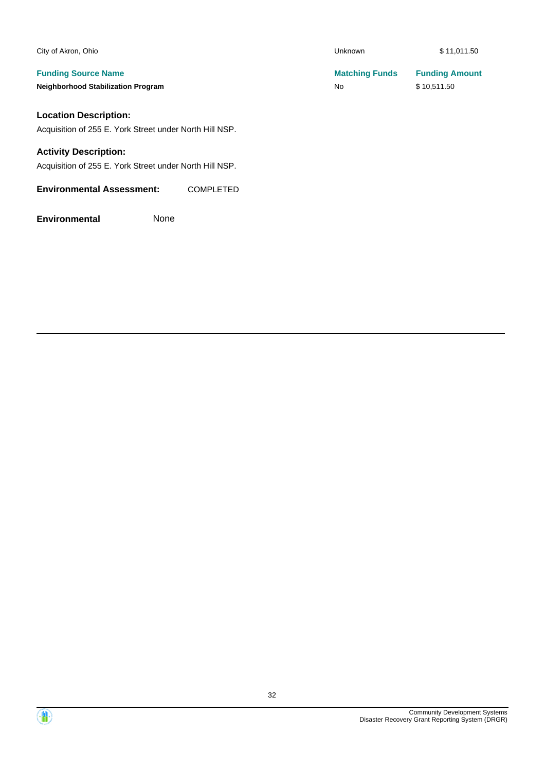| | | |
|---|---|---|
| City of Akron, Ohio | Unknown | $ 11,011.50 |
| **Funding Source Name** | **Matching Funds** | **Funding Amount** |
| **Neighborhood Stabilization Program** | No | $ 10,511.50 |

### Location Description:

Acquisition of 255 E. York Street under North Hill NSP.

### Activity Description:

Acquisition of 255 E. York Street under North Hill NSP.

**Environmental Assessment:** COMPLETED

**Environmental** None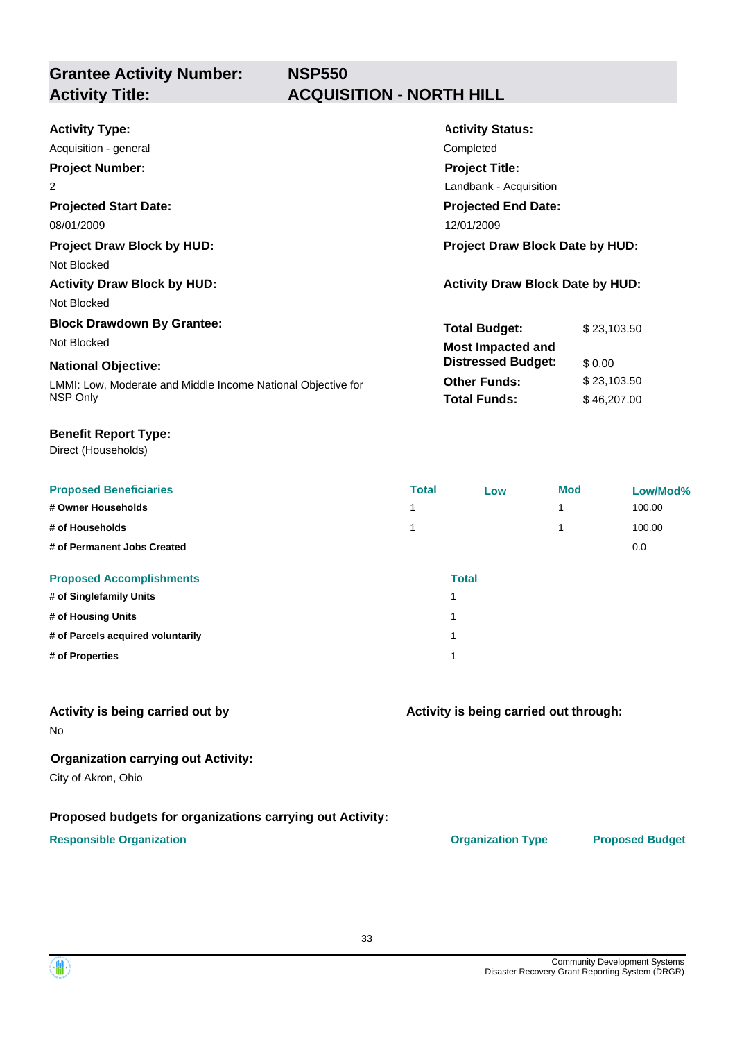## Grantee Activity Number: NSP550
## Activity Title: ACQUISITION - NORTH HILL

**Activity Type:**
Acquisition - general

**Activity Status:**
Completed

**Project Number:**
2

**Project Title:**
Landbank - Acquisition

**Projected Start Date:**
08/01/2009

**Projected End Date:**
12/01/2009

**Project Draw Block by HUD:**
Not Blocked

**Project Draw Block Date by HUD:**

**Activity Draw Block by HUD:**
Not Blocked

**Activity Draw Block Date by HUD:**

**Block Drawdown By Grantee:**
Not Blocked

**National Objective:**
LMMI: Low, Moderate and Middle Income National Objective for NSP Only

| | |
|---|---|
| **Total Budget:** | $ 23,103.50 |
| **Most Impacted and Distressed Budget:** | $ 0.00 |
| **Other Funds:** | $ 23,103.50 |
| **Total Funds:** | $ 46,207.00 |

**Benefit Report Type:**
Direct (Households)

| Proposed Beneficiaries | Total | Low | Mod | Low/Mod% |
|---|---|---|---|---|
| # Owner Households | 1 | | 1 | 100.00 |
| # of Households | 1 | | 1 | 100.00 |
| # of Permanent Jobs Created | | | | 0.0 |

| Proposed Accomplishments | Total |
|---|---|
| # of Singlefamily Units | 1 |
| # of Housing Units | 1 |
| # of Parcels acquired voluntarily | 1 |
| # of Properties | 1 |

**Activity is being carried out by**
No

**Activity is being carried out through:**

**Organization carrying out Activity:**
City of Akron, Ohio

**Proposed budgets for organizations carrying out Activity:**

| Responsible Organization | Organization Type | Proposed Budget |
|---|---|---|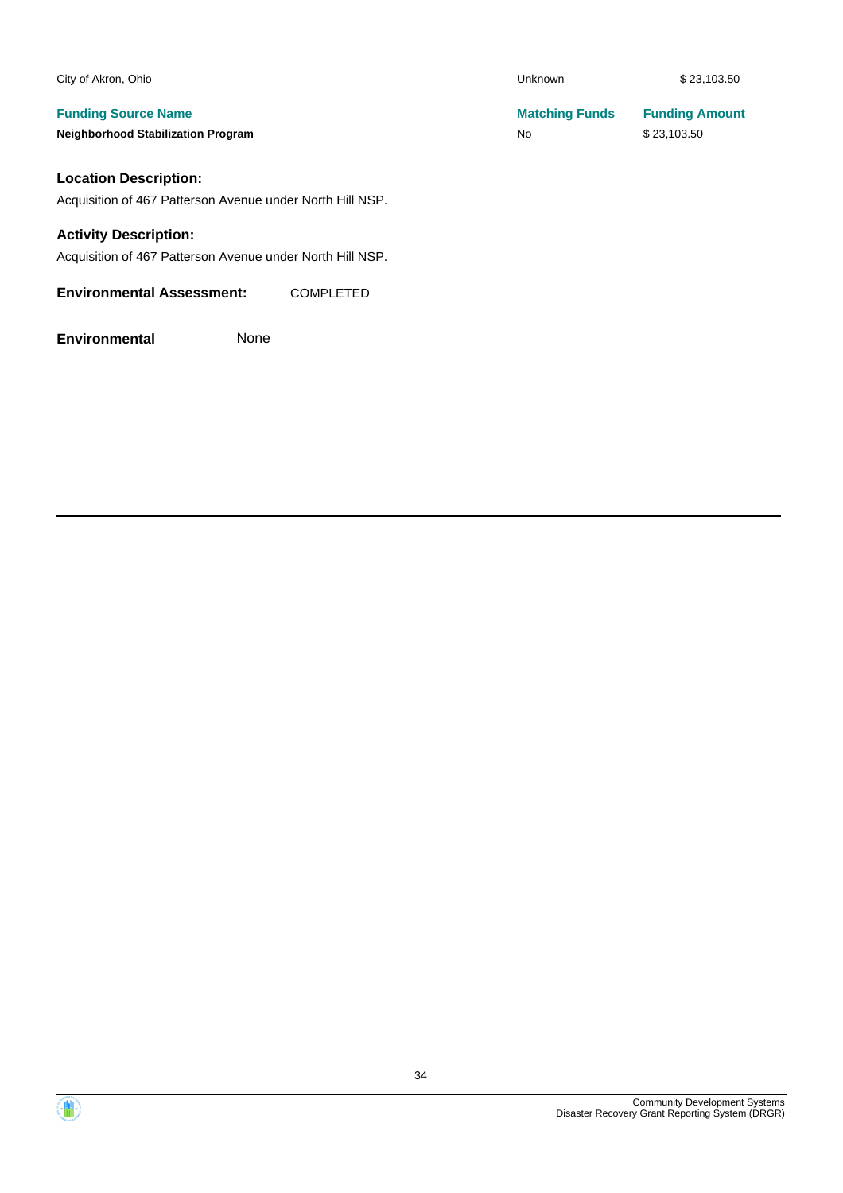| | | |
|---|---|---|
| City of Akron, Ohio | Unknown | $ 23,103.50 |

| Funding Source Name | Matching Funds | Funding Amount |
|---|---|---|
| **Neighborhood Stabilization Program** | No | $ 23,103.50 |

### Location Description:

Acquisition of 467 Patterson Avenue under North Hill NSP.

### Activity Description:

Acquisition of 467 Patterson Avenue under North Hill NSP.

**Environmental Assessment:** COMPLETED

**Environmental** None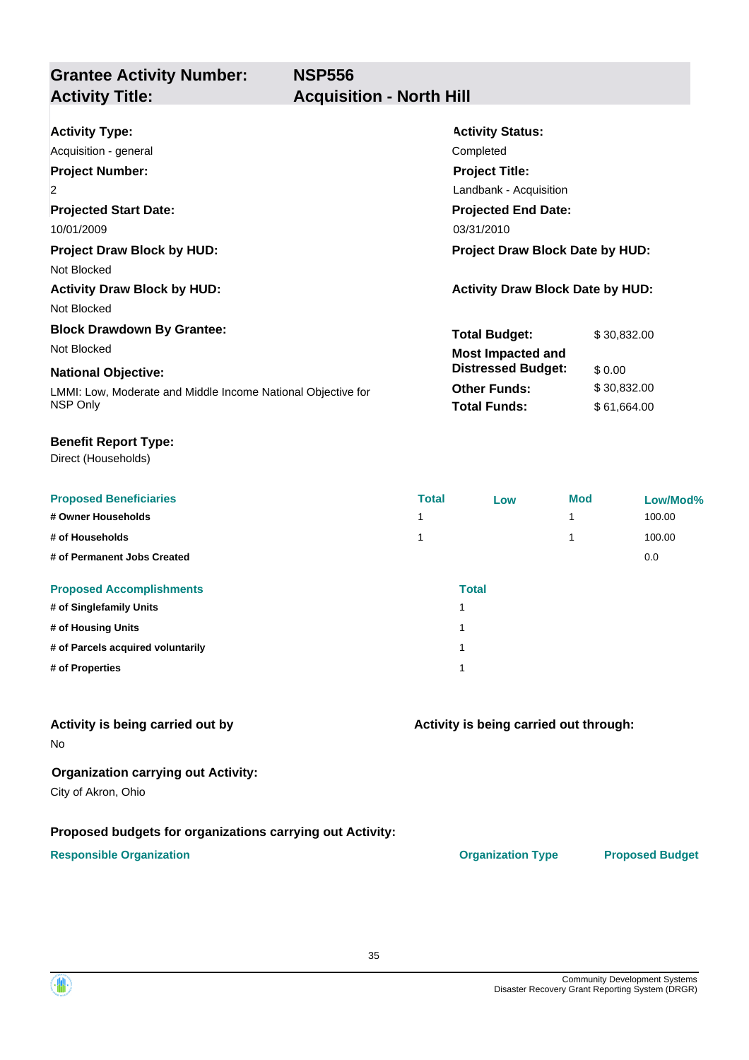## Grantee Activity Number: NSP556
## Activity Title: Acquisition - North Hill

**Activity Type:**
Acquisition - general

**Activity Status:**
Completed

**Project Number:**
2

**Project Title:**
Landbank - Acquisition

**Projected Start Date:**
10/01/2009

**Projected End Date:**
03/31/2010

**Project Draw Block by HUD:**
Not Blocked

**Project Draw Block Date by HUD:**

**Activity Draw Block by HUD:**
Not Blocked

**Activity Draw Block Date by HUD:**

**Block Drawdown By Grantee:**
Not Blocked

**National Objective:**
LMMI: Low, Moderate and Middle Income National Objective for NSP Only

| | |
|---|---|
| **Total Budget:** | $ 30,832.00 |
| **Most Impacted and Distressed Budget:** | $ 0.00 |
| **Other Funds:** | $ 30,832.00 |
| **Total Funds:** | $ 61,664.00 |

**Benefit Report Type:**
Direct (Households)

| Proposed Beneficiaries | Total | Low | Mod | Low/Mod% |
|---|---|---|---|---|
| # Owner Households | 1 | | 1 | 100.00 |
| # of Households | 1 | | 1 | 100.00 |
| # of Permanent Jobs Created | | | | 0.0 |

| Proposed Accomplishments | Total |
|---|---|
| # of Singlefamily Units | 1 |
| # of Housing Units | 1 |
| # of Parcels acquired voluntarily | 1 |
| # of Properties | 1 |

**Activity is being carried out by**
No

**Activity is being carried out through:**

**Organization carrying out Activity:**
City of Akron, Ohio

**Proposed budgets for organizations carrying out Activity:**

| Responsible Organization | Organization Type | Proposed Budget |
|---|---|---|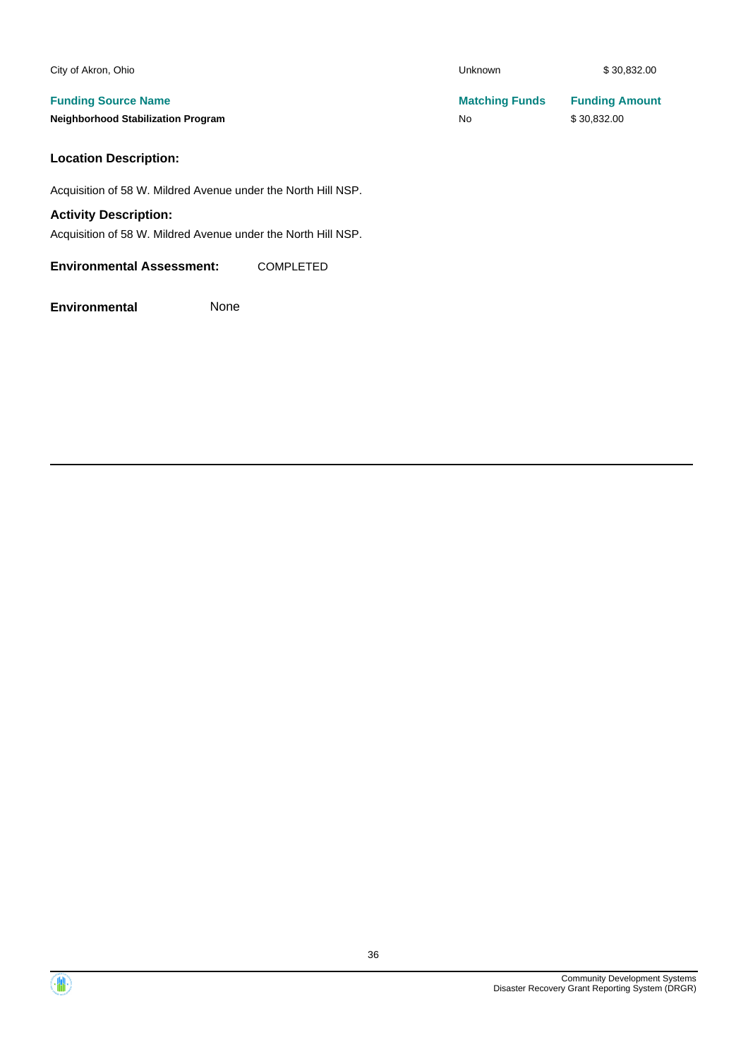| City of Akron, Ohio | Unknown | $ 30,832.00 |
|---|---|---|
| **Funding Source Name** | **Matching Funds** | **Funding Amount** |
| **Neighborhood Stabilization Program** | No | $ 30,832.00 |

### Location Description:

Acquisition of 58 W. Mildred Avenue under the North Hill NSP.

### Activity Description:

Acquisition of 58 W. Mildred Avenue under the North Hill NSP.

**Environmental Assessment:** COMPLETED

**Environmental** None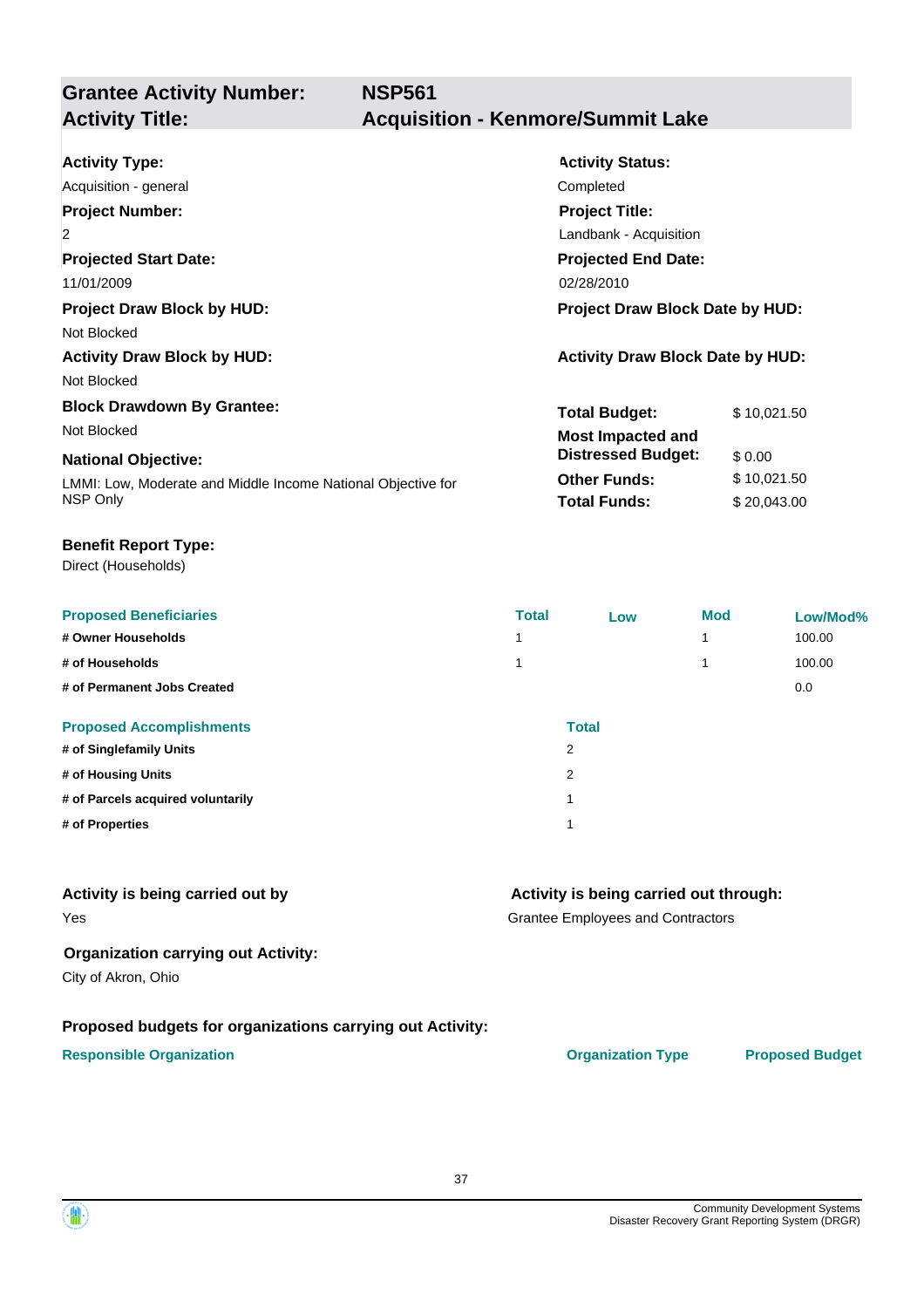## Grantee Activity Number: NSP561
## Activity Title: Acquisition - Kenmore/Summit Lake

**Activity Type:**
Acquisition - general

**Activity Status:**
Completed

**Project Number:**
2

**Project Title:**
Landbank - Acquisition

**Projected Start Date:**
11/01/2009

**Projected End Date:**
02/28/2010

**Project Draw Block by HUD:**
Not Blocked

**Project Draw Block Date by HUD:**

**Activity Draw Block by HUD:**
Not Blocked

**Activity Draw Block Date by HUD:**

**Block Drawdown By Grantee:**
Not Blocked

**National Objective:**
LMMI: Low, Moderate and Middle Income National Objective for NSP Only

| | |
|---|---|
| **Total Budget:** | $ 10,021.50 |
| **Most Impacted and Distressed Budget:** | $ 0.00 |
| **Other Funds:** | $ 10,021.50 |
| **Total Funds:** | $ 20,043.00 |

**Benefit Report Type:**
Direct (Households)

| Proposed Beneficiaries | Total | Low | Mod | Low/Mod% |
|---|---|---|---|---|
| # Owner Households | 1 | | 1 | 100.00 |
| # of Households | 1 | | 1 | 100.00 |
| # of Permanent Jobs Created | | | | 0.0 |

| Proposed Accomplishments | Total |
|---|---|
| # of Singlefamily Units | 2 |
| # of Housing Units | 2 |
| # of Parcels acquired voluntarily | 1 |
| # of Properties | 1 |

**Activity is being carried out by**
Yes

**Activity is being carried out through:**
Grantee Employees and Contractors

**Organization carrying out Activity:**
City of Akron, Ohio

**Proposed budgets for organizations carrying out Activity:**

| Responsible Organization | Organization Type | Proposed Budget |
|---|---|---|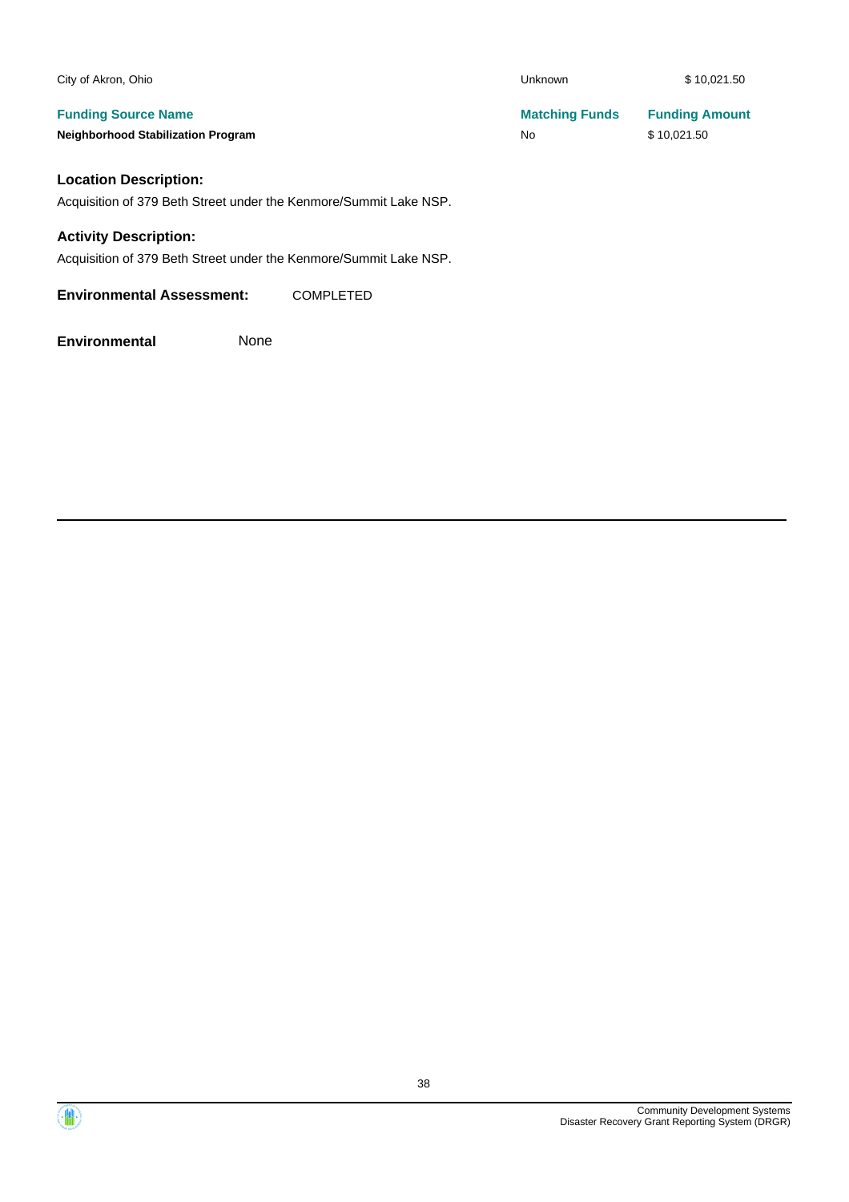| | | |
|---|---|---|
| City of Akron, Ohio | Unknown | $ 10,021.50 |

| Funding Source Name | Matching Funds | Funding Amount |
|---|---|---|
| **Neighborhood Stabilization Program** | No | $ 10,021.50 |

### Location Description:

Acquisition of 379 Beth Street under the Kenmore/Summit Lake NSP.

### Activity Description:

Acquisition of 379 Beth Street under the Kenmore/Summit Lake NSP.

**Environmental Assessment:** COMPLETED

**Environmental** None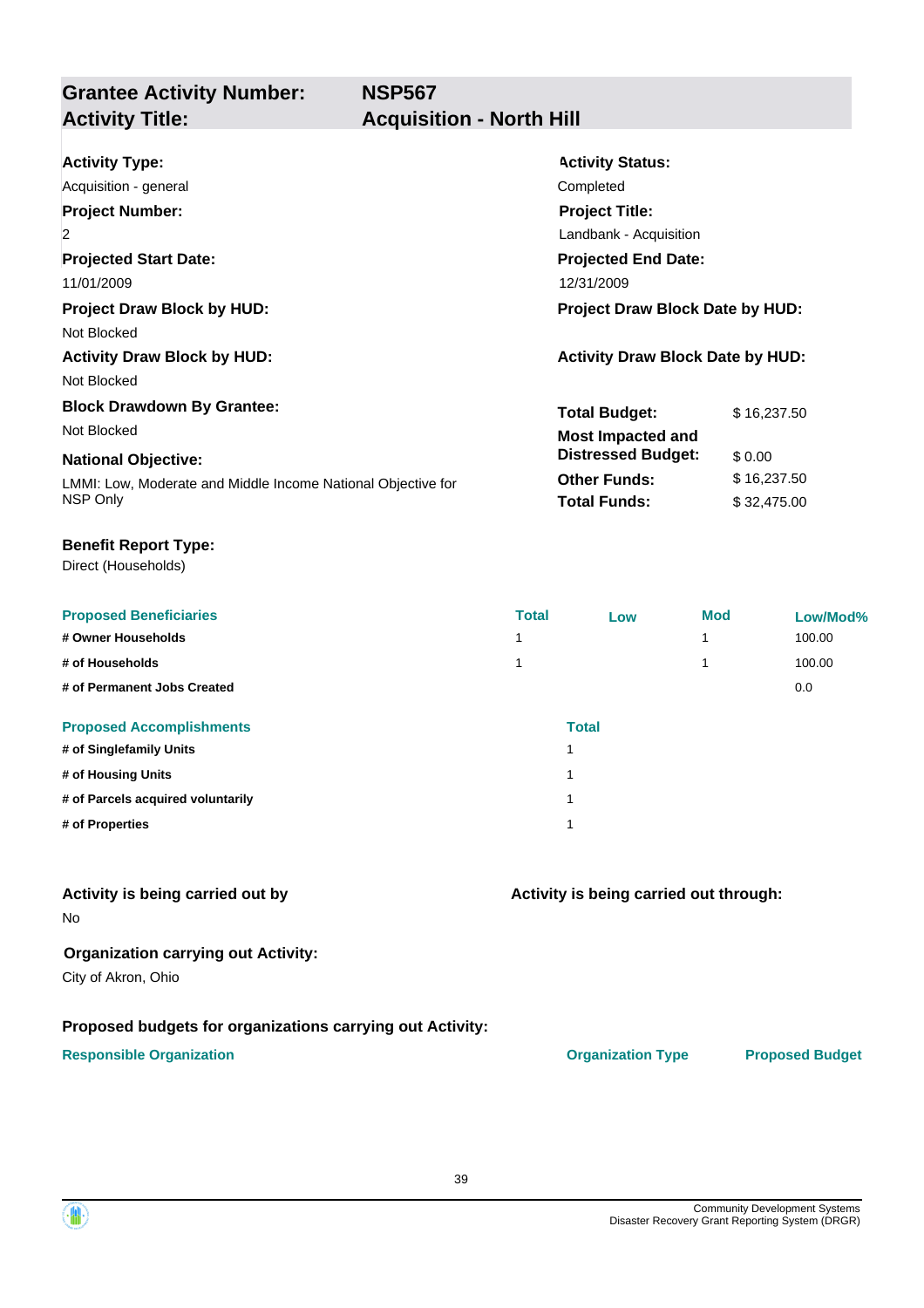## Grantee Activity Number: NSP567
## Activity Title: Acquisition - North Hill

**Activity Type:**
Acquisition - general

**Activity Status:**
Completed

**Project Number:**
2

**Project Title:**
Landbank - Acquisition

**Projected Start Date:**
11/01/2009

**Projected End Date:**
12/31/2009

**Project Draw Block by HUD:**
Not Blocked

**Project Draw Block Date by HUD:**

**Activity Draw Block by HUD:**
Not Blocked

**Activity Draw Block Date by HUD:**

**Block Drawdown By Grantee:**
Not Blocked

**National Objective:**
LMMI: Low, Moderate and Middle Income National Objective for NSP Only

| | |
|---|---|
| **Total Budget:** | $ 16,237.50 |
| **Most Impacted and Distressed Budget:** | $ 0.00 |
| **Other Funds:** | $ 16,237.50 |
| **Total Funds:** | $ 32,475.00 |

**Benefit Report Type:**
Direct (Households)

| Proposed Beneficiaries | Total | Low | Mod | Low/Mod% |
|---|---|---|---|---|
| # Owner Households | 1 | | 1 | 100.00 |
| # of Households | 1 | | 1 | 100.00 |
| # of Permanent Jobs Created | | | | 0.0 |

| Proposed Accomplishments | Total |
|---|---|
| # of Singlefamily Units | 1 |
| # of Housing Units | 1 |
| # of Parcels acquired voluntarily | 1 |
| # of Properties | 1 |

**Activity is being carried out by**
No

**Activity is being carried out through:**

**Organization carrying out Activity:**
City of Akron, Ohio

**Proposed budgets for organizations carrying out Activity:**

| Responsible Organization | Organization Type | Proposed Budget |
|---|---|---|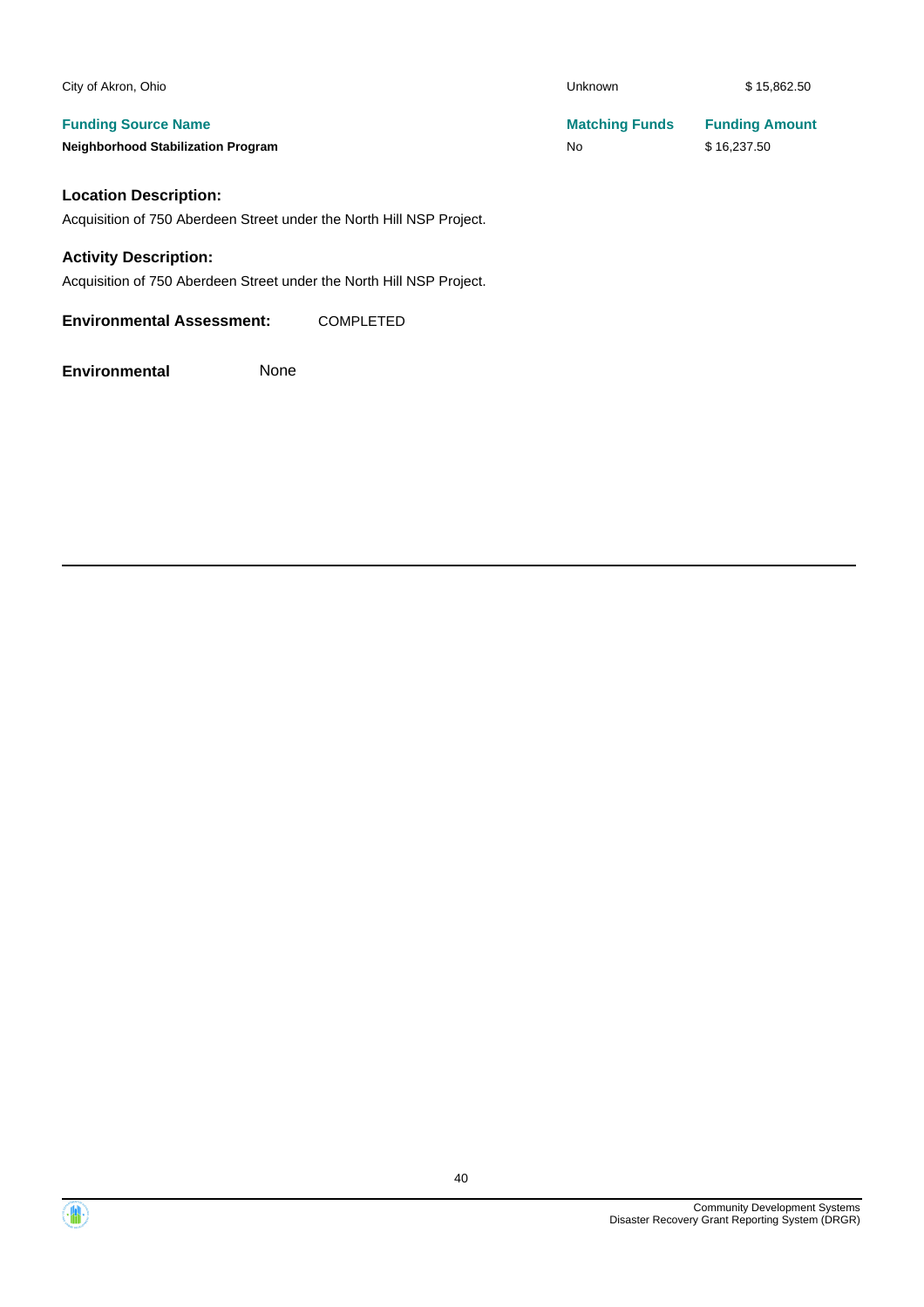| | | |
|---|---|---|
| City of Akron, Ohio | Unknown | $ 15,862.50 |
| **Funding Source Name** | **Matching Funds** | **Funding Amount** |
| **Neighborhood Stabilization Program** | No | $ 16,237.50 |

### Location Description:

Acquisition of 750 Aberdeen Street under the North Hill NSP Project.

### Activity Description:

Acquisition of 750 Aberdeen Street under the North Hill NSP Project.

**Environmental Assessment:** COMPLETED

**Environmental** None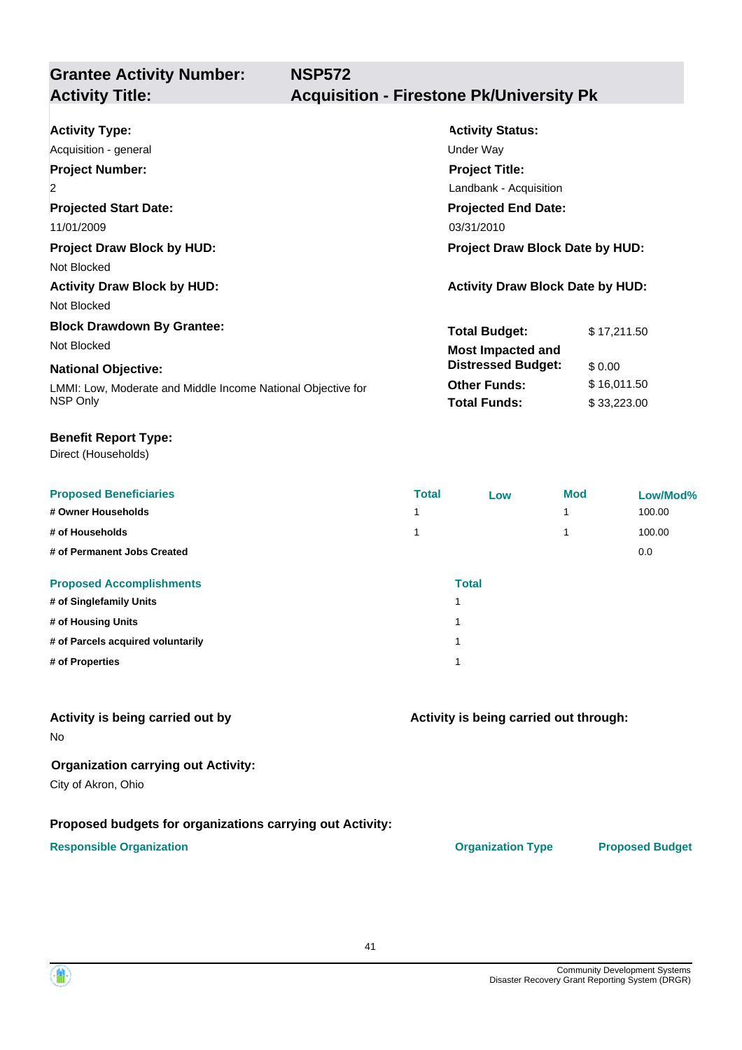| **Grantee Activity Number:** | **NSP572** |
|---|---|
| **Activity Title:** | **Acquisition - Firestone Pk/University Pk** |

**Activity Type:**
Acquisition - general

**Activity Status:**
Under Way

**Project Number:**
2

**Project Title:**
Landbank - Acquisition

**Projected Start Date:**
11/01/2009

**Projected End Date:**
03/31/2010

**Project Draw Block by HUD:**
Not Blocked

**Project Draw Block Date by HUD:**

**Activity Draw Block by HUD:**
Not Blocked

**Activity Draw Block Date by HUD:**

**Block Drawdown By Grantee:**
Not Blocked

| | |
|---|---|
| **Total Budget:** | $ 17,211.50 |
| **Most Impacted and Distressed Budget:** | $ 0.00 |
| **Other Funds:** | $ 16,011.50 |
| **Total Funds:** | $ 33,223.00 |

**National Objective:**
LMMI: Low, Moderate and Middle Income National Objective for NSP Only

**Benefit Report Type:**
Direct (Households)

| Proposed Beneficiaries | Total | Low | Mod | Low/Mod% |
|---|---|---|---|---|
| # Owner Households | 1 | | 1 | 100.00 |
| # of Households | 1 | | 1 | 100.00 |
| # of Permanent Jobs Created | | | | 0.0 |

| Proposed Accomplishments | Total |
|---|---|
| # of Singlefamily Units | 1 |
| # of Housing Units | 1 |
| # of Parcels acquired voluntarily | 1 |
| # of Properties | 1 |

**Activity is being carried out by**
No

**Activity is being carried out through:**

**Organization carrying out Activity:**
City of Akron, Ohio

**Proposed budgets for organizations carrying out Activity:**

| Responsible Organization | Organization Type | Proposed Budget |
|---|---|---|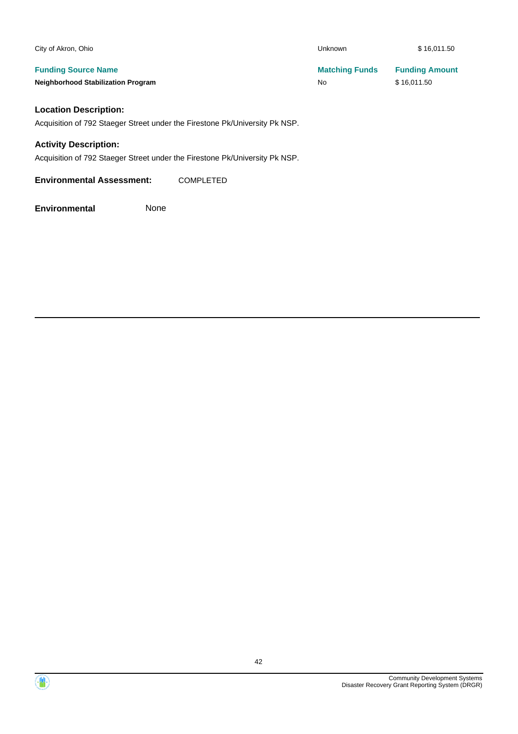| | | |
|---|---|---|
| City of Akron, Ohio | Unknown | $ 16,011.50 |

| Funding Source Name | Matching Funds | Funding Amount |
|---|---|---|
| **Neighborhood Stabilization Program** | No | $ 16,011.50 |

**Location Description:**

Acquisition of 792 Staeger Street under the Firestone Pk/University Pk NSP.

**Activity Description:**

Acquisition of 792 Staeger Street under the Firestone Pk/University Pk NSP.

**Environmental Assessment:** COMPLETED

**Environmental** None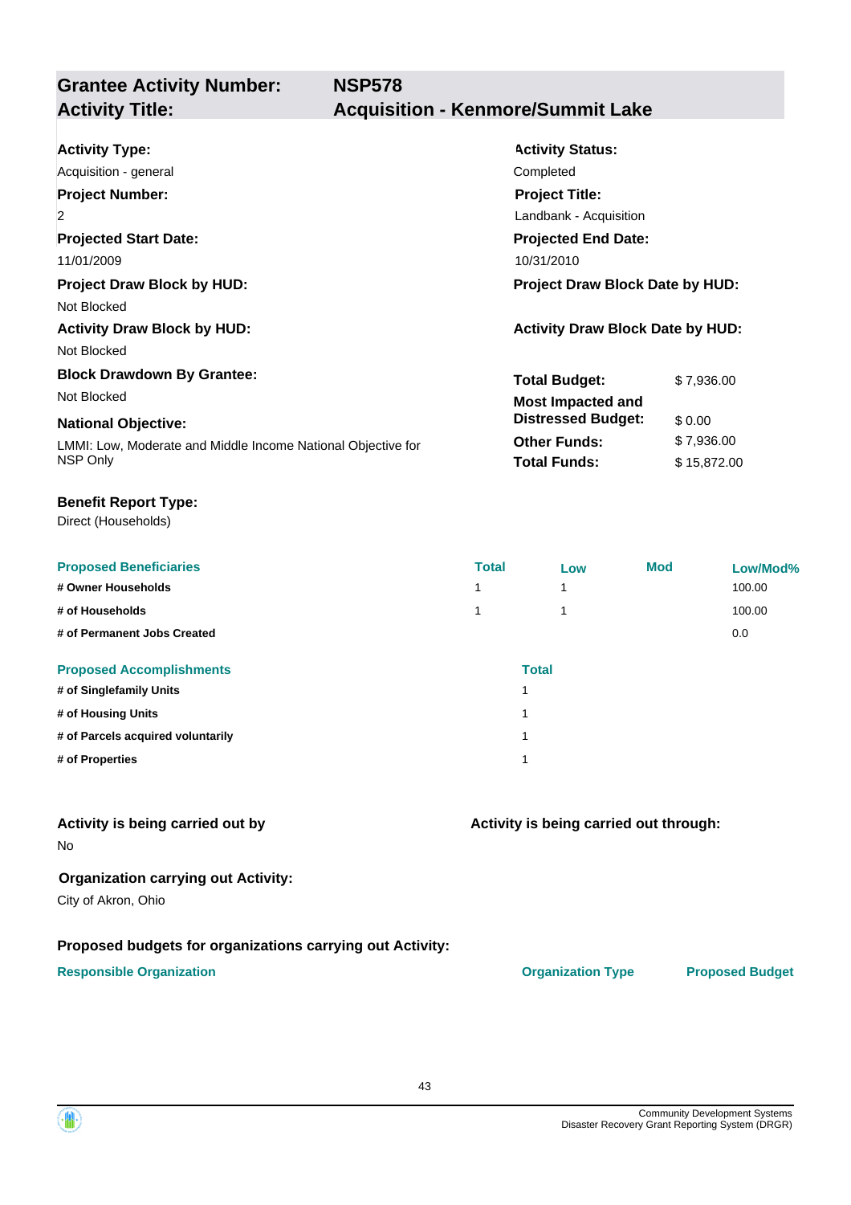## Grantee Activity Number: NSP578
## Activity Title: Acquisition - Kenmore/Summit Lake

**Activity Type:**
Acquisition - general

**Activity Status:**
Completed

**Project Number:**
2

**Project Title:**
Landbank - Acquisition

**Projected Start Date:**
11/01/2009

**Projected End Date:**
10/31/2010

**Project Draw Block by HUD:**
Not Blocked

**Project Draw Block Date by HUD:**

**Activity Draw Block by HUD:**
Not Blocked

**Activity Draw Block Date by HUD:**

**Block Drawdown By Grantee:**
Not Blocked

**National Objective:**
LMMI: Low, Moderate and Middle Income National Objective for NSP Only

| | |
|---|---|
| **Total Budget:** | $ 7,936.00 |
| **Most Impacted and Distressed Budget:** | $ 0.00 |
| **Other Funds:** | $ 7,936.00 |
| **Total Funds:** | $ 15,872.00 |

**Benefit Report Type:**
Direct (Households)

| Proposed Beneficiaries | Total | Low | Mod | Low/Mod% |
|---|---|---|---|---|
| # Owner Households | 1 | 1 | | 100.00 |
| # of Households | 1 | 1 | | 100.00 |
| # of Permanent Jobs Created | | | | 0.0 |

| Proposed Accomplishments | Total |
|---|---|
| # of Singlefamily Units | 1 |
| # of Housing Units | 1 |
| # of Parcels acquired voluntarily | 1 |
| # of Properties | 1 |

**Activity is being carried out by**
No

**Activity is being carried out through:**

**Organization carrying out Activity:**
City of Akron, Ohio

**Proposed budgets for organizations carrying out Activity:**

| Responsible Organization | Organization Type | Proposed Budget |
|---|---|---|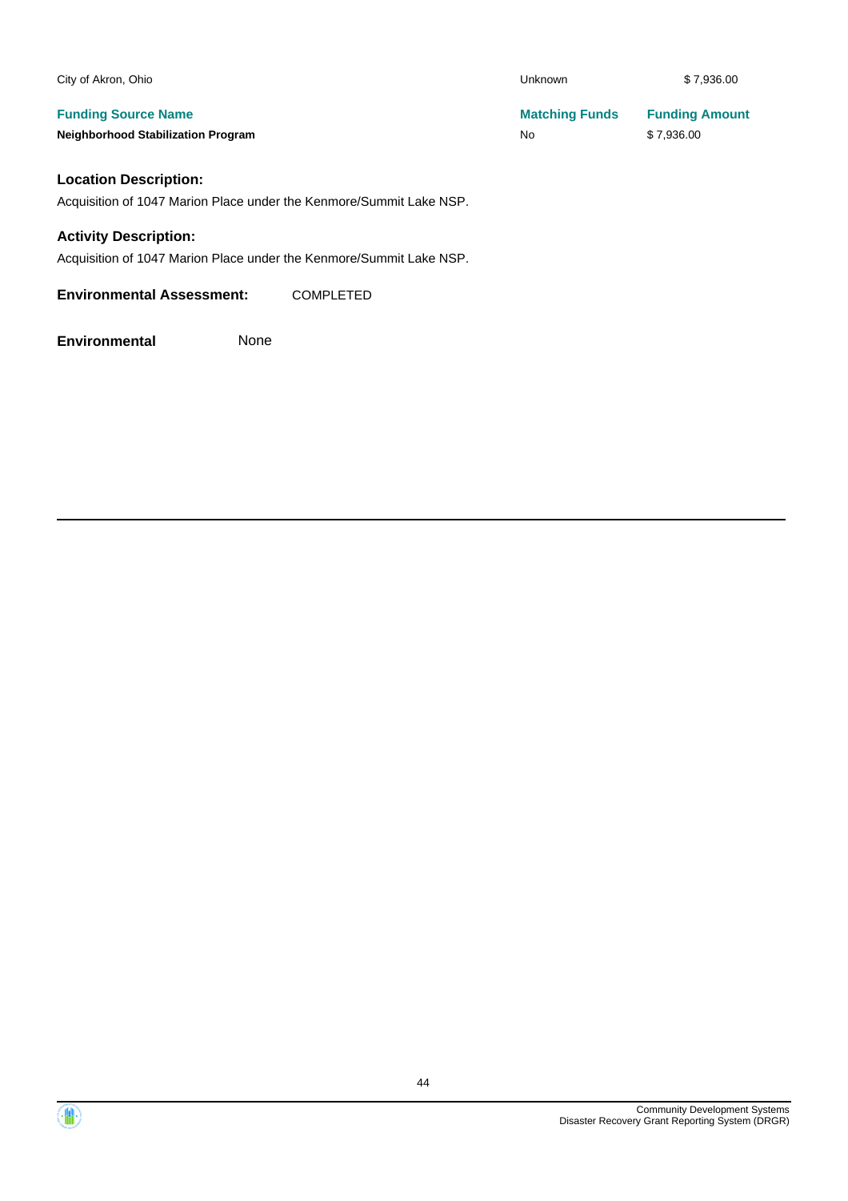| City of Akron, Ohio | Unknown | $ 7,936.00 |
| --- | --- | --- |
| **Funding Source Name** | **Matching Funds** | **Funding Amount** |
| **Neighborhood Stabilization Program** | No | $ 7,936.00 |

### Location Description:

Acquisition of 1047 Marion Place under the Kenmore/Summit Lake NSP.

### Activity Description:

Acquisition of 1047 Marion Place under the Kenmore/Summit Lake NSP.

**Environmental Assessment:** COMPLETED

**Environmental** None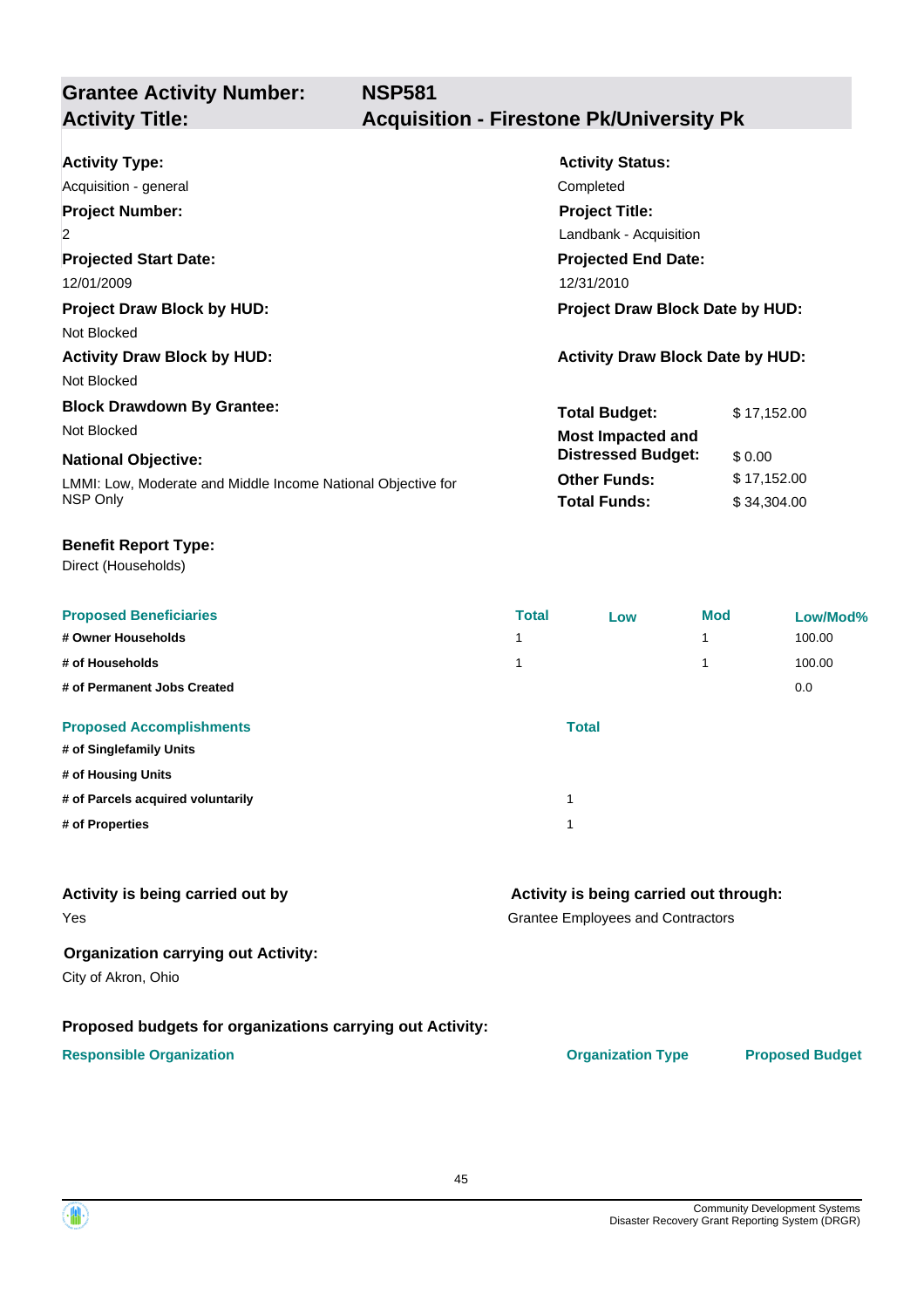## Grantee Activity Number: NSP581
## Activity Title: Acquisition - Firestone Pk/University Pk

**Activity Type:**
Acquisition - general

**Activity Status:**
Completed

**Project Number:**
2

**Project Title:**
Landbank - Acquisition

**Projected Start Date:**
12/01/2009

**Projected End Date:**
12/31/2010

**Project Draw Block by HUD:**
Not Blocked

**Project Draw Block Date by HUD:**

**Activity Draw Block by HUD:**
Not Blocked

**Activity Draw Block Date by HUD:**

**Block Drawdown By Grantee:**
Not Blocked

**National Objective:**
LMMI: Low, Moderate and Middle Income National Objective for NSP Only

| | |
|---|---|
| **Total Budget:** | $ 17,152.00 |
| **Most Impacted and Distressed Budget:** | $ 0.00 |
| **Other Funds:** | $ 17,152.00 |
| **Total Funds:** | $ 34,304.00 |

**Benefit Report Type:**
Direct (Households)

| Proposed Beneficiaries | Total | Low | Mod | Low/Mod% |
|---|---|---|---|---|
| # Owner Households | 1 | | 1 | 100.00 |
| # of Households | 1 | | 1 | 100.00 |
| # of Permanent Jobs Created | | | | 0.0 |

| Proposed Accomplishments | Total |
|---|---|
| # of Singlefamily Units | |
| # of Housing Units | |
| # of Parcels acquired voluntarily | 1 |
| # of Properties | 1 |

**Activity is being carried out by**
Yes

**Activity is being carried out through:**
Grantee Employees and Contractors

**Organization carrying out Activity:**
City of Akron, Ohio

**Proposed budgets for organizations carrying out Activity:**

| Responsible Organization | Organization Type | Proposed Budget |
|---|---|---|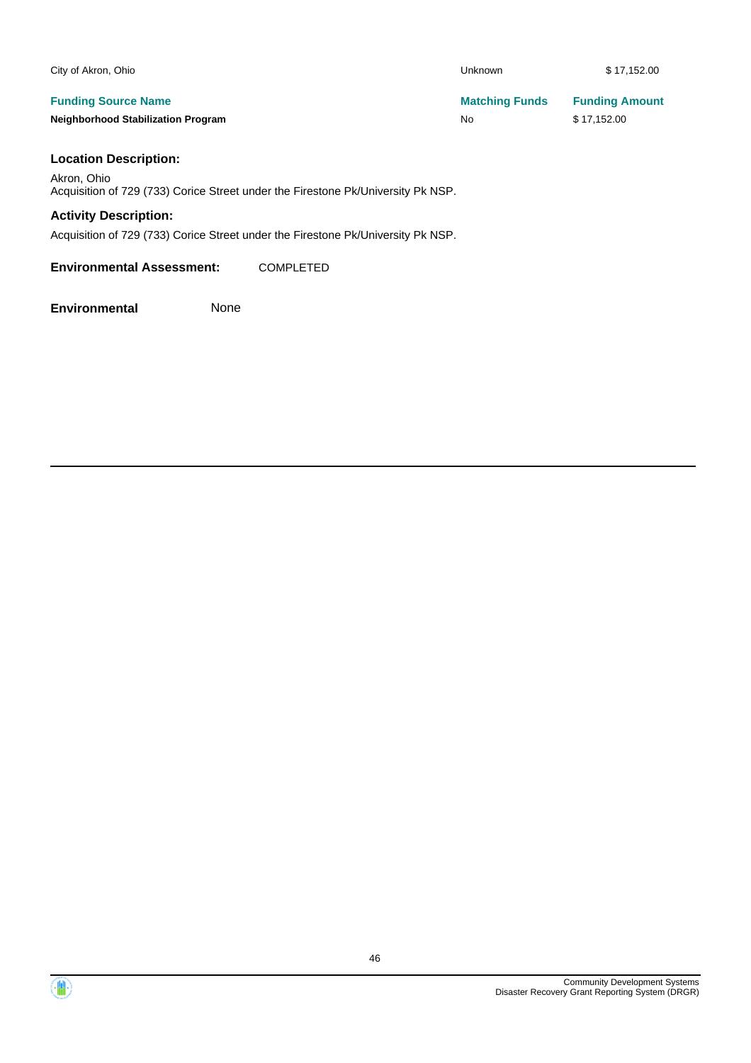| City of Akron, Ohio | Unknown | $ 17,152.00 |
|---|---|---|
| **Funding Source Name** | **Matching Funds** | **Funding Amount** |
| **Neighborhood Stabilization Program** | No | $ 17,152.00 |

### Location Description:

Akron, Ohio
Acquisition of 729 (733) Corice Street under the Firestone Pk/University Pk NSP.

### Activity Description:

Acquisition of 729 (733) Corice Street under the Firestone Pk/University Pk NSP.

**Environmental Assessment:** COMPLETED

**Environmental** None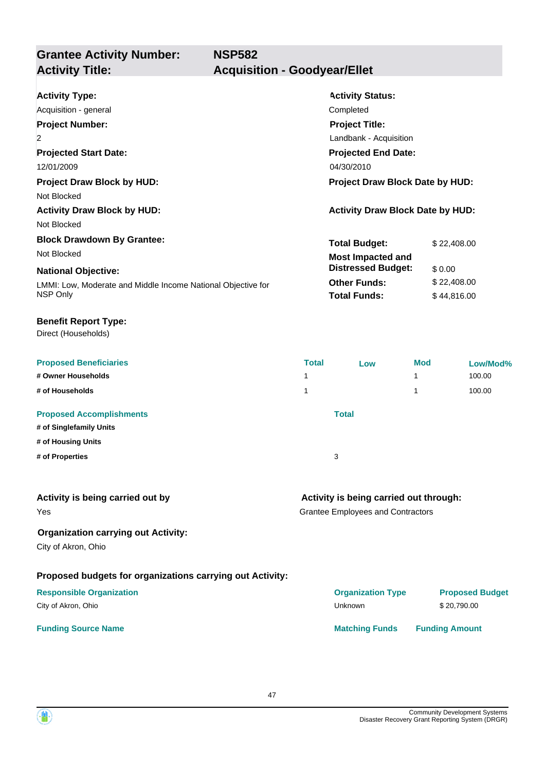## Grantee Activity Number: NSP582
## Activity Title: Acquisition - Goodyear/Ellet

**Activity Type:**
Acquisition - general

**Activity Status:**
Completed

**Project Number:**
2

**Project Title:**
Landbank - Acquisition

**Projected Start Date:**
12/01/2009

**Projected End Date:**
04/30/2010

**Project Draw Block by HUD:**
Not Blocked

**Project Draw Block Date by HUD:**

**Activity Draw Block by HUD:**
Not Blocked

**Activity Draw Block Date by HUD:**

**Block Drawdown By Grantee:**
Not Blocked

**National Objective:**
LMMI: Low, Moderate and Middle Income National Objective for NSP Only

| | |
|---|---|
| **Total Budget:** | $ 22,408.00 |
| **Most Impacted and Distressed Budget:** | $ 0.00 |
| **Other Funds:** | $ 22,408.00 |
| **Total Funds:** | $ 44,816.00 |

**Benefit Report Type:**
Direct (Households)

| Proposed Beneficiaries | Total | Low | Mod | Low/Mod% |
|---|---|---|---|---|
| # Owner Households | 1 | | 1 | 100.00 |
| # of Households | 1 | | 1 | 100.00 |

| Proposed Accomplishments | Total |
|---|---|
| # of Singlefamily Units | |
| # of Housing Units | |
| # of Properties | 3 |

**Activity is being carried out by**
Yes

**Activity is being carried out through:**
Grantee Employees and Contractors

**Organization carrying out Activity:**
City of Akron, Ohio

**Proposed budgets for organizations carrying out Activity:**

| Responsible Organization | Organization Type | Proposed Budget |
|---|---|---|
| City of Akron, Ohio | Unknown | $ 20,790.00 |

| Funding Source Name | Matching Funds | Funding Amount |
|---|---|---|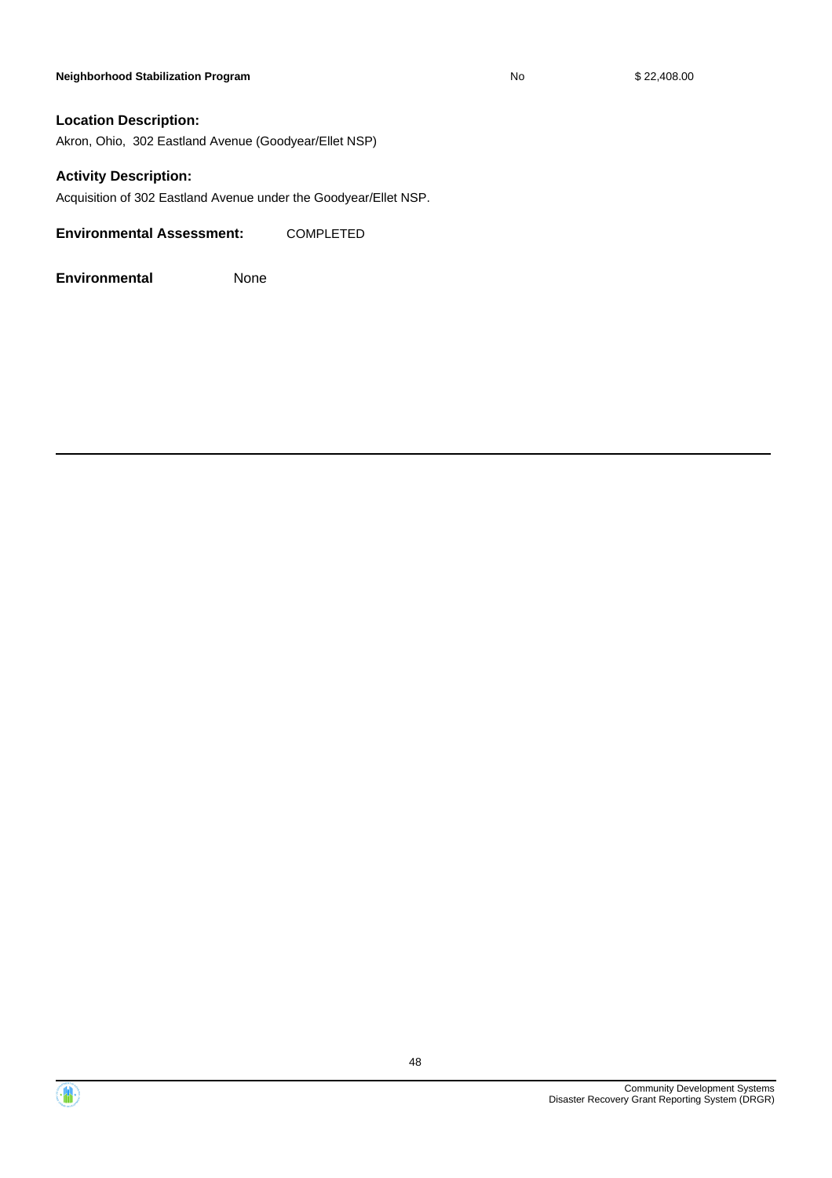| Neighborhood Stabilization Program | No | $ 22,408.00 |
| --- | --- | --- |

**Location Description:**

Akron, Ohio, 302 Eastland Avenue (Goodyear/Ellet NSP)

**Activity Description:**

Acquisition of 302 Eastland Avenue under the Goodyear/Ellet NSP.

**Environmental Assessment:** COMPLETED

**Environmental** None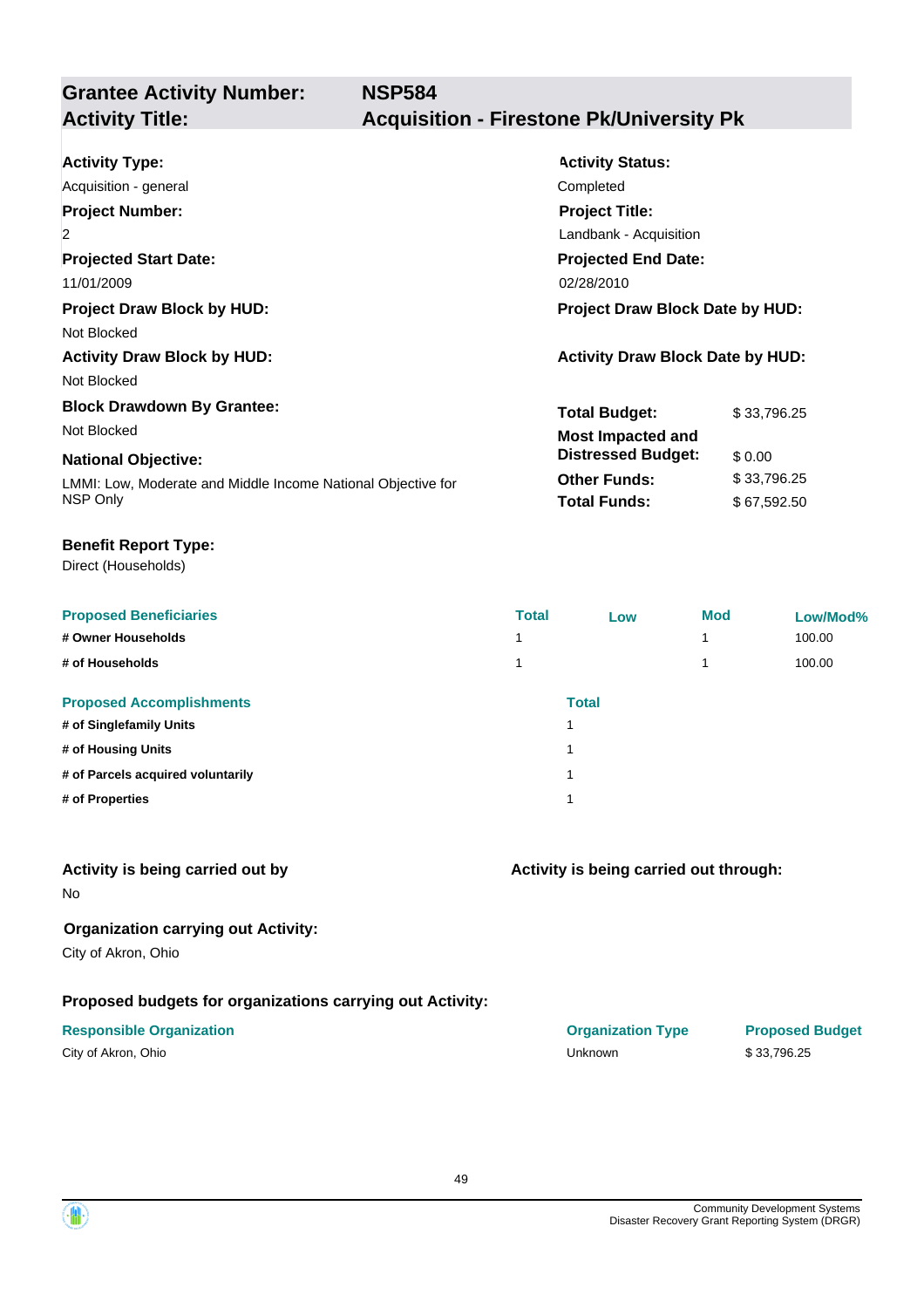## Grantee Activity Number: NSP584
## Activity Title: Acquisition - Firestone Pk/University Pk

**Activity Type:**
Acquisition - general

**Activity Status:**
Completed

**Project Number:**
2

**Project Title:**
Landbank - Acquisition

**Projected Start Date:**
11/01/2009

**Projected End Date:**
02/28/2010

**Project Draw Block by HUD:**
Not Blocked

**Project Draw Block Date by HUD:**

**Activity Draw Block by HUD:**
Not Blocked

**Activity Draw Block Date by HUD:**

**Block Drawdown By Grantee:**
Not Blocked

**National Objective:**
LMMI: Low, Moderate and Middle Income National Objective for NSP Only

| | |
|---|---|
| **Total Budget:** | $ 33,796.25 |
| **Most Impacted and Distressed Budget:** | $ 0.00 |
| **Other Funds:** | $ 33,796.25 |
| **Total Funds:** | $ 67,592.50 |

**Benefit Report Type:**
Direct (Households)

| Proposed Beneficiaries | Total | Low | Mod | Low/Mod% |
|---|---|---|---|---|
| # Owner Households | 1 | | 1 | 100.00 |
| # of Households | 1 | | 1 | 100.00 |

| Proposed Accomplishments | Total |
|---|---|
| # of Singlefamily Units | 1 |
| # of Housing Units | 1 |
| # of Parcels acquired voluntarily | 1 |
| # of Properties | 1 |

**Activity is being carried out by**
No

**Activity is being carried out through:**

**Organization carrying out Activity:**
City of Akron, Ohio

**Proposed budgets for organizations carrying out Activity:**

| Responsible Organization | Organization Type | Proposed Budget |
|---|---|---|
| City of Akron, Ohio | Unknown | $ 33,796.25 |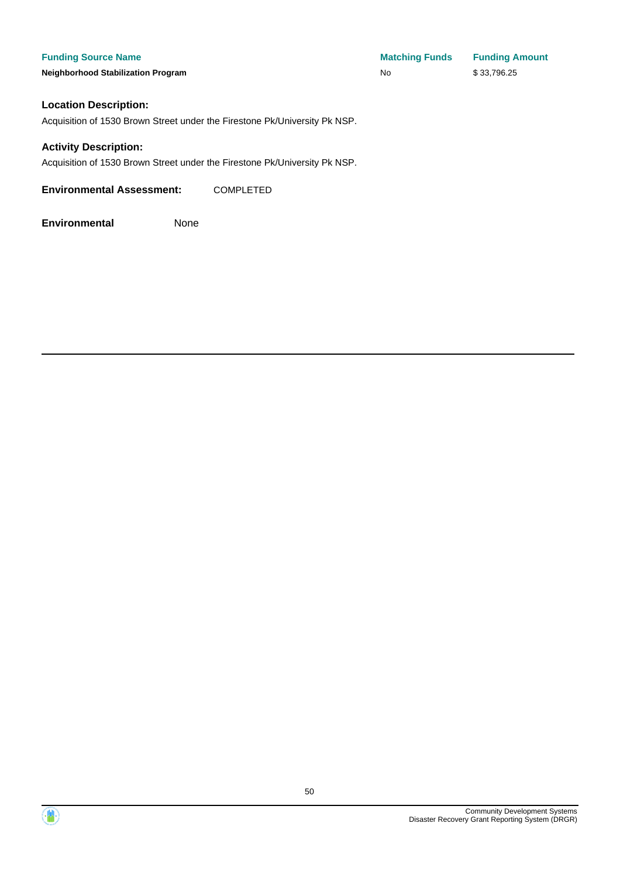| Funding Source Name | Matching Funds | Funding Amount |
| --- | --- | --- |
| **Neighborhood Stabilization Program** | No | $ 33,796.25 |

### Location Description:

Acquisition of 1530 Brown Street under the Firestone Pk/University Pk NSP.

### Activity Description:

Acquisition of 1530 Brown Street under the Firestone Pk/University Pk NSP.

**Environmental Assessment:** COMPLETED

**Environmental** None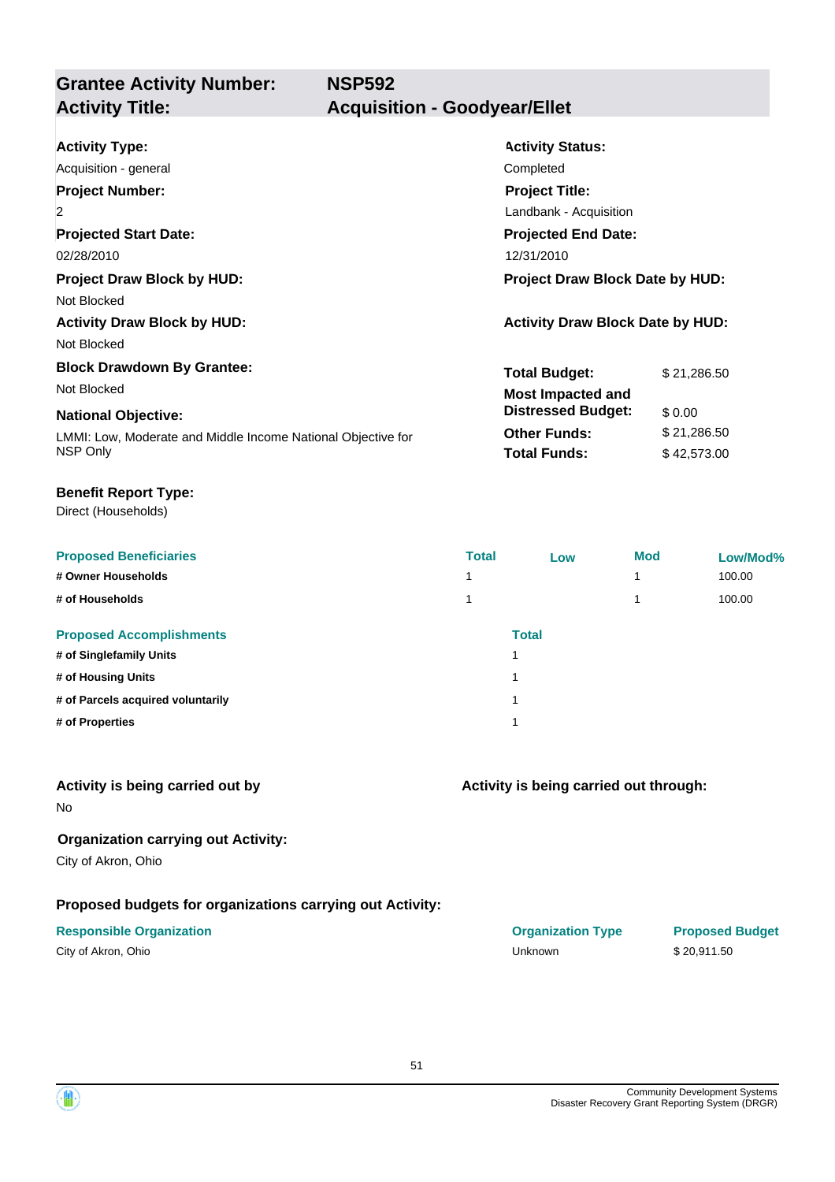## Grantee Activity Number: NSP592
## Activity Title: Acquisition - Goodyear/Ellet

**Activity Type:**
Acquisition - general

**Activity Status:**
Completed

**Project Number:**
2

**Project Title:**
Landbank - Acquisition

**Projected Start Date:**
02/28/2010

**Projected End Date:**
12/31/2010

**Project Draw Block by HUD:**
Not Blocked

**Project Draw Block Date by HUD:**

**Activity Draw Block by HUD:**
Not Blocked

**Activity Draw Block Date by HUD:**

**Block Drawdown By Grantee:**
Not Blocked

**National Objective:**
LMMI: Low, Moderate and Middle Income National Objective for NSP Only

| | |
|---|---|
| **Total Budget:** | $ 21,286.50 |
| **Most Impacted and Distressed Budget:** | $ 0.00 |
| **Other Funds:** | $ 21,286.50 |
| **Total Funds:** | $ 42,573.00 |

**Benefit Report Type:**
Direct (Households)

| Proposed Beneficiaries | Total | Low | Mod | Low/Mod% |
|---|---|---|---|---|
| # Owner Households | 1 | | 1 | 100.00 |
| # of Households | 1 | | 1 | 100.00 |

| Proposed Accomplishments | Total |
|---|---|
| # of Singlefamily Units | 1 |
| # of Housing Units | 1 |
| # of Parcels acquired voluntarily | 1 |
| # of Properties | 1 |

**Activity is being carried out by**
No

**Activity is being carried out through:**

**Organization carrying out Activity:**
City of Akron, Ohio

**Proposed budgets for organizations carrying out Activity:**

| Responsible Organization | Organization Type | Proposed Budget |
|---|---|---|
| City of Akron, Ohio | Unknown | $ 20,911.50 |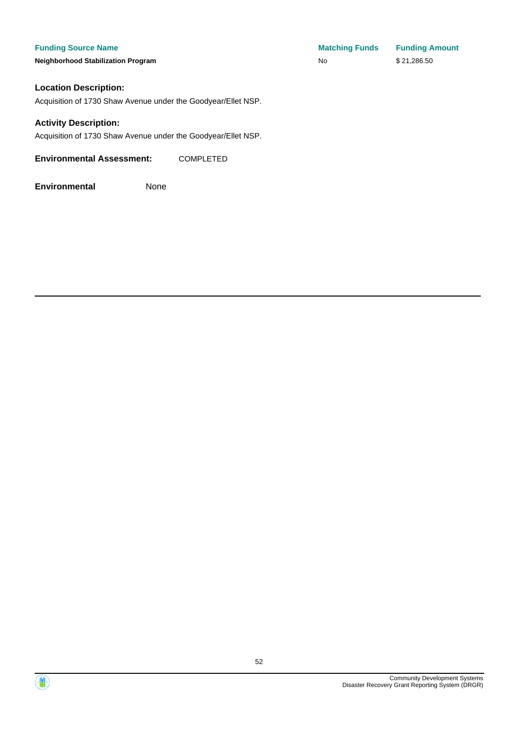| Funding Source Name | Matching Funds | Funding Amount |
| --- | --- | --- |
| **Neighborhood Stabilization Program** | No | $ 21,286.50 |

**Location Description:**

Acquisition of 1730 Shaw Avenue under the Goodyear/Ellet NSP.

**Activity Description:**

Acquisition of 1730 Shaw Avenue under the Goodyear/Ellet NSP.

**Environmental Assessment:** COMPLETED

**Environmental** None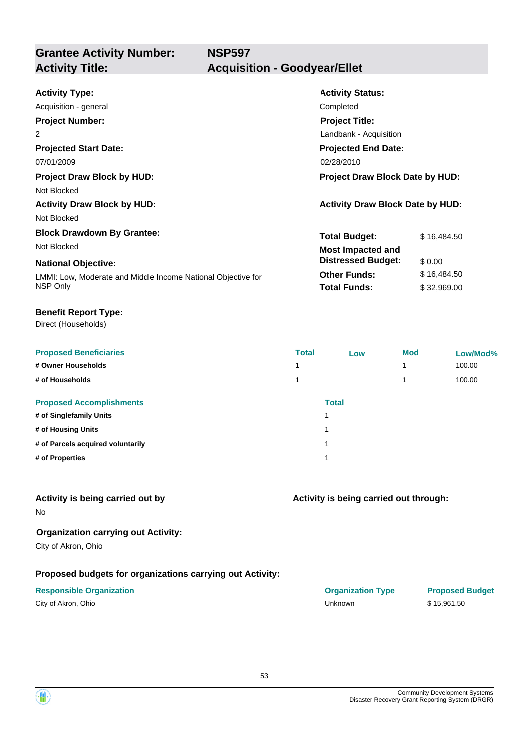## Grantee Activity Number: NSP597
## Activity Title: Acquisition - Goodyear/Ellet

**Activity Type:**
Acquisition - general

**Activity Status:**
Completed

**Project Number:**
2

**Project Title:**
Landbank - Acquisition

**Projected Start Date:**
07/01/2009

**Projected End Date:**
02/28/2010

**Project Draw Block by HUD:**
Not Blocked

**Project Draw Block Date by HUD:**

**Activity Draw Block by HUD:**
Not Blocked

**Activity Draw Block Date by HUD:**

**Block Drawdown By Grantee:**
Not Blocked

**National Objective:**
LMMI: Low, Moderate and Middle Income National Objective for NSP Only

| | |
|---|---|
| **Total Budget:** | $ 16,484.50 |
| **Most Impacted and Distressed Budget:** | $ 0.00 |
| **Other Funds:** | $ 16,484.50 |
| **Total Funds:** | $ 32,969.00 |

**Benefit Report Type:**
Direct (Households)

| Proposed Beneficiaries | Total | Low | Mod | Low/Mod% |
|---|---|---|---|---|
| # Owner Households | 1 | | 1 | 100.00 |
| # of Households | 1 | | 1 | 100.00 |

| Proposed Accomplishments | Total |
|---|---|
| # of Singlefamily Units | 1 |
| # of Housing Units | 1 |
| # of Parcels acquired voluntarily | 1 |
| # of Properties | 1 |

**Activity is being carried out by**
No

**Activity is being carried out through:**

**Organization carrying out Activity:**
City of Akron, Ohio

**Proposed budgets for organizations carrying out Activity:**

| Responsible Organization | Organization Type | Proposed Budget |
|---|---|---|
| City of Akron, Ohio | Unknown | $ 15,961.50 |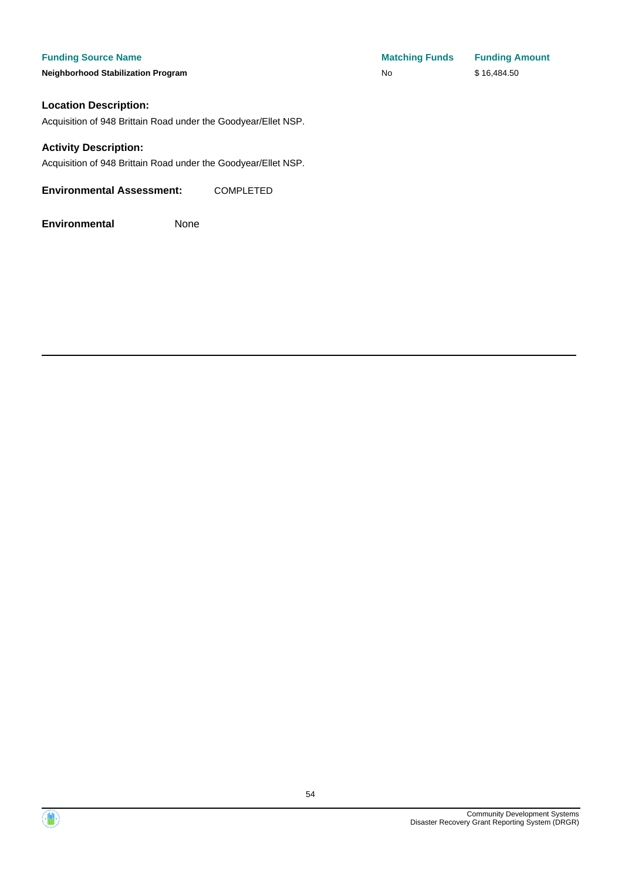| Funding Source Name | Matching Funds | Funding Amount |
| --- | --- | --- |
| **Neighborhood Stabilization Program** | No | $ 16,484.50 |

**Location Description:**

Acquisition of 948 Brittain Road under the Goodyear/Ellet NSP.

**Activity Description:**

Acquisition of 948 Brittain Road under the Goodyear/Ellet NSP.

**Environmental Assessment:** COMPLETED

**Environmental** None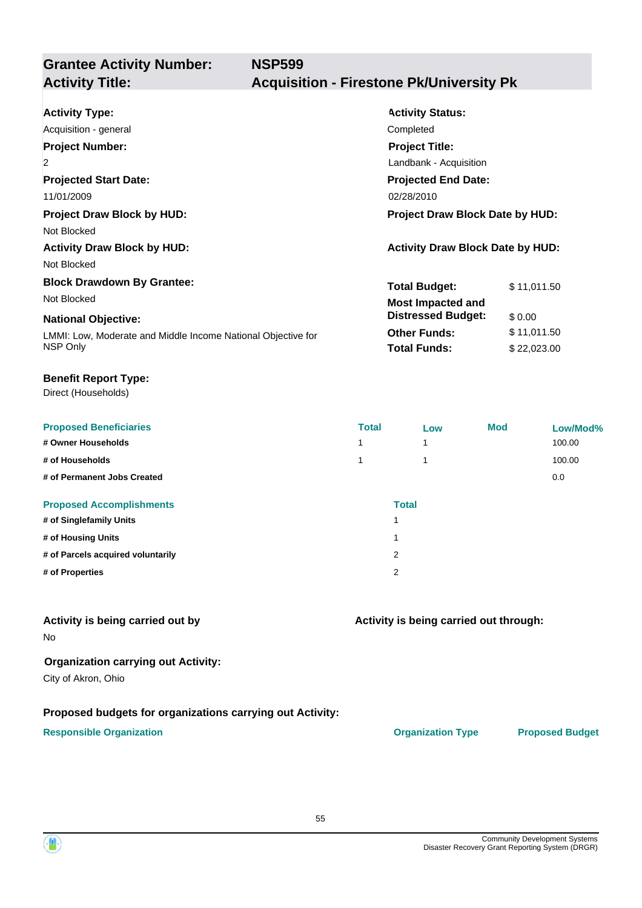## Grantee Activity Number: NSP599
## Activity Title: Acquisition - Firestone Pk/University Pk

**Activity Type:**
Acquisition - general

**Activity Status:**
Completed

**Project Number:**
2

**Project Title:**
Landbank - Acquisition

**Projected Start Date:**
11/01/2009

**Projected End Date:**
02/28/2010

**Project Draw Block by HUD:**
Not Blocked

**Project Draw Block Date by HUD:**

**Activity Draw Block by HUD:**
Not Blocked

**Activity Draw Block Date by HUD:**

**Block Drawdown By Grantee:**
Not Blocked

**National Objective:**
LMMI: Low, Moderate and Middle Income National Objective for NSP Only

| | |
|---|---|
| **Total Budget:** | $ 11,011.50 |
| **Most Impacted and Distressed Budget:** | $ 0.00 |
| **Other Funds:** | $ 11,011.50 |
| **Total Funds:** | $ 22,023.00 |

**Benefit Report Type:**
Direct (Households)

| Proposed Beneficiaries | Total | Low | Mod | Low/Mod% |
|---|---|---|---|---|
| # Owner Households | 1 | 1 | | 100.00 |
| # of Households | 1 | 1 | | 100.00 |
| # of Permanent Jobs Created | | | | 0.0 |

| Proposed Accomplishments | Total |
|---|---|
| # of Singlefamily Units | 1 |
| # of Housing Units | 1 |
| # of Parcels acquired voluntarily | 2 |
| # of Properties | 2 |

**Activity is being carried out by**
No

**Activity is being carried out through:**

**Organization carrying out Activity:**
City of Akron, Ohio

**Proposed budgets for organizations carrying out Activity:**

| Responsible Organization | Organization Type | Proposed Budget |
|---|---|---|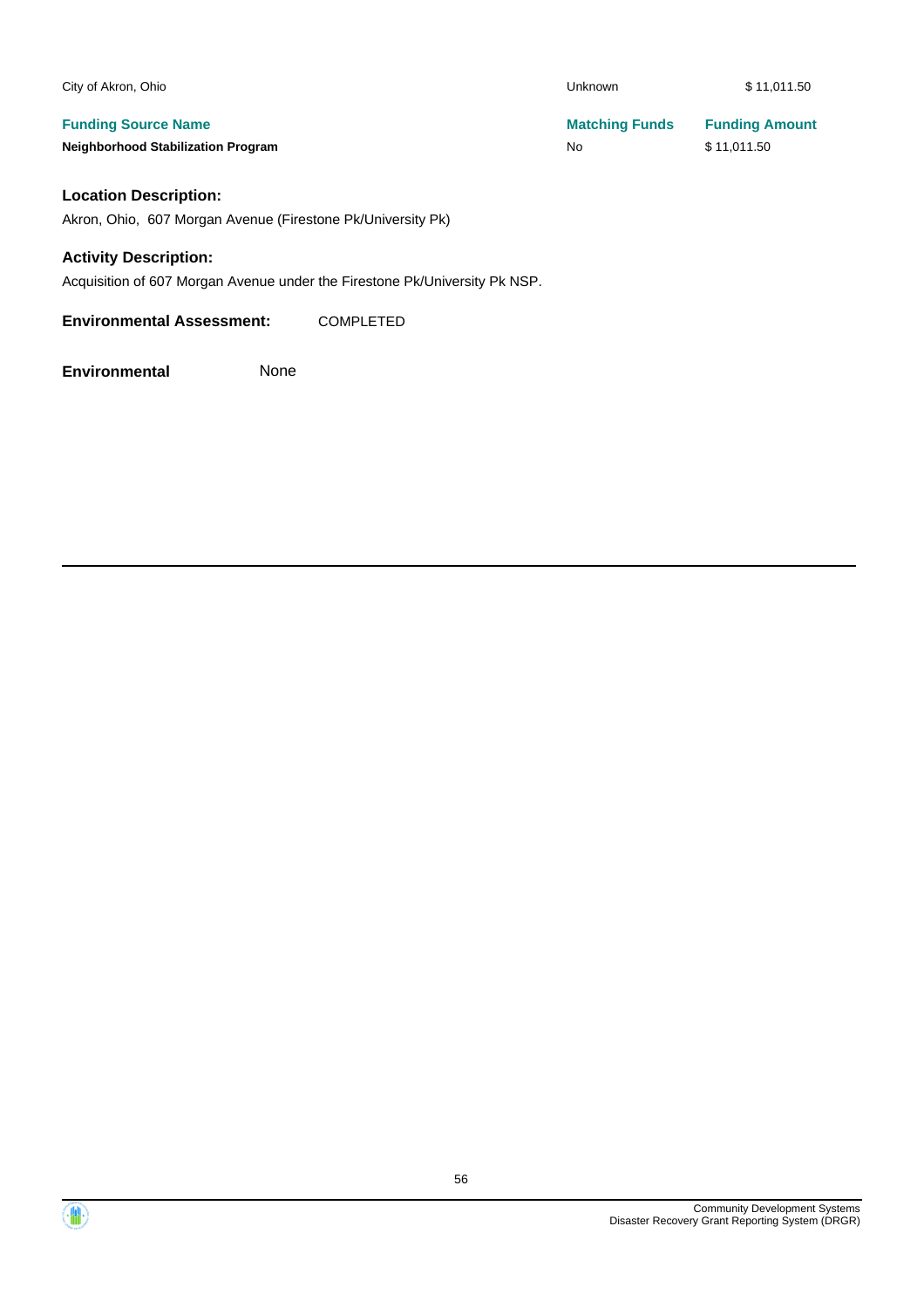| | | |
|---|---|---|
| City of Akron, Ohio | Unknown | $ 11,011.50 |

| Funding Source Name | Matching Funds | Funding Amount |
|---|---|---|
| **Neighborhood Stabilization Program** | No | $ 11,011.50 |

### Location Description:

Akron, Ohio, 607 Morgan Avenue (Firestone Pk/University Pk)

### Activity Description:

Acquisition of 607 Morgan Avenue under the Firestone Pk/University Pk NSP.

**Environmental Assessment:** COMPLETED

**Environmental** None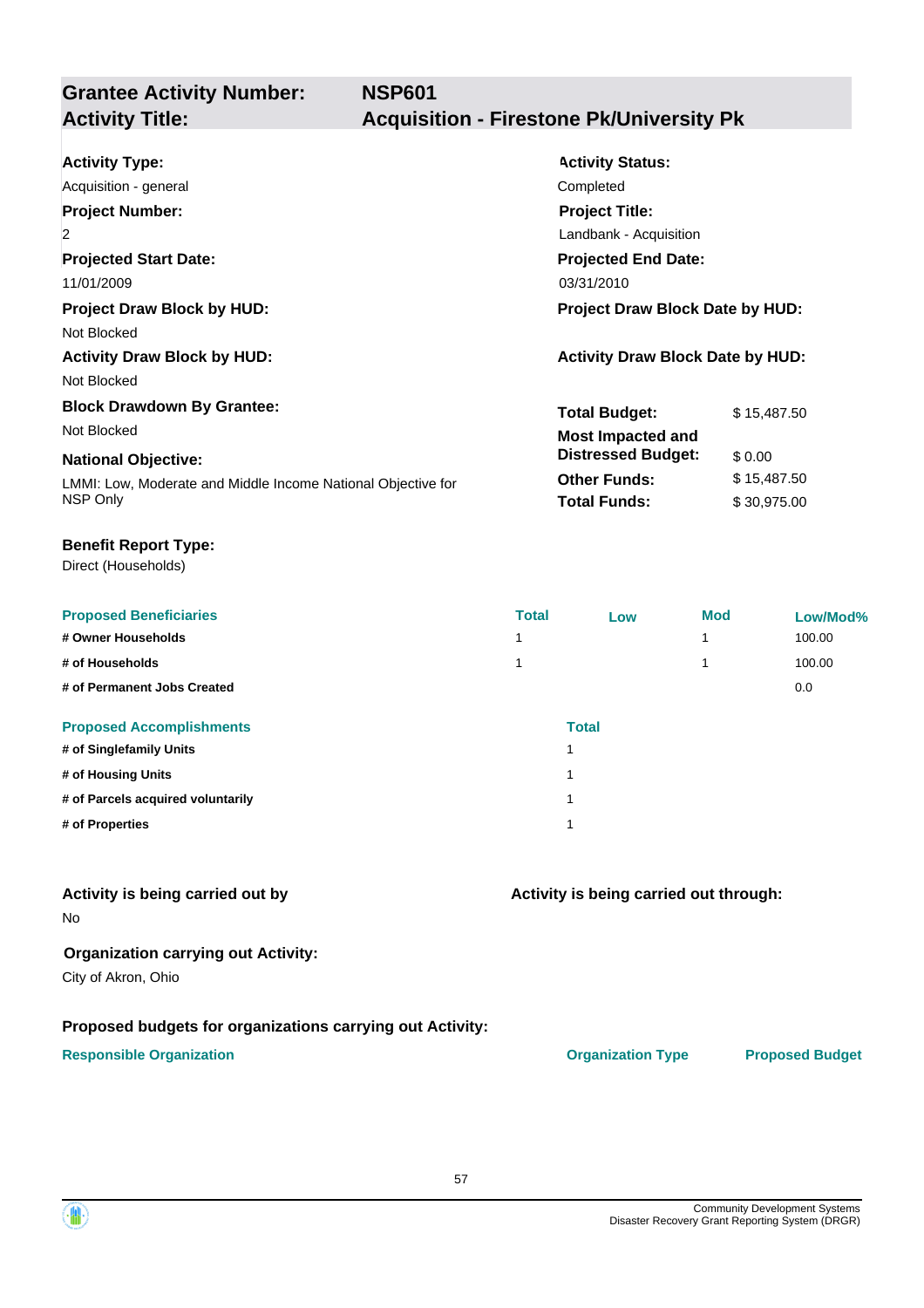**Grantee Activity Number:** NSP601
**Activity Title:** Acquisition - Firestone Pk/University Pk

**Activity Type:**
Acquisition - general

**Activity Status:**
Completed

**Project Number:**
2

**Project Title:**
Landbank - Acquisition

**Projected Start Date:**
11/01/2009

**Projected End Date:**
03/31/2010

**Project Draw Block by HUD:**
Not Blocked

**Project Draw Block Date by HUD:**

**Activity Draw Block by HUD:**
Not Blocked

**Activity Draw Block Date by HUD:**

**Block Drawdown By Grantee:**
Not Blocked

**National Objective:**
LMMI: Low, Moderate and Middle Income National Objective for NSP Only

| | |
|---|---|
| **Total Budget:** | $ 15,487.50 |
| **Most Impacted and Distressed Budget:** | $ 0.00 |
| **Other Funds:** | $ 15,487.50 |
| **Total Funds:** | $ 30,975.00 |

**Benefit Report Type:**
Direct (Households)

| Proposed Beneficiaries | Total | Low | Mod | Low/Mod% |
|---|---|---|---|---|
| # Owner Households | 1 | | 1 | 100.00 |
| # of Households | 1 | | 1 | 100.00 |
| # of Permanent Jobs Created | | | | 0.0 |

| Proposed Accomplishments | Total |
|---|---|
| # of Singlefamily Units | 1 |
| # of Housing Units | 1 |
| # of Parcels acquired voluntarily | 1 |
| # of Properties | 1 |

**Activity is being carried out by**
No

**Activity is being carried out through:**

**Organization carrying out Activity:**
City of Akron, Ohio

**Proposed budgets for organizations carrying out Activity:**

| Responsible Organization | Organization Type | Proposed Budget |
|---|---|---|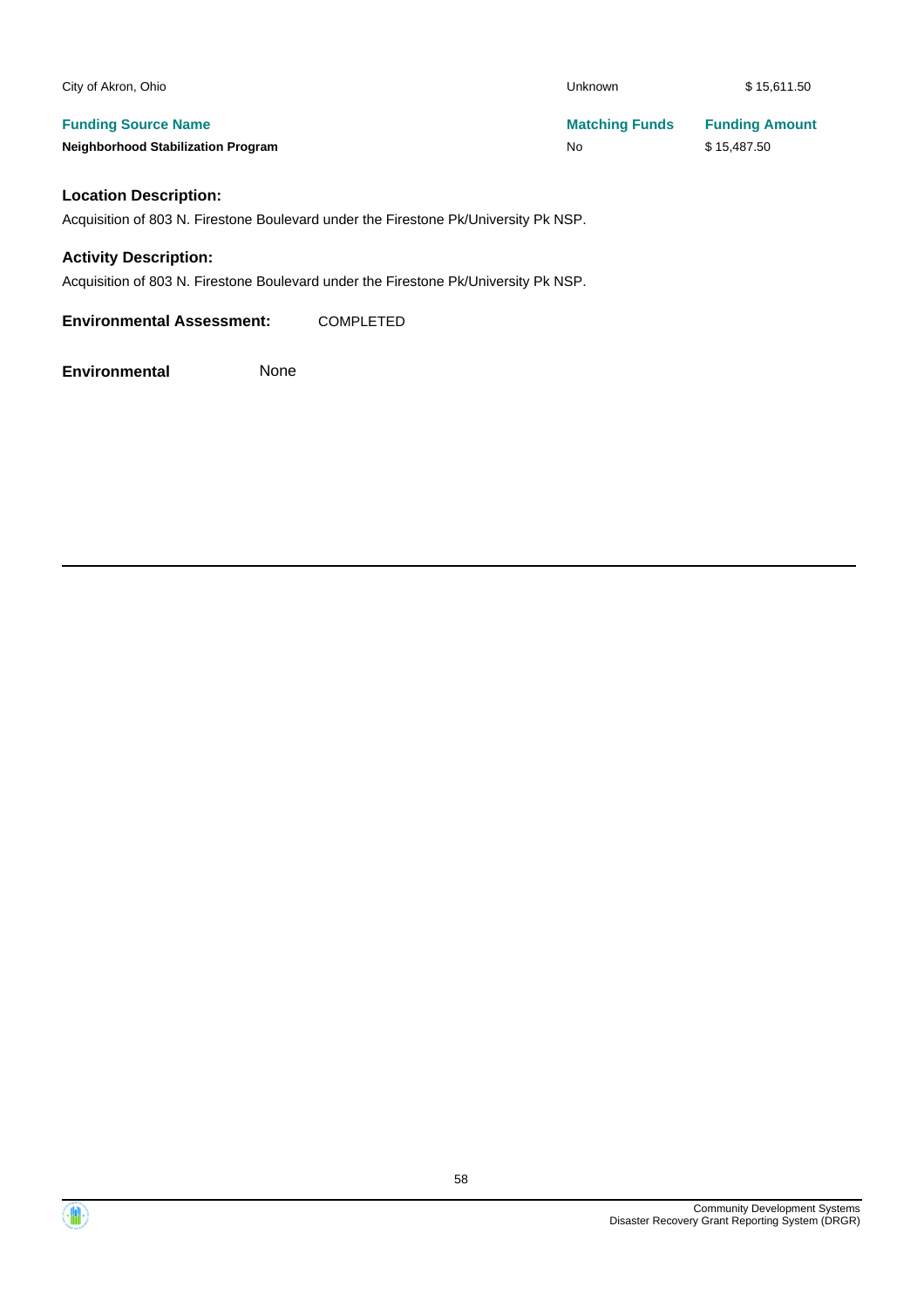| | | |
|---|---|---|
| City of Akron, Ohio | Unknown | $ 15,611.50 |

| Funding Source Name | Matching Funds | Funding Amount |
|---|---|---|
| **Neighborhood Stabilization Program** | No | $ 15,487.50 |

### Location Description:

Acquisition of 803 N. Firestone Boulevard under the Firestone Pk/University Pk NSP.

### Activity Description:

Acquisition of 803 N. Firestone Boulevard under the Firestone Pk/University Pk NSP.

**Environmental Assessment:** COMPLETED

**Environmental** None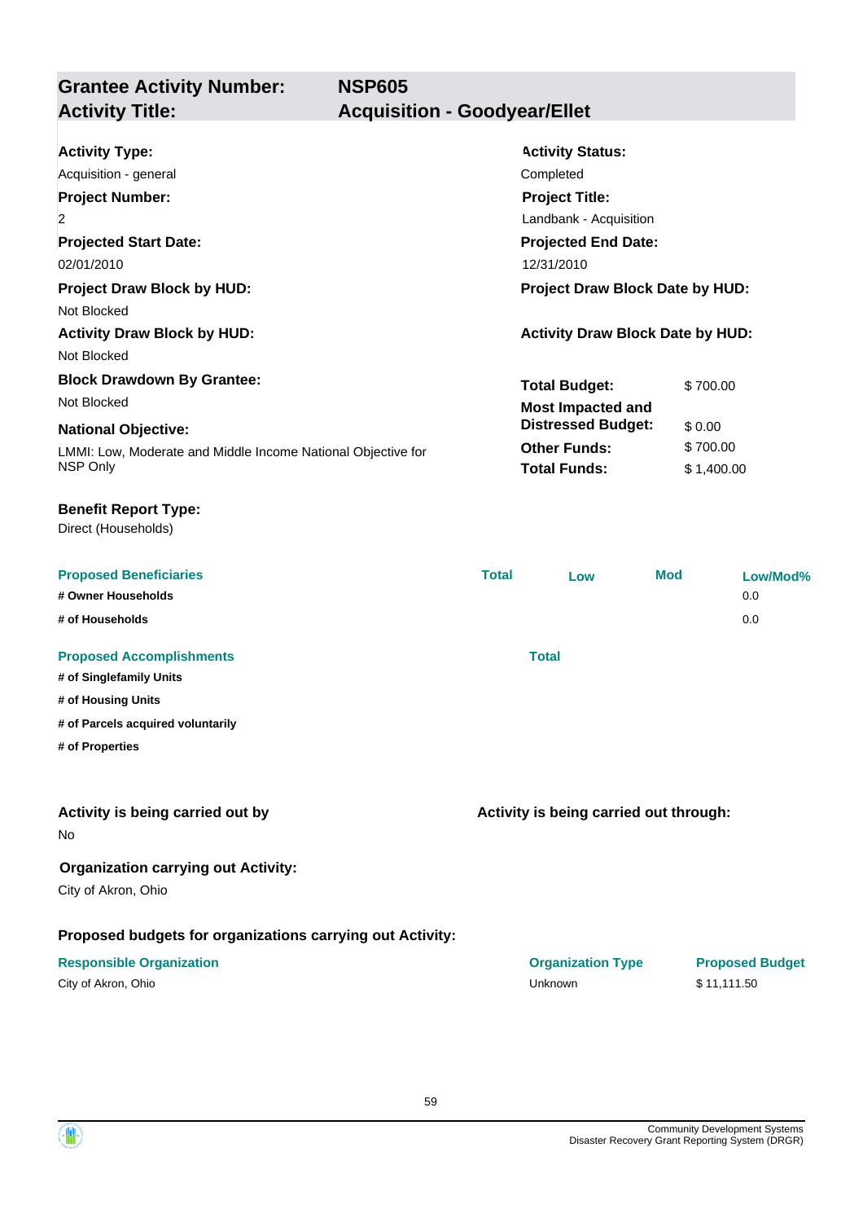## Grantee Activity Number: NSP605
## Activity Title: Acquisition - Goodyear/Ellet

**Activity Type:**
Acquisition - general

**Activity Status:**
Completed

**Project Number:**
2

**Project Title:**
Landbank - Acquisition

**Projected Start Date:**
02/01/2010

**Projected End Date:**
12/31/2010

**Project Draw Block by HUD:**
Not Blocked

**Project Draw Block Date by HUD:**

**Activity Draw Block by HUD:**
Not Blocked

**Activity Draw Block Date by HUD:**

**Block Drawdown By Grantee:**
Not Blocked

**National Objective:**
LMMI: Low, Moderate and Middle Income National Objective for NSP Only

| | |
|---|---|
| **Total Budget:** | $ 700.00 |
| **Most Impacted and Distressed Budget:** | $ 0.00 |
| **Other Funds:** | $ 700.00 |
| **Total Funds:** | $ 1,400.00 |

**Benefit Report Type:**
Direct (Households)

| Proposed Beneficiaries | Total | Low | Mod | Low/Mod% |
|---|---|---|---|---|
| # Owner Households | | | | 0.0 |
| # of Households | | | | 0.0 |

| Proposed Accomplishments | Total |
|---|---|
| # of Singlefamily Units | |
| # of Housing Units | |
| # of Parcels acquired voluntarily | |
| # of Properties | |

**Activity is being carried out by**
No

**Activity is being carried out through:**

**Organization carrying out Activity:**
City of Akron, Ohio

**Proposed budgets for organizations carrying out Activity:**

| Responsible Organization | Organization Type | Proposed Budget |
|---|---|---|
| City of Akron, Ohio | Unknown | $ 11,111.50 |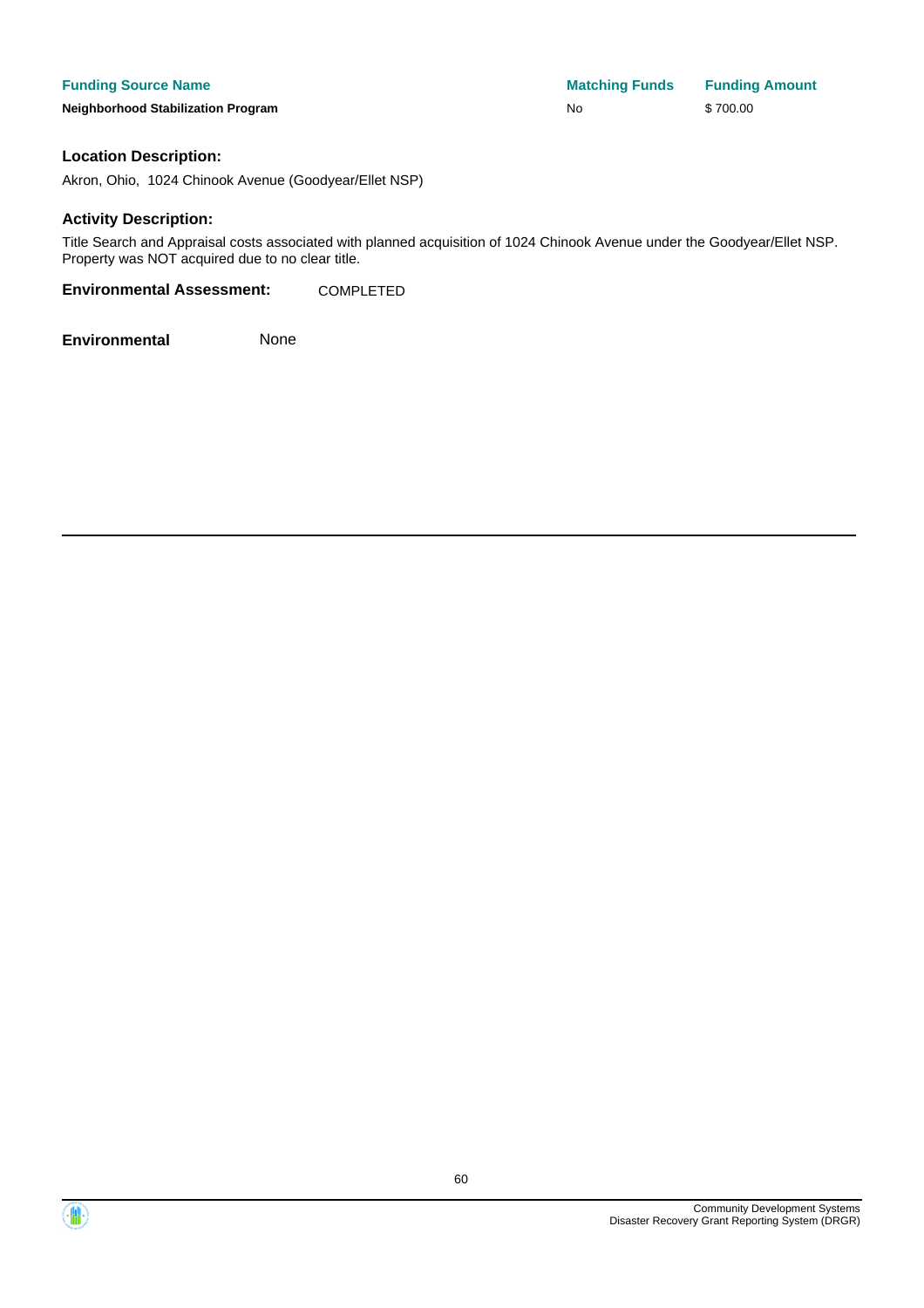| Funding Source Name | Matching Funds | Funding Amount |
| --- | --- | --- |
| Neighborhood Stabilization Program | No | $ 700.00 |

**Location Description:**

Akron, Ohio, 1024 Chinook Avenue (Goodyear/Ellet NSP)

**Activity Description:**

Title Search and Appraisal costs associated with planned acquisition of 1024 Chinook Avenue under the Goodyear/Ellet NSP. Property was NOT acquired due to no clear title.

**Environmental Assessment:** COMPLETED

**Environmental** None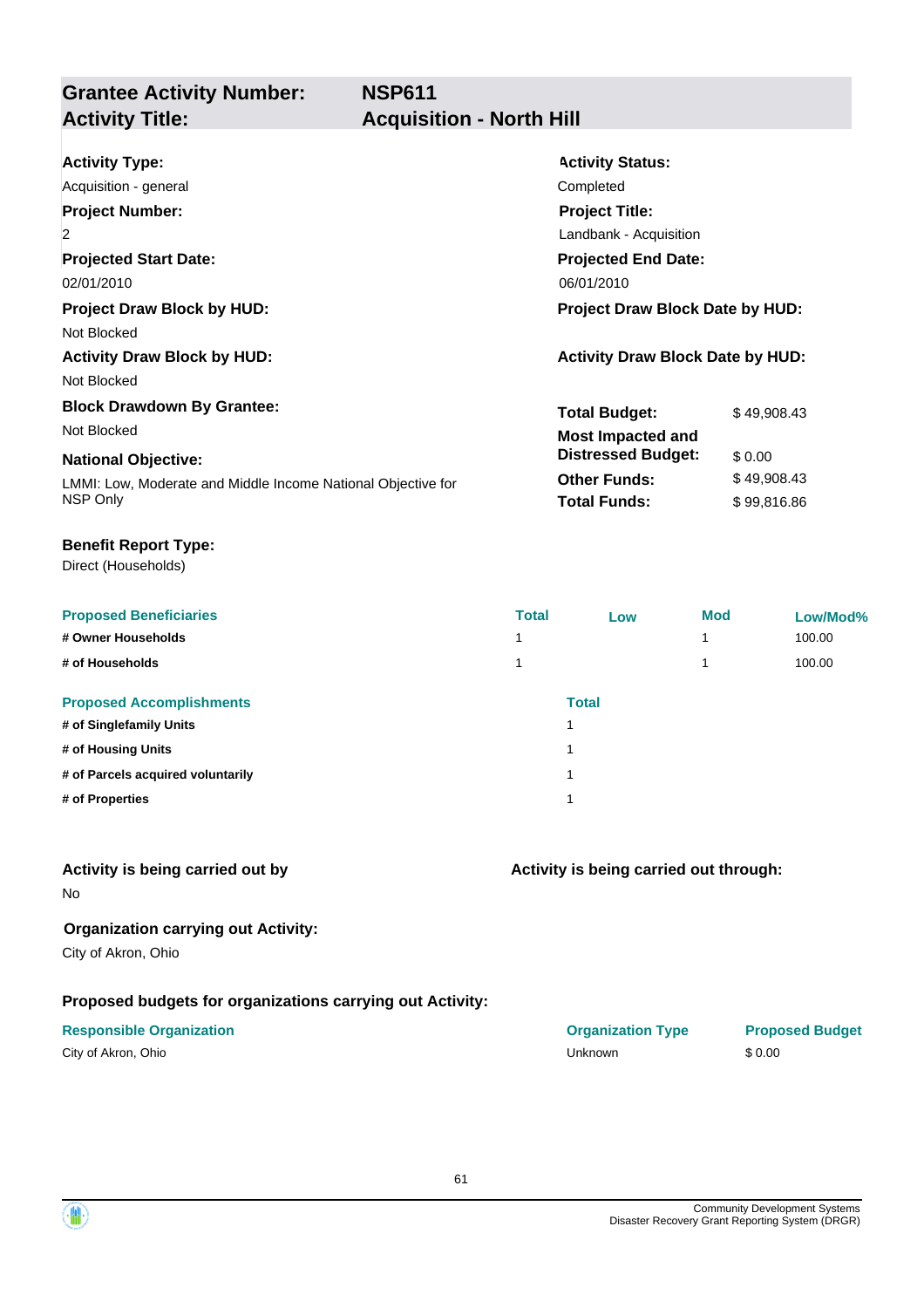## Grantee Activity Number: NSP611
## Activity Title: Acquisition - North Hill

**Activity Type:**
Acquisition - general

**Activity Status:**
Completed

**Project Number:**
2

**Project Title:**
Landbank - Acquisition

**Projected Start Date:**
02/01/2010

**Projected End Date:**
06/01/2010

**Project Draw Block by HUD:**
Not Blocked

**Project Draw Block Date by HUD:**

**Activity Draw Block by HUD:**
Not Blocked

**Activity Draw Block Date by HUD:**

**Block Drawdown By Grantee:**
Not Blocked

**National Objective:**
LMMI: Low, Moderate and Middle Income National Objective for NSP Only

| | |
|---|---|
| **Total Budget:** | $ 49,908.43 |
| **Most Impacted and Distressed Budget:** | $ 0.00 |
| **Other Funds:** | $ 49,908.43 |
| **Total Funds:** | $ 99,816.86 |

**Benefit Report Type:**
Direct (Households)

| Proposed Beneficiaries | Total | Low | Mod | Low/Mod% |
|---|---|---|---|---|
| # Owner Households | 1 | | 1 | 100.00 |
| # of Households | 1 | | 1 | 100.00 |

| Proposed Accomplishments | Total |
|---|---|
| # of Singlefamily Units | 1 |
| # of Housing Units | 1 |
| # of Parcels acquired voluntarily | 1 |
| # of Properties | 1 |

**Activity is being carried out by**
No

**Activity is being carried out through:**

**Organization carrying out Activity:**
City of Akron, Ohio

**Proposed budgets for organizations carrying out Activity:**

| Responsible Organization | Organization Type | Proposed Budget |
|---|---|---|
| City of Akron, Ohio | Unknown | $ 0.00 |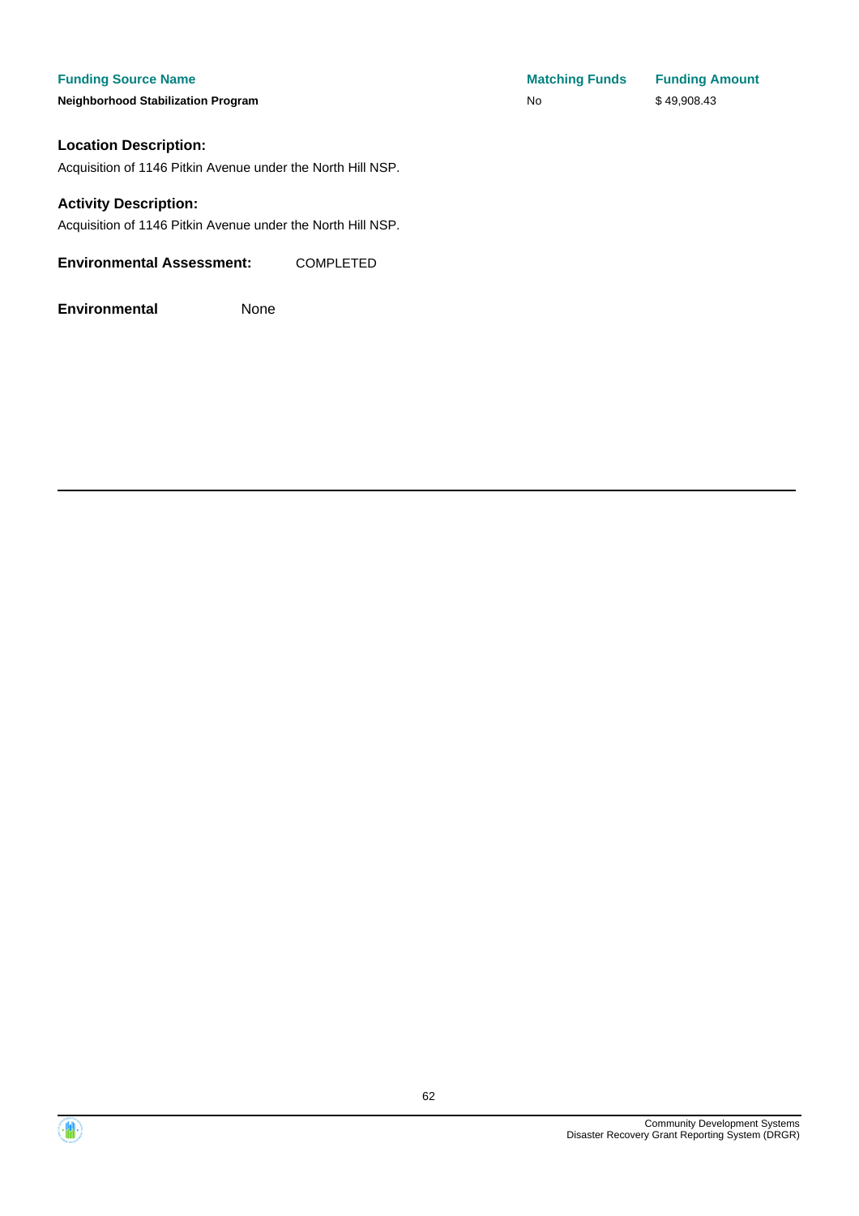| Funding Source Name | Matching Funds | Funding Amount |
| --- | --- | --- |
| **Neighborhood Stabilization Program** | No | $ 49,908.43 |

### Location Description:

Acquisition of 1146 Pitkin Avenue under the North Hill NSP.

### Activity Description:

Acquisition of 1146 Pitkin Avenue under the North Hill NSP.

**Environmental Assessment:** COMPLETED

**Environmental** None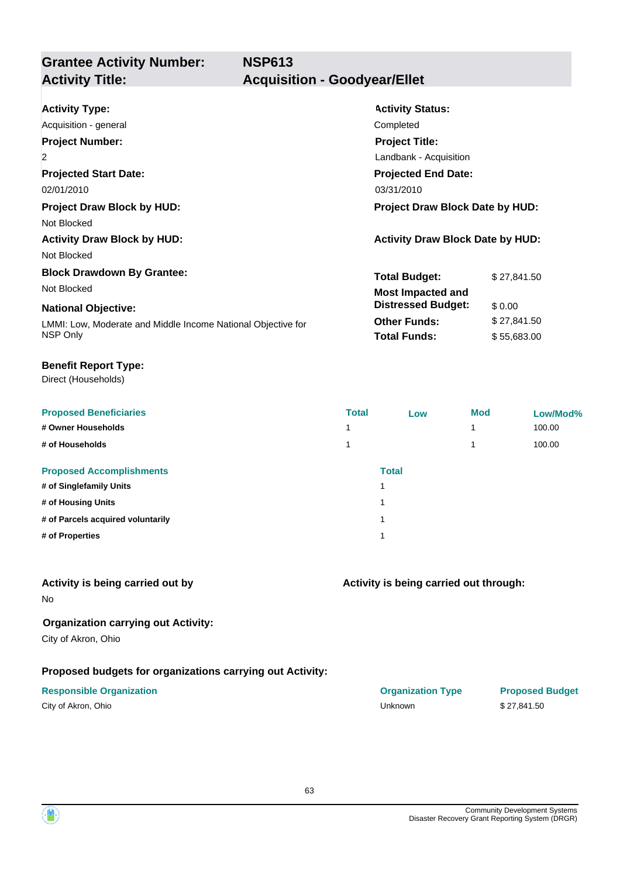## Grantee Activity Number: NSP613
## Activity Title: Acquisition - Goodyear/Ellet

**Activity Type:**
Acquisition - general

**Activity Status:**
Completed

**Project Number:**
2

**Project Title:**
Landbank - Acquisition

**Projected Start Date:**
02/01/2010

**Projected End Date:**
03/31/2010

**Project Draw Block by HUD:**
Not Blocked

**Project Draw Block Date by HUD:**

**Activity Draw Block by HUD:**
Not Blocked

**Activity Draw Block Date by HUD:**

**Block Drawdown By Grantee:**
Not Blocked

**National Objective:**
LMMI: Low, Moderate and Middle Income National Objective for NSP Only

| | |
|---|---|
| **Total Budget:** | $ 27,841.50 |
| **Most Impacted and Distressed Budget:** | $ 0.00 |
| **Other Funds:** | $ 27,841.50 |
| **Total Funds:** | $ 55,683.00 |

**Benefit Report Type:**
Direct (Households)

| Proposed Beneficiaries | Total | Low | Mod | Low/Mod% |
|---|---|---|---|---|
| # Owner Households | 1 | | 1 | 100.00 |
| # of Households | 1 | | 1 | 100.00 |

| Proposed Accomplishments | Total |
|---|---|
| # of Singlefamily Units | 1 |
| # of Housing Units | 1 |
| # of Parcels acquired voluntarily | 1 |
| # of Properties | 1 |

**Activity is being carried out by**
No

**Activity is being carried out through:**

**Organization carrying out Activity:**
City of Akron, Ohio

**Proposed budgets for organizations carrying out Activity:**

| Responsible Organization | Organization Type | Proposed Budget |
|---|---|---|
| City of Akron, Ohio | Unknown | $ 27,841.50 |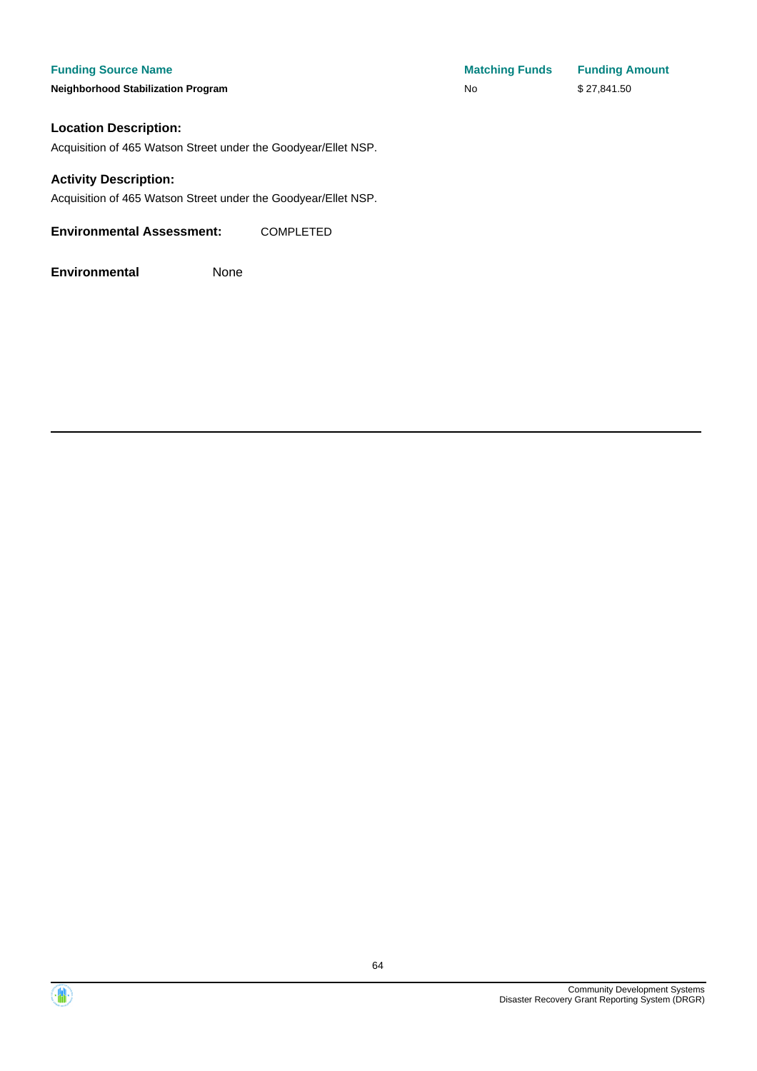| Funding Source Name | Matching Funds | Funding Amount |
| --- | --- | --- |
| Neighborhood Stabilization Program | No | $ 27,841.50 |

### Location Description:

Acquisition of 465 Watson Street under the Goodyear/Ellet NSP.

### Activity Description:

Acquisition of 465 Watson Street under the Goodyear/Ellet NSP.

**Environmental Assessment:** COMPLETED

**Environmental** None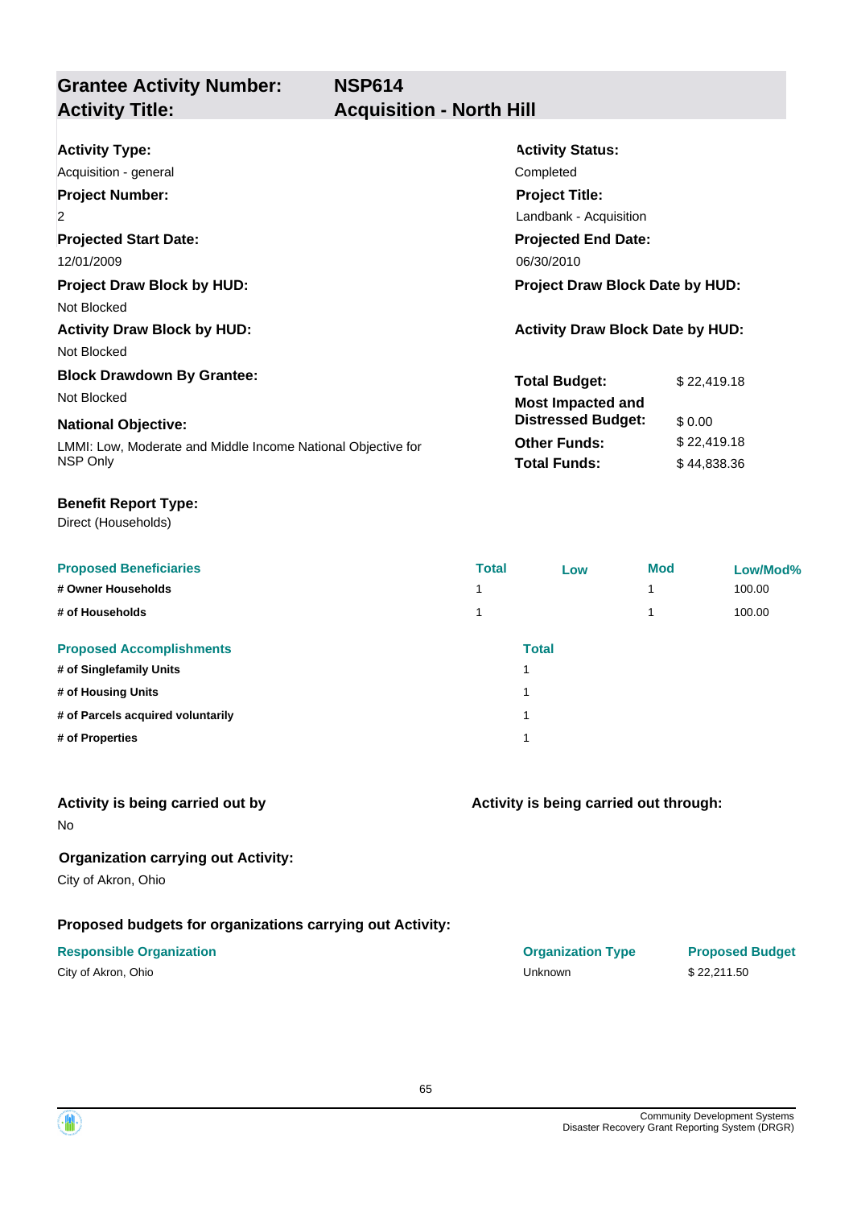## Grantee Activity Number: NSP614
## Activity Title: Acquisition - North Hill

**Activity Type:**
Acquisition - general

**Activity Status:**
Completed

**Project Number:**
2

**Project Title:**
Landbank - Acquisition

**Projected Start Date:**
12/01/2009

**Projected End Date:**
06/30/2010

**Project Draw Block by HUD:**
Not Blocked

**Project Draw Block Date by HUD:**

**Activity Draw Block by HUD:**
Not Blocked

**Activity Draw Block Date by HUD:**

**Block Drawdown By Grantee:**
Not Blocked

**National Objective:**
LMMI: Low, Moderate and Middle Income National Objective for NSP Only

| | |
|---|---|
| **Total Budget:** | $ 22,419.18 |
| **Most Impacted and Distressed Budget:** | $ 0.00 |
| **Other Funds:** | $ 22,419.18 |
| **Total Funds:** | $ 44,838.36 |

**Benefit Report Type:**
Direct (Households)

| Proposed Beneficiaries | Total | Low | Mod | Low/Mod% |
|---|---|---|---|---|
| # Owner Households | 1 | | 1 | 100.00 |
| # of Households | 1 | | 1 | 100.00 |

| Proposed Accomplishments | Total |
|---|---|
| # of Singlefamily Units | 1 |
| # of Housing Units | 1 |
| # of Parcels acquired voluntarily | 1 |
| # of Properties | 1 |

**Activity is being carried out by**
No

**Activity is being carried out through:**

**Organization carrying out Activity:**
City of Akron, Ohio

**Proposed budgets for organizations carrying out Activity:**

| Responsible Organization | Organization Type | Proposed Budget |
|---|---|---|
| City of Akron, Ohio | Unknown | $ 22,211.50 |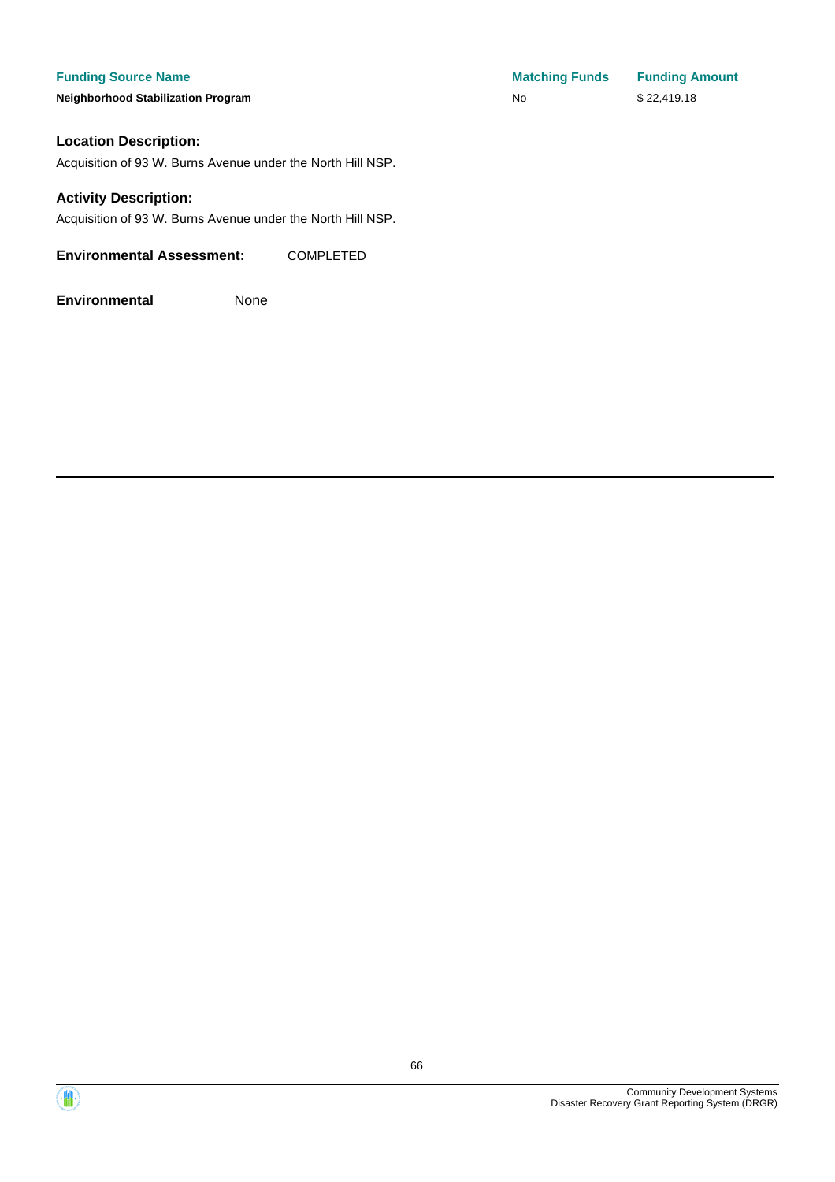| Funding Source Name | Matching Funds | Funding Amount |
| --- | --- | --- |
| **Neighborhood Stabilization Program** | No | $ 22,419.18 |

### Location Description:

Acquisition of 93 W. Burns Avenue under the North Hill NSP.

### Activity Description:

Acquisition of 93 W. Burns Avenue under the North Hill NSP.

**Environmental Assessment:** COMPLETED

**Environmental** None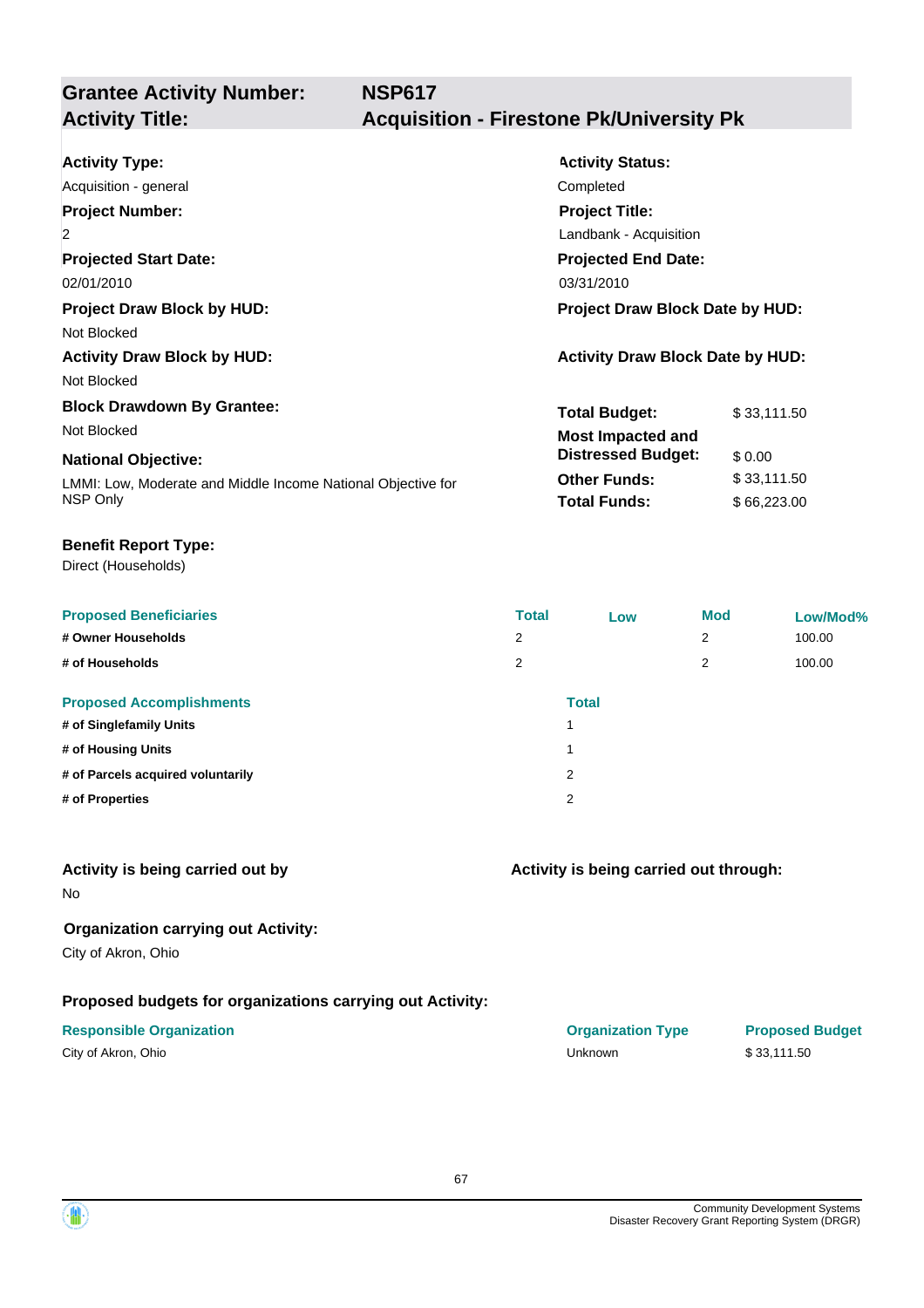| **Grantee Activity Number:** | **NSP617** |
|---|---|
| **Activity Title:** | **Acquisition - Firestone Pk/University Pk** |

**Activity Type:**
Acquisition - general

**Activity Status:**
Completed

**Project Number:**
2

**Project Title:**
Landbank - Acquisition

**Projected Start Date:**
02/01/2010

**Projected End Date:**
03/31/2010

**Project Draw Block by HUD:**
Not Blocked

**Project Draw Block Date by HUD:**

**Activity Draw Block by HUD:**
Not Blocked

**Activity Draw Block Date by HUD:**

**Block Drawdown By Grantee:**
Not Blocked

**National Objective:**
LMMI: Low, Moderate and Middle Income National Objective for NSP Only

| | |
|---|---|
| **Total Budget:** | $ 33,111.50 |
| **Most Impacted and Distressed Budget:** | $ 0.00 |
| **Other Funds:** | $ 33,111.50 |
| **Total Funds:** | $ 66,223.00 |

**Benefit Report Type:**
Direct (Households)

| Proposed Beneficiaries | Total | Low | Mod | Low/Mod% |
|---|---|---|---|---|
| # Owner Households | 2 | | 2 | 100.00 |
| # of Households | 2 | | 2 | 100.00 |

| Proposed Accomplishments | Total |
|---|---|
| # of Singlefamily Units | 1 |
| # of Housing Units | 1 |
| # of Parcels acquired voluntarily | 2 |
| # of Properties | 2 |

**Activity is being carried out by**
No

**Activity is being carried out through:**

**Organization carrying out Activity:**
City of Akron, Ohio

**Proposed budgets for organizations carrying out Activity:**

| Responsible Organization | Organization Type | Proposed Budget |
|---|---|---|
| City of Akron, Ohio | Unknown | $ 33,111.50 |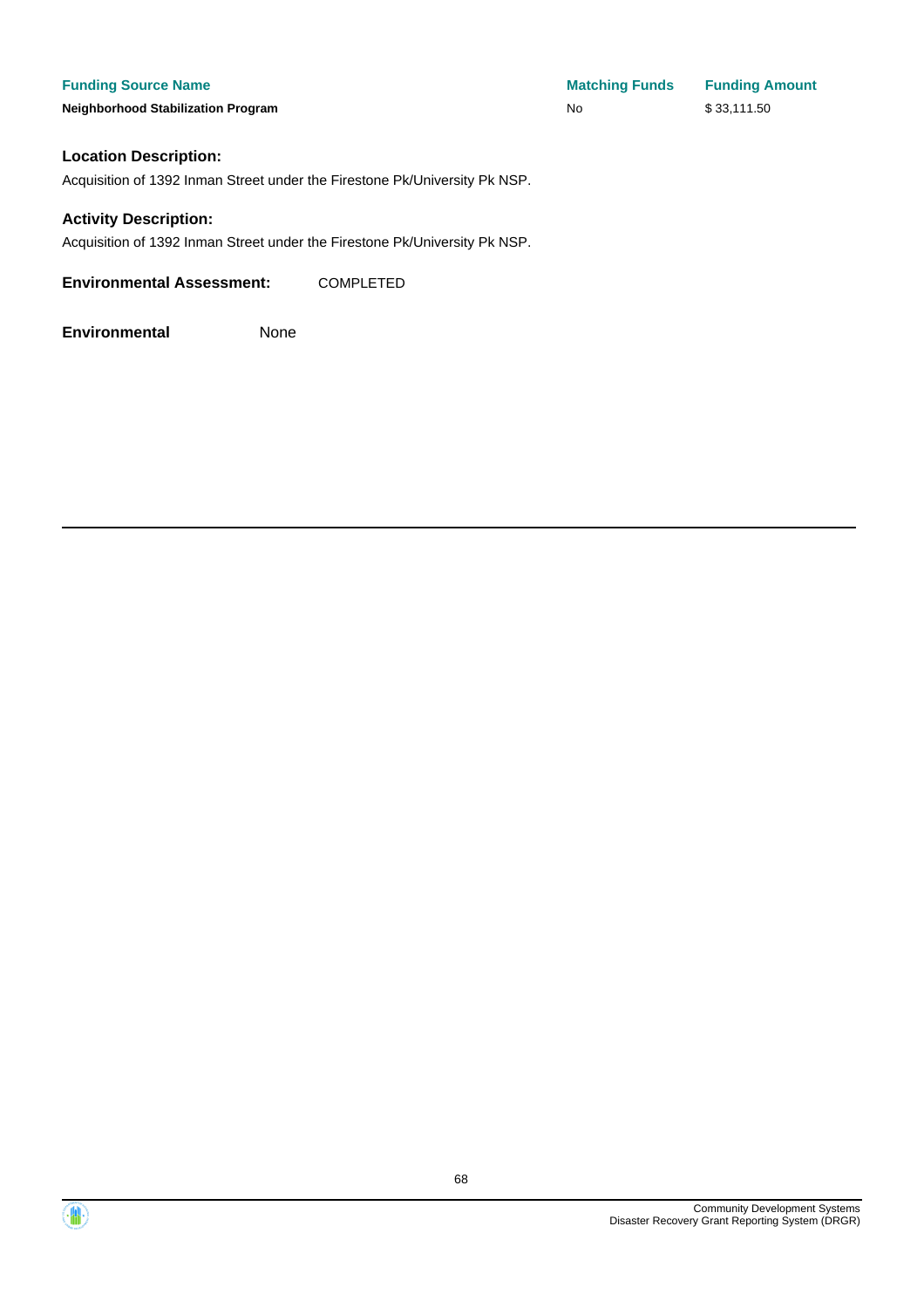| Funding Source Name | Matching Funds | Funding Amount |
| --- | --- | --- |
| **Neighborhood Stabilization Program** | No | $ 33,111.50 |

**Location Description:**

Acquisition of 1392 Inman Street under the Firestone Pk/University Pk NSP.

**Activity Description:**

Acquisition of 1392 Inman Street under the Firestone Pk/University Pk NSP.

**Environmental Assessment:** COMPLETED

**Environmental** None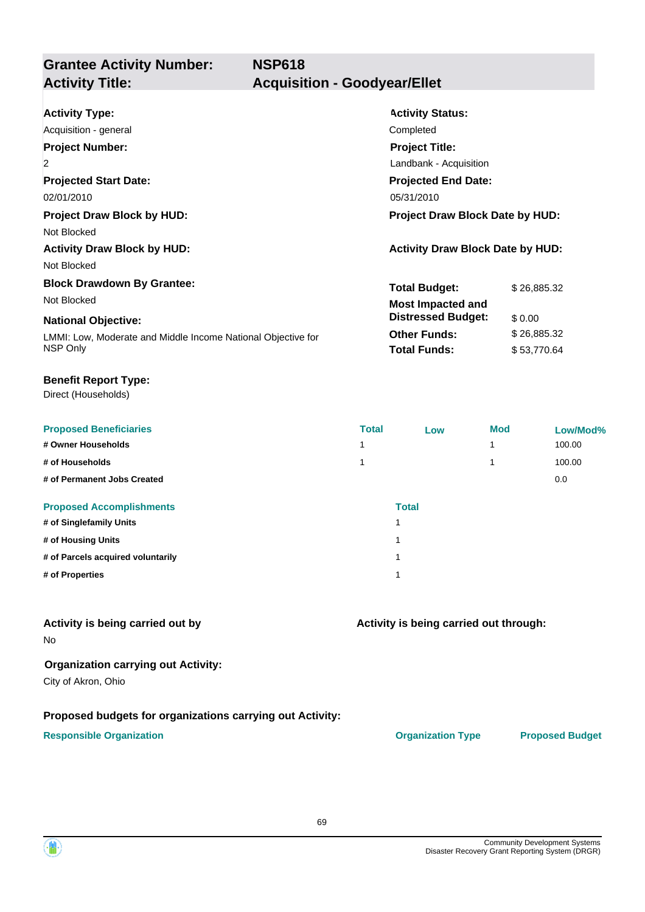## Grantee Activity Number: NSP618
## Activity Title: Acquisition - Goodyear/Ellet

**Activity Type:**
Acquisition - general

**Activity Status:**
Completed

**Project Number:**
2

**Project Title:**
Landbank - Acquisition

**Projected Start Date:**
02/01/2010

**Projected End Date:**
05/31/2010

**Project Draw Block by HUD:**
Not Blocked

**Project Draw Block Date by HUD:**

**Activity Draw Block by HUD:**
Not Blocked

**Activity Draw Block Date by HUD:**

**Block Drawdown By Grantee:**
Not Blocked

**National Objective:**
LMMI: Low, Moderate and Middle Income National Objective for NSP Only

| | |
|---|---|
| **Total Budget:** | $ 26,885.32 |
| **Most Impacted and Distressed Budget:** | $ 0.00 |
| **Other Funds:** | $ 26,885.32 |
| **Total Funds:** | $ 53,770.64 |

**Benefit Report Type:**
Direct (Households)

| Proposed Beneficiaries | Total | Low | Mod | Low/Mod% |
|---|---|---|---|---|
| # Owner Households | 1 | | 1 | 100.00 |
| # of Households | 1 | | 1 | 100.00 |
| # of Permanent Jobs Created | | | | 0.0 |

| Proposed Accomplishments | Total |
|---|---|
| # of Singlefamily Units | 1 |
| # of Housing Units | 1 |
| # of Parcels acquired voluntarily | 1 |
| # of Properties | 1 |

**Activity is being carried out by**
No

**Activity is being carried out through:**

**Organization carrying out Activity:**
City of Akron, Ohio

**Proposed budgets for organizations carrying out Activity:**

| Responsible Organization | Organization Type | Proposed Budget |
|---|---|---|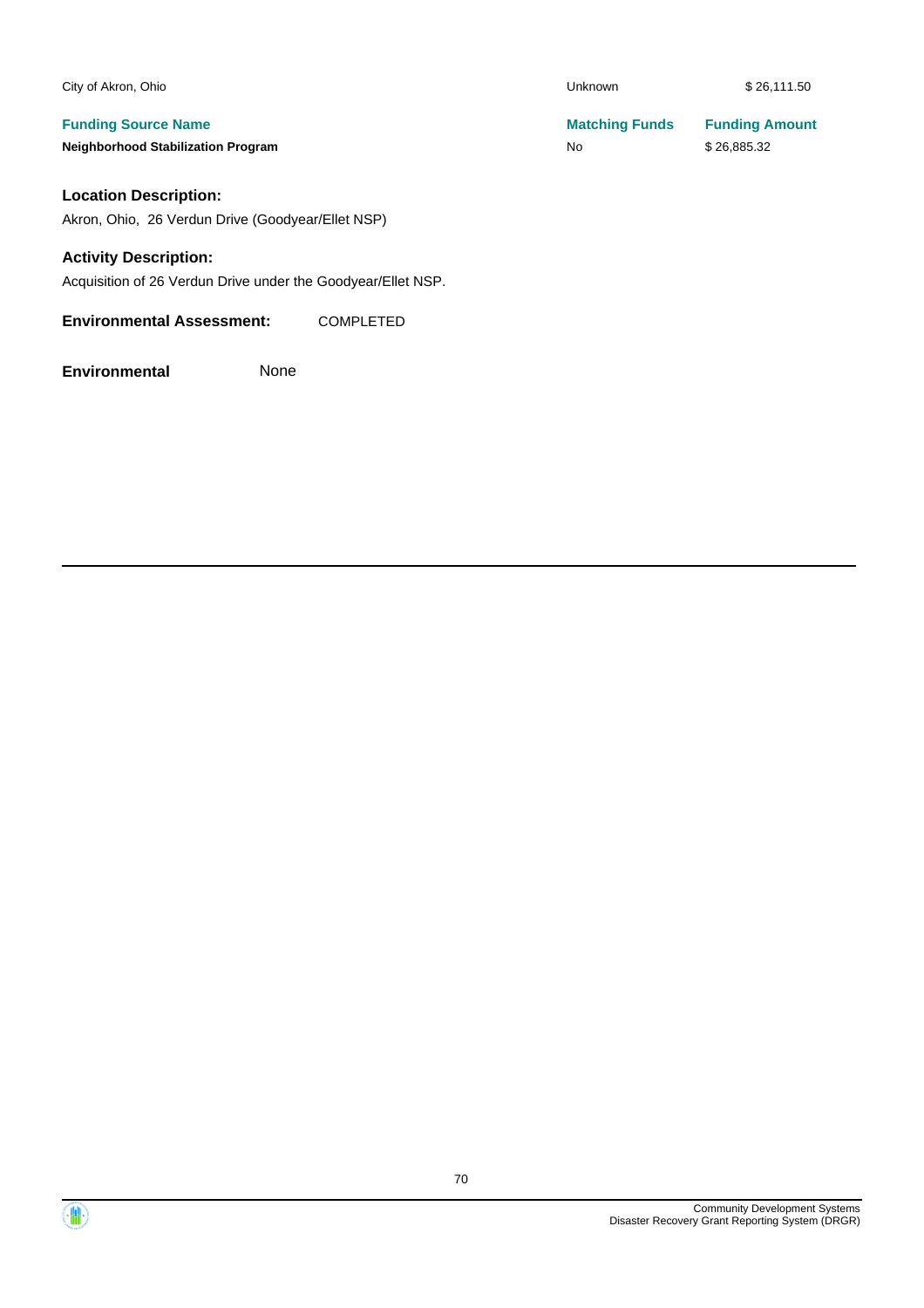| | | |
|---|---|---|
| City of Akron, Ohio | Unknown | $ 26,111.50 |
| **Funding Source Name** | **Matching Funds** | **Funding Amount** |
| **Neighborhood Stabilization Program** | No | $ 26,885.32 |

### Location Description:

Akron, Ohio, 26 Verdun Drive (Goodyear/Ellet NSP)

### Activity Description:

Acquisition of 26 Verdun Drive under the Goodyear/Ellet NSP.

**Environmental Assessment:** COMPLETED

**Environmental** None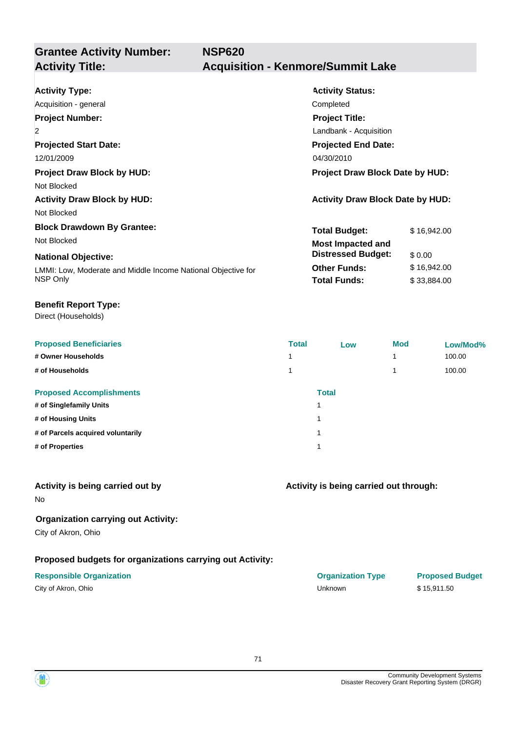## Grantee Activity Number: NSP620
## Activity Title: Acquisition - Kenmore/Summit Lake

**Activity Type:**
Acquisition - general

**Activity Status:**
Completed

**Project Number:**
2

**Project Title:**
Landbank - Acquisition

**Projected Start Date:**
12/01/2009

**Projected End Date:**
04/30/2010

**Project Draw Block by HUD:**
Not Blocked

**Project Draw Block Date by HUD:**

**Activity Draw Block by HUD:**
Not Blocked

**Activity Draw Block Date by HUD:**

**Block Drawdown By Grantee:**
Not Blocked

**National Objective:**
LMMI: Low, Moderate and Middle Income National Objective for NSP Only

| | |
|---|---|
| **Total Budget:** | $ 16,942.00 |
| **Most Impacted and Distressed Budget:** | $ 0.00 |
| **Other Funds:** | $ 16,942.00 |
| **Total Funds:** | $ 33,884.00 |

**Benefit Report Type:**
Direct (Households)

| Proposed Beneficiaries | Total | Low | Mod | Low/Mod% |
|---|---|---|---|---|
| # Owner Households | 1 | | 1 | 100.00 |
| # of Households | 1 | | 1 | 100.00 |

| Proposed Accomplishments | Total |
|---|---|
| # of Singlefamily Units | 1 |
| # of Housing Units | 1 |
| # of Parcels acquired voluntarily | 1 |
| # of Properties | 1 |

**Activity is being carried out by**
No

**Activity is being carried out through:**

**Organization carrying out Activity:**
City of Akron, Ohio

**Proposed budgets for organizations carrying out Activity:**

| Responsible Organization | Organization Type | Proposed Budget |
|---|---|---|
| City of Akron, Ohio | Unknown | $ 15,911.50 |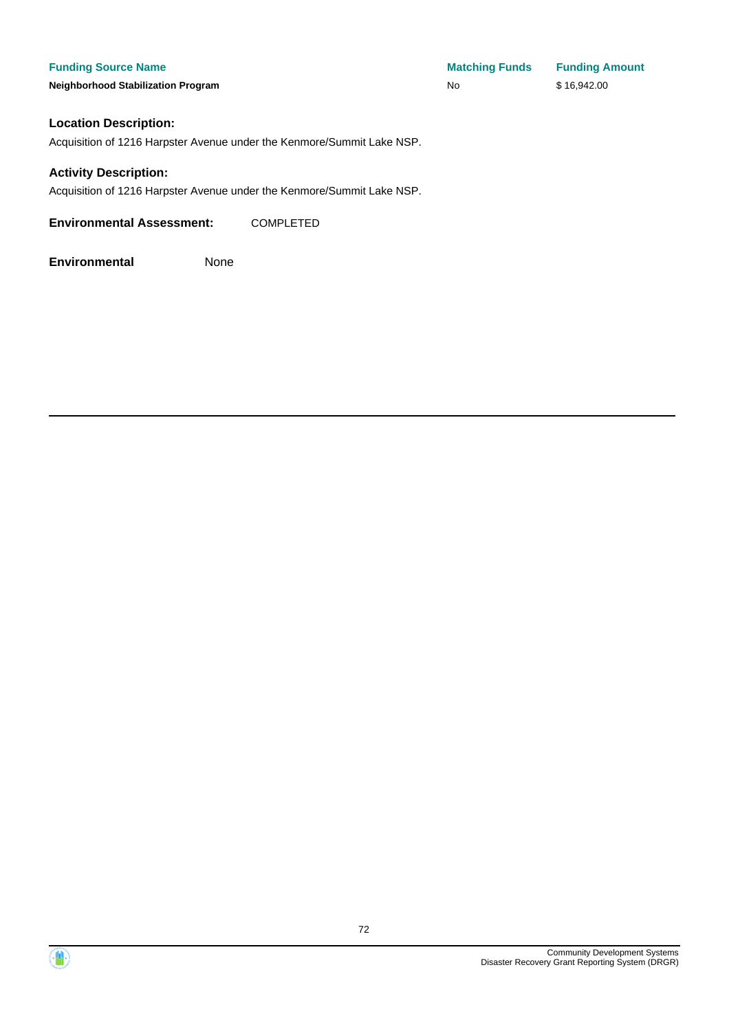| Funding Source Name | Matching Funds | Funding Amount |
| --- | --- | --- |
| **Neighborhood Stabilization Program** | No | $ 16,942.00 |

### Location Description:

Acquisition of 1216 Harpster Avenue under the Kenmore/Summit Lake NSP.

### Activity Description:

Acquisition of 1216 Harpster Avenue under the Kenmore/Summit Lake NSP.

**Environmental Assessment:** COMPLETED

**Environmental** None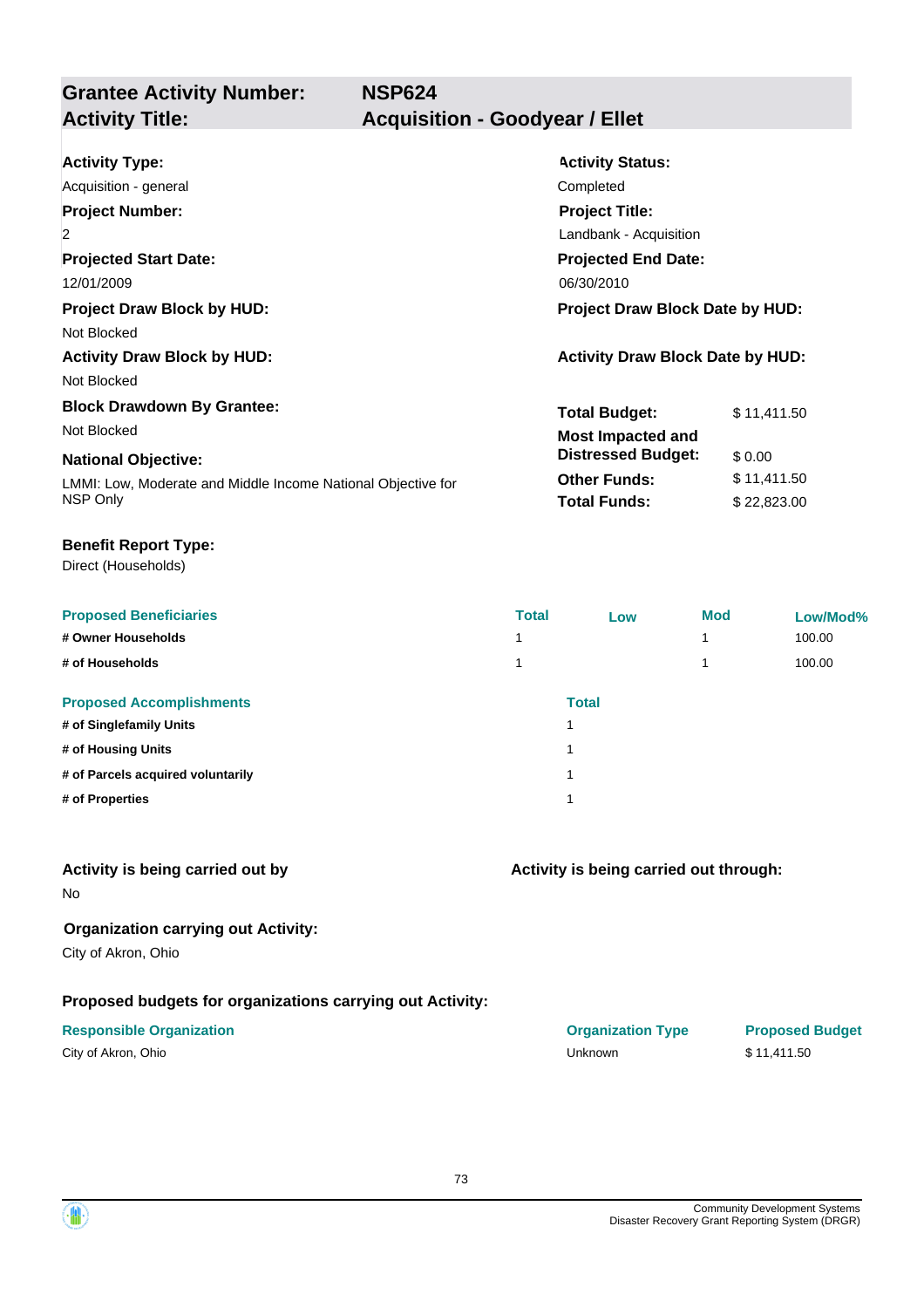## Grantee Activity Number: NSP624
## Activity Title: Acquisition - Goodyear / Ellet

**Activity Type:**
Acquisition - general

**Activity Status:**
Completed

**Project Number:**
2

**Project Title:**
Landbank - Acquisition

**Projected Start Date:**
12/01/2009

**Projected End Date:**
06/30/2010

**Project Draw Block by HUD:**
Not Blocked

**Project Draw Block Date by HUD:**

**Activity Draw Block by HUD:**
Not Blocked

**Activity Draw Block Date by HUD:**

**Block Drawdown By Grantee:**
Not Blocked

**National Objective:**
LMMI: Low, Moderate and Middle Income National Objective for NSP Only

| | |
|---|---|
| **Total Budget:** | $ 11,411.50 |
| **Most Impacted and Distressed Budget:** | $ 0.00 |
| **Other Funds:** | $ 11,411.50 |
| **Total Funds:** | $ 22,823.00 |

**Benefit Report Type:**
Direct (Households)

| Proposed Beneficiaries | Total | Low | Mod | Low/Mod% |
|---|---|---|---|---|
| # Owner Households | 1 | | 1 | 100.00 |
| # of Households | 1 | | 1 | 100.00 |

| Proposed Accomplishments | Total |
|---|---|
| # of Singlefamily Units | 1 |
| # of Housing Units | 1 |
| # of Parcels acquired voluntarily | 1 |
| # of Properties | 1 |

**Activity is being carried out by**
No

**Activity is being carried out through:**

**Organization carrying out Activity:**
City of Akron, Ohio

**Proposed budgets for organizations carrying out Activity:**

| Responsible Organization | Organization Type | Proposed Budget |
|---|---|---|
| City of Akron, Ohio | Unknown | $ 11,411.50 |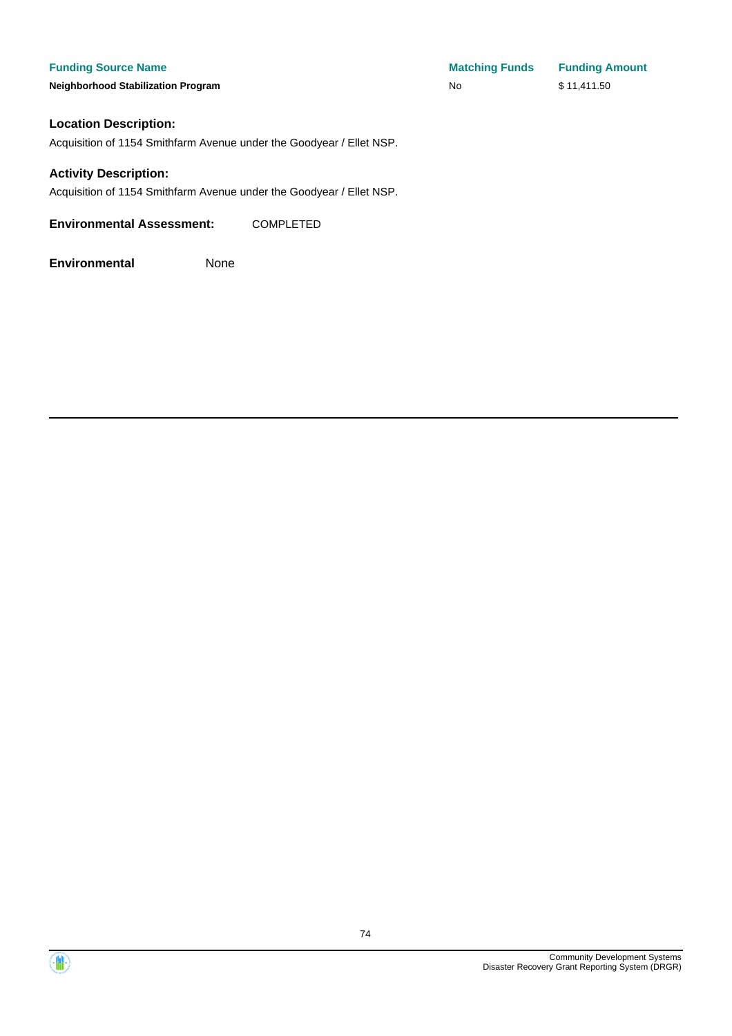| Funding Source Name | Matching Funds | Funding Amount |
| --- | --- | --- |
| **Neighborhood Stabilization Program** | No | $ 11,411.50 |

### Location Description:

Acquisition of 1154 Smithfarm Avenue under the Goodyear / Ellet NSP.

### Activity Description:

Acquisition of 1154 Smithfarm Avenue under the Goodyear / Ellet NSP.

**Environmental Assessment:** COMPLETED

**Environmental** None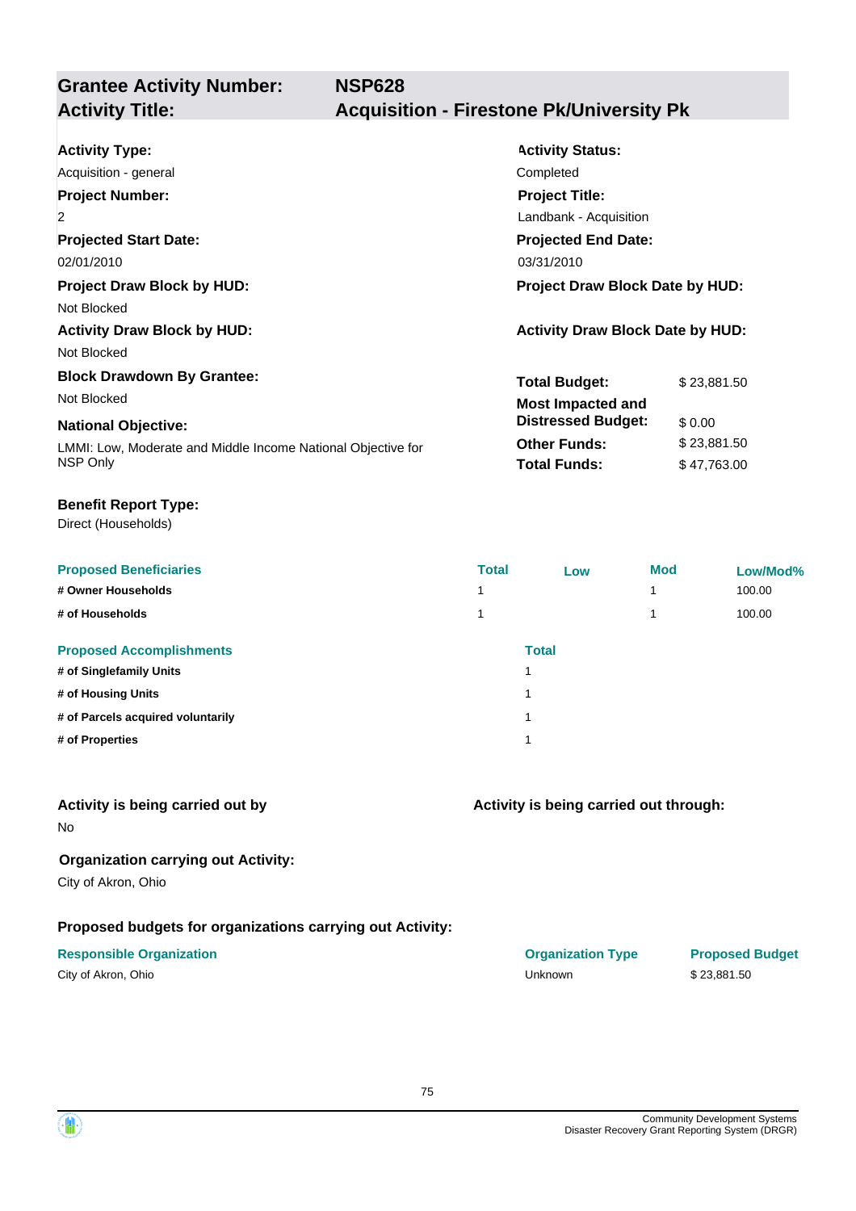**Grantee Activity Number:** **NSP628**
**Activity Title:** **Acquisition - Firestone Pk/University Pk**

**Activity Type:**
Acquisition - general

**Activity Status:**
Completed

**Project Number:**
2

**Project Title:**
Landbank - Acquisition

**Projected Start Date:**
02/01/2010

**Projected End Date:**
03/31/2010

**Project Draw Block by HUD:**
Not Blocked

**Project Draw Block Date by HUD:**

**Activity Draw Block by HUD:**
Not Blocked

**Activity Draw Block Date by HUD:**

**Block Drawdown By Grantee:**
Not Blocked

**National Objective:**
LMMI: Low, Moderate and Middle Income National Objective for NSP Only

| | |
|---|---|
| **Total Budget:** | $ 23,881.50 |
| **Most Impacted and Distressed Budget:** | $ 0.00 |
| **Other Funds:** | $ 23,881.50 |
| **Total Funds:** | $ 47,763.00 |

**Benefit Report Type:**
Direct (Households)

| Proposed Beneficiaries | Total | Low | Mod | Low/Mod% |
|---|---|---|---|---|
| # Owner Households | 1 | | 1 | 100.00 |
| # of Households | 1 | | 1 | 100.00 |

| Proposed Accomplishments | Total |
|---|---|
| # of Singlefamily Units | 1 |
| # of Housing Units | 1 |
| # of Parcels acquired voluntarily | 1 |
| # of Properties | 1 |

**Activity is being carried out by**
No

**Activity is being carried out through:**

**Organization carrying out Activity:**
City of Akron, Ohio

**Proposed budgets for organizations carrying out Activity:**

| Responsible Organization | Organization Type | Proposed Budget |
|---|---|---|
| City of Akron, Ohio | Unknown | $ 23,881.50 |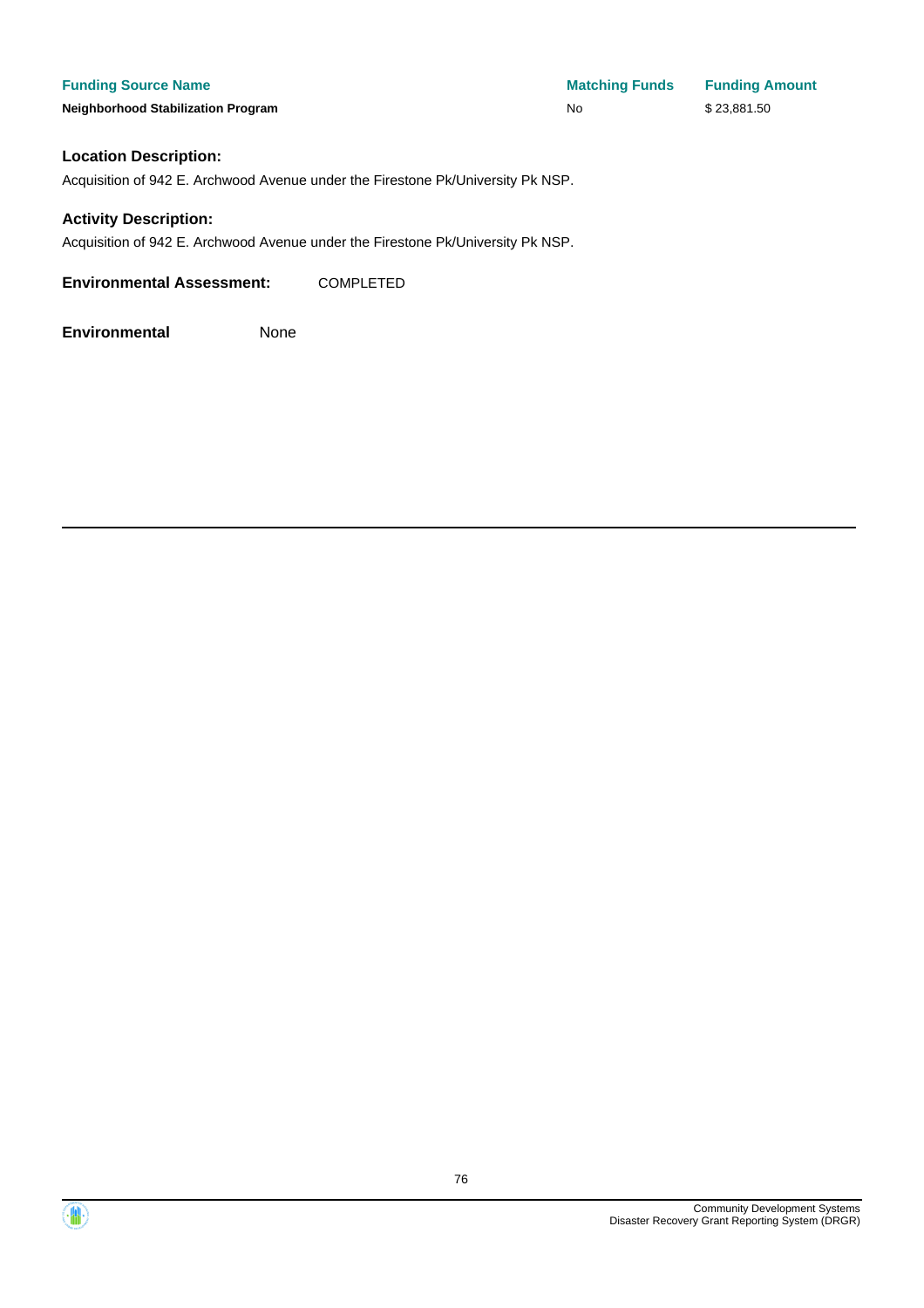| Funding Source Name | Matching Funds | Funding Amount |
| --- | --- | --- |
| **Neighborhood Stabilization Program** | No | $ 23,881.50 |

### Location Description:

Acquisition of 942 E. Archwood Avenue under the Firestone Pk/University Pk NSP.

### Activity Description:

Acquisition of 942 E. Archwood Avenue under the Firestone Pk/University Pk NSP.

**Environmental Assessment:** COMPLETED

**Environmental** None

---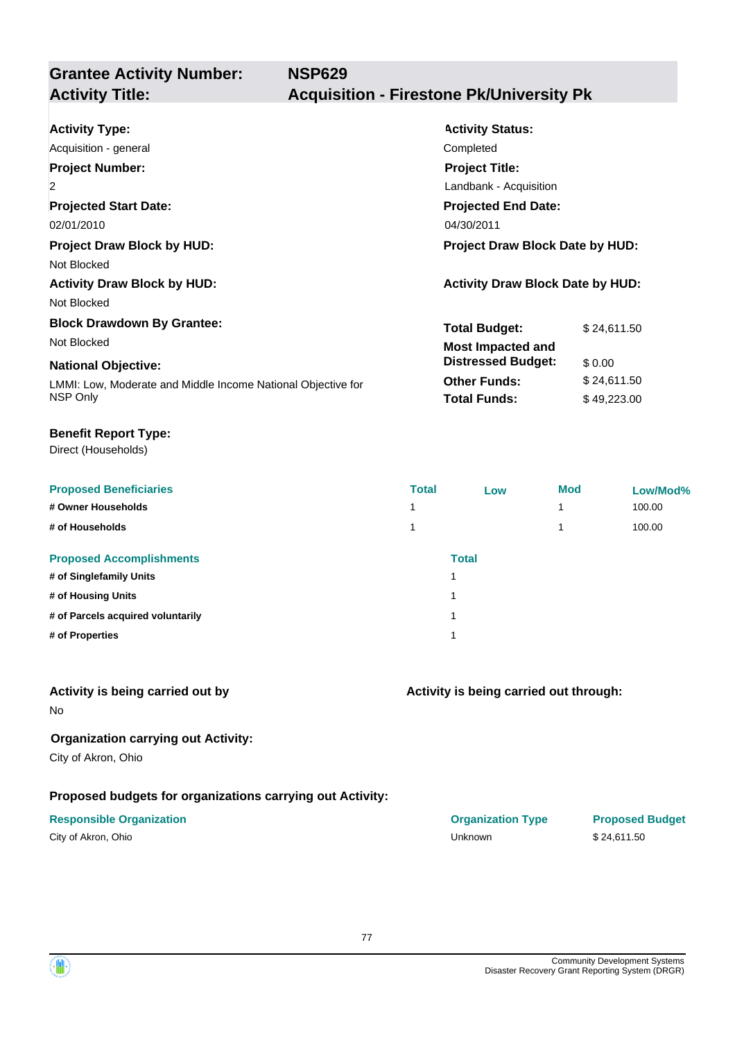## Grantee Activity Number: NSP629
## Activity Title: Acquisition - Firestone Pk/University Pk

**Activity Type:**
Acquisition - general

**Activity Status:**
Completed

**Project Number:**
2

**Project Title:**
Landbank - Acquisition

**Projected Start Date:**
02/01/2010

**Projected End Date:**
04/30/2011

**Project Draw Block by HUD:**
Not Blocked

**Project Draw Block Date by HUD:**

**Activity Draw Block by HUD:**
Not Blocked

**Activity Draw Block Date by HUD:**

**Block Drawdown By Grantee:**
Not Blocked

**National Objective:**
LMMI: Low, Moderate and Middle Income National Objective for NSP Only

| | |
|---|---|
| **Total Budget:** | $ 24,611.50 |
| **Most Impacted and Distressed Budget:** | $ 0.00 |
| **Other Funds:** | $ 24,611.50 |
| **Total Funds:** | $ 49,223.00 |

**Benefit Report Type:**
Direct (Households)

| Proposed Beneficiaries | Total | Low | Mod | Low/Mod% |
|---|---|---|---|---|
| # Owner Households | 1 | | 1 | 100.00 |
| # of Households | 1 | | 1 | 100.00 |

| Proposed Accomplishments | Total |
|---|---|
| # of Singlefamily Units | 1 |
| # of Housing Units | 1 |
| # of Parcels acquired voluntarily | 1 |
| # of Properties | 1 |

**Activity is being carried out by**
No

**Activity is being carried out through:**

**Organization carrying out Activity:**
City of Akron, Ohio

**Proposed budgets for organizations carrying out Activity:**

| Responsible Organization | Organization Type | Proposed Budget |
|---|---|---|
| City of Akron, Ohio | Unknown | $ 24,611.50 |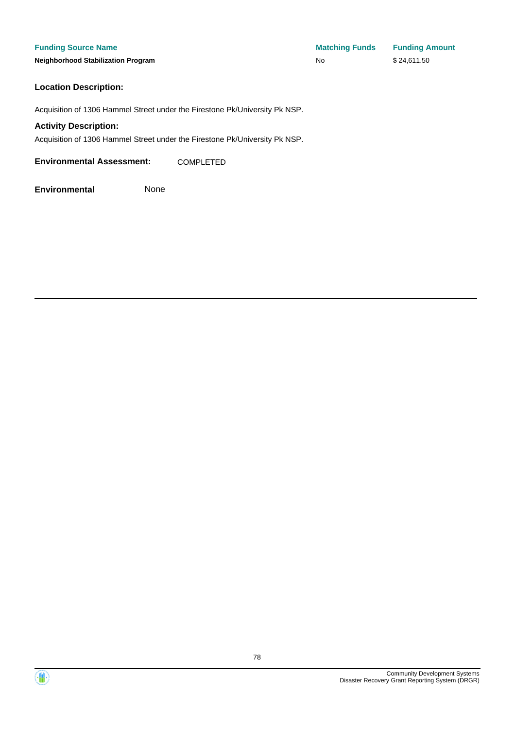| Funding Source Name | Matching Funds | Funding Amount |
| --- | --- | --- |
| **Neighborhood Stabilization Program** | No | $ 24,611.50 |

**Location Description:**

Acquisition of 1306 Hammel Street under the Firestone Pk/University Pk NSP.

**Activity Description:**

Acquisition of 1306 Hammel Street under the Firestone Pk/University Pk NSP.

**Environmental Assessment:** COMPLETED

**Environmental** None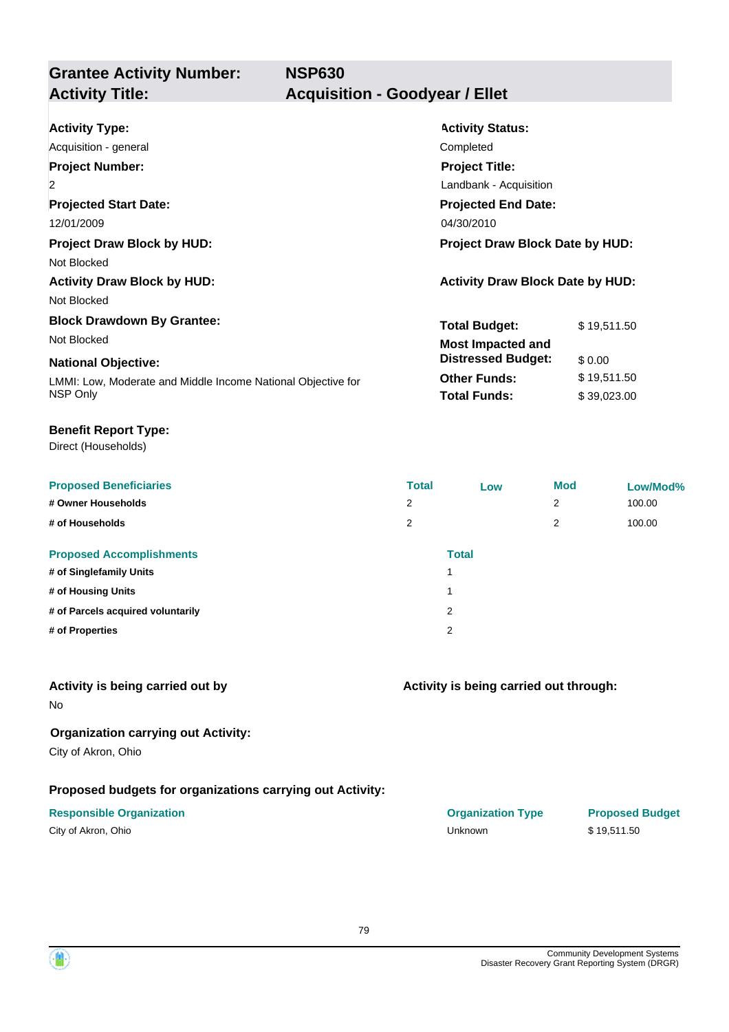## Grantee Activity Number: NSP630
## Activity Title: Acquisition - Goodyear / Ellet

**Activity Type:**
Acquisition - general

**Activity Status:**
Completed

**Project Number:**
2

**Project Title:**
Landbank - Acquisition

**Projected Start Date:**
12/01/2009

**Projected End Date:**
04/30/2010

**Project Draw Block by HUD:**
Not Blocked

**Project Draw Block Date by HUD:**

**Activity Draw Block by HUD:**
Not Blocked

**Activity Draw Block Date by HUD:**

**Block Drawdown By Grantee:**
Not Blocked

**National Objective:**
LMMI: Low, Moderate and Middle Income National Objective for NSP Only

| | |
|---|---|
| **Total Budget:** | $ 19,511.50 |
| **Most Impacted and Distressed Budget:** | $ 0.00 |
| **Other Funds:** | $ 19,511.50 |
| **Total Funds:** | $ 39,023.00 |

**Benefit Report Type:**
Direct (Households)

| Proposed Beneficiaries | Total | Low | Mod | Low/Mod% |
|---|---|---|---|---|
| # Owner Households | 2 | | 2 | 100.00 |
| # of Households | 2 | | 2 | 100.00 |

| Proposed Accomplishments | Total |
|---|---|
| # of Singlefamily Units | 1 |
| # of Housing Units | 1 |
| # of Parcels acquired voluntarily | 2 |
| # of Properties | 2 |

**Activity is being carried out by**
No

**Activity is being carried out through:**

**Organization carrying out Activity:**
City of Akron, Ohio

**Proposed budgets for organizations carrying out Activity:**

| Responsible Organization | Organization Type | Proposed Budget |
|---|---|---|
| City of Akron, Ohio | Unknown | $ 19,511.50 |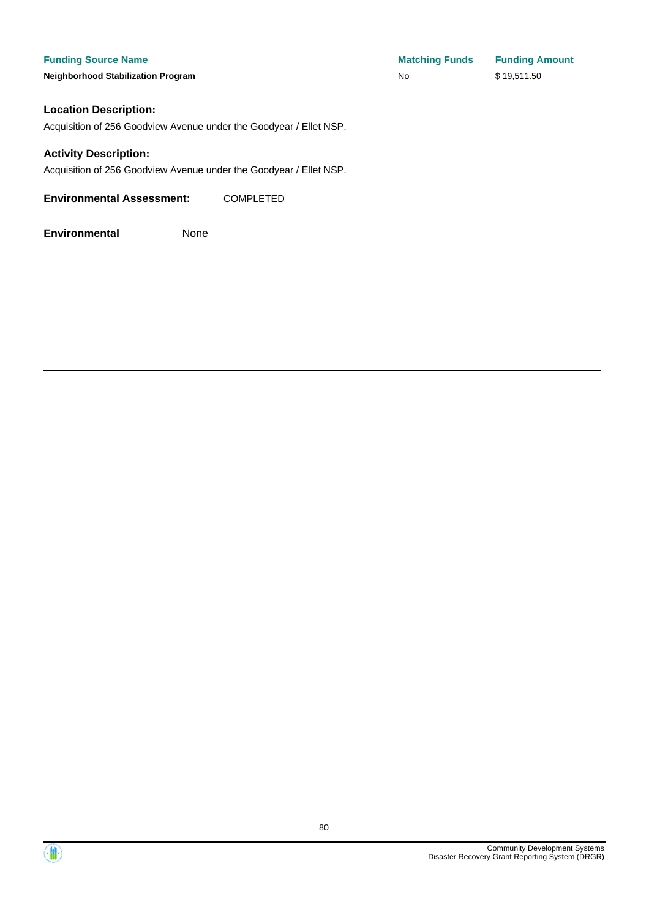| Funding Source Name | Matching Funds | Funding Amount |
| --- | --- | --- |
| **Neighborhood Stabilization Program** | No | $ 19,511.50 |

**Location Description:**

Acquisition of 256 Goodview Avenue under the Goodyear / Ellet NSP.

**Activity Description:**

Acquisition of 256 Goodview Avenue under the Goodyear / Ellet NSP.

**Environmental Assessment:** COMPLETED

**Environmental** None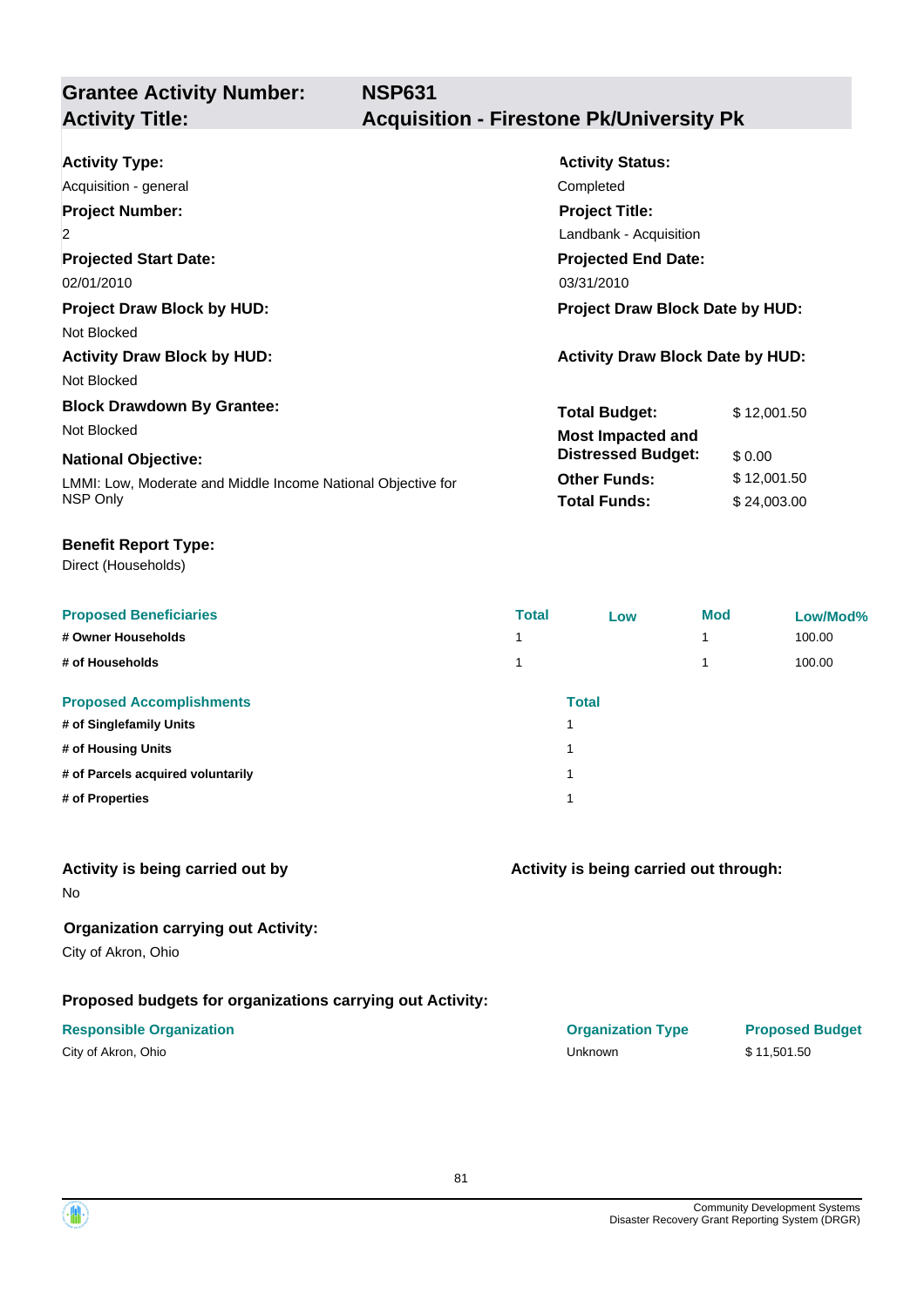| **Grantee Activity Number:** | **NSP631** |
|---|---|
| **Activity Title:** | **Acquisition - Firestone Pk/University Pk** |

**Activity Type:**
Acquisition - general

**Activity Status:**
Completed

**Project Number:**
2

**Project Title:**
Landbank - Acquisition

**Projected Start Date:**
02/01/2010

**Projected End Date:**
03/31/2010

**Project Draw Block by HUD:**
Not Blocked

**Project Draw Block Date by HUD:**

**Activity Draw Block by HUD:**
Not Blocked

**Activity Draw Block Date by HUD:**

**Block Drawdown By Grantee:**
Not Blocked

**National Objective:**
LMMI: Low, Moderate and Middle Income National Objective for NSP Only

| | |
|---|---|
| **Total Budget:** | $ 12,001.50 |
| **Most Impacted and Distressed Budget:** | $ 0.00 |
| **Other Funds:** | $ 12,001.50 |
| **Total Funds:** | $ 24,003.00 |

**Benefit Report Type:**
Direct (Households)

| Proposed Beneficiaries | Total | Low | Mod | Low/Mod% |
|---|---|---|---|---|
| # Owner Households | 1 | | 1 | 100.00 |
| # of Households | 1 | | 1 | 100.00 |

| Proposed Accomplishments | Total |
|---|---|
| # of Singlefamily Units | 1 |
| # of Housing Units | 1 |
| # of Parcels acquired voluntarily | 1 |
| # of Properties | 1 |

**Activity is being carried out by**
No

**Activity is being carried out through:**

**Organization carrying out Activity:**
City of Akron, Ohio

**Proposed budgets for organizations carrying out Activity:**

| Responsible Organization | Organization Type | Proposed Budget |
|---|---|---|
| City of Akron, Ohio | Unknown | $ 11,501.50 |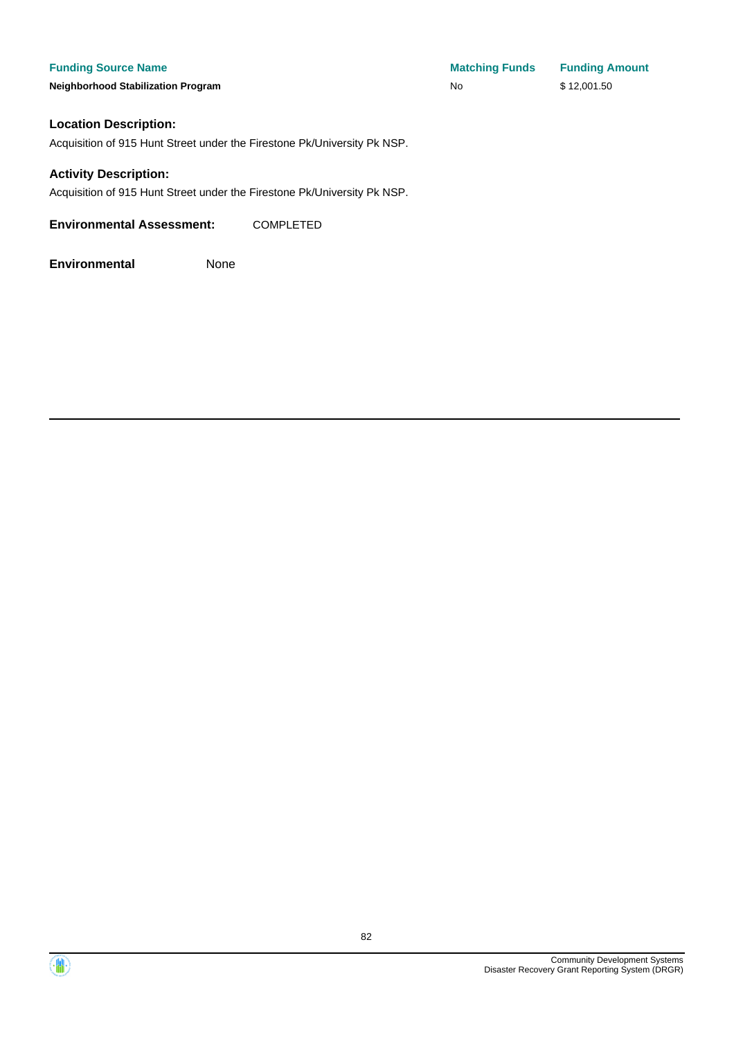| Funding Source Name | Matching Funds | Funding Amount |
| --- | --- | --- |
| **Neighborhood Stabilization Program** | No | $ 12,001.50 |

### Location Description:

Acquisition of 915 Hunt Street under the Firestone Pk/University Pk NSP.

### Activity Description:

Acquisition of 915 Hunt Street under the Firestone Pk/University Pk NSP.

**Environmental Assessment:** COMPLETED

**Environmental** None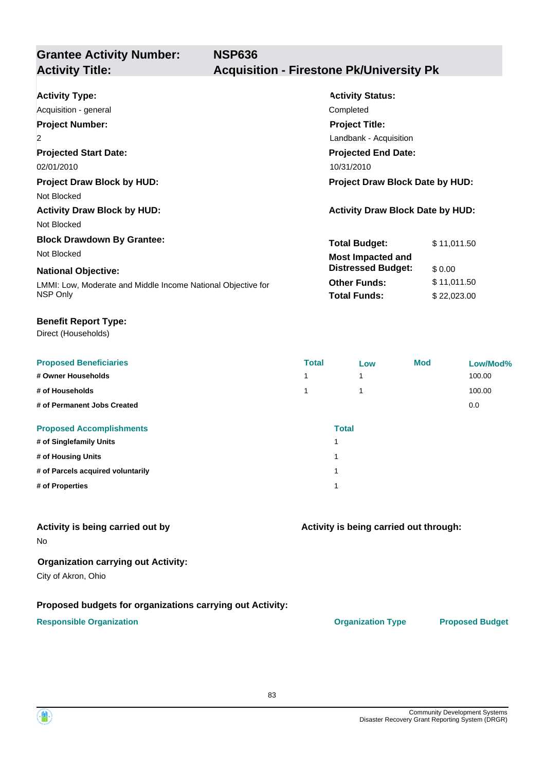| **Grantee Activity Number:** | **NSP636** |
|---|---|
| **Activity Title:** | **Acquisition - Firestone Pk/University Pk** |

**Activity Type:**
Acquisition - general

**Activity Status:**
Completed

**Project Number:**
2

**Project Title:**
Landbank - Acquisition

**Projected Start Date:**
02/01/2010

**Projected End Date:**
10/31/2010

**Project Draw Block by HUD:**
Not Blocked

**Project Draw Block Date by HUD:**

**Activity Draw Block by HUD:**
Not Blocked

**Activity Draw Block Date by HUD:**

**Block Drawdown By Grantee:**
Not Blocked

**National Objective:**
LMMI: Low, Moderate and Middle Income National Objective for NSP Only

| | |
|---|---|
| **Total Budget:** | $ 11,011.50 |
| **Most Impacted and Distressed Budget:** | $ 0.00 |
| **Other Funds:** | $ 11,011.50 |
| **Total Funds:** | $ 22,023.00 |

**Benefit Report Type:**
Direct (Households)

| Proposed Beneficiaries | Total | Low | Mod | Low/Mod% |
|---|---|---|---|---|
| # Owner Households | 1 | 1 | | 100.00 |
| # of Households | 1 | 1 | | 100.00 |
| # of Permanent Jobs Created | | | | 0.0 |

| Proposed Accomplishments | Total |
|---|---|
| # of Singlefamily Units | 1 |
| # of Housing Units | 1 |
| # of Parcels acquired voluntarily | 1 |
| # of Properties | 1 |

**Activity is being carried out by**
No

**Activity is being carried out through:**

**Organization carrying out Activity:**
City of Akron, Ohio

**Proposed budgets for organizations carrying out Activity:**

| Responsible Organization | Organization Type | Proposed Budget |
|---|---|---|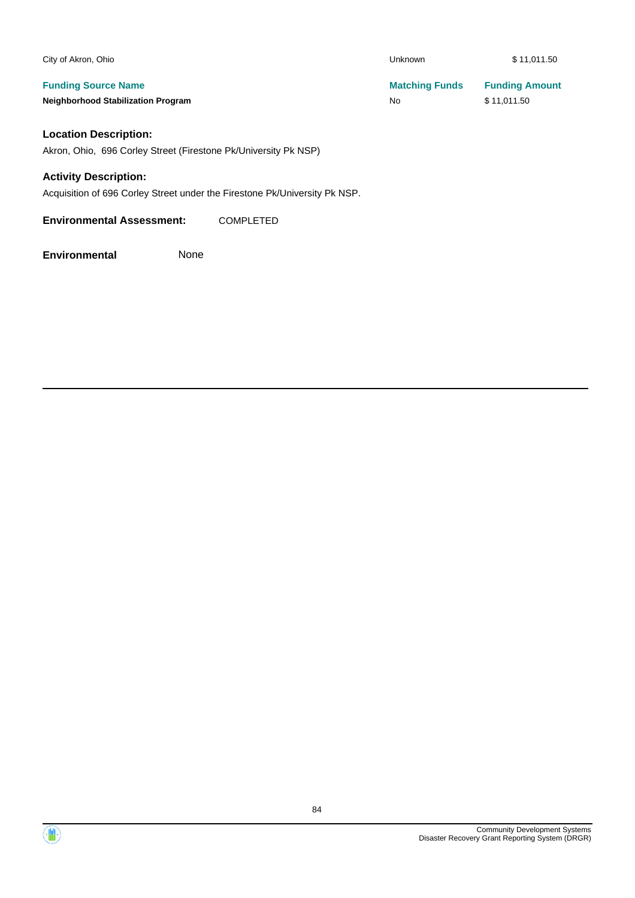| City of Akron, Ohio | Unknown | $ 11,011.50 |
| --- | --- | --- |
| **Funding Source Name** | **Matching Funds** | **Funding Amount** |
| **Neighborhood Stabilization Program** | No | $ 11,011.50 |

### Location Description:

Akron, Ohio, 696 Corley Street (Firestone Pk/University Pk NSP)

### Activity Description:

Acquisition of 696 Corley Street under the Firestone Pk/University Pk NSP.

**Environmental Assessment:** COMPLETED

**Environmental** None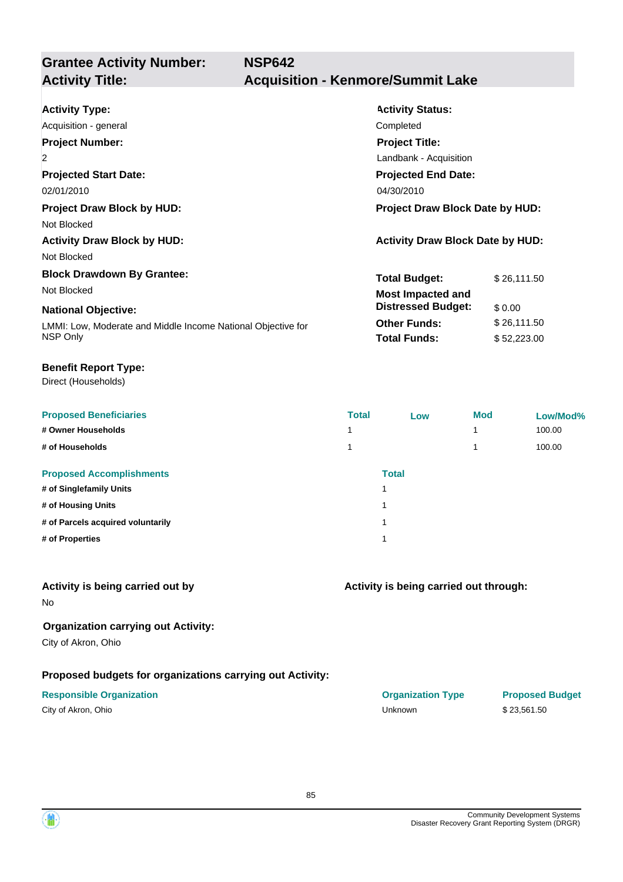| **Grantee Activity Number:** | **NSP642** |
|---|---|
| **Activity Title:** | **Acquisition - Kenmore/Summit Lake** |

**Activity Type:**
Acquisition - general

**Activity Status:**
Completed

**Project Number:**
2

**Project Title:**
Landbank - Acquisition

**Projected Start Date:**
02/01/2010

**Projected End Date:**
04/30/2010

**Project Draw Block by HUD:**
Not Blocked

**Project Draw Block Date by HUD:**

**Activity Draw Block by HUD:**
Not Blocked

**Activity Draw Block Date by HUD:**

**Block Drawdown By Grantee:**
Not Blocked

**National Objective:**
LMMI: Low, Moderate and Middle Income National Objective for NSP Only

| | |
|---|---|
| **Total Budget:** | $ 26,111.50 |
| **Most Impacted and Distressed Budget:** | $ 0.00 |
| **Other Funds:** | $ 26,111.50 |
| **Total Funds:** | $ 52,223.00 |

**Benefit Report Type:**
Direct (Households)

| Proposed Beneficiaries | Total | Low | Mod | Low/Mod% |
|---|---|---|---|---|
| # Owner Households | 1 | | 1 | 100.00 |
| # of Households | 1 | | 1 | 100.00 |

| Proposed Accomplishments | Total |
|---|---|
| # of Singlefamily Units | 1 |
| # of Housing Units | 1 |
| # of Parcels acquired voluntarily | 1 |
| # of Properties | 1 |

**Activity is being carried out by**
No

**Activity is being carried out through:**

**Organization carrying out Activity:**
City of Akron, Ohio

**Proposed budgets for organizations carrying out Activity:**

| Responsible Organization | Organization Type | Proposed Budget |
|---|---|---|
| City of Akron, Ohio | Unknown | $ 23,561.50 |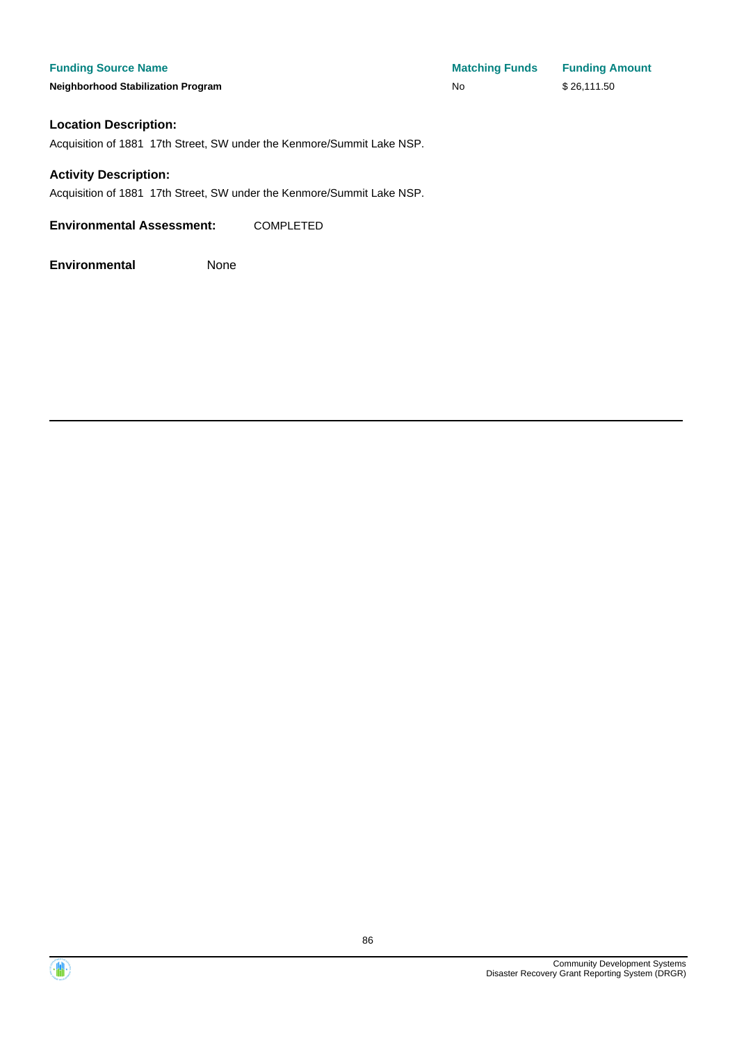| Funding Source Name | Matching Funds | Funding Amount |
| --- | --- | --- |
| **Neighborhood Stabilization Program** | No | $ 26,111.50 |

**Location Description:**

Acquisition of 1881  17th Street, SW under the Kenmore/Summit Lake NSP.

**Activity Description:**

Acquisition of 1881  17th Street, SW under the Kenmore/Summit Lake NSP.

**Environmental Assessment:** COMPLETED

**Environmental** None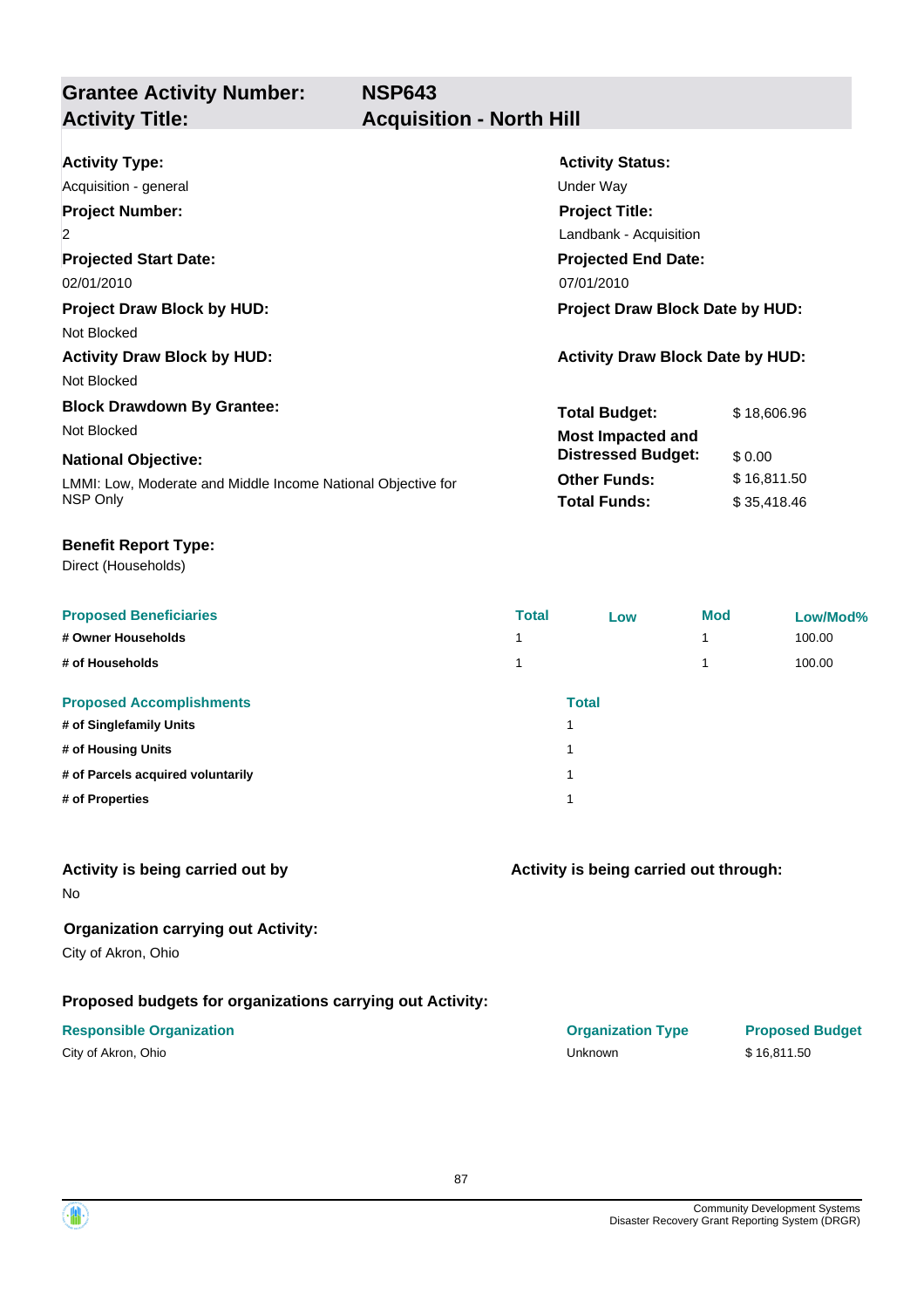## Grantee Activity Number: NSP643
## Activity Title: Acquisition - North Hill

**Activity Type:**
Acquisition - general

**Activity Status:**
Under Way

**Project Number:**
2

**Project Title:**
Landbank - Acquisition

**Projected Start Date:**
02/01/2010

**Projected End Date:**
07/01/2010

**Project Draw Block by HUD:**
Not Blocked

**Project Draw Block Date by HUD:**

**Activity Draw Block by HUD:**
Not Blocked

**Activity Draw Block Date by HUD:**

**Block Drawdown By Grantee:**
Not Blocked

**National Objective:**
LMMI: Low, Moderate and Middle Income National Objective for NSP Only

| | |
|---|---|
| **Total Budget:** | $ 18,606.96 |
| **Most Impacted and Distressed Budget:** | $ 0.00 |
| **Other Funds:** | $ 16,811.50 |
| **Total Funds:** | $ 35,418.46 |

**Benefit Report Type:**
Direct (Households)

| Proposed Beneficiaries | Total | Low | Mod | Low/Mod% |
|---|---|---|---|---|
| # Owner Households | 1 | | 1 | 100.00 |
| # of Households | 1 | | 1 | 100.00 |

| Proposed Accomplishments | Total |
|---|---|
| # of Singlefamily Units | 1 |
| # of Housing Units | 1 |
| # of Parcels acquired voluntarily | 1 |
| # of Properties | 1 |

**Activity is being carried out by**
No

**Activity is being carried out through:**

**Organization carrying out Activity:**
City of Akron, Ohio

**Proposed budgets for organizations carrying out Activity:**

| Responsible Organization | Organization Type | Proposed Budget |
|---|---|---|
| City of Akron, Ohio | Unknown | $ 16,811.50 |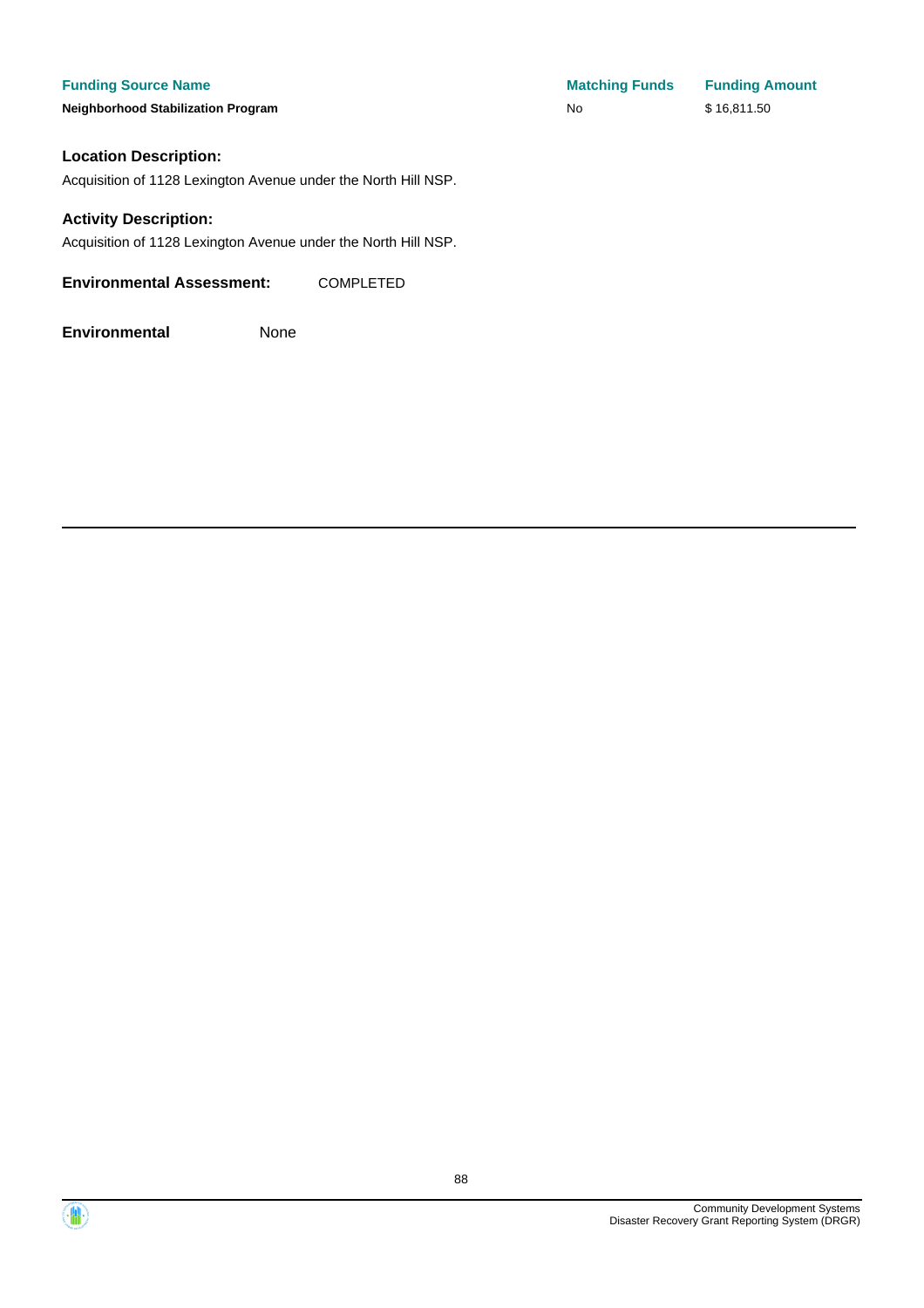| Funding Source Name | Matching Funds | Funding Amount |
| --- | --- | --- |
| **Neighborhood Stabilization Program** | No | $ 16,811.50 |

### Location Description:

Acquisition of 1128 Lexington Avenue under the North Hill NSP.

### Activity Description:

Acquisition of 1128 Lexington Avenue under the North Hill NSP.

**Environmental Assessment:** COMPLETED

**Environmental** None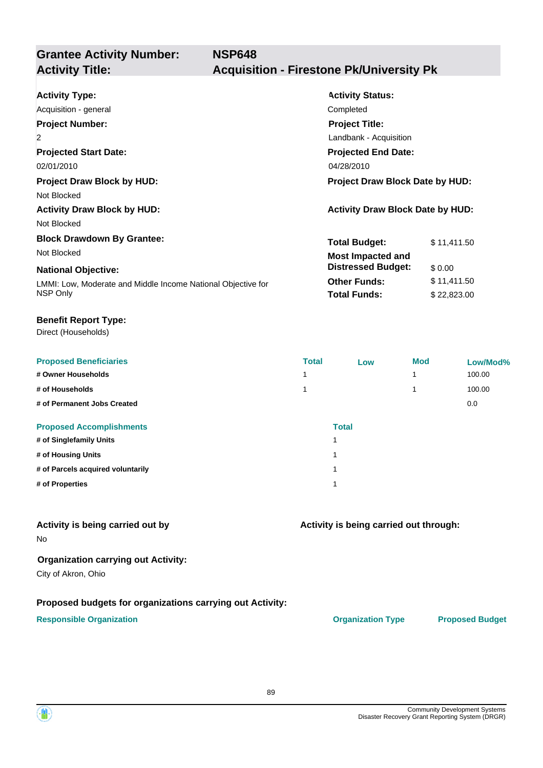| **Grantee Activity Number:** | **NSP648** |
|---|---|
| **Activity Title:** | **Acquisition - Firestone Pk/University Pk** |

**Activity Type:**
Acquisition - general

**Activity Status:**
Completed

**Project Number:**
2

**Project Title:**
Landbank - Acquisition

**Projected Start Date:**
02/01/2010

**Projected End Date:**
04/28/2010

**Project Draw Block by HUD:**
Not Blocked

**Project Draw Block Date by HUD:**

**Activity Draw Block by HUD:**
Not Blocked

**Activity Draw Block Date by HUD:**

**Block Drawdown By Grantee:**
Not Blocked

**National Objective:**
LMMI: Low, Moderate and Middle Income National Objective for NSP Only

| | |
|---|---|
| **Total Budget:** | $ 11,411.50 |
| **Most Impacted and Distressed Budget:** | $ 0.00 |
| **Other Funds:** | $ 11,411.50 |
| **Total Funds:** | $ 22,823.00 |

**Benefit Report Type:**
Direct (Households)

| Proposed Beneficiaries | Total | Low | Mod | Low/Mod% |
|---|---|---|---|---|
| # Owner Households | 1 | | 1 | 100.00 |
| # of Households | 1 | | 1 | 100.00 |
| # of Permanent Jobs Created | | | | 0.0 |

| Proposed Accomplishments | Total |
|---|---|
| # of Singlefamily Units | 1 |
| # of Housing Units | 1 |
| # of Parcels acquired voluntarily | 1 |
| # of Properties | 1 |

**Activity is being carried out by**
No

**Activity is being carried out through:**

**Organization carrying out Activity:**
City of Akron, Ohio

**Proposed budgets for organizations carrying out Activity:**

| Responsible Organization | Organization Type | Proposed Budget |
|---|---|---|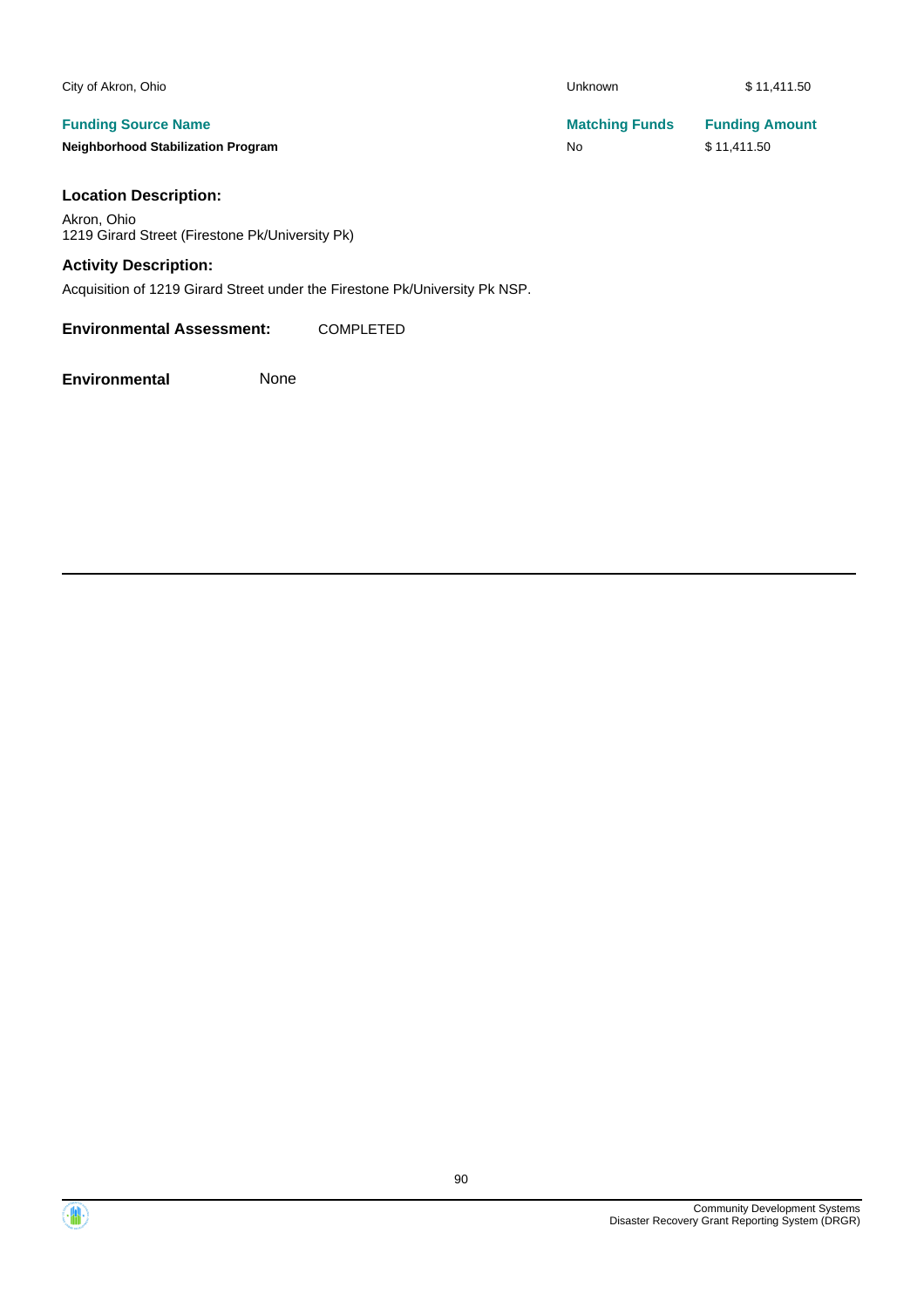| | | |
|---|---|---|
| City of Akron, Ohio | Unknown | $ 11,411.50 |

| Funding Source Name | Matching Funds | Funding Amount |
|---|---|---|
| **Neighborhood Stabilization Program** | No | $ 11,411.50 |

### Location Description:

Akron, Ohio
1219 Girard Street (Firestone Pk/University Pk)

### Activity Description:

Acquisition of 1219 Girard Street under the Firestone Pk/University Pk NSP.

**Environmental Assessment:** COMPLETED

**Environmental** None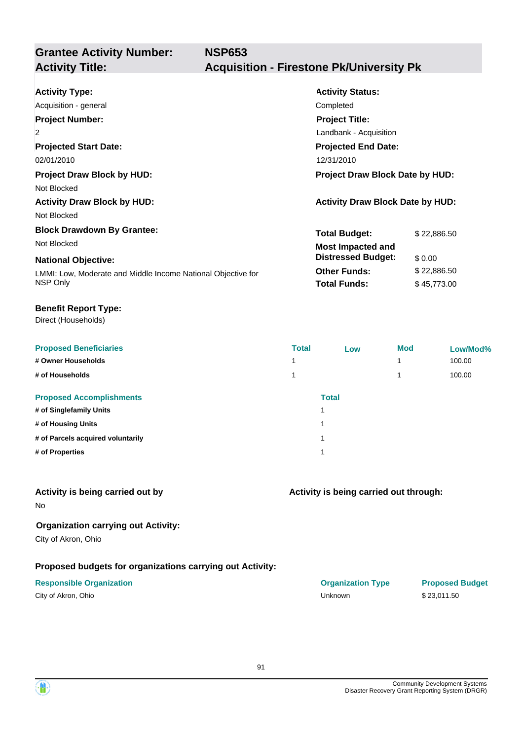## Grantee Activity Number: NSP653
## Activity Title: Acquisition - Firestone Pk/University Pk

**Activity Type:**
Acquisition - general

**Activity Status:**
Completed

**Project Number:**
2

**Project Title:**
Landbank - Acquisition

**Projected Start Date:**
02/01/2010

**Projected End Date:**
12/31/2010

**Project Draw Block by HUD:**
Not Blocked

**Project Draw Block Date by HUD:**

**Activity Draw Block by HUD:**
Not Blocked

**Activity Draw Block Date by HUD:**

**Block Drawdown By Grantee:**
Not Blocked

**National Objective:**
LMMI: Low, Moderate and Middle Income National Objective for NSP Only

| | |
|---|---|
| **Total Budget:** | $ 22,886.50 |
| **Most Impacted and Distressed Budget:** | $ 0.00 |
| **Other Funds:** | $ 22,886.50 |
| **Total Funds:** | $ 45,773.00 |

**Benefit Report Type:**
Direct (Households)

| Proposed Beneficiaries | Total | Low | Mod | Low/Mod% |
|---|---|---|---|---|
| # Owner Households | 1 | | 1 | 100.00 |
| # of Households | 1 | | 1 | 100.00 |

| Proposed Accomplishments | Total |
|---|---|
| # of Singlefamily Units | 1 |
| # of Housing Units | 1 |
| # of Parcels acquired voluntarily | 1 |
| # of Properties | 1 |

**Activity is being carried out by**
No

**Activity is being carried out through:**

**Organization carrying out Activity:**
City of Akron, Ohio

**Proposed budgets for organizations carrying out Activity:**

| Responsible Organization | Organization Type | Proposed Budget |
|---|---|---|
| City of Akron, Ohio | Unknown | $ 23,011.50 |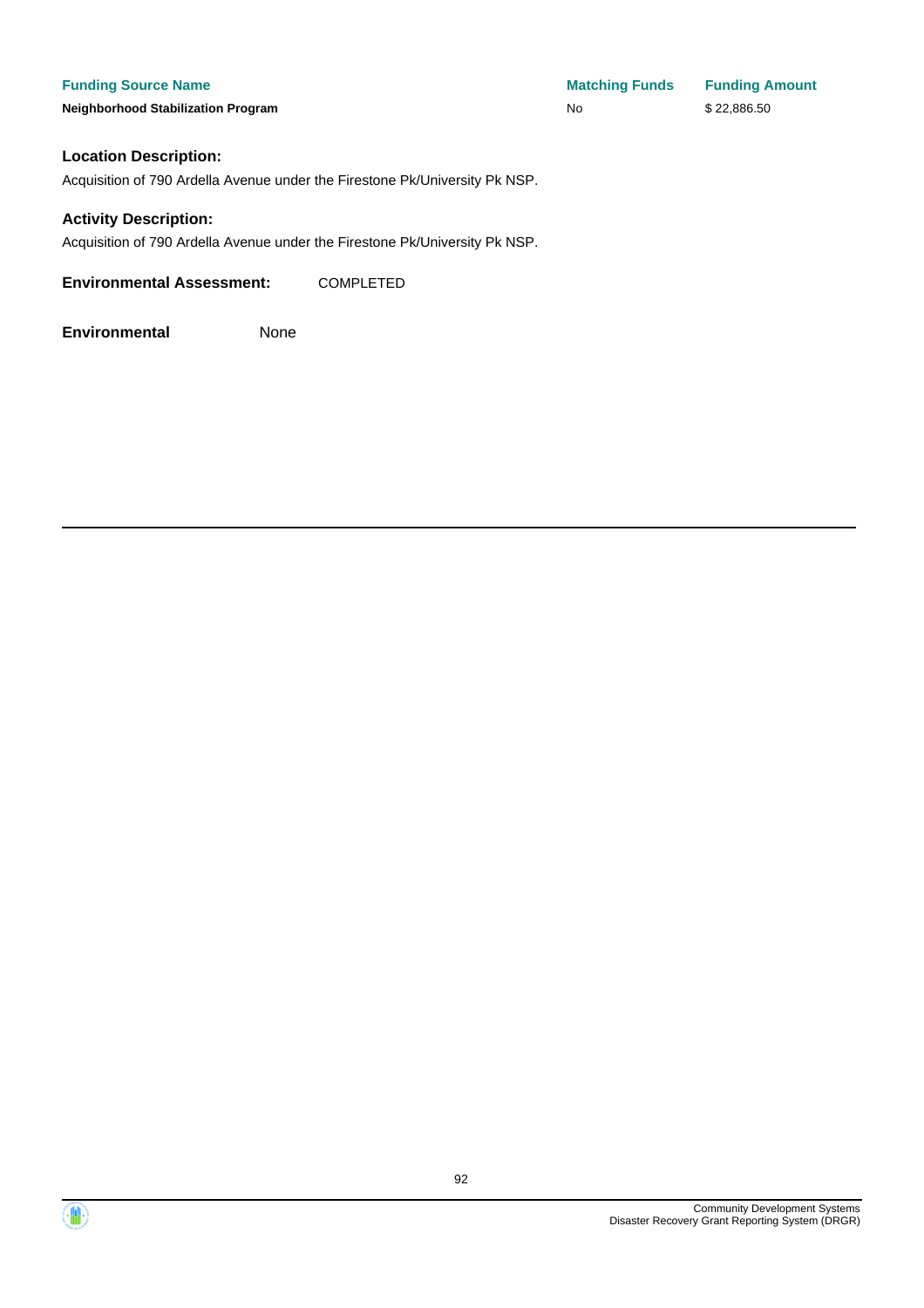| Funding Source Name | Matching Funds | Funding Amount |
| --- | --- | --- |
| Neighborhood Stabilization Program | No | $ 22,886.50 |

### Location Description:

Acquisition of 790 Ardella Avenue under the Firestone Pk/University Pk NSP.

### Activity Description:

Acquisition of 790 Ardella Avenue under the Firestone Pk/University Pk NSP.

**Environmental Assessment:** COMPLETED

**Environmental** None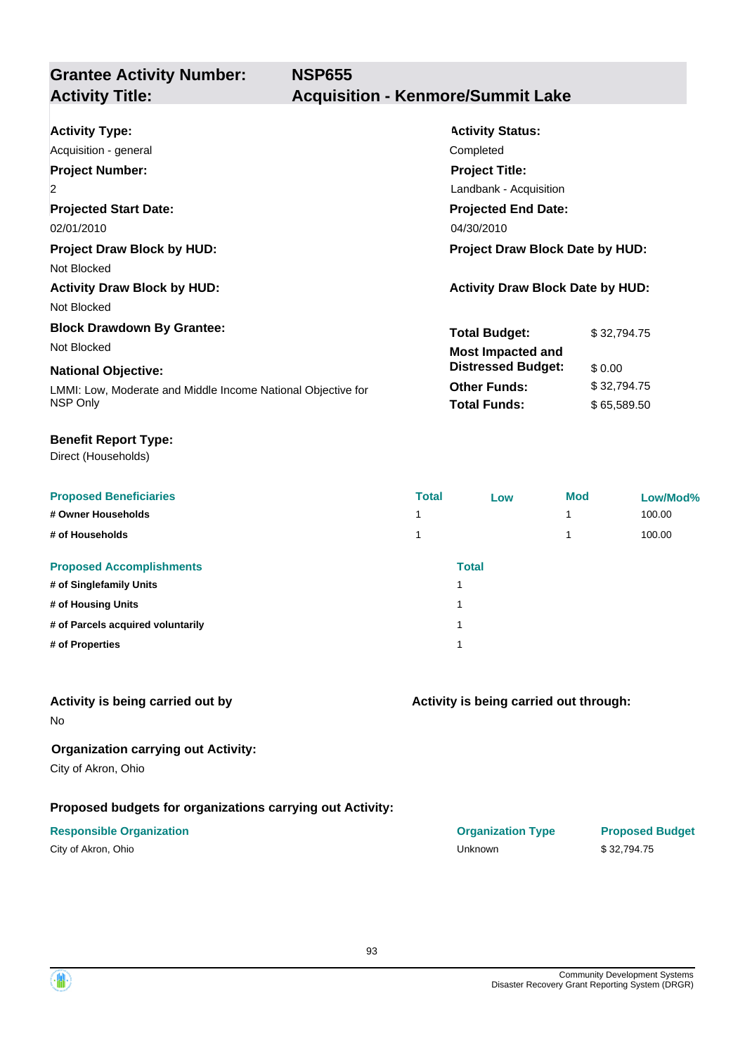| **Grantee Activity Number:** | **NSP655** |
|---|---|
| **Activity Title:** | **Acquisition - Kenmore/Summit Lake** |

**Activity Type:**
Acquisition - general

**Activity Status:**
Completed

**Project Number:**
2

**Project Title:**
Landbank - Acquisition

**Projected Start Date:**
02/01/2010

**Projected End Date:**
04/30/2010

**Project Draw Block by HUD:**
Not Blocked

**Project Draw Block Date by HUD:**

**Activity Draw Block by HUD:**
Not Blocked

**Activity Draw Block Date by HUD:**

**Block Drawdown By Grantee:**
Not Blocked

**National Objective:**
LMMI: Low, Moderate and Middle Income National Objective for NSP Only

| | |
|---|---|
| **Total Budget:** | $ 32,794.75 |
| **Most Impacted and Distressed Budget:** | $ 0.00 |
| **Other Funds:** | $ 32,794.75 |
| **Total Funds:** | $ 65,589.50 |

**Benefit Report Type:**
Direct (Households)

| Proposed Beneficiaries | Total | Low | Mod | Low/Mod% |
|---|---|---|---|---|
| # Owner Households | 1 | | 1 | 100.00 |
| # of Households | 1 | | 1 | 100.00 |

| Proposed Accomplishments | Total |
|---|---|
| # of Singlefamily Units | 1 |
| # of Housing Units | 1 |
| # of Parcels acquired voluntarily | 1 |
| # of Properties | 1 |

**Activity is being carried out by**
No

**Activity is being carried out through:**

**Organization carrying out Activity:**
City of Akron, Ohio

**Proposed budgets for organizations carrying out Activity:**

| Responsible Organization | Organization Type | Proposed Budget |
|---|---|---|
| City of Akron, Ohio | Unknown | $ 32,794.75 |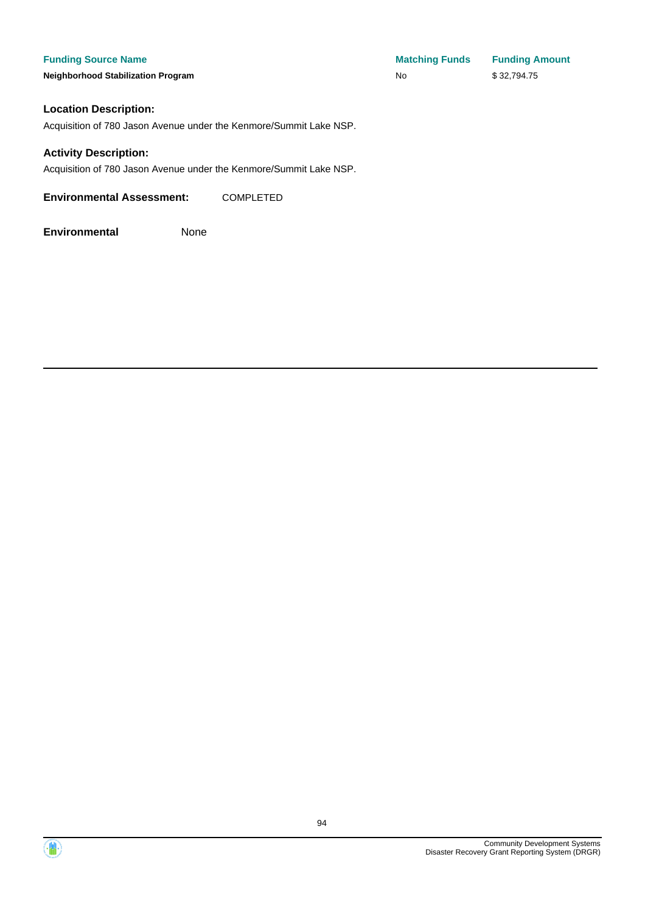| Funding Source Name | Matching Funds | Funding Amount |
| --- | --- | --- |
| **Neighborhood Stabilization Program** | No | $ 32,794.75 |

### Location Description:

Acquisition of 780 Jason Avenue under the Kenmore/Summit Lake NSP.

### Activity Description:

Acquisition of 780 Jason Avenue under the Kenmore/Summit Lake NSP.

**Environmental Assessment:** COMPLETED

**Environmental** None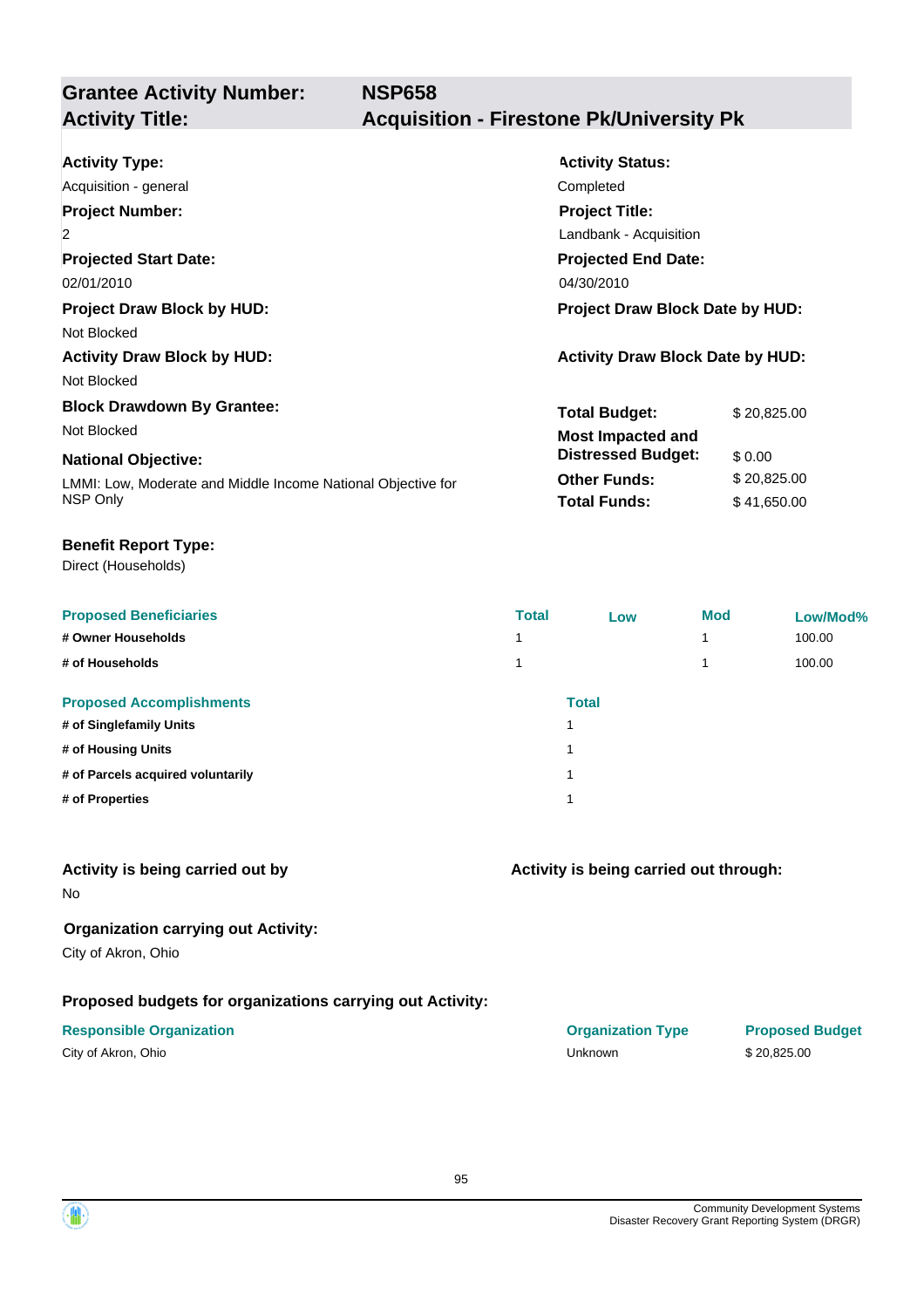| **Grantee Activity Number:** | **NSP658** |
| --- | --- |
| **Activity Title:** | **Acquisition - Firestone Pk/University Pk** |

**Activity Type:**
Acquisition - general

**Activity Status:**
Completed

**Project Number:**
2

**Project Title:**
Landbank - Acquisition

**Projected Start Date:**
02/01/2010

**Projected End Date:**
04/30/2010

**Project Draw Block by HUD:**
Not Blocked

**Project Draw Block Date by HUD:**

**Activity Draw Block by HUD:**
Not Blocked

**Activity Draw Block Date by HUD:**

**Block Drawdown By Grantee:**
Not Blocked

**National Objective:**
LMMI: Low, Moderate and Middle Income National Objective for NSP Only

| | |
| --- | --- |
| **Total Budget:** | $ 20,825.00 |
| **Most Impacted and Distressed Budget:** | $ 0.00 |
| **Other Funds:** | $ 20,825.00 |
| **Total Funds:** | $ 41,650.00 |

**Benefit Report Type:**
Direct (Households)

| Proposed Beneficiaries | Total | Low | Mod | Low/Mod% |
| --- | --- | --- | --- | --- |
| # Owner Households | 1 | | 1 | 100.00 |
| # of Households | 1 | | 1 | 100.00 |

| Proposed Accomplishments | Total |
| --- | --- |
| # of Singlefamily Units | 1 |
| # of Housing Units | 1 |
| # of Parcels acquired voluntarily | 1 |
| # of Properties | 1 |

**Activity is being carried out by**
No

**Activity is being carried out through:**

**Organization carrying out Activity:**
City of Akron, Ohio

**Proposed budgets for organizations carrying out Activity:**

| Responsible Organization | Organization Type | Proposed Budget |
| --- | --- | --- |
| City of Akron, Ohio | Unknown | $ 20,825.00 |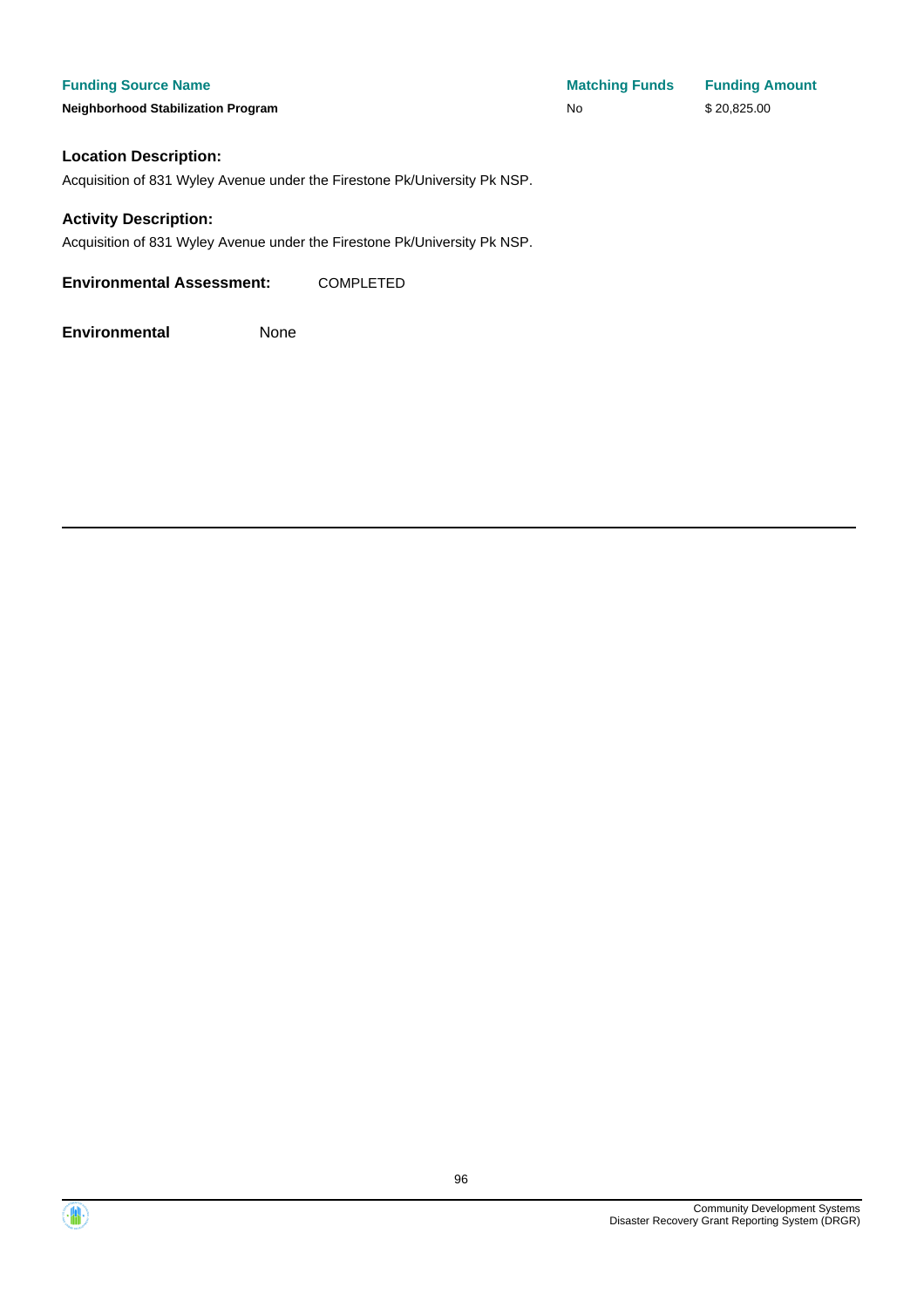| Funding Source Name | Matching Funds | Funding Amount |
| --- | --- | --- |
| Neighborhood Stabilization Program | No | $ 20,825.00 |

**Location Description:**

Acquisition of 831 Wyley Avenue under the Firestone Pk/University Pk NSP.

**Activity Description:**

Acquisition of 831 Wyley Avenue under the Firestone Pk/University Pk NSP.

**Environmental Assessment:** COMPLETED

**Environmental** None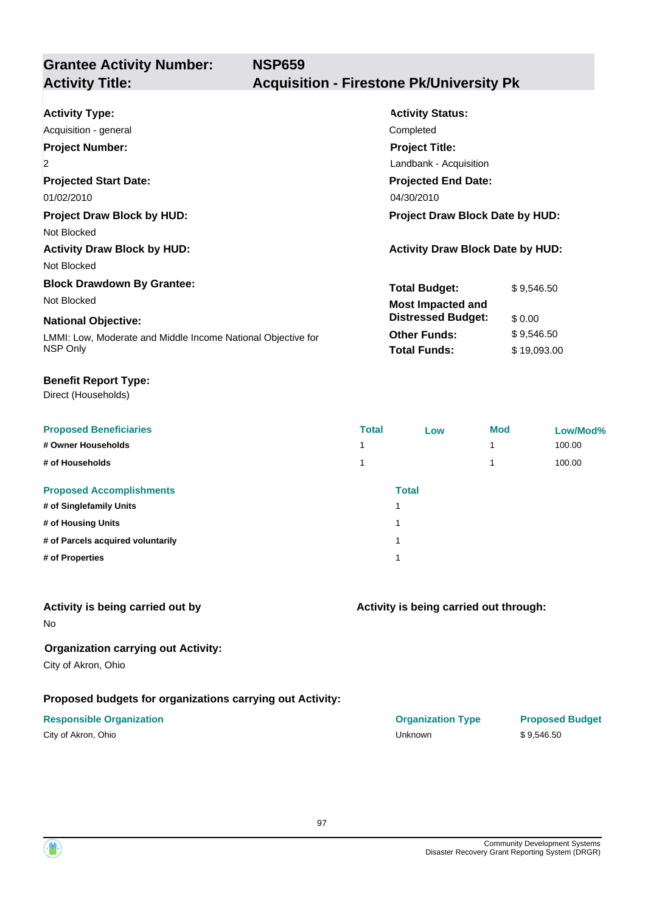| **Grantee Activity Number:** | **NSP659** |
|---|---|
| **Activity Title:** | **Acquisition - Firestone Pk/University Pk** |

**Activity Type:**
Acquisition - general

**Activity Status:**
Completed

**Project Number:**
2

**Project Title:**
Landbank - Acquisition

**Projected Start Date:**
01/02/2010

**Projected End Date:**
04/30/2010

**Project Draw Block by HUD:**
Not Blocked

**Project Draw Block Date by HUD:**

**Activity Draw Block by HUD:**
Not Blocked

**Activity Draw Block Date by HUD:**

**Block Drawdown By Grantee:**
Not Blocked

**National Objective:**
LMMI: Low, Moderate and Middle Income National Objective for NSP Only

| | |
|---|---|
| **Total Budget:** | $ 9,546.50 |
| **Most Impacted and Distressed Budget:** | $ 0.00 |
| **Other Funds:** | $ 9,546.50 |
| **Total Funds:** | $ 19,093.00 |

**Benefit Report Type:**
Direct (Households)

| Proposed Beneficiaries | Total | Low | Mod | Low/Mod% |
|---|---|---|---|---|
| **# Owner Households** | 1 | | 1 | 100.00 |
| **# of Households** | 1 | | 1 | 100.00 |

| Proposed Accomplishments | Total |
|---|---|
| **# of Singlefamily Units** | 1 |
| **# of Housing Units** | 1 |
| **# of Parcels acquired voluntarily** | 1 |
| **# of Properties** | 1 |

**Activity is being carried out by**
No

**Activity is being carried out through:**

**Organization carrying out Activity:**
City of Akron, Ohio

**Proposed budgets for organizations carrying out Activity:**

| Responsible Organization | Organization Type | Proposed Budget |
|---|---|---|
| City of Akron, Ohio | Unknown | $ 9,546.50 |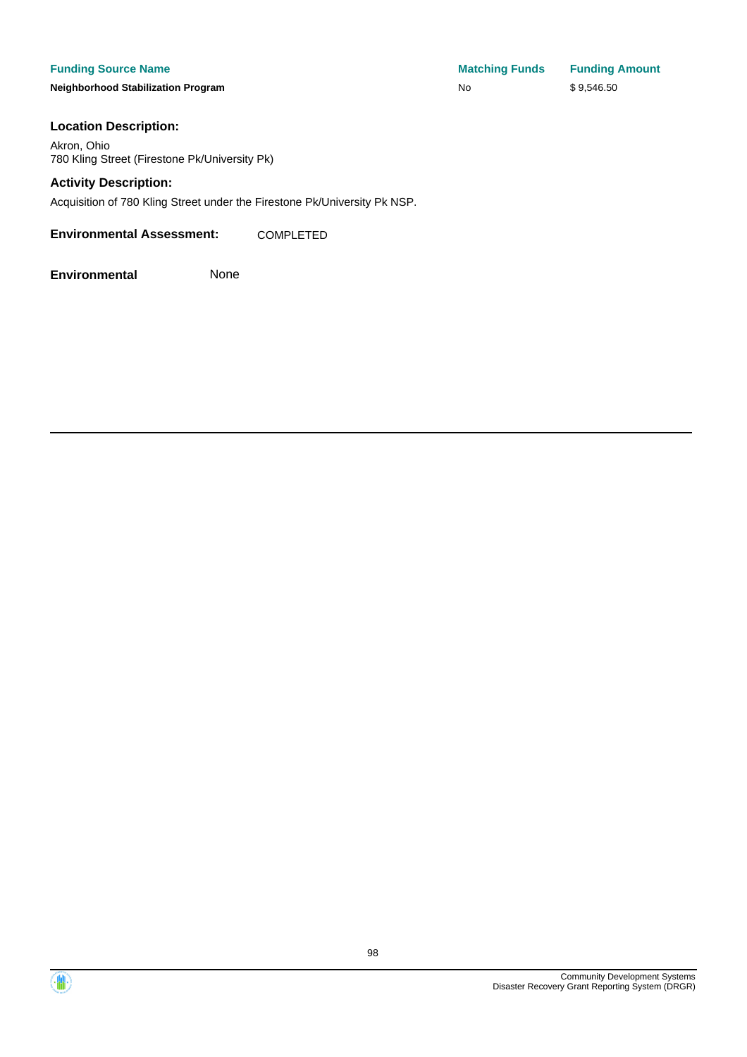| Funding Source Name | Matching Funds | Funding Amount |
|---|---|---|
| **Neighborhood Stabilization Program** | No | $ 9,546.50 |

**Location Description:**

Akron, Ohio
780 Kling Street (Firestone Pk/University Pk)

**Activity Description:**

Acquisition of 780 Kling Street under the Firestone Pk/University Pk NSP.

**Environmental Assessment:** COMPLETED

**Environmental** None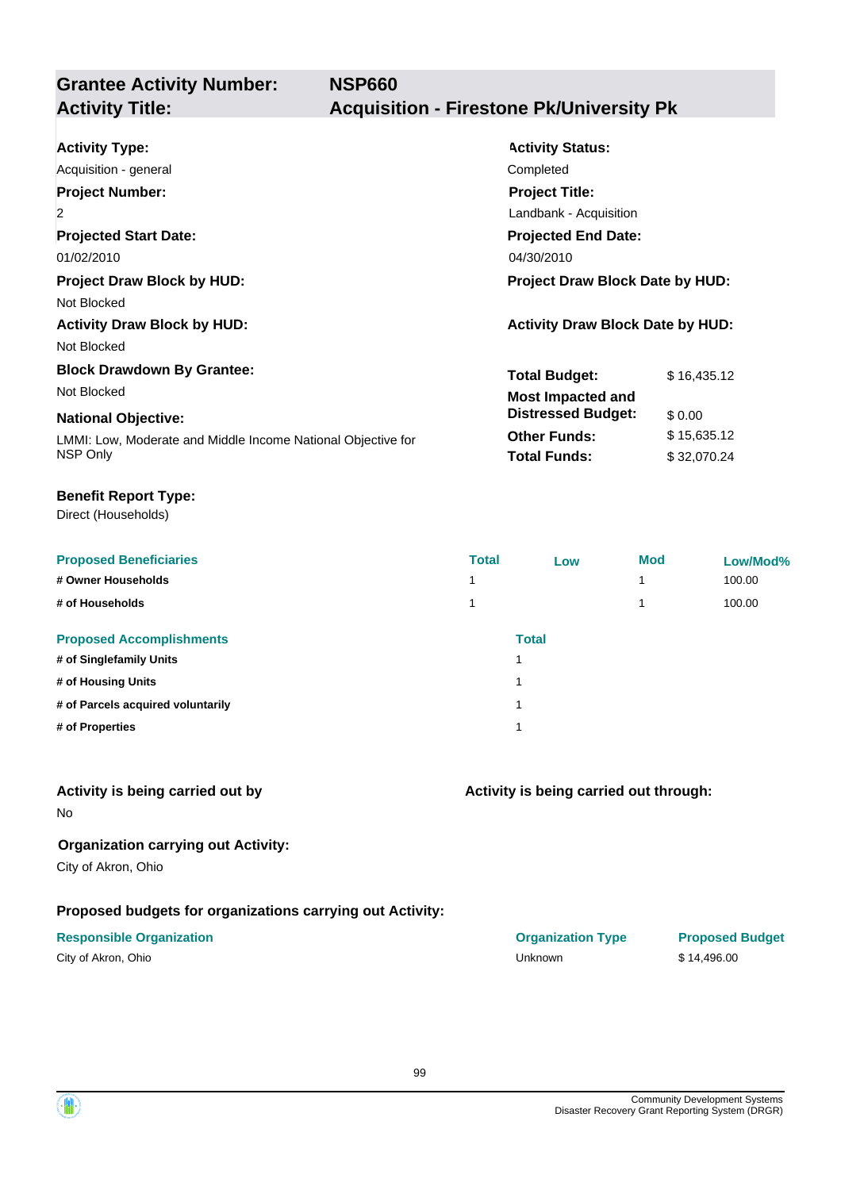## Grantee Activity Number: NSP660
## Activity Title: Acquisition - Firestone Pk/University Pk

**Activity Type:**
Acquisition - general

**Activity Status:**
Completed

**Project Number:**
2

**Project Title:**
Landbank - Acquisition

**Projected Start Date:**
01/02/2010

**Projected End Date:**
04/30/2010

**Project Draw Block by HUD:**
Not Blocked

**Project Draw Block Date by HUD:**

**Activity Draw Block by HUD:**
Not Blocked

**Activity Draw Block Date by HUD:**

**Block Drawdown By Grantee:**
Not Blocked

**National Objective:**
LMMI: Low, Moderate and Middle Income National Objective for NSP Only

| | |
|---|---|
| **Total Budget:** | $ 16,435.12 |
| **Most Impacted and Distressed Budget:** | $ 0.00 |
| **Other Funds:** | $ 15,635.12 |
| **Total Funds:** | $ 32,070.24 |

**Benefit Report Type:**
Direct (Households)

| Proposed Beneficiaries | Total | Low | Mod | Low/Mod% |
|---|---|---|---|---|
| # Owner Households | 1 | | 1 | 100.00 |
| # of Households | 1 | | 1 | 100.00 |

| Proposed Accomplishments | Total |
|---|---|
| # of Singlefamily Units | 1 |
| # of Housing Units | 1 |
| # of Parcels acquired voluntarily | 1 |
| # of Properties | 1 |

**Activity is being carried out by**
No

**Activity is being carried out through:**

**Organization carrying out Activity:**
City of Akron, Ohio

**Proposed budgets for organizations carrying out Activity:**

| Responsible Organization | Organization Type | Proposed Budget |
|---|---|---|
| City of Akron, Ohio | Unknown | $ 14,496.00 |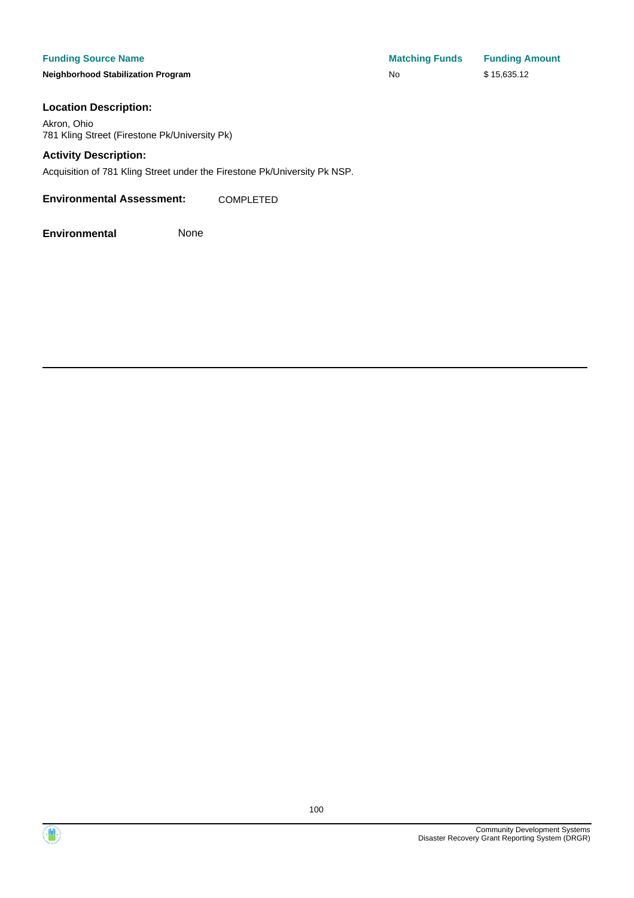| Funding Source Name | Matching Funds | Funding Amount |
| --- | --- | --- |
| **Neighborhood Stabilization Program** | No | $ 15,635.12 |

**Location Description:**

Akron, Ohio
781 Kling Street (Firestone Pk/University Pk)

**Activity Description:**

Acquisition of 781 Kling Street under the Firestone Pk/University Pk NSP.

**Environmental Assessment:** COMPLETED

**Environmental** None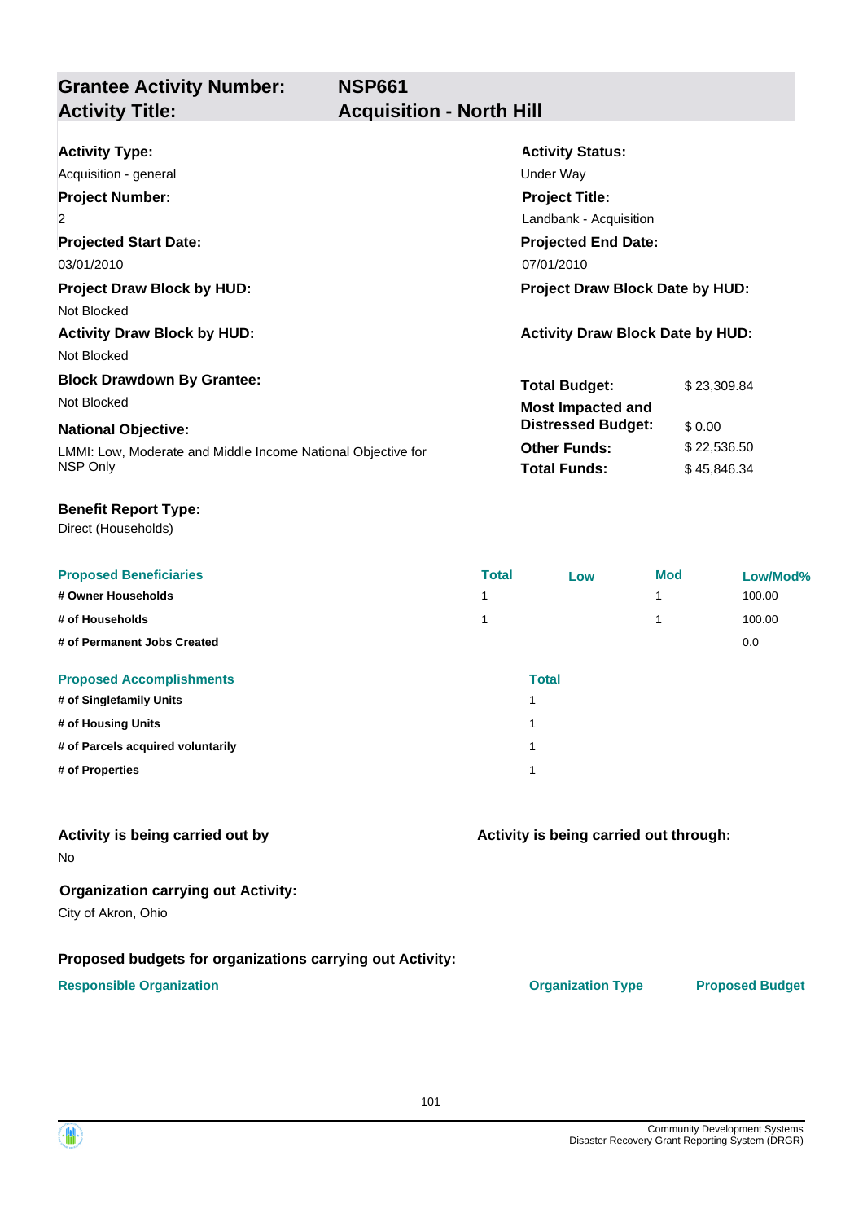| **Grantee Activity Number:** | **NSP661** |
|---|---|
| **Activity Title:** | **Acquisition - North Hill** |

**Activity Type:**
Acquisition - general

**Activity Status:**
Under Way

**Project Number:**
2

**Project Title:**
Landbank - Acquisition

**Projected Start Date:**
03/01/2010

**Projected End Date:**
07/01/2010

**Project Draw Block by HUD:**
Not Blocked

**Project Draw Block Date by HUD:**

**Activity Draw Block by HUD:**
Not Blocked

**Activity Draw Block Date by HUD:**

**Block Drawdown By Grantee:**
Not Blocked

**National Objective:**
LMMI: Low, Moderate and Middle Income National Objective for NSP Only

| | |
|---|---|
| **Total Budget:** | $ 23,309.84 |
| **Most Impacted and Distressed Budget:** | $ 0.00 |
| **Other Funds:** | $ 22,536.50 |
| **Total Funds:** | $ 45,846.34 |

**Benefit Report Type:**
Direct (Households)

| Proposed Beneficiaries | Total | Low | Mod | Low/Mod% |
|---|---|---|---|---|
| # Owner Households | 1 | | 1 | 100.00 |
| # of Households | 1 | | 1 | 100.00 |
| # of Permanent Jobs Created | | | | 0.0 |

| Proposed Accomplishments | Total |
|---|---|
| # of Singlefamily Units | 1 |
| # of Housing Units | 1 |
| # of Parcels acquired voluntarily | 1 |
| # of Properties | 1 |

**Activity is being carried out by**
No

**Activity is being carried out through:**

**Organization carrying out Activity:**
City of Akron, Ohio

**Proposed budgets for organizations carrying out Activity:**

| Responsible Organization | Organization Type | Proposed Budget |
|---|---|---|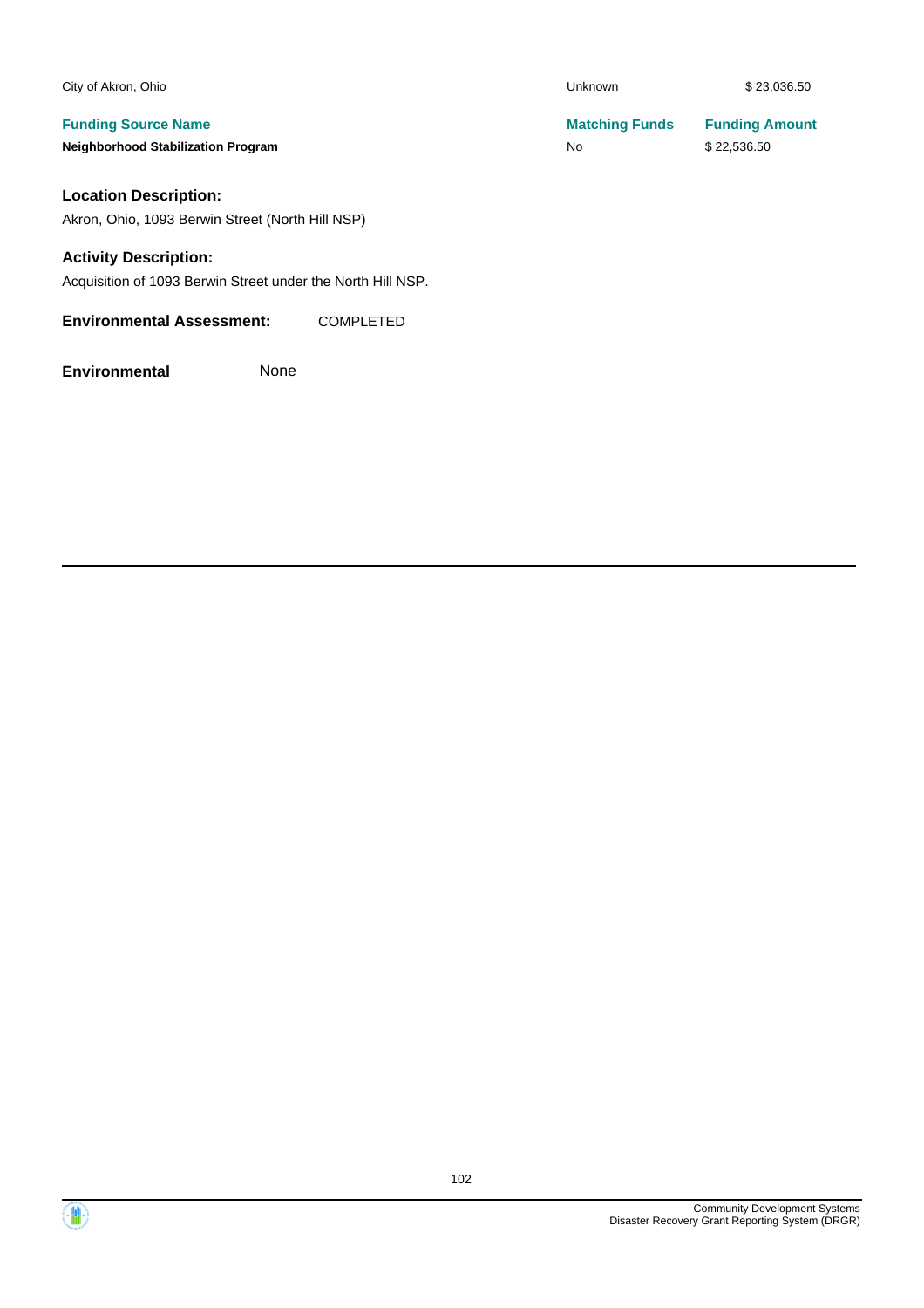| City of Akron, Ohio | Unknown | $ 23,036.50 |
|---|---|---|
| **Funding Source Name** | **Matching Funds** | **Funding Amount** |
| **Neighborhood Stabilization Program** | No | $ 22,536.50 |

**Location Description:**

Akron, Ohio, 1093 Berwin Street (North Hill NSP)

**Activity Description:**

Acquisition of 1093 Berwin Street under the North Hill NSP.

**Environmental Assessment:** COMPLETED

**Environmental** None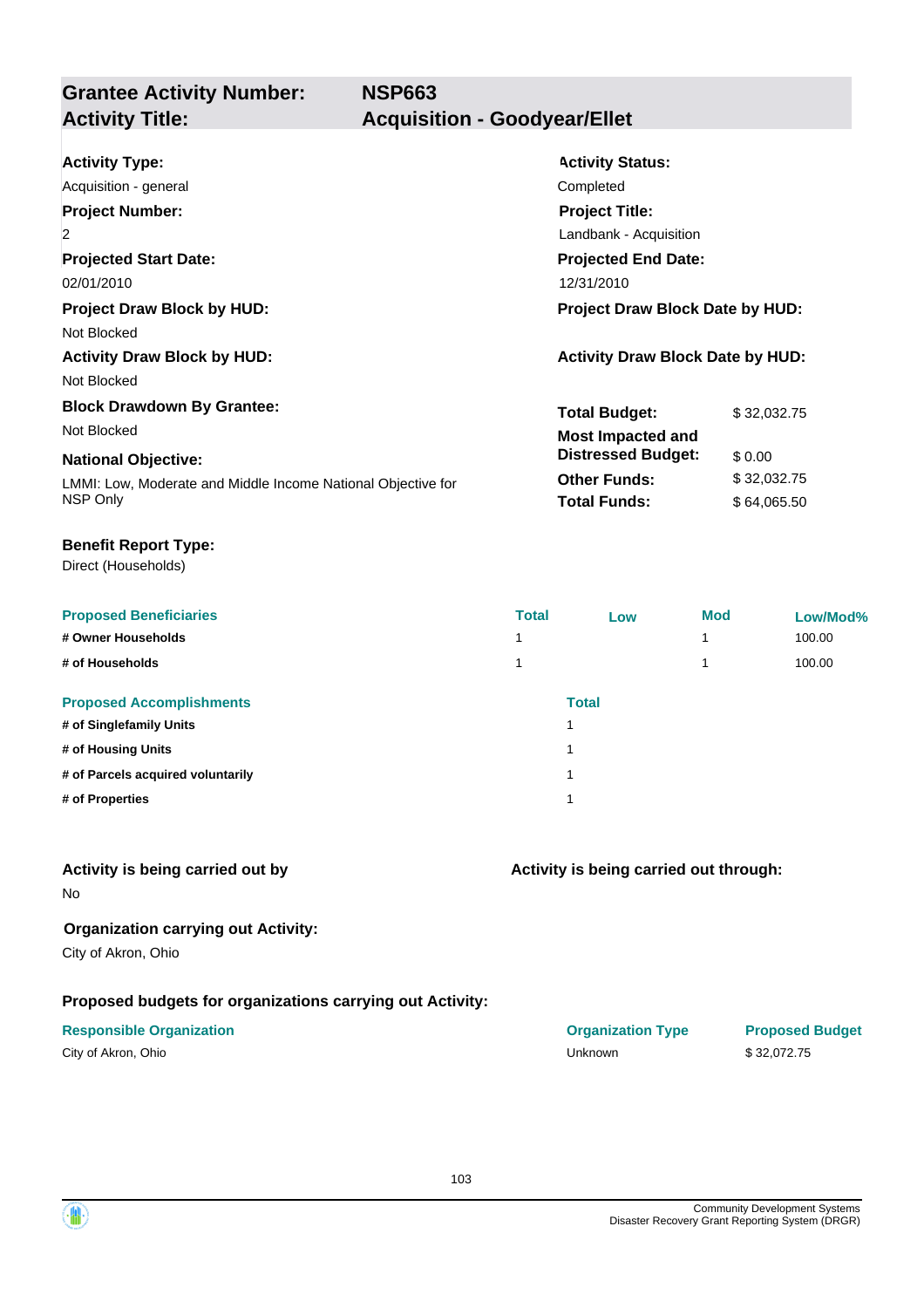## Grantee Activity Number: NSP663
## Activity Title: Acquisition - Goodyear/Ellet

**Activity Type:**
Acquisition - general

**Activity Status:**
Completed

**Project Number:**
2

**Project Title:**
Landbank - Acquisition

**Projected Start Date:**
02/01/2010

**Projected End Date:**
12/31/2010

**Project Draw Block by HUD:**
Not Blocked

**Project Draw Block Date by HUD:**

**Activity Draw Block by HUD:**
Not Blocked

**Activity Draw Block Date by HUD:**

**Block Drawdown By Grantee:**
Not Blocked

**National Objective:**
LMMI: Low, Moderate and Middle Income National Objective for NSP Only

| | |
|---|---|
| **Total Budget:** | $ 32,032.75 |
| **Most Impacted and Distressed Budget:** | $ 0.00 |
| **Other Funds:** | $ 32,032.75 |
| **Total Funds:** | $ 64,065.50 |

**Benefit Report Type:**
Direct (Households)

| Proposed Beneficiaries | Total | Low | Mod | Low/Mod% |
|---|---|---|---|---|
| # Owner Households | 1 | | 1 | 100.00 |
| # of Households | 1 | | 1 | 100.00 |

| Proposed Accomplishments | Total |
|---|---|
| # of Singlefamily Units | 1 |
| # of Housing Units | 1 |
| # of Parcels acquired voluntarily | 1 |
| # of Properties | 1 |

**Activity is being carried out by**
No

**Activity is being carried out through:**

**Organization carrying out Activity:**
City of Akron, Ohio

**Proposed budgets for organizations carrying out Activity:**

| Responsible Organization | Organization Type | Proposed Budget |
|---|---|---|
| City of Akron, Ohio | Unknown | $ 32,072.75 |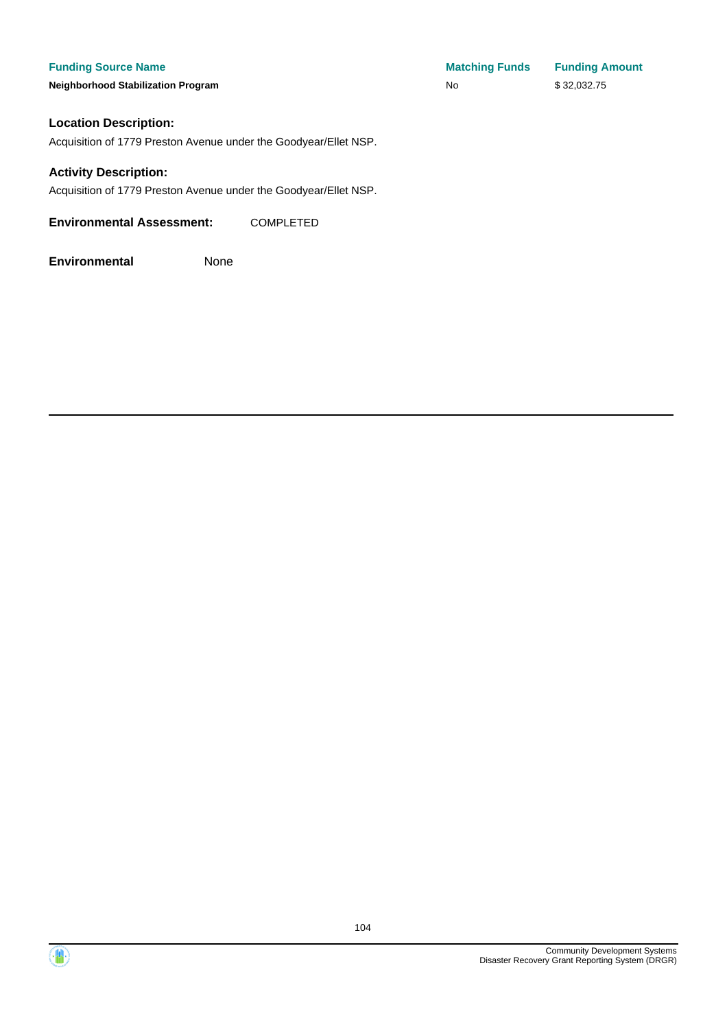| Funding Source Name | Matching Funds | Funding Amount |
| --- | --- | --- |
| **Neighborhood Stabilization Program** | No | $ 32,032.75 |

**Location Description:**

Acquisition of 1779 Preston Avenue under the Goodyear/Ellet NSP.

**Activity Description:**

Acquisition of 1779 Preston Avenue under the Goodyear/Ellet NSP.

**Environmental Assessment:** COMPLETED

**Environmental** None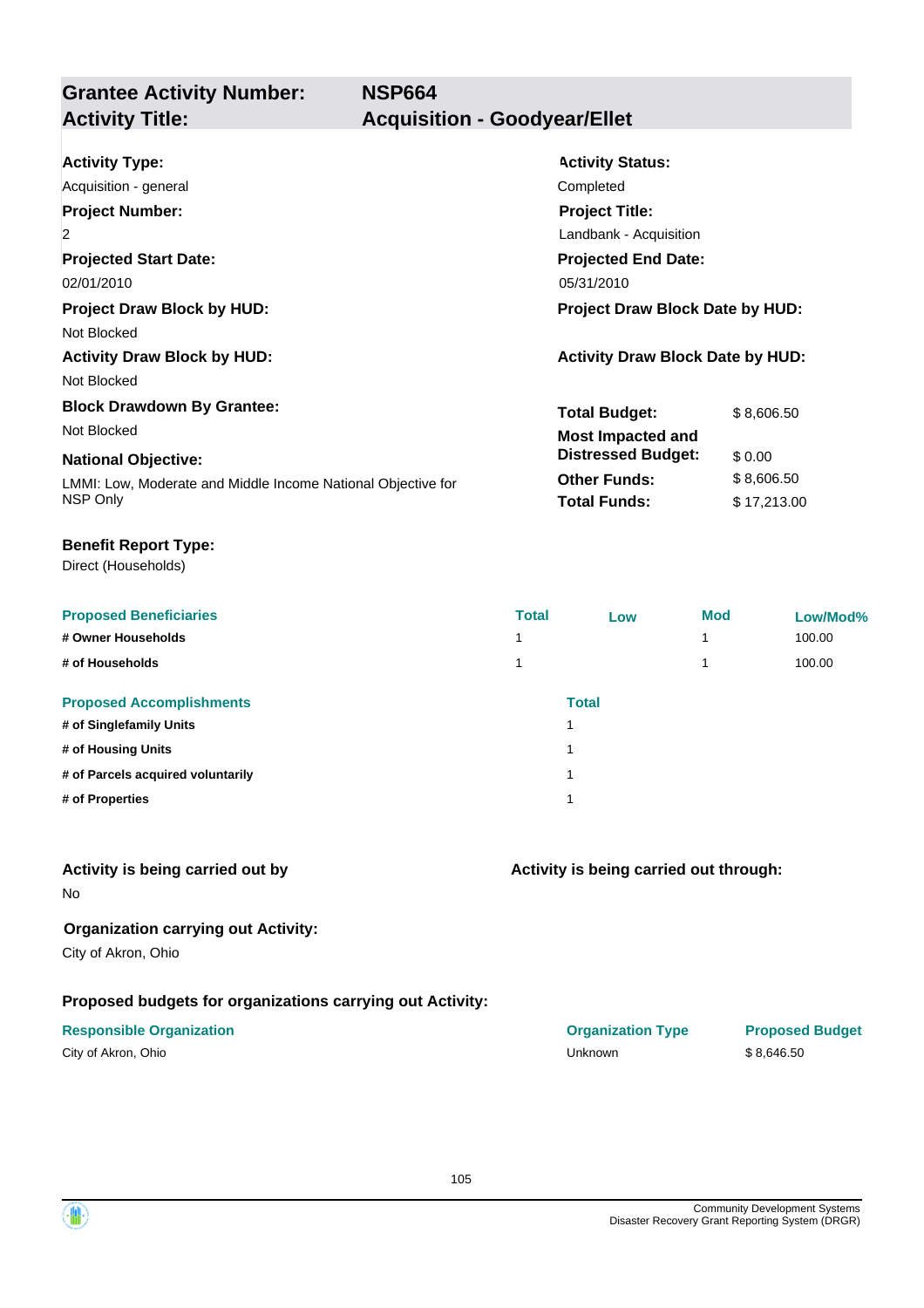| **Grantee Activity Number:** | **NSP664** |
|---|---|
| **Activity Title:** | **Acquisition - Goodyear/Ellet** |

**Activity Type:**
Acquisition - general

**Activity Status:**
Completed

**Project Number:**
2

**Project Title:**
Landbank - Acquisition

**Projected Start Date:**
02/01/2010

**Projected End Date:**
05/31/2010

**Project Draw Block by HUD:**
Not Blocked

**Project Draw Block Date by HUD:**

**Activity Draw Block by HUD:**
Not Blocked

**Activity Draw Block Date by HUD:**

**Block Drawdown By Grantee:**
Not Blocked

**National Objective:**
LMMI: Low, Moderate and Middle Income National Objective for NSP Only

| | |
|---|---|
| **Total Budget:** | $ 8,606.50 |
| **Most Impacted and Distressed Budget:** | $ 0.00 |
| **Other Funds:** | $ 8,606.50 |
| **Total Funds:** | $ 17,213.00 |

**Benefit Report Type:**
Direct (Households)

| Proposed Beneficiaries | Total | Low | Mod | Low/Mod% |
|---|---|---|---|---|
| # Owner Households | 1 | | 1 | 100.00 |
| # of Households | 1 | | 1 | 100.00 |

| Proposed Accomplishments | Total |
|---|---|
| # of Singlefamily Units | 1 |
| # of Housing Units | 1 |
| # of Parcels acquired voluntarily | 1 |
| # of Properties | 1 |

**Activity is being carried out by**
No

**Activity is being carried out through:**

**Organization carrying out Activity:**
City of Akron, Ohio

**Proposed budgets for organizations carrying out Activity:**

| Responsible Organization | Organization Type | Proposed Budget |
|---|---|---|
| City of Akron, Ohio | Unknown | $ 8,646.50 |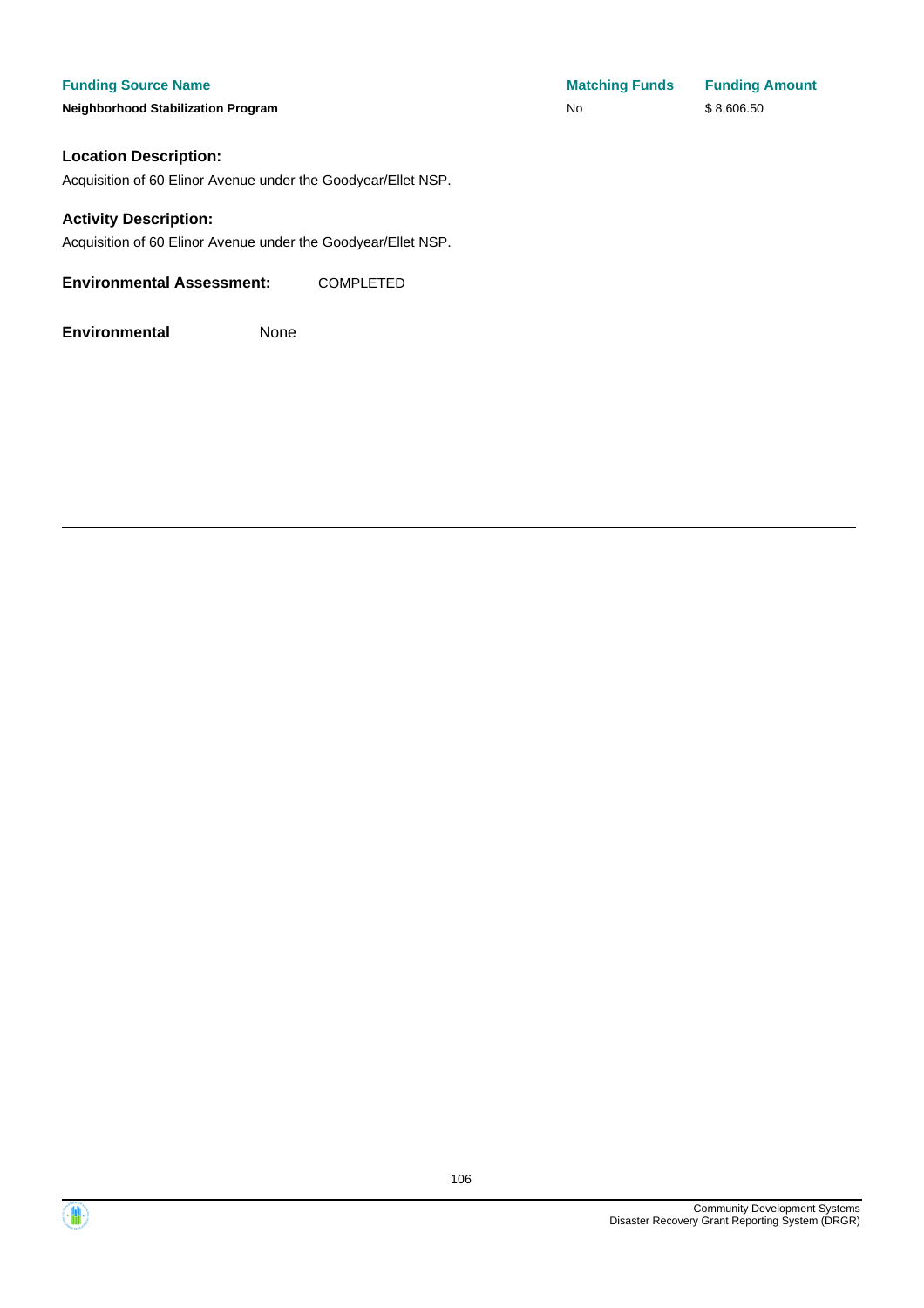| Funding Source Name | Matching Funds | Funding Amount |
| --- | --- | --- |
| **Neighborhood Stabilization Program** | No | $ 8,606.50 |

### Location Description:

Acquisition of 60 Elinor Avenue under the Goodyear/Ellet NSP.

### Activity Description:

Acquisition of 60 Elinor Avenue under the Goodyear/Ellet NSP.

**Environmental Assessment:** COMPLETED

**Environmental** None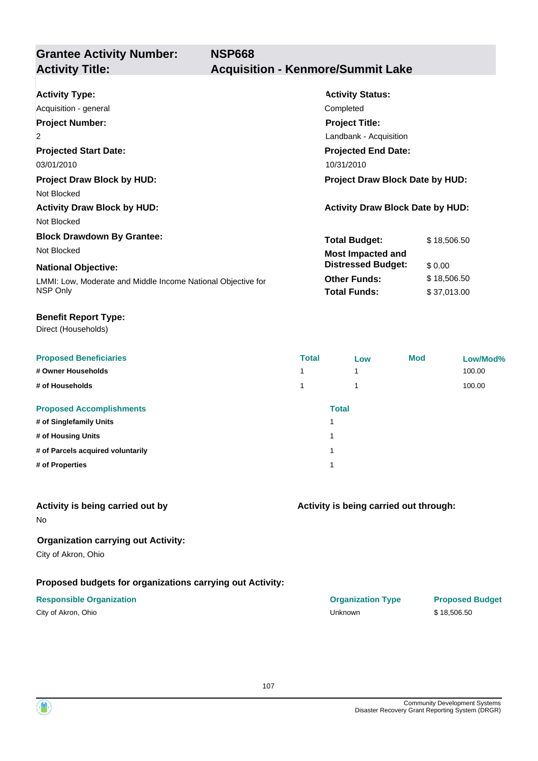## Grantee Activity Number: NSP668
## Activity Title: Acquisition - Kenmore/Summit Lake

**Activity Type:**
Acquisition - general

**Activity Status:**
Completed

**Project Number:**
2

**Project Title:**
Landbank - Acquisition

**Projected Start Date:**
03/01/2010

**Projected End Date:**
10/31/2010

**Project Draw Block by HUD:**
Not Blocked

**Project Draw Block Date by HUD:**

**Activity Draw Block by HUD:**
Not Blocked

**Activity Draw Block Date by HUD:**

**Block Drawdown By Grantee:**
Not Blocked

**National Objective:**
LMMI: Low, Moderate and Middle Income National Objective for NSP Only

| | |
|---|---|
| **Total Budget:** | $ 18,506.50 |
| **Most Impacted and Distressed Budget:** | $ 0.00 |
| **Other Funds:** | $ 18,506.50 |
| **Total Funds:** | $ 37,013.00 |

**Benefit Report Type:**
Direct (Households)

| Proposed Beneficiaries | Total | Low | Mod | Low/Mod% |
|---|---|---|---|---|
| # Owner Households | 1 | 1 | | 100.00 |
| # of Households | 1 | 1 | | 100.00 |

| Proposed Accomplishments | Total |
|---|---|
| # of Singlefamily Units | 1 |
| # of Housing Units | 1 |
| # of Parcels acquired voluntarily | 1 |
| # of Properties | 1 |

**Activity is being carried out by**
No

**Activity is being carried out through:**

**Organization carrying out Activity:**
City of Akron, Ohio

**Proposed budgets for organizations carrying out Activity:**

| Responsible Organization | Organization Type | Proposed Budget |
|---|---|---|
| City of Akron, Ohio | Unknown | $ 18,506.50 |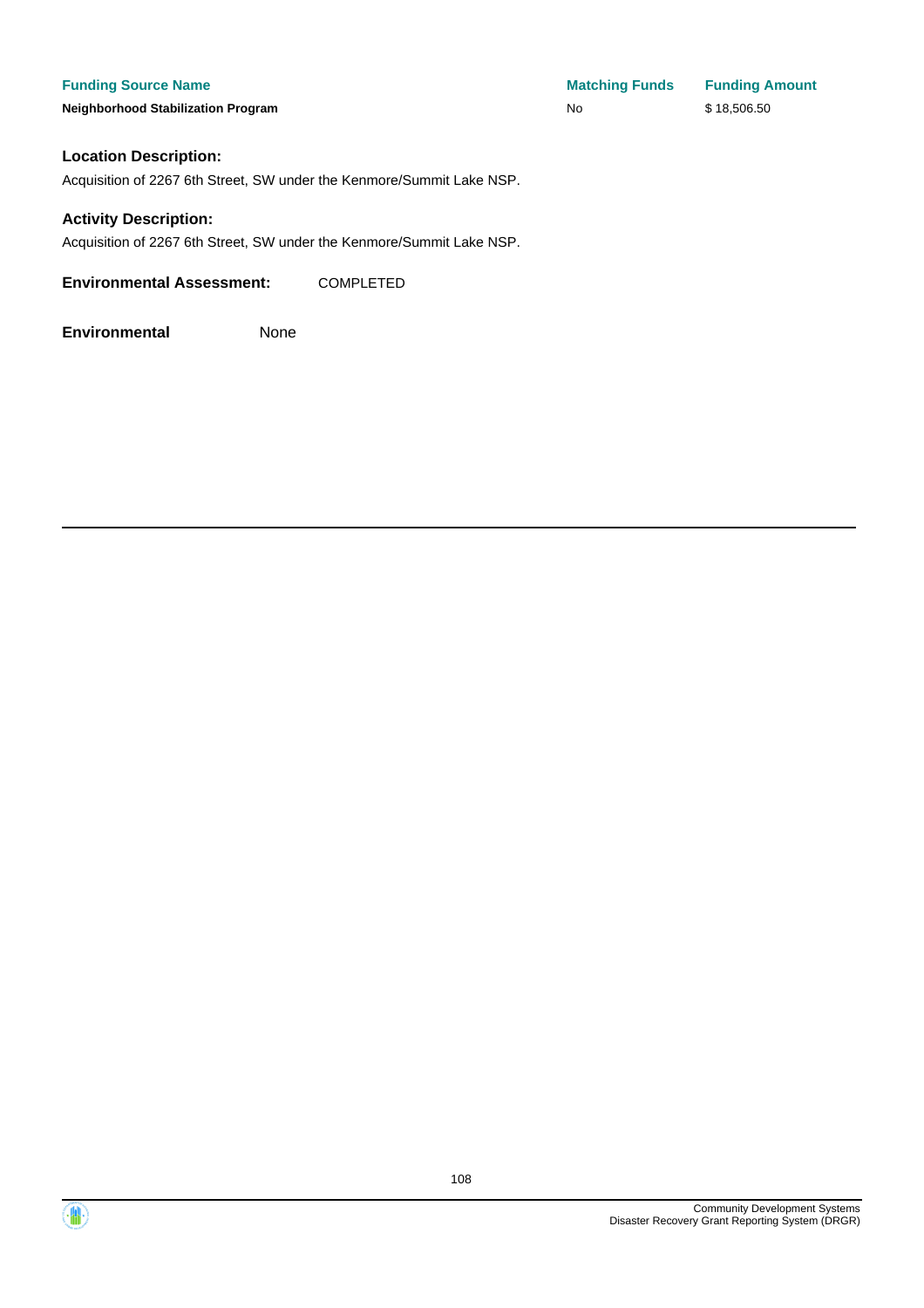| Funding Source Name | Matching Funds | Funding Amount |
| --- | --- | --- |
| **Neighborhood Stabilization Program** | No | $ 18,506.50 |

### Location Description:

Acquisition of 2267 6th Street, SW under the Kenmore/Summit Lake NSP.

### Activity Description:

Acquisition of 2267 6th Street, SW under the Kenmore/Summit Lake NSP.

**Environmental Assessment:** COMPLETED

**Environmental** None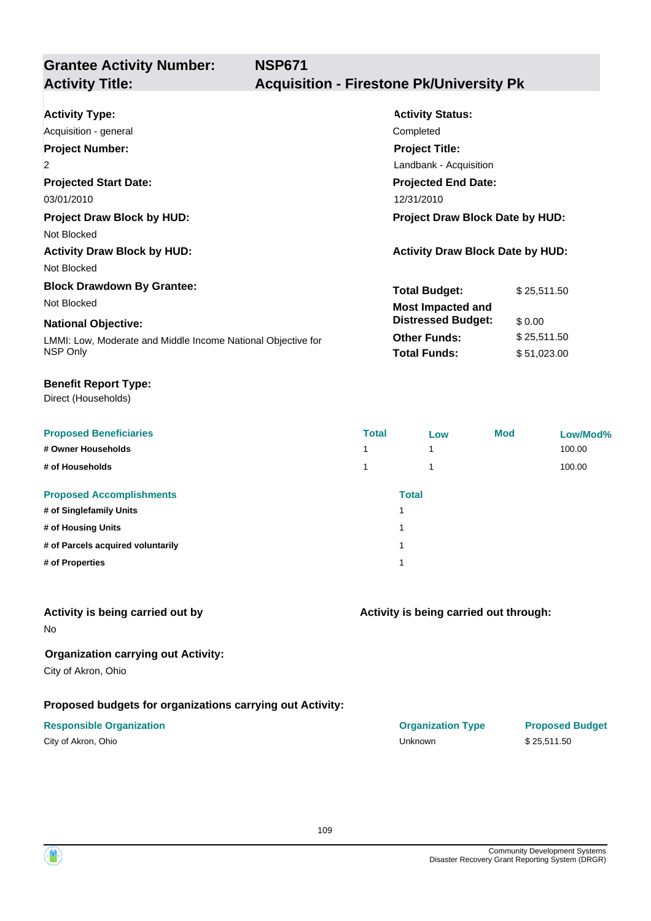## Grantee Activity Number: NSP671
## Activity Title: Acquisition - Firestone Pk/University Pk

**Activity Type:**
Acquisition - general

**Activity Status:**
Completed

**Project Number:**
2

**Project Title:**
Landbank - Acquisition

**Projected Start Date:**
03/01/2010

**Projected End Date:**
12/31/2010

**Project Draw Block by HUD:**
Not Blocked

**Project Draw Block Date by HUD:**

**Activity Draw Block by HUD:**
Not Blocked

**Activity Draw Block Date by HUD:**

**Block Drawdown By Grantee:**
Not Blocked

**National Objective:**
LMMI: Low, Moderate and Middle Income National Objective for NSP Only

| | |
|---|---|
| **Total Budget:** | $ 25,511.50 |
| **Most Impacted and Distressed Budget:** | $ 0.00 |
| **Other Funds:** | $ 25,511.50 |
| **Total Funds:** | $ 51,023.00 |

**Benefit Report Type:**
Direct (Households)

| Proposed Beneficiaries | Total | Low | Mod | Low/Mod% |
|---|---|---|---|---|
| # Owner Households | 1 | 1 | | 100.00 |
| # of Households | 1 | 1 | | 100.00 |

| Proposed Accomplishments | Total |
|---|---|
| # of Singlefamily Units | 1 |
| # of Housing Units | 1 |
| # of Parcels acquired voluntarily | 1 |
| # of Properties | 1 |

**Activity is being carried out by**
No

**Activity is being carried out through:**

**Organization carrying out Activity:**
City of Akron, Ohio

**Proposed budgets for organizations carrying out Activity:**

| Responsible Organization | Organization Type | Proposed Budget |
|---|---|---|
| City of Akron, Ohio | Unknown | $ 25,511.50 |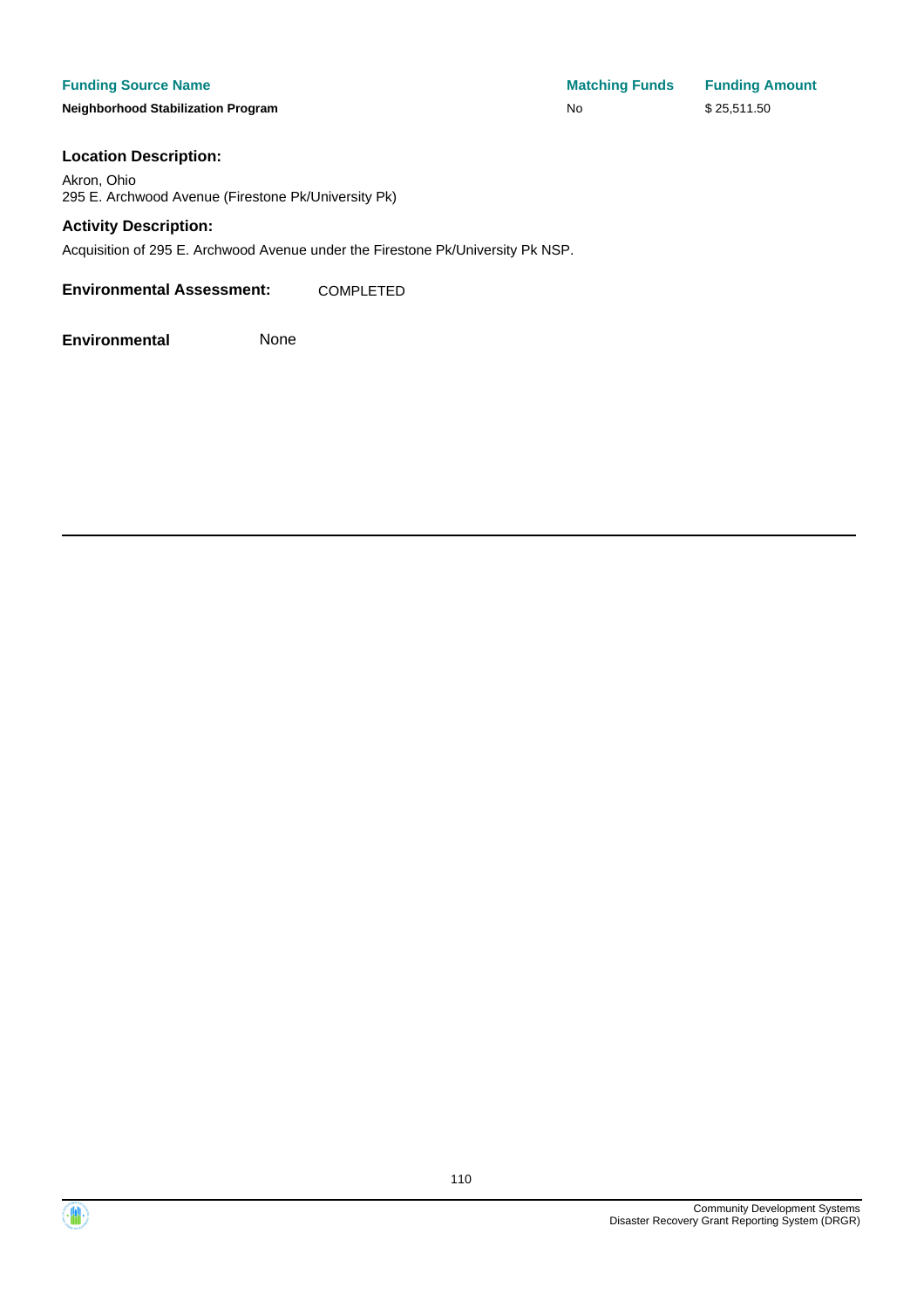| Funding Source Name | Matching Funds | Funding Amount |
| --- | --- | --- |
| **Neighborhood Stabilization Program** | No | $ 25,511.50 |

**Location Description:**

Akron, Ohio
295 E. Archwood Avenue (Firestone Pk/University Pk)

**Activity Description:**

Acquisition of 295 E. Archwood Avenue under the Firestone Pk/University Pk NSP.

**Environmental Assessment:** COMPLETED

**Environmental** None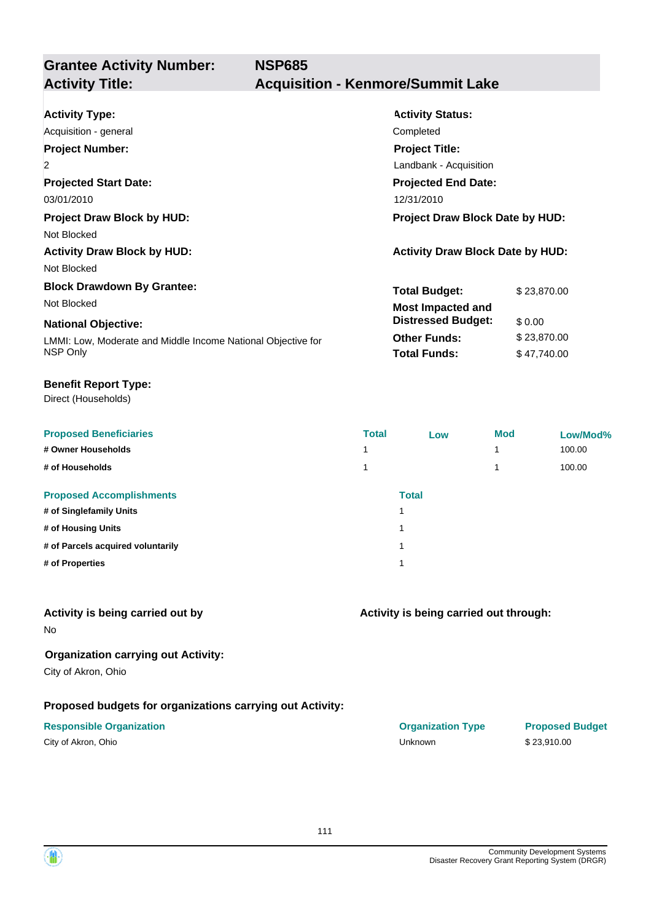## Grantee Activity Number: NSP685
## Activity Title: Acquisition - Kenmore/Summit Lake

**Activity Type:**
Acquisition - general

**Activity Status:**
Completed

**Project Number:**
2

**Project Title:**
Landbank - Acquisition

**Projected Start Date:**
03/01/2010

**Projected End Date:**
12/31/2010

**Project Draw Block by HUD:**
Not Blocked

**Project Draw Block Date by HUD:**

**Activity Draw Block by HUD:**
Not Blocked

**Activity Draw Block Date by HUD:**

**Block Drawdown By Grantee:**
Not Blocked

**National Objective:**
LMMI: Low, Moderate and Middle Income National Objective for NSP Only

| | |
|---|---|
| **Total Budget:** | $ 23,870.00 |
| **Most Impacted and Distressed Budget:** | $ 0.00 |
| **Other Funds:** | $ 23,870.00 |
| **Total Funds:** | $ 47,740.00 |

**Benefit Report Type:**
Direct (Households)

| Proposed Beneficiaries | Total | Low | Mod | Low/Mod% |
|---|---|---|---|---|
| # Owner Households | 1 | | 1 | 100.00 |
| # of Households | 1 | | 1 | 100.00 |

| Proposed Accomplishments | Total |
|---|---|
| # of Singlefamily Units | 1 |
| # of Housing Units | 1 |
| # of Parcels acquired voluntarily | 1 |
| # of Properties | 1 |

**Activity is being carried out by**
No

**Activity is being carried out through:**

**Organization carrying out Activity:**
City of Akron, Ohio

**Proposed budgets for organizations carrying out Activity:**

| Responsible Organization | Organization Type | Proposed Budget |
|---|---|---|
| City of Akron, Ohio | Unknown | $ 23,910.00 |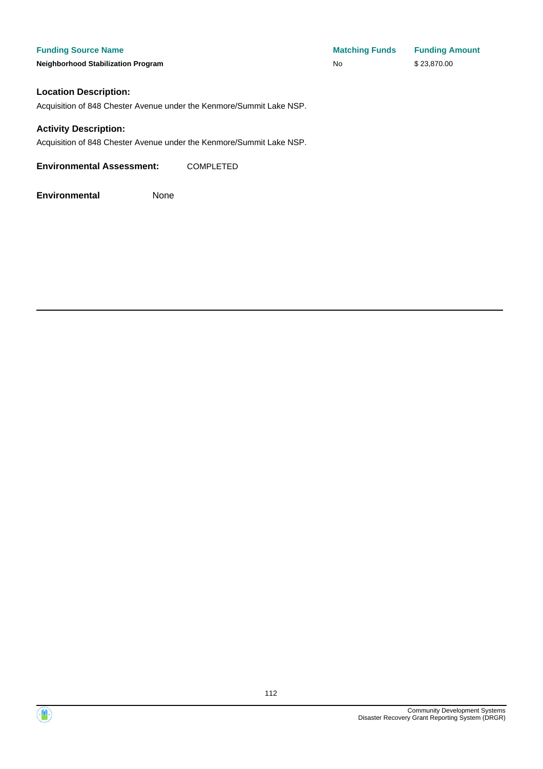| Funding Source Name | Matching Funds | Funding Amount |
| --- | --- | --- |
| **Neighborhood Stabilization Program** | No | $ 23,870.00 |

**Location Description:**

Acquisition of 848 Chester Avenue under the Kenmore/Summit Lake NSP.

**Activity Description:**

Acquisition of 848 Chester Avenue under the Kenmore/Summit Lake NSP.

**Environmental Assessment:** COMPLETED

**Environmental** None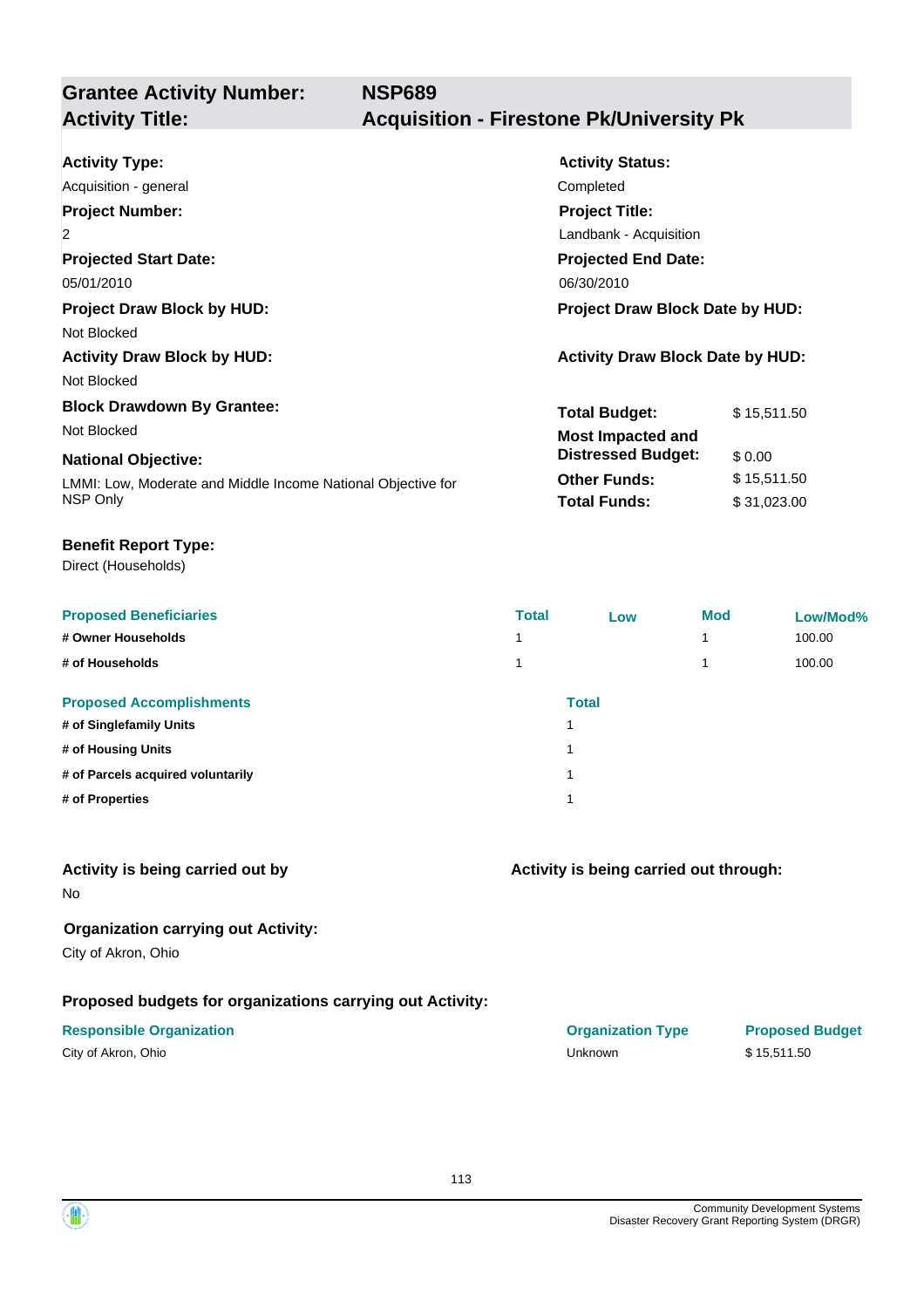## Grantee Activity Number: NSP689
## Activity Title: Acquisition - Firestone Pk/University Pk

**Activity Type:**
Acquisition - general

**Activity Status:**
Completed

**Project Number:**
2

**Project Title:**
Landbank - Acquisition

**Projected Start Date:**
05/01/2010

**Projected End Date:**
06/30/2010

**Project Draw Block by HUD:**
Not Blocked

**Project Draw Block Date by HUD:**

**Activity Draw Block by HUD:**
Not Blocked

**Activity Draw Block Date by HUD:**

**Block Drawdown By Grantee:**
Not Blocked

**National Objective:**
LMMI: Low, Moderate and Middle Income National Objective for NSP Only

| | |
|---|---|
| **Total Budget:** | $ 15,511.50 |
| **Most Impacted and Distressed Budget:** | $ 0.00 |
| **Other Funds:** | $ 15,511.50 |
| **Total Funds:** | $ 31,023.00 |

**Benefit Report Type:**
Direct (Households)

| Proposed Beneficiaries | Total | Low | Mod | Low/Mod% |
|---|---|---|---|---|
| # Owner Households | 1 | | 1 | 100.00 |
| # of Households | 1 | | 1 | 100.00 |

| Proposed Accomplishments | Total |
|---|---|
| # of Singlefamily Units | 1 |
| # of Housing Units | 1 |
| # of Parcels acquired voluntarily | 1 |
| # of Properties | 1 |

**Activity is being carried out by**
No

**Activity is being carried out through:**

**Organization carrying out Activity:**
City of Akron, Ohio

**Proposed budgets for organizations carrying out Activity:**

| Responsible Organization | Organization Type | Proposed Budget |
|---|---|---|
| City of Akron, Ohio | Unknown | $ 15,511.50 |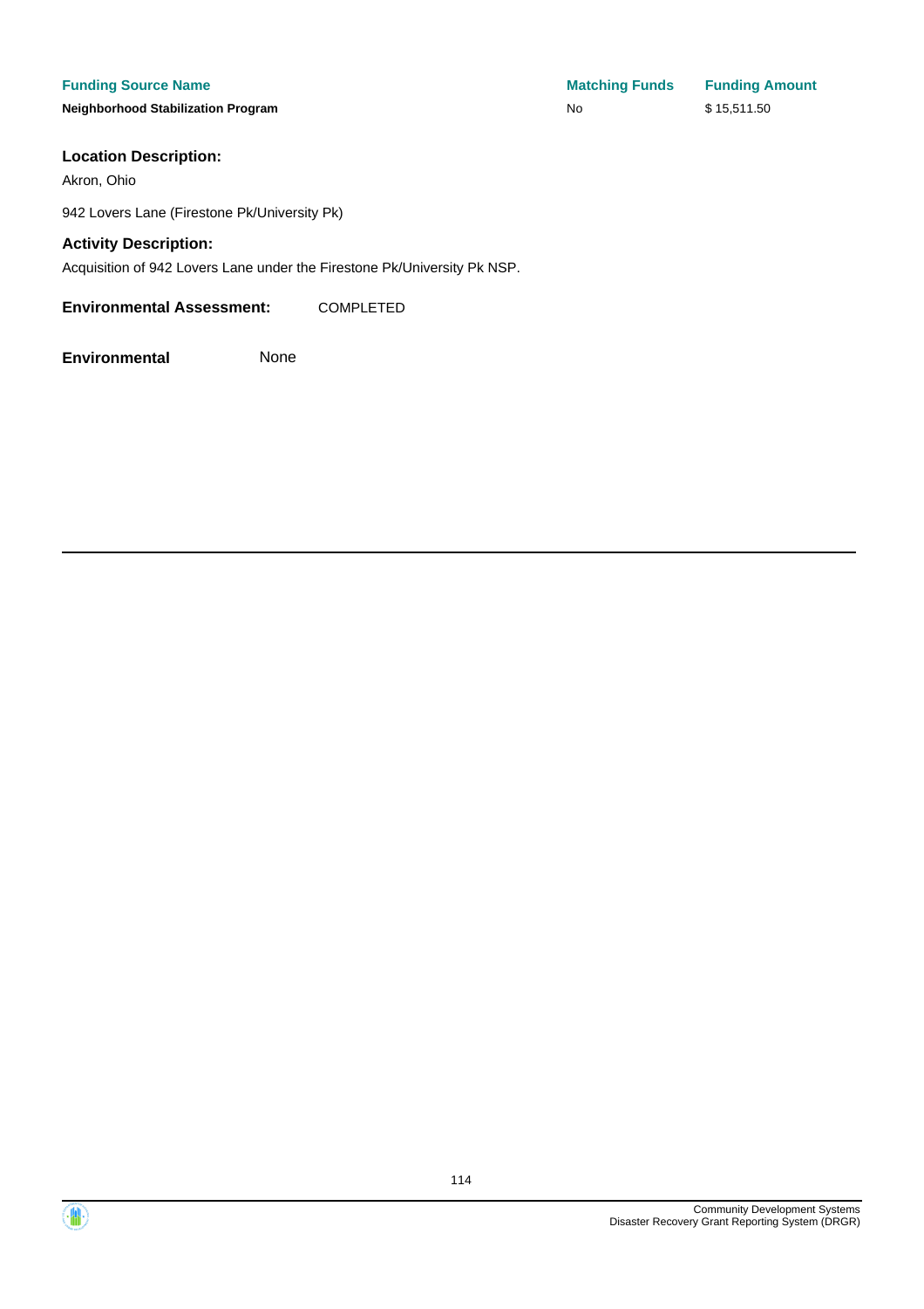| Funding Source Name | Matching Funds | Funding Amount |
| --- | --- | --- |
| **Neighborhood Stabilization Program** | No | $ 15,511.50 |

**Location Description:**

Akron, Ohio

942 Lovers Lane (Firestone Pk/University Pk)

**Activity Description:**

Acquisition of 942 Lovers Lane under the Firestone Pk/University Pk NSP.

**Environmental Assessment:** COMPLETED

**Environmental** None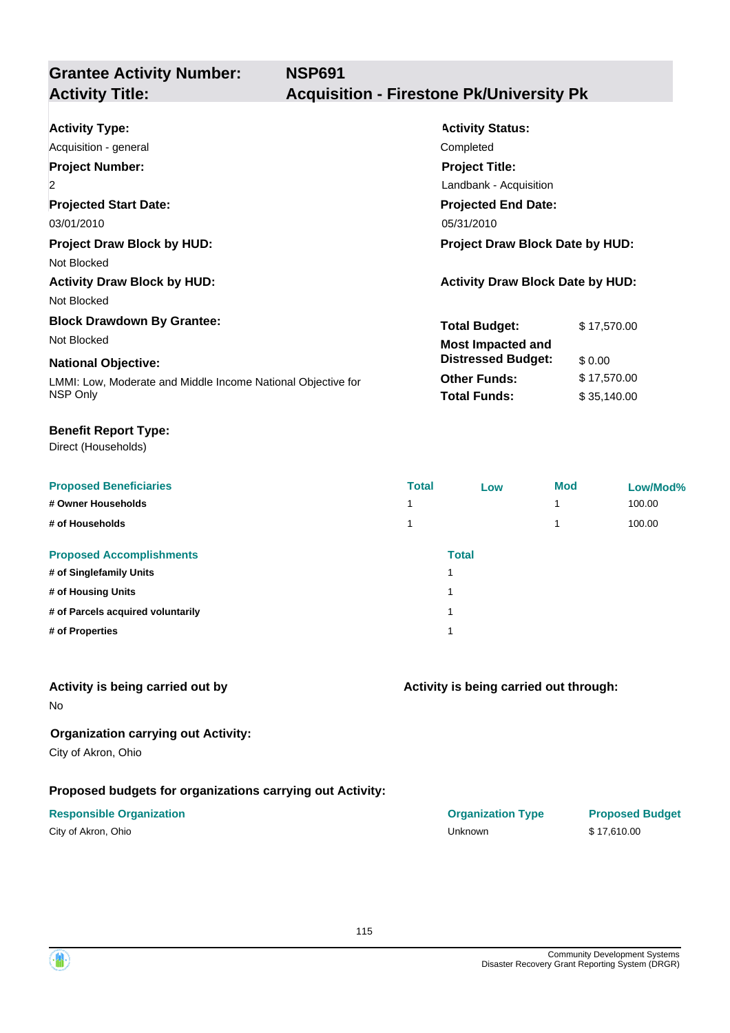## Grantee Activity Number: NSP691
## Activity Title: Acquisition - Firestone Pk/University Pk

**Activity Type:**
Acquisition - general

**Activity Status:**
Completed

**Project Number:**
2

**Project Title:**
Landbank - Acquisition

**Projected Start Date:**
03/01/2010

**Projected End Date:**
05/31/2010

**Project Draw Block by HUD:**
Not Blocked

**Project Draw Block Date by HUD:**

**Activity Draw Block by HUD:**
Not Blocked

**Activity Draw Block Date by HUD:**

**Block Drawdown By Grantee:**
Not Blocked

**National Objective:**
LMMI: Low, Moderate and Middle Income National Objective for NSP Only

| | |
|---|---|
| **Total Budget:** | $ 17,570.00 |
| **Most Impacted and Distressed Budget:** | $ 0.00 |
| **Other Funds:** | $ 17,570.00 |
| **Total Funds:** | $ 35,140.00 |

**Benefit Report Type:**
Direct (Households)

| Proposed Beneficiaries | Total | Low | Mod | Low/Mod% |
|---|---|---|---|---|
| # Owner Households | 1 | | 1 | 100.00 |
| # of Households | 1 | | 1 | 100.00 |

| Proposed Accomplishments | Total |
|---|---|
| # of Singlefamily Units | 1 |
| # of Housing Units | 1 |
| # of Parcels acquired voluntarily | 1 |
| # of Properties | 1 |

**Activity is being carried out by**
No

**Activity is being carried out through:**

**Organization carrying out Activity:**
City of Akron, Ohio

**Proposed budgets for organizations carrying out Activity:**

| Responsible Organization | Organization Type | Proposed Budget |
|---|---|---|
| City of Akron, Ohio | Unknown | $ 17,610.00 |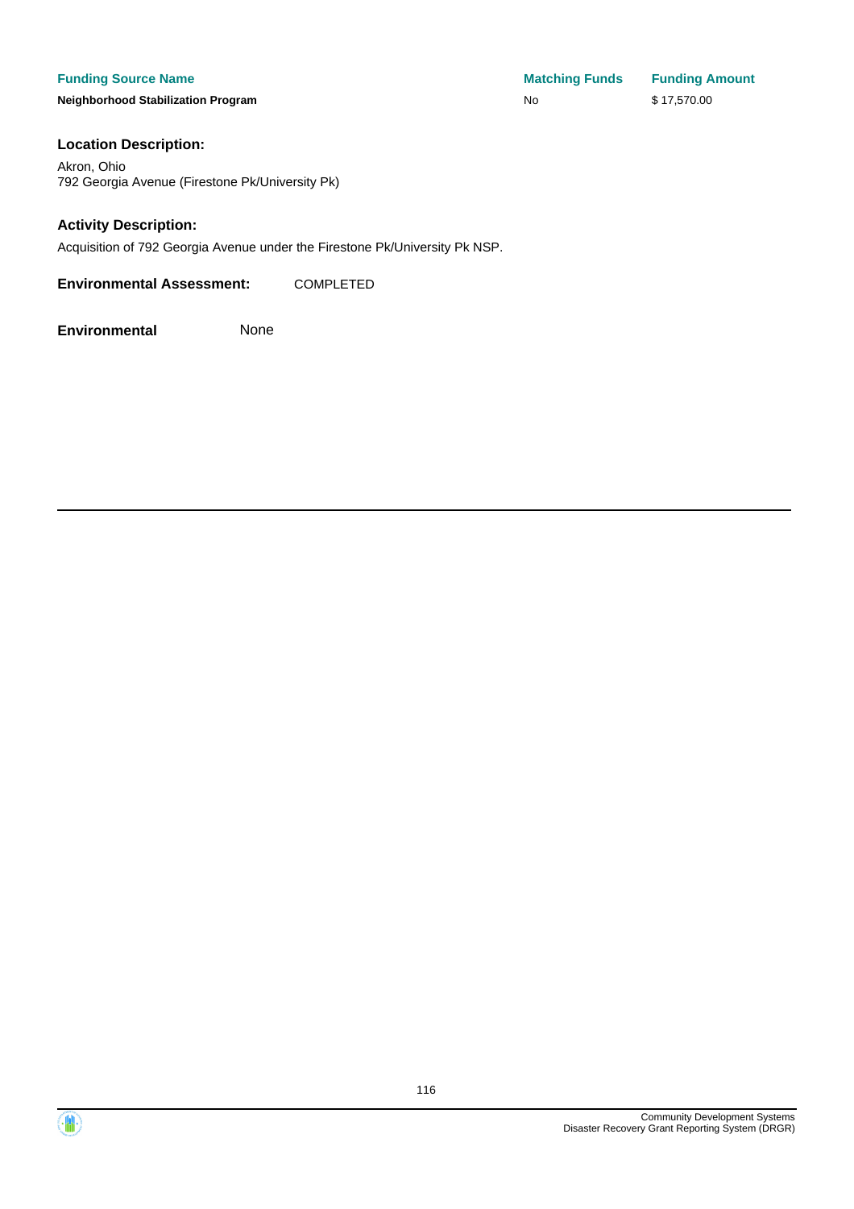| Funding Source Name | Matching Funds | Funding Amount |
| --- | --- | --- |
| **Neighborhood Stabilization Program** | No | $ 17,570.00 |

### Location Description:

Akron, Ohio
792 Georgia Avenue (Firestone Pk/University Pk)

### Activity Description:

Acquisition of 792 Georgia Avenue under the Firestone Pk/University Pk NSP.

**Environmental Assessment:** COMPLETED

**Environmental** None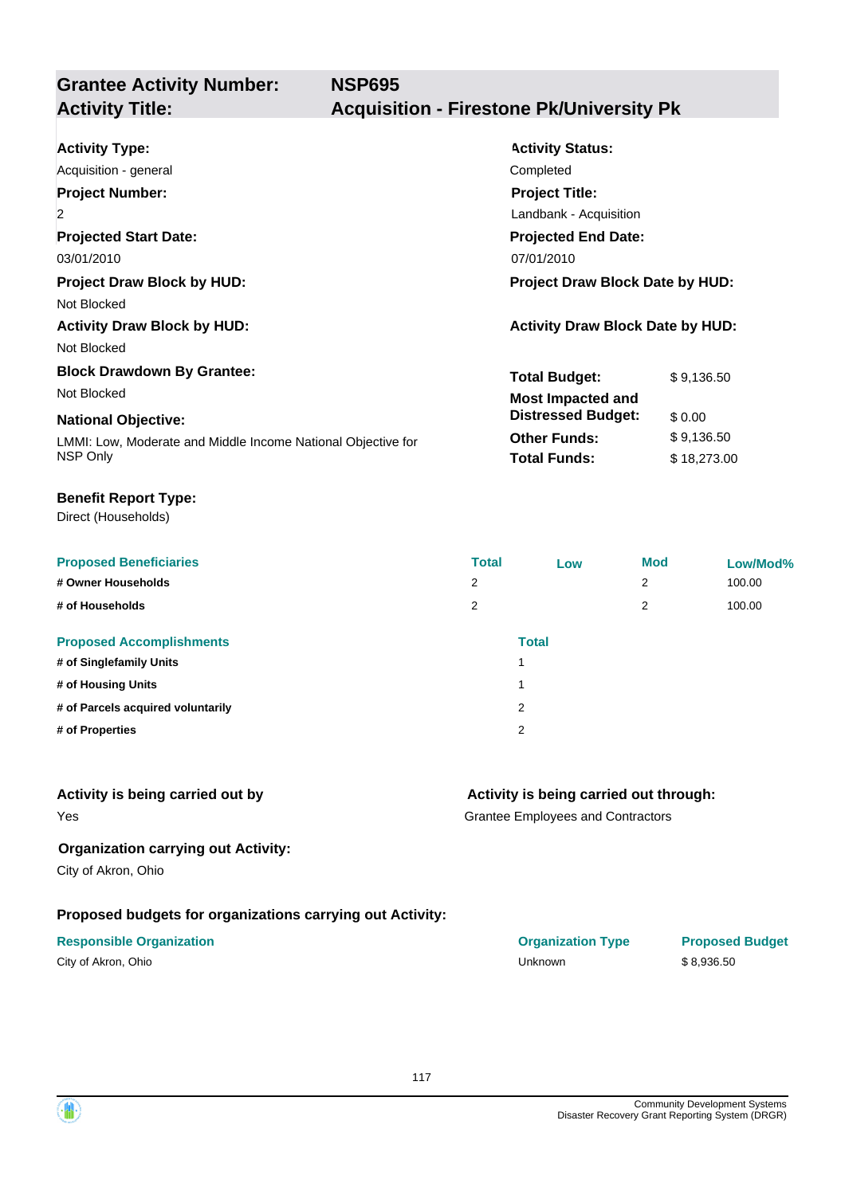## Grantee Activity Number: NSP695
## Activity Title: Acquisition - Firestone Pk/University Pk

**Activity Type:**
Acquisition - general

**Activity Status:**
Completed

**Project Number:**
2

**Project Title:**
Landbank - Acquisition

**Projected Start Date:**
03/01/2010

**Projected End Date:**
07/01/2010

**Project Draw Block by HUD:**
Not Blocked

**Project Draw Block Date by HUD:**

**Activity Draw Block by HUD:**
Not Blocked

**Activity Draw Block Date by HUD:**

**Block Drawdown By Grantee:**
Not Blocked

**National Objective:**
LMMI: Low, Moderate and Middle Income National Objective for NSP Only

| | |
|---|---|
| **Total Budget:** | $ 9,136.50 |
| **Most Impacted and Distressed Budget:** | $ 0.00 |
| **Other Funds:** | $ 9,136.50 |
| **Total Funds:** | $ 18,273.00 |

**Benefit Report Type:**
Direct (Households)

| Proposed Beneficiaries | Total | Low | Mod | Low/Mod% |
|---|---|---|---|---|
| # Owner Households | 2 | | 2 | 100.00 |
| # of Households | 2 | | 2 | 100.00 |

| Proposed Accomplishments | Total |
|---|---|
| # of Singlefamily Units | 1 |
| # of Housing Units | 1 |
| # of Parcels acquired voluntarily | 2 |
| # of Properties | 2 |

**Activity is being carried out by**
Yes

**Activity is being carried out through:**
Grantee Employees and Contractors

**Organization carrying out Activity:**
City of Akron, Ohio

**Proposed budgets for organizations carrying out Activity:**

| Responsible Organization | Organization Type | Proposed Budget |
|---|---|---|
| City of Akron, Ohio | Unknown | $ 8,936.50 |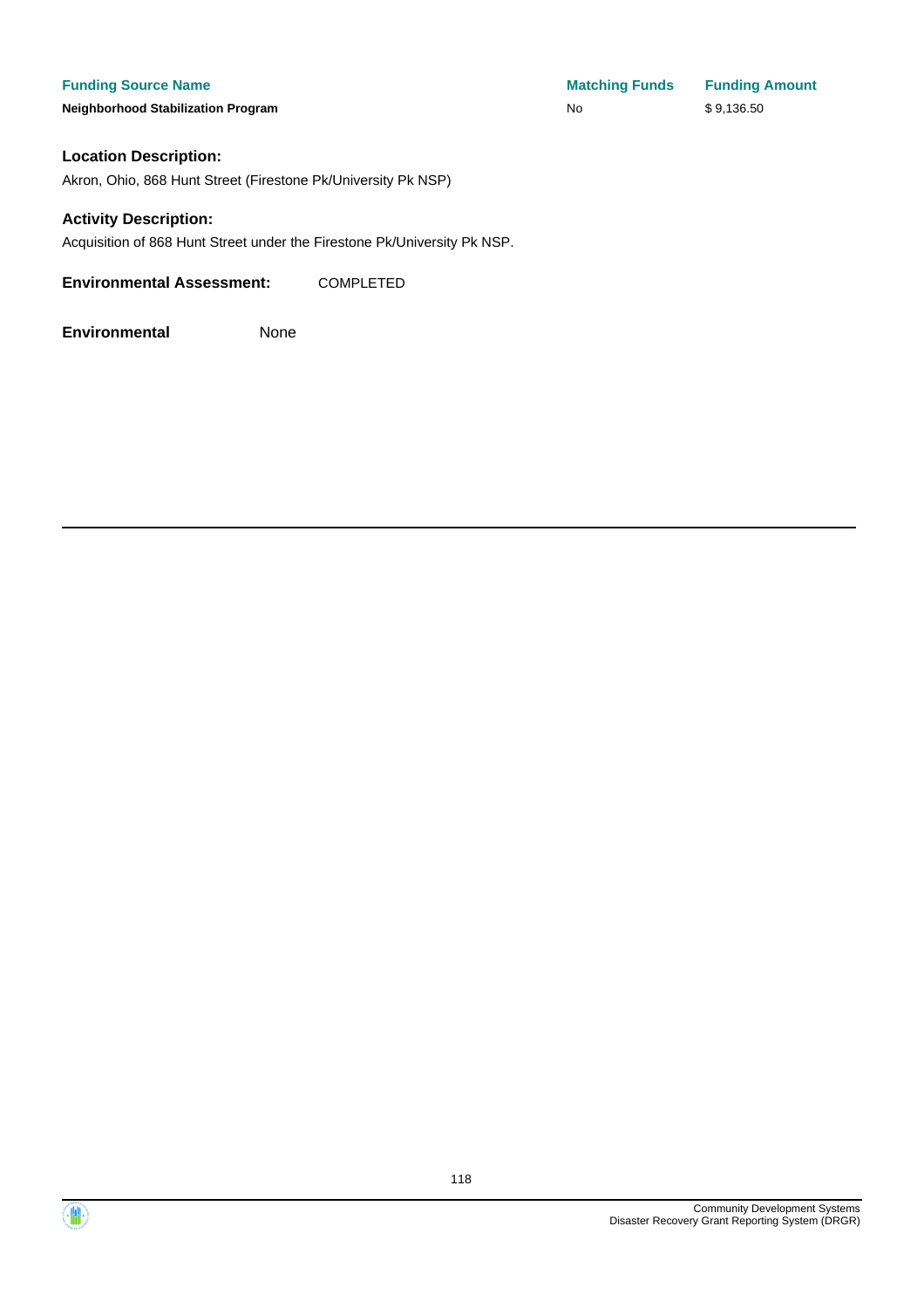| Funding Source Name | Matching Funds | Funding Amount |
| --- | --- | --- |
| **Neighborhood Stabilization Program** | No | $ 9,136.50 |

**Location Description:**

Akron, Ohio, 868 Hunt Street (Firestone Pk/University Pk NSP)

**Activity Description:**

Acquisition of 868 Hunt Street under the Firestone Pk/University Pk NSP.

**Environmental Assessment:** COMPLETED

**Environmental** None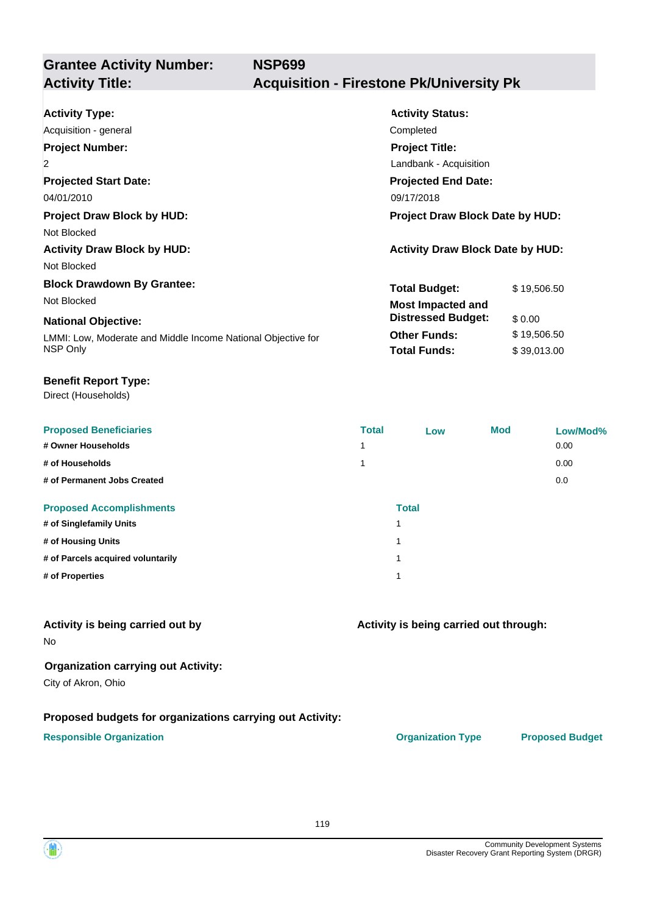| **Grantee Activity Number:** | **NSP699** |
|---|---|
| **Activity Title:** | **Acquisition - Firestone Pk/University Pk** |

**Activity Type:**
Acquisition - general

**Activity Status:**
Completed

**Project Number:**
2

**Project Title:**
Landbank - Acquisition

**Projected Start Date:**
04/01/2010

**Projected End Date:**
09/17/2018

**Project Draw Block by HUD:**
Not Blocked

**Project Draw Block Date by HUD:**

**Activity Draw Block by HUD:**
Not Blocked

**Activity Draw Block Date by HUD:**

**Block Drawdown By Grantee:**
Not Blocked

**National Objective:**
LMMI: Low, Moderate and Middle Income National Objective for NSP Only

| | |
|---|---|
| **Total Budget:** | $ 19,506.50 |
| **Most Impacted and Distressed Budget:** | $ 0.00 |
| **Other Funds:** | $ 19,506.50 |
| **Total Funds:** | $ 39,013.00 |

**Benefit Report Type:**
Direct (Households)

| Proposed Beneficiaries | Total | Low | Mod | Low/Mod% |
|---|---|---|---|---|
| # Owner Households | 1 | | | 0.00 |
| # of Households | 1 | | | 0.00 |
| # of Permanent Jobs Created | | | | 0.0 |

| Proposed Accomplishments | Total |
|---|---|
| # of Singlefamily Units | 1 |
| # of Housing Units | 1 |
| # of Parcels acquired voluntarily | 1 |
| # of Properties | 1 |

**Activity is being carried out by**
No

**Activity is being carried out through:**

**Organization carrying out Activity:**
City of Akron, Ohio

**Proposed budgets for organizations carrying out Activity:**

| Responsible Organization | Organization Type | Proposed Budget |
|---|---|---|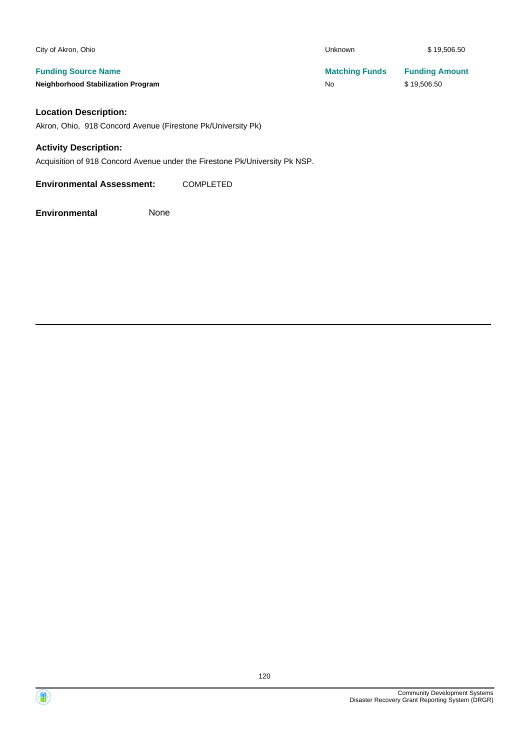| | | |
|---|---|---|
| City of Akron, Ohio | Unknown | $ 19,506.50 |

| Funding Source Name | Matching Funds | Funding Amount |
|---|---|---|
| **Neighborhood Stabilization Program** | No | $ 19,506.50 |

**Location Description:**

Akron, Ohio, 918 Concord Avenue (Firestone Pk/University Pk)

**Activity Description:**

Acquisition of 918 Concord Avenue under the Firestone Pk/University Pk NSP.

**Environmental Assessment:** COMPLETED

**Environmental** None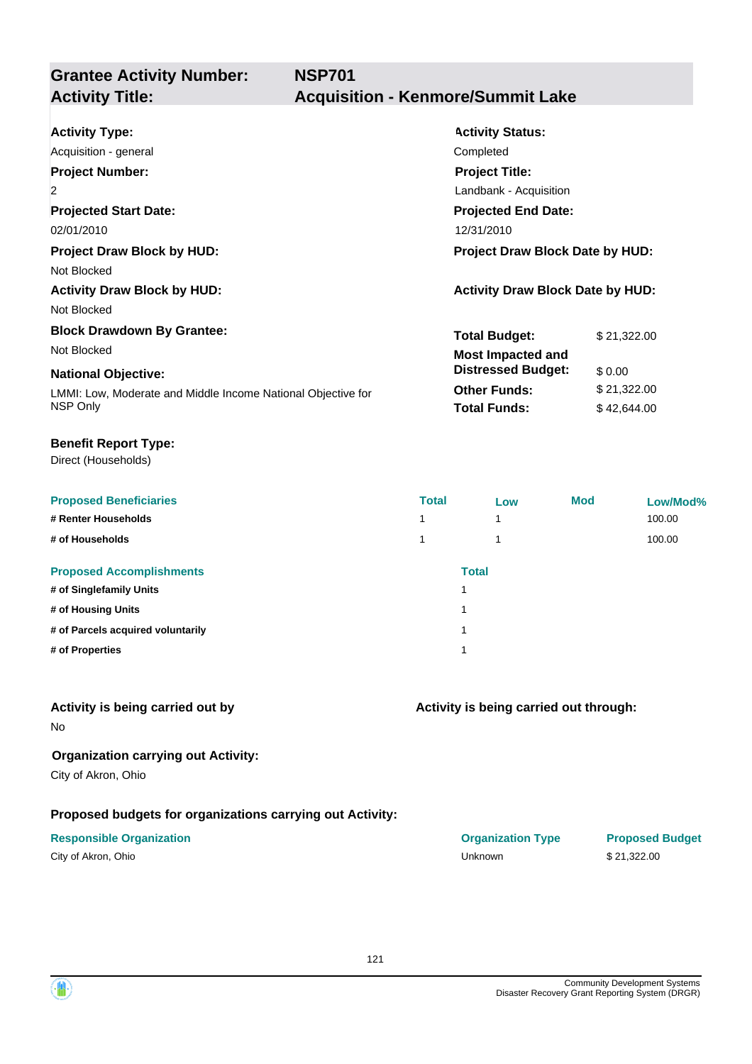## Grantee Activity Number: NSP701
## Activity Title: Acquisition - Kenmore/Summit Lake

**Activity Type:**
Acquisition - general

**Activity Status:**
Completed

**Project Number:**
2

**Project Title:**
Landbank - Acquisition

**Projected Start Date:**
02/01/2010

**Projected End Date:**
12/31/2010

**Project Draw Block by HUD:**
Not Blocked

**Project Draw Block Date by HUD:**

**Activity Draw Block by HUD:**
Not Blocked

**Activity Draw Block Date by HUD:**

**Block Drawdown By Grantee:**
Not Blocked

**National Objective:**
LMMI: Low, Moderate and Middle Income National Objective for NSP Only

| | |
|---|---|
| **Total Budget:** | $ 21,322.00 |
| **Most Impacted and Distressed Budget:** | $ 0.00 |
| **Other Funds:** | $ 21,322.00 |
| **Total Funds:** | $ 42,644.00 |

**Benefit Report Type:**
Direct (Households)

| Proposed Beneficiaries | Total | Low | Mod | Low/Mod% |
|---|---|---|---|---|
| # Renter Households | 1 | 1 | | 100.00 |
| # of Households | 1 | 1 | | 100.00 |

| Proposed Accomplishments | Total |
|---|---|
| # of Singlefamily Units | 1 |
| # of Housing Units | 1 |
| # of Parcels acquired voluntarily | 1 |
| # of Properties | 1 |

**Activity is being carried out by**
No

**Activity is being carried out through:**

**Organization carrying out Activity:**
City of Akron, Ohio

**Proposed budgets for organizations carrying out Activity:**

| Responsible Organization | Organization Type | Proposed Budget |
|---|---|---|
| City of Akron, Ohio | Unknown | $ 21,322.00 |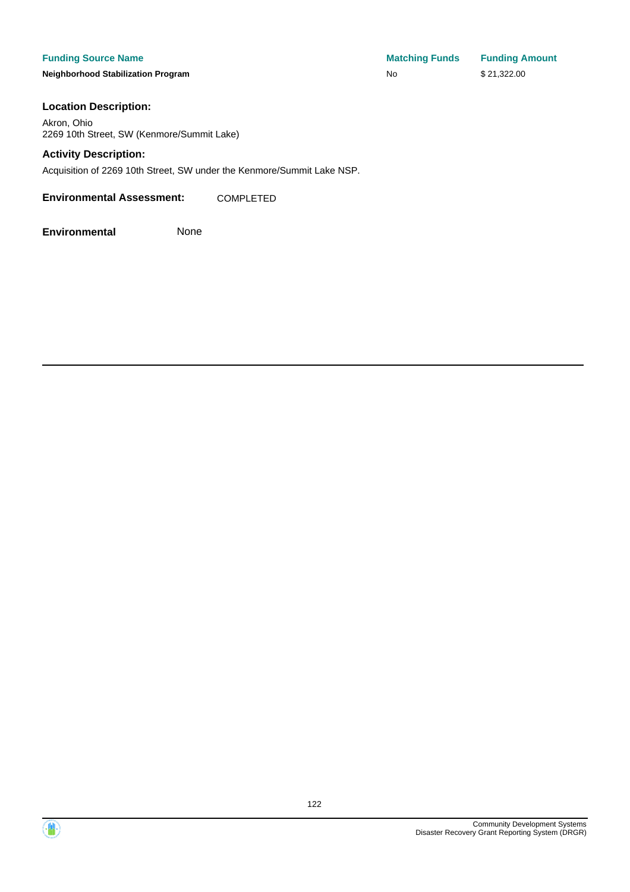| Funding Source Name | Matching Funds | Funding Amount |
| --- | --- | --- |
| **Neighborhood Stabilization Program** | No | $ 21,322.00 |

**Location Description:**

Akron, Ohio
2269 10th Street, SW (Kenmore/Summit Lake)

**Activity Description:**

Acquisition of 2269 10th Street, SW under the Kenmore/Summit Lake NSP.

**Environmental Assessment:** COMPLETED

**Environmental** None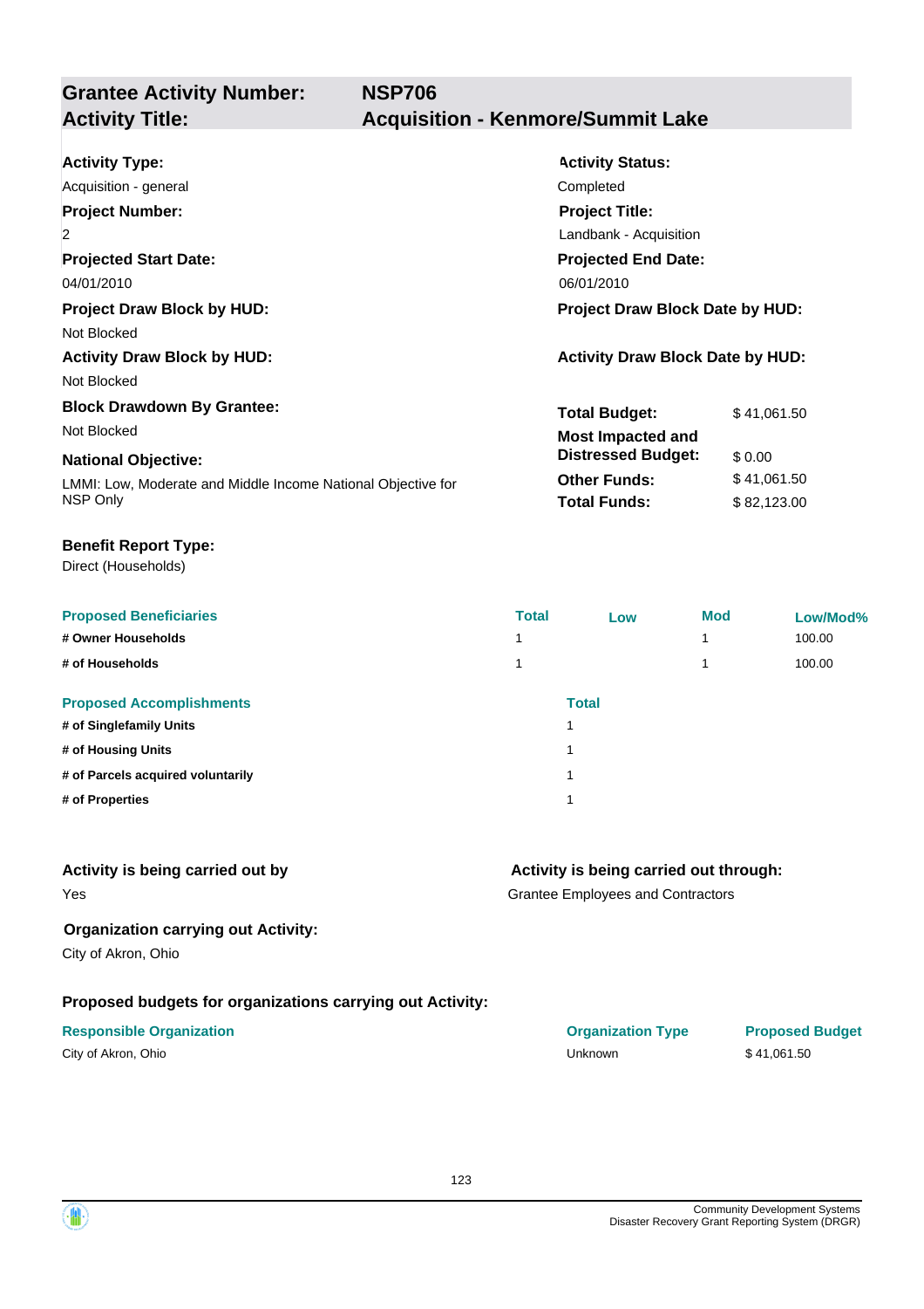## Grantee Activity Number: NSP706
## Activity Title: Acquisition - Kenmore/Summit Lake

**Activity Type:**
Acquisition - general

**Activity Status:**
Completed

**Project Number:**
2

**Project Title:**
Landbank - Acquisition

**Projected Start Date:**
04/01/2010

**Projected End Date:**
06/01/2010

**Project Draw Block by HUD:**
Not Blocked

**Project Draw Block Date by HUD:**

**Activity Draw Block by HUD:**
Not Blocked

**Activity Draw Block Date by HUD:**

**Block Drawdown By Grantee:**
Not Blocked

**National Objective:**
LMMI: Low, Moderate and Middle Income National Objective for NSP Only

| | |
|---|---|
| **Total Budget:** | $ 41,061.50 |
| **Most Impacted and Distressed Budget:** | $ 0.00 |
| **Other Funds:** | $ 41,061.50 |
| **Total Funds:** | $ 82,123.00 |

**Benefit Report Type:**
Direct (Households)

| Proposed Beneficiaries | Total | Low | Mod | Low/Mod% |
|---|---|---|---|---|
| # Owner Households | 1 | | 1 | 100.00 |
| # of Households | 1 | | 1 | 100.00 |

| Proposed Accomplishments | Total |
|---|---|
| # of Singlefamily Units | 1 |
| # of Housing Units | 1 |
| # of Parcels acquired voluntarily | 1 |
| # of Properties | 1 |

**Activity is being carried out by**
Yes

**Activity is being carried out through:**
Grantee Employees and Contractors

**Organization carrying out Activity:**
City of Akron, Ohio

**Proposed budgets for organizations carrying out Activity:**

| Responsible Organization | Organization Type | Proposed Budget |
|---|---|---|
| City of Akron, Ohio | Unknown | $ 41,061.50 |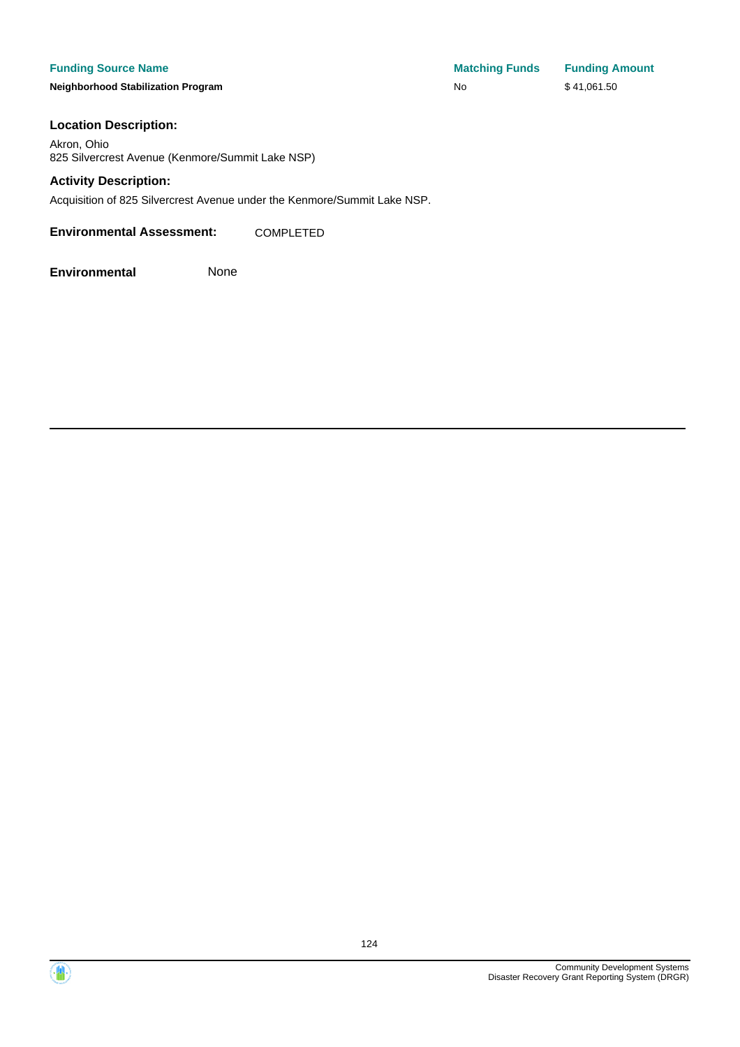| Funding Source Name | Matching Funds | Funding Amount |
| --- | --- | --- |
| **Neighborhood Stabilization Program** | No | $ 41,061.50 |

**Location Description:**

Akron, Ohio
825 Silvercrest Avenue (Kenmore/Summit Lake NSP)

**Activity Description:**

Acquisition of 825 Silvercrest Avenue under the Kenmore/Summit Lake NSP.

**Environmental Assessment:** COMPLETED

**Environmental** None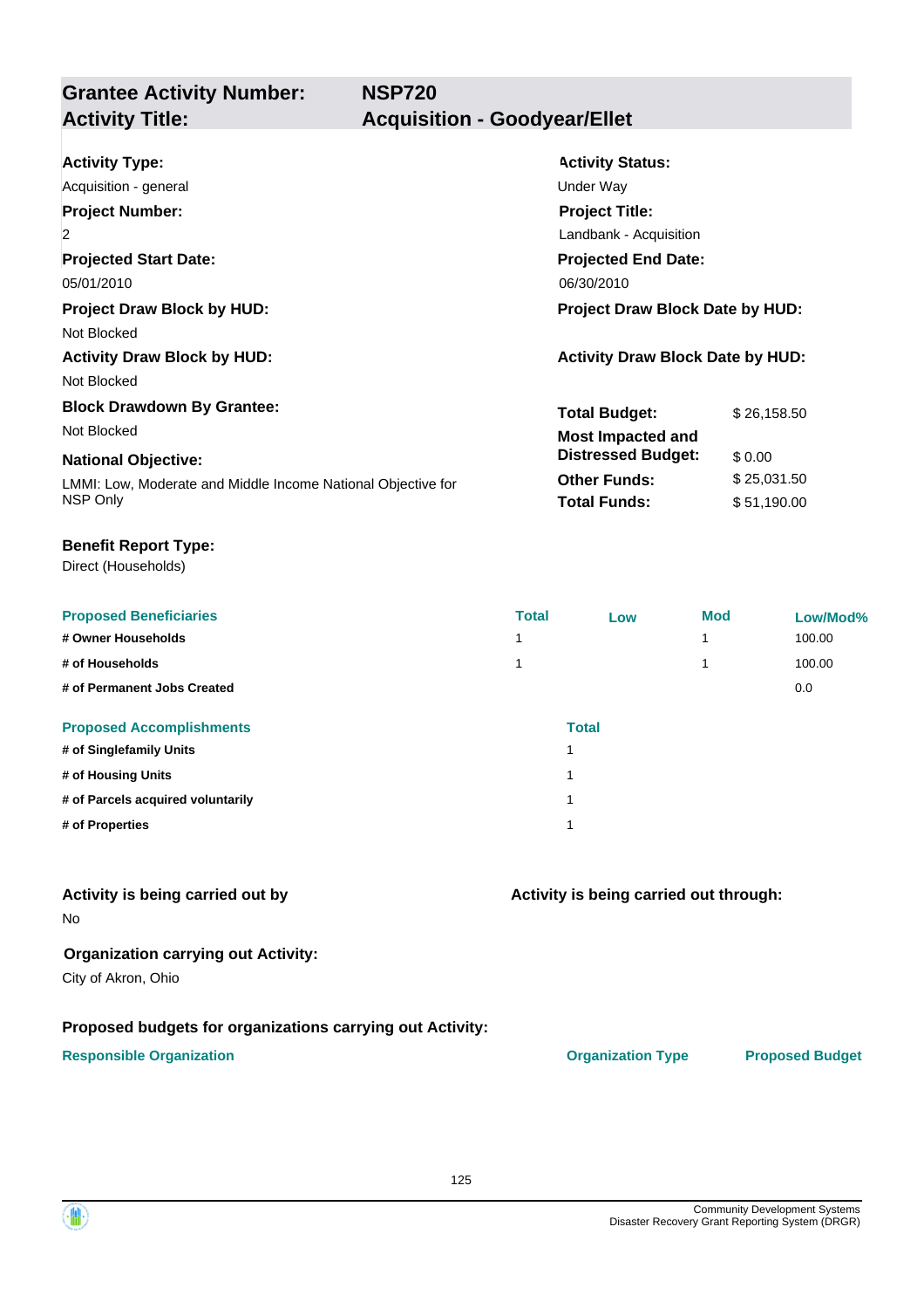## Grantee Activity Number: NSP720
## Activity Title: Acquisition - Goodyear/Ellet

**Activity Type:**
Acquisition - general

**Activity Status:**
Under Way

**Project Number:**
2

**Project Title:**
Landbank - Acquisition

**Projected Start Date:**
05/01/2010

**Projected End Date:**
06/30/2010

**Project Draw Block by HUD:**
Not Blocked

**Project Draw Block Date by HUD:**

**Activity Draw Block by HUD:**
Not Blocked

**Activity Draw Block Date by HUD:**

**Block Drawdown By Grantee:**
Not Blocked

**National Objective:**
LMMI: Low, Moderate and Middle Income National Objective for NSP Only

| | |
|---|---|
| **Total Budget:** | $ 26,158.50 |
| **Most Impacted and Distressed Budget:** | $ 0.00 |
| **Other Funds:** | $ 25,031.50 |
| **Total Funds:** | $ 51,190.00 |

**Benefit Report Type:**
Direct (Households)

| Proposed Beneficiaries | Total | Low | Mod | Low/Mod% |
|---|---|---|---|---|
| # Owner Households | 1 | | 1 | 100.00 |
| # of Households | 1 | | 1 | 100.00 |
| # of Permanent Jobs Created | | | | 0.0 |

| Proposed Accomplishments | Total |
|---|---|
| # of Singlefamily Units | 1 |
| # of Housing Units | 1 |
| # of Parcels acquired voluntarily | 1 |
| # of Properties | 1 |

**Activity is being carried out by**
No

**Activity is being carried out through:**

**Organization carrying out Activity:**
City of Akron, Ohio

**Proposed budgets for organizations carrying out Activity:**

| Responsible Organization | Organization Type | Proposed Budget |
|---|---|---|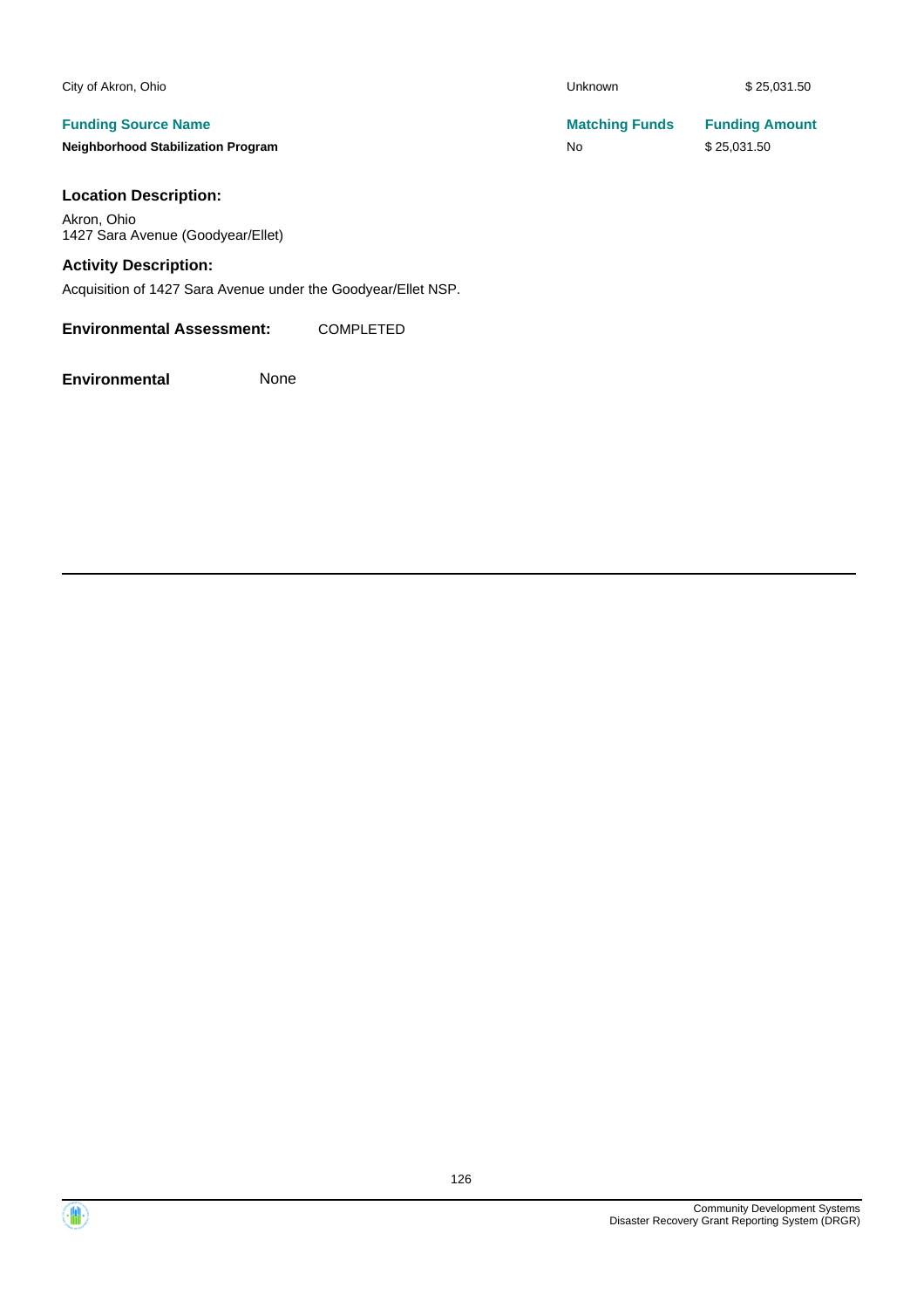| | | |
|---|---|---|
| City of Akron, Ohio | Unknown | $ 25,031.50 |
| **Funding Source Name** | **Matching Funds** | **Funding Amount** |
| **Neighborhood Stabilization Program** | No | $ 25,031.50 |

### Location Description:

Akron, Ohio
1427 Sara Avenue (Goodyear/Ellet)

### Activity Description:

Acquisition of 1427 Sara Avenue under the Goodyear/Ellet NSP.

**Environmental Assessment:** COMPLETED

**Environmental** None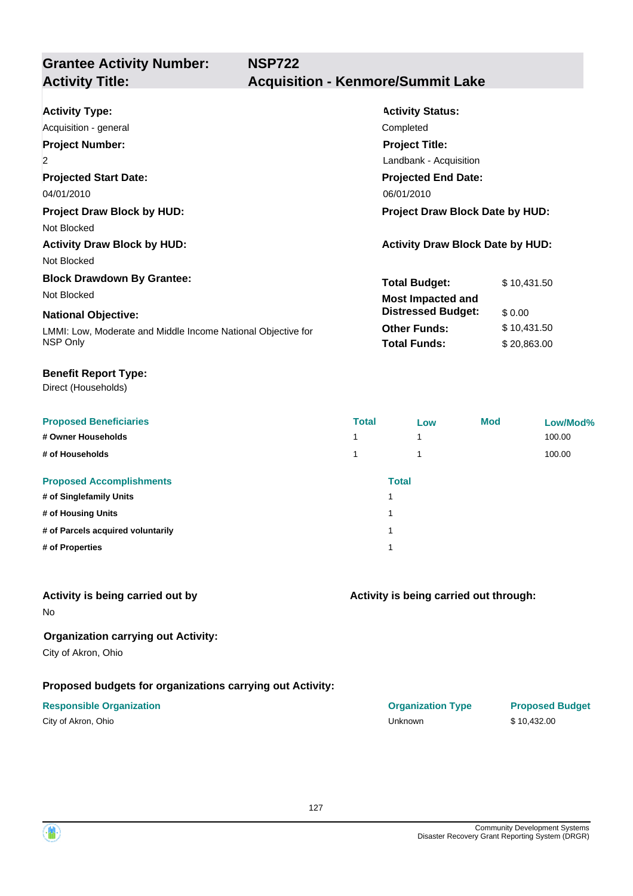## Grantee Activity Number: NSP722
## Activity Title: Acquisition - Kenmore/Summit Lake

**Activity Type:**
Acquisition - general

**Activity Status:**
Completed

**Project Number:**
2

**Project Title:**
Landbank - Acquisition

**Projected Start Date:**
04/01/2010

**Projected End Date:**
06/01/2010

**Project Draw Block by HUD:**
Not Blocked

**Project Draw Block Date by HUD:**

**Activity Draw Block by HUD:**
Not Blocked

**Activity Draw Block Date by HUD:**

**Block Drawdown By Grantee:**
Not Blocked

**National Objective:**
LMMI: Low, Moderate and Middle Income National Objective for NSP Only

| | |
|---|---|
| **Total Budget:** | $ 10,431.50 |
| **Most Impacted and Distressed Budget:** | $ 0.00 |
| **Other Funds:** | $ 10,431.50 |
| **Total Funds:** | $ 20,863.00 |

**Benefit Report Type:**
Direct (Households)

| Proposed Beneficiaries | Total | Low | Mod | Low/Mod% |
|---|---|---|---|---|
| # Owner Households | 1 | 1 | | 100.00 |
| # of Households | 1 | 1 | | 100.00 |

| Proposed Accomplishments | Total |
|---|---|
| # of Singlefamily Units | 1 |
| # of Housing Units | 1 |
| # of Parcels acquired voluntarily | 1 |
| # of Properties | 1 |

**Activity is being carried out by**
No

**Activity is being carried out through:**

**Organization carrying out Activity:**
City of Akron, Ohio

**Proposed budgets for organizations carrying out Activity:**

| Responsible Organization | Organization Type | Proposed Budget |
|---|---|---|
| City of Akron, Ohio | Unknown | $ 10,432.00 |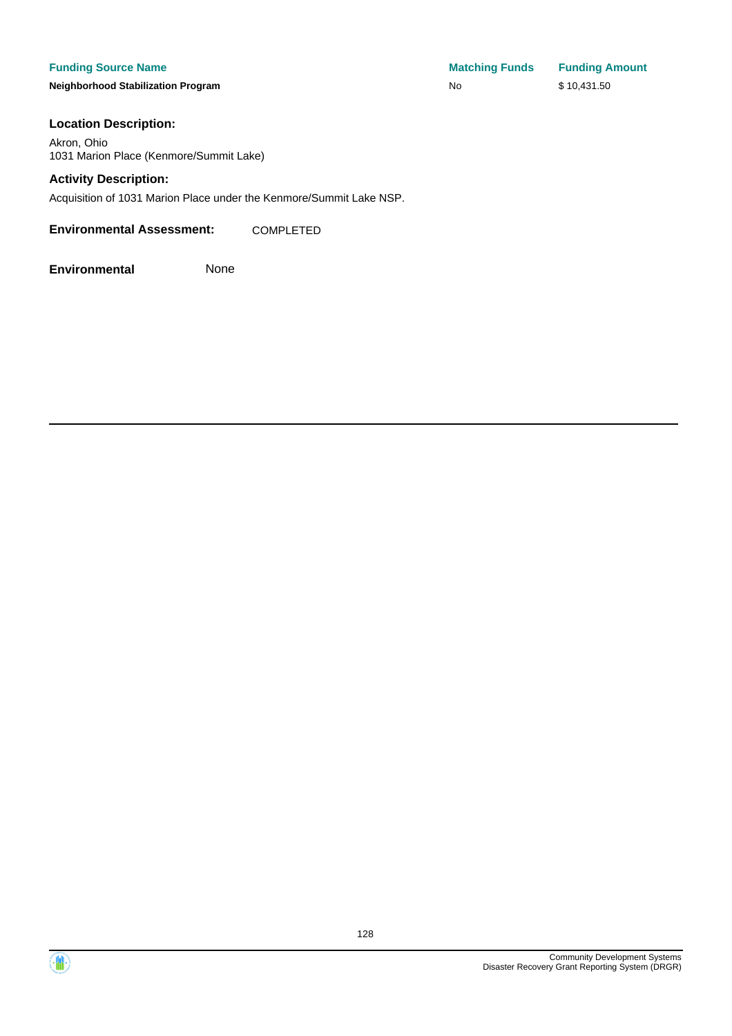| Funding Source Name | Matching Funds | Funding Amount |
| --- | --- | --- |
| **Neighborhood Stabilization Program** | No | $ 10,431.50 |

**Location Description:**

Akron, Ohio
1031 Marion Place (Kenmore/Summit Lake)

**Activity Description:**

Acquisition of 1031 Marion Place under the Kenmore/Summit Lake NSP.

**Environmental Assessment:** COMPLETED

**Environmental** None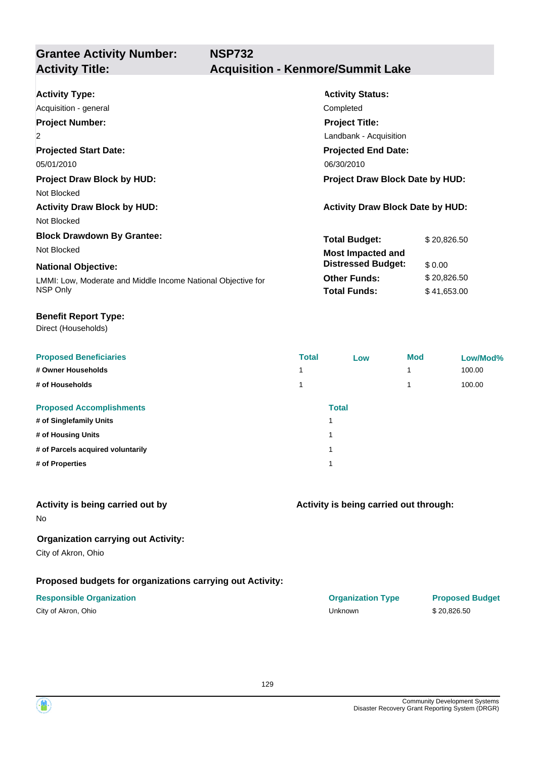## Grantee Activity Number: NSP732
## Activity Title: Acquisition - Kenmore/Summit Lake

**Activity Type:**
Acquisition - general

**Activity Status:**
Completed

**Project Number:**
2

**Project Title:**
Landbank - Acquisition

**Projected Start Date:**
05/01/2010

**Projected End Date:**
06/30/2010

**Project Draw Block by HUD:**
Not Blocked

**Project Draw Block Date by HUD:**

**Activity Draw Block by HUD:**
Not Blocked

**Activity Draw Block Date by HUD:**

**Block Drawdown By Grantee:**
Not Blocked

**National Objective:**
LMMI: Low, Moderate and Middle Income National Objective for NSP Only

| | |
|---|---|
| **Total Budget:** | $ 20,826.50 |
| **Most Impacted and Distressed Budget:** | $ 0.00 |
| **Other Funds:** | $ 20,826.50 |
| **Total Funds:** | $ 41,653.00 |

**Benefit Report Type:**
Direct (Households)

| Proposed Beneficiaries | Total | Low | Mod | Low/Mod% |
|---|---|---|---|---|
| # Owner Households | 1 | | 1 | 100.00 |
| # of Households | 1 | | 1 | 100.00 |

| Proposed Accomplishments | Total |
|---|---|
| # of Singlefamily Units | 1 |
| # of Housing Units | 1 |
| # of Parcels acquired voluntarily | 1 |
| # of Properties | 1 |

**Activity is being carried out by**
No

**Activity is being carried out through:**

**Organization carrying out Activity:**
City of Akron, Ohio

**Proposed budgets for organizations carrying out Activity:**

| Responsible Organization | Organization Type | Proposed Budget |
|---|---|---|
| City of Akron, Ohio | Unknown | $ 20,826.50 |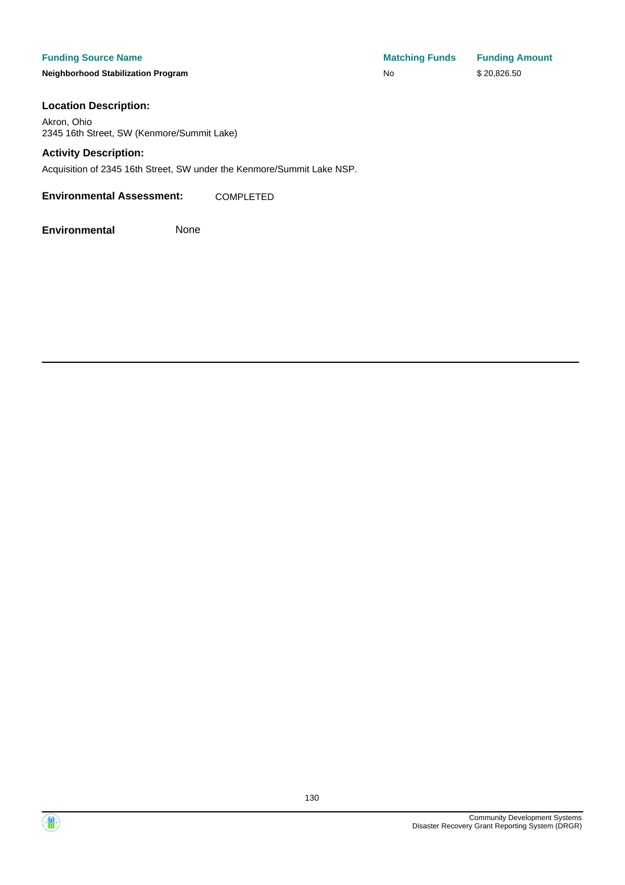| Funding Source Name | Matching Funds | Funding Amount |
| --- | --- | --- |
| **Neighborhood Stabilization Program** | No | $ 20,826.50 |

**Location Description:**

Akron, Ohio
2345 16th Street, SW (Kenmore/Summit Lake)

**Activity Description:**

Acquisition of 2345 16th Street, SW under the Kenmore/Summit Lake NSP.

**Environmental Assessment:** COMPLETED

**Environmental** None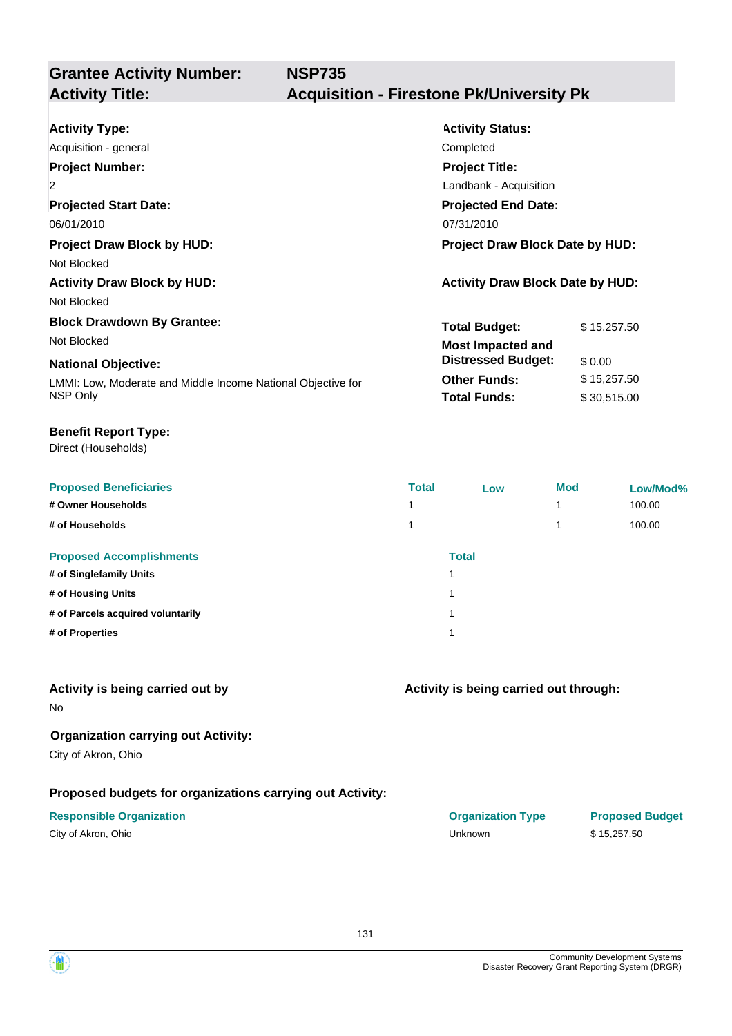## Grantee Activity Number: NSP735
## Activity Title: Acquisition - Firestone Pk/University Pk

**Activity Type:**
Acquisition - general

**Activity Status:**
Completed

**Project Number:**
2

**Project Title:**
Landbank - Acquisition

**Projected Start Date:**
06/01/2010

**Projected End Date:**
07/31/2010

**Project Draw Block by HUD:**
Not Blocked

**Project Draw Block Date by HUD:**

**Activity Draw Block by HUD:**
Not Blocked

**Activity Draw Block Date by HUD:**

**Block Drawdown By Grantee:**
Not Blocked

**National Objective:**
LMMI: Low, Moderate and Middle Income National Objective for NSP Only

| | |
|---|---|
| **Total Budget:** | $ 15,257.50 |
| **Most Impacted and Distressed Budget:** | $ 0.00 |
| **Other Funds:** | $ 15,257.50 |
| **Total Funds:** | $ 30,515.00 |

**Benefit Report Type:**
Direct (Households)

| Proposed Beneficiaries | Total | Low | Mod | Low/Mod% |
|---|---|---|---|---|
| # Owner Households | 1 | | 1 | 100.00 |
| # of Households | 1 | | 1 | 100.00 |

| Proposed Accomplishments | Total |
|---|---|
| # of Singlefamily Units | 1 |
| # of Housing Units | 1 |
| # of Parcels acquired voluntarily | 1 |
| # of Properties | 1 |

**Activity is being carried out by**
No

**Activity is being carried out through:**

**Organization carrying out Activity:**
City of Akron, Ohio

**Proposed budgets for organizations carrying out Activity:**

| Responsible Organization | Organization Type | Proposed Budget |
|---|---|---|
| City of Akron, Ohio | Unknown | $ 15,257.50 |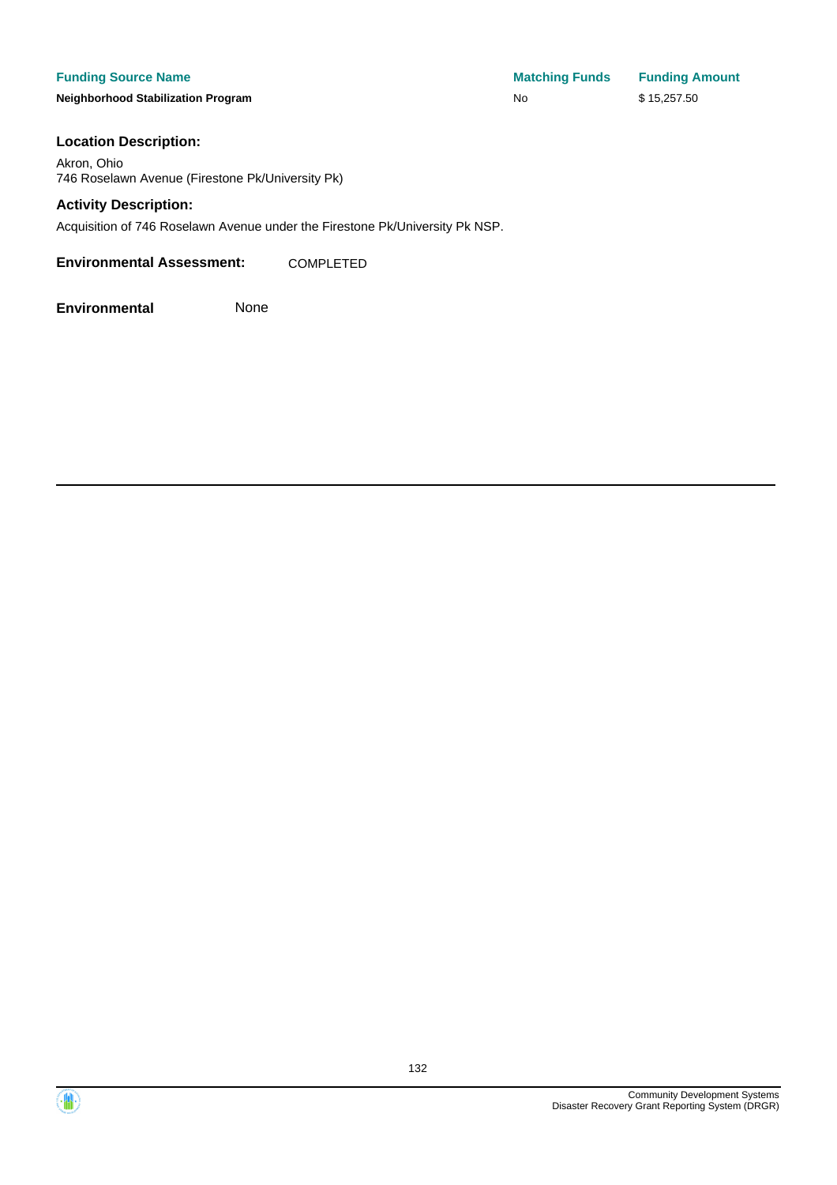| Funding Source Name | Matching Funds | Funding Amount |
| --- | --- | --- |
| **Neighborhood Stabilization Program** | No | $ 15,257.50 |

**Location Description:**

Akron, Ohio
746 Roselawn Avenue (Firestone Pk/University Pk)

**Activity Description:**

Acquisition of 746 Roselawn Avenue under the Firestone Pk/University Pk NSP.

**Environmental Assessment:** COMPLETED

**Environmental** None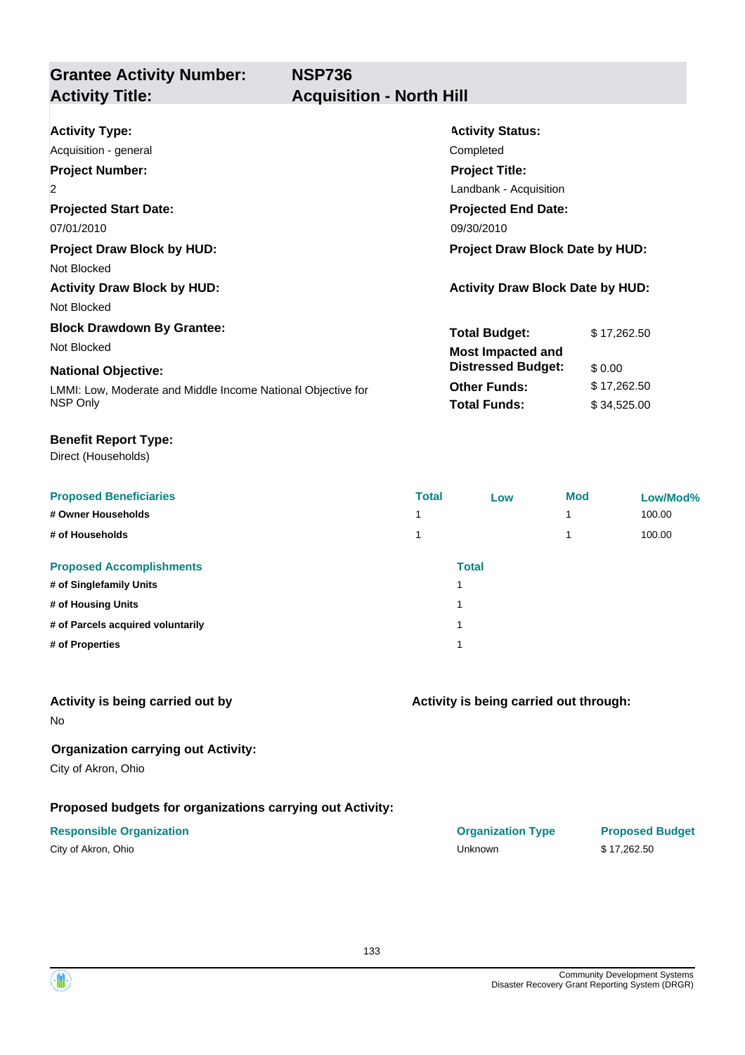## Grantee Activity Number: NSP736
## Activity Title: Acquisition - North Hill

**Activity Type:**
Acquisition - general

**Activity Status:**
Completed

**Project Number:**
2

**Project Title:**
Landbank - Acquisition

**Projected Start Date:**
07/01/2010

**Projected End Date:**
09/30/2010

**Project Draw Block by HUD:**
Not Blocked

**Project Draw Block Date by HUD:**

**Activity Draw Block by HUD:**
Not Blocked

**Activity Draw Block Date by HUD:**

**Block Drawdown By Grantee:**
Not Blocked

**National Objective:**
LMMI: Low, Moderate and Middle Income National Objective for NSP Only

| | |
|---|---|
| **Total Budget:** | $ 17,262.50 |
| **Most Impacted and Distressed Budget:** | $ 0.00 |
| **Other Funds:** | $ 17,262.50 |
| **Total Funds:** | $ 34,525.00 |

**Benefit Report Type:**
Direct (Households)

| Proposed Beneficiaries | Total | Low | Mod | Low/Mod% |
|---|---|---|---|---|
| # Owner Households | 1 | | 1 | 100.00 |
| # of Households | 1 | | 1 | 100.00 |

| Proposed Accomplishments | Total |
|---|---|
| # of Singlefamily Units | 1 |
| # of Housing Units | 1 |
| # of Parcels acquired voluntarily | 1 |
| # of Properties | 1 |

**Activity is being carried out by**
No

**Activity is being carried out through:**

**Organization carrying out Activity:**
City of Akron, Ohio

**Proposed budgets for organizations carrying out Activity:**

| Responsible Organization | Organization Type | Proposed Budget |
|---|---|---|
| City of Akron, Ohio | Unknown | $ 17,262.50 |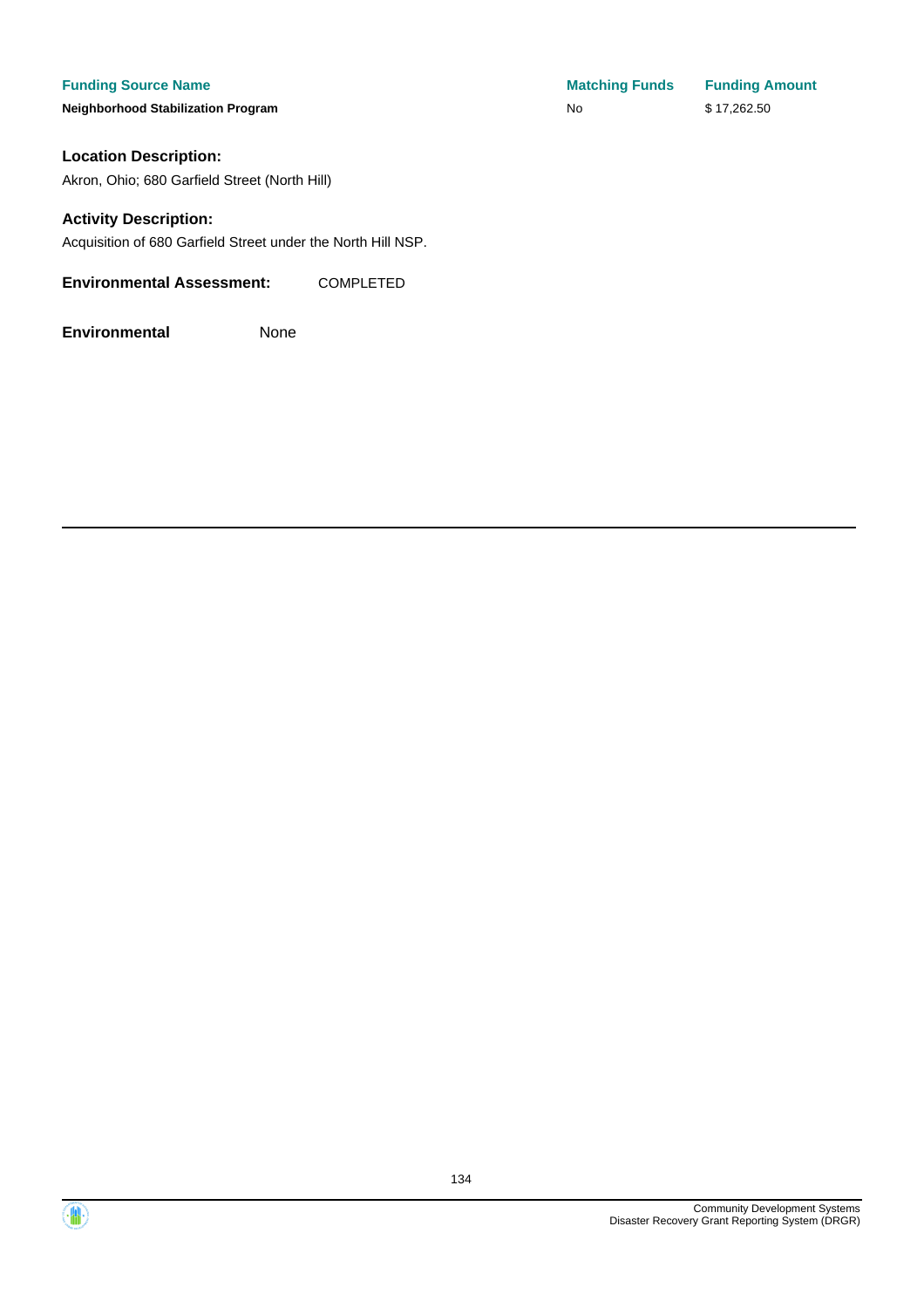| Funding Source Name | Matching Funds | Funding Amount |
| --- | --- | --- |
| **Neighborhood Stabilization Program** | No | $ 17,262.50 |

**Location Description:**

Akron, Ohio; 680 Garfield Street (North Hill)

**Activity Description:**

Acquisition of 680 Garfield Street under the North Hill NSP.

**Environmental Assessment:** COMPLETED

**Environmental** None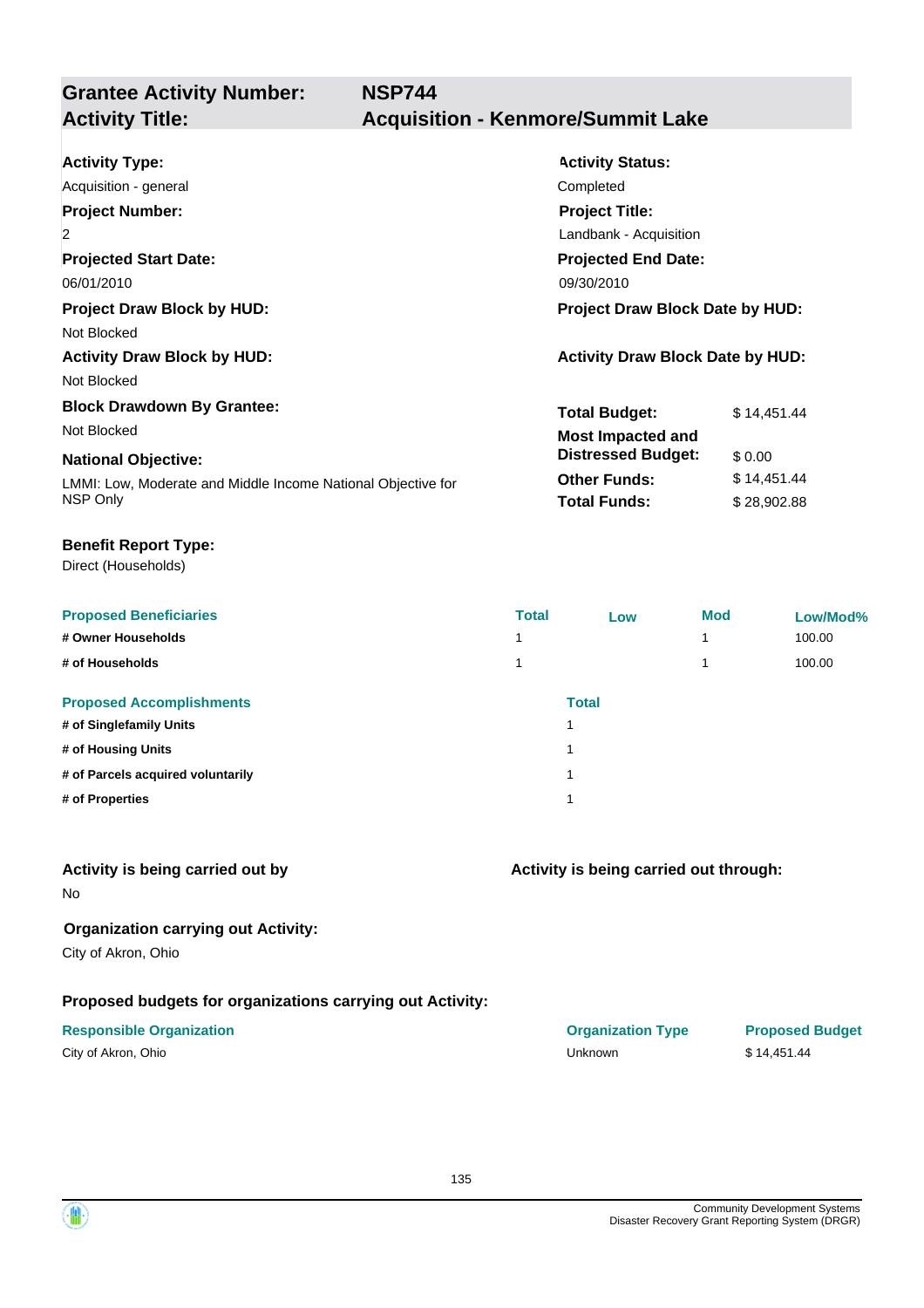| **Grantee Activity Number:** | **NSP744** |
|---|---|
| **Activity Title:** | **Acquisition - Kenmore/Summit Lake** |

**Activity Type:**
Acquisition - general

**Activity Status:**
Completed

**Project Number:**
2

**Project Title:**
Landbank - Acquisition

**Projected Start Date:**
06/01/2010

**Projected End Date:**
09/30/2010

**Project Draw Block by HUD:**
Not Blocked

**Project Draw Block Date by HUD:**

**Activity Draw Block by HUD:**
Not Blocked

**Activity Draw Block Date by HUD:**

**Block Drawdown By Grantee:**
Not Blocked

**National Objective:**
LMMI: Low, Moderate and Middle Income National Objective for NSP Only

| | |
|---|---|
| **Total Budget:** | $ 14,451.44 |
| **Most Impacted and Distressed Budget:** | $ 0.00 |
| **Other Funds:** | $ 14,451.44 |
| **Total Funds:** | $ 28,902.88 |

**Benefit Report Type:**
Direct (Households)

| Proposed Beneficiaries | Total | Low | Mod | Low/Mod% |
|---|---|---|---|---|
| # Owner Households | 1 | | 1 | 100.00 |
| # of Households | 1 | | 1 | 100.00 |

| Proposed Accomplishments | Total |
|---|---|
| # of Singlefamily Units | 1 |
| # of Housing Units | 1 |
| # of Parcels acquired voluntarily | 1 |
| # of Properties | 1 |

**Activity is being carried out by**
No

**Activity is being carried out through:**

**Organization carrying out Activity:**
City of Akron, Ohio

**Proposed budgets for organizations carrying out Activity:**

| Responsible Organization | Organization Type | Proposed Budget |
|---|---|---|
| City of Akron, Ohio | Unknown | $ 14,451.44 |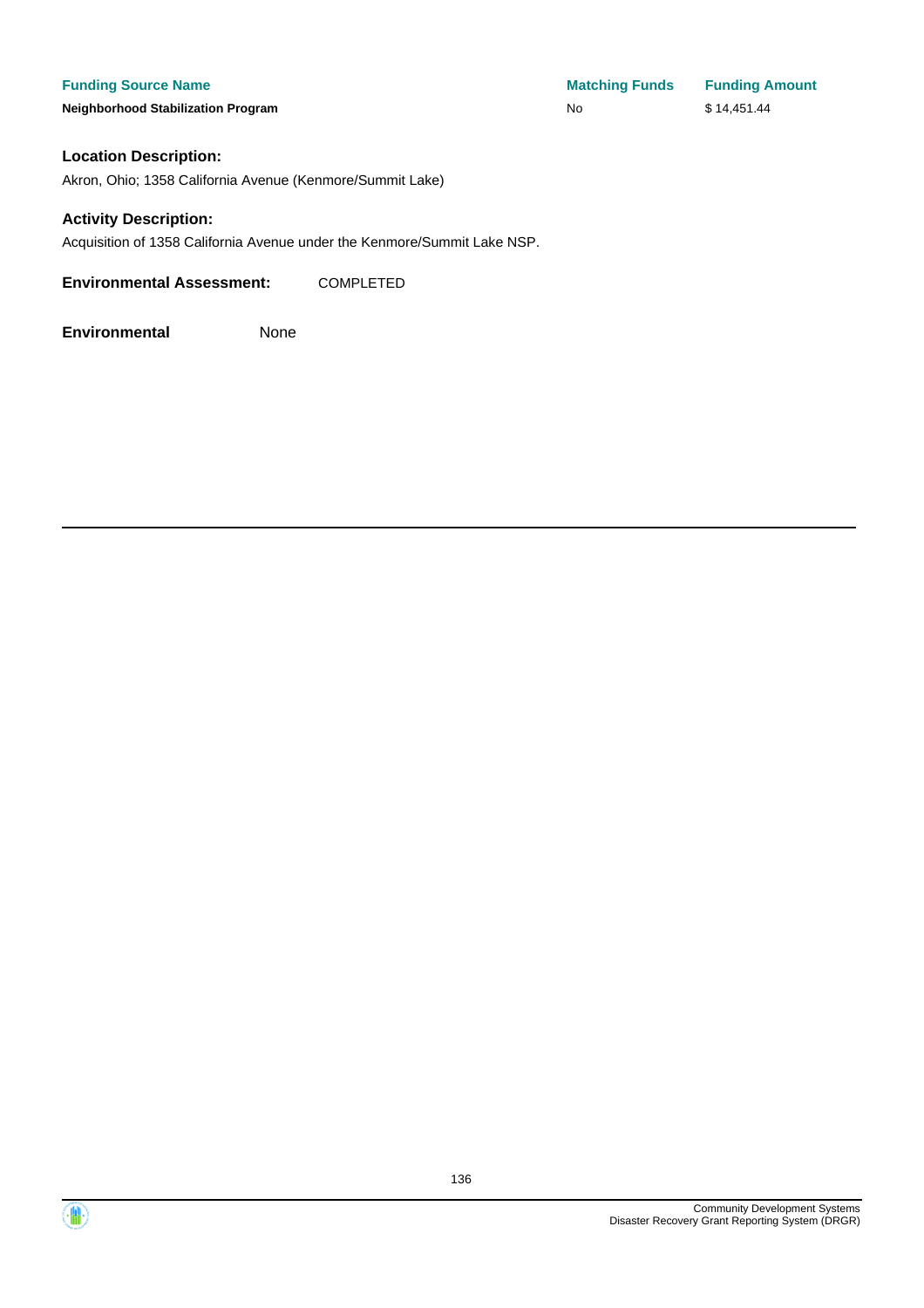| Funding Source Name | Matching Funds | Funding Amount |
| --- | --- | --- |
| **Neighborhood Stabilization Program** | No | $ 14,451.44 |

### Location Description:

Akron, Ohio; 1358 California Avenue (Kenmore/Summit Lake)

### Activity Description:

Acquisition of 1358 California Avenue under the Kenmore/Summit Lake NSP.

**Environmental Assessment:** COMPLETED

**Environmental** None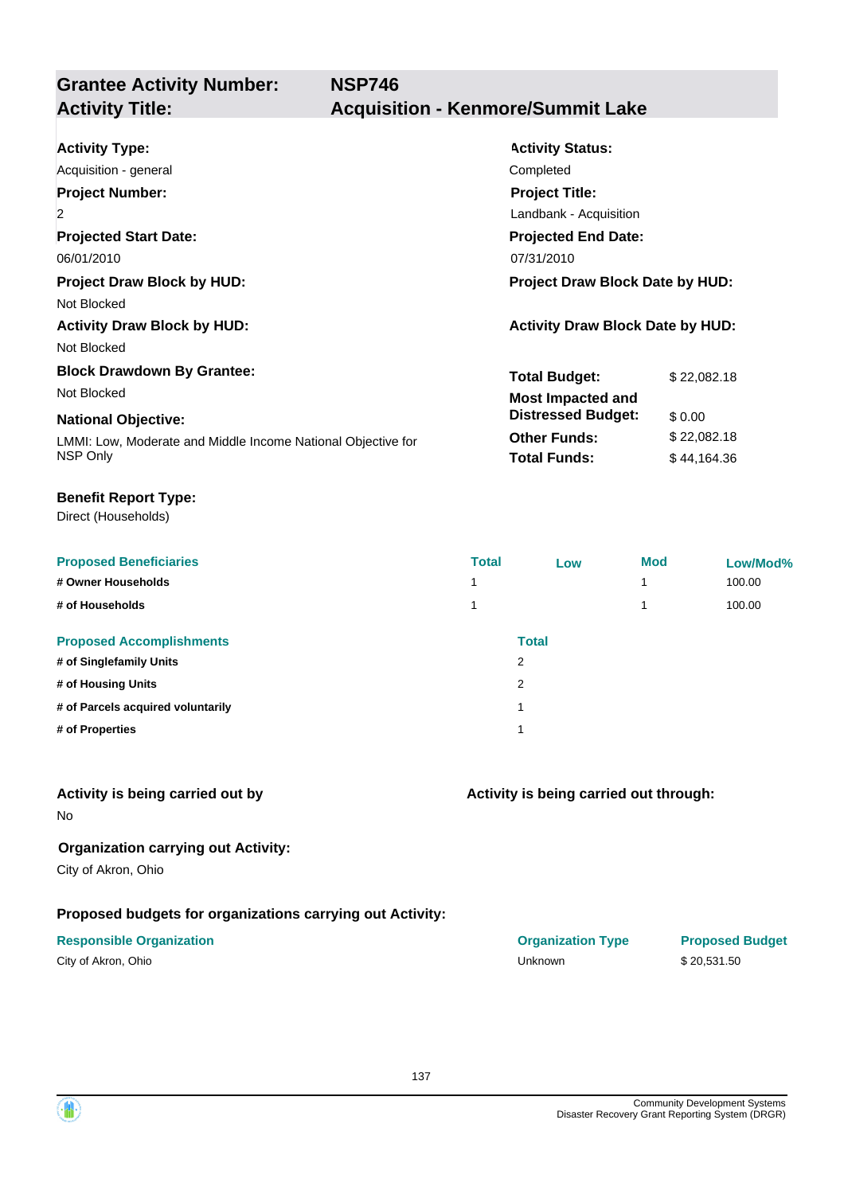## Grantee Activity Number: NSP746
## Activity Title: Acquisition - Kenmore/Summit Lake

**Activity Type:**
Acquisition - general

**Activity Status:**
Completed

**Project Number:**
2

**Project Title:**
Landbank - Acquisition

**Projected Start Date:**
06/01/2010

**Projected End Date:**
07/31/2010

**Project Draw Block by HUD:**
Not Blocked

**Project Draw Block Date by HUD:**

**Activity Draw Block by HUD:**
Not Blocked

**Activity Draw Block Date by HUD:**

**Block Drawdown By Grantee:**
Not Blocked

**National Objective:**
LMMI: Low, Moderate and Middle Income National Objective for NSP Only

| | |
|---|---|
| **Total Budget:** | $ 22,082.18 |
| **Most Impacted and Distressed Budget:** | $ 0.00 |
| **Other Funds:** | $ 22,082.18 |
| **Total Funds:** | $ 44,164.36 |

**Benefit Report Type:**
Direct (Households)

| Proposed Beneficiaries | Total | Low | Mod | Low/Mod% |
|---|---|---|---|---|
| # Owner Households | 1 | | 1 | 100.00 |
| # of Households | 1 | | 1 | 100.00 |

| Proposed Accomplishments | Total |
|---|---|
| # of Singlefamily Units | 2 |
| # of Housing Units | 2 |
| # of Parcels acquired voluntarily | 1 |
| # of Properties | 1 |

**Activity is being carried out by**
No

**Activity is being carried out through:**

**Organization carrying out Activity:**
City of Akron, Ohio

**Proposed budgets for organizations carrying out Activity:**

| Responsible Organization | Organization Type | Proposed Budget |
|---|---|---|
| City of Akron, Ohio | Unknown | $ 20,531.50 |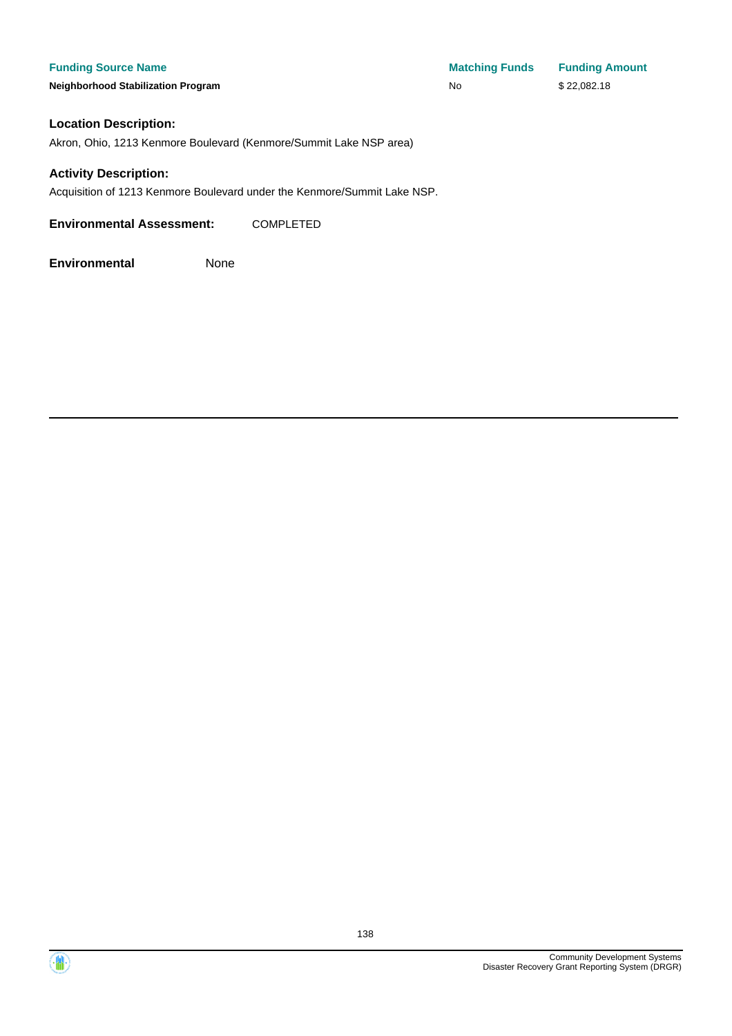| Funding Source Name | Matching Funds | Funding Amount |
| --- | --- | --- |
| **Neighborhood Stabilization Program** | No | $ 22,082.18 |

### Location Description:

Akron, Ohio, 1213 Kenmore Boulevard (Kenmore/Summit Lake NSP area)

### Activity Description:

Acquisition of 1213 Kenmore Boulevard under the Kenmore/Summit Lake NSP.

**Environmental Assessment:** COMPLETED

**Environmental** None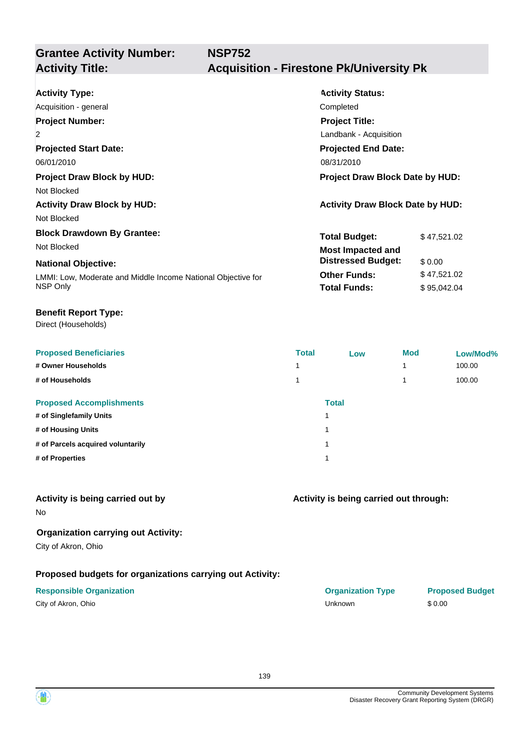## Grantee Activity Number: NSP752
## Activity Title: Acquisition - Firestone Pk/University Pk

**Activity Type:**
Acquisition - general

**Activity Status:**
Completed

**Project Number:**
2

**Project Title:**
Landbank - Acquisition

**Projected Start Date:**
06/01/2010

**Projected End Date:**
08/31/2010

**Project Draw Block by HUD:**
Not Blocked

**Project Draw Block Date by HUD:**

**Activity Draw Block by HUD:**
Not Blocked

**Activity Draw Block Date by HUD:**

**Block Drawdown By Grantee:**
Not Blocked

**National Objective:**
LMMI: Low, Moderate and Middle Income National Objective for NSP Only

| | |
|---|---|
| **Total Budget:** | $ 47,521.02 |
| **Most Impacted and Distressed Budget:** | $ 0.00 |
| **Other Funds:** | $ 47,521.02 |
| **Total Funds:** | $ 95,042.04 |

**Benefit Report Type:**
Direct (Households)

| Proposed Beneficiaries | Total | Low | Mod | Low/Mod% |
|---|---|---|---|---|
| # Owner Households | 1 | | 1 | 100.00 |
| # of Households | 1 | | 1 | 100.00 |

| Proposed Accomplishments | Total |
|---|---|
| # of Singlefamily Units | 1 |
| # of Housing Units | 1 |
| # of Parcels acquired voluntarily | 1 |
| # of Properties | 1 |

**Activity is being carried out by**
No

**Activity is being carried out through:**

**Organization carrying out Activity:**
City of Akron, Ohio

**Proposed budgets for organizations carrying out Activity:**

| Responsible Organization | Organization Type | Proposed Budget |
|---|---|---|
| City of Akron, Ohio | Unknown | $ 0.00 |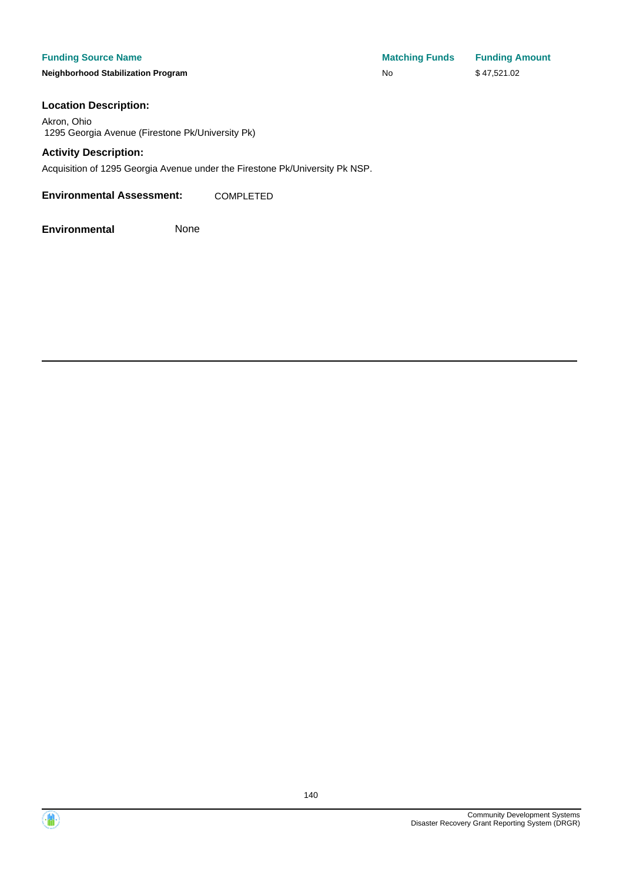| Funding Source Name | Matching Funds | Funding Amount |
| --- | --- | --- |
| **Neighborhood Stabilization Program** | No | $ 47,521.02 |

**Location Description:**

Akron, Ohio
1295 Georgia Avenue (Firestone Pk/University Pk)

**Activity Description:**

Acquisition of 1295 Georgia Avenue under the Firestone Pk/University Pk NSP.

**Environmental Assessment:** COMPLETED

**Environmental** None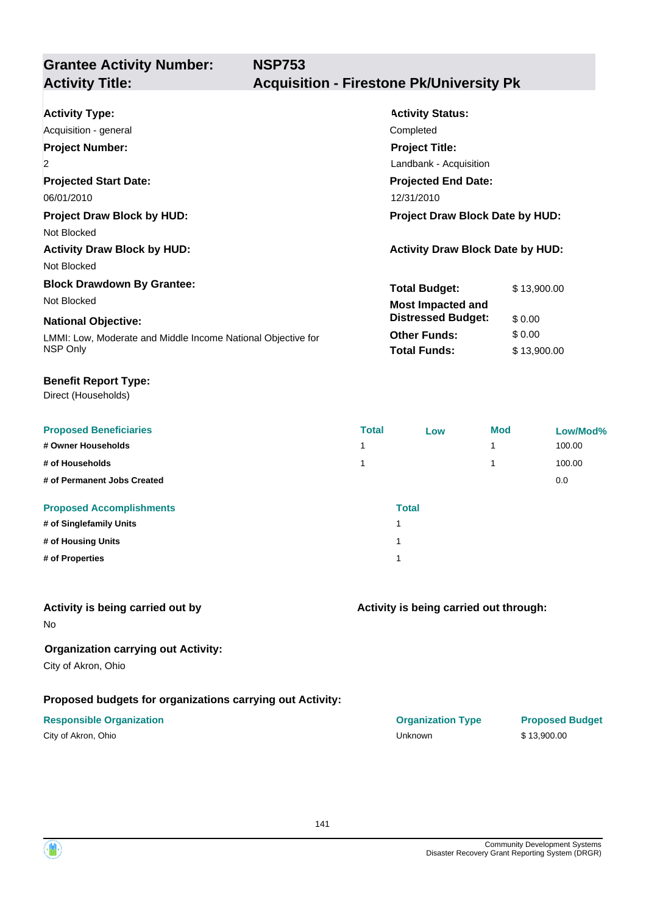## Grantee Activity Number: NSP753
## Activity Title: Acquisition - Firestone Pk/University Pk

**Activity Type:**
Acquisition - general

**Activity Status:**
Completed

**Project Number:**
2

**Project Title:**
Landbank - Acquisition

**Projected Start Date:**
06/01/2010

**Projected End Date:**
12/31/2010

**Project Draw Block by HUD:**
Not Blocked

**Project Draw Block Date by HUD:**

**Activity Draw Block by HUD:**
Not Blocked

**Activity Draw Block Date by HUD:**

**Block Drawdown By Grantee:**
Not Blocked

**National Objective:**
LMMI: Low, Moderate and Middle Income National Objective for NSP Only

| | |
|---|---|
| **Total Budget:** | $ 13,900.00 |
| **Most Impacted and Distressed Budget:** | $ 0.00 |
| **Other Funds:** | $ 0.00 |
| **Total Funds:** | $ 13,900.00 |

**Benefit Report Type:**
Direct (Households)

| Proposed Beneficiaries | Total | Low | Mod | Low/Mod% |
|---|---|---|---|---|
| # Owner Households | 1 | | 1 | 100.00 |
| # of Households | 1 | | 1 | 100.00 |
| # of Permanent Jobs Created | | | | 0.0 |

| Proposed Accomplishments | Total |
|---|---|
| # of Singlefamily Units | 1 |
| # of Housing Units | 1 |
| # of Properties | 1 |

**Activity is being carried out by**
No

**Activity is being carried out through:**

**Organization carrying out Activity:**
City of Akron, Ohio

**Proposed budgets for organizations carrying out Activity:**

| Responsible Organization | Organization Type | Proposed Budget |
|---|---|---|
| City of Akron, Ohio | Unknown | $ 13,900.00 |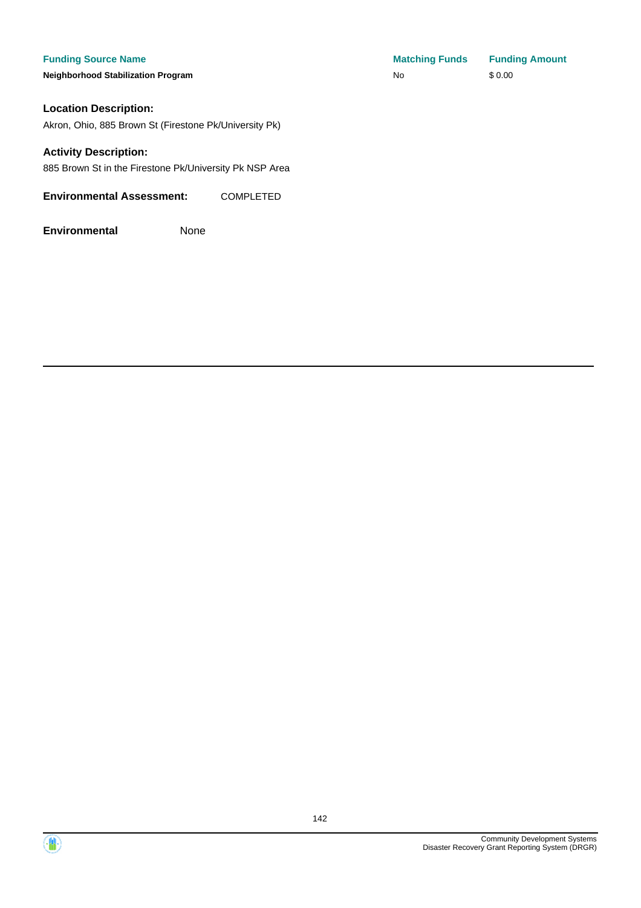| Funding Source Name | Matching Funds | Funding Amount |
| --- | --- | --- |
| **Neighborhood Stabilization Program** | No | $ 0.00 |

**Location Description:**

Akron, Ohio, 885 Brown St (Firestone Pk/University Pk)

**Activity Description:**

885 Brown St in the Firestone Pk/University Pk NSP Area

**Environmental Assessment:** COMPLETED

**Environmental** None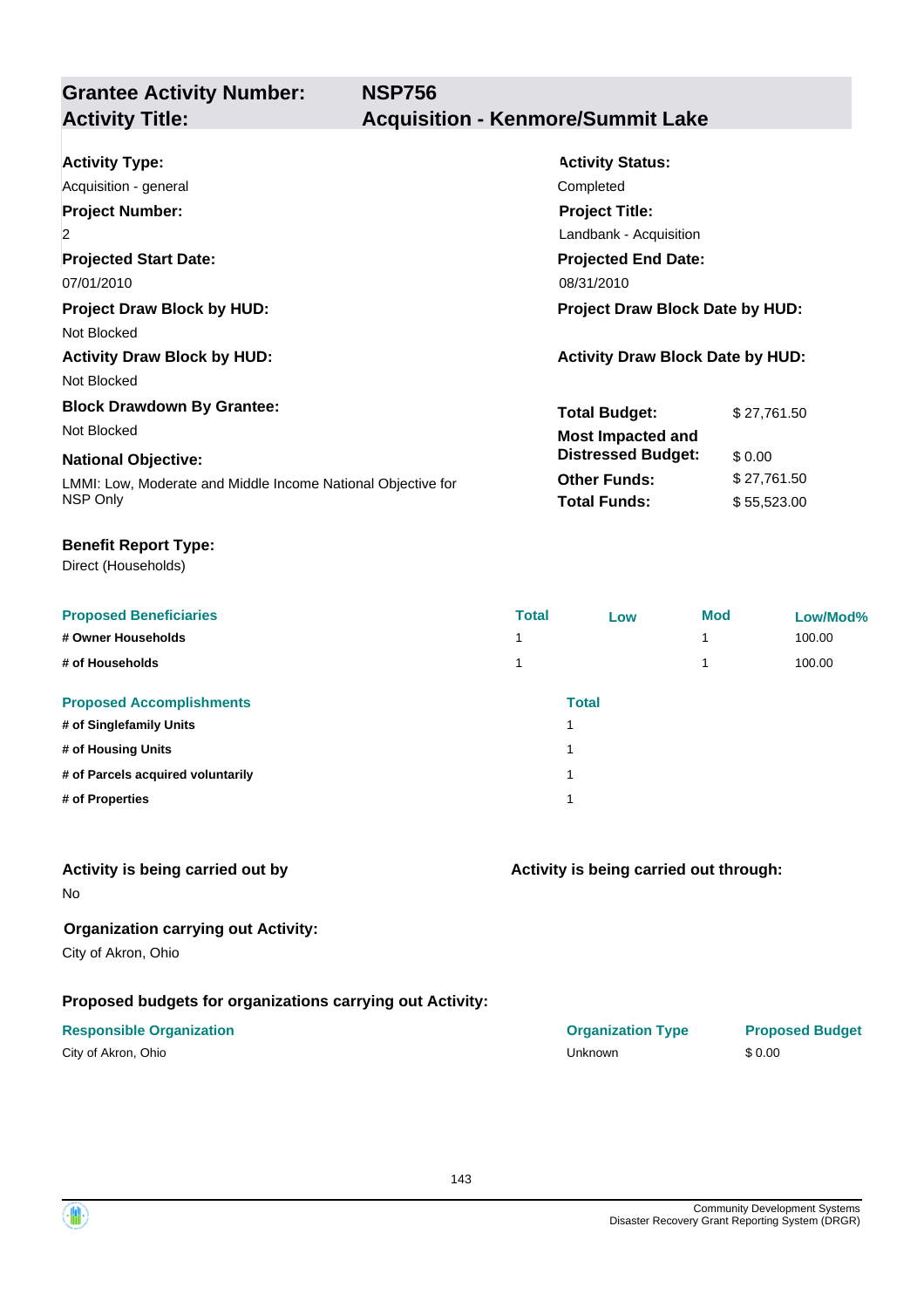| **Grantee Activity Number:** | **NSP756** |
|---|---|
| **Activity Title:** | **Acquisition - Kenmore/Summit Lake** |

**Activity Type:**
Acquisition - general

**Activity Status:**
Completed

**Project Number:**
2

**Project Title:**
Landbank - Acquisition

**Projected Start Date:**
07/01/2010

**Projected End Date:**
08/31/2010

**Project Draw Block by HUD:**
Not Blocked

**Project Draw Block Date by HUD:**

**Activity Draw Block by HUD:**
Not Blocked

**Activity Draw Block Date by HUD:**

**Block Drawdown By Grantee:**
Not Blocked

**National Objective:**
LMMI: Low, Moderate and Middle Income National Objective for NSP Only

| | |
|---|---|
| **Total Budget:** | $ 27,761.50 |
| **Most Impacted and Distressed Budget:** | $ 0.00 |
| **Other Funds:** | $ 27,761.50 |
| **Total Funds:** | $ 55,523.00 |

**Benefit Report Type:**
Direct (Households)

| Proposed Beneficiaries | Total | Low | Mod | Low/Mod% |
|---|---|---|---|---|
| # Owner Households | 1 | | 1 | 100.00 |
| # of Households | 1 | | 1 | 100.00 |

| Proposed Accomplishments | Total |
|---|---|
| # of Singlefamily Units | 1 |
| # of Housing Units | 1 |
| # of Parcels acquired voluntarily | 1 |
| # of Properties | 1 |

**Activity is being carried out by**
No

**Activity is being carried out through:**

**Organization carrying out Activity:**
City of Akron, Ohio

**Proposed budgets for organizations carrying out Activity:**

| Responsible Organization | Organization Type | Proposed Budget |
|---|---|---|
| City of Akron, Ohio | Unknown | $ 0.00 |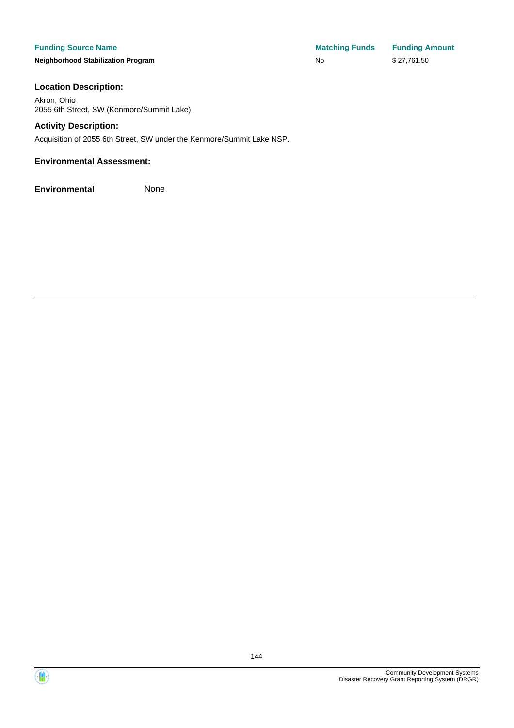| Funding Source Name | Matching Funds | Funding Amount |
| --- | --- | --- |
| **Neighborhood Stabilization Program** | No | $ 27,761.50 |

### Location Description:

Akron, Ohio
2055 6th Street, SW (Kenmore/Summit Lake)

### Activity Description:

Acquisition of 2055 6th Street, SW under the Kenmore/Summit Lake NSP.

### Environmental Assessment:

**Environmental** None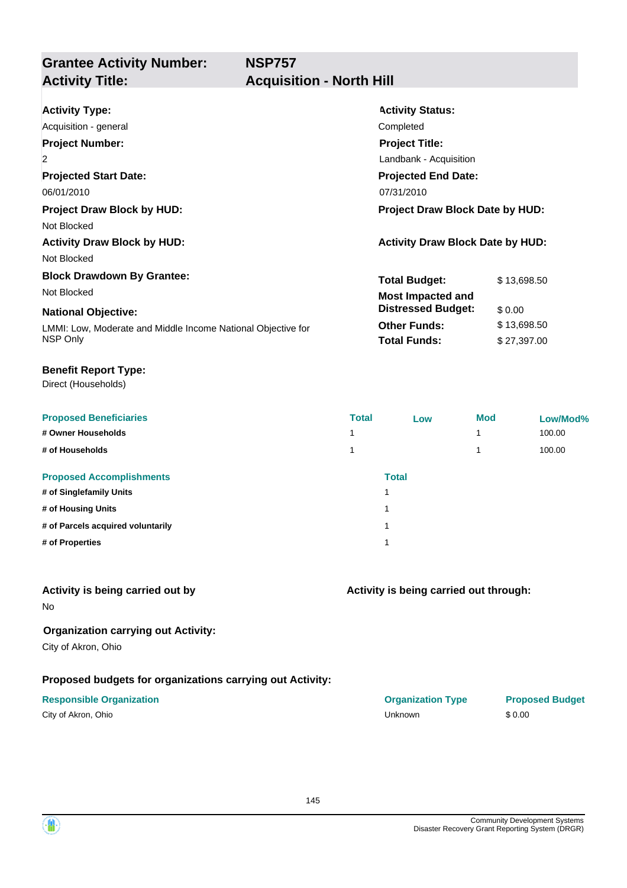## Grantee Activity Number: NSP757
## Activity Title: Acquisition - North Hill

**Activity Type:**
Acquisition - general

**Activity Status:**
Completed

**Project Number:**
2

**Project Title:**
Landbank - Acquisition

**Projected Start Date:**
06/01/2010

**Projected End Date:**
07/31/2010

**Project Draw Block by HUD:**
Not Blocked

**Project Draw Block Date by HUD:**

**Activity Draw Block by HUD:**
Not Blocked

**Activity Draw Block Date by HUD:**

**Block Drawdown By Grantee:**
Not Blocked

**National Objective:**
LMMI: Low, Moderate and Middle Income National Objective for NSP Only

| | |
|---|---|
| **Total Budget:** | $ 13,698.50 |
| **Most Impacted and Distressed Budget:** | $ 0.00 |
| **Other Funds:** | $ 13,698.50 |
| **Total Funds:** | $ 27,397.00 |

**Benefit Report Type:**
Direct (Households)

| Proposed Beneficiaries | Total | Low | Mod | Low/Mod% |
|---|---|---|---|---|
| # Owner Households | 1 | | 1 | 100.00 |
| # of Households | 1 | | 1 | 100.00 |

| Proposed Accomplishments | Total |
|---|---|
| # of Singlefamily Units | 1 |
| # of Housing Units | 1 |
| # of Parcels acquired voluntarily | 1 |
| # of Properties | 1 |

**Activity is being carried out by**
No

**Activity is being carried out through:**

**Organization carrying out Activity:**
City of Akron, Ohio

**Proposed budgets for organizations carrying out Activity:**

| Responsible Organization | Organization Type | Proposed Budget |
|---|---|---|
| City of Akron, Ohio | Unknown | $ 0.00 |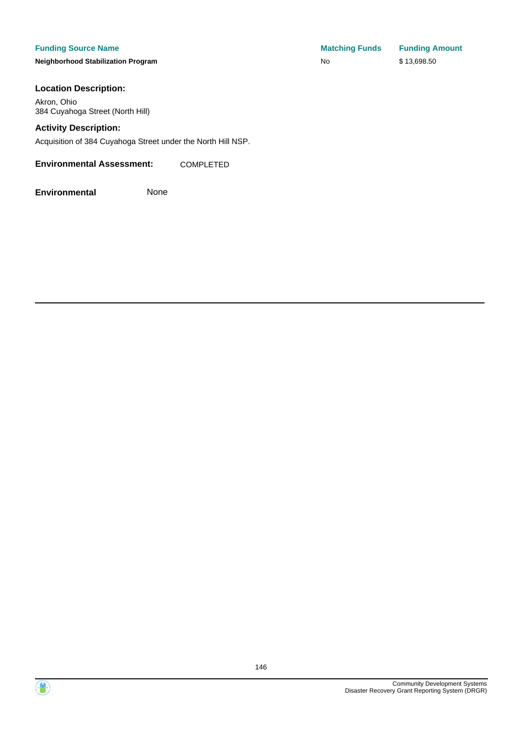| Funding Source Name | Matching Funds | Funding Amount |
| --- | --- | --- |
| **Neighborhood Stabilization Program** | No | $ 13,698.50 |

**Location Description:**

Akron, Ohio
384 Cuyahoga Street (North Hill)

**Activity Description:**

Acquisition of 384 Cuyahoga Street under the North Hill NSP.

**Environmental Assessment:** COMPLETED

**Environmental** None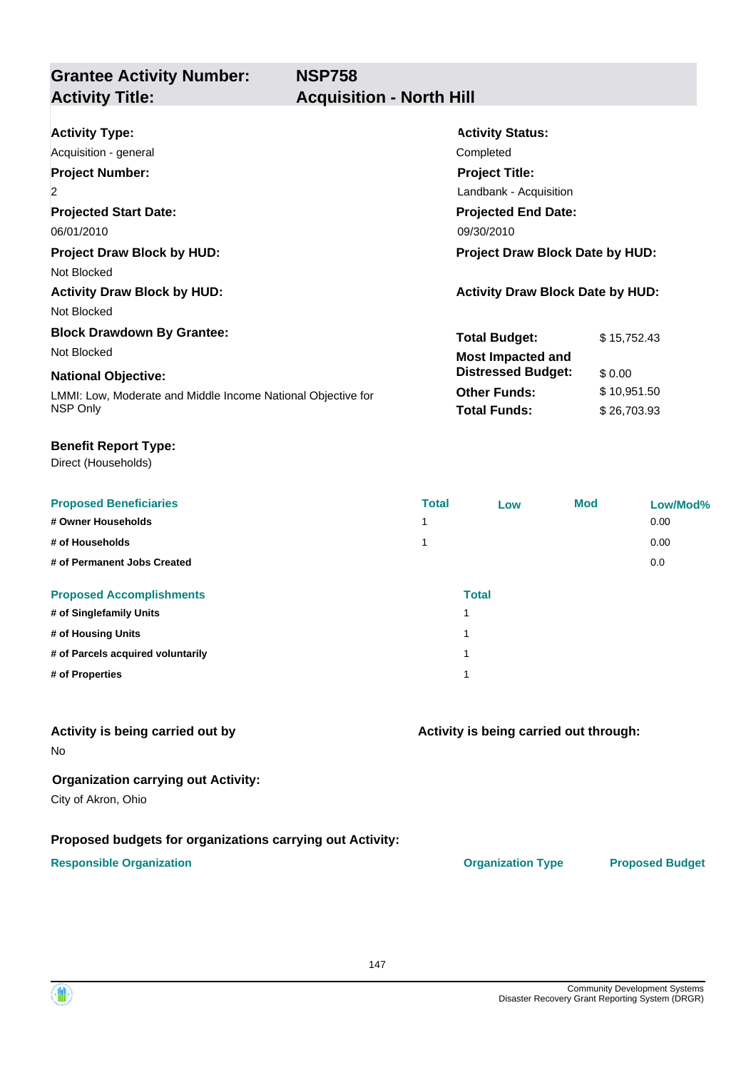| **Grantee Activity Number:** | **NSP758** |
|---|---|
| **Activity Title:** | **Acquisition - North Hill** |

**Activity Type:**
Acquisition - general

**Activity Status:**
Completed

**Project Number:**
2

**Project Title:**
Landbank - Acquisition

**Projected Start Date:**
06/01/2010

**Projected End Date:**
09/30/2010

**Project Draw Block by HUD:**
Not Blocked

**Project Draw Block Date by HUD:**

**Activity Draw Block by HUD:**
Not Blocked

**Activity Draw Block Date by HUD:**

**Block Drawdown By Grantee:**
Not Blocked

**National Objective:**
LMMI: Low, Moderate and Middle Income National Objective for NSP Only

| | |
|---|---|
| **Total Budget:** | $ 15,752.43 |
| **Most Impacted and Distressed Budget:** | $ 0.00 |
| **Other Funds:** | $ 10,951.50 |
| **Total Funds:** | $ 26,703.93 |

**Benefit Report Type:**
Direct (Households)

| Proposed Beneficiaries | Total | Low | Mod | Low/Mod% |
|---|---|---|---|---|
| # Owner Households | 1 | | | 0.00 |
| # of Households | 1 | | | 0.00 |
| # of Permanent Jobs Created | | | | 0.0 |

| Proposed Accomplishments | Total |
|---|---|
| # of Singlefamily Units | 1 |
| # of Housing Units | 1 |
| # of Parcels acquired voluntarily | 1 |
| # of Properties | 1 |

**Activity is being carried out by**
No

**Activity is being carried out through:**

**Organization carrying out Activity:**
City of Akron, Ohio

**Proposed budgets for organizations carrying out Activity:**

| Responsible Organization | Organization Type | Proposed Budget |
|---|---|---|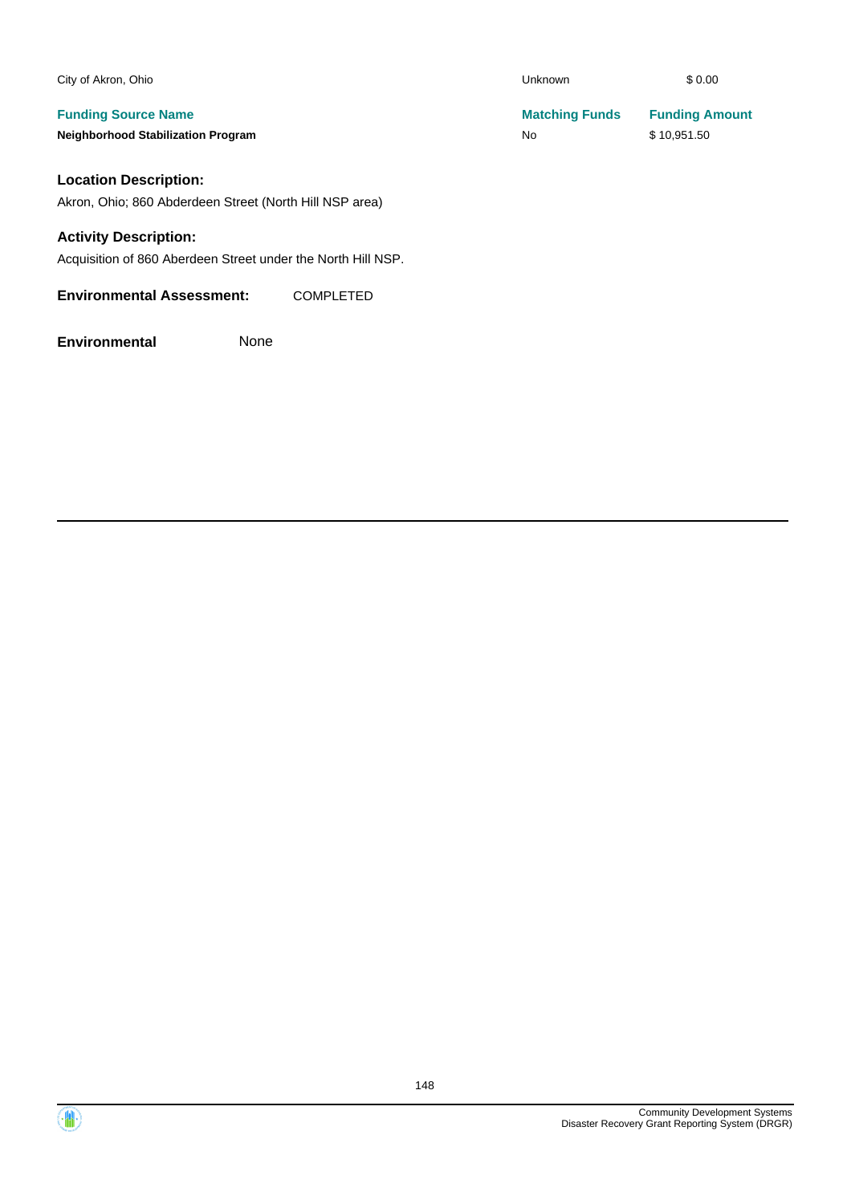| City of Akron, Ohio | Unknown | $ 0.00 |
|---|---|---|
| **Funding Source Name** | **Matching Funds** | **Funding Amount** |
| **Neighborhood Stabilization Program** | No | $ 10,951.50 |

### Location Description:

Akron, Ohio; 860 Abderdeen Street (North Hill NSP area)

### Activity Description:

Acquisition of 860 Aberdeen Street under the North Hill NSP.

**Environmental Assessment:** COMPLETED

**Environmental** None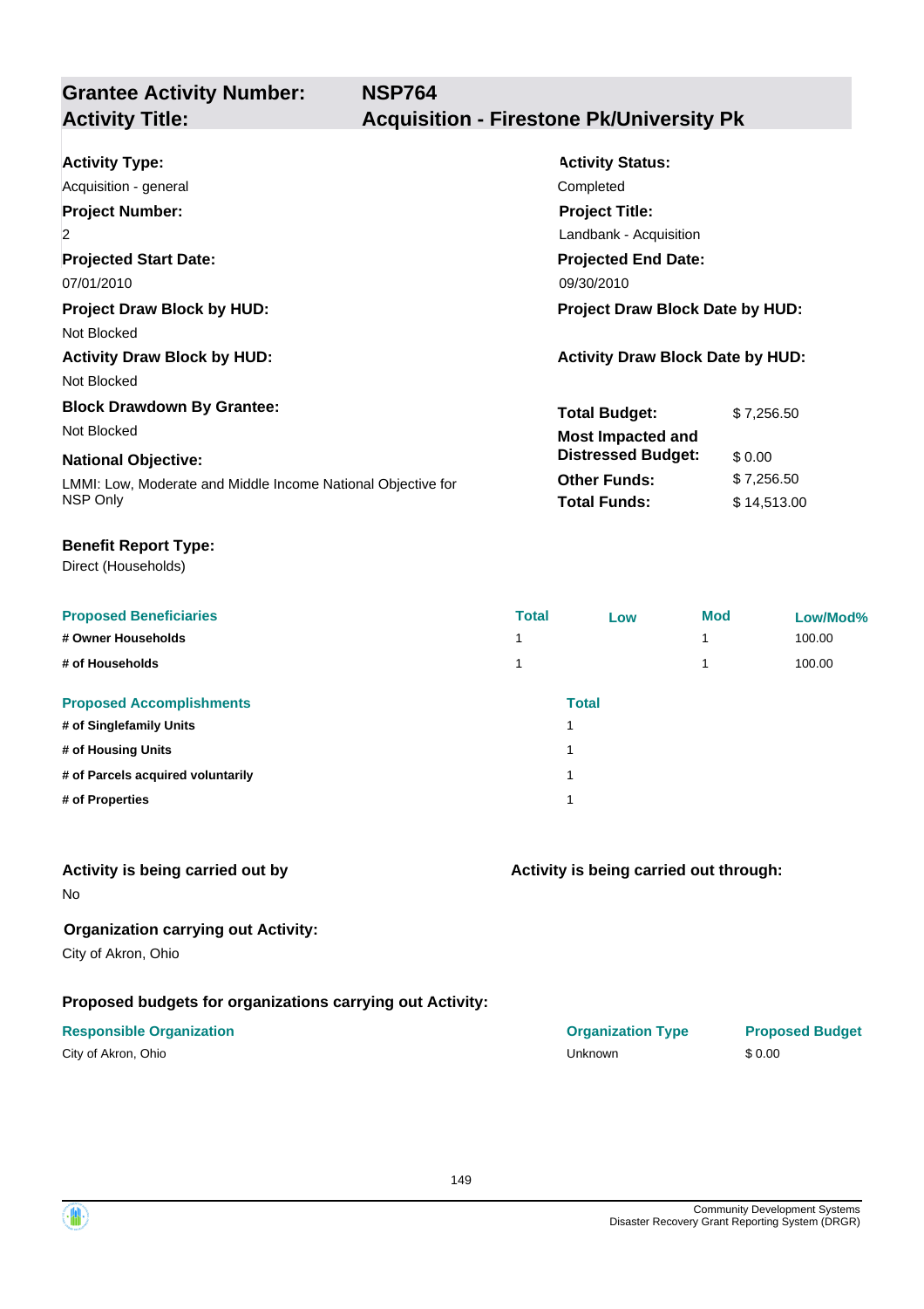| **Grantee Activity Number:** | **NSP764** |
|---|---|
| **Activity Title:** | **Acquisition - Firestone Pk/University Pk** |

**Activity Type:**
Acquisition - general

**Activity Status:**
Completed

**Project Number:**
2

**Project Title:**
Landbank - Acquisition

**Projected Start Date:**
07/01/2010

**Projected End Date:**
09/30/2010

**Project Draw Block by HUD:**
Not Blocked

**Project Draw Block Date by HUD:**

**Activity Draw Block by HUD:**
Not Blocked

**Activity Draw Block Date by HUD:**

**Block Drawdown By Grantee:**
Not Blocked

**National Objective:**
LMMI: Low, Moderate and Middle Income National Objective for NSP Only

| | |
|---|---|
| **Total Budget:** | $ 7,256.50 |
| **Most Impacted and Distressed Budget:** | $ 0.00 |
| **Other Funds:** | $ 7,256.50 |
| **Total Funds:** | $ 14,513.00 |

**Benefit Report Type:**
Direct (Households)

| Proposed Beneficiaries | Total | Low | Mod | Low/Mod% |
|---|---|---|---|---|
| # Owner Households | 1 | | 1 | 100.00 |
| # of Households | 1 | | 1 | 100.00 |

| Proposed Accomplishments | Total |
|---|---|
| # of Singlefamily Units | 1 |
| # of Housing Units | 1 |
| # of Parcels acquired voluntarily | 1 |
| # of Properties | 1 |

**Activity is being carried out by**
No

**Activity is being carried out through:**

**Organization carrying out Activity:**
City of Akron, Ohio

**Proposed budgets for organizations carrying out Activity:**

| Responsible Organization | Organization Type | Proposed Budget |
|---|---|---|
| City of Akron, Ohio | Unknown | $ 0.00 |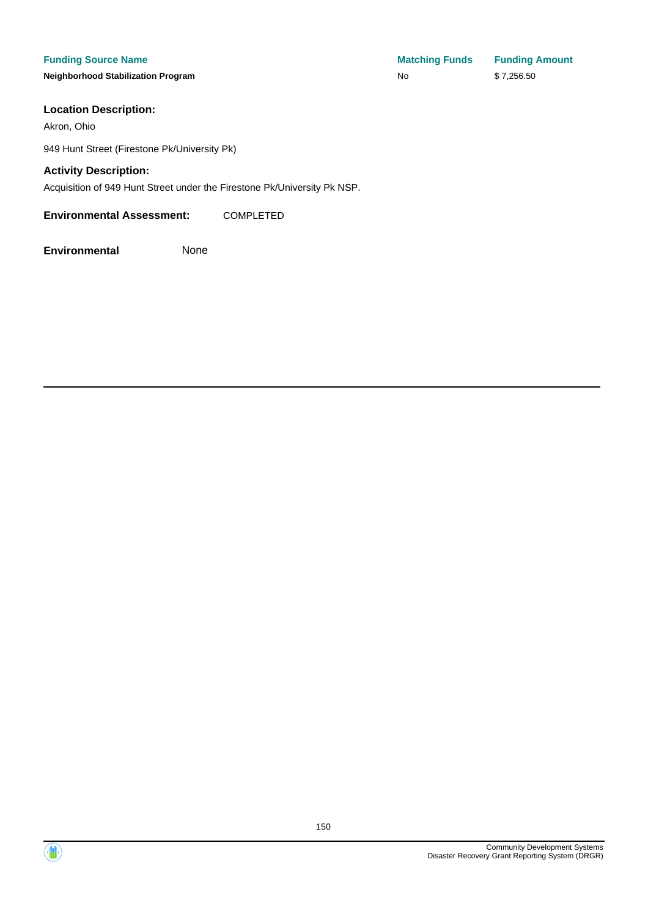| Funding Source Name | Matching Funds | Funding Amount |
| --- | --- | --- |
| **Neighborhood Stabilization Program** | No | $ 7,256.50 |

### Location Description:

Akron, Ohio

949 Hunt Street (Firestone Pk/University Pk)

### Activity Description:

Acquisition of 949 Hunt Street under the Firestone Pk/University Pk NSP.

**Environmental Assessment:** COMPLETED

**Environmental** None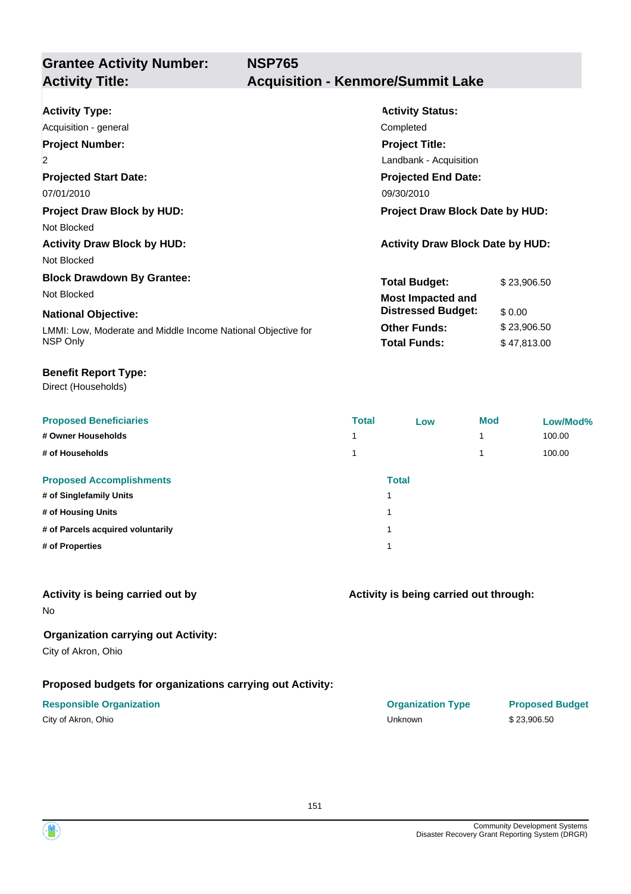## Grantee Activity Number: NSP765
## Activity Title: Acquisition - Kenmore/Summit Lake

**Activity Type:**
Acquisition - general

**Activity Status:**
Completed

**Project Number:**
2

**Project Title:**
Landbank - Acquisition

**Projected Start Date:**
07/01/2010

**Projected End Date:**
09/30/2010

**Project Draw Block by HUD:**
Not Blocked

**Project Draw Block Date by HUD:**

**Activity Draw Block by HUD:**
Not Blocked

**Activity Draw Block Date by HUD:**

**Block Drawdown By Grantee:**
Not Blocked

**National Objective:**
LMMI: Low, Moderate and Middle Income National Objective for NSP Only

| | |
|---|---|
| **Total Budget:** | $ 23,906.50 |
| **Most Impacted and Distressed Budget:** | $ 0.00 |
| **Other Funds:** | $ 23,906.50 |
| **Total Funds:** | $ 47,813.00 |

**Benefit Report Type:**
Direct (Households)

| Proposed Beneficiaries | Total | Low | Mod | Low/Mod% |
|---|---|---|---|---|
| # Owner Households | 1 | | 1 | 100.00 |
| # of Households | 1 | | 1 | 100.00 |

| Proposed Accomplishments | Total |
|---|---|
| # of Singlefamily Units | 1 |
| # of Housing Units | 1 |
| # of Parcels acquired voluntarily | 1 |
| # of Properties | 1 |

**Activity is being carried out by**
No

**Activity is being carried out through:**

**Organization carrying out Activity:**
City of Akron, Ohio

**Proposed budgets for organizations carrying out Activity:**

| Responsible Organization | Organization Type | Proposed Budget |
|---|---|---|
| City of Akron, Ohio | Unknown | $ 23,906.50 |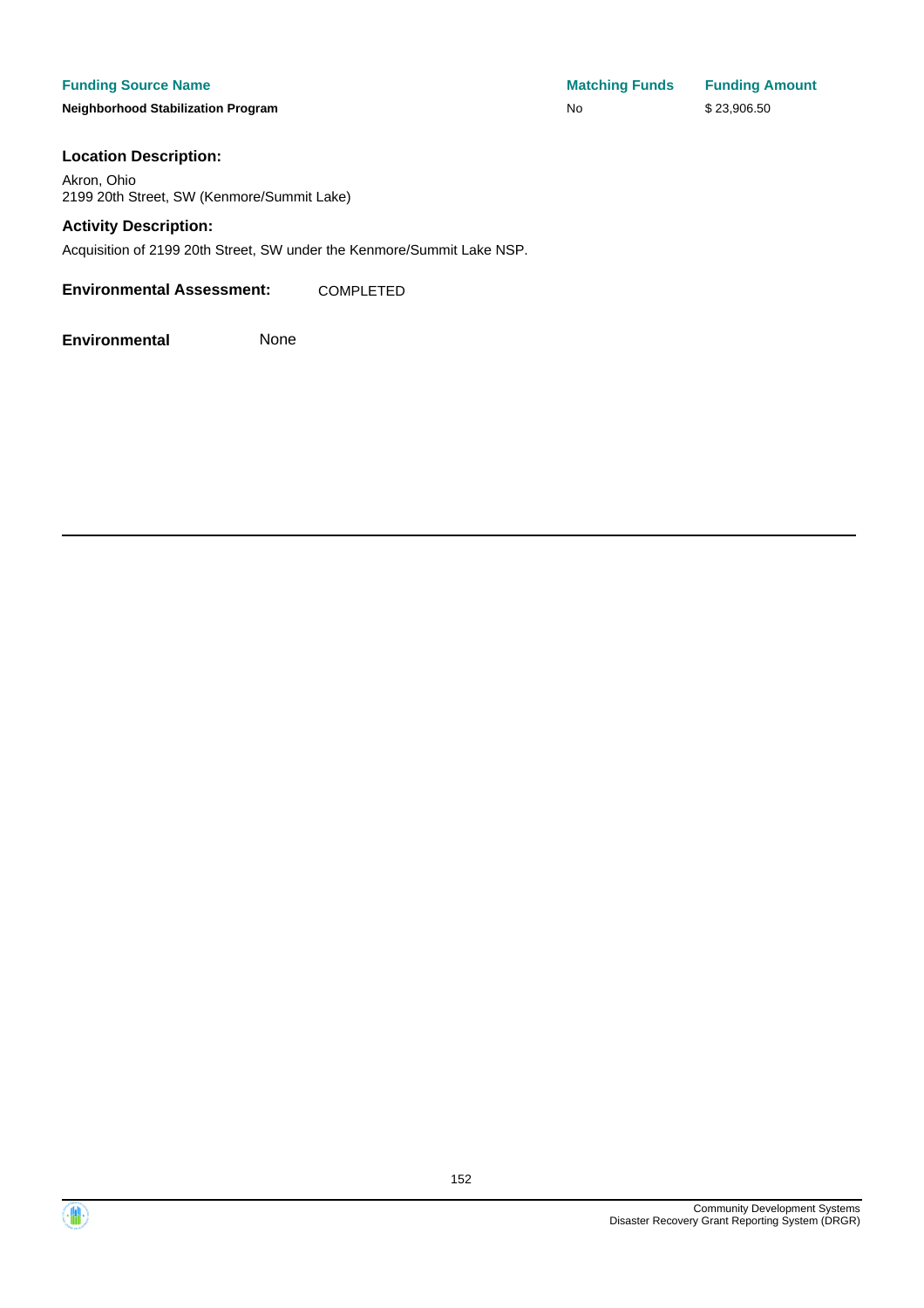| Funding Source Name | Matching Funds | Funding Amount |
| --- | --- | --- |
| **Neighborhood Stabilization Program** | No | $ 23,906.50 |

### Location Description:

Akron, Ohio
2199 20th Street, SW (Kenmore/Summit Lake)

### Activity Description:

Acquisition of 2199 20th Street, SW under the Kenmore/Summit Lake NSP.

**Environmental Assessment:** COMPLETED

**Environmental** None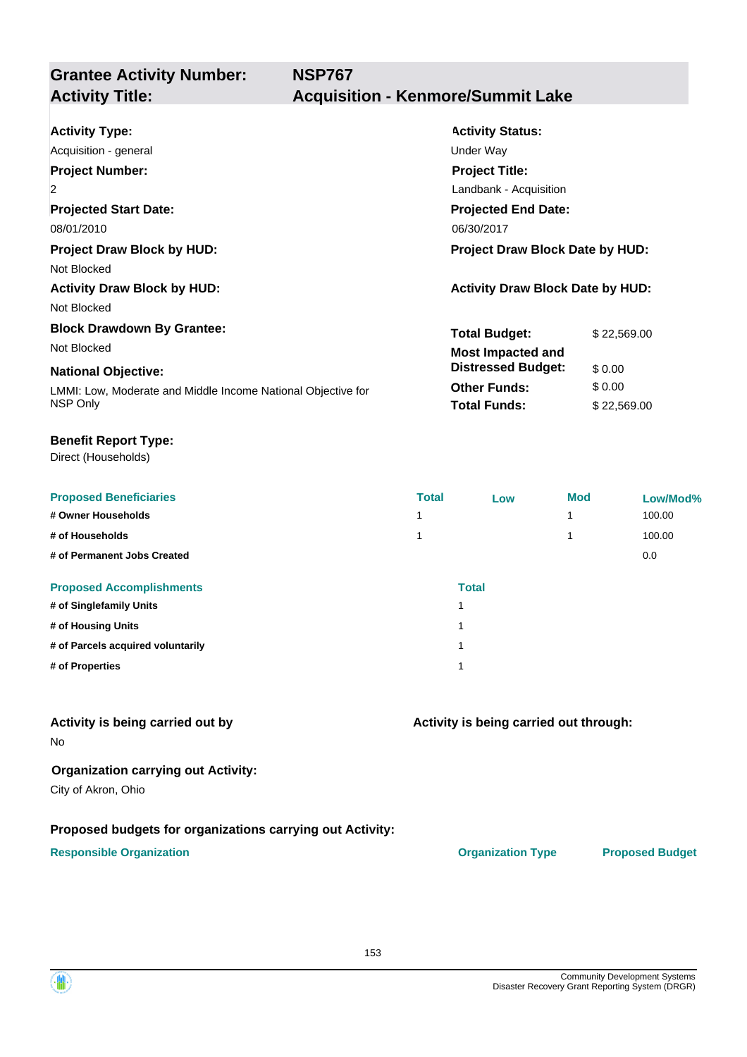## Grantee Activity Number: NSP767
## Activity Title: Acquisition - Kenmore/Summit Lake

**Activity Type:**
Acquisition - general

**Activity Status:**
Under Way

**Project Number:**
2

**Project Title:**
Landbank - Acquisition

**Projected Start Date:**
08/01/2010

**Projected End Date:**
06/30/2017

**Project Draw Block by HUD:**
Not Blocked

**Project Draw Block Date by HUD:**

**Activity Draw Block by HUD:**
Not Blocked

**Activity Draw Block Date by HUD:**

**Block Drawdown By Grantee:**
Not Blocked

**National Objective:**
LMMI: Low, Moderate and Middle Income National Objective for NSP Only

| | |
|---|---|
| **Total Budget:** | $ 22,569.00 |
| **Most Impacted and Distressed Budget:** | $ 0.00 |
| **Other Funds:** | $ 0.00 |
| **Total Funds:** | $ 22,569.00 |

**Benefit Report Type:**
Direct (Households)

| Proposed Beneficiaries | Total | Low | Mod | Low/Mod% |
|---|---|---|---|---|
| # Owner Households | 1 | | 1 | 100.00 |
| # of Households | 1 | | 1 | 100.00 |
| # of Permanent Jobs Created | | | | 0.0 |

| Proposed Accomplishments | Total |
|---|---|
| # of Singlefamily Units | 1 |
| # of Housing Units | 1 |
| # of Parcels acquired voluntarily | 1 |
| # of Properties | 1 |

**Activity is being carried out by**
No

**Activity is being carried out through:**

**Organization carrying out Activity:**
City of Akron, Ohio

**Proposed budgets for organizations carrying out Activity:**

| Responsible Organization | Organization Type | Proposed Budget |
|---|---|---|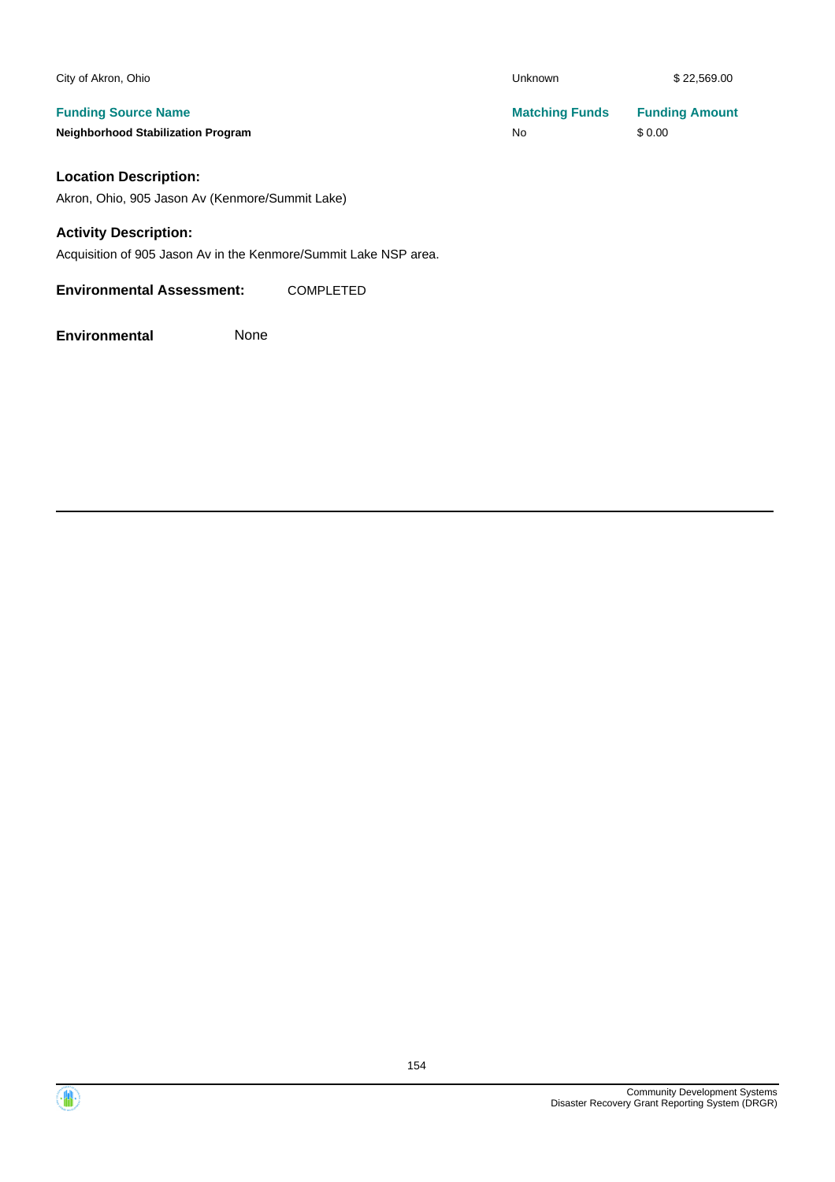| | | |
|---|---|---|
| City of Akron, Ohio | Unknown | $ 22,569.00 |
| **Funding Source Name** | **Matching Funds** | **Funding Amount** |
| **Neighborhood Stabilization Program** | No | $ 0.00 |

### Location Description:

Akron, Ohio, 905 Jason Av (Kenmore/Summit Lake)

### Activity Description:

Acquisition of 905 Jason Av in the Kenmore/Summit Lake NSP area.

**Environmental Assessment:** COMPLETED

**Environmental** None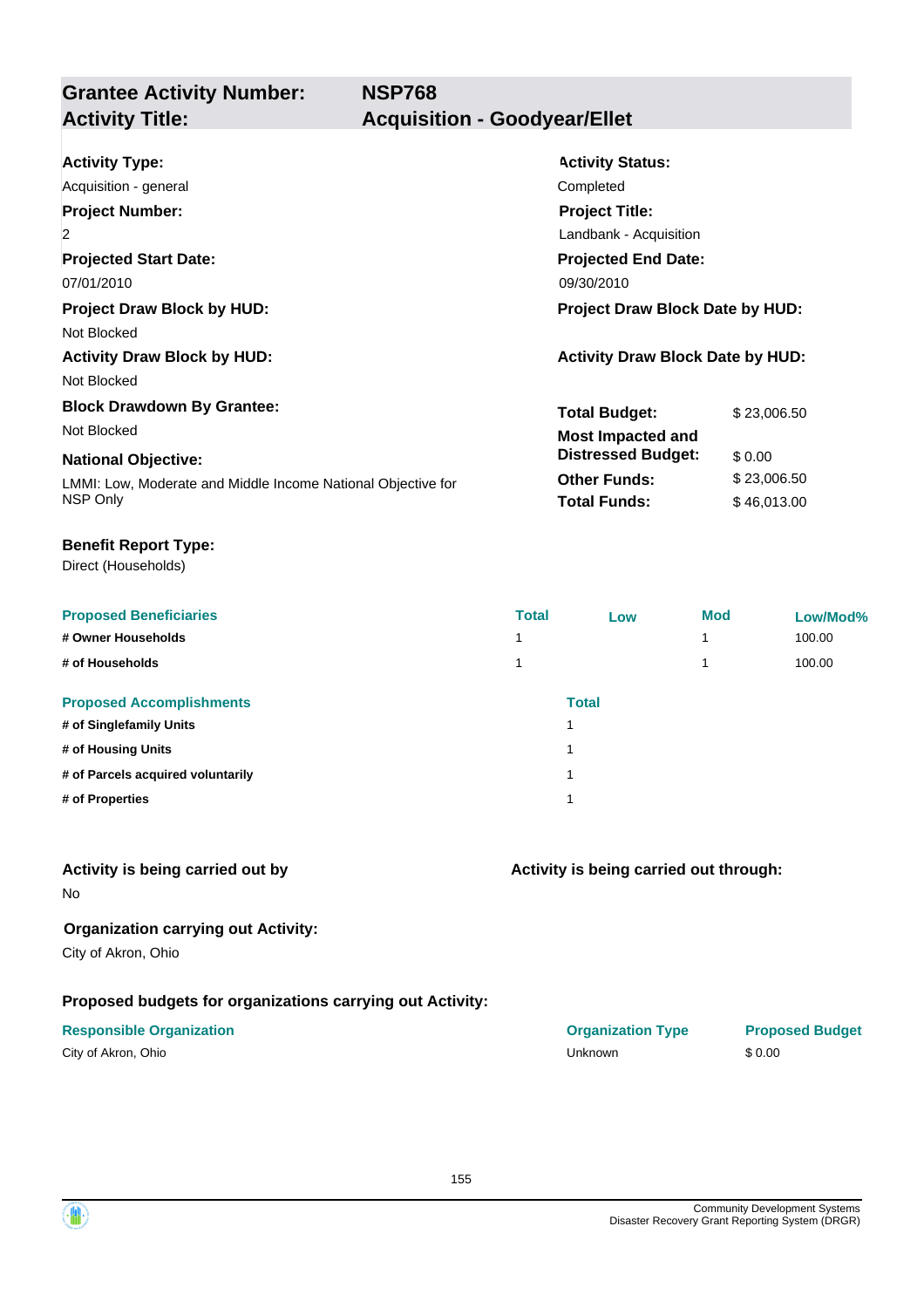## Grantee Activity Number: NSP768
## Activity Title: Acquisition - Goodyear/Ellet

**Activity Type:**
Acquisition - general

**Activity Status:**
Completed

**Project Number:**
2

**Project Title:**
Landbank - Acquisition

**Projected Start Date:**
07/01/2010

**Projected End Date:**
09/30/2010

**Project Draw Block by HUD:**
Not Blocked

**Project Draw Block Date by HUD:**

**Activity Draw Block by HUD:**
Not Blocked

**Activity Draw Block Date by HUD:**

**Block Drawdown By Grantee:**
Not Blocked

**National Objective:**
LMMI: Low, Moderate and Middle Income National Objective for NSP Only

| | |
|---|---|
| **Total Budget:** | $ 23,006.50 |
| **Most Impacted and Distressed Budget:** | $ 0.00 |
| **Other Funds:** | $ 23,006.50 |
| **Total Funds:** | $ 46,013.00 |

**Benefit Report Type:**
Direct (Households)

| Proposed Beneficiaries | Total | Low | Mod | Low/Mod% |
|---|---|---|---|---|
| # Owner Households | 1 | | 1 | 100.00 |
| # of Households | 1 | | 1 | 100.00 |

| Proposed Accomplishments | Total |
|---|---|
| # of Singlefamily Units | 1 |
| # of Housing Units | 1 |
| # of Parcels acquired voluntarily | 1 |
| # of Properties | 1 |

**Activity is being carried out by**
No

**Activity is being carried out through:**

**Organization carrying out Activity:**
City of Akron, Ohio

**Proposed budgets for organizations carrying out Activity:**

| Responsible Organization | Organization Type | Proposed Budget |
|---|---|---|
| City of Akron, Ohio | Unknown | $ 0.00 |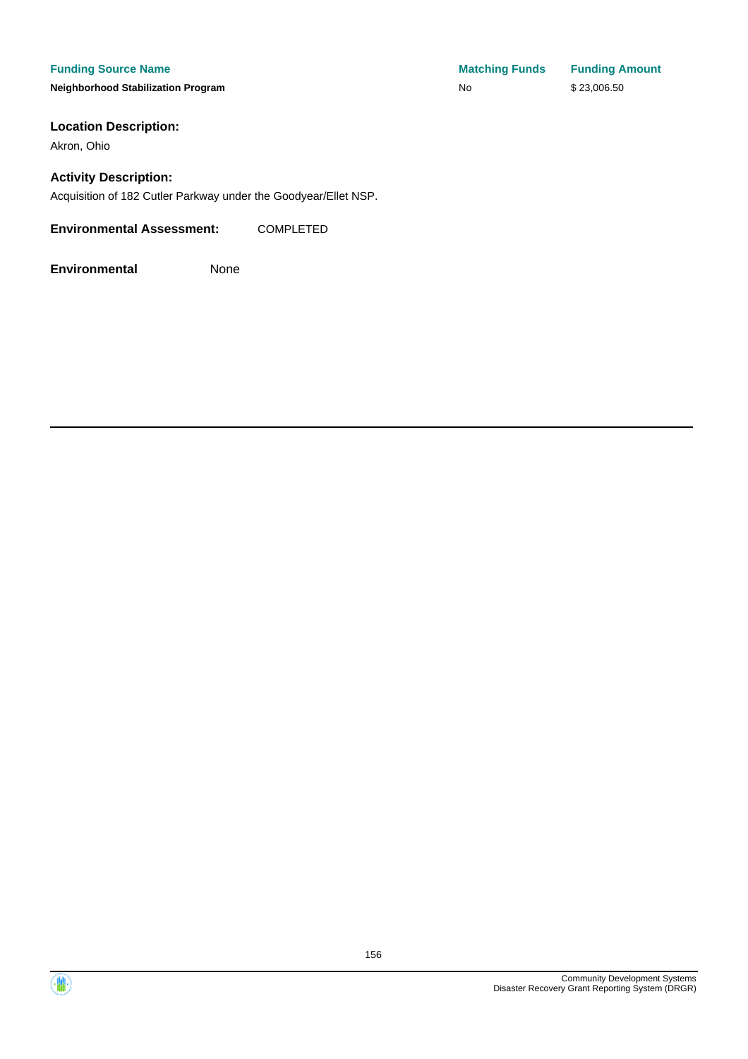| Funding Source Name | Matching Funds | Funding Amount |
| --- | --- | --- |
| **Neighborhood Stabilization Program** | No | $ 23,006.50 |

### Location Description:

Akron, Ohio

### Activity Description:

Acquisition of 182 Cutler Parkway under the Goodyear/Ellet NSP.

**Environmental Assessment:** COMPLETED

**Environmental** None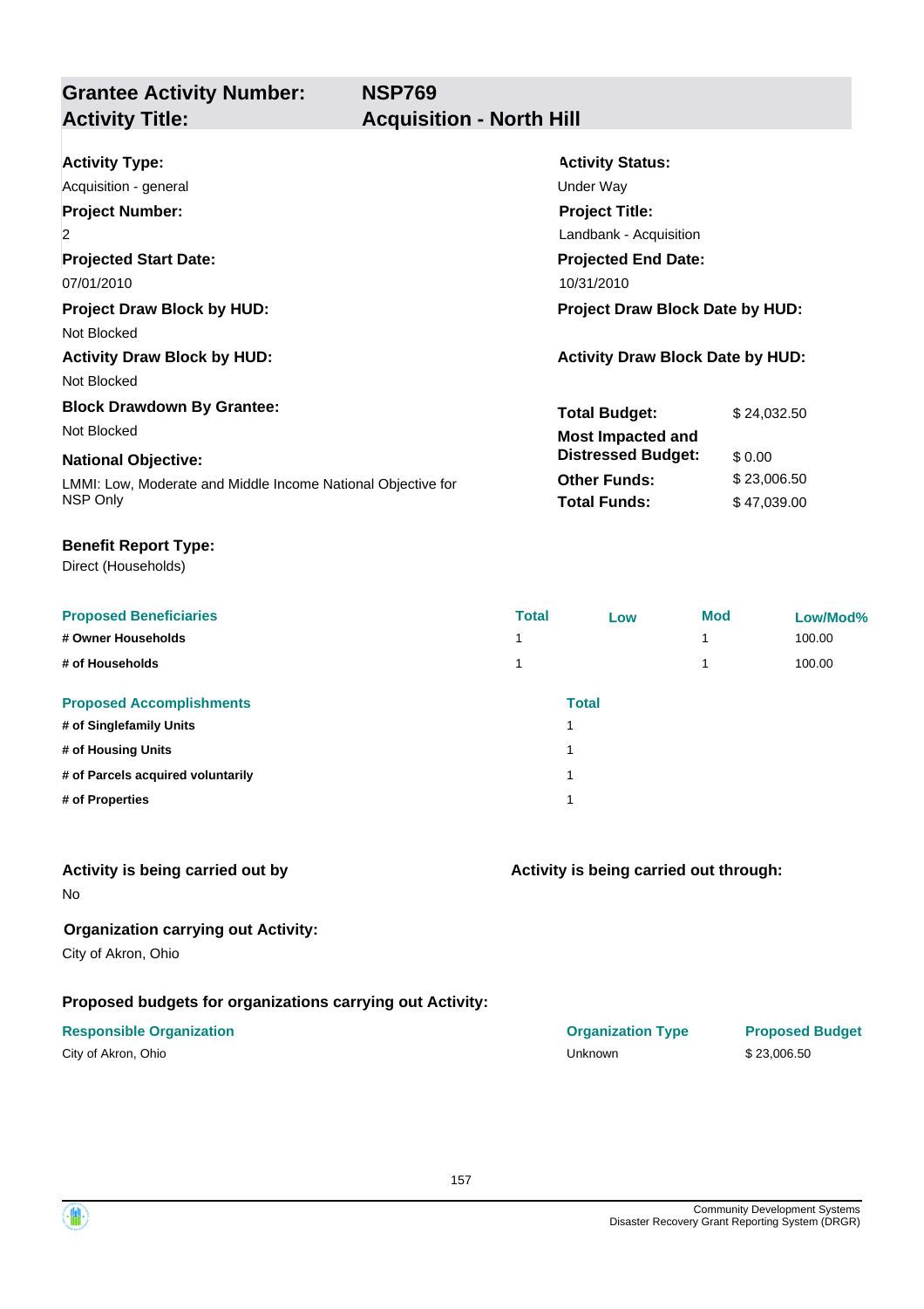## Grantee Activity Number: NSP769
## Activity Title: Acquisition - North Hill

**Activity Type:**
Acquisition - general

**Activity Status:**
Under Way

**Project Number:**
2

**Project Title:**
Landbank - Acquisition

**Projected Start Date:**
07/01/2010

**Projected End Date:**
10/31/2010

**Project Draw Block by HUD:**
Not Blocked

**Project Draw Block Date by HUD:**

**Activity Draw Block by HUD:**
Not Blocked

**Activity Draw Block Date by HUD:**

**Block Drawdown By Grantee:**
Not Blocked

**National Objective:**
LMMI: Low, Moderate and Middle Income National Objective for NSP Only

| | |
|---|---|
| **Total Budget:** | $ 24,032.50 |
| **Most Impacted and Distressed Budget:** | $ 0.00 |
| **Other Funds:** | $ 23,006.50 |
| **Total Funds:** | $ 47,039.00 |

**Benefit Report Type:**
Direct (Households)

| Proposed Beneficiaries | Total | Low | Mod | Low/Mod% |
|---|---|---|---|---|
| # Owner Households | 1 | | 1 | 100.00 |
| # of Households | 1 | | 1 | 100.00 |

| Proposed Accomplishments | Total |
|---|---|
| # of Singlefamily Units | 1 |
| # of Housing Units | 1 |
| # of Parcels acquired voluntarily | 1 |
| # of Properties | 1 |

**Activity is being carried out by**
No

**Activity is being carried out through:**

**Organization carrying out Activity:**
City of Akron, Ohio

**Proposed budgets for organizations carrying out Activity:**

| Responsible Organization | Organization Type | Proposed Budget |
|---|---|---|
| City of Akron, Ohio | Unknown | $ 23,006.50 |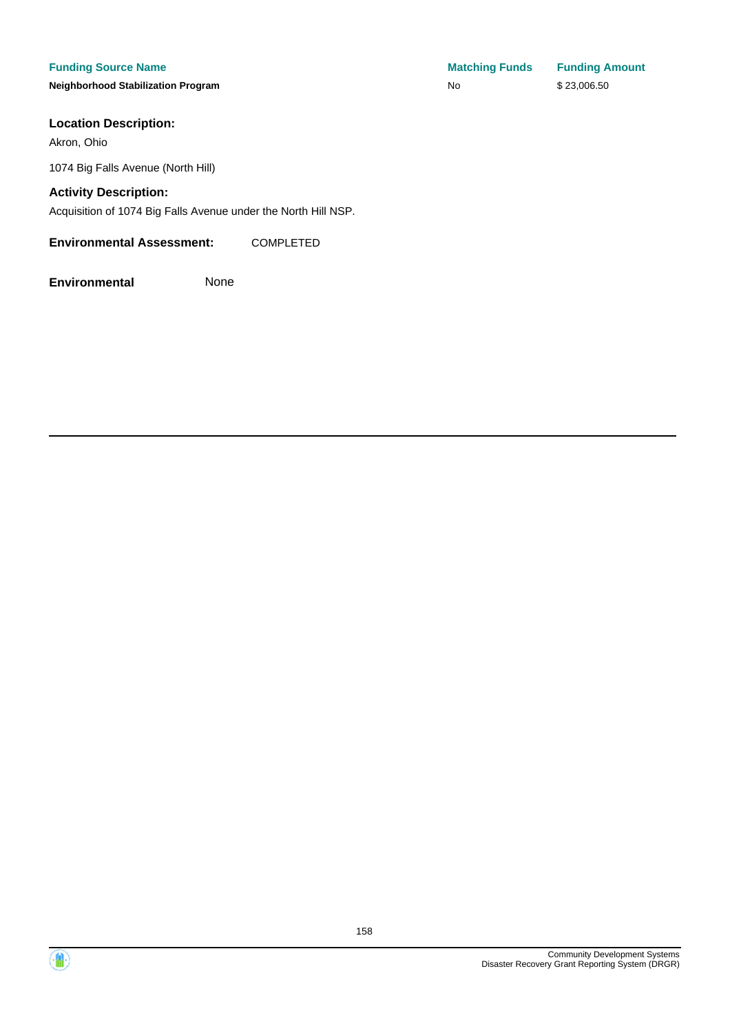| Funding Source Name | Matching Funds | Funding Amount |
| --- | --- | --- |
| **Neighborhood Stabilization Program** | No | $ 23,006.50 |

### Location Description:

Akron, Ohio

1074 Big Falls Avenue (North Hill)

### Activity Description:

Acquisition of 1074 Big Falls Avenue under the North Hill NSP.

**Environmental Assessment:** COMPLETED

**Environmental** None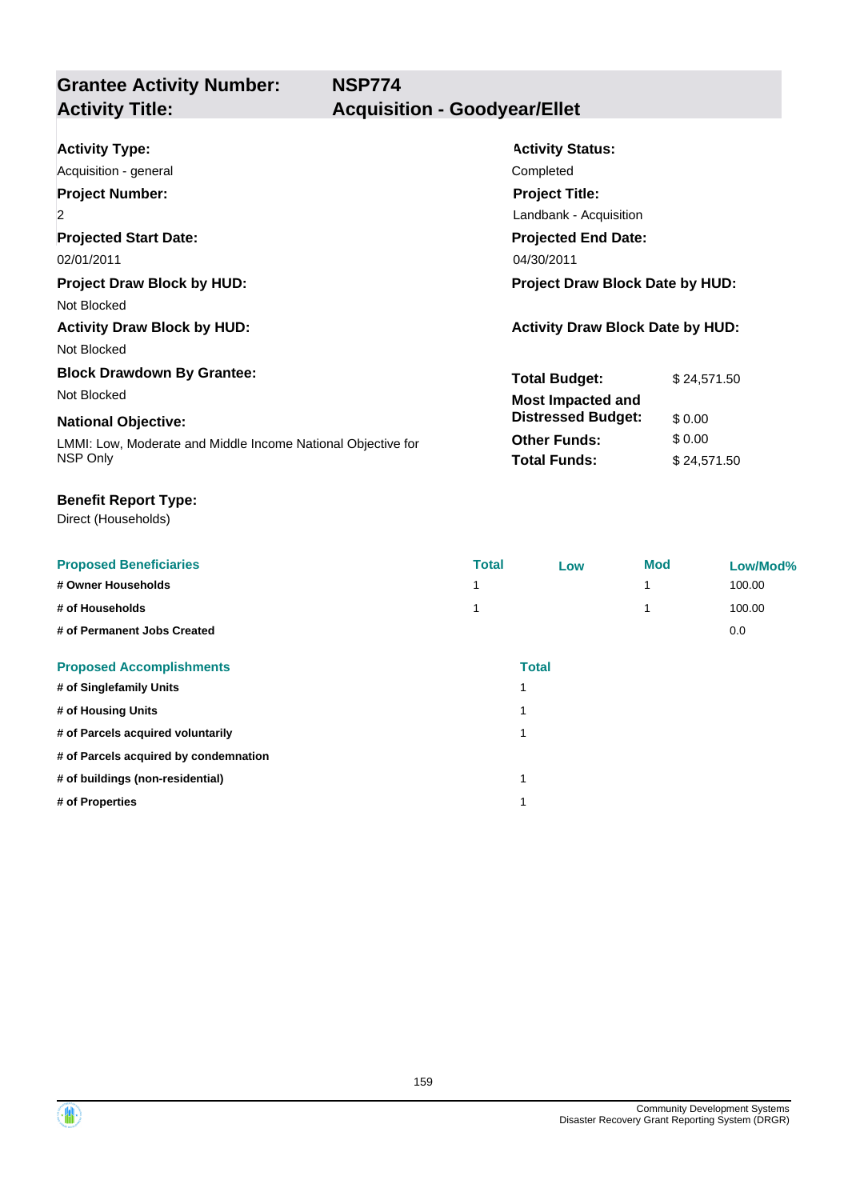## Grantee Activity Number: NSP774
## Activity Title: Acquisition - Goodyear/Ellet

**Activity Type:**
Acquisition - general

**Activity Status:**
Completed

**Project Number:**
2

**Project Title:**
Landbank - Acquisition

**Projected Start Date:**
02/01/2011

**Projected End Date:**
04/30/2011

**Project Draw Block by HUD:**
Not Blocked

**Project Draw Block Date by HUD:**

**Activity Draw Block by HUD:**
Not Blocked

**Activity Draw Block Date by HUD:**

**Block Drawdown By Grantee:**
Not Blocked

**National Objective:**
LMMI: Low, Moderate and Middle Income National Objective for NSP Only

**Total Budget:** $ 24,571.50
**Most Impacted and Distressed Budget:** $ 0.00
**Other Funds:** $ 0.00
**Total Funds:** $ 24,571.50

**Benefit Report Type:**
Direct (Households)

| Proposed Beneficiaries | Total | Low | Mod | Low/Mod% |
|---|---|---|---|---|
| # Owner Households | 1 | | 1 | 100.00 |
| # of Households | 1 | | 1 | 100.00 |
| # of Permanent Jobs Created | | | | 0.0 |

| Proposed Accomplishments | Total |
|---|---|
| # of Singlefamily Units | 1 |
| # of Housing Units | 1 |
| # of Parcels acquired voluntarily | 1 |
| # of Parcels acquired by condemnation | |
| # of buildings (non-residential) | 1 |
| # of Properties | 1 |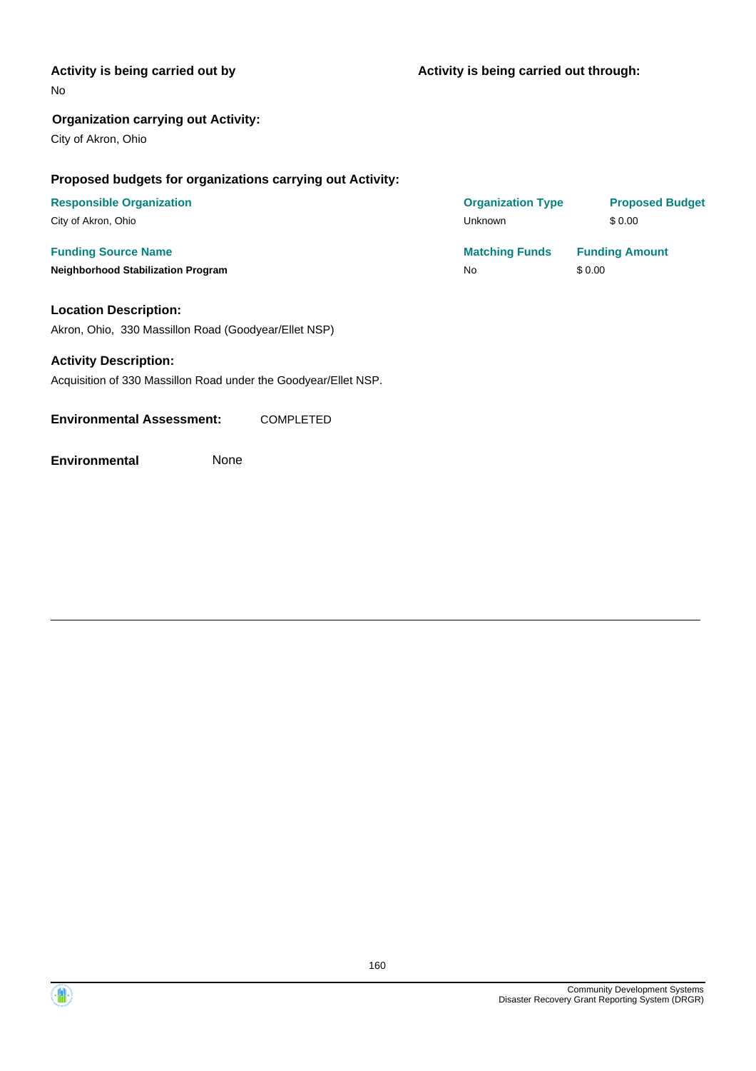**Activity is being carried out by**

No

**Activity is being carried out through:**

**Organization carrying out Activity:**

City of Akron, Ohio

**Proposed budgets for organizations carrying out Activity:**

| Responsible Organization | Organization Type | Proposed Budget |
| --- | --- | --- |
| City of Akron, Ohio | Unknown | $ 0.00 |

| Funding Source Name | Matching Funds | Funding Amount |
| --- | --- | --- |
| **Neighborhood Stabilization Program** | No | $ 0.00 |

**Location Description:**

Akron, Ohio, 330 Massillon Road (Goodyear/Ellet NSP)

**Activity Description:**

Acquisition of 330 Massillon Road under the Goodyear/Ellet NSP.

**Environmental Assessment:** COMPLETED

**Environmental** None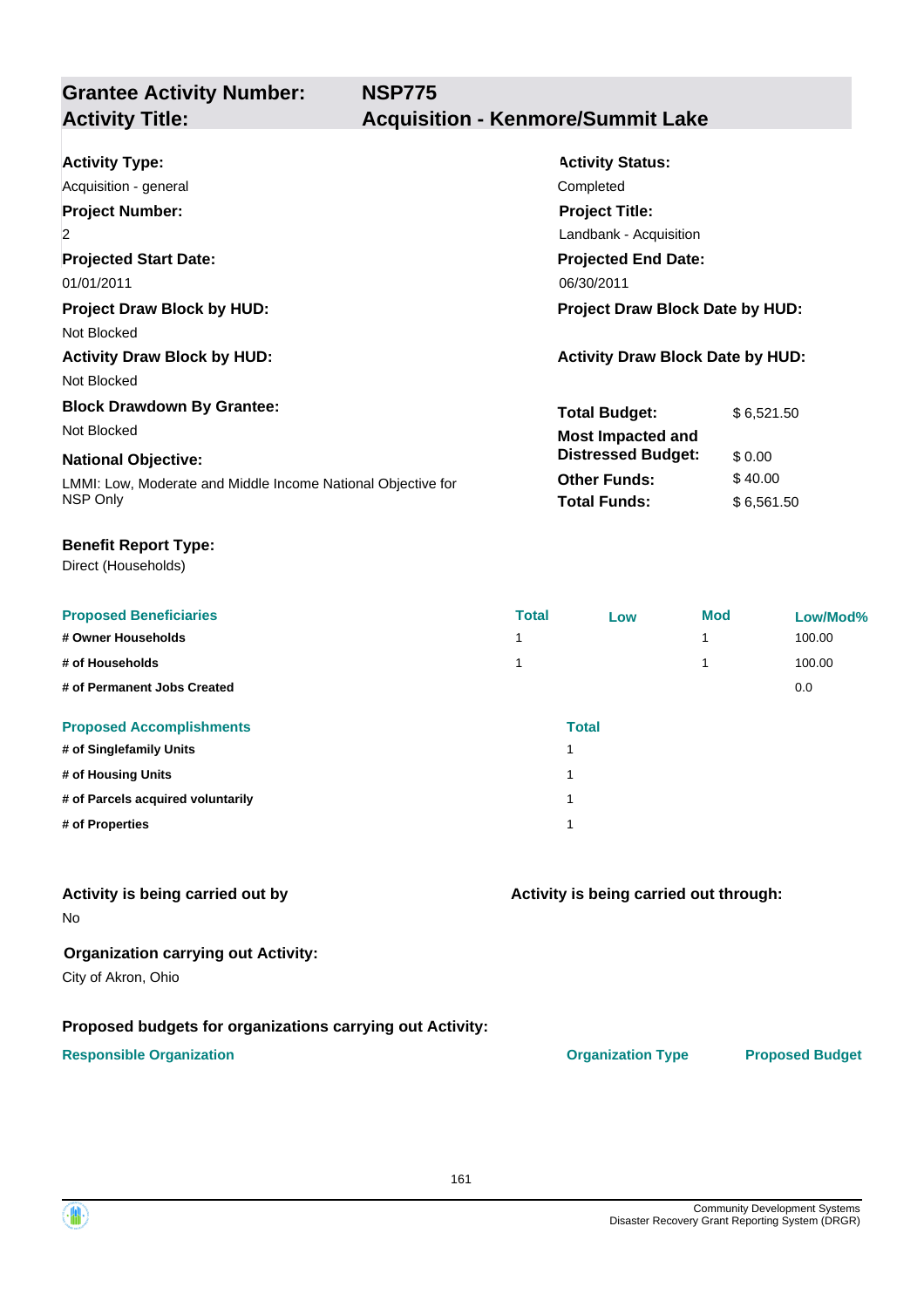| **Grantee Activity Number:** | **NSP775** |
|---|---|
| **Activity Title:** | **Acquisition - Kenmore/Summit Lake** |

**Activity Type:**
Acquisition - general

**Activity Status:**
Completed

**Project Number:**
2

**Project Title:**
Landbank - Acquisition

**Projected Start Date:**
01/01/2011

**Projected End Date:**
06/30/2011

**Project Draw Block by HUD:**
Not Blocked

**Project Draw Block Date by HUD:**

**Activity Draw Block by HUD:**
Not Blocked

**Activity Draw Block Date by HUD:**

**Block Drawdown By Grantee:**
Not Blocked

**National Objective:**
LMMI: Low, Moderate and Middle Income National Objective for NSP Only

| | |
|---|---|
| **Total Budget:** | $ 6,521.50 |
| **Most Impacted and Distressed Budget:** | $ 0.00 |
| **Other Funds:** | $ 40.00 |
| **Total Funds:** | $ 6,561.50 |

**Benefit Report Type:**
Direct (Households)

| Proposed Beneficiaries | Total | Low | Mod | Low/Mod% |
|---|---|---|---|---|
| # Owner Households | 1 | | 1 | 100.00 |
| # of Households | 1 | | 1 | 100.00 |
| # of Permanent Jobs Created | | | | 0.0 |

| Proposed Accomplishments | Total |
|---|---|
| # of Singlefamily Units | 1 |
| # of Housing Units | 1 |
| # of Parcels acquired voluntarily | 1 |
| # of Properties | 1 |

**Activity is being carried out by**
No

**Activity is being carried out through:**

**Organization carrying out Activity:**
City of Akron, Ohio

**Proposed budgets for organizations carrying out Activity:**

| Responsible Organization | Organization Type | Proposed Budget |
|---|---|---|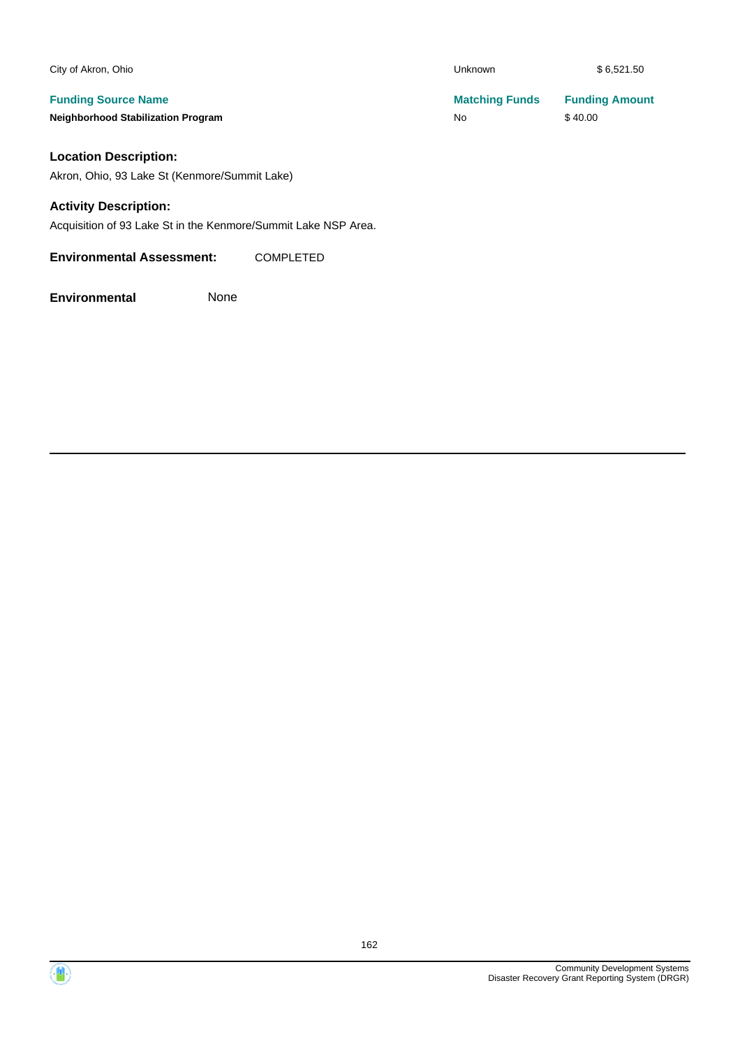| | | |
|---|---|---|
| City of Akron, Ohio | Unknown | $ 6,521.50 |
| **Funding Source Name** | **Matching Funds** | **Funding Amount** |
| **Neighborhood Stabilization Program** | No | $ 40.00 |

### Location Description:

Akron, Ohio, 93 Lake St (Kenmore/Summit Lake)

### Activity Description:

Acquisition of 93 Lake St in the Kenmore/Summit Lake NSP Area.

**Environmental Assessment:** COMPLETED

**Environmental** None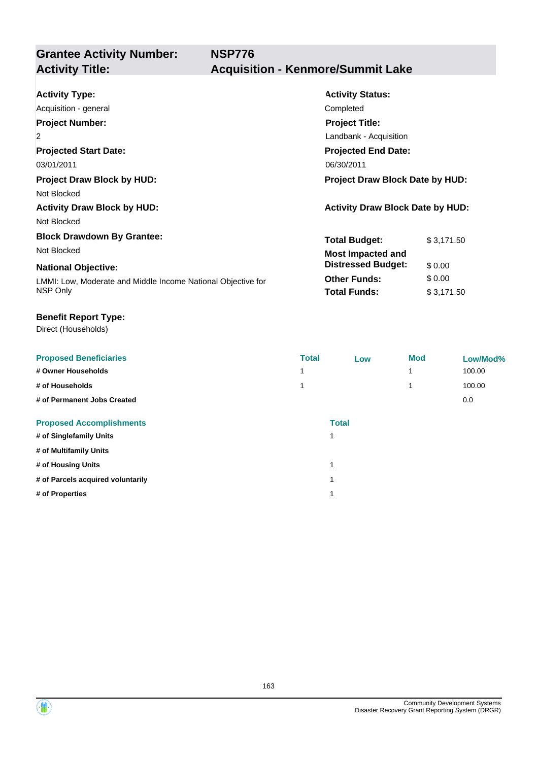## Grantee Activity Number: NSP776
## Activity Title: Acquisition - Kenmore/Summit Lake

**Activity Type:**
Acquisition - general

**Activity Status:**
Completed

**Project Number:**
2

**Project Title:**
Landbank - Acquisition

**Projected Start Date:**
03/01/2011

**Projected End Date:**
06/30/2011

**Project Draw Block by HUD:**
Not Blocked

**Project Draw Block Date by HUD:**

**Activity Draw Block by HUD:**
Not Blocked

**Activity Draw Block Date by HUD:**

**Block Drawdown By Grantee:**
Not Blocked

**National Objective:**
LMMI: Low, Moderate and Middle Income National Objective for NSP Only

| | |
|---|---|
| **Total Budget:** | $ 3,171.50 |
| **Most Impacted and Distressed Budget:** | $ 0.00 |
| **Other Funds:** | $ 0.00 |
| **Total Funds:** | $ 3,171.50 |

**Benefit Report Type:**
Direct (Households)

| Proposed Beneficiaries | Total | Low | Mod | Low/Mod% |
|---|---|---|---|---|
| # Owner Households | 1 | | 1 | 100.00 |
| # of Households | 1 | | 1 | 100.00 |
| # of Permanent Jobs Created | | | | 0.0 |

| Proposed Accomplishments | Total |
|---|---|
| # of Singlefamily Units | 1 |
| # of Multifamily Units | |
| # of Housing Units | 1 |
| # of Parcels acquired voluntarily | 1 |
| # of Properties | 1 |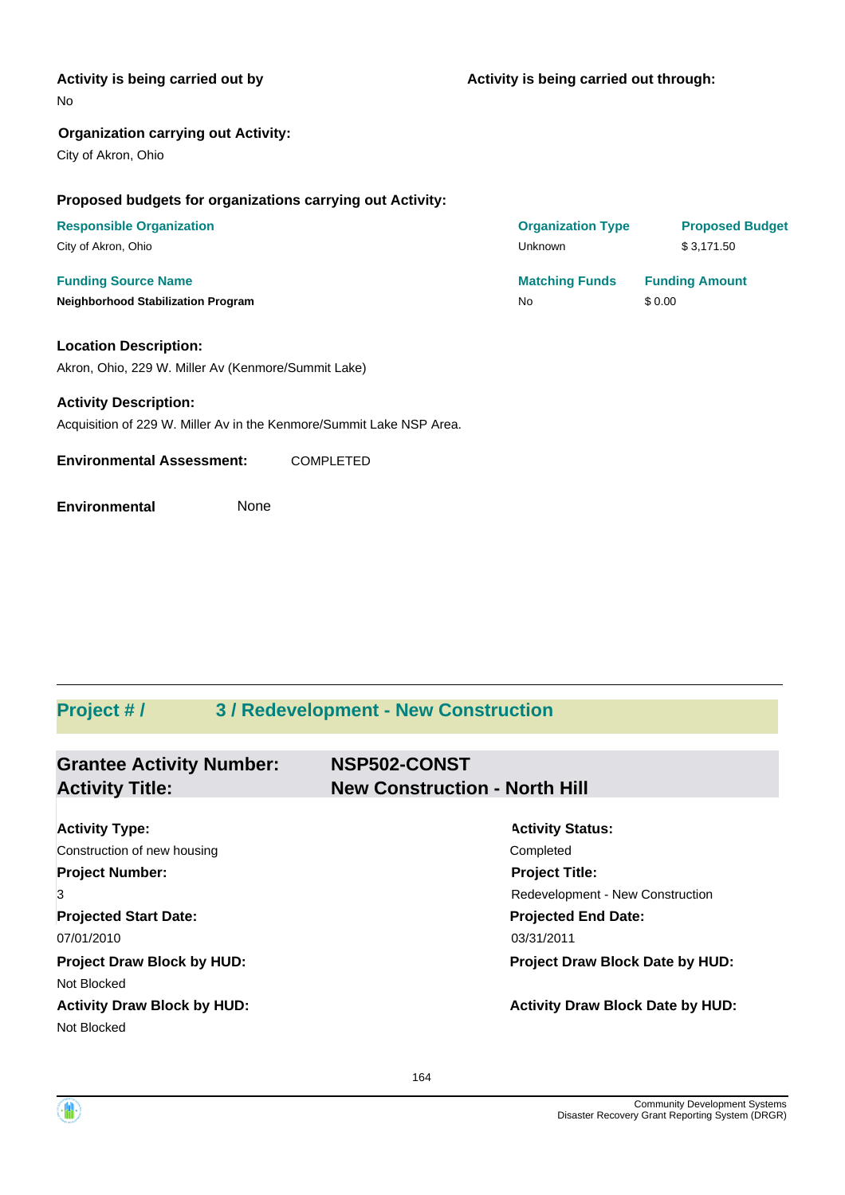**Activity is being carried out by**

No

**Activity is being carried out through:**

**Organization carrying out Activity:**

City of Akron, Ohio

**Proposed budgets for organizations carrying out Activity:**

| Responsible Organization | Organization Type | Proposed Budget |
|---|---|---|
| City of Akron, Ohio | Unknown | $ 3,171.50 |

| Funding Source Name | Matching Funds | Funding Amount |
|---|---|---|
| **Neighborhood Stabilization Program** | No | $ 0.00 |

**Location Description:**

Akron, Ohio, 229 W. Miller Av (Kenmore/Summit Lake)

**Activity Description:**

Acquisition of 229 W. Miller Av in the Kenmore/Summit Lake NSP Area.

**Environmental Assessment:** COMPLETED

**Environmental** None

---

## Project # / 3 / Redevelopment - New Construction

### Grantee Activity Number: NSP502-CONST
### Activity Title: New Construction - North Hill

**Activity Type:**
Construction of new housing

**Activity Status:**
Completed

**Project Number:**
3

**Project Title:**
Redevelopment - New Construction

**Projected Start Date:**
07/01/2010

**Projected End Date:**
03/31/2011

**Project Draw Block by HUD:**
Not Blocked

**Project Draw Block Date by HUD:**

**Activity Draw Block by HUD:**
Not Blocked

**Activity Draw Block Date by HUD:**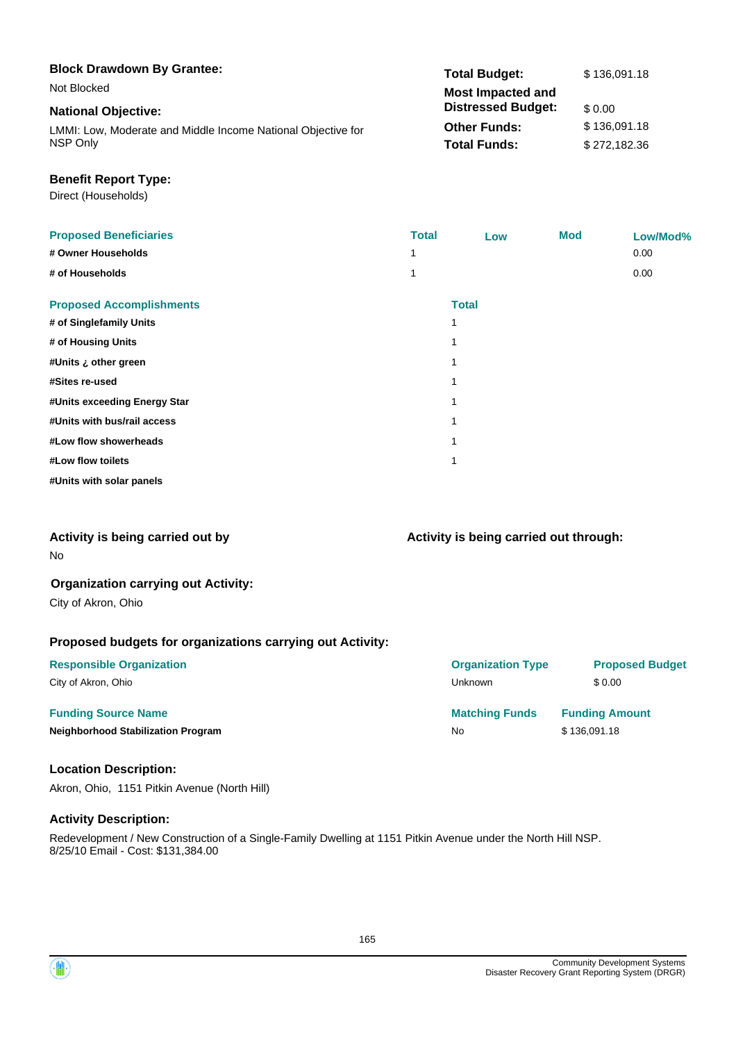**Block Drawdown By Grantee:**

Not Blocked

**National Objective:**

LMMI: Low, Moderate and Middle Income National Objective for NSP Only

| | |
|---|---|
| **Total Budget:** | $ 136,091.18 |
| **Most Impacted and Distressed Budget:** | $ 0.00 |
| **Other Funds:** | $ 136,091.18 |
| **Total Funds:** | $ 272,182.36 |

**Benefit Report Type:**

Direct (Households)

| Proposed Beneficiaries | Total | Low | Mod | Low/Mod% |
|---|---|---|---|---|
| # Owner Households | 1 | | | 0.00 |
| # of Households | 1 | | | 0.00 |

| Proposed Accomplishments | Total |
|---|---|
| # of Singlefamily Units | 1 |
| # of Housing Units | 1 |
| #Units ¿ other green | 1 |
| #Sites re-used | 1 |
| #Units exceeding Energy Star | 1 |
| #Units with bus/rail access | 1 |
| #Low flow showerheads | 1 |
| #Low flow toilets | 1 |
| #Units with solar panels | |

**Activity is being carried out by**

No

**Activity is being carried out through:**

**Organization carrying out Activity:**

City of Akron, Ohio

**Proposed budgets for organizations carrying out Activity:**

| Responsible Organization | Organization Type | Proposed Budget |
|---|---|---|
| City of Akron, Ohio | Unknown | $ 0.00 |

| Funding Source Name | Matching Funds | Funding Amount |
|---|---|---|
| **Neighborhood Stabilization Program** | No | $ 136,091.18 |

**Location Description:**

Akron, Ohio, 1151 Pitkin Avenue (North Hill)

**Activity Description:**

Redevelopment / New Construction of a Single-Family Dwelling at 1151 Pitkin Avenue under the North Hill NSP.
8/25/10 Email - Cost: $131,384.00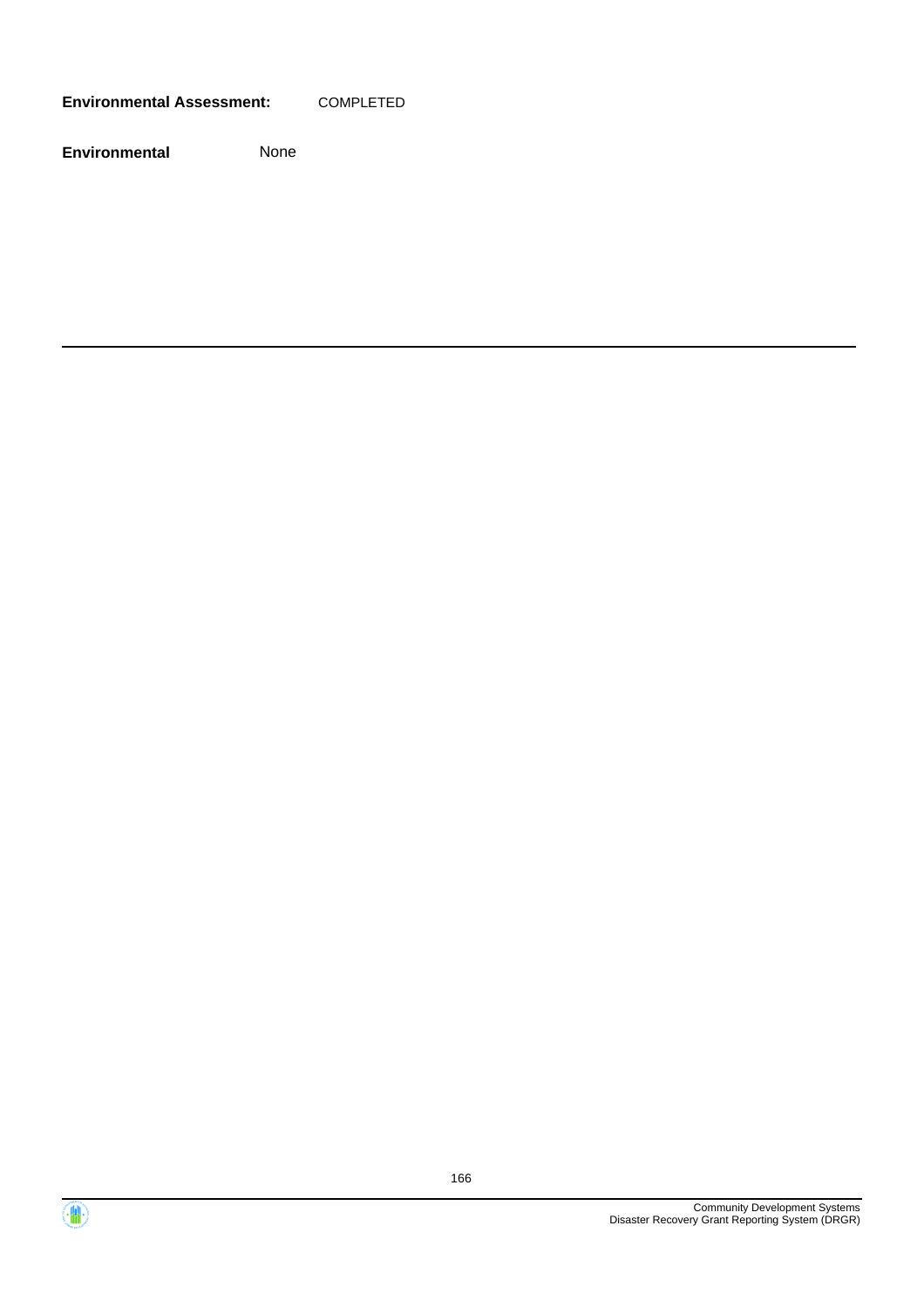**Environmental Assessment:** COMPLETED

**Environmental** None

---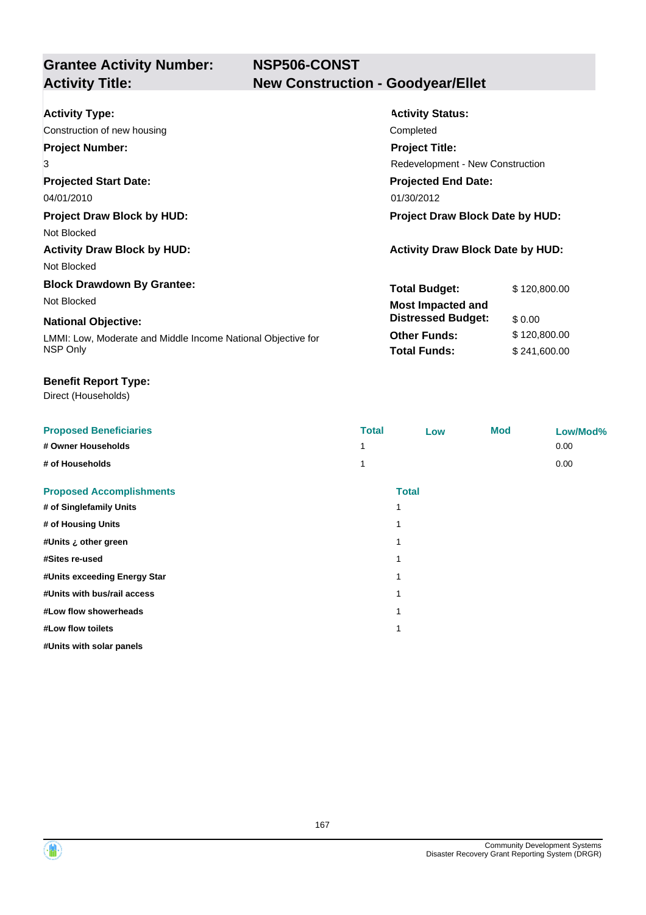## Grantee Activity Number: NSP506-CONST
## Activity Title: New Construction - Goodyear/Ellet

**Activity Type:**
Construction of new housing

**Activity Status:**
Completed

**Project Number:**
3

**Project Title:**
Redevelopment - New Construction

**Projected Start Date:**
04/01/2010

**Projected End Date:**
01/30/2012

**Project Draw Block by HUD:**
Not Blocked

**Project Draw Block Date by HUD:**

**Activity Draw Block by HUD:**
Not Blocked

**Activity Draw Block Date by HUD:**

**Block Drawdown By Grantee:**
Not Blocked

**National Objective:**
LMMI: Low, Moderate and Middle Income National Objective for NSP Only

| | |
|---|---|
| **Total Budget:** | $ 120,800.00 |
| **Most Impacted and Distressed Budget:** | $ 0.00 |
| **Other Funds:** | $ 120,800.00 |
| **Total Funds:** | $ 241,600.00 |

**Benefit Report Type:**
Direct (Households)

| Proposed Beneficiaries | Total | Low | Mod | Low/Mod% |
|---|---|---|---|---|
| # Owner Households | 1 | | | 0.00 |
| # of Households | 1 | | | 0.00 |

| Proposed Accomplishments | Total |
|---|---|
| # of Singlefamily Units | 1 |
| # of Housing Units | 1 |
| #Units ¿ other green | 1 |
| #Sites re-used | 1 |
| #Units exceeding Energy Star | 1 |
| #Units with bus/rail access | 1 |
| #Low flow showerheads | 1 |
| #Low flow toilets | 1 |
| #Units with solar panels | |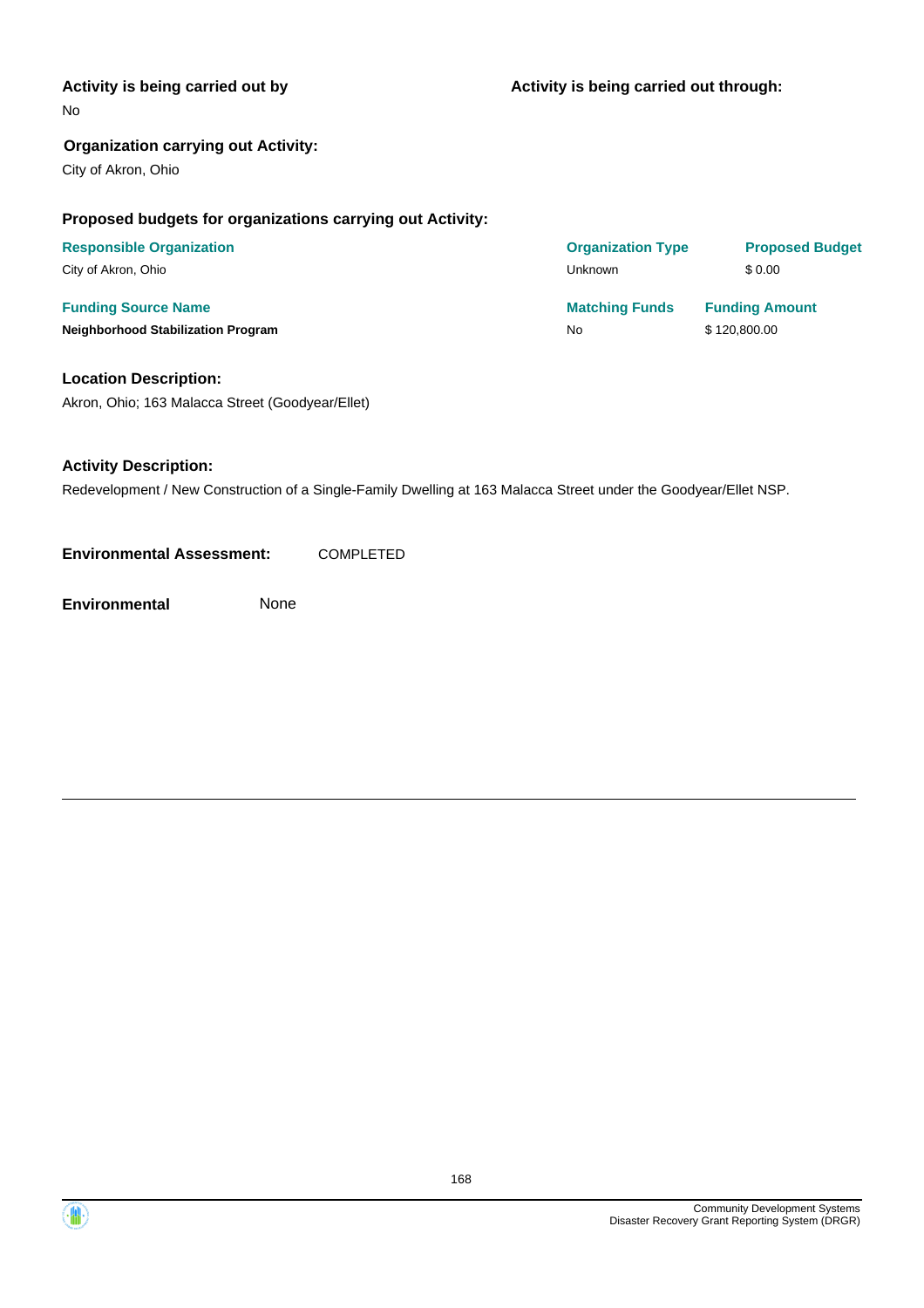**Activity is being carried out by**

No

**Activity is being carried out through:**

**Organization carrying out Activity:**

City of Akron, Ohio

**Proposed budgets for organizations carrying out Activity:**

| Responsible Organization | Organization Type | Proposed Budget |
| --- | --- | --- |
| City of Akron, Ohio | Unknown | $ 0.00 |

| Funding Source Name | Matching Funds | Funding Amount |
| --- | --- | --- |
| **Neighborhood Stabilization Program** | No | $ 120,800.00 |

**Location Description:**

Akron, Ohio; 163 Malacca Street (Goodyear/Ellet)

**Activity Description:**

Redevelopment / New Construction of a Single-Family Dwelling at 163 Malacca Street under the Goodyear/Ellet NSP.

**Environmental Assessment:** COMPLETED

**Environmental** None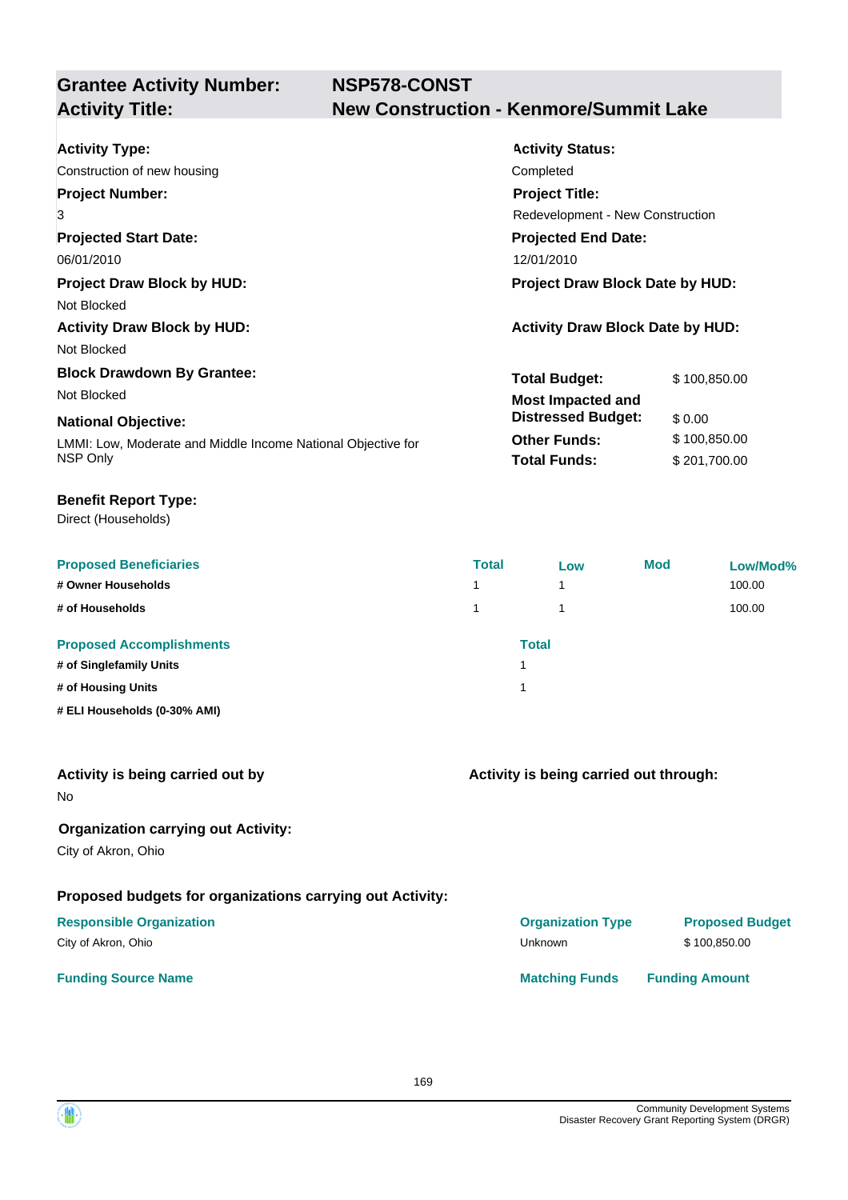| **Grantee Activity Number:** | **NSP578-CONST** |
|---|---|
| **Activity Title:** | **New Construction - Kenmore/Summit Lake** |

**Activity Type:**
Construction of new housing

**Activity Status:**
Completed

**Project Number:**
3

**Project Title:**
Redevelopment - New Construction

**Projected Start Date:**
06/01/2010

**Projected End Date:**
12/01/2010

**Project Draw Block by HUD:**
Not Blocked

**Project Draw Block Date by HUD:**

**Activity Draw Block by HUD:**
Not Blocked

**Activity Draw Block Date by HUD:**

**Block Drawdown By Grantee:**
Not Blocked

**National Objective:**
LMMI: Low, Moderate and Middle Income National Objective for NSP Only

| | |
|---|---|
| **Total Budget:** | $ 100,850.00 |
| **Most Impacted and Distressed Budget:** | $ 0.00 |
| **Other Funds:** | $ 100,850.00 |
| **Total Funds:** | $ 201,700.00 |

**Benefit Report Type:**
Direct (Households)

| Proposed Beneficiaries | Total | Low | Mod | Low/Mod% |
|---|---|---|---|---|
| # Owner Households | 1 | 1 | | 100.00 |
| # of Households | 1 | 1 | | 100.00 |

| Proposed Accomplishments | Total |
|---|---|
| # of Singlefamily Units | 1 |
| # of Housing Units | 1 |
| # ELI Households (0-30% AMI) | |

**Activity is being carried out by**
No

**Activity is being carried out through:**

**Organization carrying out Activity:**
City of Akron, Ohio

**Proposed budgets for organizations carrying out Activity:**

| Responsible Organization | Organization Type | Proposed Budget |
|---|---|---|
| City of Akron, Ohio | Unknown | $ 100,850.00 |

| Funding Source Name | Matching Funds | Funding Amount |
|---|---|---|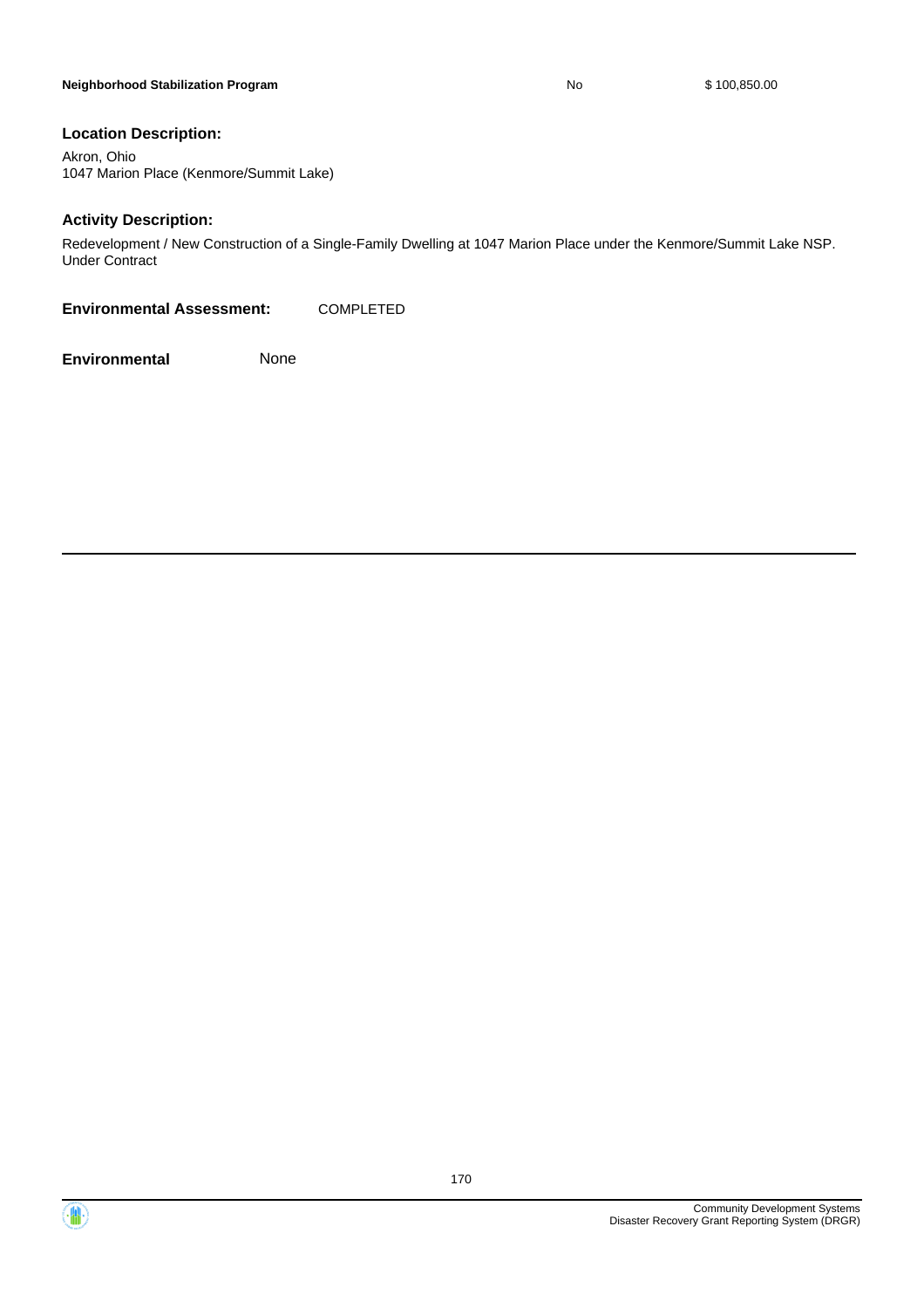| Neighborhood Stabilization Program | No | $ 100,850.00 |
| --- | --- | --- |

### Location Description:

Akron, Ohio
1047 Marion Place (Kenmore/Summit Lake)

### Activity Description:

Redevelopment / New Construction of a Single-Family Dwelling at 1047 Marion Place under the Kenmore/Summit Lake NSP.
Under Contract

**Environmental Assessment:** COMPLETED

**Environmental** None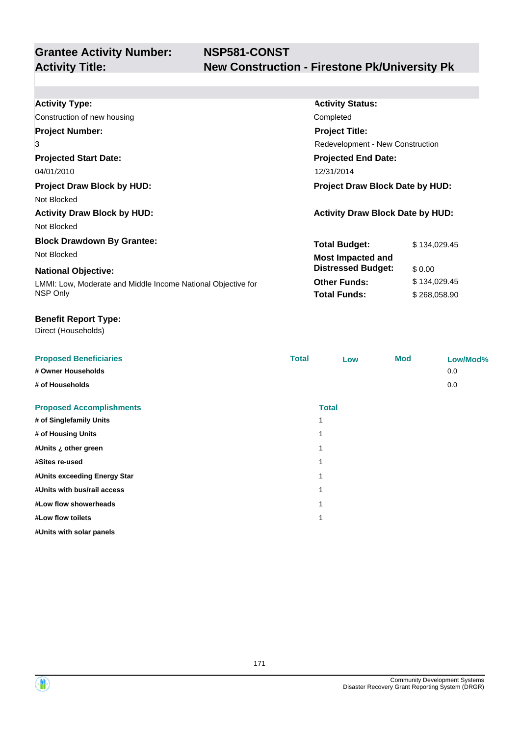## Grantee Activity Number: NSP581-CONST
## Activity Title: New Construction - Firestone Pk/University Pk

**Activity Type:**
Construction of new housing

**Activity Status:**
Completed

**Project Number:**
3

**Project Title:**
Redevelopment - New Construction

**Projected Start Date:**
04/01/2010

**Projected End Date:**
12/31/2014

**Project Draw Block by HUD:**
Not Blocked

**Project Draw Block Date by HUD:**

**Activity Draw Block by HUD:**
Not Blocked

**Activity Draw Block Date by HUD:**

**Block Drawdown By Grantee:**
Not Blocked

| | |
|---|---|
| **Total Budget:** | $ 134,029.45 |
| **Most Impacted and Distressed Budget:** | $ 0.00 |
| **Other Funds:** | $ 134,029.45 |
| **Total Funds:** | $ 268,058.90 |

**National Objective:**
LMMI: Low, Moderate and Middle Income National Objective for NSP Only

**Benefit Report Type:**
Direct (Households)

| Proposed Beneficiaries | Total | Low | Mod | Low/Mod% |
|---|---|---|---|---|
| # Owner Households | | | | 0.0 |
| # of Households | | | | 0.0 |

| Proposed Accomplishments | Total |
|---|---|
| # of Singlefamily Units | 1 |
| # of Housing Units | 1 |
| #Units ¿ other green | 1 |
| #Sites re-used | 1 |
| #Units exceeding Energy Star | 1 |
| #Units with bus/rail access | 1 |
| #Low flow showerheads | 1 |
| #Low flow toilets | 1 |
| #Units with solar panels | |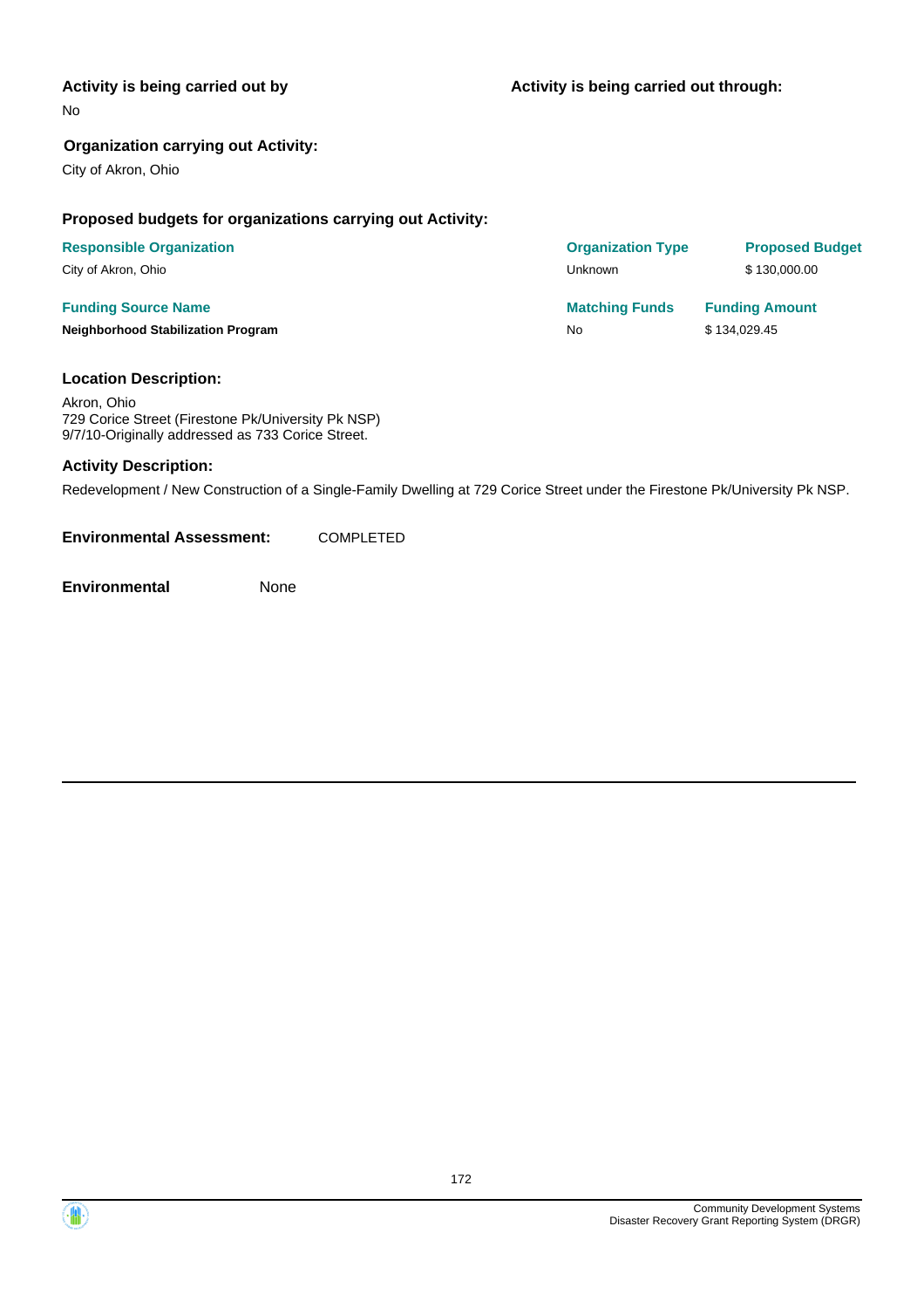**Activity is being carried out by**

No

**Activity is being carried out through:**

**Organization carrying out Activity:**

City of Akron, Ohio

**Proposed budgets for organizations carrying out Activity:**

| Responsible Organization | Organization Type | Proposed Budget |
| --- | --- | --- |
| City of Akron, Ohio | Unknown | $ 130,000.00 |

| Funding Source Name | Matching Funds | Funding Amount |
| --- | --- | --- |
| **Neighborhood Stabilization Program** | No | $ 134,029.45 |

**Location Description:**

Akron, Ohio
729 Corice Street (Firestone Pk/University Pk NSP)
9/7/10-Originally addressed as 733 Corice Street.

**Activity Description:**

Redevelopment / New Construction of a Single-Family Dwelling at 729 Corice Street under the Firestone Pk/University Pk NSP.

**Environmental Assessment:** COMPLETED

**Environmental** None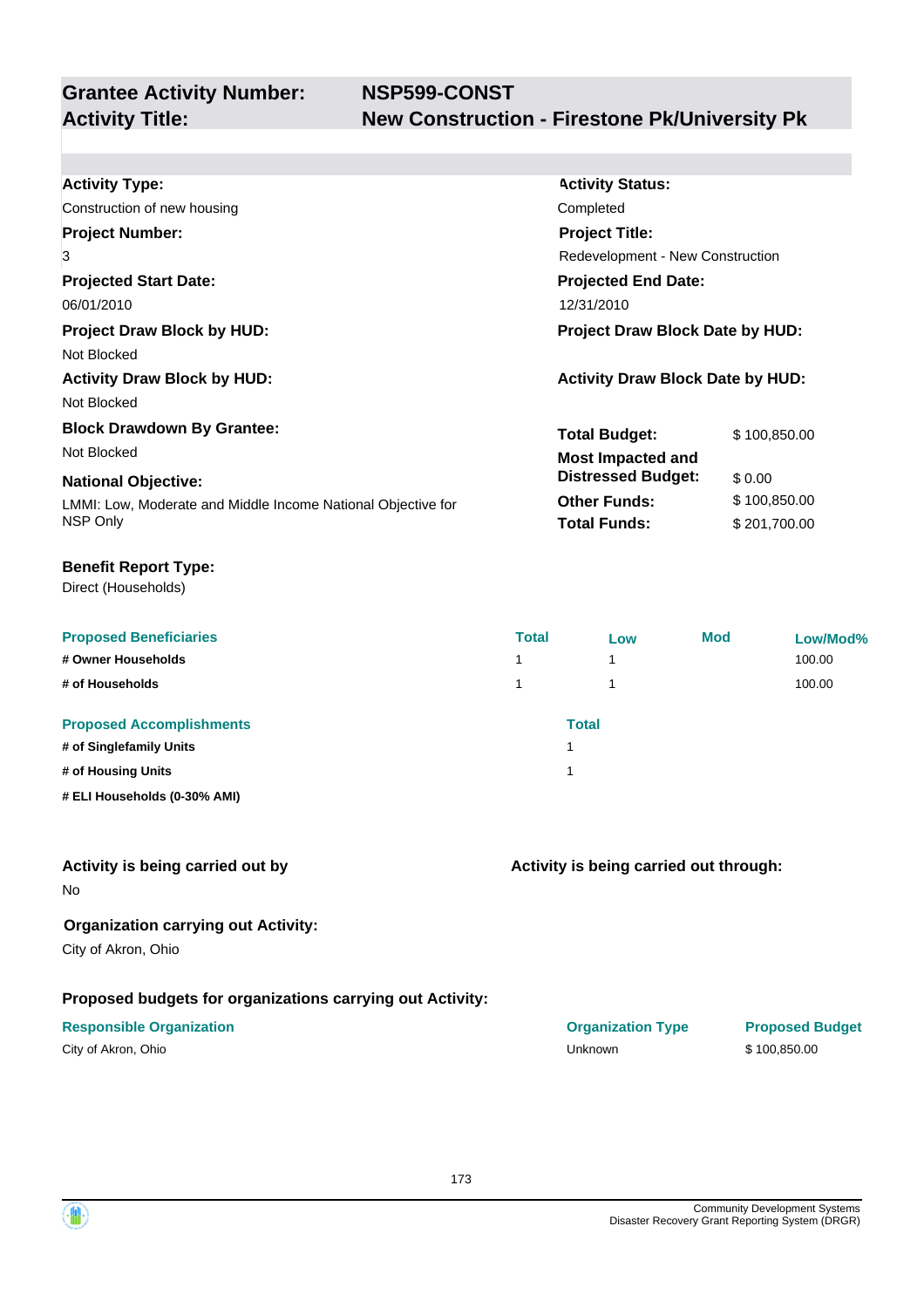**Grantee Activity Number:** NSP599-CONST
**Activity Title:** New Construction - Firestone Pk/University Pk

**Activity Type:**
Construction of new housing

**Activity Status:**
Completed

**Project Number:**
3

**Project Title:**
Redevelopment - New Construction

**Projected Start Date:**
06/01/2010

**Projected End Date:**
12/31/2010

**Project Draw Block by HUD:**
Not Blocked

**Project Draw Block Date by HUD:**

**Activity Draw Block by HUD:**
Not Blocked

**Activity Draw Block Date by HUD:**

**Block Drawdown By Grantee:**
Not Blocked

**National Objective:**
LMMI: Low, Moderate and Middle Income National Objective for NSP Only

| | |
|---|---|
| **Total Budget:** | $ 100,850.00 |
| **Most Impacted and Distressed Budget:** | $ 0.00 |
| **Other Funds:** | $ 100,850.00 |
| **Total Funds:** | $ 201,700.00 |

**Benefit Report Type:**
Direct (Households)

| Proposed Beneficiaries | Total | Low | Mod | Low/Mod% |
|---|---|---|---|---|
| # Owner Households | 1 | 1 | | 100.00 |
| # of Households | 1 | 1 | | 100.00 |

| Proposed Accomplishments | Total |
|---|---|
| # of Singlefamily Units | 1 |
| # of Housing Units | 1 |
| # ELI Households (0-30% AMI) | |

**Activity is being carried out by**
No

**Activity is being carried out through:**

**Organization carrying out Activity:**
City of Akron, Ohio

**Proposed budgets for organizations carrying out Activity:**

| Responsible Organization | Organization Type | Proposed Budget |
|---|---|---|
| City of Akron, Ohio | Unknown | $ 100,850.00 |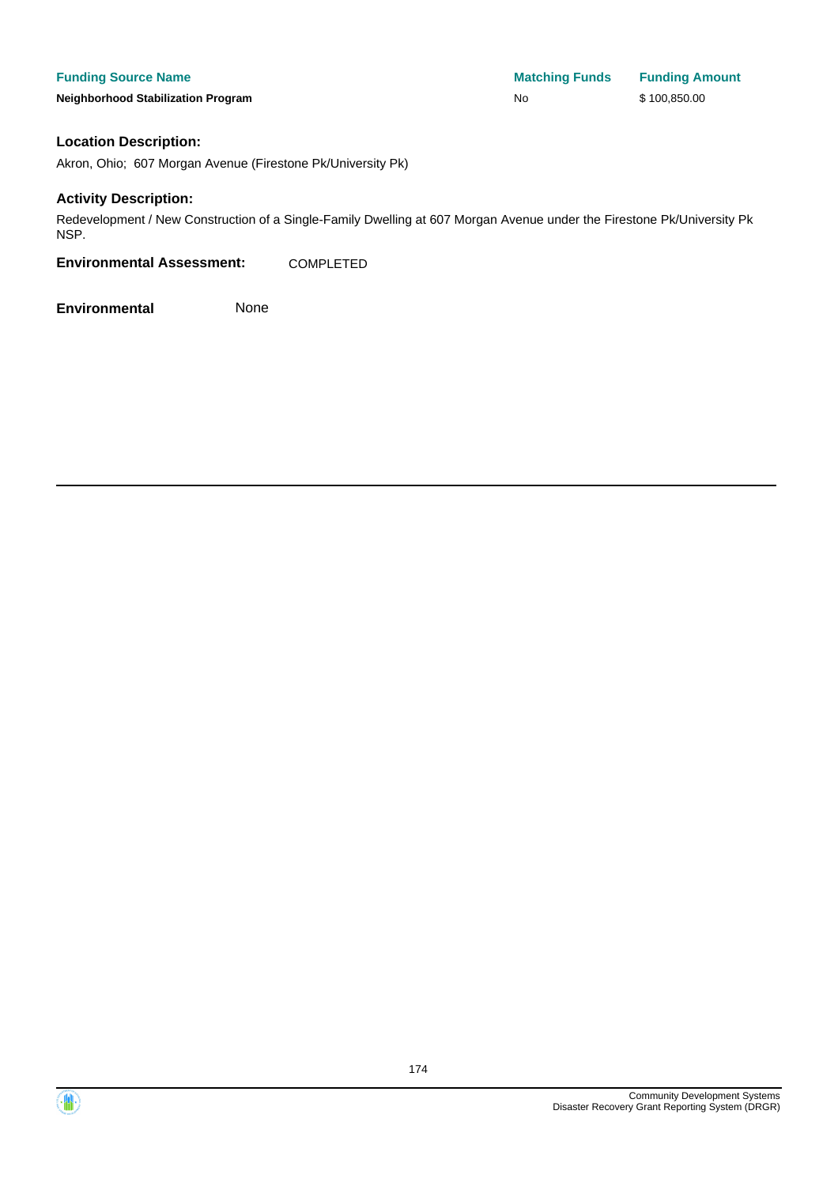| Funding Source Name | Matching Funds | Funding Amount |
| --- | --- | --- |
| **Neighborhood Stabilization Program** | No | $ 100,850.00 |

### Location Description:

Akron, Ohio;  607 Morgan Avenue (Firestone Pk/University Pk)

### Activity Description:

Redevelopment / New Construction of a Single-Family Dwelling at 607 Morgan Avenue under the Firestone Pk/University Pk NSP.

**Environmental Assessment:** COMPLETED

**Environmental** None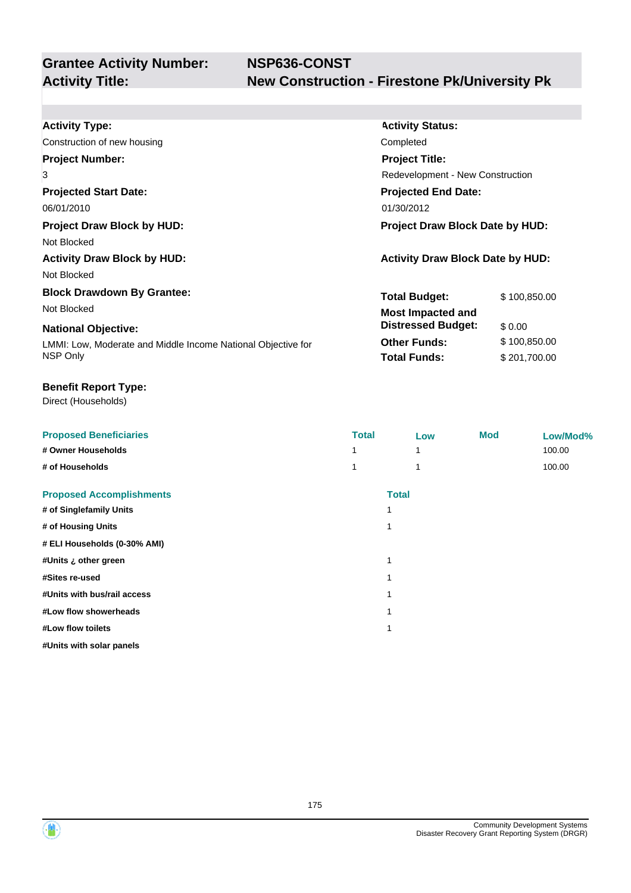## Grantee Activity Number: NSP636-CONST
## Activity Title: New Construction - Firestone Pk/University Pk

**Activity Type:**
Construction of new housing

**Activity Status:**
Completed

**Project Number:**
3

**Project Title:**
Redevelopment - New Construction

**Projected Start Date:**
06/01/2010

**Projected End Date:**
01/30/2012

**Project Draw Block by HUD:**
Not Blocked

**Project Draw Block Date by HUD:**

**Activity Draw Block by HUD:**
Not Blocked

**Activity Draw Block Date by HUD:**

**Block Drawdown By Grantee:**
Not Blocked

**National Objective:**
LMMI: Low, Moderate and Middle Income National Objective for NSP Only

| | |
|---|---|
| **Total Budget:** | $ 100,850.00 |
| **Most Impacted and Distressed Budget:** | $ 0.00 |
| **Other Funds:** | $ 100,850.00 |
| **Total Funds:** | $ 201,700.00 |

**Benefit Report Type:**
Direct (Households)

| Proposed Beneficiaries | Total | Low | Mod | Low/Mod% |
|---|---|---|---|---|
| # Owner Households | 1 | 1 | | 100.00 |
| # of Households | 1 | 1 | | 100.00 |

| Proposed Accomplishments | Total |
|---|---|
| # of Singlefamily Units | 1 |
| # of Housing Units | 1 |
| # ELI Households (0-30% AMI) | |
| #Units ¿ other green | 1 |
| #Sites re-used | 1 |
| #Units with bus/rail access | 1 |
| #Low flow showerheads | 1 |
| #Low flow toilets | 1 |
| #Units with solar panels | |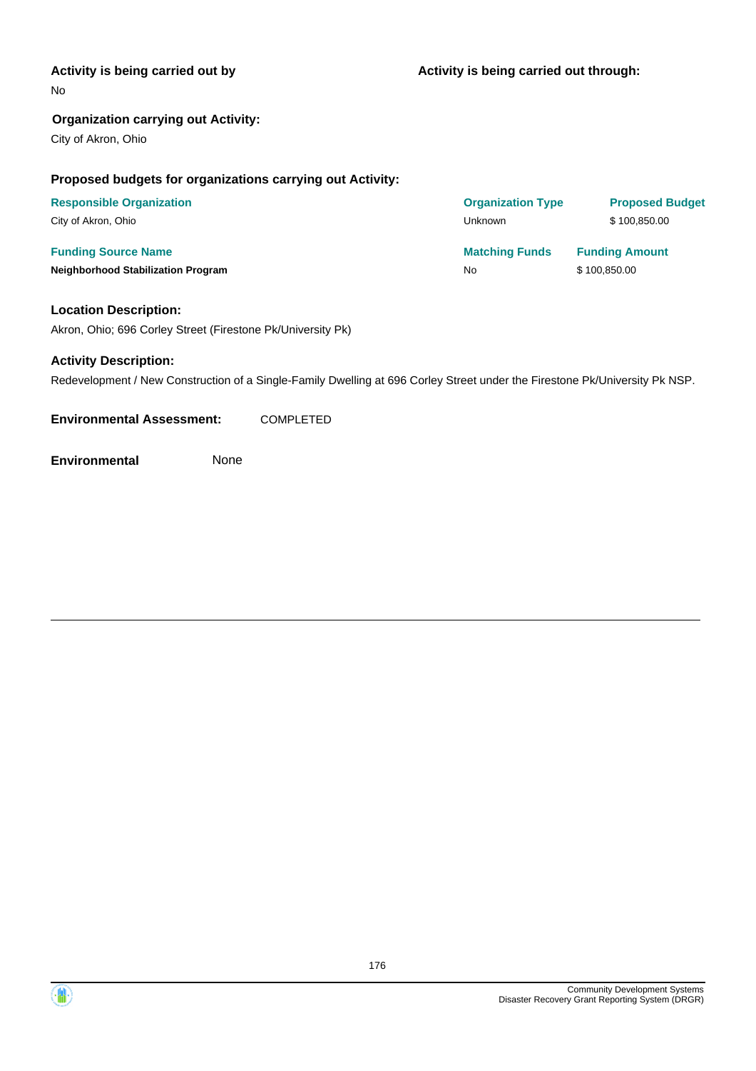**Activity is being carried out by**

No

**Activity is being carried out through:**

**Organization carrying out Activity:**

City of Akron, Ohio

**Proposed budgets for organizations carrying out Activity:**

| Responsible Organization | Organization Type | Proposed Budget |
| --- | --- | --- |
| City of Akron, Ohio | Unknown | $ 100,850.00 |

| Funding Source Name | Matching Funds | Funding Amount |
| --- | --- | --- |
| **Neighborhood Stabilization Program** | No | $ 100,850.00 |

**Location Description:**

Akron, Ohio; 696 Corley Street (Firestone Pk/University Pk)

**Activity Description:**

Redevelopment / New Construction of a Single-Family Dwelling at 696 Corley Street under the Firestone Pk/University Pk NSP.

**Environmental Assessment:** COMPLETED

**Environmental** None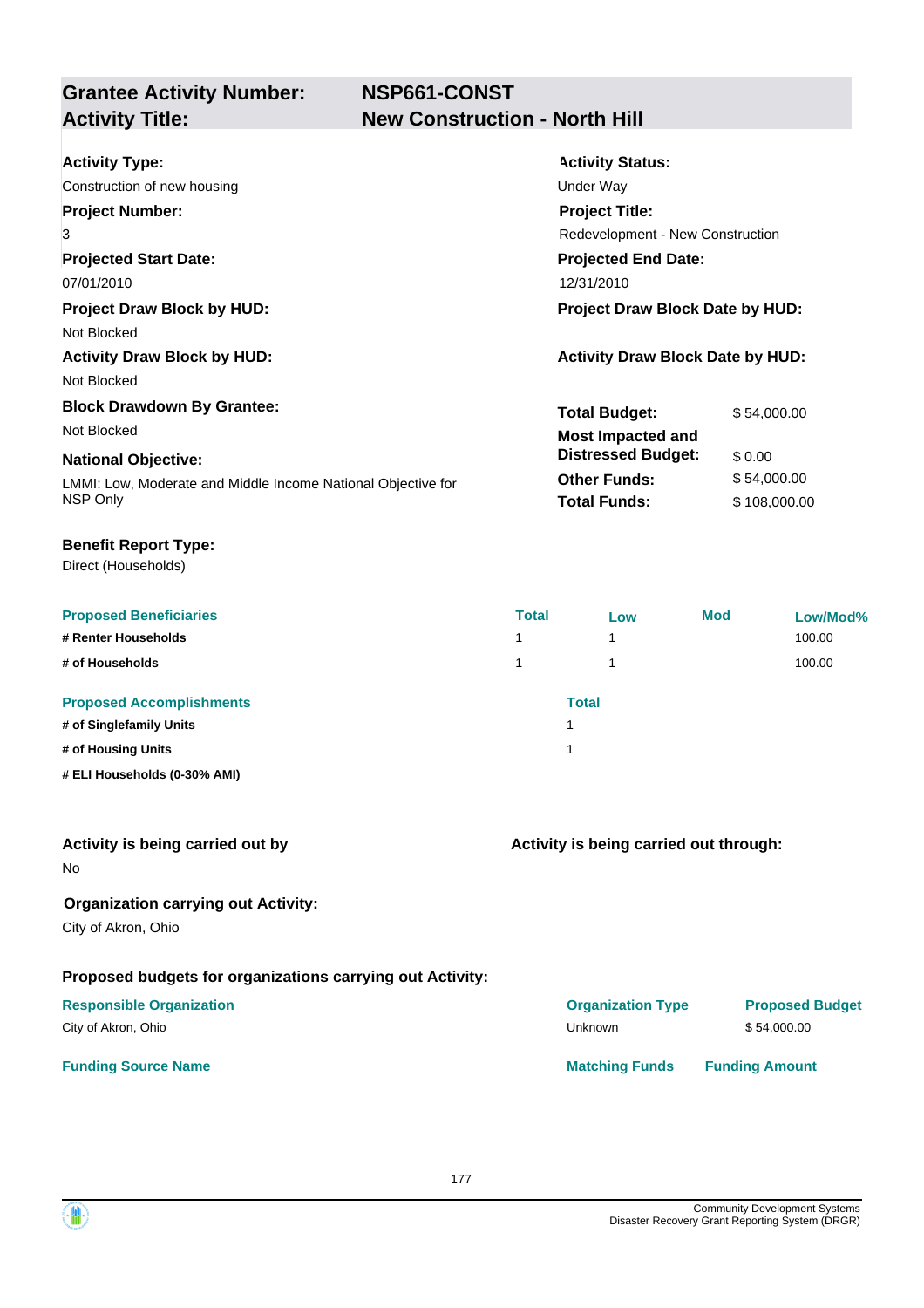## Grantee Activity Number: NSP661-CONST
## Activity Title: New Construction - North Hill

**Activity Type:**
Construction of new housing

**Activity Status:**
Under Way

**Project Number:**
3

**Project Title:**
Redevelopment - New Construction

**Projected Start Date:**
07/01/2010

**Projected End Date:**
12/31/2010

**Project Draw Block by HUD:**
Not Blocked

**Project Draw Block Date by HUD:**

**Activity Draw Block by HUD:**
Not Blocked

**Activity Draw Block Date by HUD:**

**Block Drawdown By Grantee:**
Not Blocked

**National Objective:**
LMMI: Low, Moderate and Middle Income National Objective for NSP Only

| | |
|---|---|
| **Total Budget:** | $ 54,000.00 |
| **Most Impacted and Distressed Budget:** | $ 0.00 |
| **Other Funds:** | $ 54,000.00 |
| **Total Funds:** | $ 108,000.00 |

**Benefit Report Type:**
Direct (Households)

| Proposed Beneficiaries | Total | Low | Mod | Low/Mod% |
|---|---|---|---|---|
| # Renter Households | 1 | 1 | | 100.00 |
| # of Households | 1 | 1 | | 100.00 |

| Proposed Accomplishments | Total |
|---|---|
| # of Singlefamily Units | 1 |
| # of Housing Units | 1 |
| # ELI Households (0-30% AMI) | |

**Activity is being carried out by**
No

**Activity is being carried out through:**

**Organization carrying out Activity:**
City of Akron, Ohio

**Proposed budgets for organizations carrying out Activity:**

| Responsible Organization | Organization Type | Proposed Budget |
|---|---|---|
| City of Akron, Ohio | Unknown | $ 54,000.00 |

| Funding Source Name | Matching Funds | Funding Amount |
|---|---|---|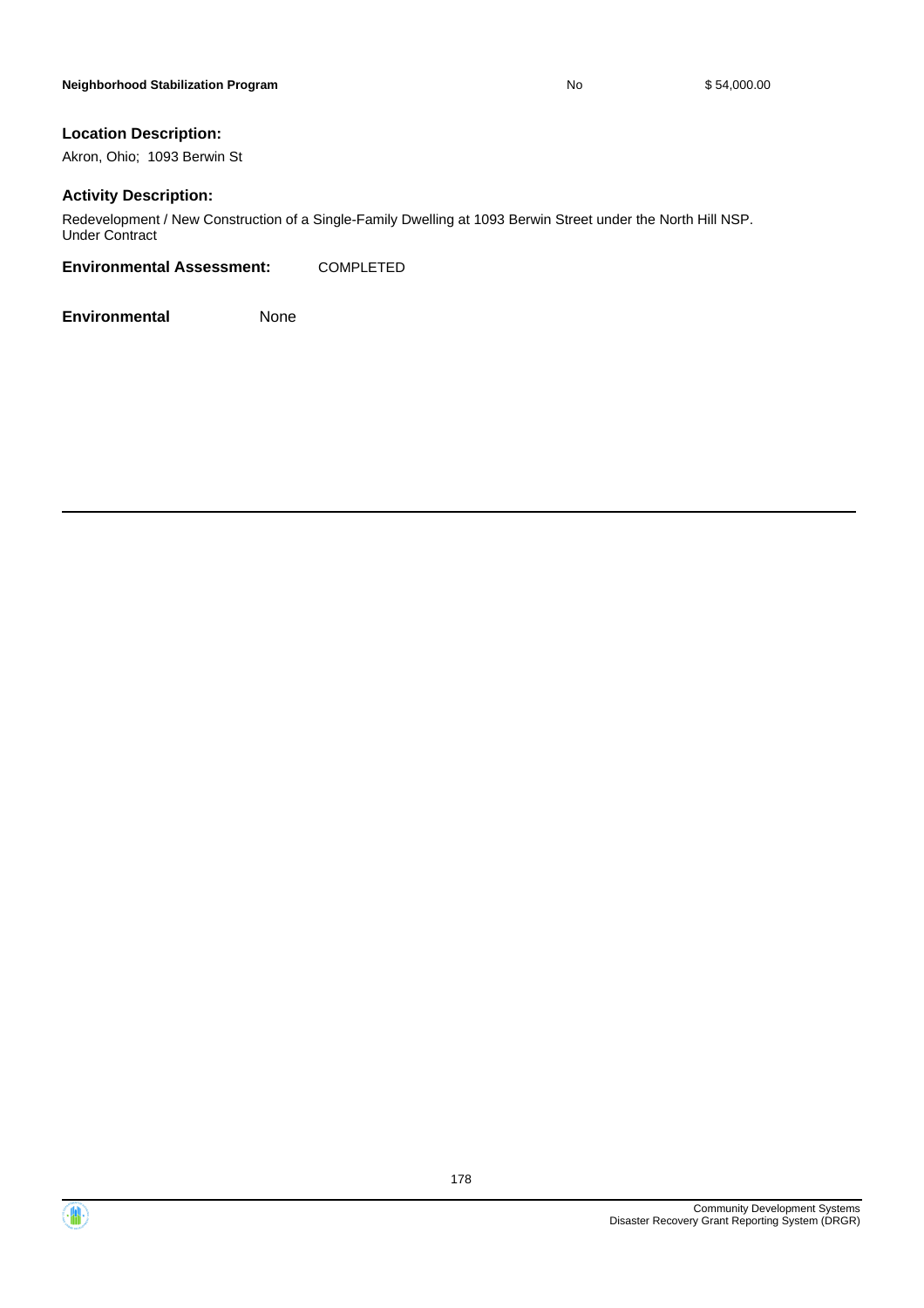| Neighborhood Stabilization Program | No | $ 54,000.00 |
|---|---|---|

**Location Description:**

Akron, Ohio; 1093 Berwin St

**Activity Description:**

Redevelopment / New Construction of a Single-Family Dwelling at 1093 Berwin Street under the North Hill NSP.
Under Contract

**Environmental Assessment:** COMPLETED

**Environmental** None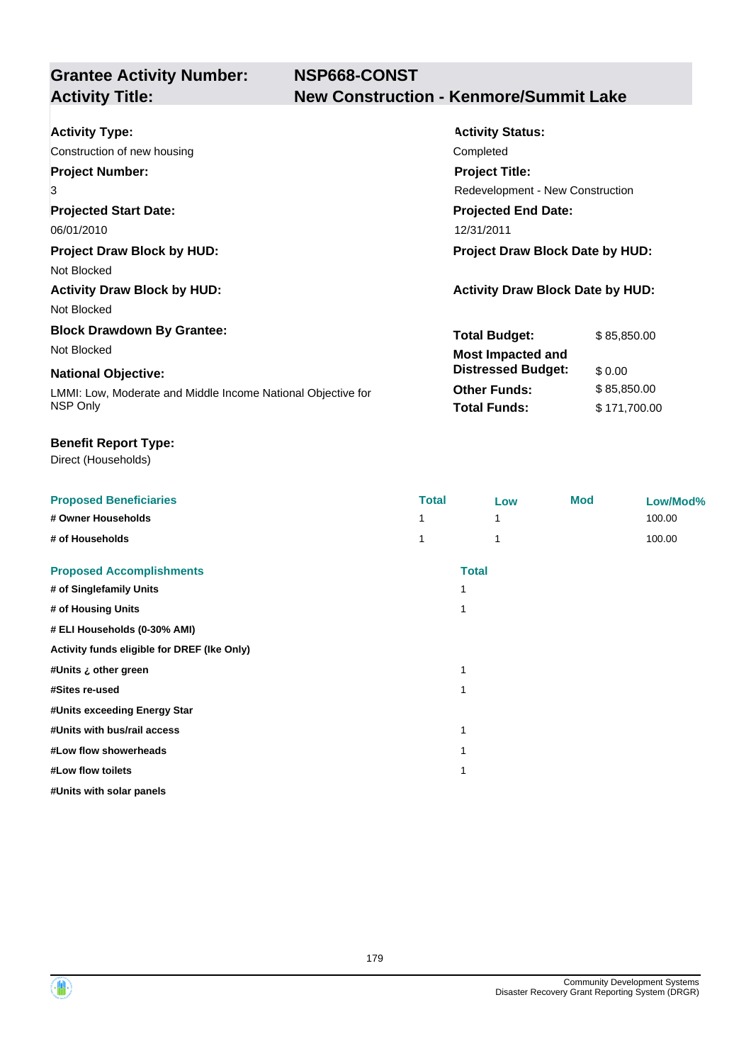| **Grantee Activity Number:** | **NSP668-CONST** |
|---|---|
| **Activity Title:** | **New Construction - Kenmore/Summit Lake** |

**Activity Type:**
Construction of new housing

**Activity Status:**
Completed

**Project Number:**
3

**Project Title:**
Redevelopment - New Construction

**Projected Start Date:**
06/01/2010

**Projected End Date:**
12/31/2011

**Project Draw Block by HUD:**
Not Blocked

**Project Draw Block Date by HUD:**

**Activity Draw Block by HUD:**
Not Blocked

**Activity Draw Block Date by HUD:**

**Block Drawdown By Grantee:**
Not Blocked

**National Objective:**
LMMI: Low, Moderate and Middle Income National Objective for NSP Only

| | |
|---|---|
| **Total Budget:** | $ 85,850.00 |
| **Most Impacted and Distressed Budget:** | $ 0.00 |
| **Other Funds:** | $ 85,850.00 |
| **Total Funds:** | $ 171,700.00 |

**Benefit Report Type:**
Direct (Households)

| Proposed Beneficiaries | Total | Low | Mod | Low/Mod% |
|---|---|---|---|---|
| # Owner Households | 1 | 1 | | 100.00 |
| # of Households | 1 | 1 | | 100.00 |

| Proposed Accomplishments | Total |
|---|---|
| # of Singlefamily Units | 1 |
| # of Housing Units | 1 |
| # ELI Households (0-30% AMI) | |
| Activity funds eligible for DREF (Ike Only) | |
| #Units ¿ other green | 1 |
| #Sites re-used | 1 |
| #Units exceeding Energy Star | |
| #Units with bus/rail access | 1 |
| #Low flow showerheads | 1 |
| #Low flow toilets | 1 |
| #Units with solar panels | |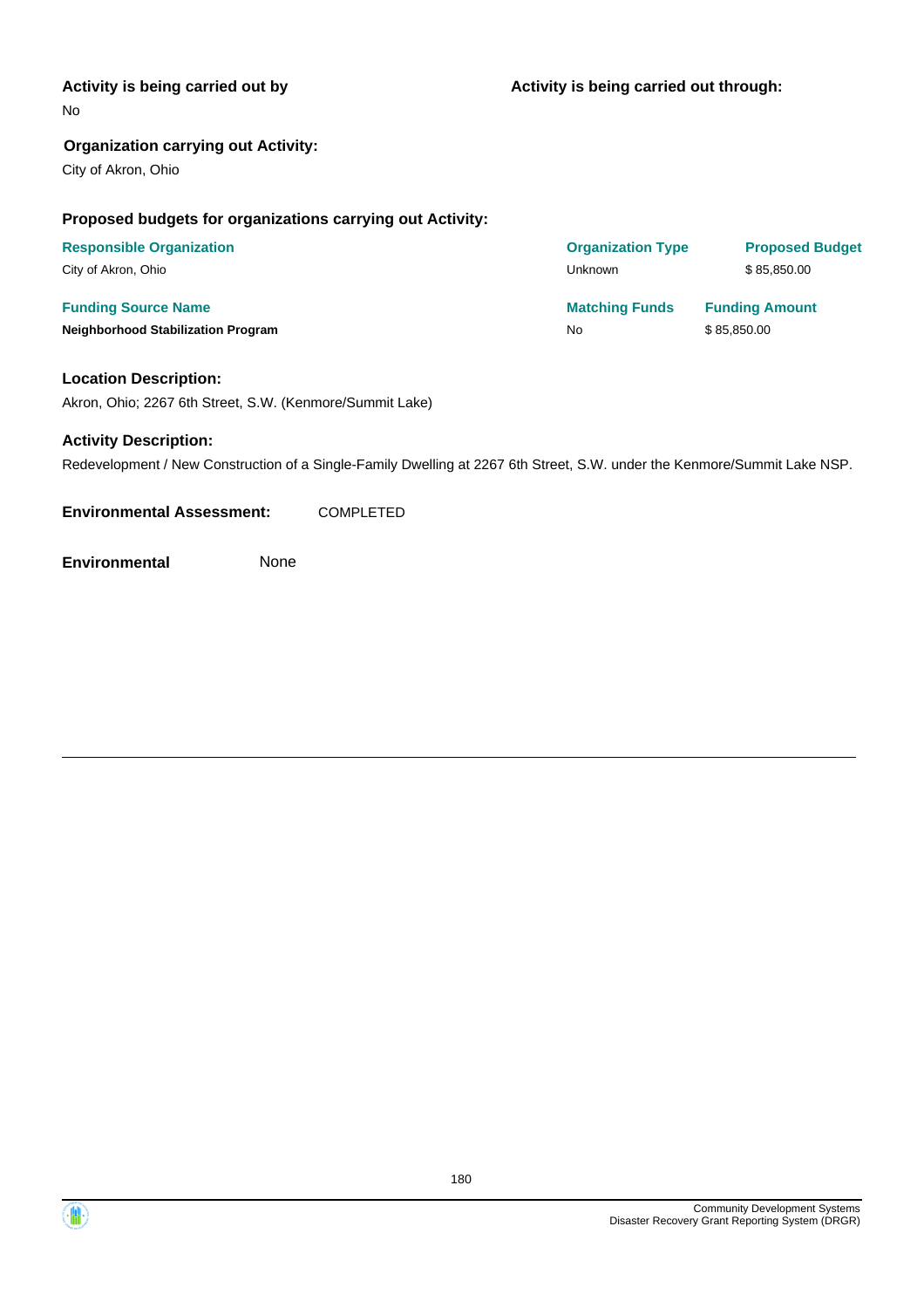**Activity is being carried out by**

No

**Activity is being carried out through:**

**Organization carrying out Activity:**

City of Akron, Ohio

**Proposed budgets for organizations carrying out Activity:**

| Responsible Organization | Organization Type | Proposed Budget |
| --- | --- | --- |
| City of Akron, Ohio | Unknown | $ 85,850.00 |

| Funding Source Name | Matching Funds | Funding Amount |
| --- | --- | --- |
| **Neighborhood Stabilization Program** | No | $ 85,850.00 |

**Location Description:**

Akron, Ohio; 2267 6th Street, S.W. (Kenmore/Summit Lake)

**Activity Description:**

Redevelopment / New Construction of a Single-Family Dwelling at 2267 6th Street, S.W. under the Kenmore/Summit Lake NSP.

**Environmental Assessment:** COMPLETED

**Environmental** None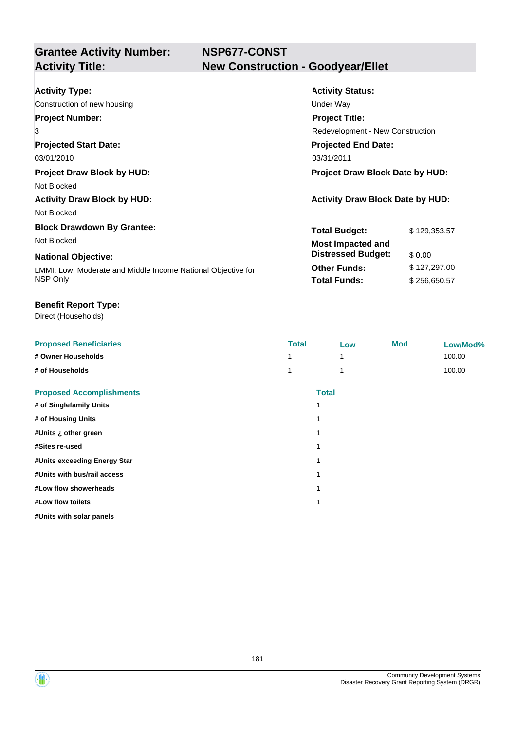## Grantee Activity Number: NSP677-CONST
## Activity Title: New Construction - Goodyear/Ellet

**Activity Type:**
Construction of new housing

**Activity Status:**
Under Way

**Project Number:**
3

**Project Title:**
Redevelopment - New Construction

**Projected Start Date:**
03/01/2010

**Projected End Date:**
03/31/2011

**Project Draw Block by HUD:**
Not Blocked

**Project Draw Block Date by HUD:**

**Activity Draw Block by HUD:**
Not Blocked

**Activity Draw Block Date by HUD:**

**Block Drawdown By Grantee:**
Not Blocked

**National Objective:**
LMMI: Low, Moderate and Middle Income National Objective for NSP Only

| | |
|---|---|
| **Total Budget:** | $ 129,353.57 |
| **Most Impacted and Distressed Budget:** | $ 0.00 |
| **Other Funds:** | $ 127,297.00 |
| **Total Funds:** | $ 256,650.57 |

**Benefit Report Type:**
Direct (Households)

| Proposed Beneficiaries | Total | Low | Mod | Low/Mod% |
|---|---|---|---|---|
| # Owner Households | 1 | 1 | | 100.00 |
| # of Households | 1 | 1 | | 100.00 |

| Proposed Accomplishments | Total |
|---|---|
| # of Singlefamily Units | 1 |
| # of Housing Units | 1 |
| #Units ¿ other green | 1 |
| #Sites re-used | 1 |
| #Units exceeding Energy Star | 1 |
| #Units with bus/rail access | 1 |
| #Low flow showerheads | 1 |
| #Low flow toilets | 1 |
| #Units with solar panels | |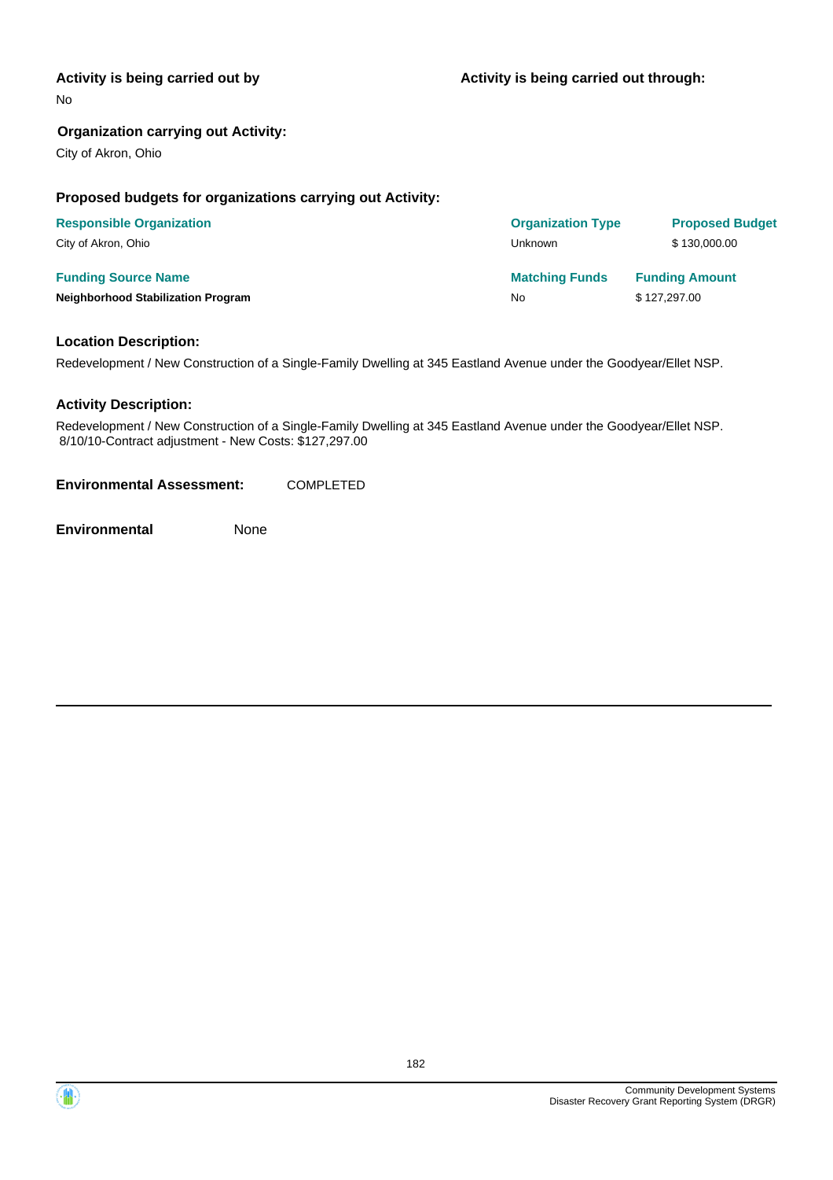**Activity is being carried out by**

No

**Activity is being carried out through:**

**Organization carrying out Activity:**

City of Akron, Ohio

**Proposed budgets for organizations carrying out Activity:**

| Responsible Organization | Organization Type | Proposed Budget |
| --- | --- | --- |
| City of Akron, Ohio | Unknown | $ 130,000.00 |

| Funding Source Name | Matching Funds | Funding Amount |
| --- | --- | --- |
| **Neighborhood Stabilization Program** | No | $ 127,297.00 |

**Location Description:**

Redevelopment / New Construction of a Single-Family Dwelling at 345 Eastland Avenue under the Goodyear/Ellet NSP.

**Activity Description:**

Redevelopment / New Construction of a Single-Family Dwelling at 345 Eastland Avenue under the Goodyear/Ellet NSP.
8/10/10-Contract adjustment - New Costs: $127,297.00

**Environmental Assessment:** COMPLETED

**Environmental** None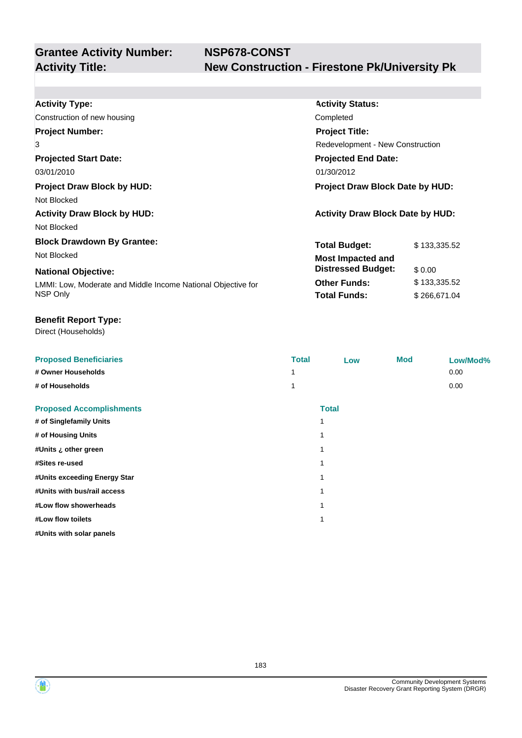## Grantee Activity Number: NSP678-CONST
## Activity Title: New Construction - Firestone Pk/University Pk

**Activity Type:**
Construction of new housing

**Activity Status:**
Completed

**Project Number:**
3

**Project Title:**
Redevelopment - New Construction

**Projected Start Date:**
03/01/2010

**Projected End Date:**
01/30/2012

**Project Draw Block by HUD:**
Not Blocked

**Project Draw Block Date by HUD:**

**Activity Draw Block by HUD:**
Not Blocked

**Activity Draw Block Date by HUD:**

**Block Drawdown By Grantee:**
Not Blocked

**National Objective:**
LMMI: Low, Moderate and Middle Income National Objective for NSP Only

| | |
|---|---|
| **Total Budget:** | $ 133,335.52 |
| **Most Impacted and Distressed Budget:** | $ 0.00 |
| **Other Funds:** | $ 133,335.52 |
| **Total Funds:** | $ 266,671.04 |

**Benefit Report Type:**
Direct (Households)

| Proposed Beneficiaries | Total | Low | Mod | Low/Mod% |
|---|---|---|---|---|
| # Owner Households | 1 | | | 0.00 |
| # of Households | 1 | | | 0.00 |

| Proposed Accomplishments | Total |
|---|---|
| # of Singlefamily Units | 1 |
| # of Housing Units | 1 |
| #Units ¿ other green | 1 |
| #Sites re-used | 1 |
| #Units exceeding Energy Star | 1 |
| #Units with bus/rail access | 1 |
| #Low flow showerheads | 1 |
| #Low flow toilets | 1 |
| #Units with solar panels | |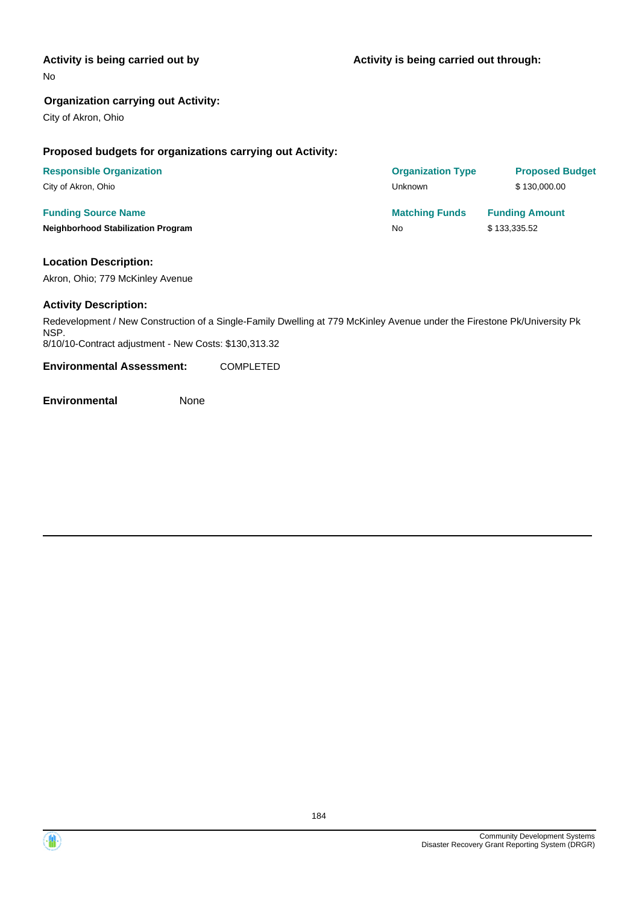**Activity is being carried out by**

No

**Activity is being carried out through:**

**Organization carrying out Activity:**

City of Akron, Ohio

**Proposed budgets for organizations carrying out Activity:**

| Responsible Organization | Organization Type | Proposed Budget |
| --- | --- | --- |
| City of Akron, Ohio | Unknown | $ 130,000.00 |

| Funding Source Name | Matching Funds | Funding Amount |
| --- | --- | --- |
| **Neighborhood Stabilization Program** | No | $ 133,335.52 |

**Location Description:**

Akron, Ohio; 779 McKinley Avenue

**Activity Description:**

Redevelopment / New Construction of a Single-Family Dwelling at 779 McKinley Avenue under the Firestone Pk/University Pk NSP.
8/10/10-Contract adjustment - New Costs: $130,313.32

**Environmental Assessment:** COMPLETED

**Environmental** None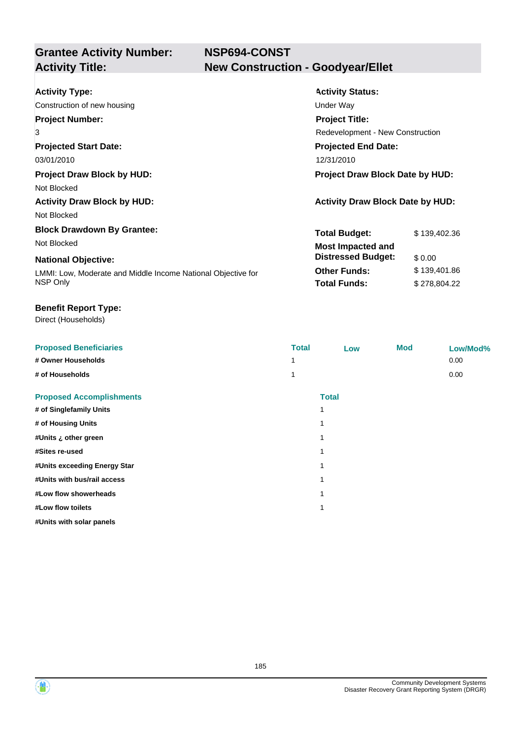## Grantee Activity Number: NSP694-CONST
## Activity Title: New Construction - Goodyear/Ellet

**Activity Type:**
Construction of new housing

**Activity Status:**
Under Way

**Project Number:**
3

**Project Title:**
Redevelopment - New Construction

**Projected Start Date:**
03/01/2010

**Projected End Date:**
12/31/2010

**Project Draw Block by HUD:**
Not Blocked

**Project Draw Block Date by HUD:**

**Activity Draw Block by HUD:**
Not Blocked

**Activity Draw Block Date by HUD:**

**Block Drawdown By Grantee:**
Not Blocked

**National Objective:**
LMMI: Low, Moderate and Middle Income National Objective for NSP Only

| | |
|---|---|
| **Total Budget:** | $ 139,402.36 |
| **Most Impacted and Distressed Budget:** | $ 0.00 |
| **Other Funds:** | $ 139,401.86 |
| **Total Funds:** | $ 278,804.22 |

**Benefit Report Type:**
Direct (Households)

| Proposed Beneficiaries | Total | Low | Mod | Low/Mod% |
|---|---|---|---|---|
| # Owner Households | 1 | | | 0.00 |
| # of Households | 1 | | | 0.00 |

| Proposed Accomplishments | Total |
|---|---|
| # of Singlefamily Units | 1 |
| # of Housing Units | 1 |
| #Units ¿ other green | 1 |
| #Sites re-used | 1 |
| #Units exceeding Energy Star | 1 |
| #Units with bus/rail access | 1 |
| #Low flow showerheads | 1 |
| #Low flow toilets | 1 |
| #Units with solar panels | |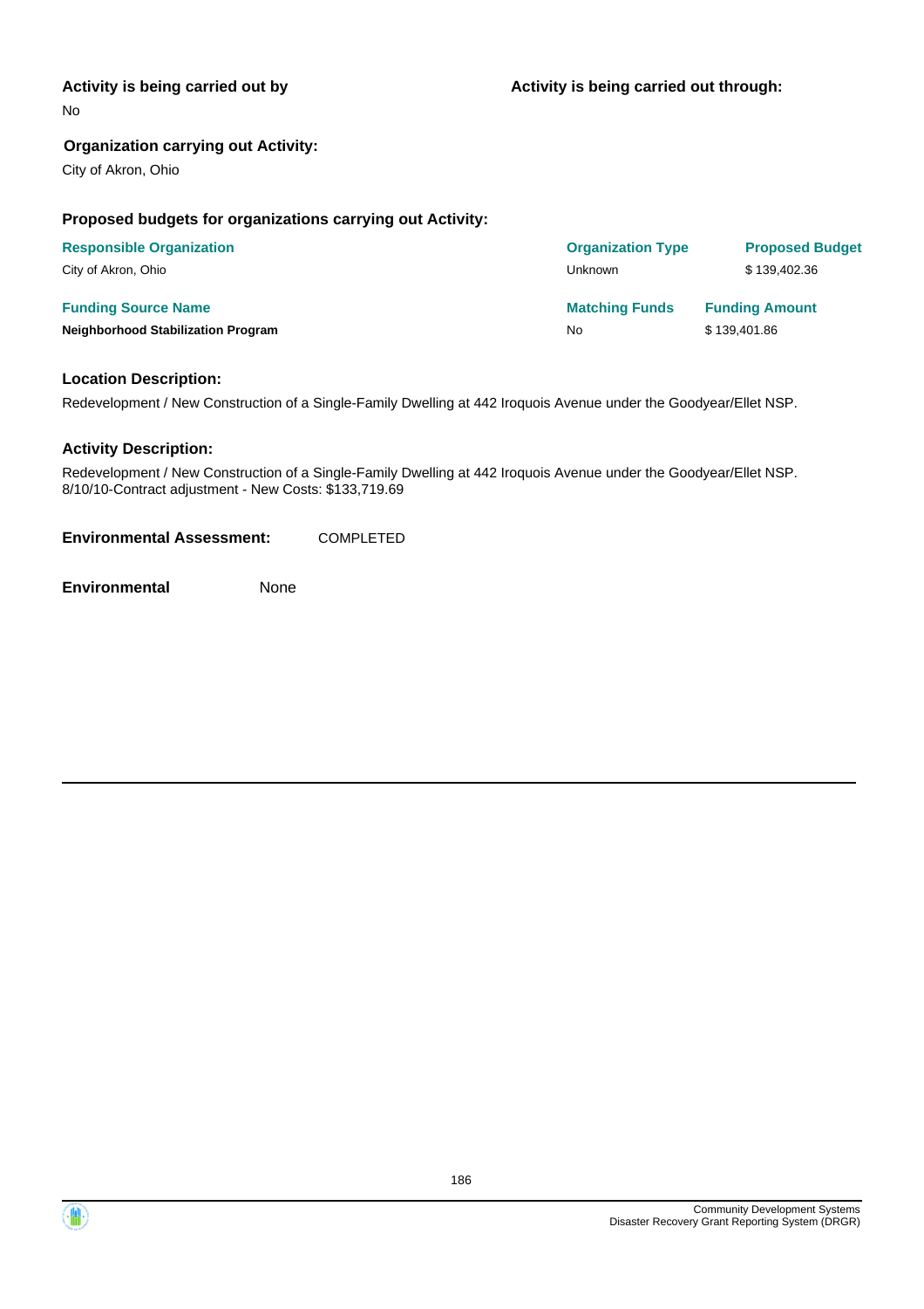**Activity is being carried out by**

No

**Activity is being carried out through:**

**Organization carrying out Activity:**

City of Akron, Ohio

**Proposed budgets for organizations carrying out Activity:**

| Responsible Organization | Organization Type | Proposed Budget |
| --- | --- | --- |
| City of Akron, Ohio | Unknown | $ 139,402.36 |

| Funding Source Name | Matching Funds | Funding Amount |
| --- | --- | --- |
| **Neighborhood Stabilization Program** | No | $ 139,401.86 |

**Location Description:**

Redevelopment / New Construction of a Single-Family Dwelling at 442 Iroquois Avenue under the Goodyear/Ellet NSP.

**Activity Description:**

Redevelopment / New Construction of a Single-Family Dwelling at 442 Iroquois Avenue under the Goodyear/Ellet NSP.
8/10/10-Contract adjustment - New Costs: $133,719.69

**Environmental Assessment:** COMPLETED

**Environmental** None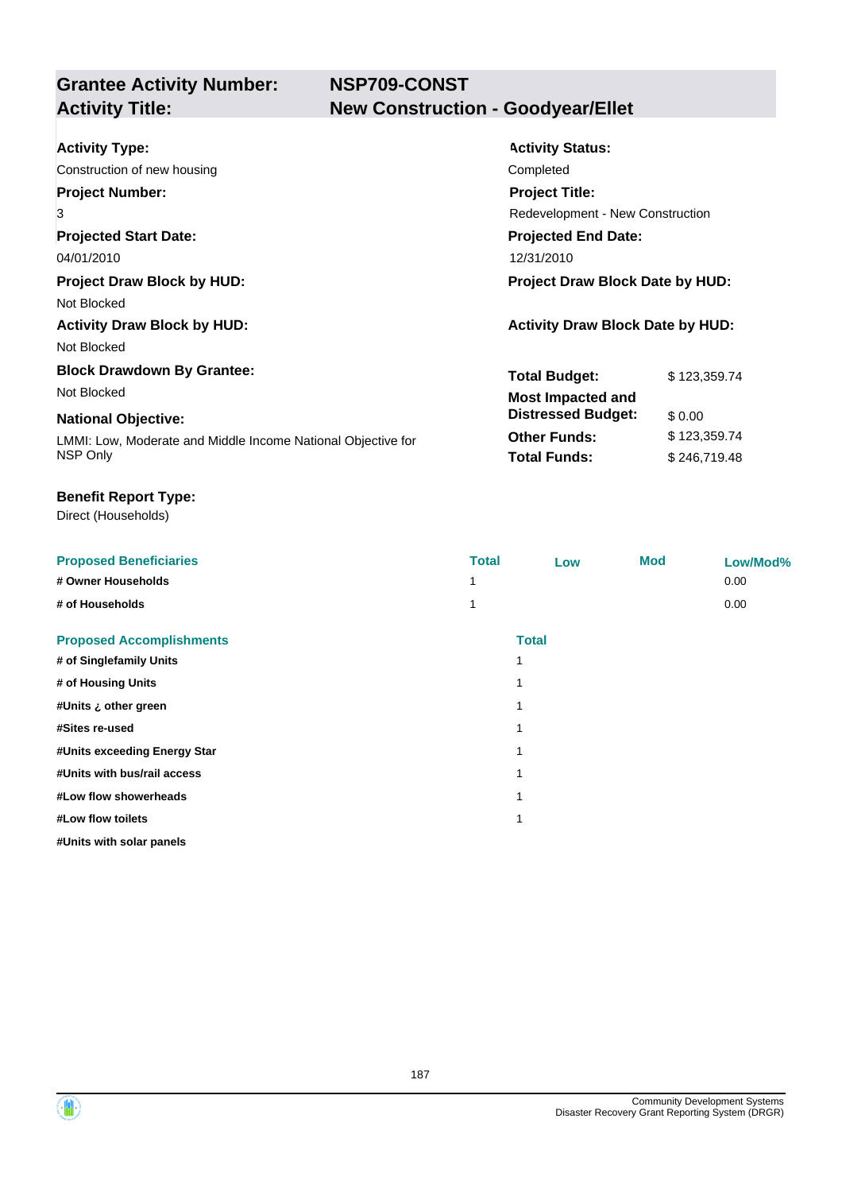| **Grantee Activity Number:** | **NSP709-CONST** |
|---|---|
| **Activity Title:** | **New Construction - Goodyear/Ellet** |

**Activity Type:**
Construction of new housing

**Activity Status:**
Completed

**Project Number:**
3

**Project Title:**
Redevelopment - New Construction

**Projected Start Date:**
04/01/2010

**Projected End Date:**
12/31/2010

**Project Draw Block by HUD:**
Not Blocked

**Project Draw Block Date by HUD:**

**Activity Draw Block by HUD:**
Not Blocked

**Activity Draw Block Date by HUD:**

**Block Drawdown By Grantee:**
Not Blocked

**National Objective:**
LMMI: Low, Moderate and Middle Income National Objective for NSP Only

| | |
|---|---|
| **Total Budget:** | $ 123,359.74 |
| **Most Impacted and Distressed Budget:** | $ 0.00 |
| **Other Funds:** | $ 123,359.74 |
| **Total Funds:** | $ 246,719.48 |

**Benefit Report Type:**
Direct (Households)

| Proposed Beneficiaries | Total | Low | Mod | Low/Mod% |
|---|---|---|---|---|
| # Owner Households | 1 | | | 0.00 |
| # of Households | 1 | | | 0.00 |

| Proposed Accomplishments | Total |
|---|---|
| # of Singlefamily Units | 1 |
| # of Housing Units | 1 |
| #Units ¿ other green | 1 |
| #Sites re-used | 1 |
| #Units exceeding Energy Star | 1 |
| #Units with bus/rail access | 1 |
| #Low flow showerheads | 1 |
| #Low flow toilets | 1 |
| #Units with solar panels | |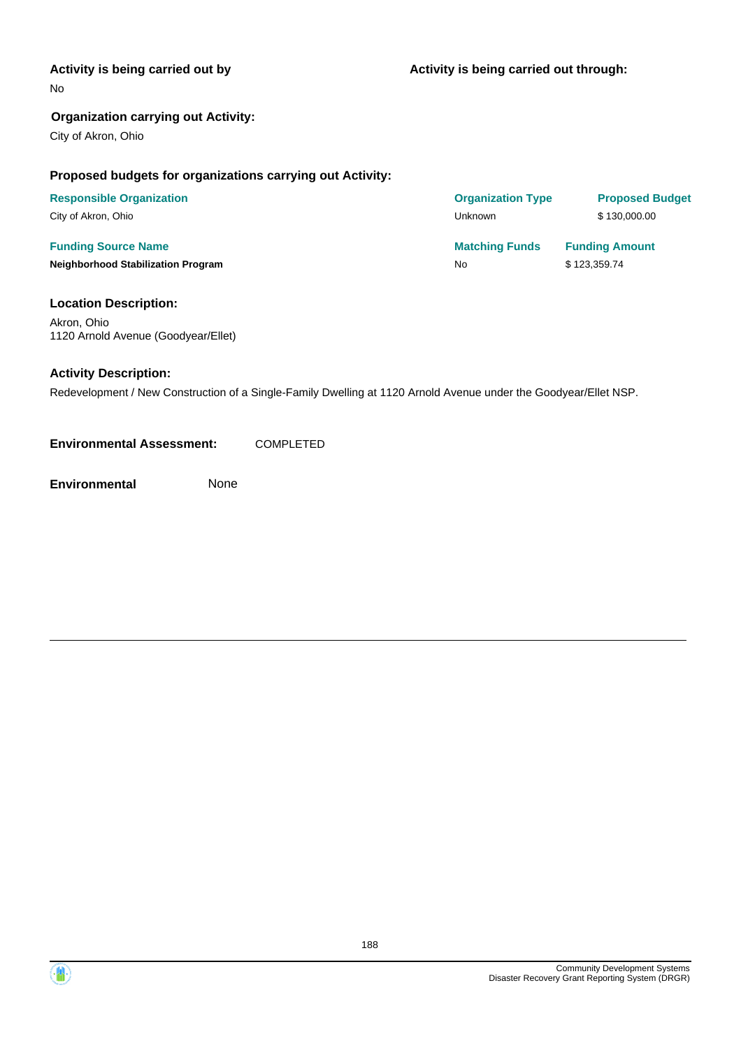**Activity is being carried out by**

No

**Activity is being carried out through:**

**Organization carrying out Activity:**

City of Akron, Ohio

**Proposed budgets for organizations carrying out Activity:**

| Responsible Organization | Organization Type | Proposed Budget |
|---|---|---|
| City of Akron, Ohio | Unknown | $ 130,000.00 |

| Funding Source Name | Matching Funds | Funding Amount |
|---|---|---|
| **Neighborhood Stabilization Program** | No | $ 123,359.74 |

**Location Description:**

Akron, Ohio
1120 Arnold Avenue (Goodyear/Ellet)

**Activity Description:**

Redevelopment / New Construction of a Single-Family Dwelling at 1120 Arnold Avenue under the Goodyear/Ellet NSP.

**Environmental Assessment:** COMPLETED

**Environmental** None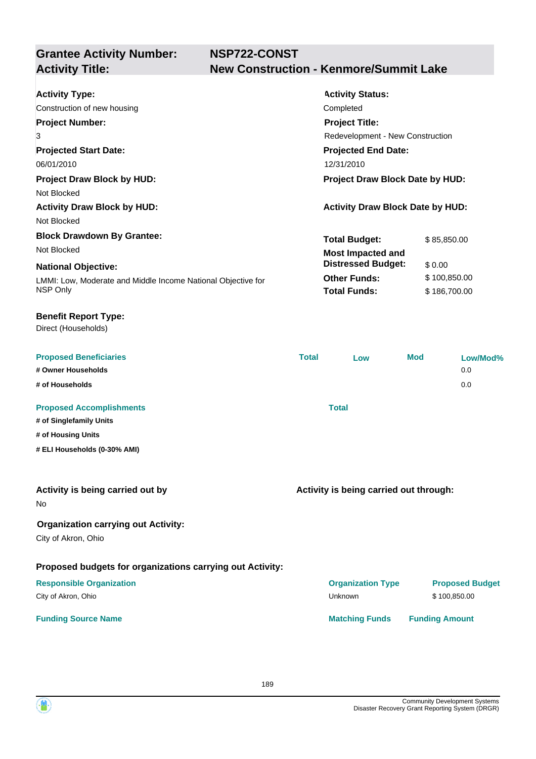| **Grantee Activity Number:** | **NSP722-CONST** |
| --- | --- |
| **Activity Title:** | **New Construction - Kenmore/Summit Lake** |

**Activity Type:**
Construction of new housing

**Activity Status:**
Completed

**Project Number:**
3

**Project Title:**
Redevelopment - New Construction

**Projected Start Date:**
06/01/2010

**Projected End Date:**
12/31/2010

**Project Draw Block by HUD:**
Not Blocked

**Project Draw Block Date by HUD:**

**Activity Draw Block by HUD:**
Not Blocked

**Activity Draw Block Date by HUD:**

**Block Drawdown By Grantee:**
Not Blocked

**National Objective:**
LMMI: Low, Moderate and Middle Income National Objective for NSP Only

| | |
| --- | --- |
| **Total Budget:** | $ 85,850.00 |
| **Most Impacted and Distressed Budget:** | $ 0.00 |
| **Other Funds:** | $ 100,850.00 |
| **Total Funds:** | $ 186,700.00 |

**Benefit Report Type:**
Direct (Households)

| Proposed Beneficiaries | Total | Low | Mod | Low/Mod% |
| --- | --- | --- | --- | --- |
| **# Owner Households** | | | | 0.0 |
| **# of Households** | | | | 0.0 |

| Proposed Accomplishments | Total |
| --- | --- |
| **# of Singlefamily Units** | |
| **# of Housing Units** | |
| **# ELI Households (0-30% AMI)** | |

**Activity is being carried out by**
No

**Activity is being carried out through:**

**Organization carrying out Activity:**
City of Akron, Ohio

**Proposed budgets for organizations carrying out Activity:**

| Responsible Organization | Organization Type | Proposed Budget |
| --- | --- | --- |
| City of Akron, Ohio | Unknown | $ 100,850.00 |

| Funding Source Name | Matching Funds | Funding Amount |
| --- | --- | --- |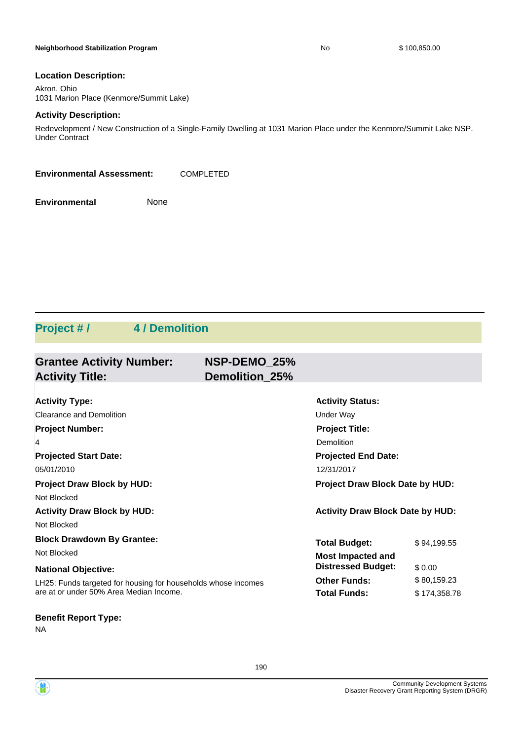| Neighborhood Stabilization Program | No | $ 100,850.00 |
| --- | --- | --- |

**Location Description:**

Akron, Ohio
1031 Marion Place (Kenmore/Summit Lake)

**Activity Description:**

Redevelopment / New Construction of a Single-Family Dwelling at 1031 Marion Place under the Kenmore/Summit Lake NSP.
Under Contract

**Environmental Assessment:** COMPLETED

**Environmental** None

## Project # / 4 / Demolition

### Grantee Activity Number: NSP-DEMO_25%
### Activity Title: Demolition_25%

**Activity Type:**
Clearance and Demolition

**Activity Status:**
Under Way

**Project Number:**
4

**Project Title:**
Demolition

**Projected Start Date:**
05/01/2010

**Projected End Date:**
12/31/2017

**Project Draw Block by HUD:**
Not Blocked

**Project Draw Block Date by HUD:**

**Activity Draw Block by HUD:**
Not Blocked

**Activity Draw Block Date by HUD:**

**Block Drawdown By Grantee:**
Not Blocked

| | |
| --- | --- |
| **Total Budget:** | $ 94,199.55 |
| **Most Impacted and Distressed Budget:** | $ 0.00 |
| **Other Funds:** | $ 80,159.23 |
| **Total Funds:** | $ 174,358.78 |

**National Objective:**
LH25: Funds targeted for housing for households whose incomes are at or under 50% Area Median Income.

**Benefit Report Type:**
NA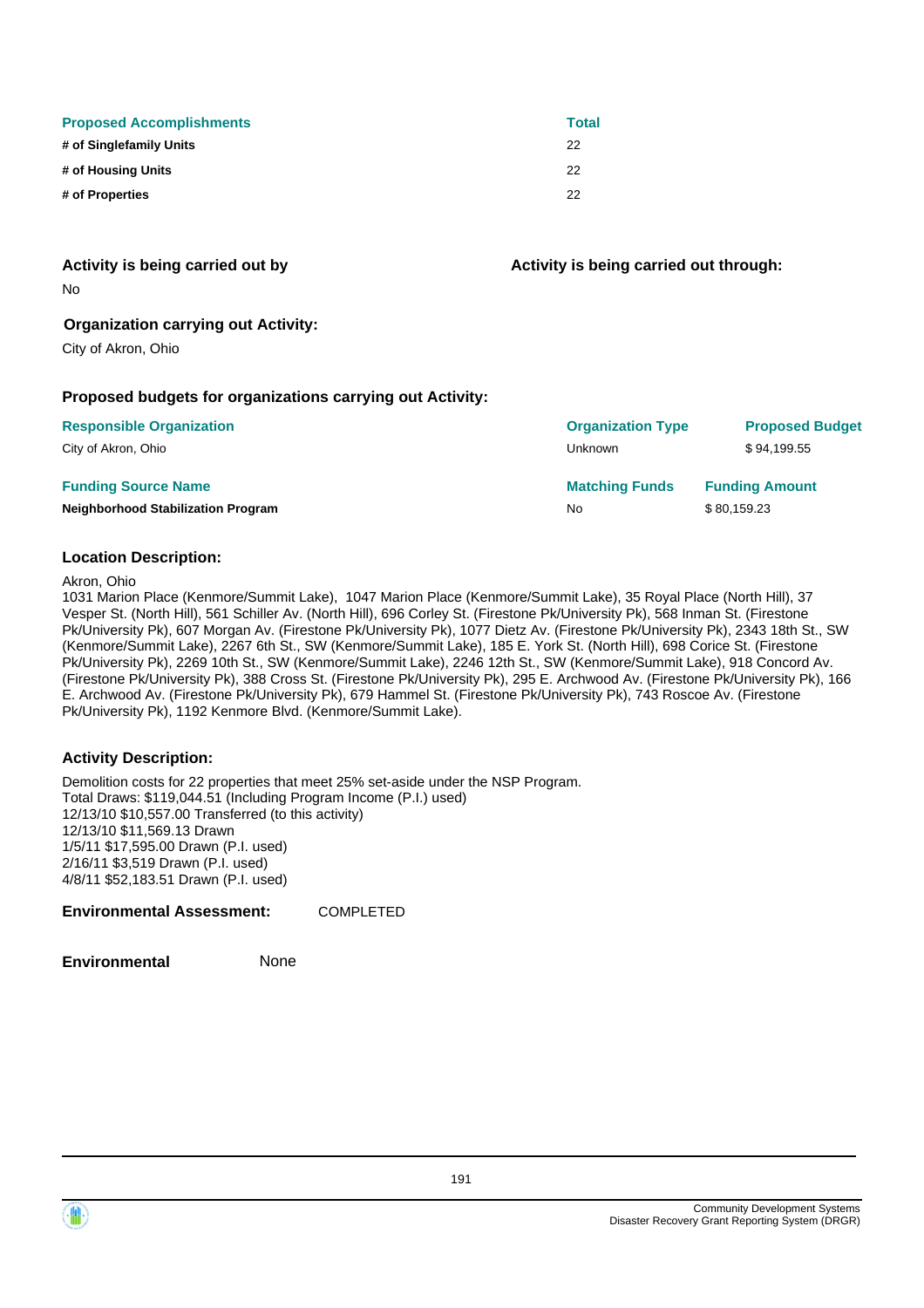| Proposed Accomplishments | Total |
| --- | --- |
| # of Singlefamily Units | 22 |
| # of Housing Units | 22 |
| # of Properties | 22 |

**Activity is being carried out by**

No

**Activity is being carried out through:**

**Organization carrying out Activity:**

City of Akron, Ohio

**Proposed budgets for organizations carrying out Activity:**

| Responsible Organization | Organization Type | Proposed Budget |
| --- | --- | --- |
| City of Akron, Ohio | Unknown | $ 94,199.55 |

| Funding Source Name | Matching Funds | Funding Amount |
| --- | --- | --- |
| **Neighborhood Stabilization Program** | No | $ 80,159.23 |

**Location Description:**

Akron, Ohio
1031 Marion Place (Kenmore/Summit Lake), 1047 Marion Place (Kenmore/Summit Lake), 35 Royal Place (North Hill), 37 Vesper St. (North Hill), 561 Schiller Av. (North Hill), 696 Corley St. (Firestone Pk/University Pk), 568 Inman St. (Firestone Pk/University Pk), 607 Morgan Av. (Firestone Pk/University Pk), 1077 Dietz Av. (Firestone Pk/University Pk), 2343 18th St., SW (Kenmore/Summit Lake), 2267 6th St., SW (Kenmore/Summit Lake), 185 E. York St. (North Hill), 698 Corice St. (Firestone Pk/University Pk), 2269 10th St., SW (Kenmore/Summit Lake), 2246 12th St., SW (Kenmore/Summit Lake), 918 Concord Av. (Firestone Pk/University Pk), 388 Cross St. (Firestone Pk/University Pk), 295 E. Archwood Av. (Firestone Pk/University Pk), 166 E. Archwood Av. (Firestone Pk/University Pk), 679 Hammel St. (Firestone Pk/University Pk), 743 Roscoe Av. (Firestone Pk/University Pk), 1192 Kenmore Blvd. (Kenmore/Summit Lake).

**Activity Description:**

Demolition costs for 22 properties that meet 25% set-aside under the NSP Program.
Total Draws: $119,044.51 (Including Program Income (P.I.) used)
12/13/10 $10,557.00 Transferred (to this activity)
12/13/10 $11,569.13 Drawn
1/5/11 $17,595.00 Drawn (P.I. used)
2/16/11 $3,519 Drawn (P.I. used)
4/8/11 $52,183.51 Drawn (P.I. used)

**Environmental Assessment:** COMPLETED

**Environmental** None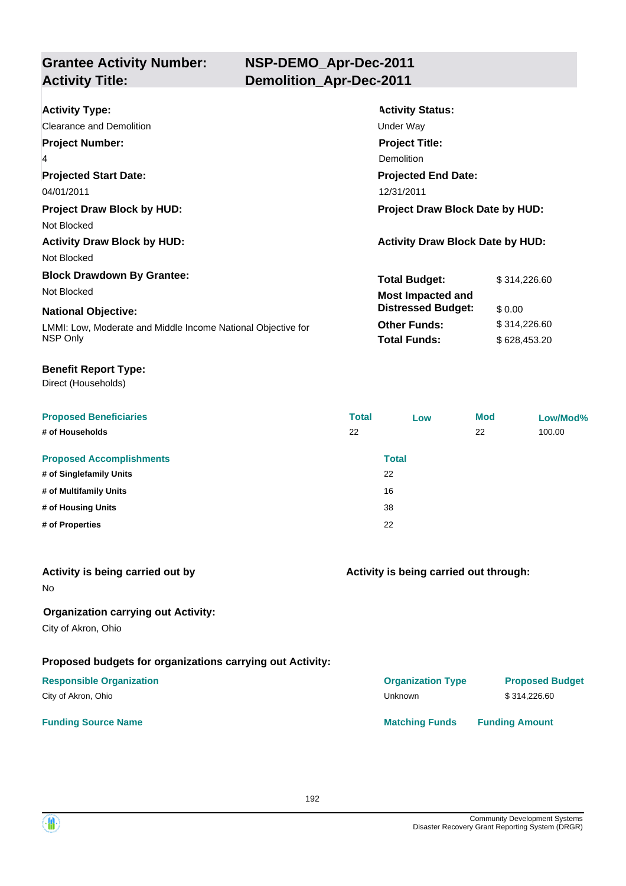| **Grantee Activity Number:** | **NSP-DEMO_Apr-Dec-2011** |
|---|---|
| **Activity Title:** | **Demolition_Apr-Dec-2011** |

**Activity Type:**
Clearance and Demolition

**Activity Status:**
Under Way

**Project Number:**
4

**Project Title:**
Demolition

**Projected Start Date:**
04/01/2011

**Projected End Date:**
12/31/2011

**Project Draw Block by HUD:**
Not Blocked

**Project Draw Block Date by HUD:**

**Activity Draw Block by HUD:**
Not Blocked

**Activity Draw Block Date by HUD:**

**Block Drawdown By Grantee:**
Not Blocked

**National Objective:**
LMMI: Low, Moderate and Middle Income National Objective for NSP Only

| | |
|---|---|
| **Total Budget:** | $ 314,226.60 |
| **Most Impacted and Distressed Budget:** | $ 0.00 |
| **Other Funds:** | $ 314,226.60 |
| **Total Funds:** | $ 628,453.20 |

**Benefit Report Type:**
Direct (Households)

| Proposed Beneficiaries | Total | Low | Mod | Low/Mod% |
|---|---|---|---|---|
| # of Households | 22 | | 22 | 100.00 |

| Proposed Accomplishments | Total |
|---|---|
| # of Singlefamily Units | 22 |
| # of Multifamily Units | 16 |
| # of Housing Units | 38 |
| # of Properties | 22 |

**Activity is being carried out by**
No

**Activity is being carried out through:**

**Organization carrying out Activity:**
City of Akron, Ohio

**Proposed budgets for organizations carrying out Activity:**

| Responsible Organization | Organization Type | Proposed Budget |
|---|---|---|
| City of Akron, Ohio | Unknown | $ 314,226.60 |

| Funding Source Name | Matching Funds | Funding Amount |
|---|---|---|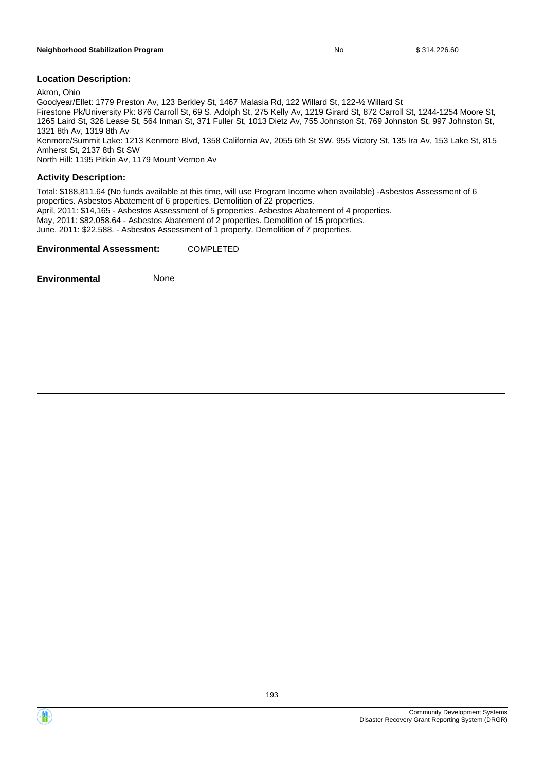| **Neighborhood Stabilization Program** | No | $ 314,226.60 |
|---|---|---|

**Location Description:**

Akron, Ohio
Goodyear/Ellet: 1779 Preston Av, 123 Berkley St, 1467 Malasia Rd, 122 Willard St, 122-½ Willard St
Firestone Pk/University Pk: 876 Carroll St, 69 S. Adolph St, 275 Kelly Av, 1219 Girard St, 872 Carroll St, 1244-1254 Moore St, 1265 Laird St, 326 Lease St, 564 Inman St, 371 Fuller St, 1013 Dietz Av, 755 Johnston St, 769 Johnston St, 997 Johnston St, 1321 8th Av, 1319 8th Av
Kenmore/Summit Lake: 1213 Kenmore Blvd, 1358 California Av, 2055 6th St SW, 955 Victory St, 135 Ira Av, 153 Lake St, 815 Amherst St, 2137 8th St SW
North Hill: 1195 Pitkin Av, 1179 Mount Vernon Av

**Activity Description:**

Total: $188,811.64 (No funds available at this time, will use Program Income when available) -Asbestos Assessment of 6 properties. Asbestos Abatement of 6 properties. Demolition of 22 properties.
April, 2011: $14,165 - Asbestos Assessment of 5 properties. Asbestos Abatement of 4 properties.
May, 2011: $82,058.64 - Asbestos Abatement of 2 properties. Demolition of 15 properties.
June, 2011: $22,588. - Asbestos Assessment of 1 property. Demolition of 7 properties.

**Environmental Assessment:** COMPLETED

**Environmental** None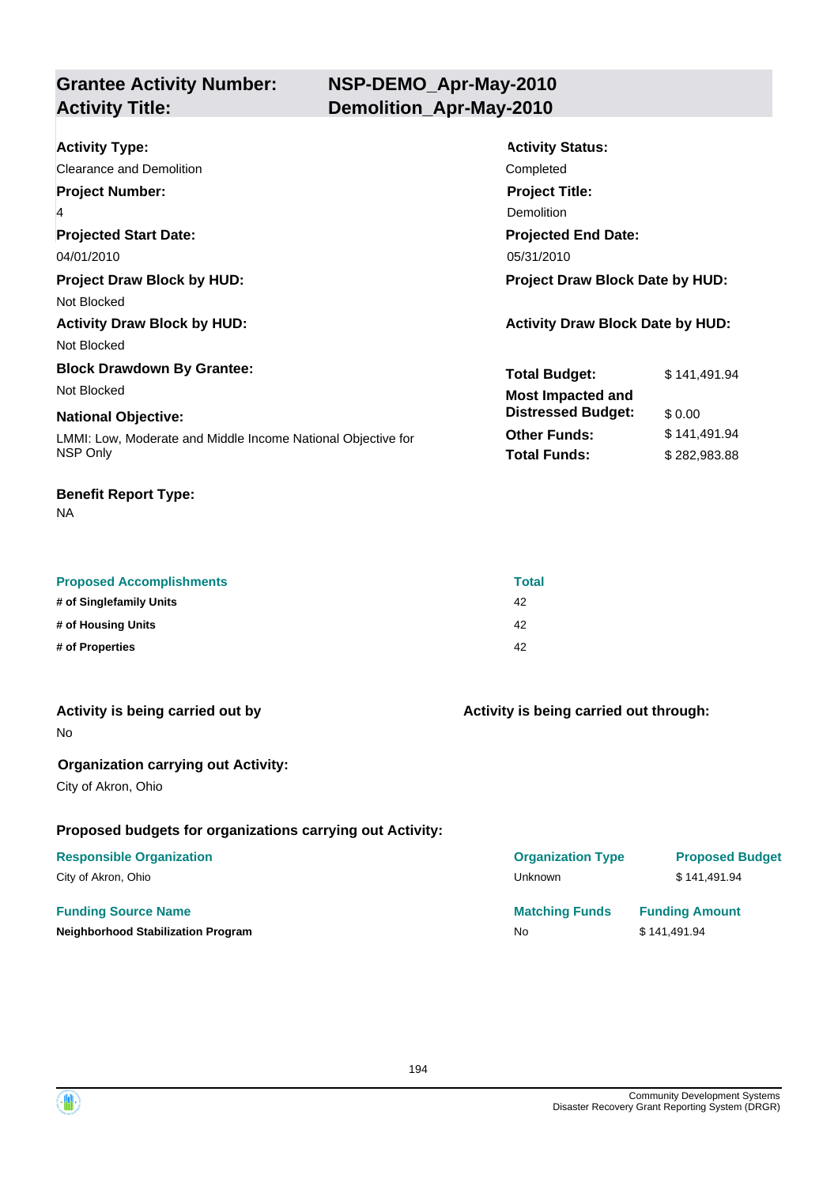## Grantee Activity Number: NSP-DEMO_Apr-May-2010
## Activity Title: Demolition_Apr-May-2010

**Activity Type:**
Clearance and Demolition

**Activity Status:**
Completed

**Project Number:**
4

**Project Title:**
Demolition

**Projected Start Date:**
04/01/2010

**Projected End Date:**
05/31/2010

**Project Draw Block by HUD:**
Not Blocked

**Project Draw Block Date by HUD:**

**Activity Draw Block by HUD:**
Not Blocked

**Activity Draw Block Date by HUD:**

**Block Drawdown By Grantee:**
Not Blocked

**National Objective:**
LMMI: Low, Moderate and Middle Income National Objective for NSP Only

| | |
|---|---|
| **Total Budget:** | $ 141,491.94 |
| **Most Impacted and Distressed Budget:** | $ 0.00 |
| **Other Funds:** | $ 141,491.94 |
| **Total Funds:** | $ 282,983.88 |

**Benefit Report Type:**
NA

| Proposed Accomplishments | Total |
|---|---|
| # of Singlefamily Units | 42 |
| # of Housing Units | 42 |
| # of Properties | 42 |

**Activity is being carried out by**
No

**Activity is being carried out through:**

**Organization carrying out Activity:**
City of Akron, Ohio

**Proposed budgets for organizations carrying out Activity:**

| Responsible Organization | Organization Type | Proposed Budget |
|---|---|---|
| City of Akron, Ohio | Unknown | $ 141,491.94 |

| Funding Source Name | Matching Funds | Funding Amount |
|---|---|---|
| **Neighborhood Stabilization Program** | No | $ 141,491.94 |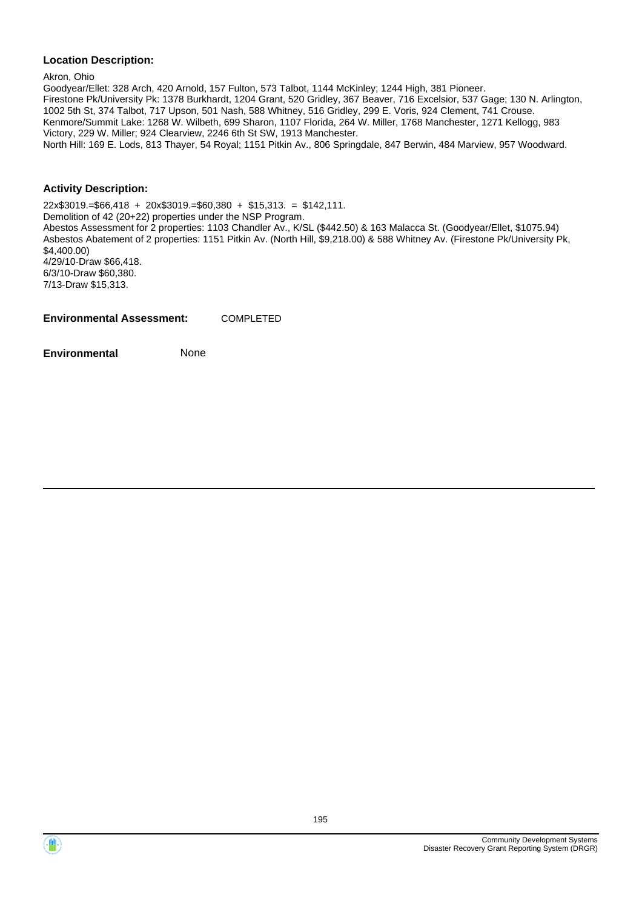**Location Description:**

Akron, Ohio
Goodyear/Ellet: 328 Arch, 420 Arnold, 157 Fulton, 573 Talbot, 1144 McKinley; 1244 High, 381 Pioneer.
Firestone Pk/University Pk: 1378 Burkhardt, 1204 Grant, 520 Gridley, 367 Beaver, 716 Excelsior, 537 Gage; 130 N. Arlington, 1002 5th St, 374 Talbot, 717 Upson, 501 Nash, 588 Whitney, 516 Gridley, 299 E. Voris, 924 Clement, 741 Crouse.
Kenmore/Summit Lake: 1268 W. Wilbeth, 699 Sharon, 1107 Florida, 264 W. Miller, 1768 Manchester, 1271 Kellogg, 983 Victory, 229 W. Miller; 924 Clearview, 2246 6th St SW, 1913 Manchester.
North Hill: 169 E. Lods, 813 Thayer, 54 Royal; 1151 Pitkin Av., 806 Springdale, 847 Berwin, 484 Marview, 957 Woodward.

**Activity Description:**

22x$3019.=$66,418 + 20x$3019.=$60,380 + $15,313. = $142,111.
Demolition of 42 (20+22) properties under the NSP Program.
Abestos Assessment for 2 properties: 1103 Chandler Av., K/SL ($442.50) & 163 Malacca St. (Goodyear/Ellet, $1075.94)
Asbestos Abatement of 2 properties: 1151 Pitkin Av. (North Hill, $9,218.00) & 588 Whitney Av. (Firestone Pk/University Pk, $4,400.00)
4/29/10-Draw $66,418.
6/3/10-Draw $60,380.
7/13-Draw $15,313.

**Environmental Assessment:** COMPLETED

**Environmental** None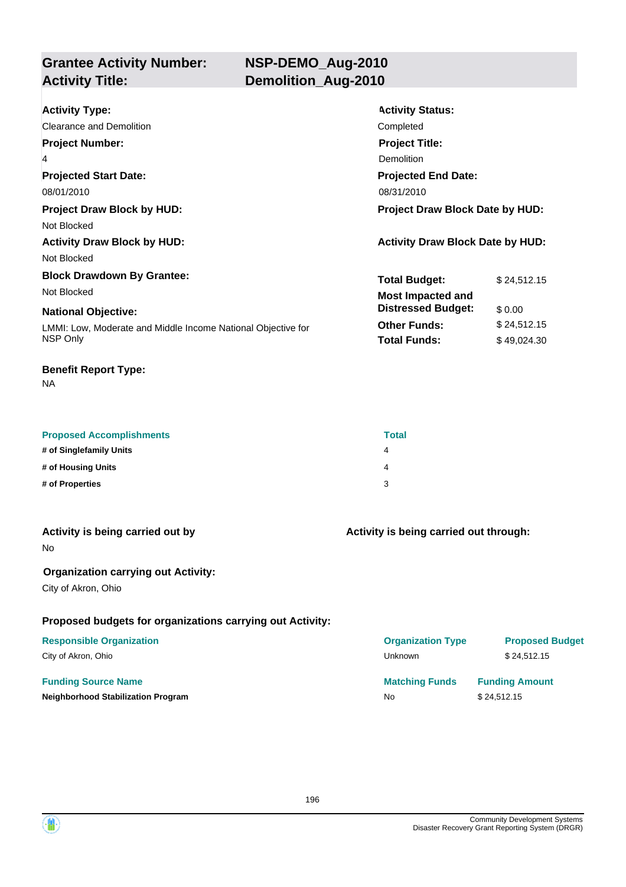| **Grantee Activity Number:** | **NSP-DEMO_Aug-2010** |
|---|---|
| **Activity Title:** | **Demolition_Aug-2010** |

**Activity Type:**
Clearance and Demolition

**Activity Status:**
Completed

**Project Number:**
4

**Project Title:**
Demolition

**Projected Start Date:**
08/01/2010

**Projected End Date:**
08/31/2010

**Project Draw Block by HUD:**
Not Blocked

**Project Draw Block Date by HUD:**

**Activity Draw Block by HUD:**
Not Blocked

**Activity Draw Block Date by HUD:**

**Block Drawdown By Grantee:**
Not Blocked

**National Objective:**
LMMI: Low, Moderate and Middle Income National Objective for NSP Only

| | |
|---|---|
| **Total Budget:** | $ 24,512.15 |
| **Most Impacted and Distressed Budget:** | $ 0.00 |
| **Other Funds:** | $ 24,512.15 |
| **Total Funds:** | $ 49,024.30 |

**Benefit Report Type:**
NA

| Proposed Accomplishments | Total |
|---|---|
| **# of Singlefamily Units** | 4 |
| **# of Housing Units** | 4 |
| **# of Properties** | 3 |

**Activity is being carried out by**
No

**Activity is being carried out through:**

**Organization carrying out Activity:**
City of Akron, Ohio

**Proposed budgets for organizations carrying out Activity:**

| Responsible Organization | Organization Type | Proposed Budget |
|---|---|---|
| City of Akron, Ohio | Unknown | $ 24,512.15 |

| Funding Source Name | Matching Funds | Funding Amount |
|---|---|---|
| **Neighborhood Stabilization Program** | No | $ 24,512.15 |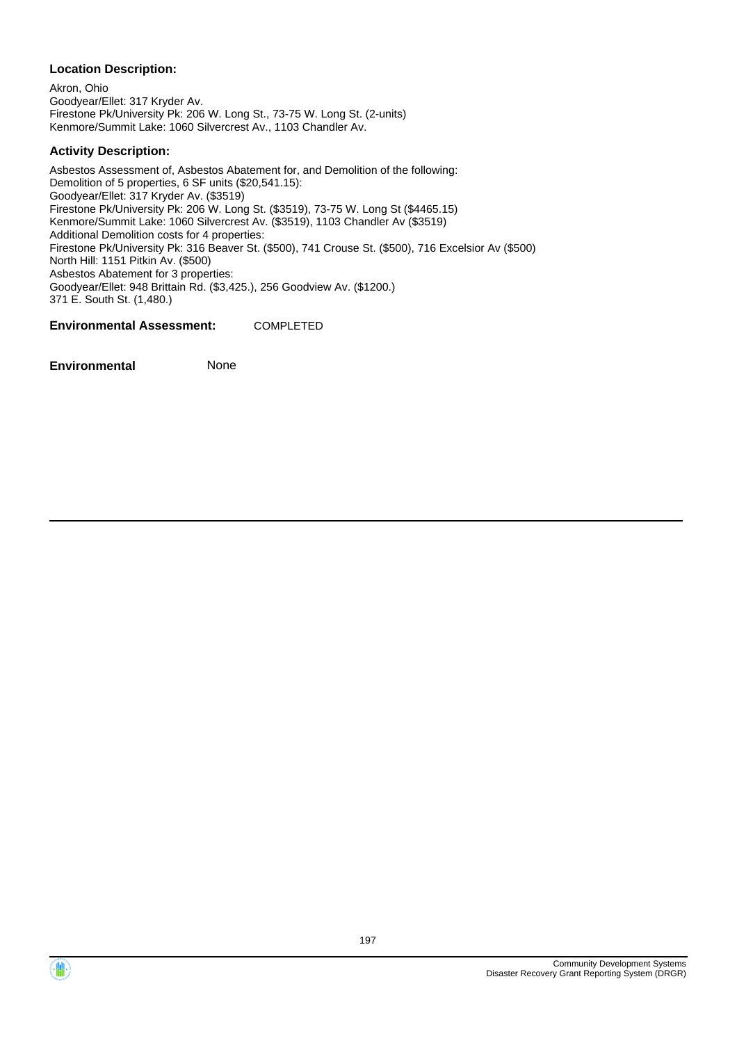**Location Description:**

Akron, Ohio
Goodyear/Ellet: 317 Kryder Av.
Firestone Pk/University Pk: 206 W. Long St., 73-75 W. Long St. (2-units)
Kenmore/Summit Lake: 1060 Silvercrest Av., 1103 Chandler Av.

**Activity Description:**

Asbestos Assessment of, Asbestos Abatement for, and Demolition of the following:
Demolition of 5 properties, 6 SF units ($20,541.15):
Goodyear/Ellet: 317 Kryder Av. ($3519)
Firestone Pk/University Pk: 206 W. Long St. ($3519), 73-75 W. Long St ($4465.15)
Kenmore/Summit Lake: 1060 Silvercrest Av. ($3519), 1103 Chandler Av ($3519)
Additional Demolition costs for 4 properties:
Firestone Pk/University Pk: 316 Beaver St. ($500), 741 Crouse St. ($500), 716 Excelsior Av ($500)
North Hill: 1151 Pitkin Av. ($500)
Asbestos Abatement for 3 properties:
Goodyear/Ellet: 948 Brittain Rd. ($3,425.), 256 Goodview Av. ($1200.)
371 E. South St. (1,480.)

**Environmental Assessment:** COMPLETED

**Environmental** None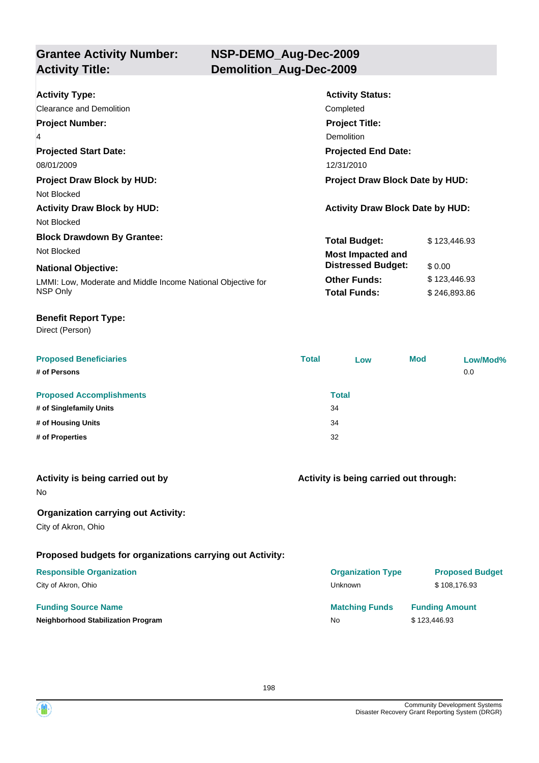## Grantee Activity Number: NSP-DEMO_Aug-Dec-2009
## Activity Title: Demolition_Aug-Dec-2009

**Activity Type:**
Clearance and Demolition

**Activity Status:**
Completed

**Project Number:**
4

**Project Title:**
Demolition

**Projected Start Date:**
08/01/2009

**Projected End Date:**
12/31/2010

**Project Draw Block by HUD:**
Not Blocked

**Project Draw Block Date by HUD:**

**Activity Draw Block by HUD:**
Not Blocked

**Activity Draw Block Date by HUD:**

**Block Drawdown By Grantee:**
Not Blocked

**National Objective:**
LMMI: Low, Moderate and Middle Income National Objective for NSP Only

| | |
|---|---|
| **Total Budget:** | $ 123,446.93 |
| **Most Impacted and Distressed Budget:** | $ 0.00 |
| **Other Funds:** | $ 123,446.93 |
| **Total Funds:** | $ 246,893.86 |

**Benefit Report Type:**
Direct (Person)

| Proposed Beneficiaries | Total | Low | Mod | Low/Mod% |
|---|---|---|---|---|
| # of Persons | | | | 0.0 |

| Proposed Accomplishments | Total |
|---|---|
| # of Singlefamily Units | 34 |
| # of Housing Units | 34 |
| # of Properties | 32 |

**Activity is being carried out by**
No

**Activity is being carried out through:**

**Organization carrying out Activity:**
City of Akron, Ohio

**Proposed budgets for organizations carrying out Activity:**

| Responsible Organization | Organization Type | Proposed Budget |
|---|---|---|
| City of Akron, Ohio | Unknown | $ 108,176.93 |

| Funding Source Name | Matching Funds | Funding Amount |
|---|---|---|
| **Neighborhood Stabilization Program** | No | $ 123,446.93 |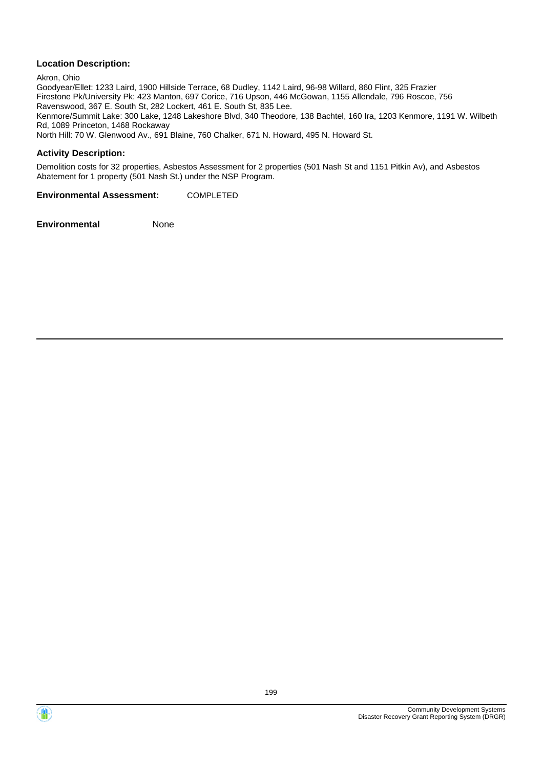**Location Description:**

Akron, Ohio
Goodyear/Ellet: 1233 Laird, 1900 Hillside Terrace, 68 Dudley, 1142 Laird, 96-98 Willard, 860 Flint, 325 Frazier
Firestone Pk/University Pk: 423 Manton, 697 Corice, 716 Upson, 446 McGowan, 1155 Allendale, 796 Roscoe, 756 Ravenswood, 367 E. South St, 282 Lockert, 461 E. South St, 835 Lee.
Kenmore/Summit Lake: 300 Lake, 1248 Lakeshore Blvd, 340 Theodore, 138 Bachtel, 160 Ira, 1203 Kenmore, 1191 W. Wilbeth Rd, 1089 Princeton, 1468 Rockaway
North Hill: 70 W. Glenwood Av., 691 Blaine, 760 Chalker, 671 N. Howard, 495 N. Howard St.

**Activity Description:**

Demolition costs for 32 properties, Asbestos Assessment for 2 properties (501 Nash St and 1151 Pitkin Av), and Asbestos Abatement for 1 property (501 Nash St.) under the NSP Program.

**Environmental Assessment:** COMPLETED

**Environmental** None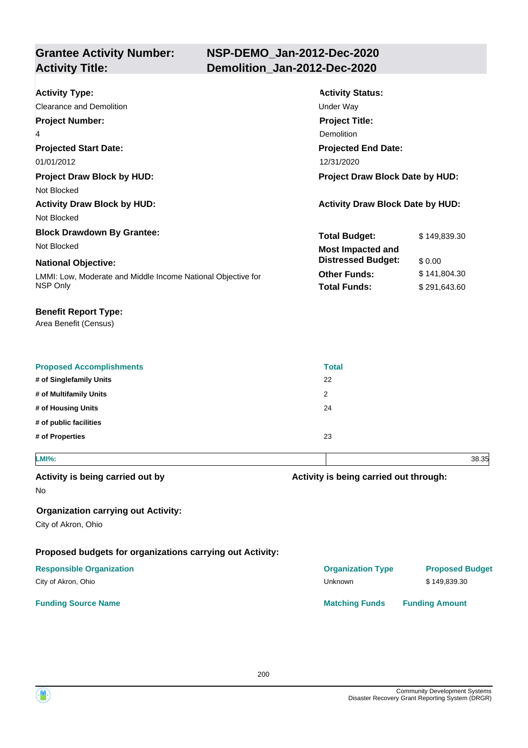## Grantee Activity Number: NSP-DEMO_Jan-2012-Dec-2020
## Activity Title: Demolition_Jan-2012-Dec-2020

**Activity Type:**
Clearance and Demolition

**Activity Status:**
Under Way

**Project Number:**
4

**Project Title:**
Demolition

**Projected Start Date:**
01/01/2012

**Projected End Date:**
12/31/2020

**Project Draw Block by HUD:**
Not Blocked

**Project Draw Block Date by HUD:**

**Activity Draw Block by HUD:**
Not Blocked

**Activity Draw Block Date by HUD:**

**Block Drawdown By Grantee:**
Not Blocked

**National Objective:**
LMMI: Low, Moderate and Middle Income National Objective for NSP Only

| | |
|---|---|
| **Total Budget:** | $ 149,839.30 |
| **Most Impacted and Distressed Budget:** | $ 0.00 |
| **Other Funds:** | $ 141,804.30 |
| **Total Funds:** | $ 291,643.60 |

**Benefit Report Type:**
Area Benefit (Census)

| Proposed Accomplishments | Total |
|---|---|
| # of Singlefamily Units | 22 |
| # of Multifamily Units | 2 |
| # of Housing Units | 24 |
| # of public facilities | |
| # of Properties | 23 |

| LMI%: | 38.35 |
|---|---|

**Activity is being carried out by**
No

**Activity is being carried out through:**

**Organization carrying out Activity:**
City of Akron, Ohio

**Proposed budgets for organizations carrying out Activity:**

| Responsible Organization | Organization Type | Proposed Budget |
|---|---|---|
| City of Akron, Ohio | Unknown | $ 149,839.30 |

| Funding Source Name | Matching Funds | Funding Amount |
|---|---|---|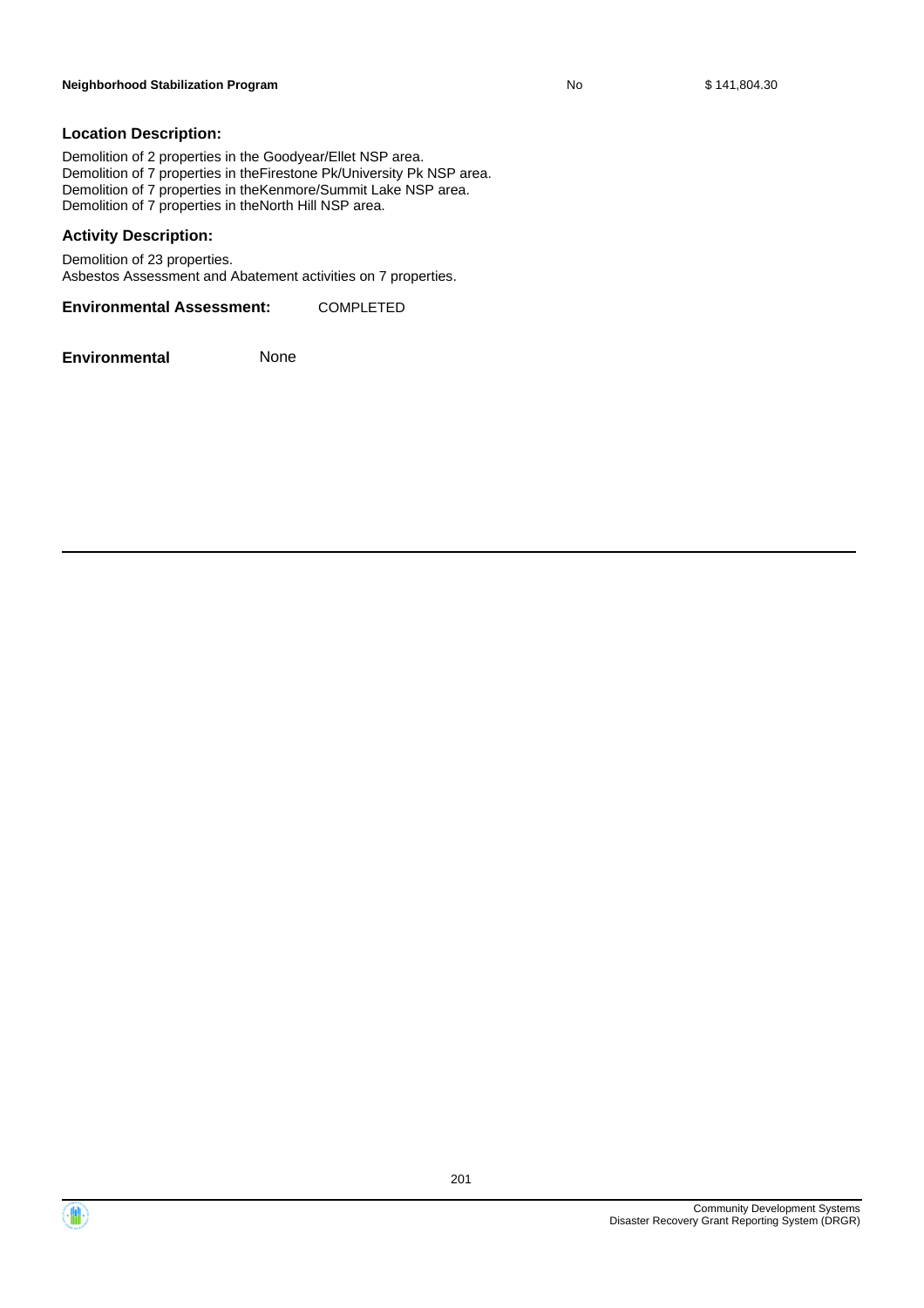| | | |
|---|---|---|
| **Neighborhood Stabilization Program** | No | $ 141,804.30 |

### Location Description:

Demolition of 2 properties in the Goodyear/Ellet NSP area.
Demolition of 7 properties in theFirestone Pk/University Pk NSP area.
Demolition of 7 properties in theKenmore/Summit Lake NSP area.
Demolition of 7 properties in theNorth Hill NSP area.

### Activity Description:

Demolition of 23 properties.
Asbestos Assessment and Abatement activities on 7 properties.

**Environmental Assessment:** COMPLETED

**Environmental** None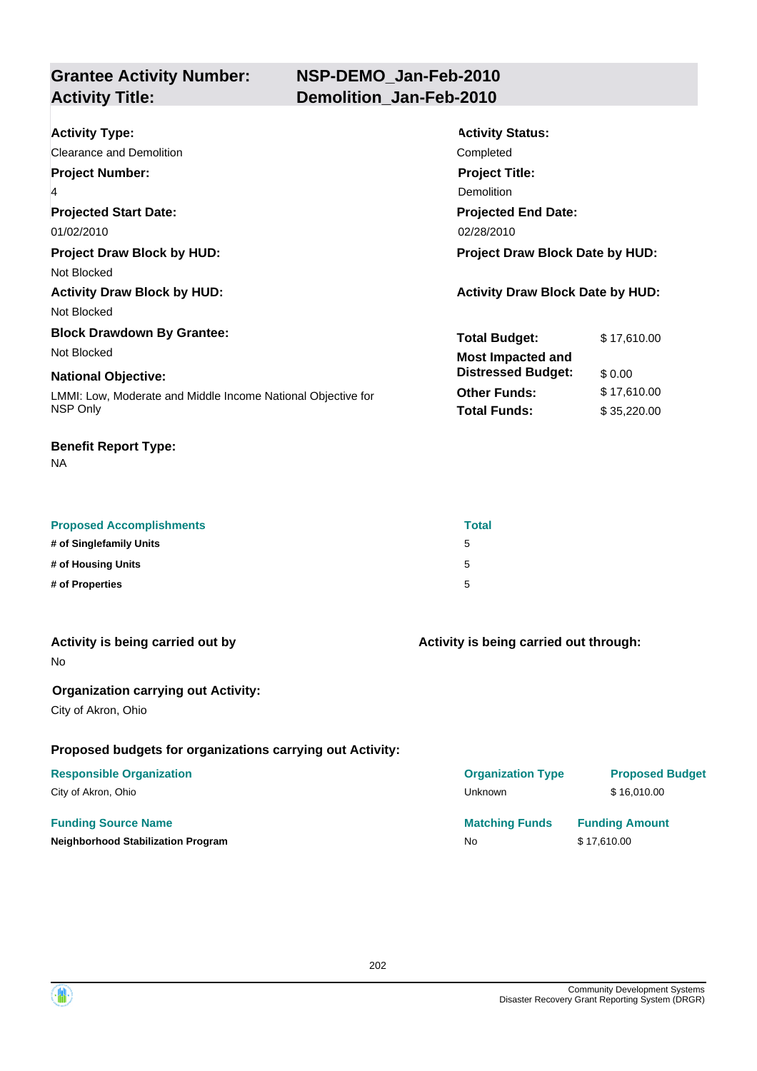## Grantee Activity Number: NSP-DEMO_Jan-Feb-2010
## Activity Title: Demolition_Jan-Feb-2010

**Activity Type:**
Clearance and Demolition

**Activity Status:**
Completed

**Project Number:**
4

**Project Title:**
Demolition

**Projected Start Date:**
01/02/2010

**Projected End Date:**
02/28/2010

**Project Draw Block by HUD:**
Not Blocked

**Project Draw Block Date by HUD:**

**Activity Draw Block by HUD:**
Not Blocked

**Activity Draw Block Date by HUD:**

**Block Drawdown By Grantee:**
Not Blocked

**National Objective:**
LMMI: Low, Moderate and Middle Income National Objective for NSP Only

| | |
|---|---|
| **Total Budget:** | $ 17,610.00 |
| **Most Impacted and Distressed Budget:** | $ 0.00 |
| **Other Funds:** | $ 17,610.00 |
| **Total Funds:** | $ 35,220.00 |

**Benefit Report Type:**
NA

| Proposed Accomplishments | Total |
|---|---|
| **# of Singlefamily Units** | 5 |
| **# of Housing Units** | 5 |
| **# of Properties** | 5 |

**Activity is being carried out by**
No

**Activity is being carried out through:**

**Organization carrying out Activity:**
City of Akron, Ohio

**Proposed budgets for organizations carrying out Activity:**

| Responsible Organization | Organization Type | Proposed Budget |
|---|---|---|
| City of Akron, Ohio | Unknown | $ 16,010.00 |

| Funding Source Name | Matching Funds | Funding Amount |
|---|---|---|
| **Neighborhood Stabilization Program** | No | $ 17,610.00 |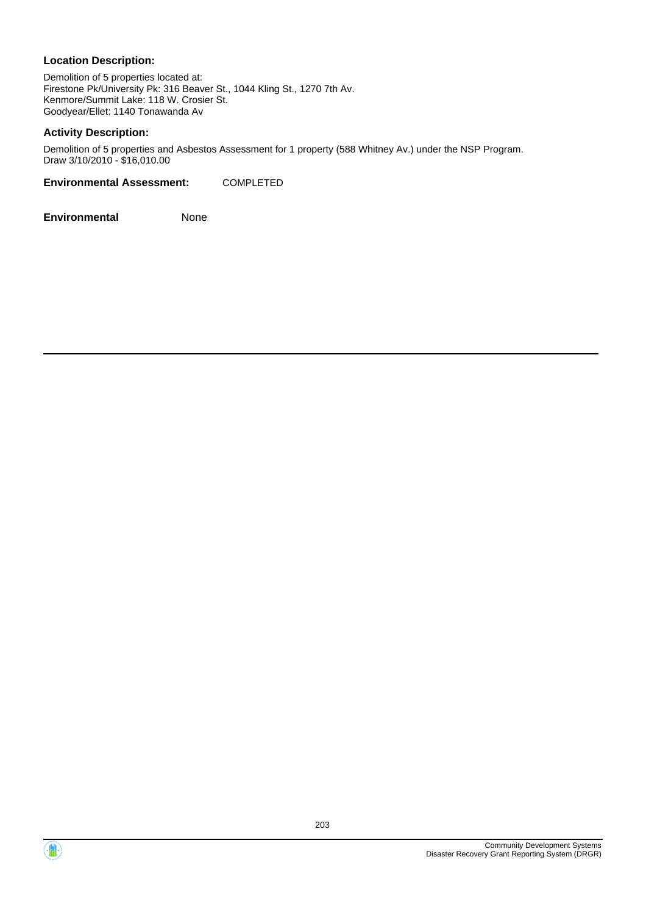**Location Description:**

Demolition of 5 properties located at:
Firestone Pk/University Pk: 316 Beaver St., 1044 Kling St., 1270 7th Av.
Kenmore/Summit Lake: 118 W. Crosier St.
Goodyear/Ellet: 1140 Tonawanda Av

**Activity Description:**

Demolition of 5 properties and Asbestos Assessment for 1 property (588 Whitney Av.) under the NSP Program.
Draw 3/10/2010 - $16,010.00

**Environmental Assessment:** COMPLETED

**Environmental** None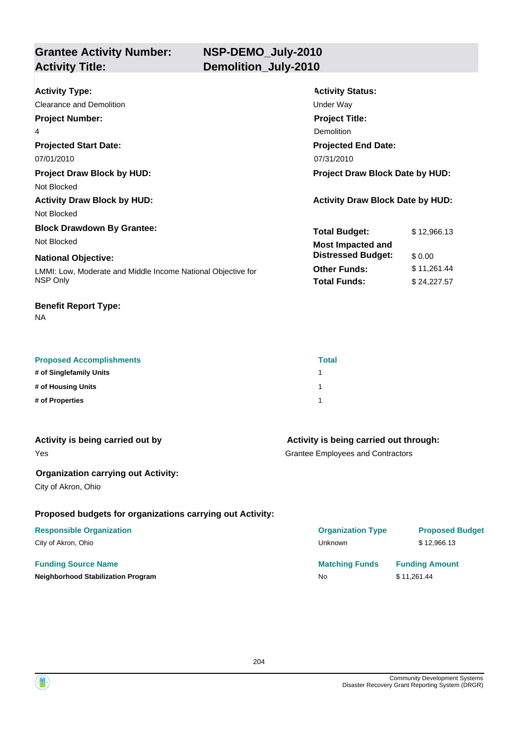## Grantee Activity Number: NSP-DEMO_July-2010
## Activity Title: Demolition_July-2010

**Activity Type:**
Clearance and Demolition

**Activity Status:**
Under Way

**Project Number:**
4

**Project Title:**
Demolition

**Projected Start Date:**
07/01/2010

**Projected End Date:**
07/31/2010

**Project Draw Block by HUD:**
Not Blocked

**Project Draw Block Date by HUD:**

**Activity Draw Block by HUD:**
Not Blocked

**Activity Draw Block Date by HUD:**

**Block Drawdown By Grantee:**
Not Blocked

**National Objective:**
LMMI: Low, Moderate and Middle Income National Objective for NSP Only

| | |
|---|---|
| **Total Budget:** | $ 12,966.13 |
| **Most Impacted and Distressed Budget:** | $ 0.00 |
| **Other Funds:** | $ 11,261.44 |
| **Total Funds:** | $ 24,227.57 |

**Benefit Report Type:**
NA

| Proposed Accomplishments | Total |
|---|---|
| **# of Singlefamily Units** | 1 |
| **# of Housing Units** | 1 |
| **# of Properties** | 1 |

**Activity is being carried out by**
Yes

**Activity is being carried out through:**
Grantee Employees and Contractors

**Organization carrying out Activity:**
City of Akron, Ohio

**Proposed budgets for organizations carrying out Activity:**

| Responsible Organization | Organization Type | Proposed Budget |
|---|---|---|
| City of Akron, Ohio | Unknown | $ 12,966.13 |

| Funding Source Name | Matching Funds | Funding Amount |
|---|---|---|
| **Neighborhood Stabilization Program** | No | $ 11,261.44 |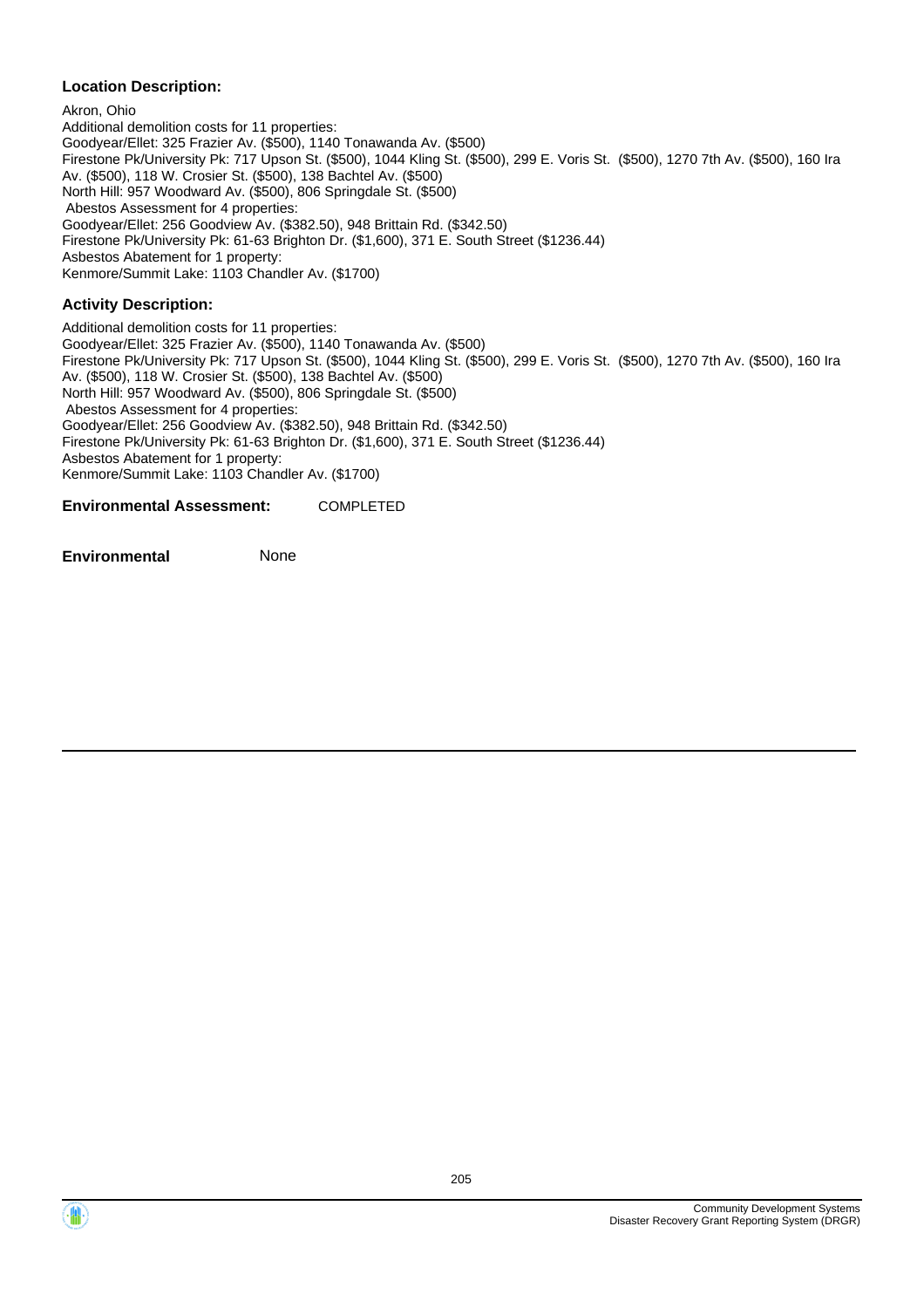### Location Description:

Akron, Ohio
Additional demolition costs for 11 properties:
Goodyear/Ellet: 325 Frazier Av. ($500), 1140 Tonawanda Av. ($500)
Firestone Pk/University Pk: 717 Upson St. ($500), 1044 Kling St. ($500), 299 E. Voris St. ($500), 1270 7th Av. ($500), 160 Ira Av. ($500), 118 W. Crosier St. ($500), 138 Bachtel Av. ($500)
North Hill: 957 Woodward Av. ($500), 806 Springdale St. ($500)
Abestos Assessment for 4 properties:
Goodyear/Ellet: 256 Goodview Av. ($382.50), 948 Brittain Rd. ($342.50)
Firestone Pk/University Pk: 61-63 Brighton Dr. ($1,600), 371 E. South Street ($1236.44)
Asbestos Abatement for 1 property:
Kenmore/Summit Lake: 1103 Chandler Av. ($1700)

### Activity Description:

Additional demolition costs for 11 properties:
Goodyear/Ellet: 325 Frazier Av. ($500), 1140 Tonawanda Av. ($500)
Firestone Pk/University Pk: 717 Upson St. ($500), 1044 Kling St. ($500), 299 E. Voris St. ($500), 1270 7th Av. ($500), 160 Ira Av. ($500), 118 W. Crosier St. ($500), 138 Bachtel Av. ($500)
North Hill: 957 Woodward Av. ($500), 806 Springdale St. ($500)
Abestos Assessment for 4 properties:
Goodyear/Ellet: 256 Goodview Av. ($382.50), 948 Brittain Rd. ($342.50)
Firestone Pk/University Pk: 61-63 Brighton Dr. ($1,600), 371 E. South Street ($1236.44)
Asbestos Abatement for 1 property:
Kenmore/Summit Lake: 1103 Chandler Av. ($1700)

**Environmental Assessment:** COMPLETED

**Environmental** None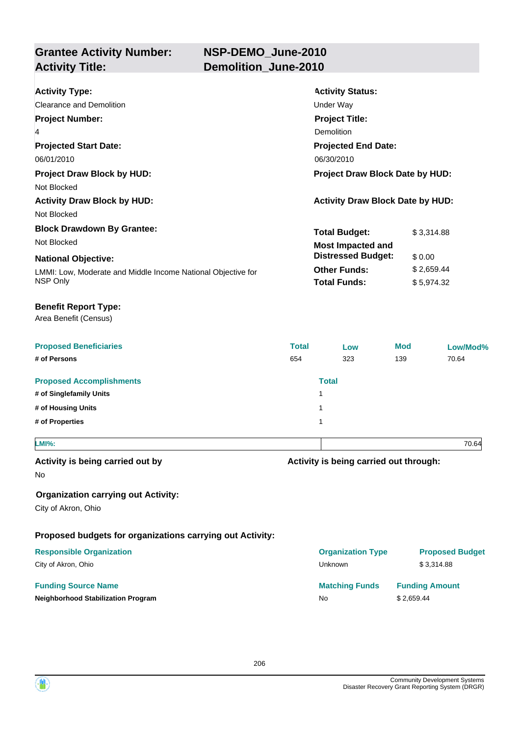## Grantee Activity Number: NSP-DEMO_June-2010
## Activity Title: Demolition_June-2010

**Activity Type:**
Clearance and Demolition

**Activity Status:**
Under Way

**Project Number:**
4

**Project Title:**
Demolition

**Projected Start Date:**
06/01/2010

**Projected End Date:**
06/30/2010

**Project Draw Block by HUD:**
Not Blocked

**Project Draw Block Date by HUD:**

**Activity Draw Block by HUD:**
Not Blocked

**Activity Draw Block Date by HUD:**

**Block Drawdown By Grantee:**
Not Blocked

**National Objective:**
LMMI: Low, Moderate and Middle Income National Objective for NSP Only

| | |
|---|---|
| **Total Budget:** | $ 3,314.88 |
| **Most Impacted and Distressed Budget:** | $ 0.00 |
| **Other Funds:** | $ 2,659.44 |
| **Total Funds:** | $ 5,974.32 |

**Benefit Report Type:**
Area Benefit (Census)

| Proposed Beneficiaries | Total | Low | Mod | Low/Mod% |
|---|---|---|---|---|
| # of Persons | 654 | 323 | 139 | 70.64 |

| Proposed Accomplishments | Total |
|---|---|
| # of Singlefamily Units | 1 |
| # of Housing Units | 1 |
| # of Properties | 1 |

| LMI%: | 70.64 |
|---|---|

**Activity is being carried out by**
No

**Activity is being carried out through:**

### Organization carrying out Activity:
City of Akron, Ohio

### Proposed budgets for organizations carrying out Activity:

| Responsible Organization | Organization Type | Proposed Budget |
|---|---|---|
| City of Akron, Ohio | Unknown | $ 3,314.88 |

| Funding Source Name | Matching Funds | Funding Amount |
|---|---|---|
| **Neighborhood Stabilization Program** | No | $ 2,659.44 |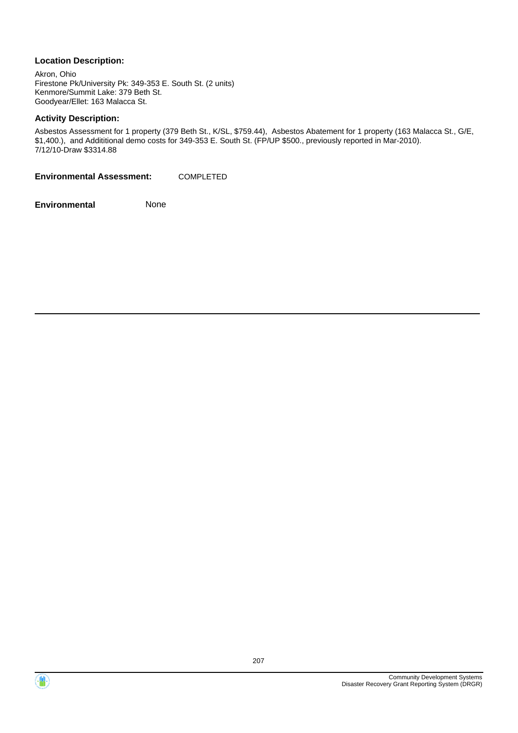**Location Description:**

Akron, Ohio
Firestone Pk/University Pk: 349-353 E. South St. (2 units)
Kenmore/Summit Lake: 379 Beth St.
Goodyear/Ellet: 163 Malacca St.

**Activity Description:**

Asbestos Assessment for 1 property (379 Beth St., K/SL, $759.44), Asbestos Abatement for 1 property (163 Malacca St., G/E, $1,400.), and Addititional demo costs for 349-353 E. South St. (FP/UP $500., previously reported in Mar-2010).
7/12/10-Draw $3314.88

**Environmental Assessment:** COMPLETED

**Environmental** None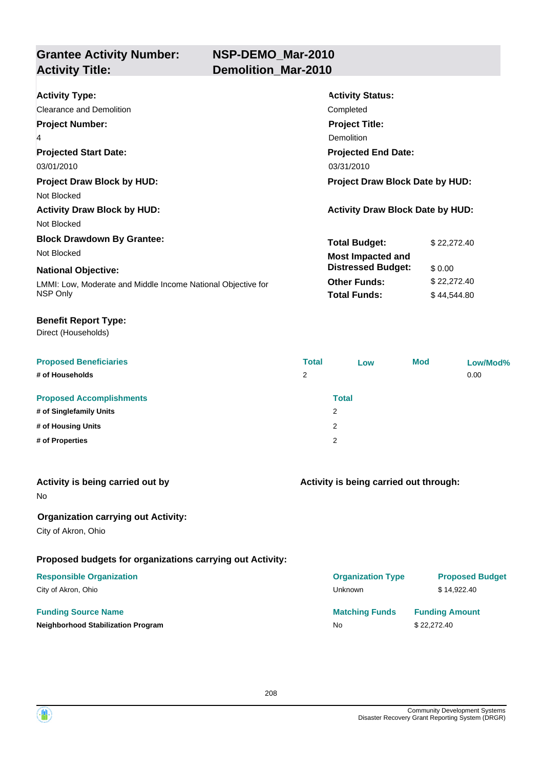## Grantee Activity Number: NSP-DEMO_Mar-2010
## Activity Title: Demolition_Mar-2010

**Activity Type:**
Clearance and Demolition

**Activity Status:**
Completed

**Project Number:**
4

**Project Title:**
Demolition

**Projected Start Date:**
03/01/2010

**Projected End Date:**
03/31/2010

**Project Draw Block by HUD:**
Not Blocked

**Project Draw Block Date by HUD:**

**Activity Draw Block by HUD:**
Not Blocked

**Activity Draw Block Date by HUD:**

**Block Drawdown By Grantee:**
Not Blocked

**National Objective:**
LMMI: Low, Moderate and Middle Income National Objective for NSP Only

| | |
|---|---|
| **Total Budget:** | $ 22,272.40 |
| **Most Impacted and Distressed Budget:** | $ 0.00 |
| **Other Funds:** | $ 22,272.40 |
| **Total Funds:** | $ 44,544.80 |

**Benefit Report Type:**
Direct (Households)

| Proposed Beneficiaries | Total | Low | Mod | Low/Mod% |
|---|---|---|---|---|
| # of Households | 2 | | | 0.00 |

| Proposed Accomplishments | Total |
|---|---|
| # of Singlefamily Units | 2 |
| # of Housing Units | 2 |
| # of Properties | 2 |

**Activity is being carried out by**
No

**Activity is being carried out through:**

**Organization carrying out Activity:**
City of Akron, Ohio

**Proposed budgets for organizations carrying out Activity:**

| Responsible Organization | Organization Type | Proposed Budget |
|---|---|---|
| City of Akron, Ohio | Unknown | $ 14,922.40 |

| Funding Source Name | Matching Funds | Funding Amount |
|---|---|---|
| **Neighborhood Stabilization Program** | No | $ 22,272.40 |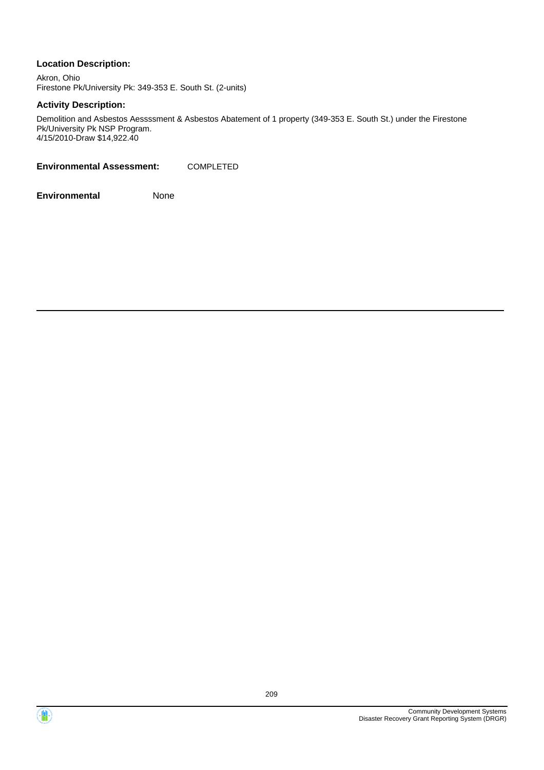**Location Description:**

Akron, Ohio
Firestone Pk/University Pk: 349-353 E. South St. (2-units)

**Activity Description:**

Demolition and Asbestos Aessssment & Asbestos Abatement of 1 property (349-353 E. South St.) under the Firestone Pk/University Pk NSP Program.
4/15/2010-Draw $14,922.40

**Environmental Assessment:** COMPLETED

**Environmental** None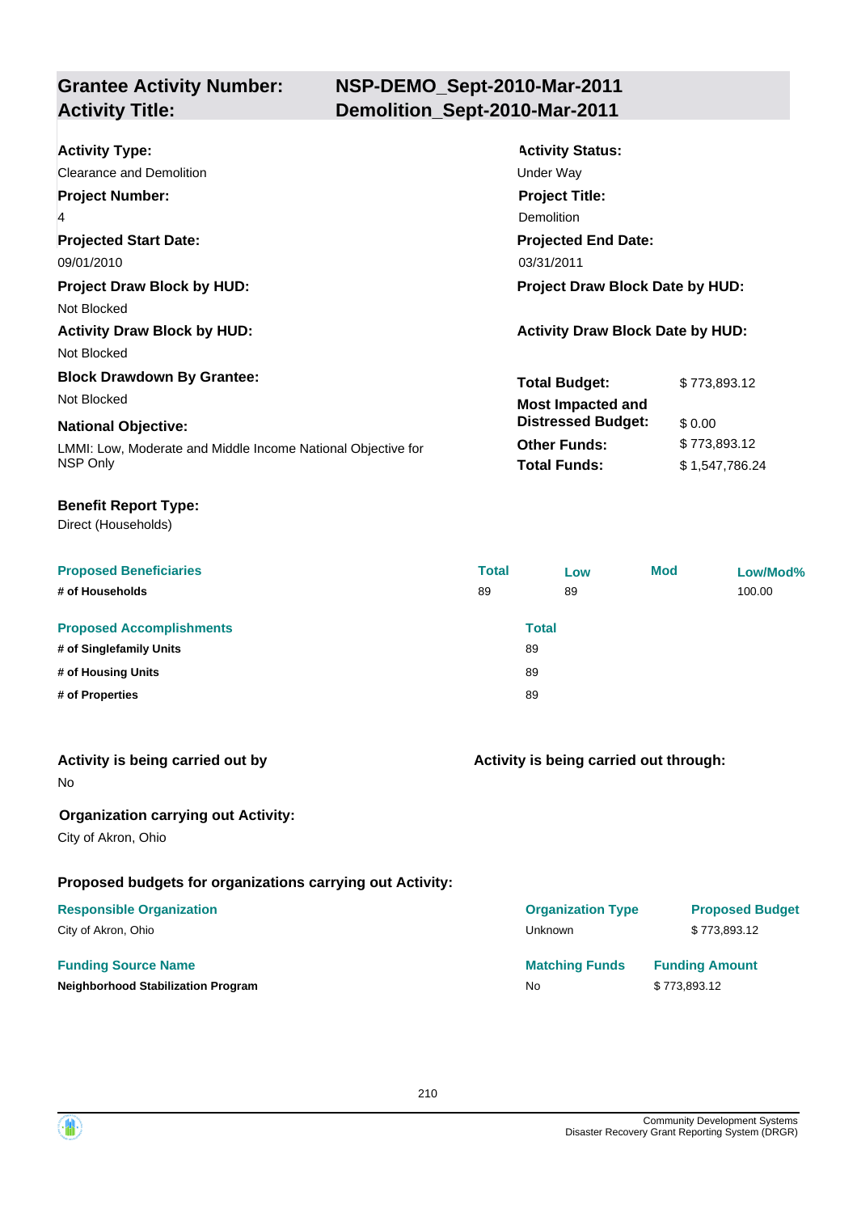## Grantee Activity Number: NSP-DEMO_Sept-2010-Mar-2011
## Activity Title: Demolition_Sept-2010-Mar-2011

**Activity Type:**
Clearance and Demolition

**Activity Status:**
Under Way

**Project Number:**
4

**Project Title:**
Demolition

**Projected Start Date:**
09/01/2010

**Projected End Date:**
03/31/2011

**Project Draw Block by HUD:**
Not Blocked

**Project Draw Block Date by HUD:**

**Activity Draw Block by HUD:**
Not Blocked

**Activity Draw Block Date by HUD:**

**Block Drawdown By Grantee:**
Not Blocked

**National Objective:**
LMMI: Low, Moderate and Middle Income National Objective for NSP Only

| | |
|---|---|
| **Total Budget:** | $ 773,893.12 |
| **Most Impacted and Distressed Budget:** | $ 0.00 |
| **Other Funds:** | $ 773,893.12 |
| **Total Funds:** | $ 1,547,786.24 |

**Benefit Report Type:**
Direct (Households)

| Proposed Beneficiaries | Total | Low | Mod | Low/Mod% |
|---|---|---|---|---|
| # of Households | 89 | 89 | | 100.00 |

| Proposed Accomplishments | Total |
|---|---|
| # of Singlefamily Units | 89 |
| # of Housing Units | 89 |
| # of Properties | 89 |

**Activity is being carried out by**
No

**Activity is being carried out through:**

**Organization carrying out Activity:**
City of Akron, Ohio

**Proposed budgets for organizations carrying out Activity:**

| Responsible Organization | Organization Type | Proposed Budget |
|---|---|---|
| City of Akron, Ohio | Unknown | $ 773,893.12 |

| Funding Source Name | Matching Funds | Funding Amount |
|---|---|---|
| **Neighborhood Stabilization Program** | No | $ 773,893.12 |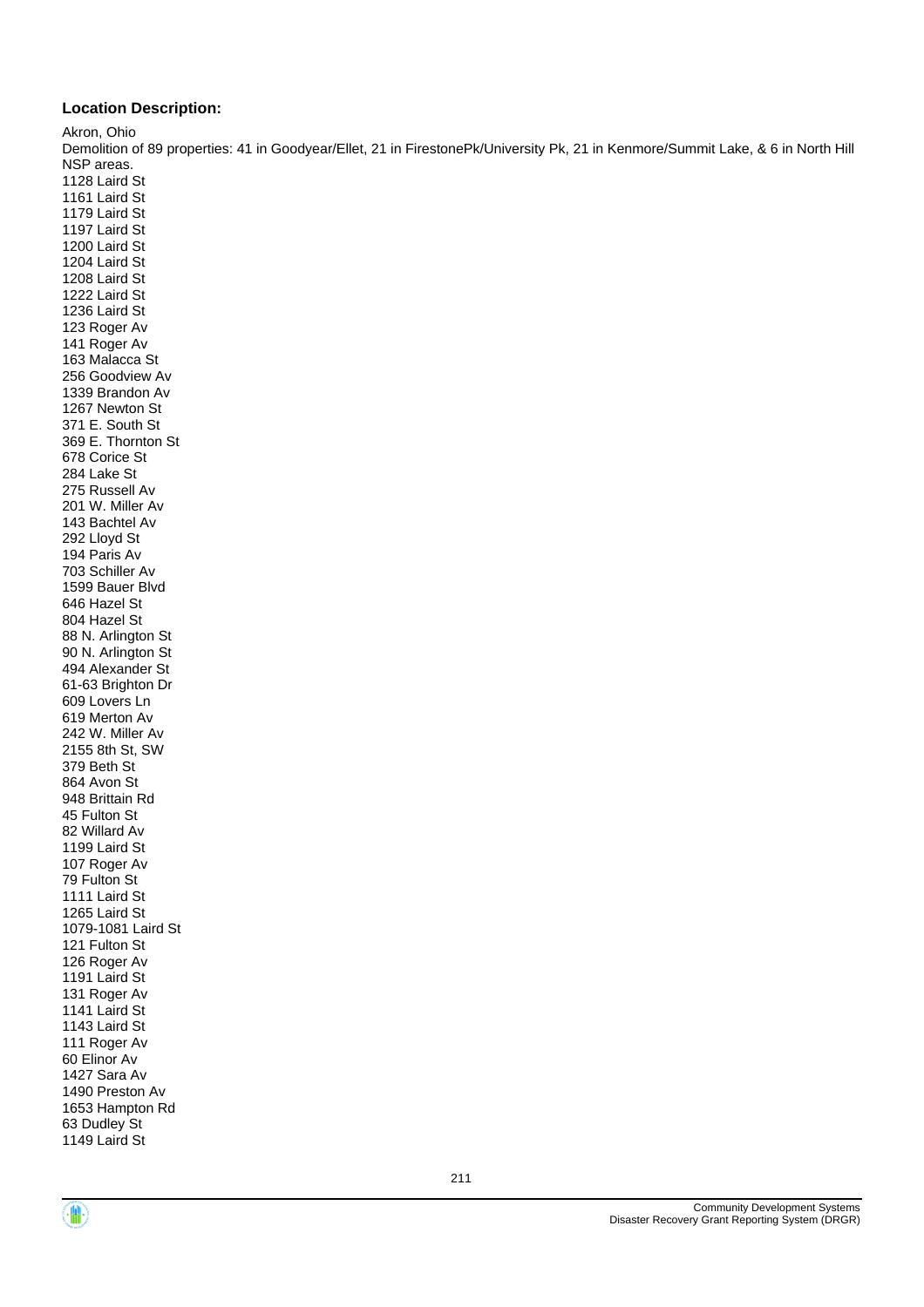**Location Description:**

Akron, Ohio

Demolition of 89 properties: 41 in Goodyear/Ellet, 21 in FirestonePk/University Pk, 21 in Kenmore/Summit Lake, & 6 in North Hill NSP areas.

1128 Laird St
1161 Laird St
1179 Laird St
1197 Laird St
1200 Laird St
1204 Laird St
1208 Laird St
1222 Laird St
1236 Laird St
123 Roger Av
141 Roger Av
163 Malacca St
256 Goodview Av
1339 Brandon Av
1267 Newton St
371 E. South St
369 E. Thornton St
678 Corice St
284 Lake St
275 Russell Av
201 W. Miller Av
143 Bachtel Av
292 Lloyd St
194 Paris Av
703 Schiller Av
1599 Bauer Blvd
646 Hazel St
804 Hazel St
88 N. Arlington St
90 N. Arlington St
494 Alexander St
61-63 Brighton Dr
609 Lovers Ln
619 Merton Av
242 W. Miller Av
2155 8th St, SW
379 Beth St
864 Avon St
948 Brittain Rd
45 Fulton St
82 Willard Av
1199 Laird St
107 Roger Av
79 Fulton St
1111 Laird St
1265 Laird St
1079-1081 Laird St
121 Fulton St
126 Roger Av
1191 Laird St
131 Roger Av
1141 Laird St
1143 Laird St
111 Roger Av
60 Elinor Av
1427 Sara Av
1490 Preston Av
1653 Hampton Rd
63 Dudley St
1149 Laird St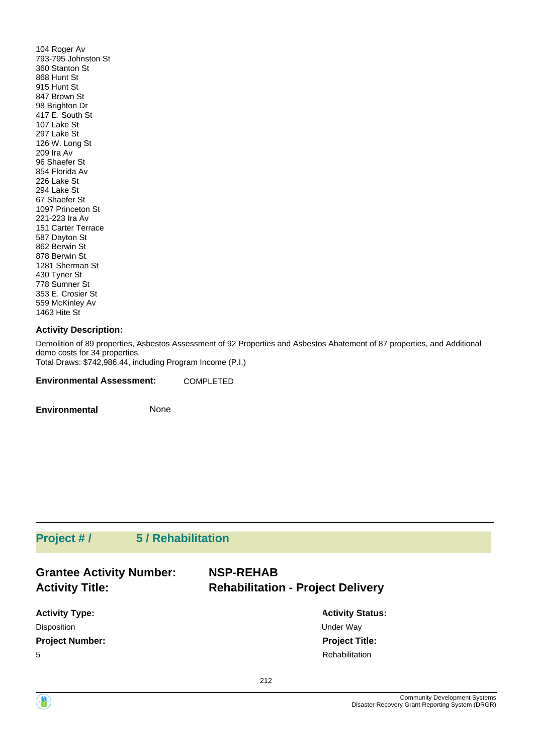104 Roger Av
793-795 Johnston St
360 Stanton St
868 Hunt St
915 Hunt St
847 Brown St
98 Brighton Dr
417 E. South St
107 Lake St
297 Lake St
126 W. Long St
209 Ira Av
96 Shaefer St
854 Florida Av
226 Lake St
294 Lake St
67 Shaefer St
1097 Princeton St
221-223 Ira Av
151 Carter Terrace
587 Dayton St
862 Berwin St
878 Berwin St
1281 Sherman St
430 Tyner St
778 Sumner St
353 E. Crosier St
559 McKinley Av
1463 Hite St

**Activity Description:**

Demolition of 89 properties, Asbestos Assessment of 92 Properties and Asbestos Abatement of 87 properties, and Additional demo costs for 34 properties.
Total Draws: $742,986.44, including Program Income (P.I.)

**Environmental Assessment:** COMPLETED

**Environmental** None

---

## Project # / 5 / Rehabilitation

**Grantee Activity Number:** NSP-REHAB
**Activity Title:** Rehabilitation - Project Delivery

**Activity Type:**
Disposition

**Activity Status:**
Under Way

**Project Number:**
5

**Project Title:**
Rehabilitation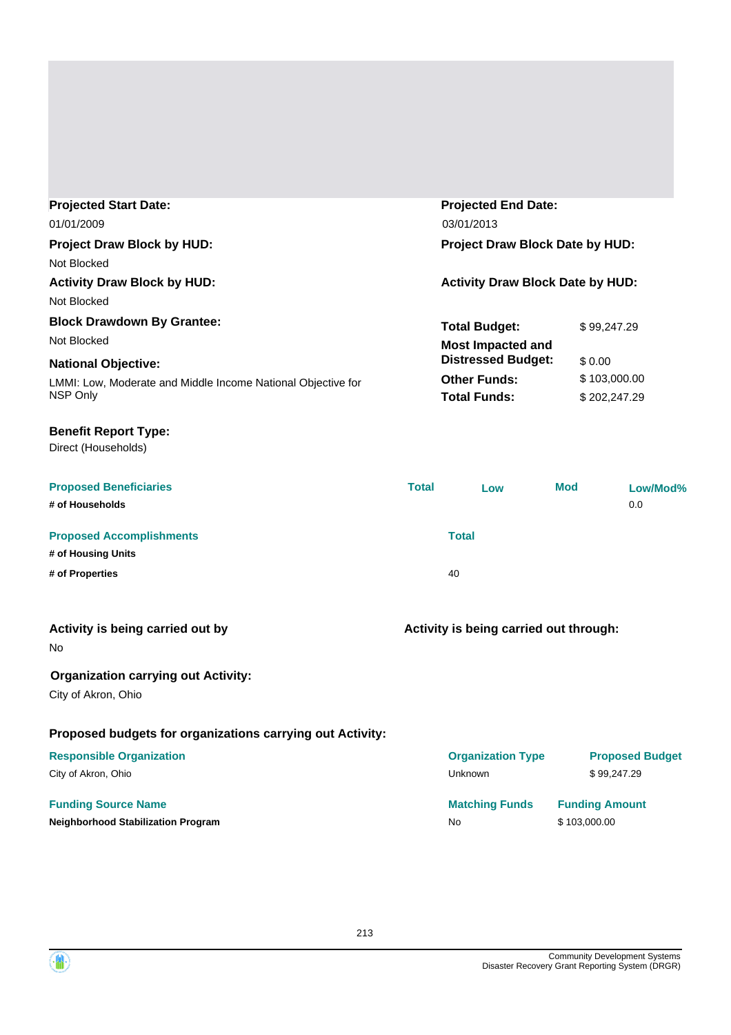**Projected Start Date:**
01/01/2009

**Projected End Date:**
03/01/2013

**Project Draw Block by HUD:**
Not Blocked

**Project Draw Block Date by HUD:**

**Activity Draw Block by HUD:**
Not Blocked

**Activity Draw Block Date by HUD:**

**Block Drawdown By Grantee:**
Not Blocked

**National Objective:**
LMMI: Low, Moderate and Middle Income National Objective for NSP Only

| | |
|---|---|
| **Total Budget:** | $ 99,247.29 |
| **Most Impacted and Distressed Budget:** | $ 0.00 |
| **Other Funds:** | $ 103,000.00 |
| **Total Funds:** | $ 202,247.29 |

**Benefit Report Type:**
Direct (Households)

| Proposed Beneficiaries | Total | Low | Mod | Low/Mod% |
|---|---|---|---|---|
| # of Households | | | | 0.0 |

| Proposed Accomplishments | Total |
|---|---|
| # of Housing Units | |
| # of Properties | 40 |

**Activity is being carried out by**
No

**Activity is being carried out through:**

**Organization carrying out Activity:**
City of Akron, Ohio

**Proposed budgets for organizations carrying out Activity:**

| Responsible Organization | Organization Type | Proposed Budget |
|---|---|---|
| City of Akron, Ohio | Unknown | $ 99,247.29 |

| Funding Source Name | Matching Funds | Funding Amount |
|---|---|---|
| **Neighborhood Stabilization Program** | No | $ 103,000.00 |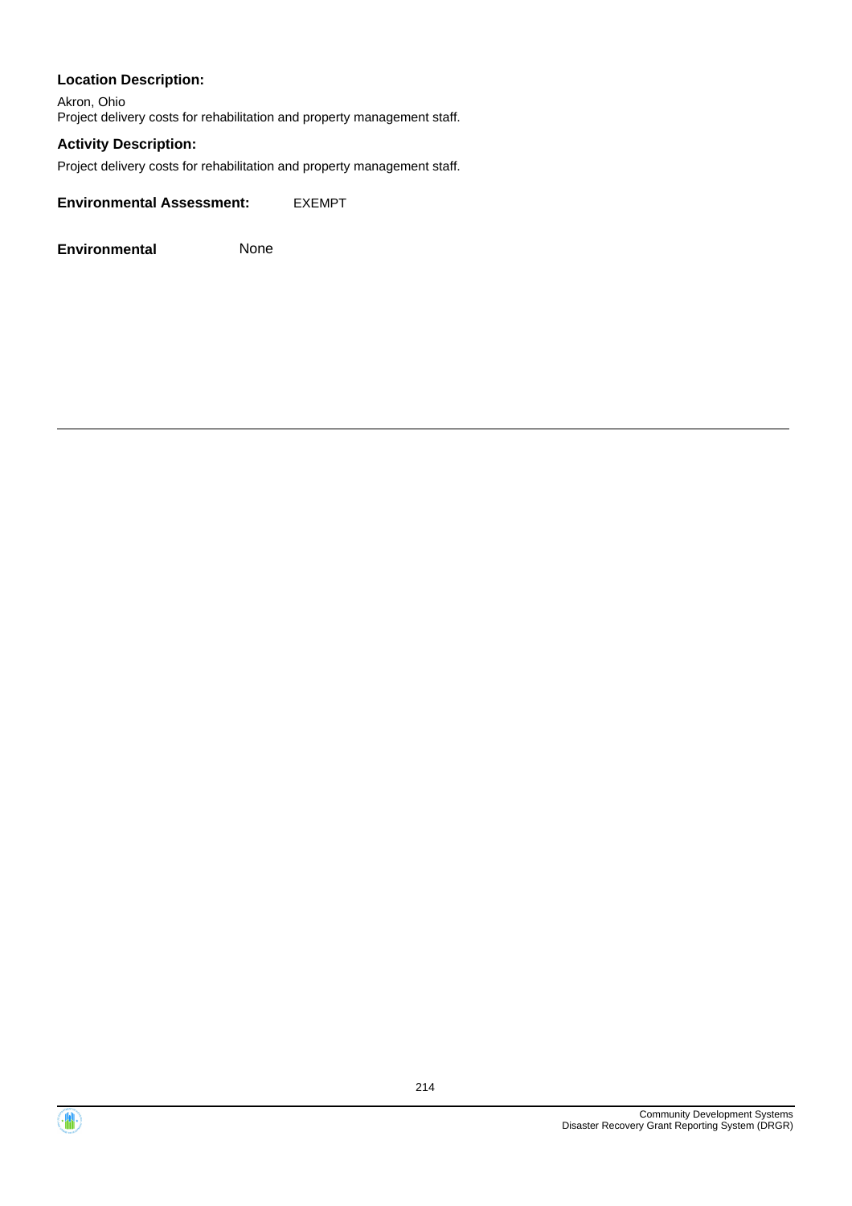**Location Description:**

Akron, Ohio
Project delivery costs for rehabilitation and property management staff.

**Activity Description:**

Project delivery costs for rehabilitation and property management staff.

**Environmental Assessment:** EXEMPT

**Environmental** None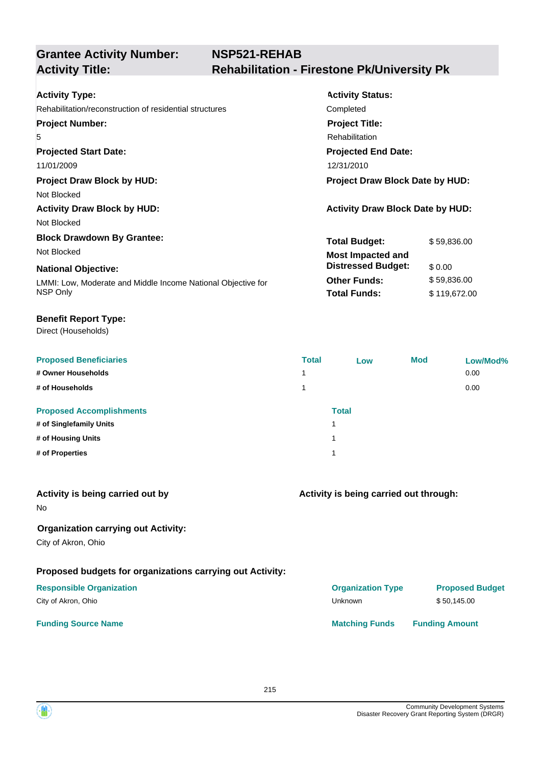## Grantee Activity Number: NSP521-REHAB
## Activity Title: Rehabilitation - Firestone Pk/University Pk

**Activity Type:**
Rehabilitation/reconstruction of residential structures

**Activity Status:**
Completed

**Project Number:**
5

**Project Title:**
Rehabilitation

**Projected Start Date:**
11/01/2009

**Projected End Date:**
12/31/2010

**Project Draw Block by HUD:**
Not Blocked

**Project Draw Block Date by HUD:**

**Activity Draw Block by HUD:**
Not Blocked

**Activity Draw Block Date by HUD:**

**Block Drawdown By Grantee:**
Not Blocked

**National Objective:**
LMMI: Low, Moderate and Middle Income National Objective for NSP Only

| | |
|---|---|
| **Total Budget:** | $ 59,836.00 |
| **Most Impacted and Distressed Budget:** | $ 0.00 |
| **Other Funds:** | $ 59,836.00 |
| **Total Funds:** | $ 119,672.00 |

**Benefit Report Type:**
Direct (Households)

| Proposed Beneficiaries | Total | Low | Mod | Low/Mod% |
|---|---|---|---|---|
| # Owner Households | 1 | | | 0.00 |
| # of Households | 1 | | | 0.00 |

| Proposed Accomplishments | Total |
|---|---|
| # of Singlefamily Units | 1 |
| # of Housing Units | 1 |
| # of Properties | 1 |

**Activity is being carried out by**
No

**Activity is being carried out through:**

**Organization carrying out Activity:**
City of Akron, Ohio

**Proposed budgets for organizations carrying out Activity:**

| Responsible Organization | Organization Type | Proposed Budget |
|---|---|---|
| City of Akron, Ohio | Unknown | $ 50,145.00 |

| Funding Source Name | Matching Funds | Funding Amount |
|---|---|---|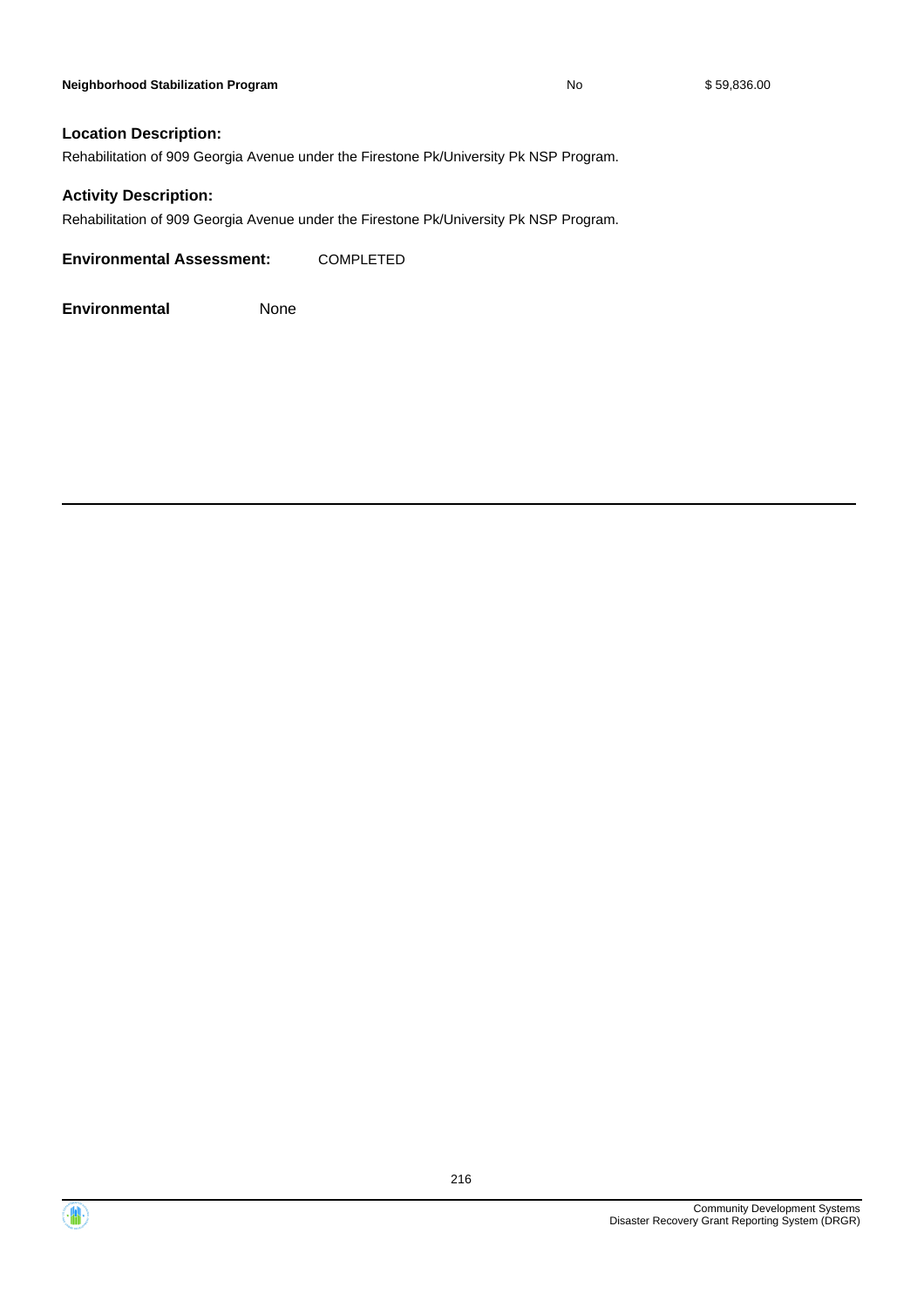| | | |
|---|---|---|
| **Neighborhood Stabilization Program** | No | $ 59,836.00 |

### Location Description:

Rehabilitation of 909 Georgia Avenue under the Firestone Pk/University Pk NSP Program.

### Activity Description:

Rehabilitation of 909 Georgia Avenue under the Firestone Pk/University Pk NSP Program.

**Environmental Assessment:** COMPLETED

**Environmental** None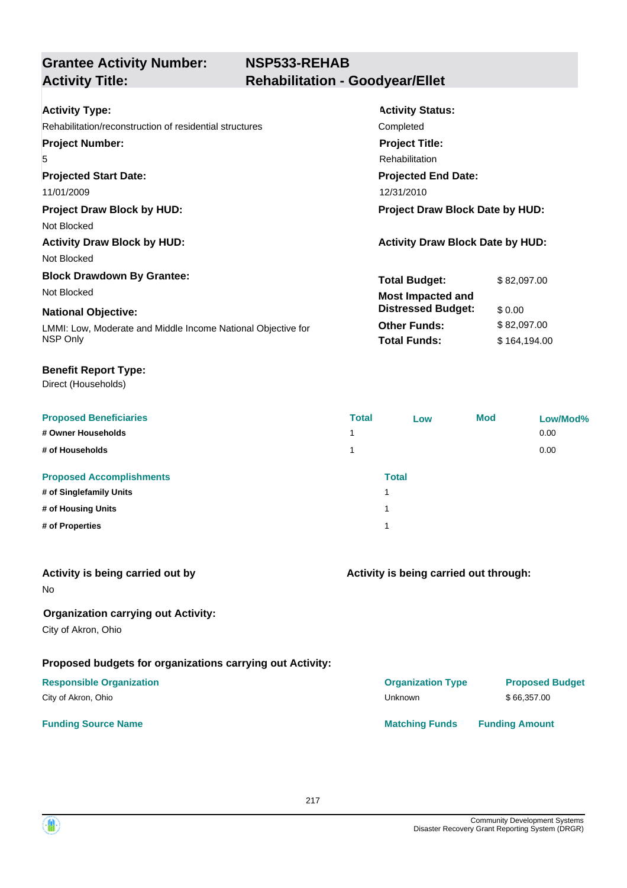| **Grantee Activity Number:** | **NSP533-REHAB** |
|---|---|
| **Activity Title:** | **Rehabilitation - Goodyear/Ellet** |

**Activity Type:**
Rehabilitation/reconstruction of residential structures

**Activity Status:**
Completed

**Project Number:**
5

**Project Title:**
Rehabilitation

**Projected Start Date:**
11/01/2009

**Projected End Date:**
12/31/2010

**Project Draw Block by HUD:**
Not Blocked

**Project Draw Block Date by HUD:**

**Activity Draw Block by HUD:**
Not Blocked

**Activity Draw Block Date by HUD:**

**Block Drawdown By Grantee:**
Not Blocked

**National Objective:**
LMMI: Low, Moderate and Middle Income National Objective for NSP Only

| | |
|---|---|
| **Total Budget:** | $ 82,097.00 |
| **Most Impacted and Distressed Budget:** | $ 0.00 |
| **Other Funds:** | $ 82,097.00 |
| **Total Funds:** | $ 164,194.00 |

**Benefit Report Type:**
Direct (Households)

| Proposed Beneficiaries | Total | Low | Mod | Low/Mod% |
|---|---|---|---|---|
| **# Owner Households** | 1 | | | 0.00 |
| **# of Households** | 1 | | | 0.00 |

| Proposed Accomplishments | Total |
|---|---|
| **# of Singlefamily Units** | 1 |
| **# of Housing Units** | 1 |
| **# of Properties** | 1 |

**Activity is being carried out by**
No

**Activity is being carried out through:**

**Organization carrying out Activity:**
City of Akron, Ohio

**Proposed budgets for organizations carrying out Activity:**

| Responsible Organization | Organization Type | Proposed Budget |
|---|---|---|
| City of Akron, Ohio | Unknown | $ 66,357.00 |

| Funding Source Name | Matching Funds | Funding Amount |
|---|---|---|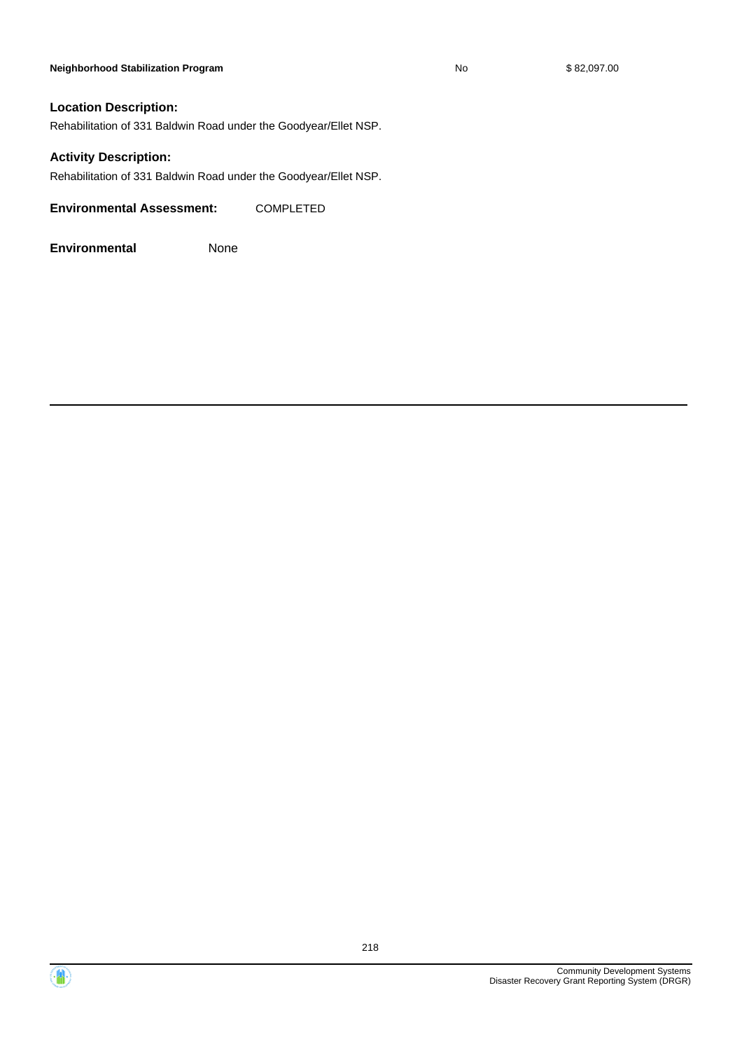| | | |
|---|---|---|
| **Neighborhood Stabilization Program** | No | $ 82,097.00 |

### Location Description:

Rehabilitation of 331 Baldwin Road under the Goodyear/Ellet NSP.

### Activity Description:

Rehabilitation of 331 Baldwin Road under the Goodyear/Ellet NSP.

**Environmental Assessment:** COMPLETED

**Environmental** None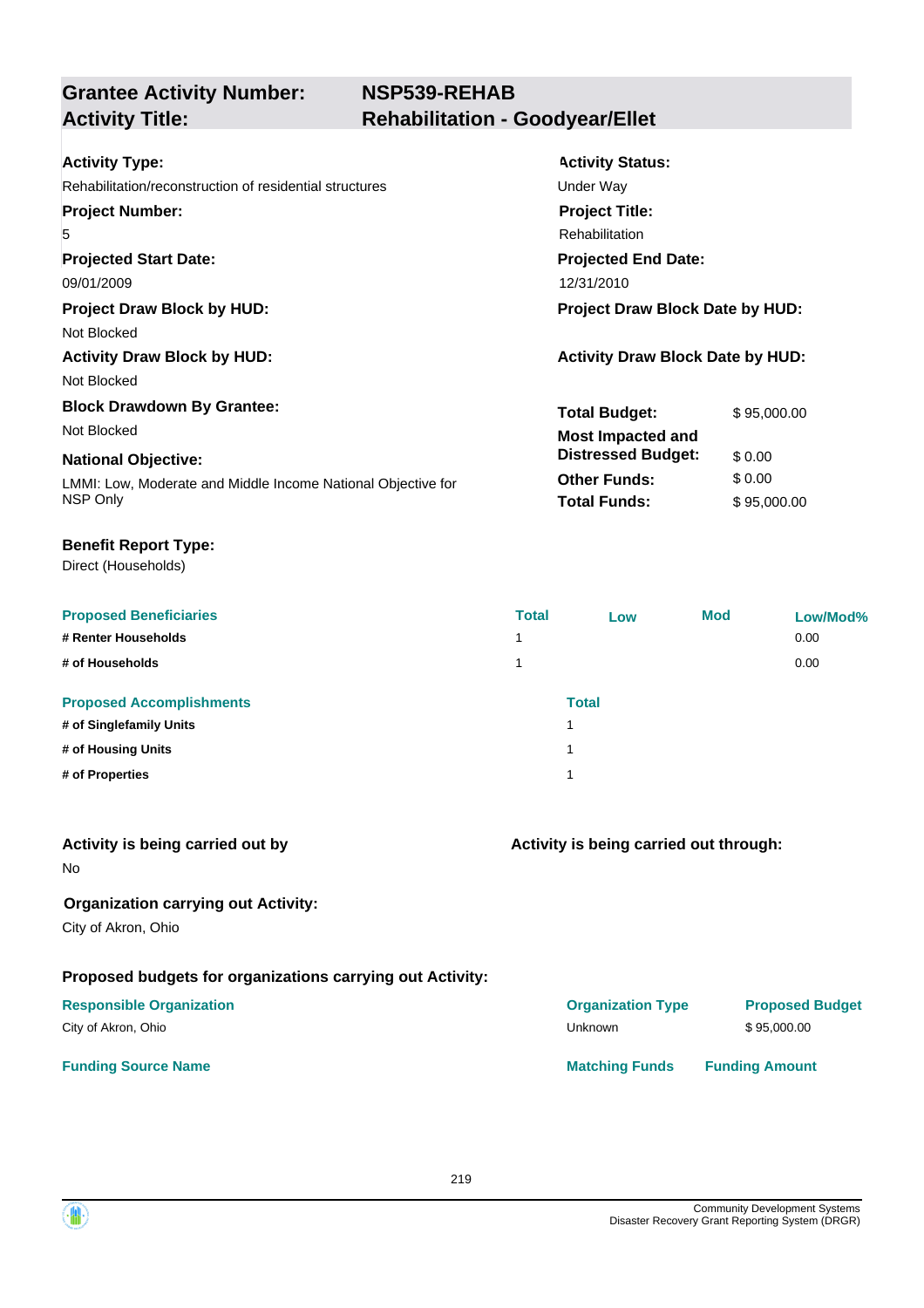## Grantee Activity Number: NSP539-REHAB
## Activity Title: Rehabilitation - Goodyear/Ellet

**Activity Type:**
Rehabilitation/reconstruction of residential structures

**Activity Status:**
Under Way

**Project Number:**
5

**Project Title:**
Rehabilitation

**Projected Start Date:**
09/01/2009

**Projected End Date:**
12/31/2010

**Project Draw Block by HUD:**
Not Blocked

**Project Draw Block Date by HUD:**

**Activity Draw Block by HUD:**
Not Blocked

**Activity Draw Block Date by HUD:**

**Block Drawdown By Grantee:**
Not Blocked

**National Objective:**
LMMI: Low, Moderate and Middle Income National Objective for NSP Only

| | |
|---|---|
| **Total Budget:** | $ 95,000.00 |
| **Most Impacted and Distressed Budget:** | $ 0.00 |
| **Other Funds:** | $ 0.00 |
| **Total Funds:** | $ 95,000.00 |

**Benefit Report Type:**
Direct (Households)

| Proposed Beneficiaries | Total | Low | Mod | Low/Mod% |
|---|---|---|---|---|
| # Renter Households | 1 | | | 0.00 |
| # of Households | 1 | | | 0.00 |

| Proposed Accomplishments | Total |
|---|---|
| # of Singlefamily Units | 1 |
| # of Housing Units | 1 |
| # of Properties | 1 |

**Activity is being carried out by**
No

**Activity is being carried out through:**

**Organization carrying out Activity:**
City of Akron, Ohio

**Proposed budgets for organizations carrying out Activity:**

| Responsible Organization | Organization Type | Proposed Budget |
|---|---|---|
| City of Akron, Ohio | Unknown | $ 95,000.00 |

| Funding Source Name | Matching Funds | Funding Amount |
|---|---|---|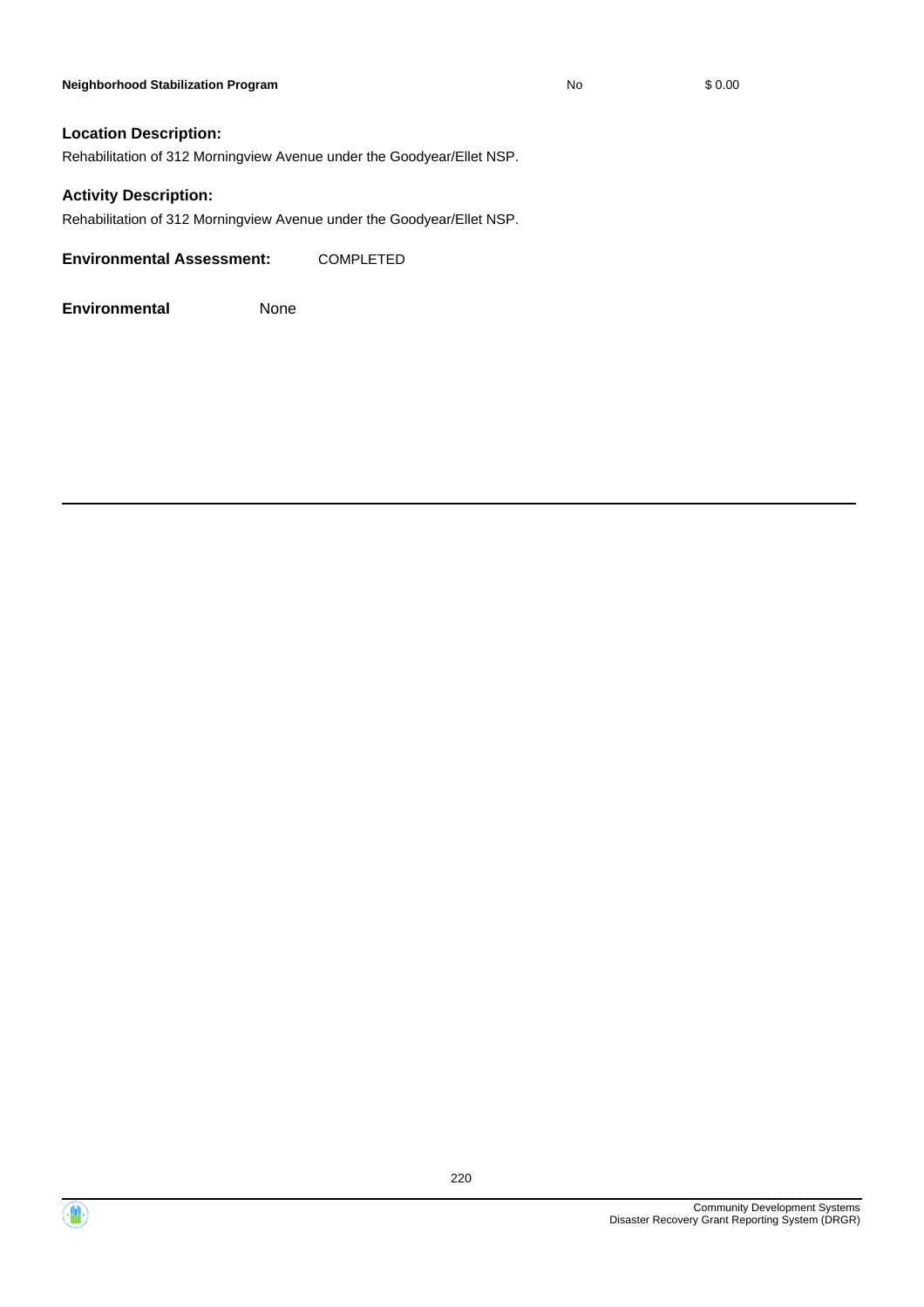| Neighborhood Stabilization Program | No | $ 0.00 |
|---|---|---|

**Location Description:**

Rehabilitation of 312 Morningview Avenue under the Goodyear/Ellet NSP.

**Activity Description:**

Rehabilitation of 312 Morningview Avenue under the Goodyear/Ellet NSP.

**Environmental Assessment:** COMPLETED

**Environmental** None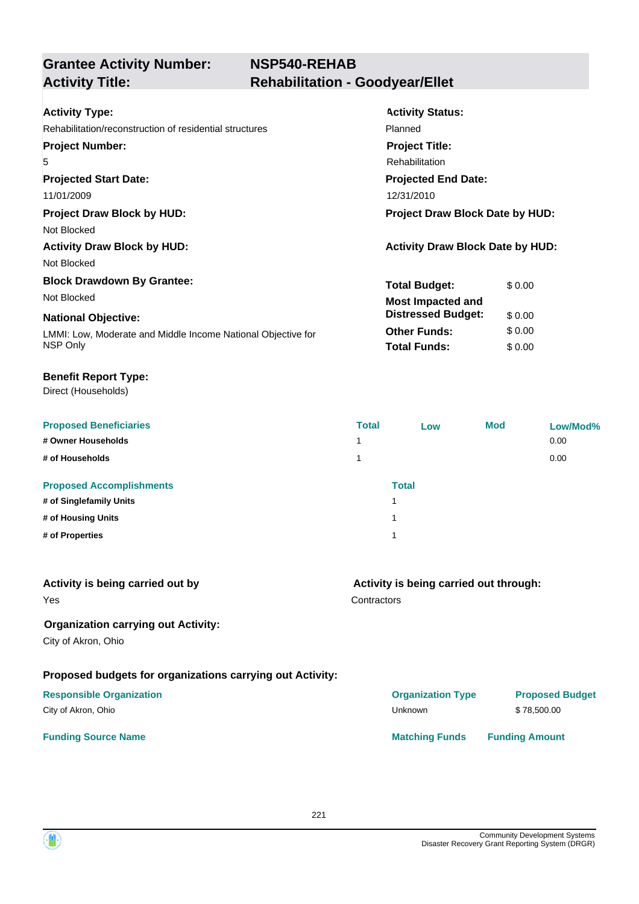## Grantee Activity Number: NSP540-REHAB
## Activity Title: Rehabilitation - Goodyear/Ellet

**Activity Type:**
Rehabilitation/reconstruction of residential structures

**Activity Status:**
Planned

**Project Number:**
5

**Project Title:**
Rehabilitation

**Projected Start Date:**
11/01/2009

**Projected End Date:**
12/31/2010

**Project Draw Block by HUD:**
Not Blocked

**Project Draw Block Date by HUD:**

**Activity Draw Block by HUD:**
Not Blocked

**Activity Draw Block Date by HUD:**

**Block Drawdown By Grantee:**
Not Blocked

**National Objective:**
LMMI: Low, Moderate and Middle Income National Objective for NSP Only

| | |
|---|---|
| **Total Budget:** | $ 0.00 |
| **Most Impacted and Distressed Budget:** | $ 0.00 |
| **Other Funds:** | $ 0.00 |
| **Total Funds:** | $ 0.00 |

**Benefit Report Type:**
Direct (Households)

| Proposed Beneficiaries | Total | Low | Mod | Low/Mod% |
|---|---|---|---|---|
| # Owner Households | 1 | | | 0.00 |
| # of Households | 1 | | | 0.00 |

| Proposed Accomplishments | Total |
|---|---|
| # of Singlefamily Units | 1 |
| # of Housing Units | 1 |
| # of Properties | 1 |

**Activity is being carried out by**
Yes

**Activity is being carried out through:**
Contractors

**Organization carrying out Activity:**
City of Akron, Ohio

**Proposed budgets for organizations carrying out Activity:**

| Responsible Organization | Organization Type | Proposed Budget |
|---|---|---|
| City of Akron, Ohio | Unknown | $ 78,500.00 |

| Funding Source Name | Matching Funds | Funding Amount |
|---|---|---|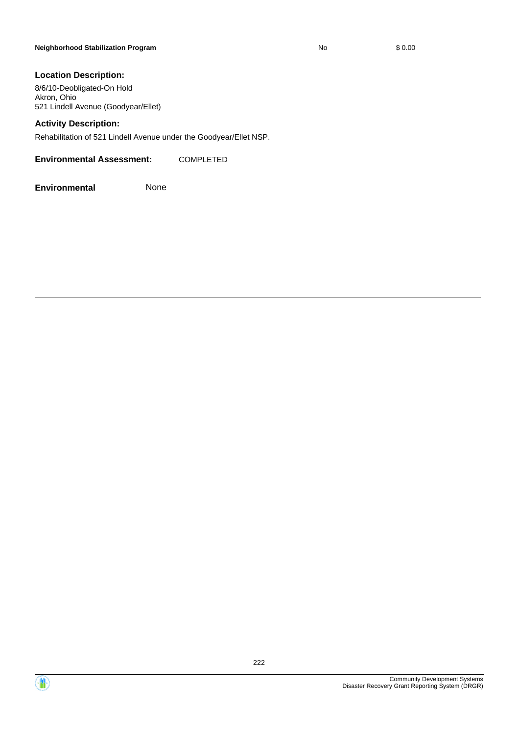| | | |
|---|---|---|
| **Neighborhood Stabilization Program** | No | $ 0.00 |

### Location Description:

8/6/10-Deobligated-On Hold
Akron, Ohio
521 Lindell Avenue (Goodyear/Ellet)

### Activity Description:

Rehabilitation of 521 Lindell Avenue under the Goodyear/Ellet NSP.

**Environmental Assessment:** COMPLETED

**Environmental** None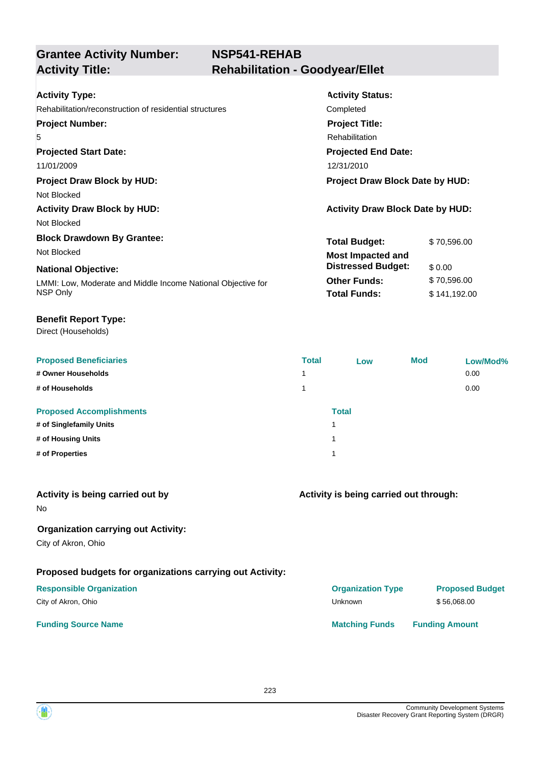## Grantee Activity Number: NSP541-REHAB
## Activity Title: Rehabilitation - Goodyear/Ellet

**Activity Type:**
Rehabilitation/reconstruction of residential structures

**Activity Status:**
Completed

**Project Number:**
5

**Project Title:**
Rehabilitation

**Projected Start Date:**
11/01/2009

**Projected End Date:**
12/31/2010

**Project Draw Block by HUD:**
Not Blocked

**Project Draw Block Date by HUD:**

**Activity Draw Block by HUD:**
Not Blocked

**Activity Draw Block Date by HUD:**

**Block Drawdown By Grantee:**
Not Blocked

**National Objective:**
LMMI: Low, Moderate and Middle Income National Objective for NSP Only

| | |
|---|---|
| **Total Budget:** | $ 70,596.00 |
| **Most Impacted and Distressed Budget:** | $ 0.00 |
| **Other Funds:** | $ 70,596.00 |
| **Total Funds:** | $ 141,192.00 |

**Benefit Report Type:**
Direct (Households)

| Proposed Beneficiaries | Total | Low | Mod | Low/Mod% |
|---|---|---|---|---|
| # Owner Households | 1 | | | 0.00 |
| # of Households | 1 | | | 0.00 |

| Proposed Accomplishments | Total |
|---|---|
| # of Singlefamily Units | 1 |
| # of Housing Units | 1 |
| # of Properties | 1 |

**Activity is being carried out by**
No

**Activity is being carried out through:**

**Organization carrying out Activity:**
City of Akron, Ohio

**Proposed budgets for organizations carrying out Activity:**

| Responsible Organization | Organization Type | Proposed Budget |
|---|---|---|
| City of Akron, Ohio | Unknown | $ 56,068.00 |

| Funding Source Name | Matching Funds | Funding Amount |
|---|---|---|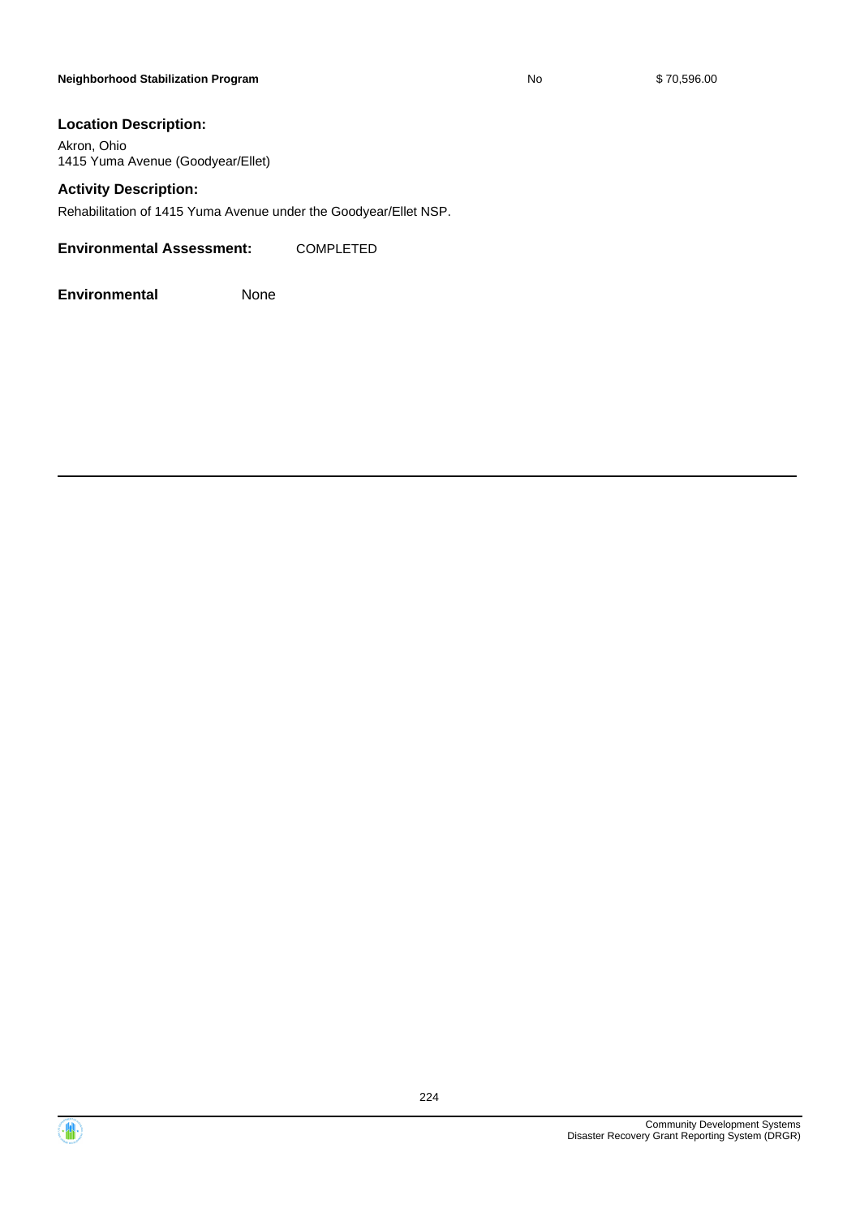| Neighborhood Stabilization Program | No | $ 70,596.00 |
| --- | --- | --- |

**Location Description:**

Akron, Ohio
1415 Yuma Avenue (Goodyear/Ellet)

**Activity Description:**

Rehabilitation of 1415 Yuma Avenue under the Goodyear/Ellet NSP.

**Environmental Assessment:** COMPLETED

**Environmental** None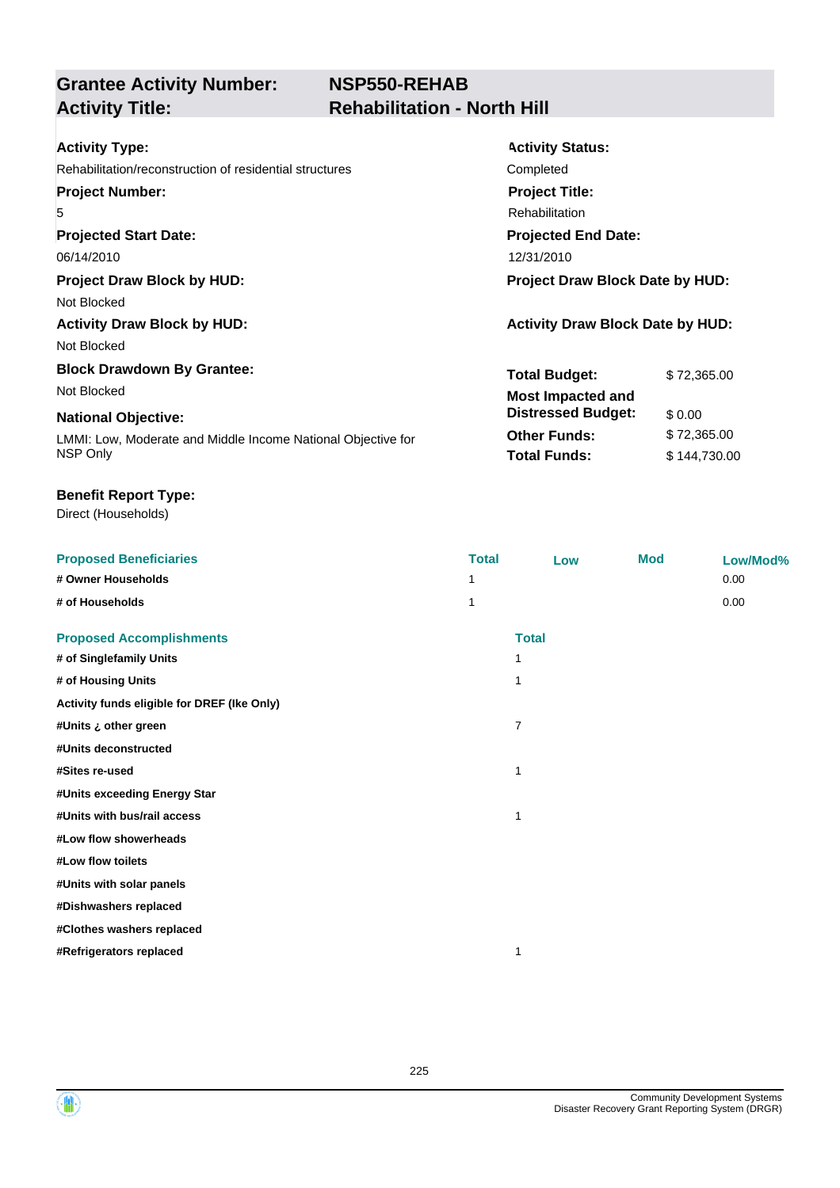## Grantee Activity Number: NSP550-REHAB
## Activity Title: Rehabilitation - North Hill

**Activity Type:**
Rehabilitation/reconstruction of residential structures

**Activity Status:**
Completed

**Project Number:**
5

**Project Title:**
Rehabilitation

**Projected Start Date:**
06/14/2010

**Projected End Date:**
12/31/2010

**Project Draw Block by HUD:**
Not Blocked

**Project Draw Block Date by HUD:**

**Activity Draw Block by HUD:**
Not Blocked

**Activity Draw Block Date by HUD:**

**Block Drawdown By Grantee:**
Not Blocked

**National Objective:**
LMMI: Low, Moderate and Middle Income National Objective for NSP Only

| | |
|---|---|
| **Total Budget:** | $ 72,365.00 |
| **Most Impacted and Distressed Budget:** | $ 0.00 |
| **Other Funds:** | $ 72,365.00 |
| **Total Funds:** | $ 144,730.00 |

**Benefit Report Type:**
Direct (Households)

| Proposed Beneficiaries | Total | Low | Mod | Low/Mod% |
|---|---|---|---|---|
| # Owner Households | 1 | | | 0.00 |
| # of Households | 1 | | | 0.00 |

| Proposed Accomplishments | Total |
|---|---|
| # of Singlefamily Units | 1 |
| # of Housing Units | 1 |
| Activity funds eligible for DREF (Ike Only) | |
| #Units ¿ other green | 7 |
| #Units deconstructed | |
| #Sites re-used | 1 |
| #Units exceeding Energy Star | |
| #Units with bus/rail access | 1 |
| #Low flow showerheads | |
| #Low flow toilets | |
| #Units with solar panels | |
| #Dishwashers replaced | |
| #Clothes washers replaced | |
| #Refrigerators replaced | 1 |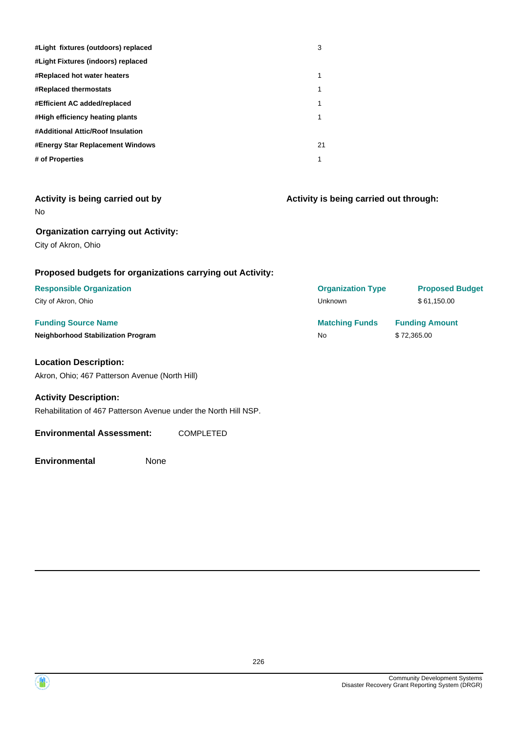| | |
|---|---|
| **#Light fixtures (outdoors) replaced** | 3 |
| **#Light Fixtures (indoors) replaced** | |
| **#Replaced hot water heaters** | 1 |
| **#Replaced thermostats** | 1 |
| **#Efficient AC added/replaced** | 1 |
| **#High efficiency heating plants** | 1 |
| **#Additional Attic/Roof Insulation** | |
| **#Energy Star Replacement Windows** | 21 |
| **# of Properties** | 1 |

### Activity is being carried out by

No

### Activity is being carried out through:

### Organization carrying out Activity:

City of Akron, Ohio

### Proposed budgets for organizations carrying out Activity:

| Responsible Organization | Organization Type | Proposed Budget |
|---|---|---|
| City of Akron, Ohio | Unknown | $ 61,150.00 |

| Funding Source Name | Matching Funds | Funding Amount |
|---|---|---|
| **Neighborhood Stabilization Program** | No | $ 72,365.00 |

### Location Description:

Akron, Ohio; 467 Patterson Avenue (North Hill)

### Activity Description:

Rehabilitation of 467 Patterson Avenue under the North Hill NSP.

**Environmental Assessment:** COMPLETED

**Environmental** None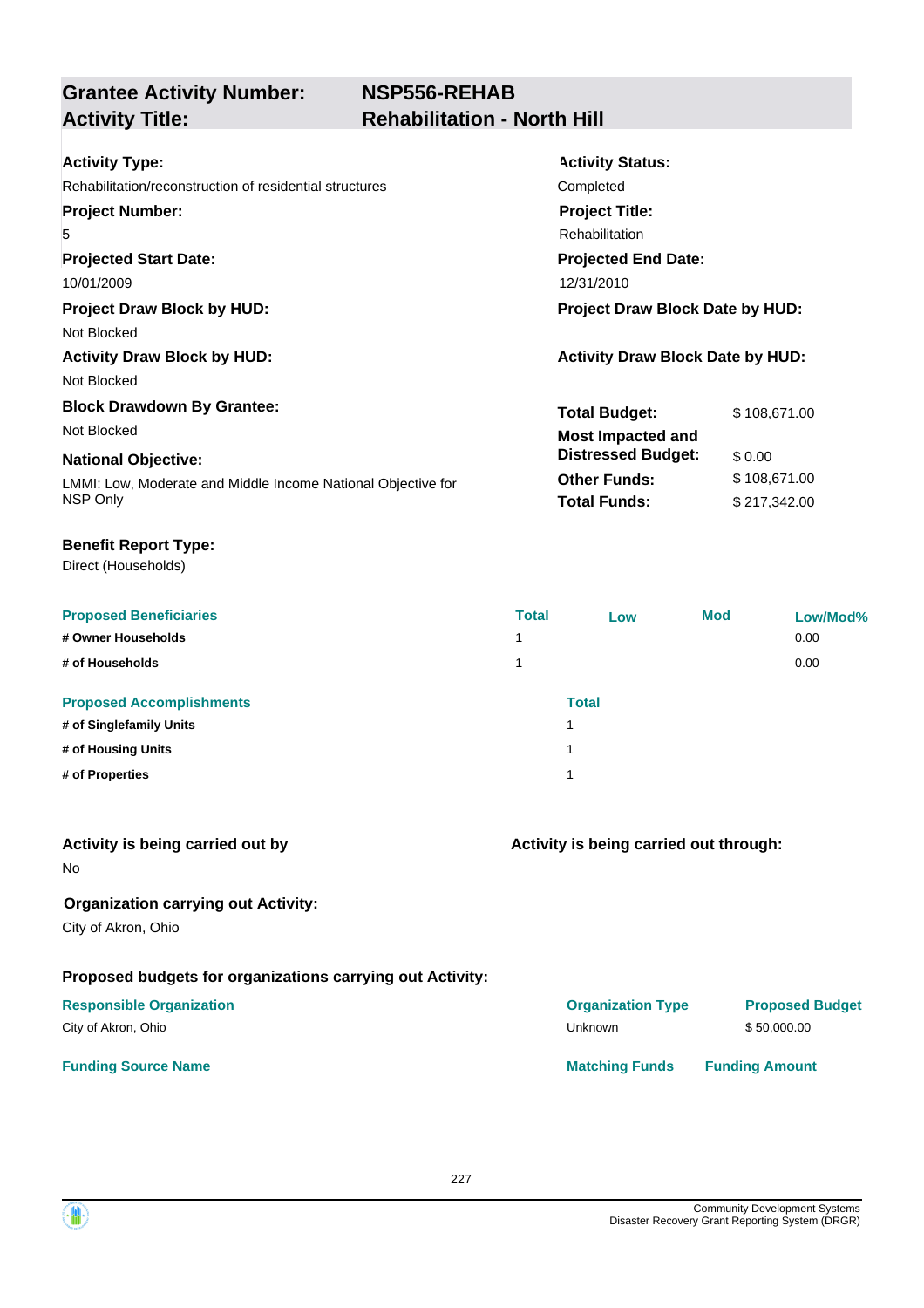## Grantee Activity Number: NSP556-REHAB
## Activity Title: Rehabilitation - North Hill

**Activity Type:**
Rehabilitation/reconstruction of residential structures

**Activity Status:**
Completed

**Project Number:**
5

**Project Title:**
Rehabilitation

**Projected Start Date:**
10/01/2009

**Projected End Date:**
12/31/2010

**Project Draw Block by HUD:**
Not Blocked

**Project Draw Block Date by HUD:**

**Activity Draw Block by HUD:**
Not Blocked

**Activity Draw Block Date by HUD:**

**Block Drawdown By Grantee:**
Not Blocked

**National Objective:**
LMMI: Low, Moderate and Middle Income National Objective for NSP Only

| | |
|---|---|
| **Total Budget:** | $ 108,671.00 |
| **Most Impacted and Distressed Budget:** | $ 0.00 |
| **Other Funds:** | $ 108,671.00 |
| **Total Funds:** | $ 217,342.00 |

**Benefit Report Type:**
Direct (Households)

| Proposed Beneficiaries | Total | Low | Mod | Low/Mod% |
|---|---|---|---|---|
| # Owner Households | 1 | | | 0.00 |
| # of Households | 1 | | | 0.00 |

| Proposed Accomplishments | Total |
|---|---|
| # of Singlefamily Units | 1 |
| # of Housing Units | 1 |
| # of Properties | 1 |

**Activity is being carried out by**
No

**Activity is being carried out through:**

**Organization carrying out Activity:**
City of Akron, Ohio

**Proposed budgets for organizations carrying out Activity:**

| Responsible Organization | Organization Type | Proposed Budget |
|---|---|---|
| City of Akron, Ohio | Unknown | $ 50,000.00 |

| Funding Source Name | Matching Funds | Funding Amount |
|---|---|---|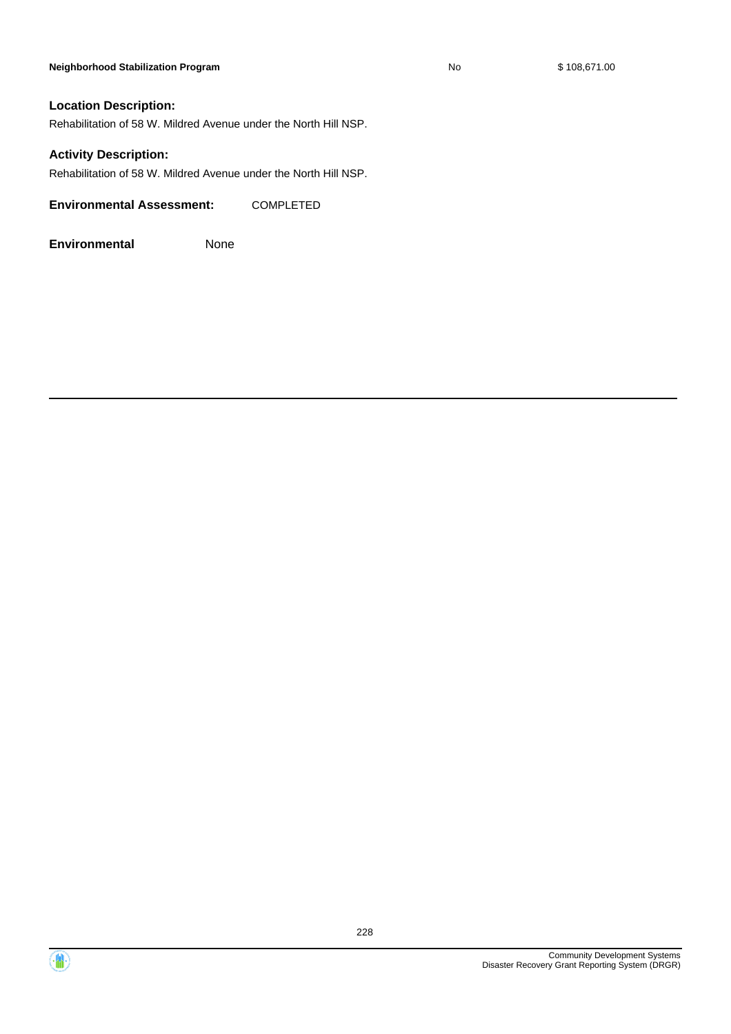| Neighborhood Stabilization Program | No | $ 108,671.00 |
| --- | --- | --- |

**Location Description:**

Rehabilitation of 58 W. Mildred Avenue under the North Hill NSP.

**Activity Description:**

Rehabilitation of 58 W. Mildred Avenue under the North Hill NSP.

**Environmental Assessment:** COMPLETED

**Environmental** None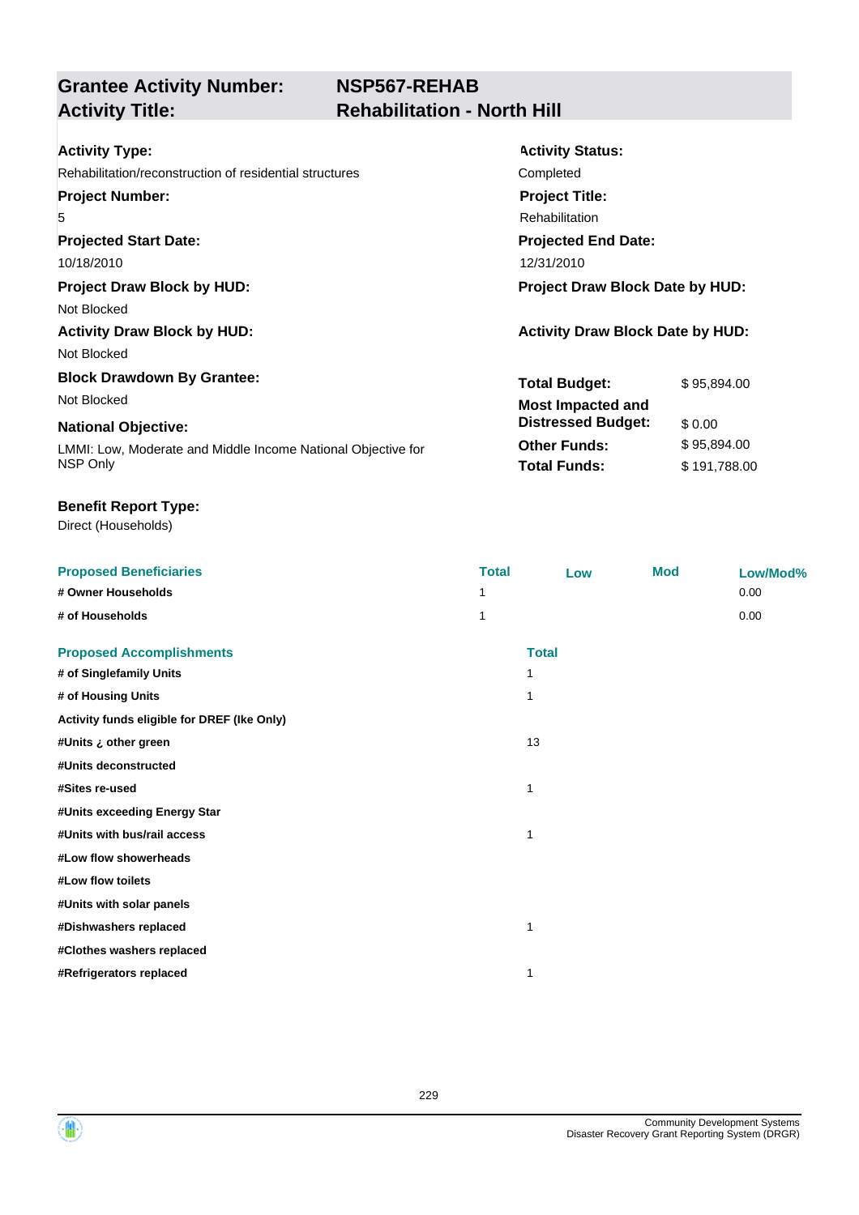| **Grantee Activity Number:** | **NSP567-REHAB** |
|---|---|
| **Activity Title:** | **Rehabilitation - North Hill** |

**Activity Type:**
Rehabilitation/reconstruction of residential structures

**Activity Status:**
Completed

**Project Number:**
5

**Project Title:**
Rehabilitation

**Projected Start Date:**
10/18/2010

**Projected End Date:**
12/31/2010

**Project Draw Block by HUD:**
Not Blocked

**Project Draw Block Date by HUD:**

**Activity Draw Block by HUD:**
Not Blocked

**Activity Draw Block Date by HUD:**

**Block Drawdown By Grantee:**
Not Blocked

**National Objective:**
LMMI: Low, Moderate and Middle Income National Objective for NSP Only

| | |
|---|---|
| **Total Budget:** | $ 95,894.00 |
| **Most Impacted and Distressed Budget:** | $ 0.00 |
| **Other Funds:** | $ 95,894.00 |
| **Total Funds:** | $ 191,788.00 |

**Benefit Report Type:**
Direct (Households)

| Proposed Beneficiaries | Total | Low | Mod | Low/Mod% |
|---|---|---|---|---|
| # Owner Households | 1 | | | 0.00 |
| # of Households | 1 | | | 0.00 |

| Proposed Accomplishments | Total |
|---|---|
| # of Singlefamily Units | 1 |
| # of Housing Units | 1 |
| Activity funds eligible for DREF (Ike Only) | |
| #Units ¿ other green | 13 |
| #Units deconstructed | |
| #Sites re-used | 1 |
| #Units exceeding Energy Star | |
| #Units with bus/rail access | 1 |
| #Low flow showerheads | |
| #Low flow toilets | |
| #Units with solar panels | |
| #Dishwashers replaced | 1 |
| #Clothes washers replaced | |
| #Refrigerators replaced | 1 |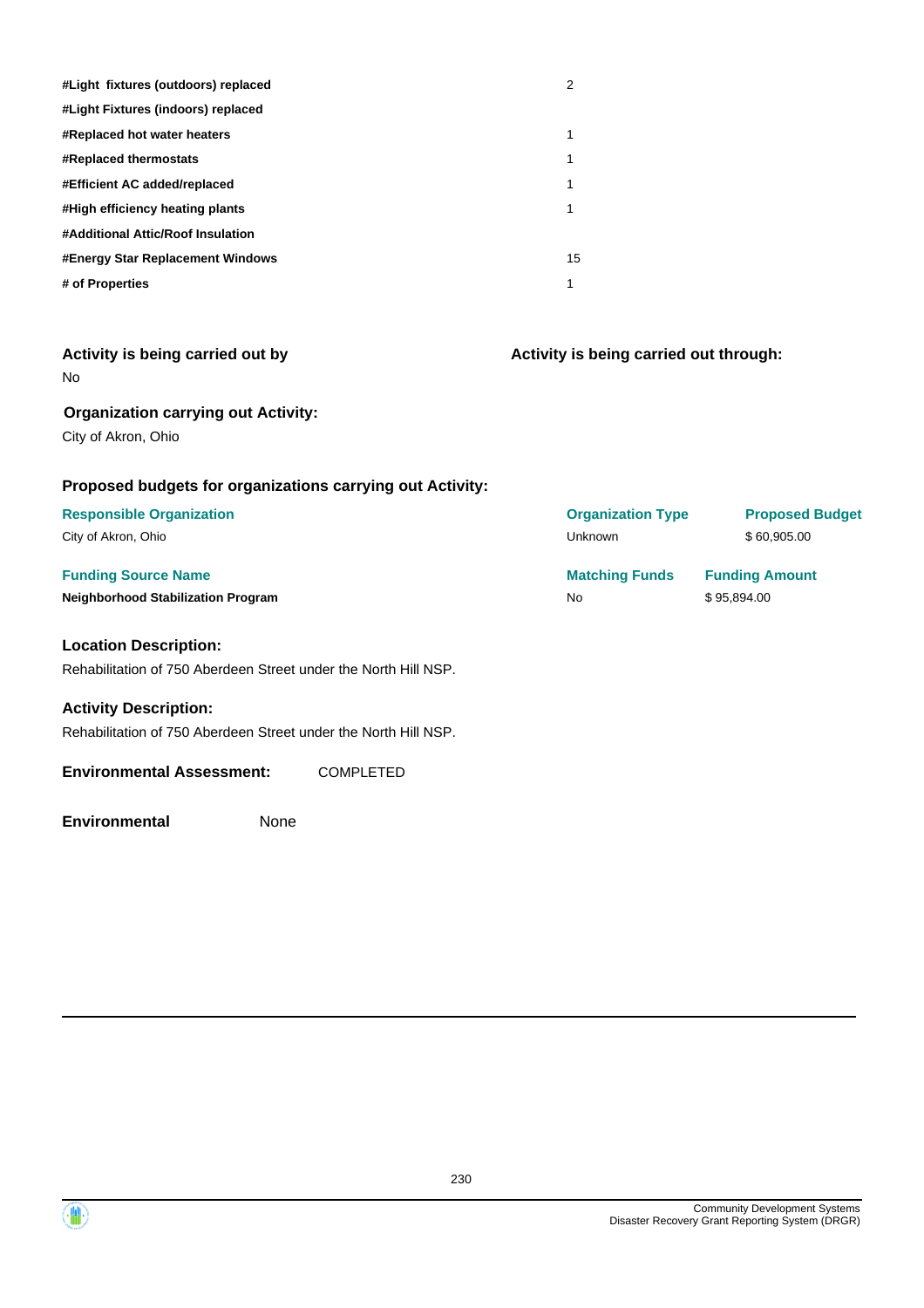| | |
|---|---|
| **#Light fixtures (outdoors) replaced** | 2 |
| **#Light Fixtures (indoors) replaced** | |
| **#Replaced hot water heaters** | 1 |
| **#Replaced thermostats** | 1 |
| **#Efficient AC added/replaced** | 1 |
| **#High efficiency heating plants** | 1 |
| **#Additional Attic/Roof Insulation** | |
| **#Energy Star Replacement Windows** | 15 |
| **# of Properties** | 1 |

### Activity is being carried out by

No

### Activity is being carried out through:

### Organization carrying out Activity:

City of Akron, Ohio

### Proposed budgets for organizations carrying out Activity:

| Responsible Organization | Organization Type | Proposed Budget |
|---|---|---|
| City of Akron, Ohio | Unknown | $ 60,905.00 |

| Funding Source Name | Matching Funds | Funding Amount |
|---|---|---|
| **Neighborhood Stabilization Program** | No | $ 95,894.00 |

### Location Description:

Rehabilitation of 750 Aberdeen Street under the North Hill NSP.

### Activity Description:

Rehabilitation of 750 Aberdeen Street under the North Hill NSP.

**Environmental Assessment:** COMPLETED

**Environmental** None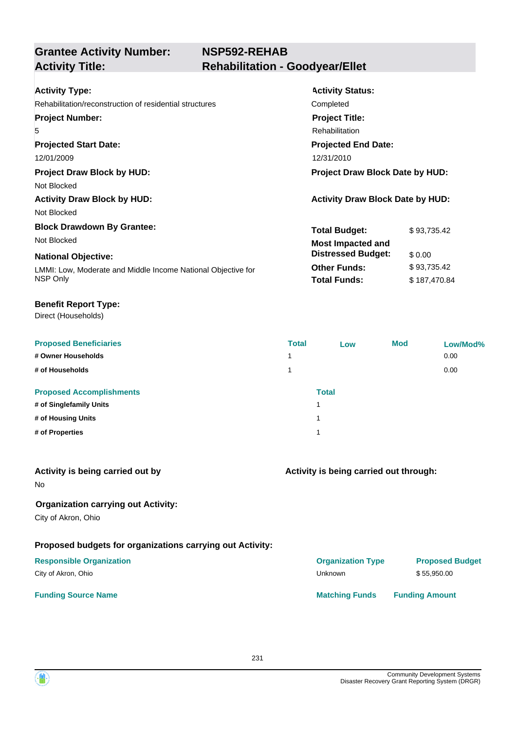## Grantee Activity Number: NSP592-REHAB
## Activity Title: Rehabilitation - Goodyear/Ellet

**Activity Type:**
Rehabilitation/reconstruction of residential structures

**Activity Status:**
Completed

**Project Number:**
5

**Project Title:**
Rehabilitation

**Projected Start Date:**
12/01/2009

**Projected End Date:**
12/31/2010

**Project Draw Block by HUD:**
Not Blocked

**Project Draw Block Date by HUD:**

**Activity Draw Block by HUD:**
Not Blocked

**Activity Draw Block Date by HUD:**

**Block Drawdown By Grantee:**
Not Blocked

**National Objective:**
LMMI: Low, Moderate and Middle Income National Objective for NSP Only

| | |
|---|---|
| **Total Budget:** | $ 93,735.42 |
| **Most Impacted and Distressed Budget:** | $ 0.00 |
| **Other Funds:** | $ 93,735.42 |
| **Total Funds:** | $ 187,470.84 |

**Benefit Report Type:**
Direct (Households)

| Proposed Beneficiaries | Total | Low | Mod | Low/Mod% |
|---|---|---|---|---|
| # Owner Households | 1 | | | 0.00 |
| # of Households | 1 | | | 0.00 |

| Proposed Accomplishments | Total |
|---|---|
| # of Singlefamily Units | 1 |
| # of Housing Units | 1 |
| # of Properties | 1 |

**Activity is being carried out by**
No

**Activity is being carried out through:**

**Organization carrying out Activity:**
City of Akron, Ohio

**Proposed budgets for organizations carrying out Activity:**

| Responsible Organization | Organization Type | Proposed Budget |
|---|---|---|
| City of Akron, Ohio | Unknown | $ 55,950.00 |

| Funding Source Name | Matching Funds | Funding Amount |
|---|---|---|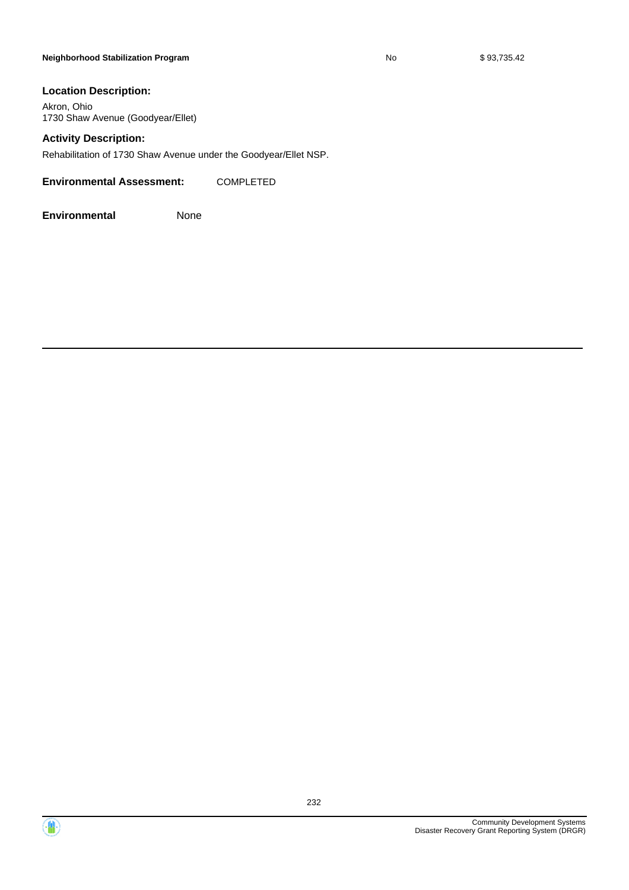| | | |
|---|---|---|
| **Neighborhood Stabilization Program** | No | $ 93,735.42 |

### Location Description:

Akron, Ohio
1730 Shaw Avenue (Goodyear/Ellet)

### Activity Description:

Rehabilitation of 1730 Shaw Avenue under the Goodyear/Ellet NSP.

**Environmental Assessment:** COMPLETED

**Environmental** None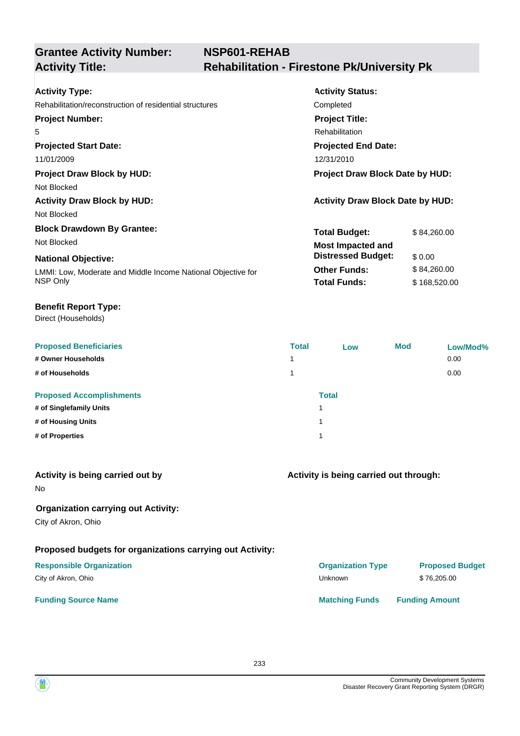## Grantee Activity Number: NSP601-REHAB
## Activity Title: Rehabilitation - Firestone Pk/University Pk

**Activity Type:**
Rehabilitation/reconstruction of residential structures

**Activity Status:**
Completed

**Project Number:**
5

**Project Title:**
Rehabilitation

**Projected Start Date:**
11/01/2009

**Projected End Date:**
12/31/2010

**Project Draw Block by HUD:**
Not Blocked

**Project Draw Block Date by HUD:**

**Activity Draw Block by HUD:**
Not Blocked

**Activity Draw Block Date by HUD:**

**Block Drawdown By Grantee:**
Not Blocked

**National Objective:**
LMMI: Low, Moderate and Middle Income National Objective for NSP Only

| | |
|---|---|
| **Total Budget:** | $ 84,260.00 |
| **Most Impacted and Distressed Budget:** | $ 0.00 |
| **Other Funds:** | $ 84,260.00 |
| **Total Funds:** | $ 168,520.00 |

**Benefit Report Type:**
Direct (Households)

| Proposed Beneficiaries | Total | Low | Mod | Low/Mod% |
|---|---|---|---|---|
| # Owner Households | 1 | | | 0.00 |
| # of Households | 1 | | | 0.00 |

| Proposed Accomplishments | Total |
|---|---|
| # of Singlefamily Units | 1 |
| # of Housing Units | 1 |
| # of Properties | 1 |

**Activity is being carried out by**
No

**Activity is being carried out through:**

**Organization carrying out Activity:**
City of Akron, Ohio

**Proposed budgets for organizations carrying out Activity:**

| Responsible Organization | Organization Type | Proposed Budget |
|---|---|---|
| City of Akron, Ohio | Unknown | $ 76,205.00 |

| Funding Source Name | Matching Funds | Funding Amount |
|---|---|---|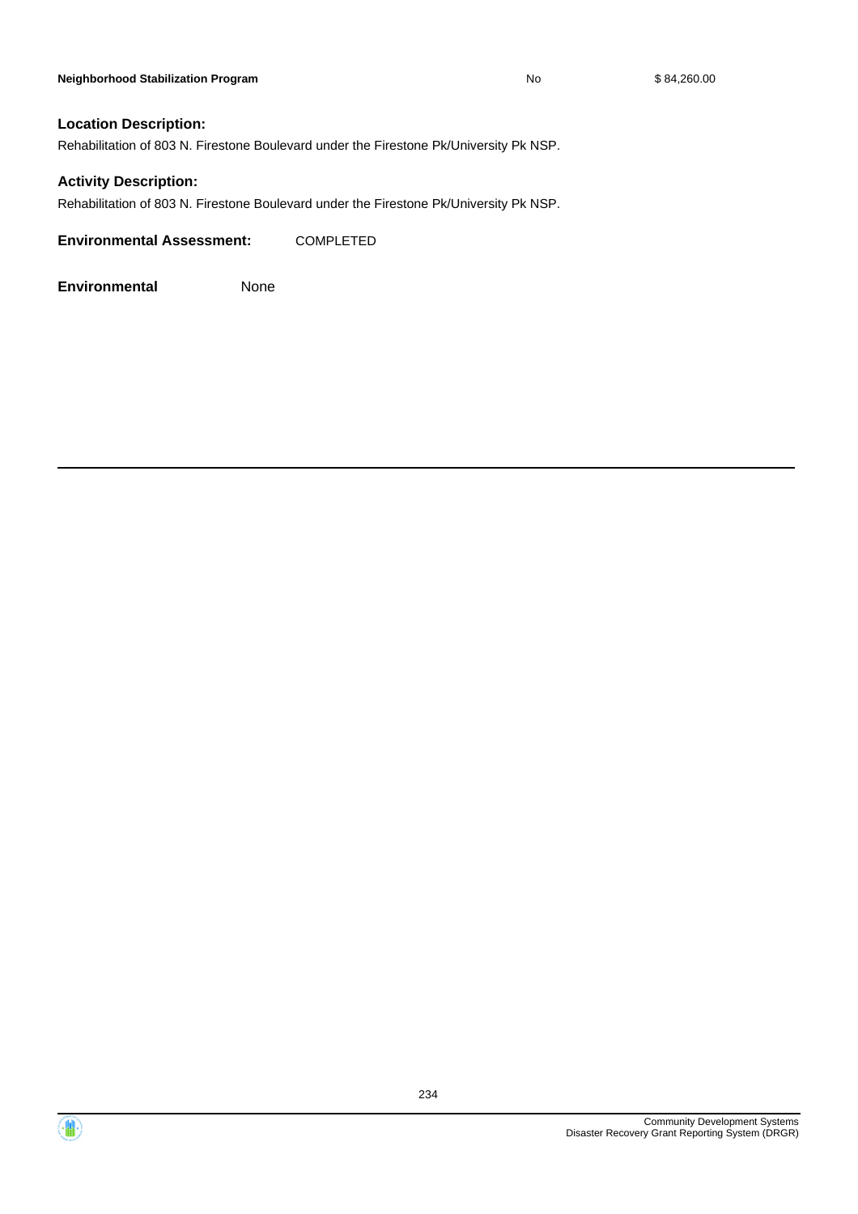| Neighborhood Stabilization Program | No | $ 84,260.00 |
|---|---|---|

**Location Description:**

Rehabilitation of 803 N. Firestone Boulevard under the Firestone Pk/University Pk NSP.

**Activity Description:**

Rehabilitation of 803 N. Firestone Boulevard under the Firestone Pk/University Pk NSP.

**Environmental Assessment:** COMPLETED

**Environmental** None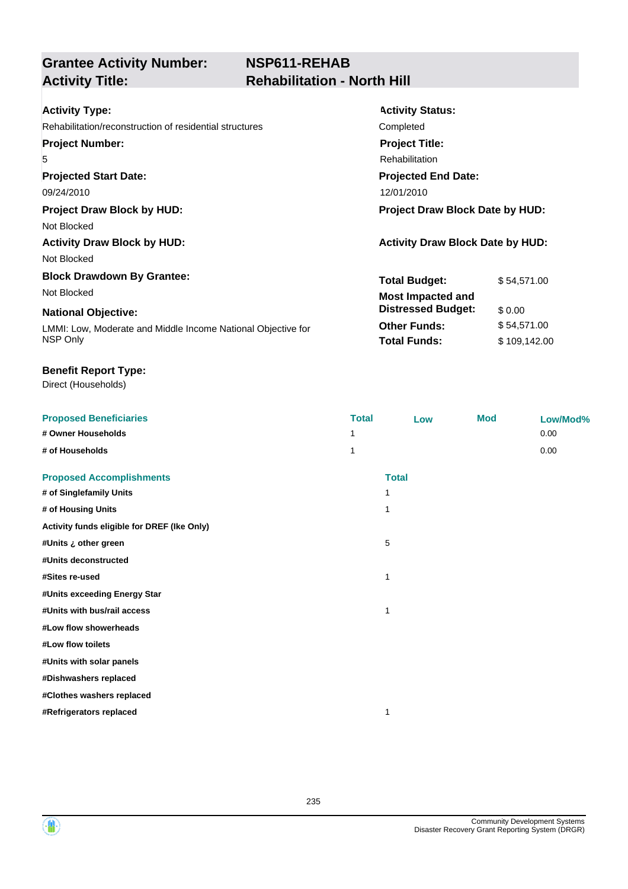## Grantee Activity Number: NSP611-REHAB
## Activity Title: Rehabilitation - North Hill

**Activity Type:**
Rehabilitation/reconstruction of residential structures

**Activity Status:**
Completed

**Project Number:**
5

**Project Title:**
Rehabilitation

**Projected Start Date:**
09/24/2010

**Projected End Date:**
12/01/2010

**Project Draw Block by HUD:**
Not Blocked

**Project Draw Block Date by HUD:**

**Activity Draw Block by HUD:**
Not Blocked

**Activity Draw Block Date by HUD:**

**Block Drawdown By Grantee:**
Not Blocked

**National Objective:**
LMMI: Low, Moderate and Middle Income National Objective for NSP Only

| | |
|---|---|
| **Total Budget:** | $ 54,571.00 |
| **Most Impacted and Distressed Budget:** | $ 0.00 |
| **Other Funds:** | $ 54,571.00 |
| **Total Funds:** | $ 109,142.00 |

**Benefit Report Type:**
Direct (Households)

| Proposed Beneficiaries | Total | Low | Mod | Low/Mod% |
|---|---|---|---|---|
| # Owner Households | 1 | | | 0.00 |
| # of Households | 1 | | | 0.00 |

| Proposed Accomplishments | Total |
|---|---|
| # of Singlefamily Units | 1 |
| # of Housing Units | 1 |
| Activity funds eligible for DREF (Ike Only) | |
| #Units ¿ other green | 5 |
| #Units deconstructed | |
| #Sites re-used | 1 |
| #Units exceeding Energy Star | |
| #Units with bus/rail access | 1 |
| #Low flow showerheads | |
| #Low flow toilets | |
| #Units with solar panels | |
| #Dishwashers replaced | |
| #Clothes washers replaced | |
| #Refrigerators replaced | 1 |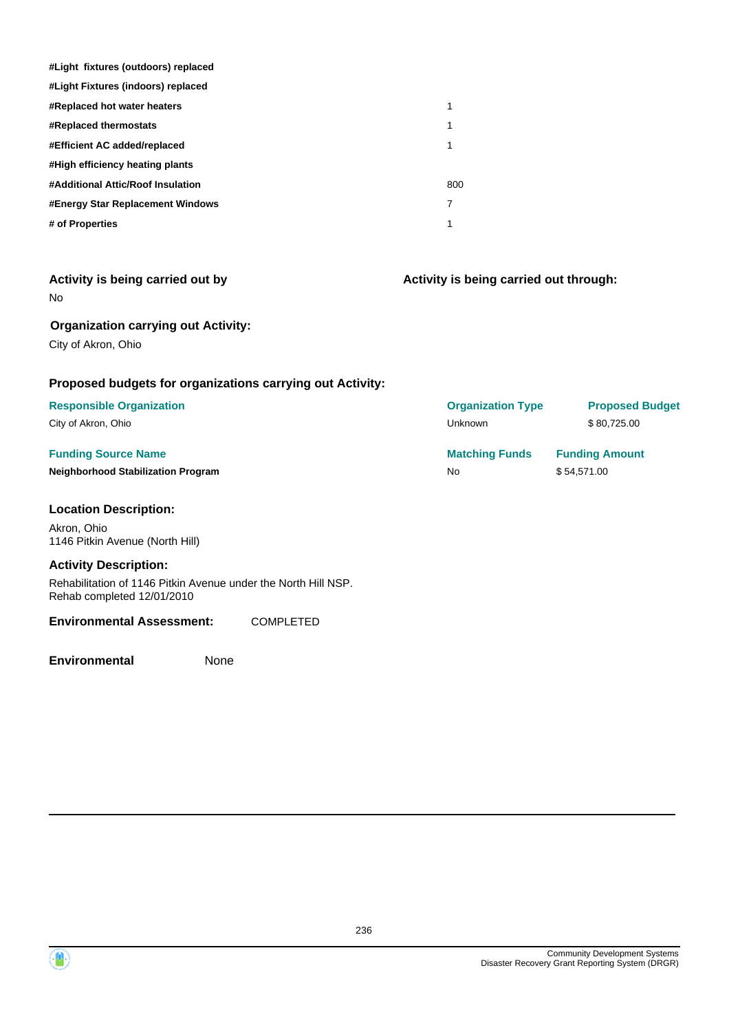| | |
|---|---|
| **#Light fixtures (outdoors) replaced** | |
| **#Light Fixtures (indoors) replaced** | |
| **#Replaced hot water heaters** | 1 |
| **#Replaced thermostats** | 1 |
| **#Efficient AC added/replaced** | 1 |
| **#High efficiency heating plants** | |
| **#Additional Attic/Roof Insulation** | 800 |
| **#Energy Star Replacement Windows** | 7 |
| **# of Properties** | 1 |

### Activity is being carried out by

No

### Activity is being carried out through:

### Organization carrying out Activity:

City of Akron, Ohio

### Proposed budgets for organizations carrying out Activity:

| Responsible Organization | Organization Type | Proposed Budget |
|---|---|---|
| City of Akron, Ohio | Unknown | $ 80,725.00 |

| Funding Source Name | Matching Funds | Funding Amount |
|---|---|---|
| **Neighborhood Stabilization Program** | No | $ 54,571.00 |

### Location Description:

Akron, Ohio
1146 Pitkin Avenue (North Hill)

### Activity Description:

Rehabilitation of 1146 Pitkin Avenue under the North Hill NSP.
Rehab completed 12/01/2010

**Environmental Assessment:** COMPLETED

**Environmental** None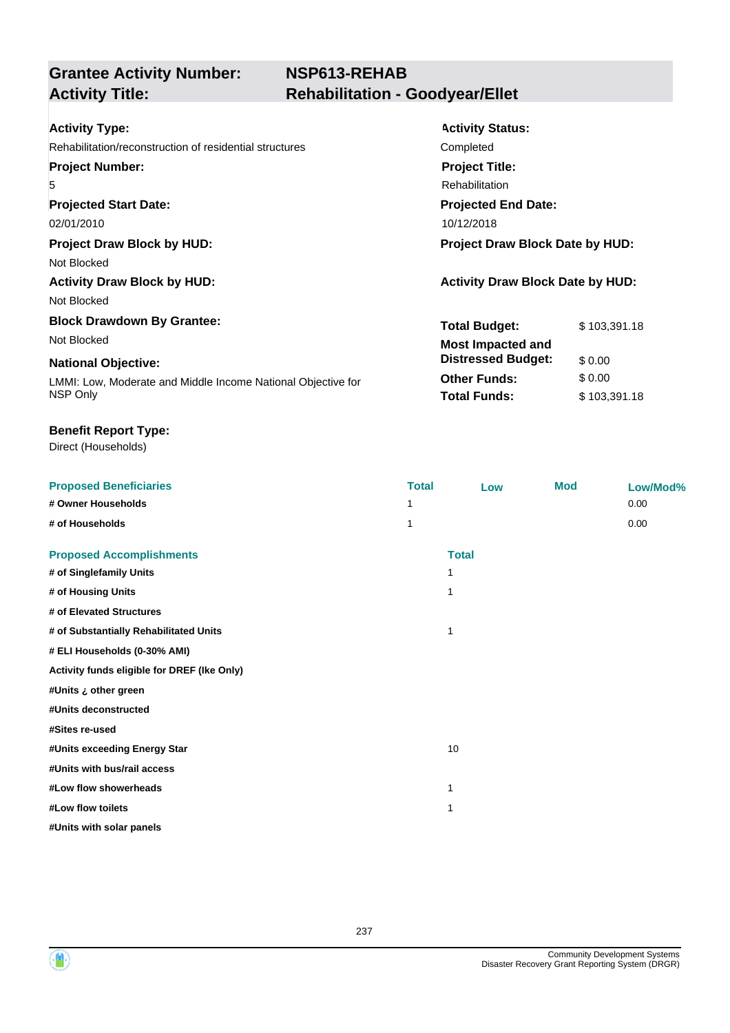## Grantee Activity Number: NSP613-REHAB
## Activity Title: Rehabilitation - Goodyear/Ellet

**Activity Type:**
Rehabilitation/reconstruction of residential structures

**Activity Status:**
Completed

**Project Number:**
5

**Project Title:**
Rehabilitation

**Projected Start Date:**
02/01/2010

**Projected End Date:**
10/12/2018

**Project Draw Block by HUD:**
Not Blocked

**Project Draw Block Date by HUD:**

**Activity Draw Block by HUD:**
Not Blocked

**Activity Draw Block Date by HUD:**

**Block Drawdown By Grantee:**
Not Blocked

**National Objective:**
LMMI: Low, Moderate and Middle Income National Objective for NSP Only

| | |
|---|---|
| **Total Budget:** | $ 103,391.18 |
| **Most Impacted and Distressed Budget:** | $ 0.00 |
| **Other Funds:** | $ 0.00 |
| **Total Funds:** | $ 103,391.18 |

**Benefit Report Type:**
Direct (Households)

| Proposed Beneficiaries | Total | Low | Mod | Low/Mod% |
|---|---|---|---|---|
| # Owner Households | 1 | | | 0.00 |
| # of Households | 1 | | | 0.00 |

| Proposed Accomplishments | Total |
|---|---|
| # of Singlefamily Units | 1 |
| # of Housing Units | 1 |
| # of Elevated Structures | |
| # of Substantially Rehabilitated Units | 1 |
| # ELI Households (0-30% AMI) | |
| Activity funds eligible for DREF (Ike Only) | |
| #Units ¿ other green | |
| #Units deconstructed | |
| #Sites re-used | |
| #Units exceeding Energy Star | 10 |
| #Units with bus/rail access | |
| #Low flow showerheads | 1 |
| #Low flow toilets | 1 |
| #Units with solar panels | |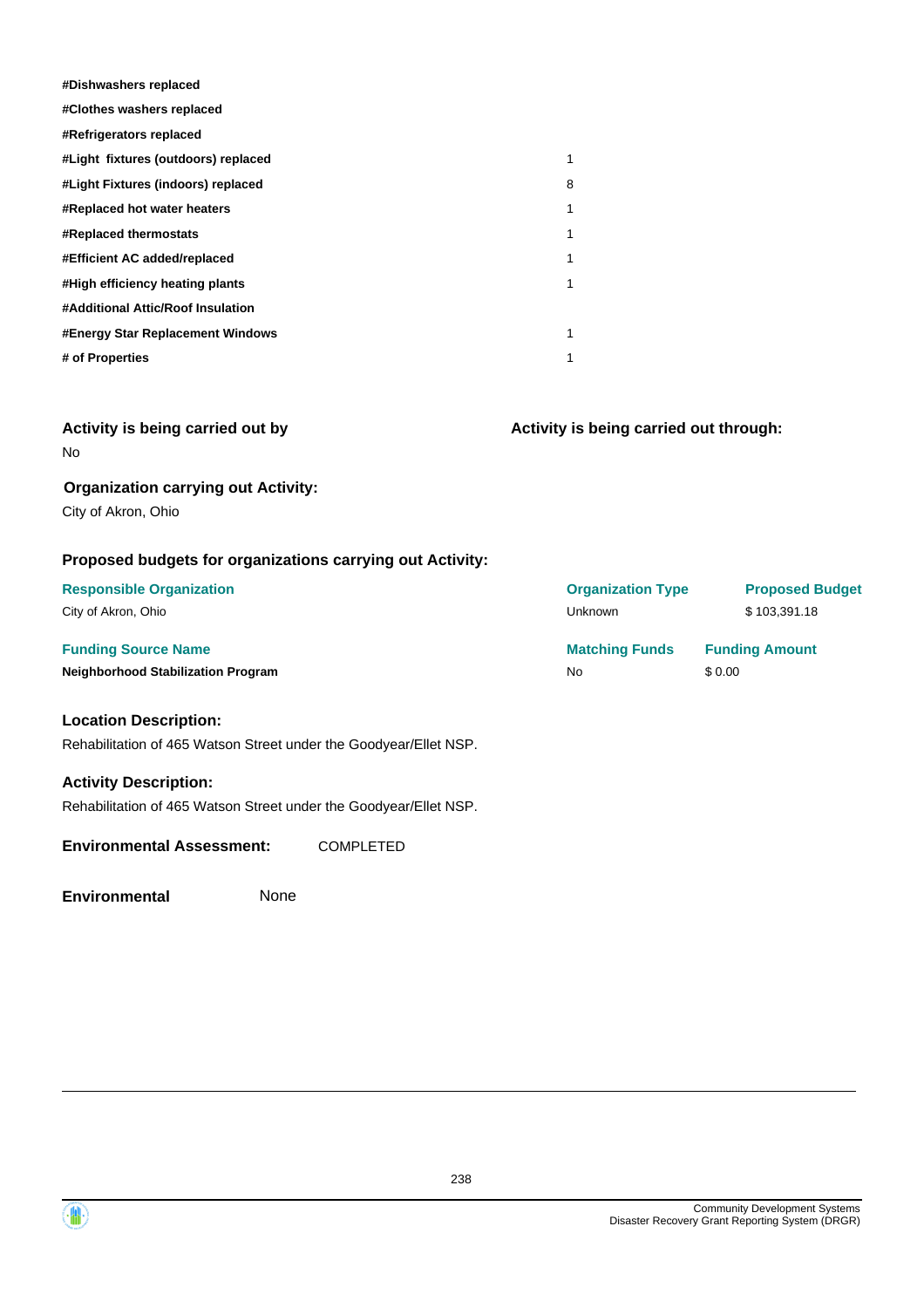| | |
|---|---|
| **#Dishwashers replaced** | |
| **#Clothes washers replaced** | |
| **#Refrigerators replaced** | |
| **#Light fixtures (outdoors) replaced** | 1 |
| **#Light Fixtures (indoors) replaced** | 8 |
| **#Replaced hot water heaters** | 1 |
| **#Replaced thermostats** | 1 |
| **#Efficient AC added/replaced** | 1 |
| **#High efficiency heating plants** | 1 |
| **#Additional Attic/Roof Insulation** | |
| **#Energy Star Replacement Windows** | 1 |
| **# of Properties** | 1 |

### Activity is being carried out by

No

### Activity is being carried out through:

### Organization carrying out Activity:

City of Akron, Ohio

### Proposed budgets for organizations carrying out Activity:

| Responsible Organization | Organization Type | Proposed Budget |
|---|---|---|
| City of Akron, Ohio | Unknown | $ 103,391.18 |

| Funding Source Name | Matching Funds | Funding Amount |
|---|---|---|
| **Neighborhood Stabilization Program** | No | $ 0.00 |

### Location Description:

Rehabilitation of 465 Watson Street under the Goodyear/Ellet NSP.

### Activity Description:

Rehabilitation of 465 Watson Street under the Goodyear/Ellet NSP.

**Environmental Assessment:** COMPLETED

**Environmental** None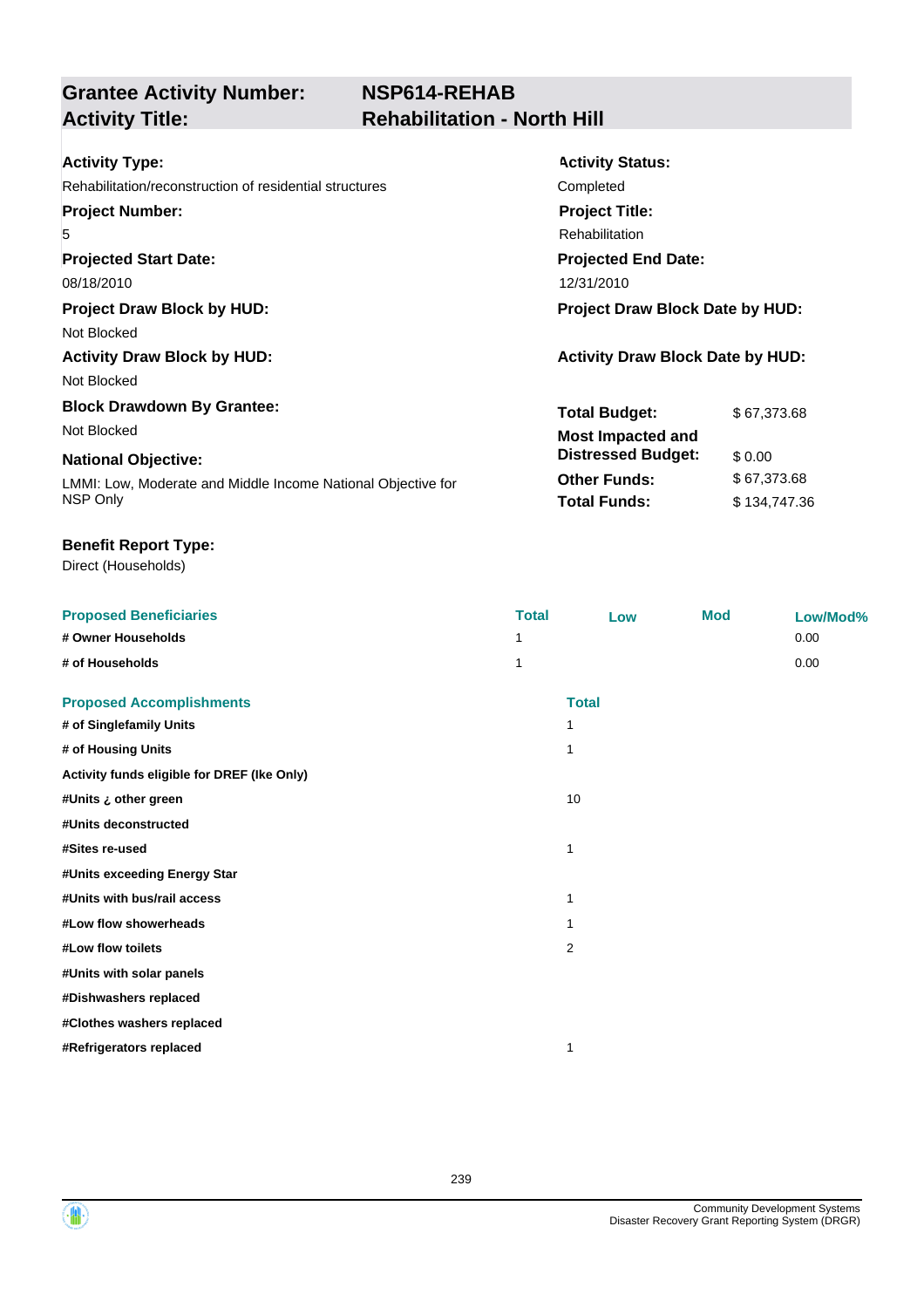## Grantee Activity Number: NSP614-REHAB
## Activity Title: Rehabilitation - North Hill

**Activity Type:**
Rehabilitation/reconstruction of residential structures

**Activity Status:**
Completed

**Project Number:**
5

**Project Title:**
Rehabilitation

**Projected Start Date:**
08/18/2010

**Projected End Date:**
12/31/2010

**Project Draw Block by HUD:**
Not Blocked

**Project Draw Block Date by HUD:**

**Activity Draw Block by HUD:**
Not Blocked

**Activity Draw Block Date by HUD:**

**Block Drawdown By Grantee:**
Not Blocked

**National Objective:**
LMMI: Low, Moderate and Middle Income National Objective for NSP Only

| | |
|---|---|
| **Total Budget:** | $ 67,373.68 |
| **Most Impacted and Distressed Budget:** | $ 0.00 |
| **Other Funds:** | $ 67,373.68 |
| **Total Funds:** | $ 134,747.36 |

**Benefit Report Type:**
Direct (Households)

| Proposed Beneficiaries | Total | Low | Mod | Low/Mod% |
|---|---|---|---|---|
| # Owner Households | 1 | | | 0.00 |
| # of Households | 1 | | | 0.00 |

| Proposed Accomplishments | Total |
|---|---|
| # of Singlefamily Units | 1 |
| # of Housing Units | 1 |
| Activity funds eligible for DREF (Ike Only) | |
| #Units ¿ other green | 10 |
| #Units deconstructed | |
| #Sites re-used | 1 |
| #Units exceeding Energy Star | |
| #Units with bus/rail access | 1 |
| #Low flow showerheads | 1 |
| #Low flow toilets | 2 |
| #Units with solar panels | |
| #Dishwashers replaced | |
| #Clothes washers replaced | |
| #Refrigerators replaced | 1 |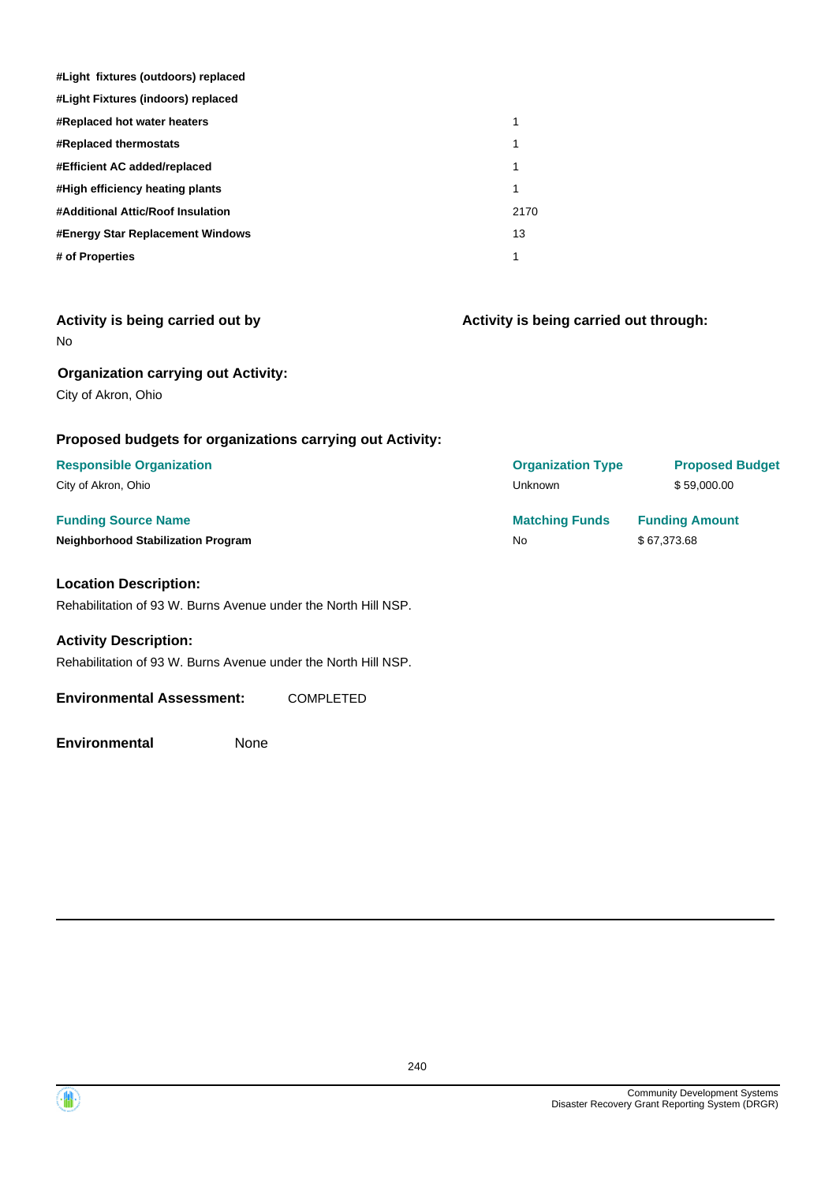| | |
|---|---|
| **#Light fixtures (outdoors) replaced** | |
| **#Light Fixtures (indoors) replaced** | |
| **#Replaced hot water heaters** | 1 |
| **#Replaced thermostats** | 1 |
| **#Efficient AC added/replaced** | 1 |
| **#High efficiency heating plants** | 1 |
| **#Additional Attic/Roof Insulation** | 2170 |
| **#Energy Star Replacement Windows** | 13 |
| **# of Properties** | 1 |

### Activity is being carried out by

No

### Activity is being carried out through:

### Organization carrying out Activity:

City of Akron, Ohio

### Proposed budgets for organizations carrying out Activity:

| Responsible Organization | Organization Type | Proposed Budget |
|---|---|---|
| City of Akron, Ohio | Unknown | $ 59,000.00 |

| Funding Source Name | Matching Funds | Funding Amount |
|---|---|---|
| **Neighborhood Stabilization Program** | No | $ 67,373.68 |

### Location Description:

Rehabilitation of 93 W. Burns Avenue under the North Hill NSP.

### Activity Description:

Rehabilitation of 93 W. Burns Avenue under the North Hill NSP.

**Environmental Assessment:** COMPLETED

**Environmental** None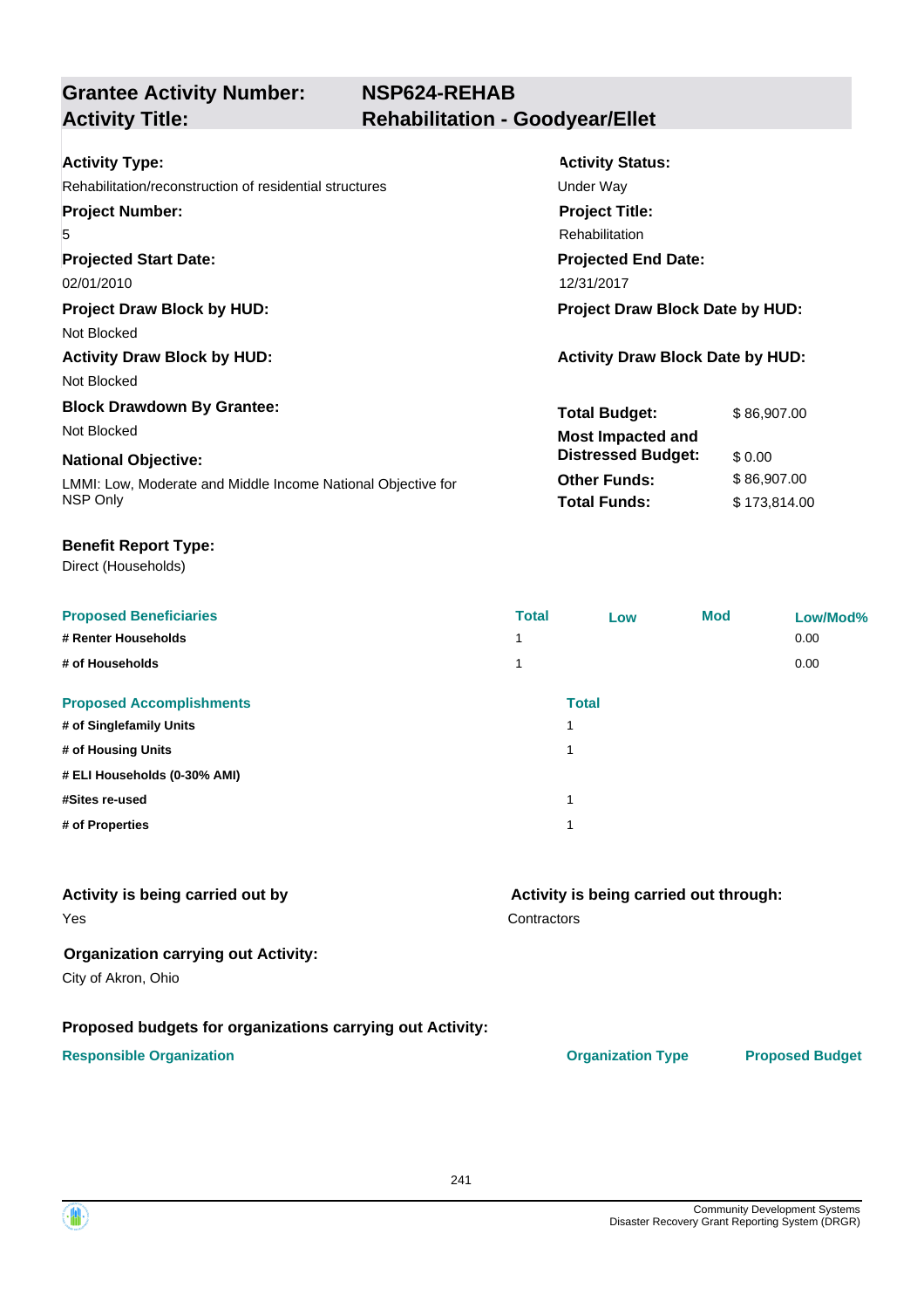## Grantee Activity Number: NSP624-REHAB
## Activity Title: Rehabilitation - Goodyear/Ellet

**Activity Type:**
Rehabilitation/reconstruction of residential structures

**Activity Status:**
Under Way

**Project Number:**
5

**Project Title:**
Rehabilitation

**Projected Start Date:**
02/01/2010

**Projected End Date:**
12/31/2017

**Project Draw Block by HUD:**
Not Blocked

**Project Draw Block Date by HUD:**

**Activity Draw Block by HUD:**
Not Blocked

**Activity Draw Block Date by HUD:**

**Block Drawdown By Grantee:**
Not Blocked

**Total Budget:** $ 86,907.00
**Most Impacted and Distressed Budget:** $ 0.00
**Other Funds:** $ 86,907.00
**Total Funds:** $ 173,814.00

**National Objective:**
LMMI: Low, Moderate and Middle Income National Objective for NSP Only

**Benefit Report Type:**
Direct (Households)

| Proposed Beneficiaries | Total | Low | Mod | Low/Mod% |
|---|---|---|---|---|
| # Renter Households | 1 | | | 0.00 |
| # of Households | 1 | | | 0.00 |

| Proposed Accomplishments | Total |
|---|---|
| # of Singlefamily Units | 1 |
| # of Housing Units | 1 |
| # ELI Households (0-30% AMI) | |
| #Sites re-used | 1 |
| # of Properties | 1 |

**Activity is being carried out by**
Yes

**Activity is being carried out through:**
Contractors

**Organization carrying out Activity:**
City of Akron, Ohio

**Proposed budgets for organizations carrying out Activity:**

| Responsible Organization | Organization Type | Proposed Budget |
|---|---|---|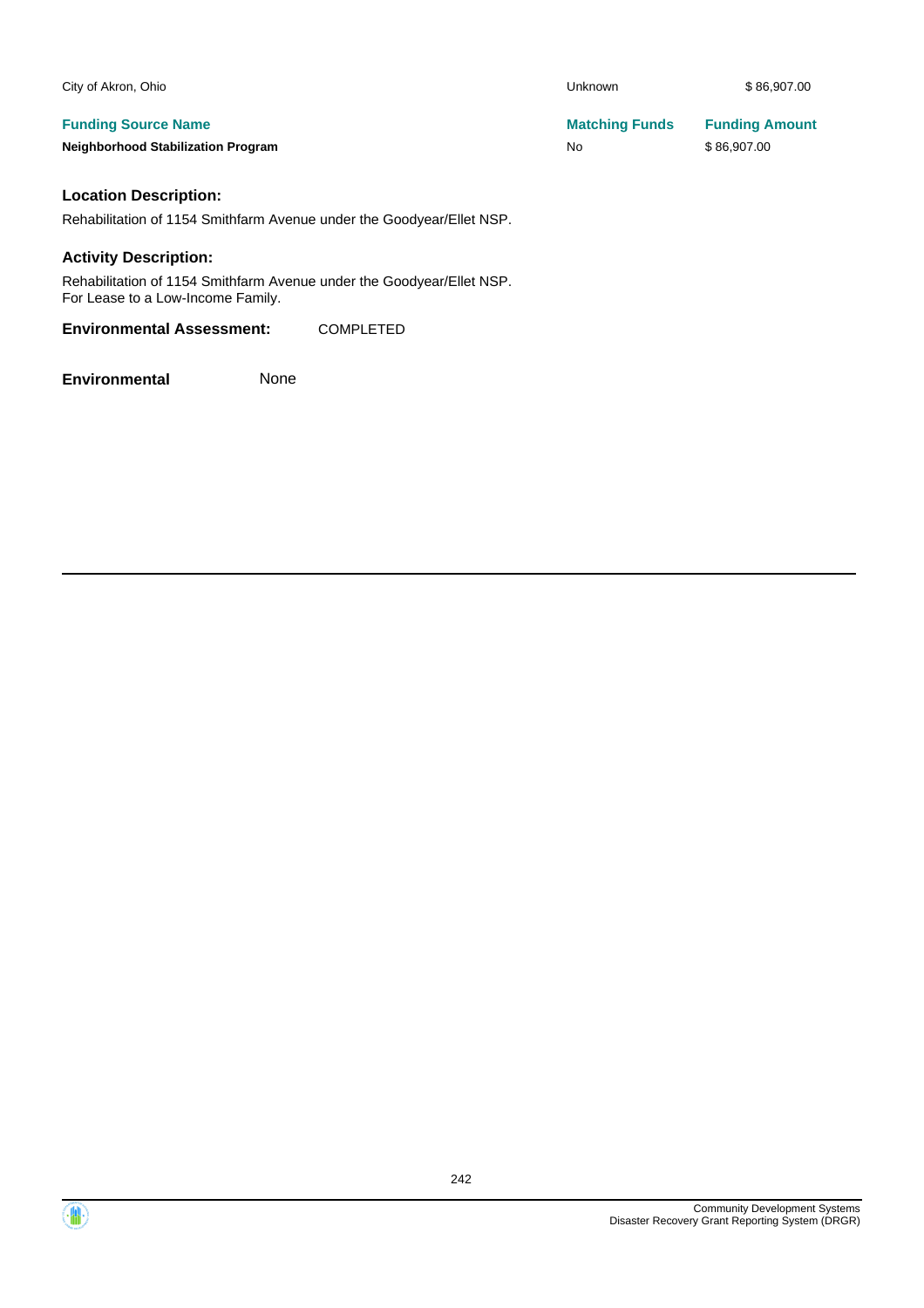| | | |
|---|---|---|
| City of Akron, Ohio | Unknown | $ 86,907.00 |
| **Funding Source Name** | **Matching Funds** | **Funding Amount** |
| **Neighborhood Stabilization Program** | No | $ 86,907.00 |

### Location Description:

Rehabilitation of 1154 Smithfarm Avenue under the Goodyear/Ellet NSP.

### Activity Description:

Rehabilitation of 1154 Smithfarm Avenue under the Goodyear/Ellet NSP.
For Lease to a Low-Income Family.

**Environmental Assessment:** COMPLETED

**Environmental** None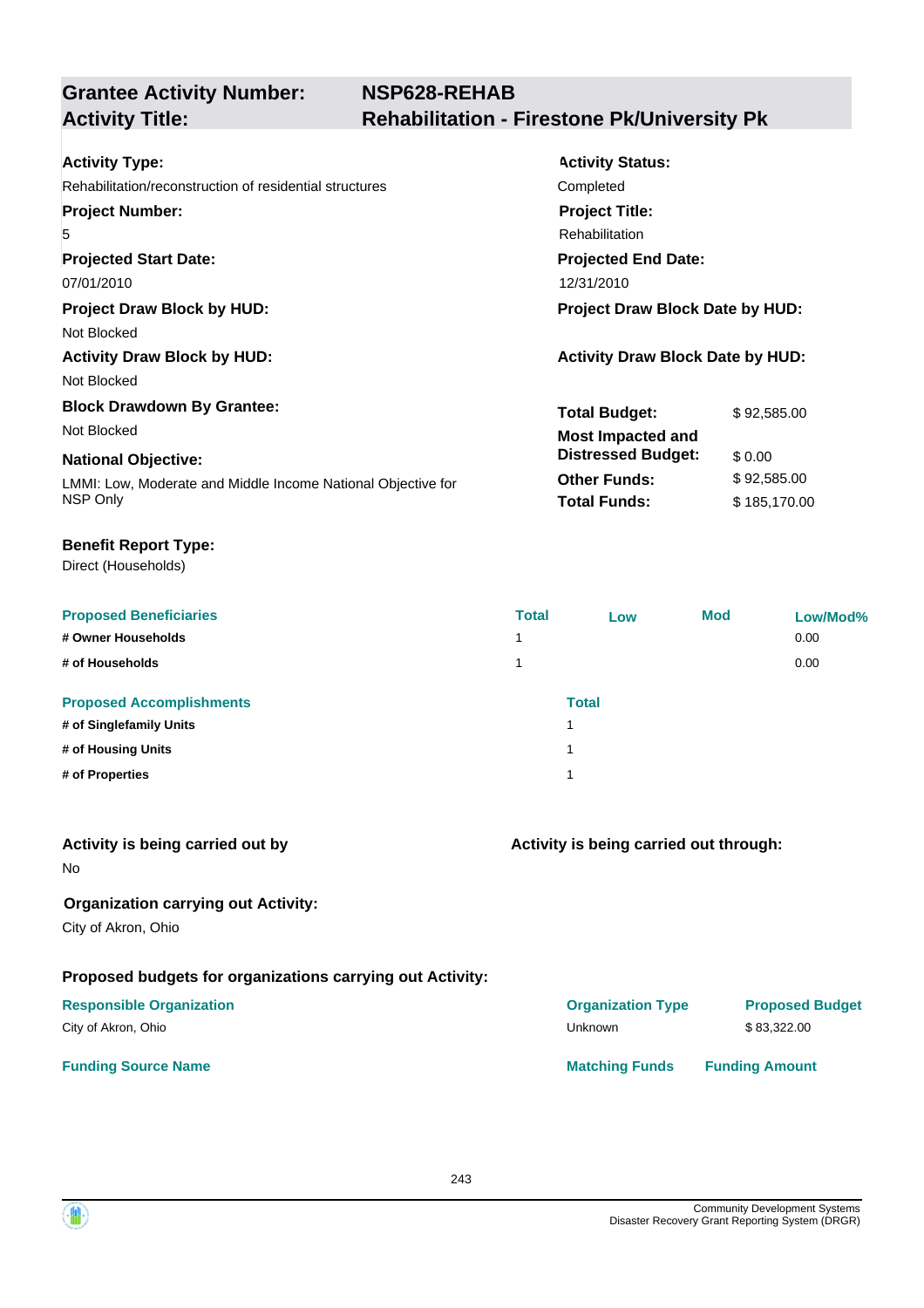## Grantee Activity Number: NSP628-REHAB
## Activity Title: Rehabilitation - Firestone Pk/University Pk

**Activity Type:**
Rehabilitation/reconstruction of residential structures

**Activity Status:**
Completed

**Project Number:**
5

**Project Title:**
Rehabilitation

**Projected Start Date:**
07/01/2010

**Projected End Date:**
12/31/2010

**Project Draw Block by HUD:**
Not Blocked

**Project Draw Block Date by HUD:**

**Activity Draw Block by HUD:**
Not Blocked

**Activity Draw Block Date by HUD:**

**Block Drawdown By Grantee:**
Not Blocked

**National Objective:**
LMMI: Low, Moderate and Middle Income National Objective for NSP Only

| | |
|---|---|
| **Total Budget:** | $ 92,585.00 |
| **Most Impacted and Distressed Budget:** | $ 0.00 |
| **Other Funds:** | $ 92,585.00 |
| **Total Funds:** | $ 185,170.00 |

**Benefit Report Type:**
Direct (Households)

| Proposed Beneficiaries | Total | Low | Mod | Low/Mod% |
|---|---|---|---|---|
| # Owner Households | 1 | | | 0.00 |
| # of Households | 1 | | | 0.00 |

| Proposed Accomplishments | Total |
|---|---|
| # of Singlefamily Units | 1 |
| # of Housing Units | 1 |
| # of Properties | 1 |

**Activity is being carried out by**
No

**Activity is being carried out through:**

**Organization carrying out Activity:**
City of Akron, Ohio

**Proposed budgets for organizations carrying out Activity:**

| Responsible Organization | Organization Type | Proposed Budget |
|---|---|---|
| City of Akron, Ohio | Unknown | $ 83,322.00 |

| Funding Source Name | Matching Funds | Funding Amount |
|---|---|---|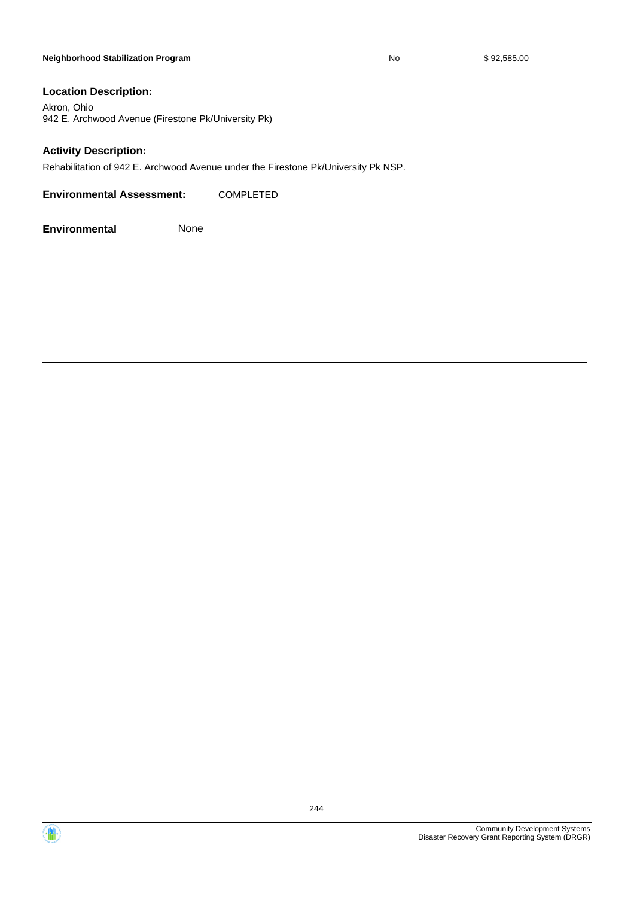| Neighborhood Stabilization Program | No | $ 92,585.00 |
|---|---|---|

**Location Description:**

Akron, Ohio
942 E. Archwood Avenue (Firestone Pk/University Pk)

**Activity Description:**

Rehabilitation of 942 E. Archwood Avenue under the Firestone Pk/University Pk NSP.

**Environmental Assessment:** COMPLETED

**Environmental** None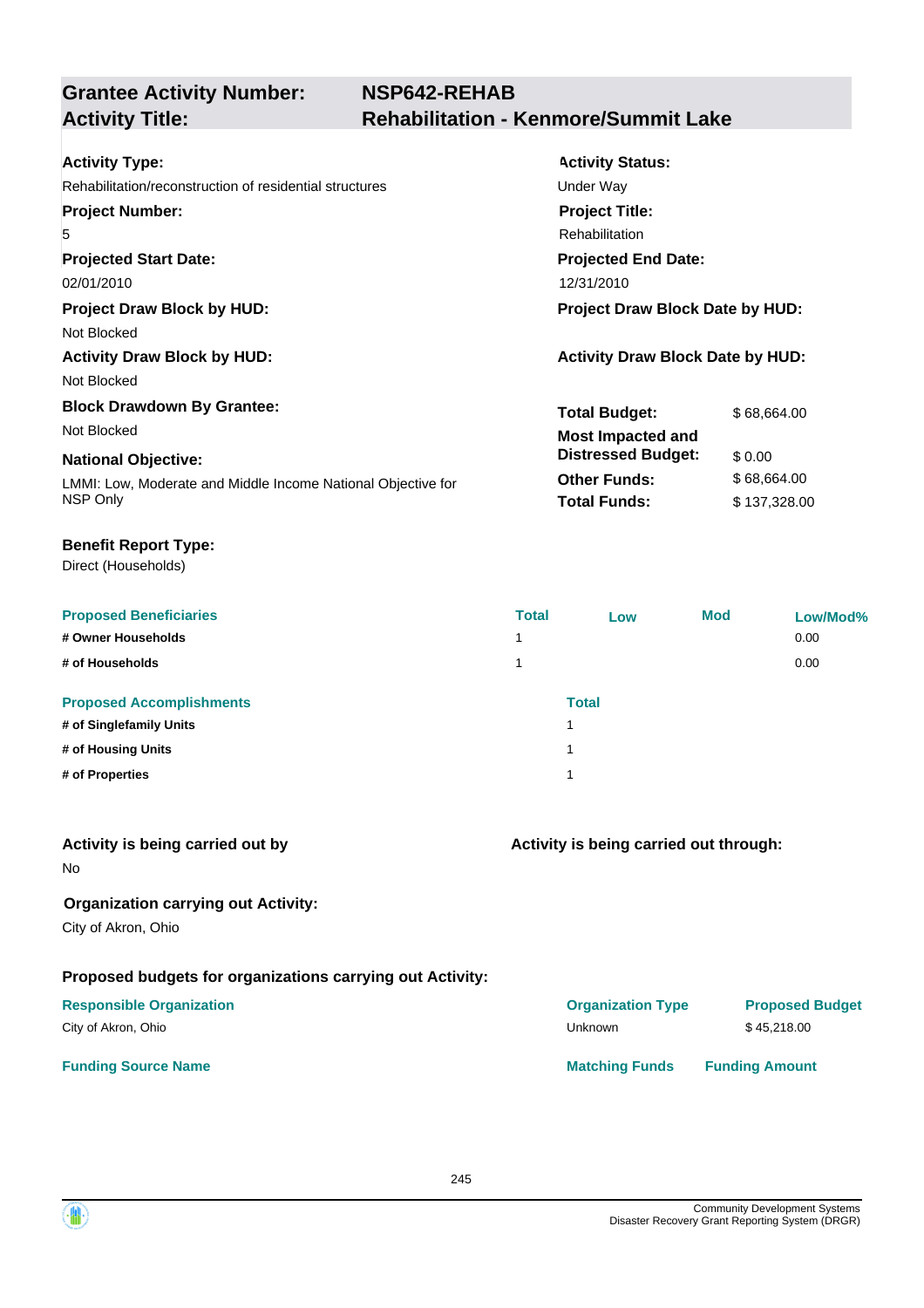| **Grantee Activity Number:** | **NSP642-REHAB** |
|---|---|
| **Activity Title:** | **Rehabilitation - Kenmore/Summit Lake** |

**Activity Type:**
Rehabilitation/reconstruction of residential structures

**Activity Status:**
Under Way

**Project Number:**
5

**Project Title:**
Rehabilitation

**Projected Start Date:**
02/01/2010

**Projected End Date:**
12/31/2010

**Project Draw Block by HUD:**
Not Blocked

**Project Draw Block Date by HUD:**

**Activity Draw Block by HUD:**
Not Blocked

**Activity Draw Block Date by HUD:**

**Block Drawdown By Grantee:**
Not Blocked

**National Objective:**
LMMI: Low, Moderate and Middle Income National Objective for NSP Only

| | |
|---|---|
| **Total Budget:** | $ 68,664.00 |
| **Most Impacted and Distressed Budget:** | $ 0.00 |
| **Other Funds:** | $ 68,664.00 |
| **Total Funds:** | $ 137,328.00 |

**Benefit Report Type:**
Direct (Households)

| Proposed Beneficiaries | Total | Low | Mod | Low/Mod% |
|---|---|---|---|---|
| # Owner Households | 1 | | | 0.00 |
| # of Households | 1 | | | 0.00 |

| Proposed Accomplishments | Total |
|---|---|
| # of Singlefamily Units | 1 |
| # of Housing Units | 1 |
| # of Properties | 1 |

**Activity is being carried out by**
No

**Activity is being carried out through:**

**Organization carrying out Activity:**
City of Akron, Ohio

**Proposed budgets for organizations carrying out Activity:**

| Responsible Organization | Organization Type | Proposed Budget |
|---|---|---|
| City of Akron, Ohio | Unknown | $ 45,218.00 |

| Funding Source Name | Matching Funds | Funding Amount |
|---|---|---|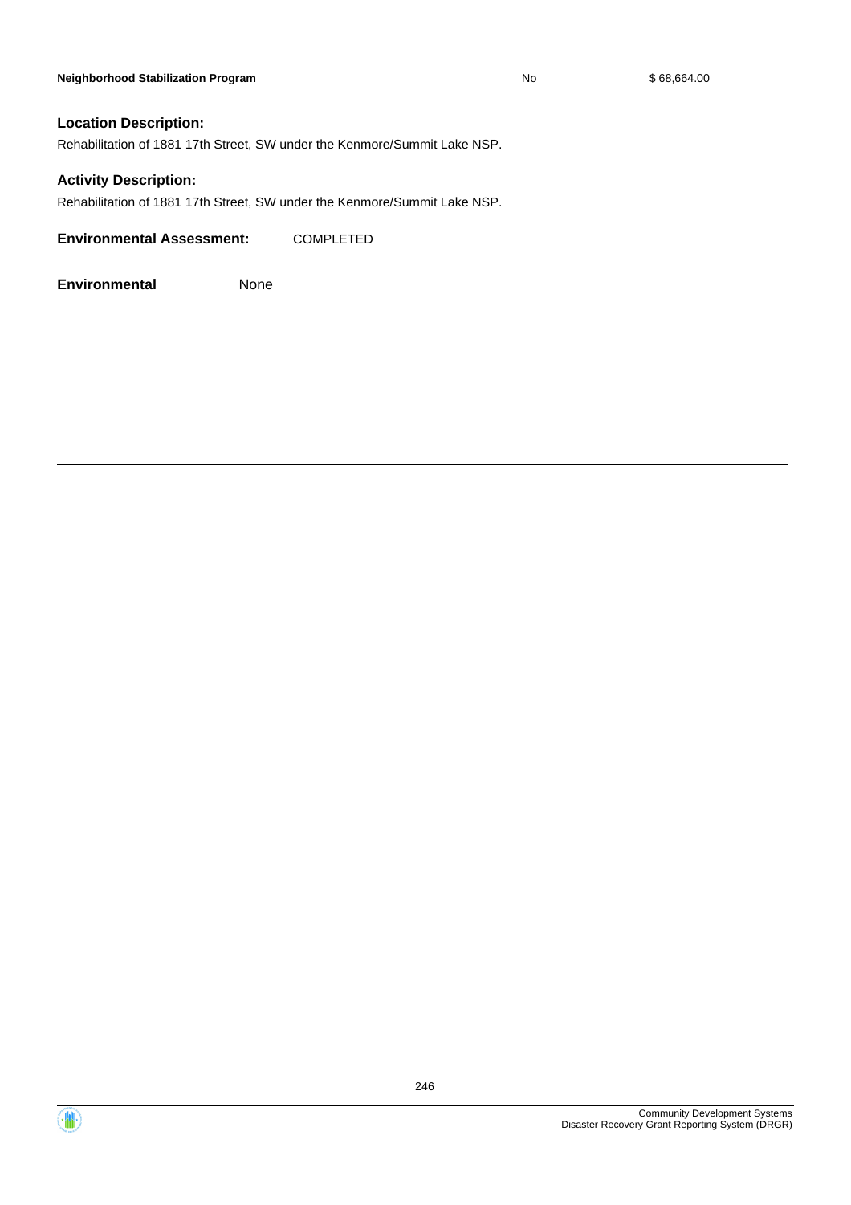| Neighborhood Stabilization Program | No | $ 68,664.00 |
|---|---|---|

**Location Description:**

Rehabilitation of 1881 17th Street, SW under the Kenmore/Summit Lake NSP.

**Activity Description:**

Rehabilitation of 1881 17th Street, SW under the Kenmore/Summit Lake NSP.

**Environmental Assessment:** COMPLETED

**Environmental** None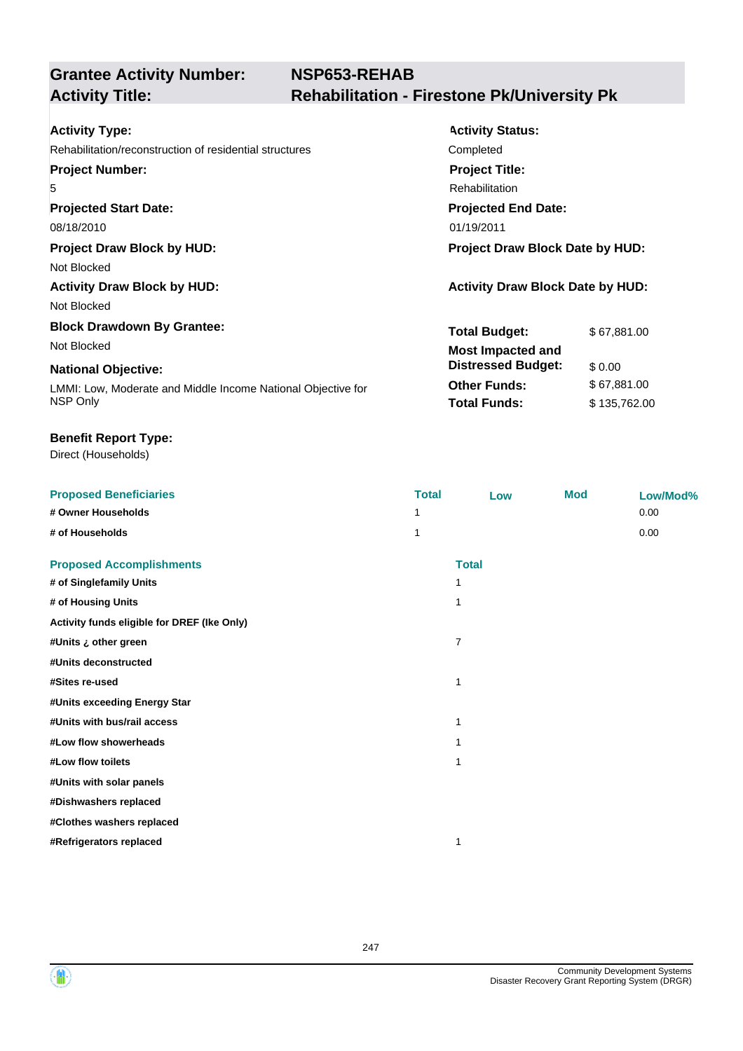## Grantee Activity Number: NSP653-REHAB
## Activity Title: Rehabilitation - Firestone Pk/University Pk

**Activity Type:**
Rehabilitation/reconstruction of residential structures

**Activity Status:**
Completed

**Project Number:**
5

**Project Title:**
Rehabilitation

**Projected Start Date:**
08/18/2010

**Projected End Date:**
01/19/2011

**Project Draw Block by HUD:**
Not Blocked

**Project Draw Block Date by HUD:**

**Activity Draw Block by HUD:**
Not Blocked

**Activity Draw Block Date by HUD:**

**Block Drawdown By Grantee:**
Not Blocked

**National Objective:**
LMMI: Low, Moderate and Middle Income National Objective for NSP Only

| | |
|---|---|
| **Total Budget:** | $ 67,881.00 |
| **Most Impacted and Distressed Budget:** | $ 0.00 |
| **Other Funds:** | $ 67,881.00 |
| **Total Funds:** | $ 135,762.00 |

**Benefit Report Type:**
Direct (Households)

| Proposed Beneficiaries | Total | Low | Mod | Low/Mod% |
|---|---|---|---|---|
| # Owner Households | 1 | | | 0.00 |
| # of Households | 1 | | | 0.00 |

| Proposed Accomplishments | Total |
|---|---|
| # of Singlefamily Units | 1 |
| # of Housing Units | 1 |
| Activity funds eligible for DREF (Ike Only) | |
| #Units ¿ other green | 7 |
| #Units deconstructed | |
| #Sites re-used | 1 |
| #Units exceeding Energy Star | |
| #Units with bus/rail access | 1 |
| #Low flow showerheads | 1 |
| #Low flow toilets | 1 |
| #Units with solar panels | |
| #Dishwashers replaced | |
| #Clothes washers replaced | |
| #Refrigerators replaced | 1 |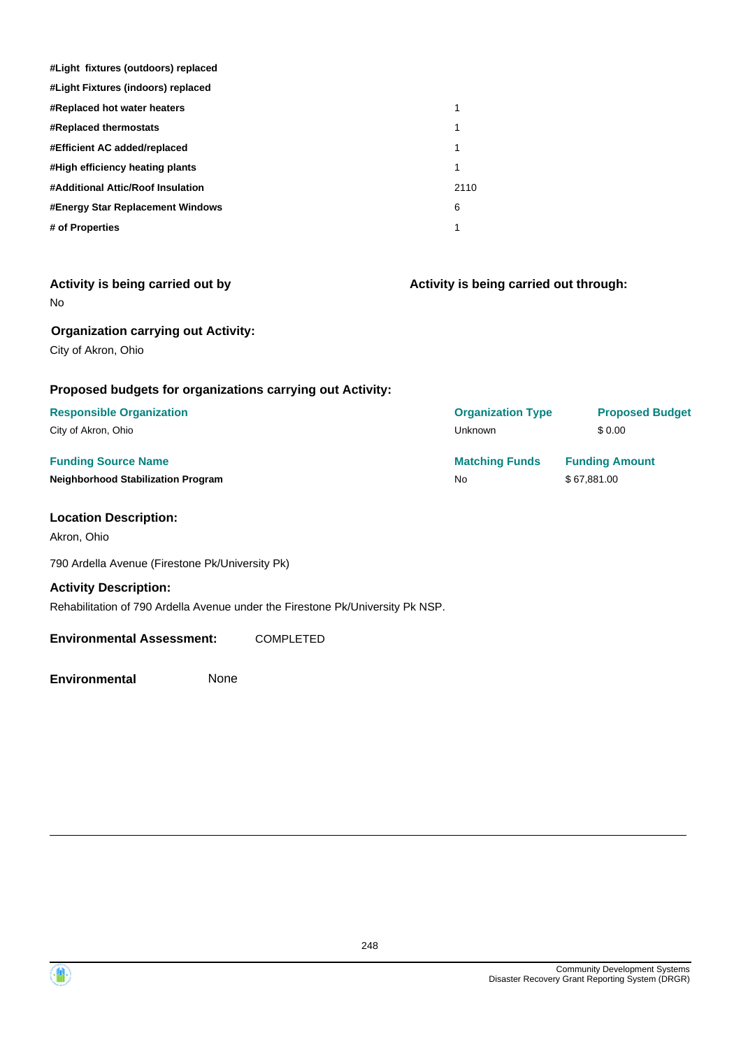| | |
|---|---|
| **#Light fixtures (outdoors) replaced** | |
| **#Light Fixtures (indoors) replaced** | |
| **#Replaced hot water heaters** | 1 |
| **#Replaced thermostats** | 1 |
| **#Efficient AC added/replaced** | 1 |
| **#High efficiency heating plants** | 1 |
| **#Additional Attic/Roof Insulation** | 2110 |
| **#Energy Star Replacement Windows** | 6 |
| **# of Properties** | 1 |

### Activity is being carried out by

No

### Activity is being carried out through:

### Organization carrying out Activity:

City of Akron, Ohio

### Proposed budgets for organizations carrying out Activity:

| Responsible Organization | Organization Type | Proposed Budget |
|---|---|---|
| City of Akron, Ohio | Unknown | $ 0.00 |

| Funding Source Name | Matching Funds | Funding Amount |
|---|---|---|
| **Neighborhood Stabilization Program** | No | $ 67,881.00 |

### Location Description:

Akron, Ohio

790 Ardella Avenue (Firestone Pk/University Pk)

### Activity Description:

Rehabilitation of 790 Ardella Avenue under the Firestone Pk/University Pk NSP.

**Environmental Assessment:** COMPLETED

**Environmental** None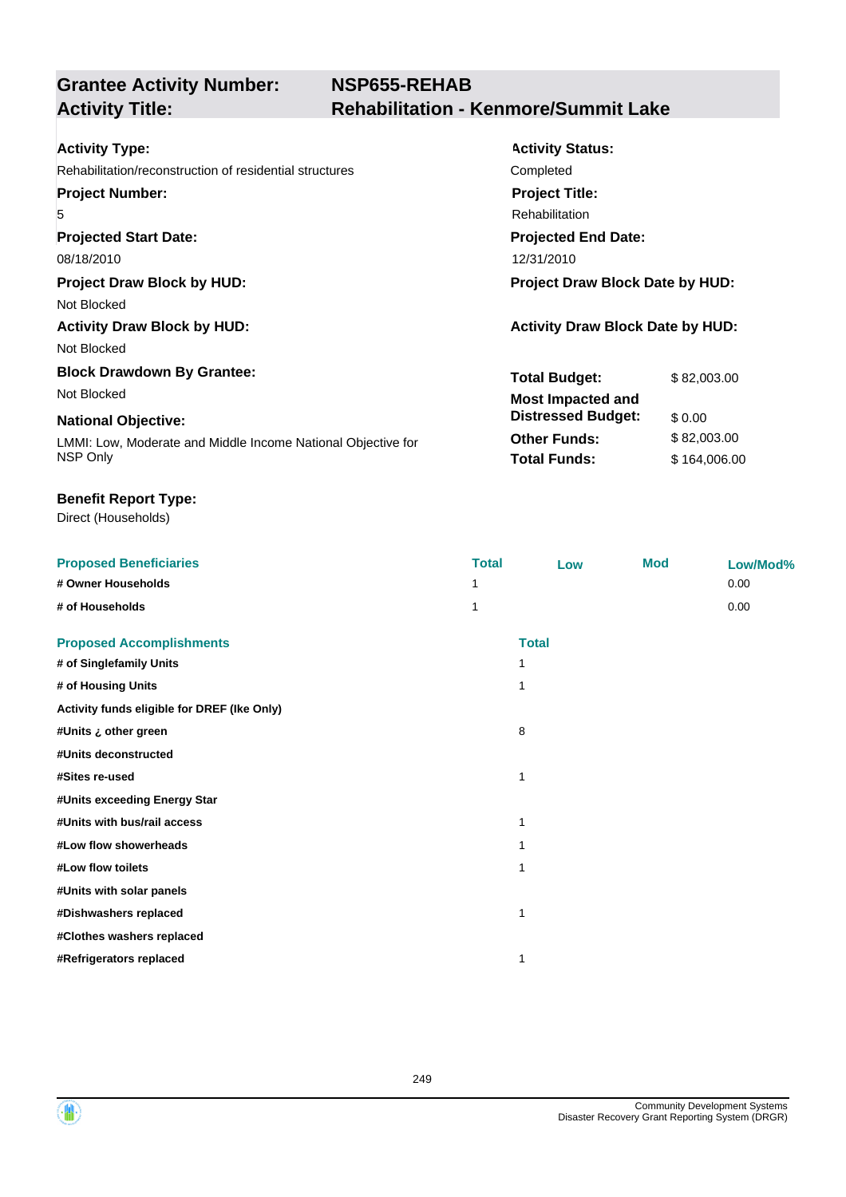| **Grantee Activity Number:** | **NSP655-REHAB** |
|---|---|
| **Activity Title:** | **Rehabilitation - Kenmore/Summit Lake** |

**Activity Type:**
Rehabilitation/reconstruction of residential structures

**Activity Status:**
Completed

**Project Number:**
5

**Project Title:**
Rehabilitation

**Projected Start Date:**
08/18/2010

**Projected End Date:**
12/31/2010

**Project Draw Block by HUD:**
Not Blocked

**Project Draw Block Date by HUD:**

**Activity Draw Block by HUD:**
Not Blocked

**Activity Draw Block Date by HUD:**

**Block Drawdown By Grantee:**
Not Blocked

**National Objective:**
LMMI: Low, Moderate and Middle Income National Objective for NSP Only

| | |
|---|---|
| **Total Budget:** | $ 82,003.00 |
| **Most Impacted and Distressed Budget:** | $ 0.00 |
| **Other Funds:** | $ 82,003.00 |
| **Total Funds:** | $ 164,006.00 |

**Benefit Report Type:**
Direct (Households)

| Proposed Beneficiaries | Total | Low | Mod | Low/Mod% |
|---|---|---|---|---|
| # Owner Households | 1 | | | 0.00 |
| # of Households | 1 | | | 0.00 |

| Proposed Accomplishments | Total |
|---|---|
| # of Singlefamily Units | 1 |
| # of Housing Units | 1 |
| Activity funds eligible for DREF (Ike Only) | |
| #Units ¿ other green | 8 |
| #Units deconstructed | |
| #Sites re-used | 1 |
| #Units exceeding Energy Star | |
| #Units with bus/rail access | 1 |
| #Low flow showerheads | 1 |
| #Low flow toilets | 1 |
| #Units with solar panels | |
| #Dishwashers replaced | 1 |
| #Clothes washers replaced | |
| #Refrigerators replaced | 1 |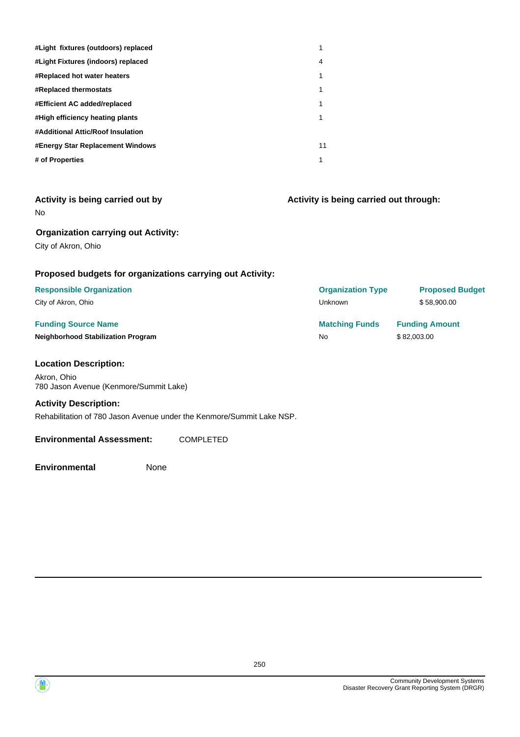| | |
|---|---|
| **#Light fixtures (outdoors) replaced** | 1 |
| **#Light Fixtures (indoors) replaced** | 4 |
| **#Replaced hot water heaters** | 1 |
| **#Replaced thermostats** | 1 |
| **#Efficient AC added/replaced** | 1 |
| **#High efficiency heating plants** | 1 |
| **#Additional Attic/Roof Insulation** | |
| **#Energy Star Replacement Windows** | 11 |
| **# of Properties** | 1 |

### Activity is being carried out by

No

### Activity is being carried out through:

### Organization carrying out Activity:

City of Akron, Ohio

### Proposed budgets for organizations carrying out Activity:

| Responsible Organization | Organization Type | Proposed Budget |
|---|---|---|
| City of Akron, Ohio | Unknown | $ 58,900.00 |

| Funding Source Name | Matching Funds | Funding Amount |
|---|---|---|
| **Neighborhood Stabilization Program** | No | $ 82,003.00 |

### Location Description:

Akron, Ohio
780 Jason Avenue (Kenmore/Summit Lake)

### Activity Description:

Rehabilitation of 780 Jason Avenue under the Kenmore/Summit Lake NSP.

**Environmental Assessment:** COMPLETED

**Environmental** None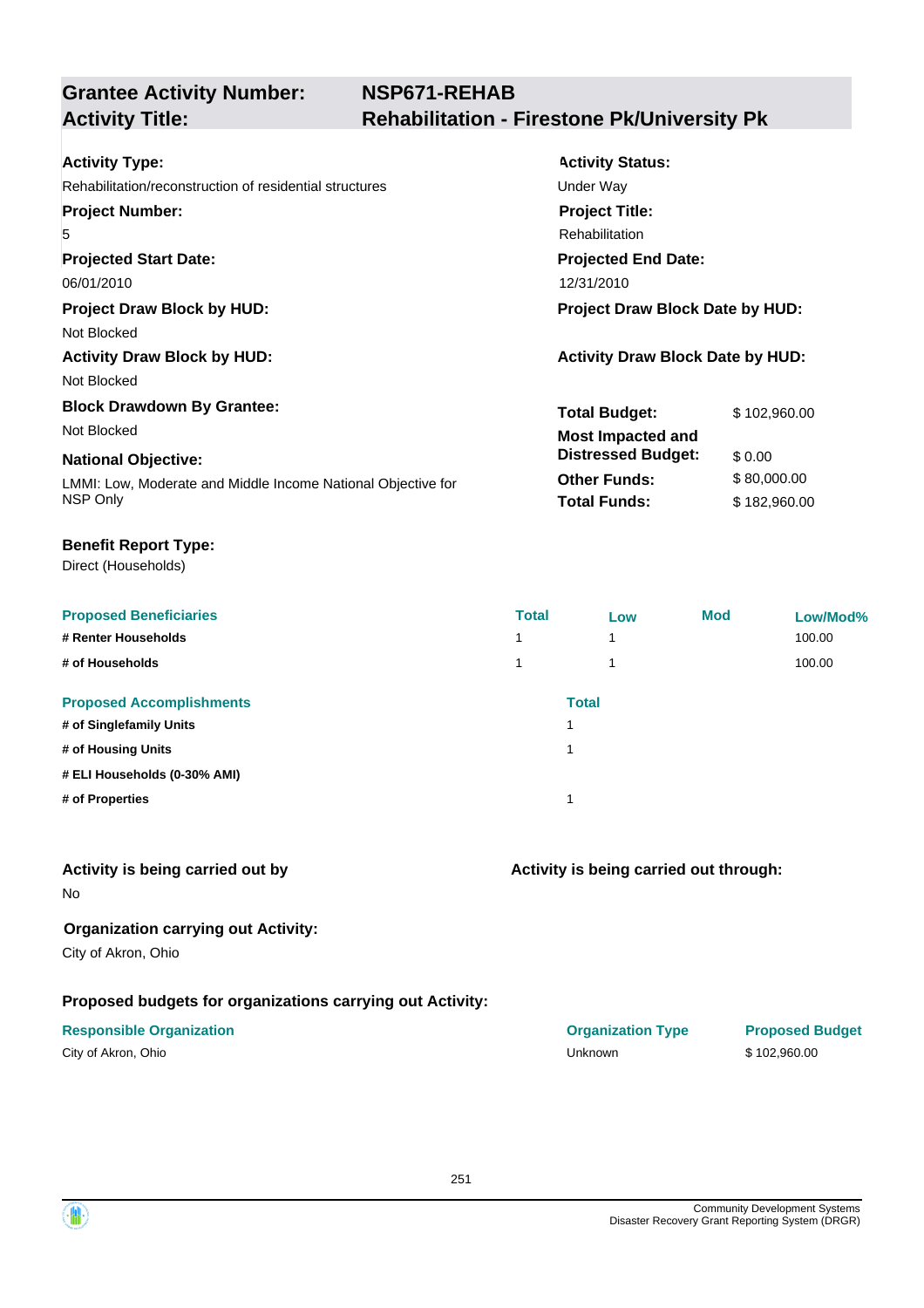## Grantee Activity Number: NSP671-REHAB
## Activity Title: Rehabilitation - Firestone Pk/University Pk

**Activity Type:**
Rehabilitation/reconstruction of residential structures

**Activity Status:**
Under Way

**Project Number:**
5

**Project Title:**
Rehabilitation

**Projected Start Date:**
06/01/2010

**Projected End Date:**
12/31/2010

**Project Draw Block by HUD:**
Not Blocked

**Project Draw Block Date by HUD:**

**Activity Draw Block by HUD:**
Not Blocked

**Activity Draw Block Date by HUD:**

**Block Drawdown By Grantee:**
Not Blocked

**National Objective:**
LMMI: Low, Moderate and Middle Income National Objective for NSP Only

| | |
|---|---|
| **Total Budget:** | $ 102,960.00 |
| **Most Impacted and Distressed Budget:** | $ 0.00 |
| **Other Funds:** | $ 80,000.00 |
| **Total Funds:** | $ 182,960.00 |

**Benefit Report Type:**
Direct (Households)

| Proposed Beneficiaries | Total | Low | Mod | Low/Mod% |
|---|---|---|---|---|
| # Renter Households | 1 | 1 | | 100.00 |
| # of Households | 1 | 1 | | 100.00 |

| Proposed Accomplishments | Total |
|---|---|
| # of Singlefamily Units | 1 |
| # of Housing Units | 1 |
| # ELI Households (0-30% AMI) | |
| # of Properties | 1 |

**Activity is being carried out by**
No

**Activity is being carried out through:**

**Organization carrying out Activity:**
City of Akron, Ohio

**Proposed budgets for organizations carrying out Activity:**

| Responsible Organization | Organization Type | Proposed Budget |
|---|---|---|
| City of Akron, Ohio | Unknown | $ 102,960.00 |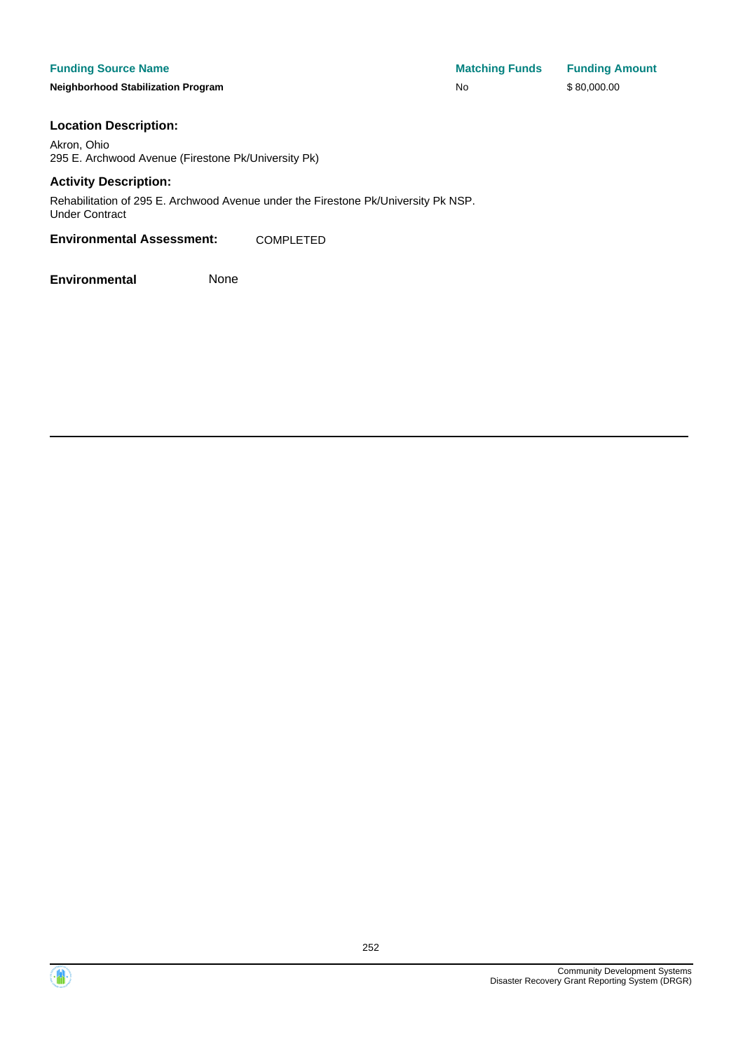| Funding Source Name | Matching Funds | Funding Amount |
| --- | --- | --- |
| **Neighborhood Stabilization Program** | No | $ 80,000.00 |

**Location Description:**

Akron, Ohio
295 E. Archwood Avenue (Firestone Pk/University Pk)

**Activity Description:**

Rehabilitation of 295 E. Archwood Avenue under the Firestone Pk/University Pk NSP.
Under Contract

**Environmental Assessment:** COMPLETED

**Environmental** None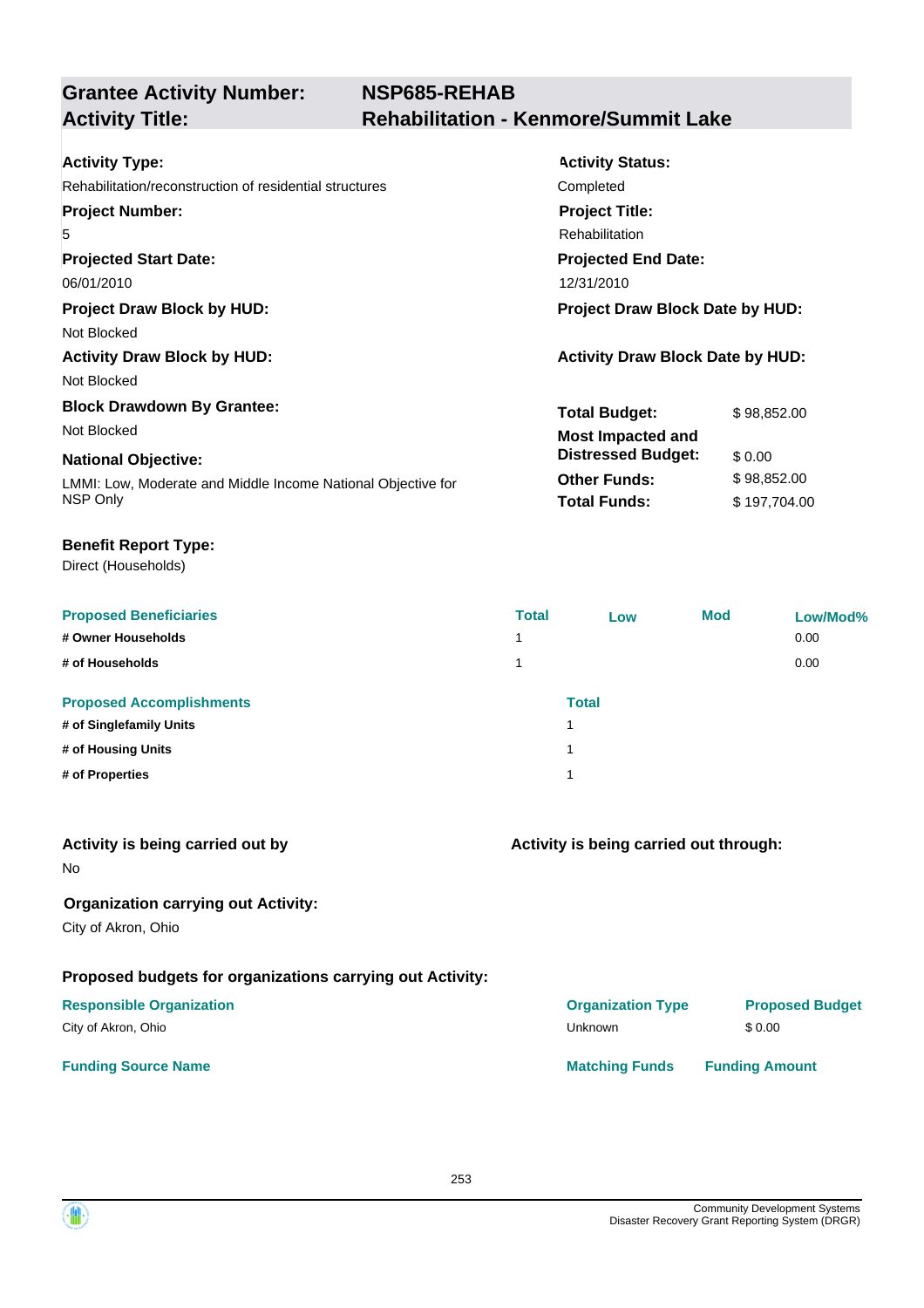## Grantee Activity Number: NSP685-REHAB
## Activity Title: Rehabilitation - Kenmore/Summit Lake

**Activity Type:**
Rehabilitation/reconstruction of residential structures

**Activity Status:**
Completed

**Project Number:**
5

**Project Title:**
Rehabilitation

**Projected Start Date:**
06/01/2010

**Projected End Date:**
12/31/2010

**Project Draw Block by HUD:**
Not Blocked

**Project Draw Block Date by HUD:**

**Activity Draw Block by HUD:**
Not Blocked

**Activity Draw Block Date by HUD:**

**Block Drawdown By Grantee:**
Not Blocked

**National Objective:**
LMMI: Low, Moderate and Middle Income National Objective for NSP Only

| | |
|---|---|
| **Total Budget:** | $ 98,852.00 |
| **Most Impacted and Distressed Budget:** | $ 0.00 |
| **Other Funds:** | $ 98,852.00 |
| **Total Funds:** | $ 197,704.00 |

**Benefit Report Type:**
Direct (Households)

| Proposed Beneficiaries | Total | Low | Mod | Low/Mod% |
|---|---|---|---|---|
| # Owner Households | 1 | | | 0.00 |
| # of Households | 1 | | | 0.00 |

| Proposed Accomplishments | Total |
|---|---|
| # of Singlefamily Units | 1 |
| # of Housing Units | 1 |
| # of Properties | 1 |

**Activity is being carried out by**
No

**Activity is being carried out through:**

**Organization carrying out Activity:**
City of Akron, Ohio

**Proposed budgets for organizations carrying out Activity:**

| Responsible Organization | Organization Type | Proposed Budget |
|---|---|---|
| City of Akron, Ohio | Unknown | $ 0.00 |

| Funding Source Name | Matching Funds | Funding Amount |
|---|---|---|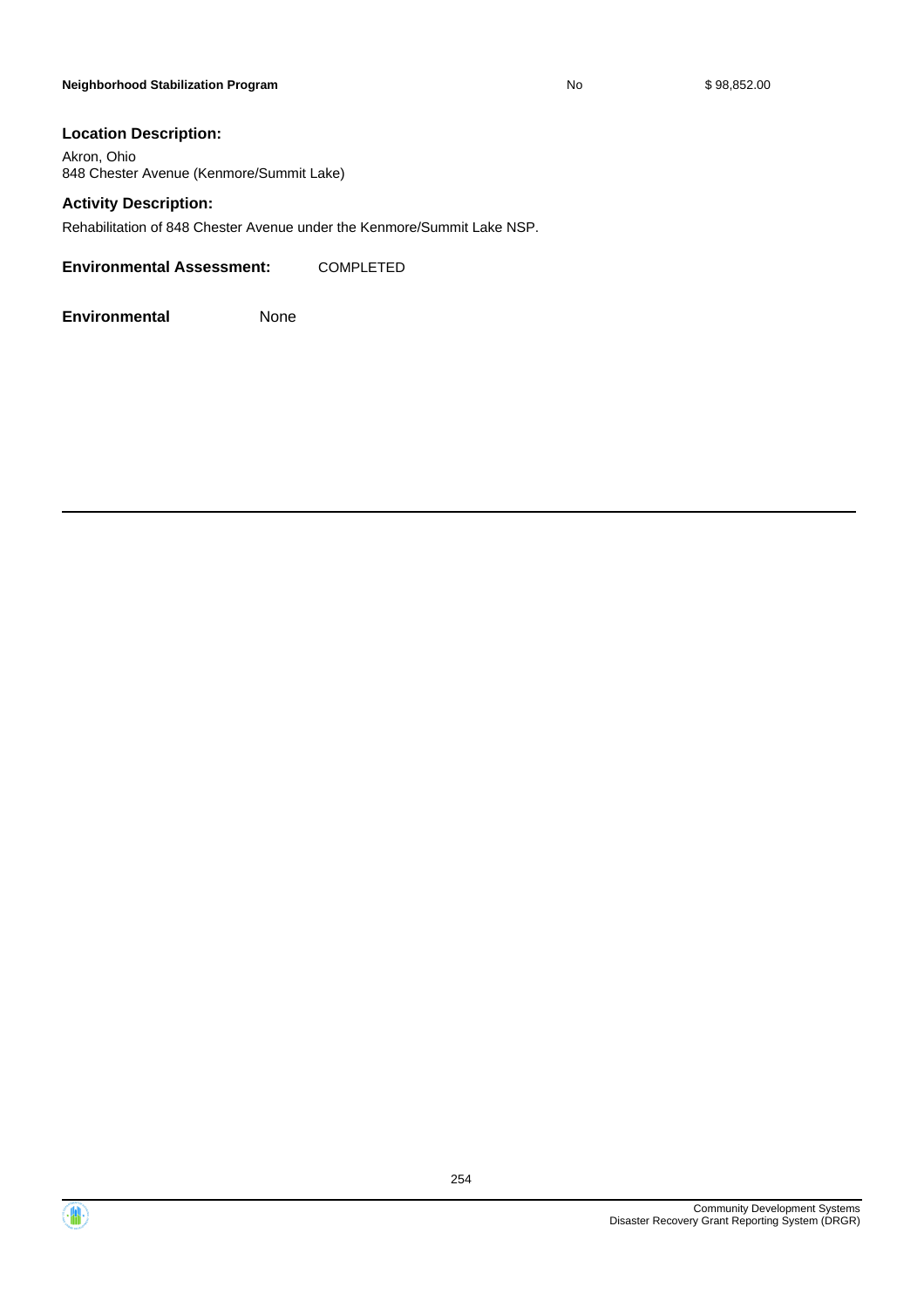| Neighborhood Stabilization Program | No | $ 98,852.00 |
|---|---|---|

**Location Description:**

Akron, Ohio
848 Chester Avenue (Kenmore/Summit Lake)

**Activity Description:**

Rehabilitation of 848 Chester Avenue under the Kenmore/Summit Lake NSP.

**Environmental Assessment:** COMPLETED

**Environmental** None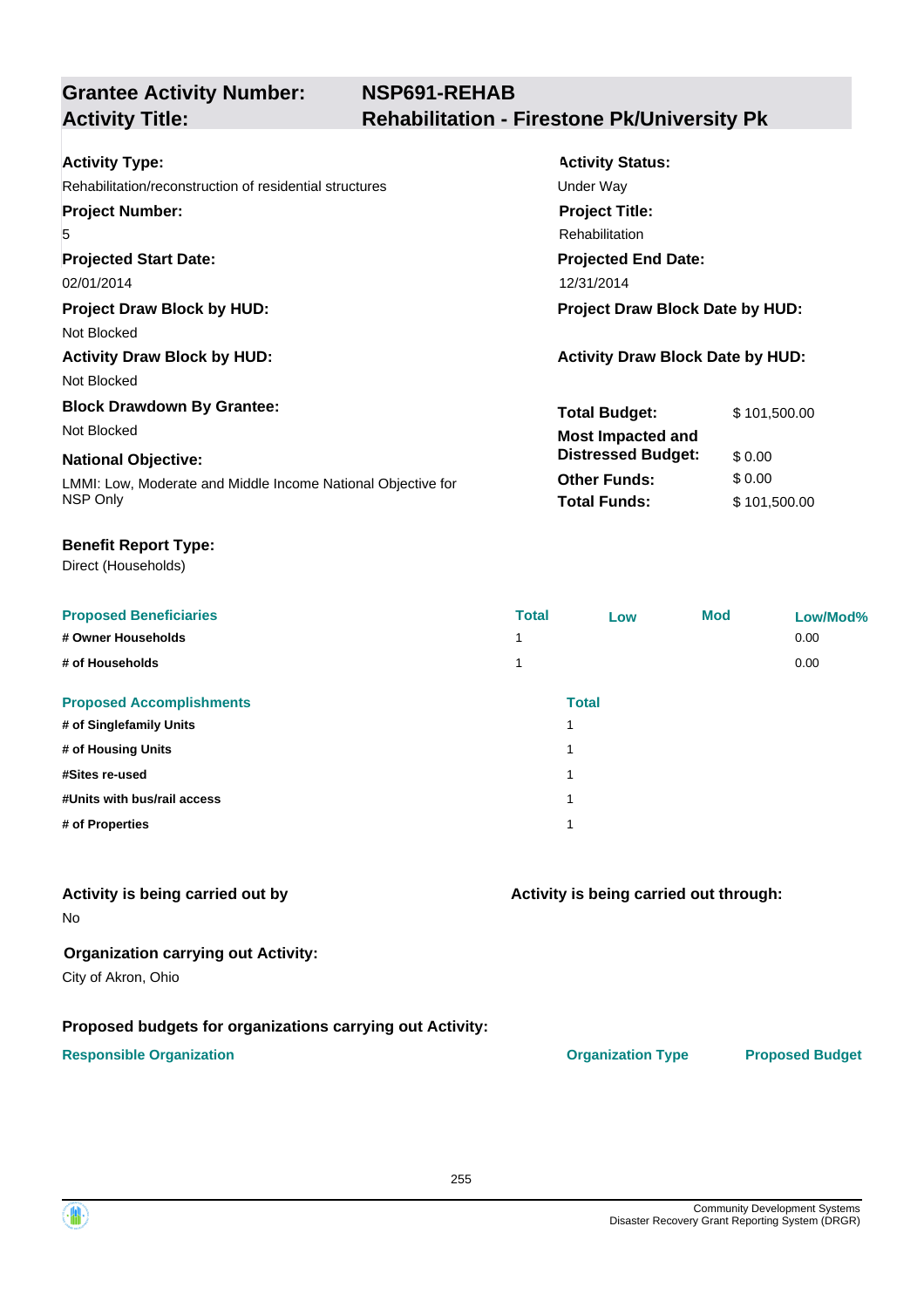## Grantee Activity Number: NSP691-REHAB
## Activity Title: Rehabilitation - Firestone Pk/University Pk

**Activity Type:**
Rehabilitation/reconstruction of residential structures

**Activity Status:**
Under Way

**Project Number:**
5

**Project Title:**
Rehabilitation

**Projected Start Date:**
02/01/2014

**Projected End Date:**
12/31/2014

**Project Draw Block by HUD:**
Not Blocked

**Project Draw Block Date by HUD:**

**Activity Draw Block by HUD:**
Not Blocked

**Activity Draw Block Date by HUD:**

**Block Drawdown By Grantee:**
Not Blocked

**National Objective:**
LMMI: Low, Moderate and Middle Income National Objective for NSP Only

| | |
|---|---|
| **Total Budget:** | $ 101,500.00 |
| **Most Impacted and Distressed Budget:** | $ 0.00 |
| **Other Funds:** | $ 0.00 |
| **Total Funds:** | $ 101,500.00 |

**Benefit Report Type:**
Direct (Households)

| Proposed Beneficiaries | Total | Low | Mod | Low/Mod% |
|---|---|---|---|---|
| # Owner Households | 1 | | | 0.00 |
| # of Households | 1 | | | 0.00 |

| Proposed Accomplishments | Total |
|---|---|
| # of Singlefamily Units | 1 |
| # of Housing Units | 1 |
| #Sites re-used | 1 |
| #Units with bus/rail access | 1 |
| # of Properties | 1 |

**Activity is being carried out by**
No

**Activity is being carried out through:**

**Organization carrying out Activity:**
City of Akron, Ohio

**Proposed budgets for organizations carrying out Activity:**

| Responsible Organization | Organization Type | Proposed Budget |
|---|---|---|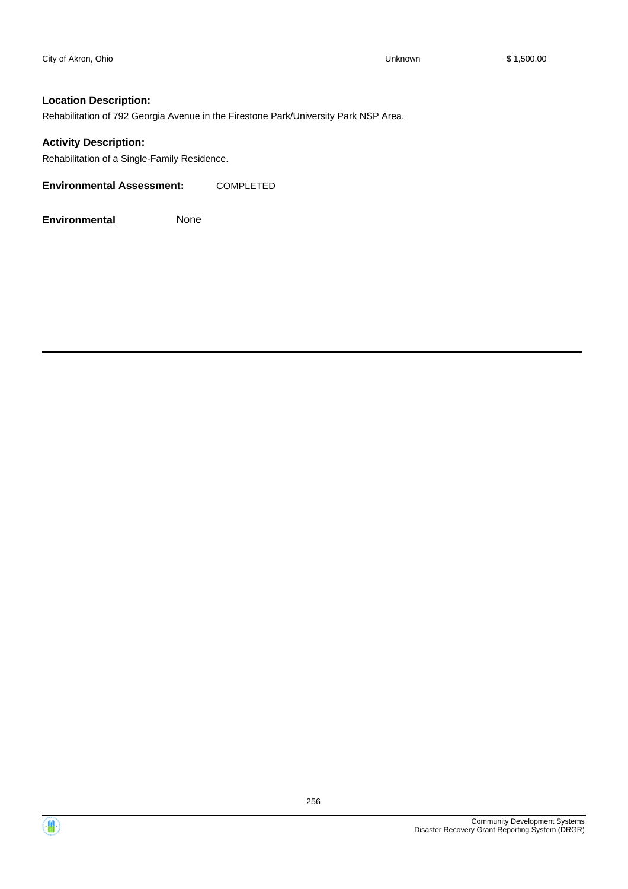| City of Akron, Ohio | Unknown | $ 1,500.00 |
| --- | --- | --- |

**Location Description:**

Rehabilitation of 792 Georgia Avenue in the Firestone Park/University Park NSP Area.

**Activity Description:**

Rehabilitation of a Single-Family Residence.

**Environmental Assessment:** COMPLETED

**Environmental** None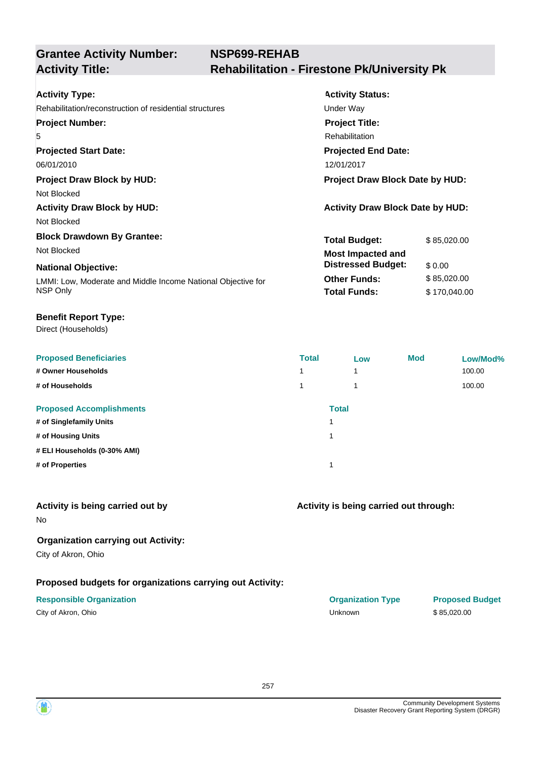## Grantee Activity Number: NSP699-REHAB
## Activity Title: Rehabilitation - Firestone Pk/University Pk

**Activity Type:**
Rehabilitation/reconstruction of residential structures

**Activity Status:**
Under Way

**Project Number:**
5

**Project Title:**
Rehabilitation

**Projected Start Date:**
06/01/2010

**Projected End Date:**
12/01/2017

**Project Draw Block by HUD:**
Not Blocked

**Project Draw Block Date by HUD:**

**Activity Draw Block by HUD:**
Not Blocked

**Activity Draw Block Date by HUD:**

**Block Drawdown By Grantee:**
Not Blocked

**National Objective:**
LMMI: Low, Moderate and Middle Income National Objective for NSP Only

| | |
|---|---|
| **Total Budget:** | $ 85,020.00 |
| **Most Impacted and Distressed Budget:** | $ 0.00 |
| **Other Funds:** | $ 85,020.00 |
| **Total Funds:** | $ 170,040.00 |

**Benefit Report Type:**
Direct (Households)

| Proposed Beneficiaries | Total | Low | Mod | Low/Mod% |
|---|---|---|---|---|
| # Owner Households | 1 | 1 | | 100.00 |
| # of Households | 1 | 1 | | 100.00 |

| Proposed Accomplishments | Total |
|---|---|
| # of Singlefamily Units | 1 |
| # of Housing Units | 1 |
| # ELI Households (0-30% AMI) | |
| # of Properties | 1 |

**Activity is being carried out by**
No

**Activity is being carried out through:**

**Organization carrying out Activity:**
City of Akron, Ohio

**Proposed budgets for organizations carrying out Activity:**

| Responsible Organization | Organization Type | Proposed Budget |
|---|---|---|
| City of Akron, Ohio | Unknown | $ 85,020.00 |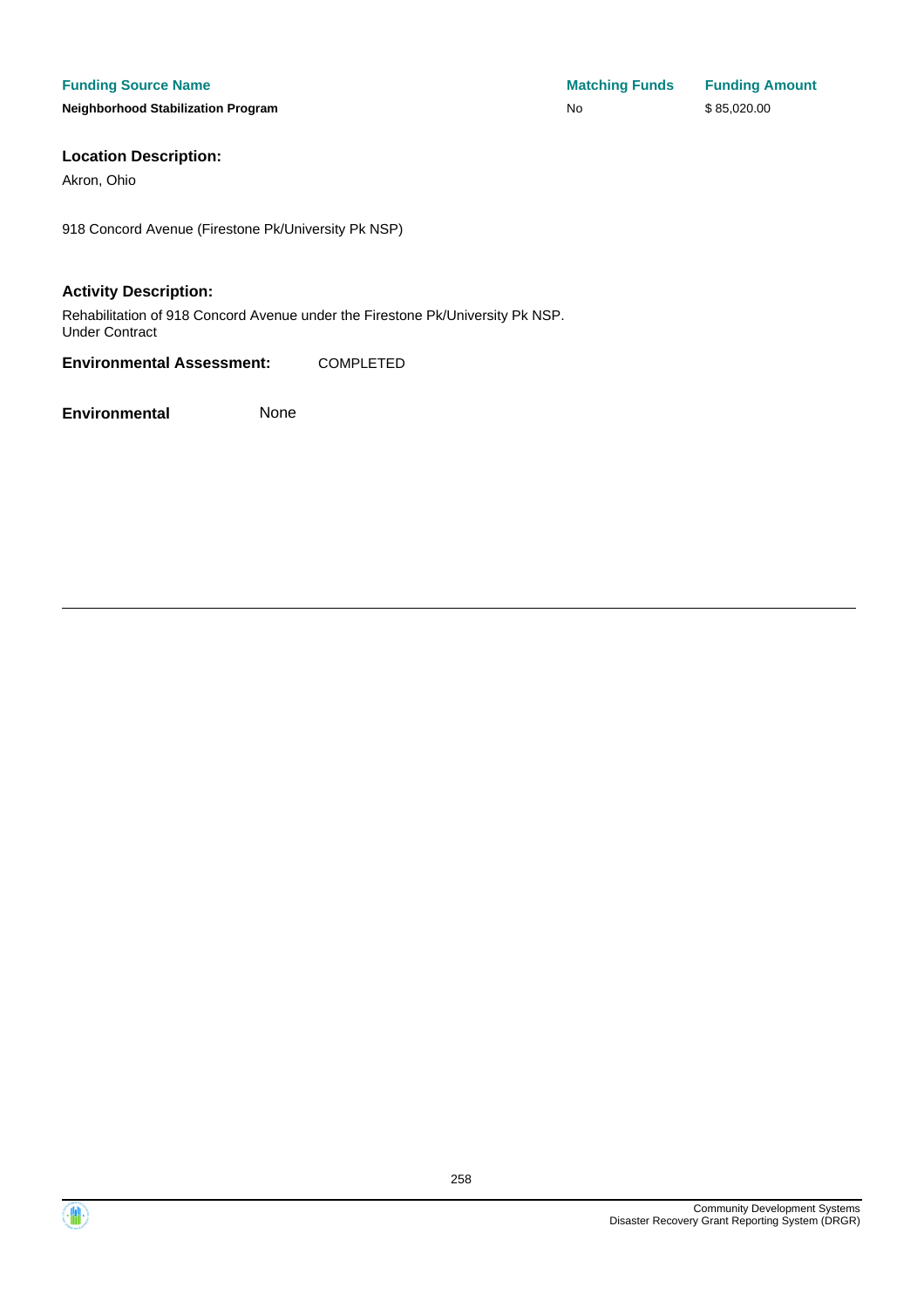| Funding Source Name | Matching Funds | Funding Amount |
| --- | --- | --- |
| **Neighborhood Stabilization Program** | No | $ 85,020.00 |

**Location Description:**

Akron, Ohio

918 Concord Avenue (Firestone Pk/University Pk NSP)

**Activity Description:**

Rehabilitation of 918 Concord Avenue under the Firestone Pk/University Pk NSP.
Under Contract

**Environmental Assessment:** COMPLETED

**Environmental** None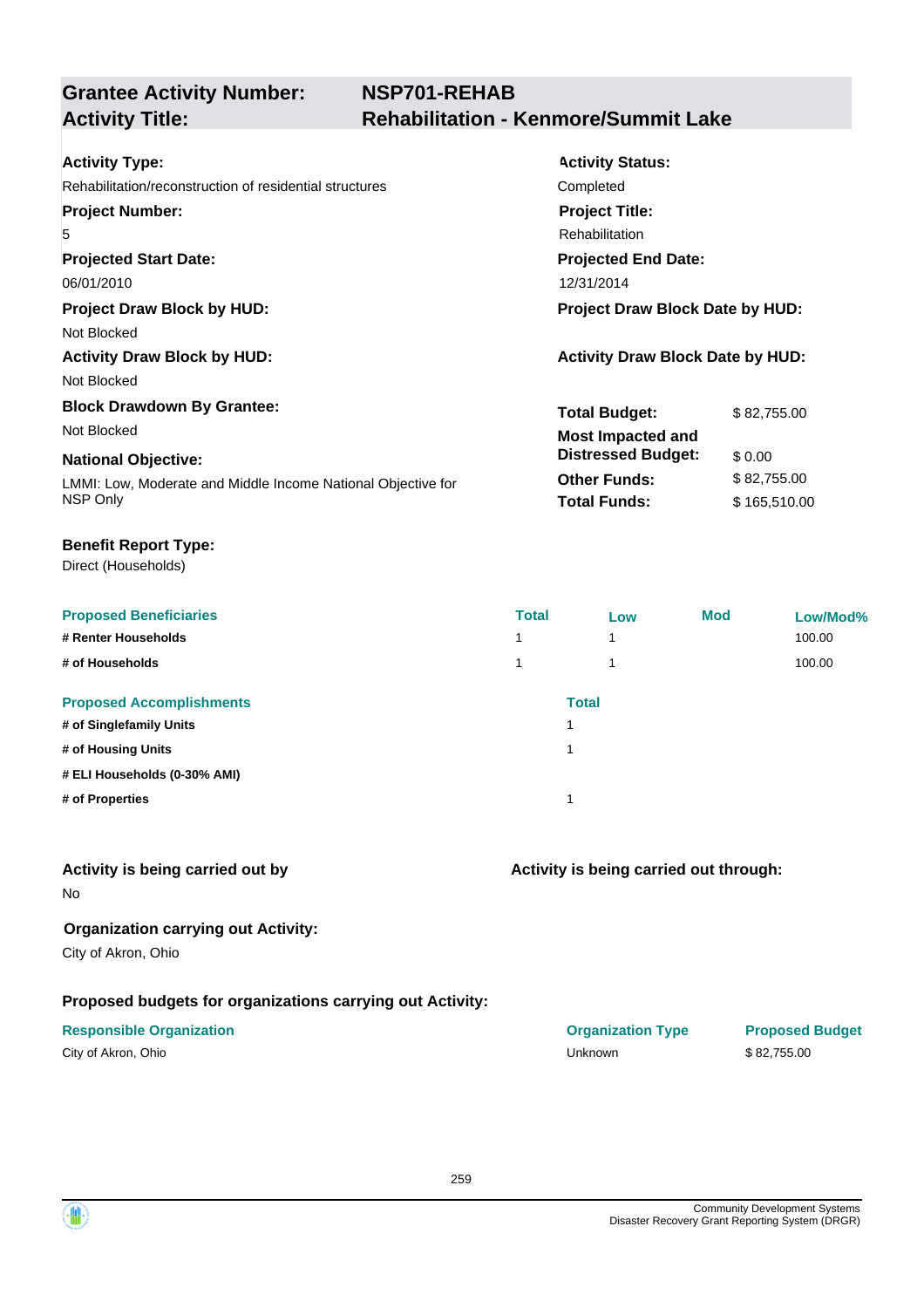## Grantee Activity Number: NSP701-REHAB
## Activity Title: Rehabilitation - Kenmore/Summit Lake

**Activity Type:**
Rehabilitation/reconstruction of residential structures

**Activity Status:**
Completed

**Project Number:**
5

**Project Title:**
Rehabilitation

**Projected Start Date:**
06/01/2010

**Projected End Date:**
12/31/2014

**Project Draw Block by HUD:**
Not Blocked

**Project Draw Block Date by HUD:**

**Activity Draw Block by HUD:**
Not Blocked

**Activity Draw Block Date by HUD:**

**Block Drawdown By Grantee:**
Not Blocked

**National Objective:**
LMMI: Low, Moderate and Middle Income National Objective for NSP Only

| | |
|---|---|
| **Total Budget:** | $ 82,755.00 |
| **Most Impacted and Distressed Budget:** | $ 0.00 |
| **Other Funds:** | $ 82,755.00 |
| **Total Funds:** | $ 165,510.00 |

**Benefit Report Type:**
Direct (Households)

| Proposed Beneficiaries | Total | Low | Mod | Low/Mod% |
|---|---|---|---|---|
| # Renter Households | 1 | 1 | | 100.00 |
| # of Households | 1 | 1 | | 100.00 |

| Proposed Accomplishments | Total |
|---|---|
| # of Singlefamily Units | 1 |
| # of Housing Units | 1 |
| # ELI Households (0-30% AMI) | |
| # of Properties | 1 |

**Activity is being carried out by**
No

**Activity is being carried out through:**

**Organization carrying out Activity:**
City of Akron, Ohio

**Proposed budgets for organizations carrying out Activity:**

| Responsible Organization | Organization Type | Proposed Budget |
|---|---|---|
| City of Akron, Ohio | Unknown | $ 82,755.00 |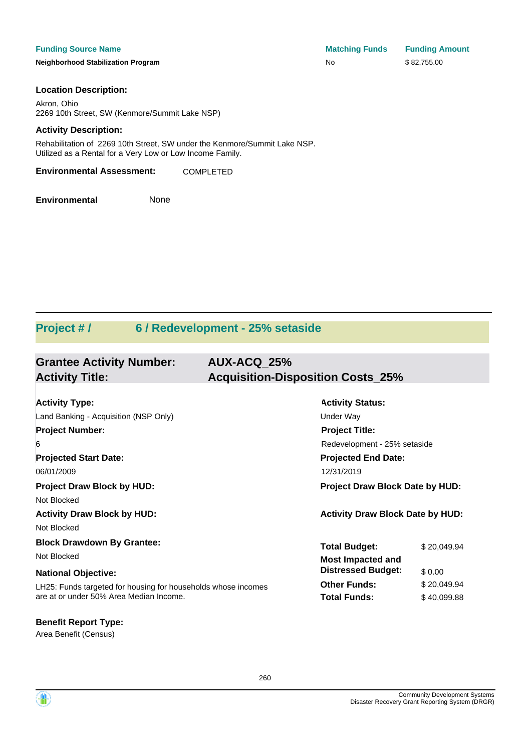| Funding Source Name | Matching Funds | Funding Amount |
| --- | --- | --- |
| Neighborhood Stabilization Program | No | $ 82,755.00 |

**Location Description:**

Akron, Ohio
2269 10th Street, SW (Kenmore/Summit Lake NSP)

**Activity Description:**

Rehabilitation of 2269 10th Street, SW under the Kenmore/Summit Lake NSP.
Utilized as a Rental for a Very Low or Low Income Family.

**Environmental Assessment:** COMPLETED

**Environmental** None

## Project # / 6 / Redevelopment - 25% setaside

### Grantee Activity Number: AUX-ACQ_25%
### Activity Title: Acquisition-Disposition Costs_25%

**Activity Type:**
Land Banking - Acquisition (NSP Only)

**Activity Status:**
Under Way

**Project Number:**
6

**Project Title:**
Redevelopment - 25% setaside

**Projected Start Date:**
06/01/2009

**Projected End Date:**
12/31/2019

**Project Draw Block by HUD:**
Not Blocked

**Project Draw Block Date by HUD:**

**Activity Draw Block by HUD:**
Not Blocked

**Activity Draw Block Date by HUD:**

**Block Drawdown By Grantee:**
Not Blocked

**National Objective:**
LH25: Funds targeted for housing for households whose incomes are at or under 50% Area Median Income.

| | |
| --- | --- |
| **Total Budget:** | $ 20,049.94 |
| **Most Impacted and Distressed Budget:** | $ 0.00 |
| **Other Funds:** | $ 20,049.94 |
| **Total Funds:** | $ 40,099.88 |

**Benefit Report Type:**
Area Benefit (Census)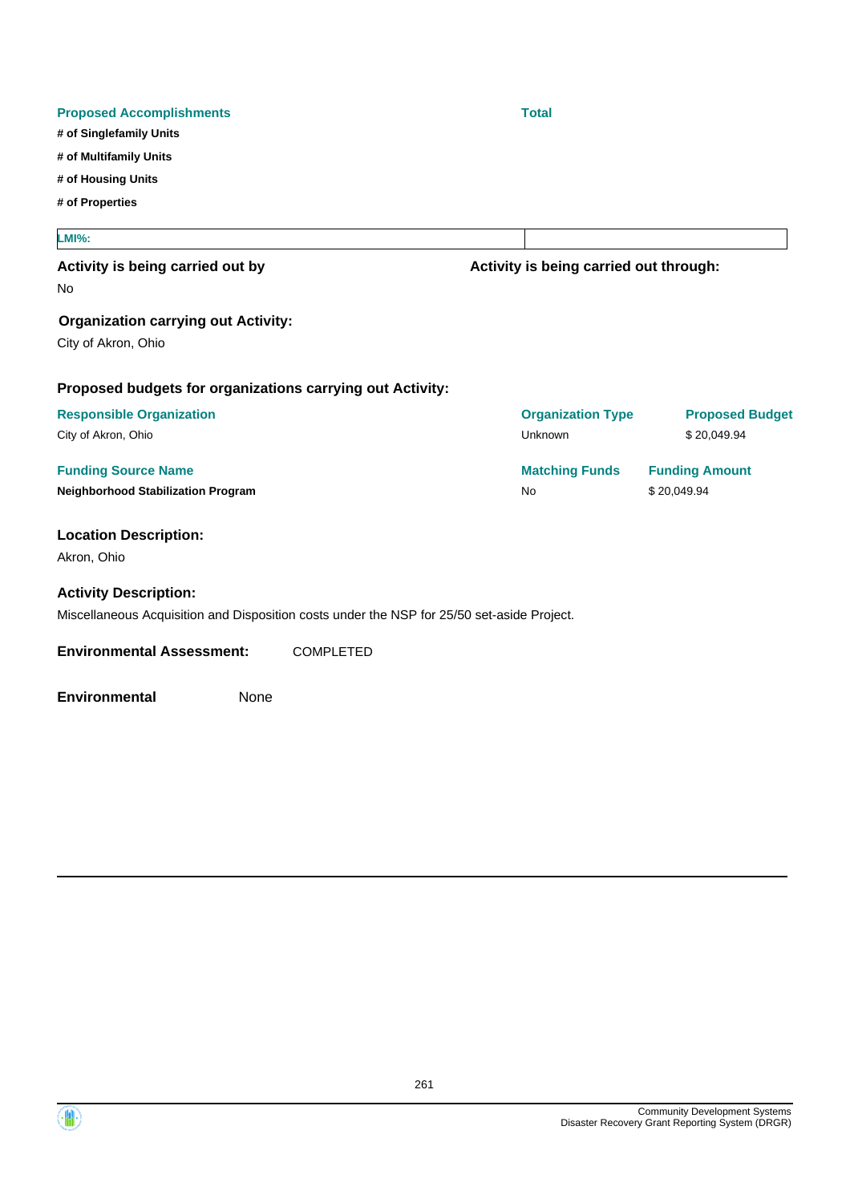| Proposed Accomplishments | Total |
| --- | --- |
| # of Singlefamily Units | |
| # of Multifamily Units | |
| # of Housing Units | |
| # of Properties | |

| LMI%: | |
| --- | --- |

**Activity is being carried out by**

No

**Activity is being carried out through:**

**Organization carrying out Activity:**

City of Akron, Ohio

**Proposed budgets for organizations carrying out Activity:**

| Responsible Organization | Organization Type | Proposed Budget |
| --- | --- | --- |
| City of Akron, Ohio | Unknown | $ 20,049.94 |

| Funding Source Name | Matching Funds | Funding Amount |
| --- | --- | --- |
| **Neighborhood Stabilization Program** | No | $ 20,049.94 |

**Location Description:**

Akron, Ohio

**Activity Description:**

Miscellaneous Acquisition and Disposition costs under the NSP for 25/50 set-aside Project.

**Environmental Assessment:** COMPLETED

**Environmental** None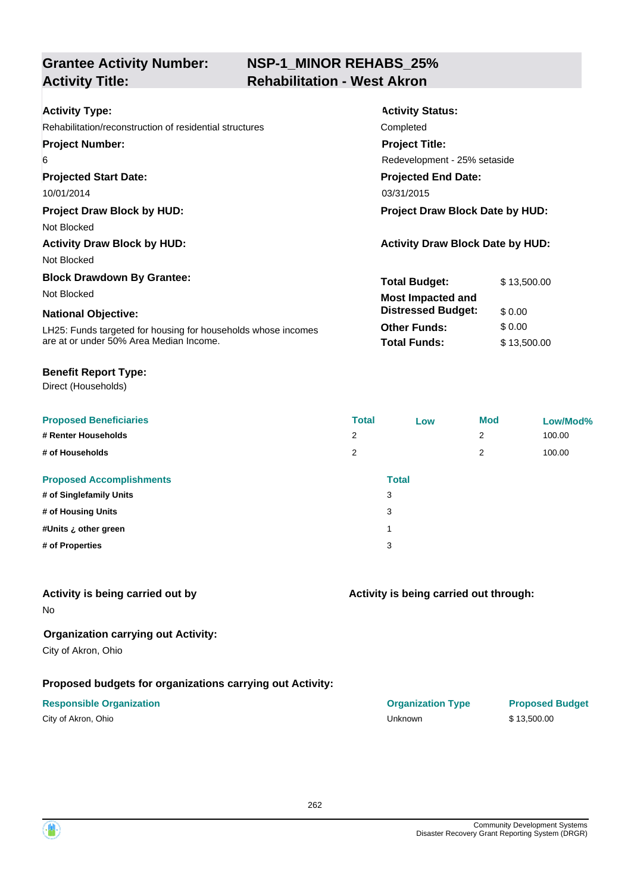| **Grantee Activity Number:** | **NSP-1_MINOR REHABS_25%** |
|---|---|
| **Activity Title:** | **Rehabilitation - West Akron** |

**Activity Type:**
Rehabilitation/reconstruction of residential structures

**Activity Status:**
Completed

**Project Number:**
6

**Project Title:**
Redevelopment - 25% setaside

**Projected Start Date:**
10/01/2014

**Projected End Date:**
03/31/2015

**Project Draw Block by HUD:**
Not Blocked

**Project Draw Block Date by HUD:**

**Activity Draw Block by HUD:**
Not Blocked

**Activity Draw Block Date by HUD:**

**Block Drawdown By Grantee:**
Not Blocked

**National Objective:**
LH25: Funds targeted for housing for households whose incomes are at or under 50% Area Median Income.

| | |
|---|---|
| **Total Budget:** | $ 13,500.00 |
| **Most Impacted and Distressed Budget:** | $ 0.00 |
| **Other Funds:** | $ 0.00 |
| **Total Funds:** | $ 13,500.00 |

**Benefit Report Type:**
Direct (Households)

| Proposed Beneficiaries | Total | Low | Mod | Low/Mod% |
|---|---|---|---|---|
| # Renter Households | 2 | | 2 | 100.00 |
| # of Households | 2 | | 2 | 100.00 |

| Proposed Accomplishments | Total |
|---|---|
| # of Singlefamily Units | 3 |
| # of Housing Units | 3 |
| #Units ¿ other green | 1 |
| # of Properties | 3 |

**Activity is being carried out by**
No

**Activity is being carried out through:**

**Organization carrying out Activity:**
City of Akron, Ohio

**Proposed budgets for organizations carrying out Activity:**

| Responsible Organization | Organization Type | Proposed Budget |
|---|---|---|
| City of Akron, Ohio | Unknown | $ 13,500.00 |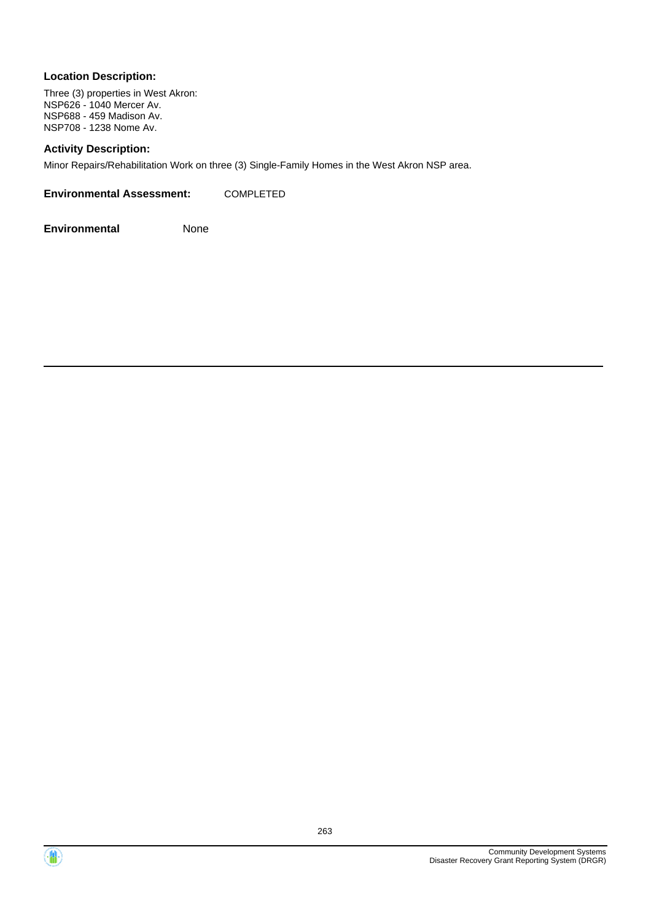**Location Description:**

Three (3) properties in West Akron:
NSP626 - 1040 Mercer Av.
NSP688 - 459 Madison Av.
NSP708 - 1238 Nome Av.

**Activity Description:**

Minor Repairs/Rehabilitation Work on three (3) Single-Family Homes in the West Akron NSP area.

**Environmental Assessment:** COMPLETED

**Environmental** None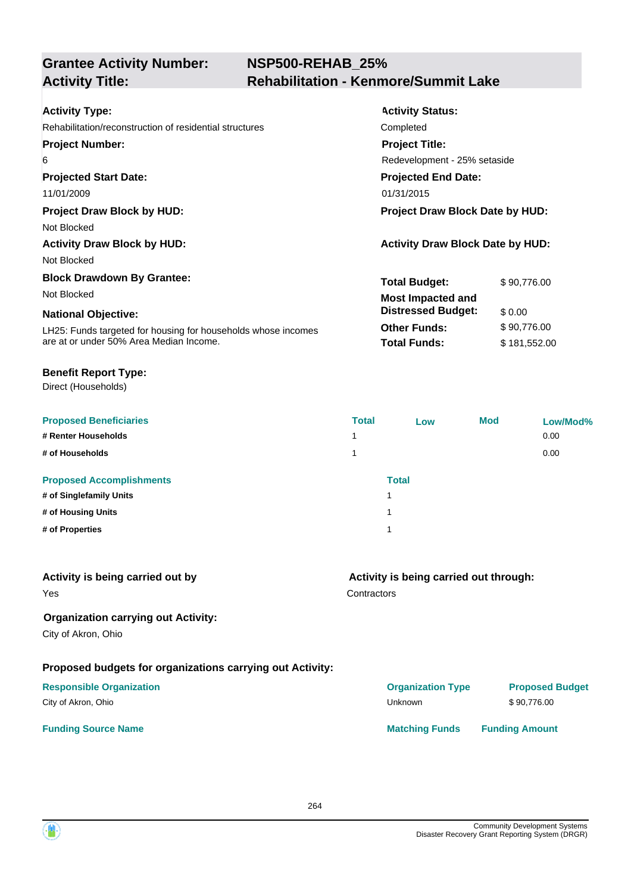## Grantee Activity Number: NSP500-REHAB_25%
## Activity Title: Rehabilitation - Kenmore/Summit Lake

**Activity Type:**
Rehabilitation/reconstruction of residential structures

**Activity Status:**
Completed

**Project Number:**
6

**Project Title:**
Redevelopment - 25% setaside

**Projected Start Date:**
11/01/2009

**Projected End Date:**
01/31/2015

**Project Draw Block by HUD:**
Not Blocked

**Project Draw Block Date by HUD:**

**Activity Draw Block by HUD:**
Not Blocked

**Activity Draw Block Date by HUD:**

**Block Drawdown By Grantee:**
Not Blocked

**National Objective:**
LH25: Funds targeted for housing for households whose incomes are at or under 50% Area Median Income.

| | |
|---|---|
| **Total Budget:** | $ 90,776.00 |
| **Most Impacted and Distressed Budget:** | $ 0.00 |
| **Other Funds:** | $ 90,776.00 |
| **Total Funds:** | $ 181,552.00 |

**Benefit Report Type:**
Direct (Households)

| Proposed Beneficiaries | Total | Low | Mod | Low/Mod% |
|---|---|---|---|---|
| # Renter Households | 1 | | | 0.00 |
| # of Households | 1 | | | 0.00 |

| Proposed Accomplishments | Total |
|---|---|
| # of Singlefamily Units | 1 |
| # of Housing Units | 1 |
| # of Properties | 1 |

**Activity is being carried out by**
Yes

**Activity is being carried out through:**
Contractors

**Organization carrying out Activity:**
City of Akron, Ohio

**Proposed budgets for organizations carrying out Activity:**

| Responsible Organization | Organization Type | Proposed Budget |
|---|---|---|
| City of Akron, Ohio | Unknown | $ 90,776.00 |

| Funding Source Name | Matching Funds | Funding Amount |
|---|---|---|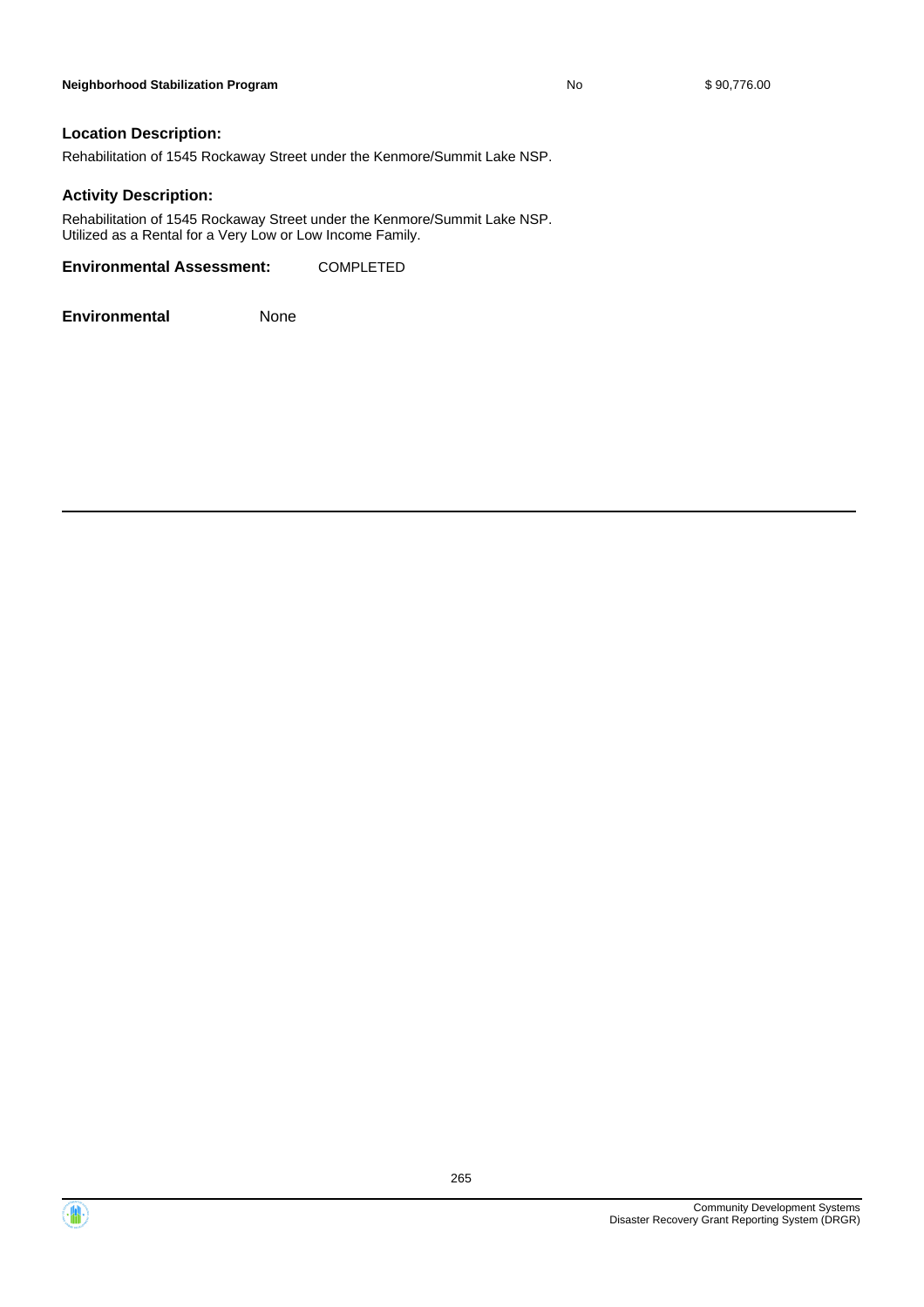| Neighborhood Stabilization Program | No | $ 90,776.00 |
| --- | --- | --- |

**Location Description:**

Rehabilitation of 1545 Rockaway Street under the Kenmore/Summit Lake NSP.

**Activity Description:**

Rehabilitation of 1545 Rockaway Street under the Kenmore/Summit Lake NSP.
Utilized as a Rental for a Very Low or Low Income Family.

**Environmental Assessment:** COMPLETED

**Environmental** None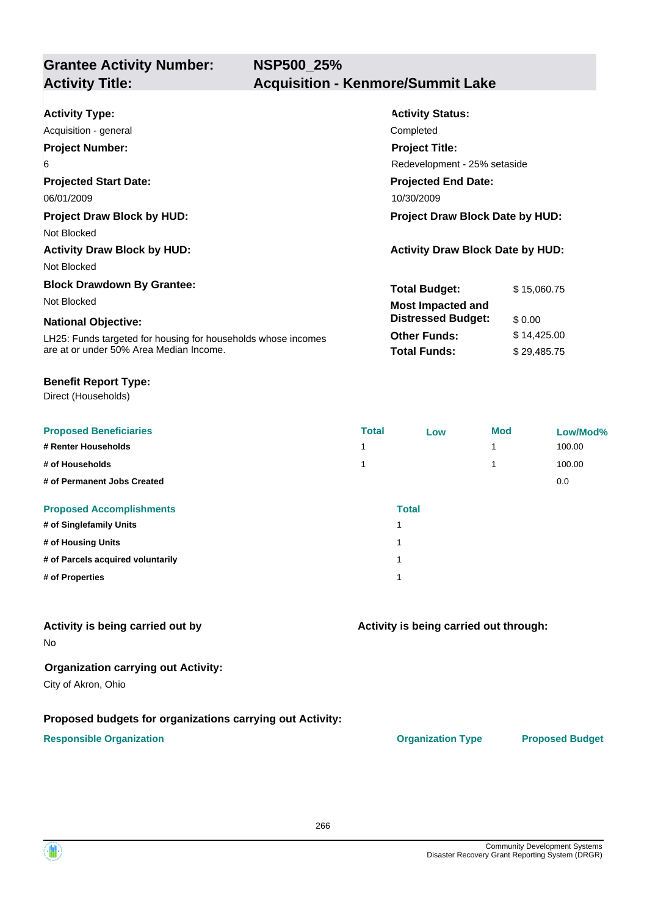| **Grantee Activity Number:** | **NSP500_25%** |
|---|---|
| **Activity Title:** | **Acquisition - Kenmore/Summit Lake** |

**Activity Type:**
Acquisition - general

**Activity Status:**
Completed

**Project Number:**
6

**Project Title:**
Redevelopment - 25% setaside

**Projected Start Date:**
06/01/2009

**Projected End Date:**
10/30/2009

**Project Draw Block by HUD:**
Not Blocked

**Project Draw Block Date by HUD:**

**Activity Draw Block by HUD:**
Not Blocked

**Activity Draw Block Date by HUD:**

**Block Drawdown By Grantee:**
Not Blocked

**National Objective:**
LH25: Funds targeted for housing for households whose incomes are at or under 50% Area Median Income.

| | |
|---|---|
| **Total Budget:** | $ 15,060.75 |
| **Most Impacted and Distressed Budget:** | $ 0.00 |
| **Other Funds:** | $ 14,425.00 |
| **Total Funds:** | $ 29,485.75 |

**Benefit Report Type:**
Direct (Households)

| Proposed Beneficiaries | Total | Low | Mod | Low/Mod% |
|---|---|---|---|---|
| # Renter Households | 1 | | 1 | 100.00 |
| # of Households | 1 | | 1 | 100.00 |
| # of Permanent Jobs Created | | | | 0.0 |

| Proposed Accomplishments | Total |
|---|---|
| # of Singlefamily Units | 1 |
| # of Housing Units | 1 |
| # of Parcels acquired voluntarily | 1 |
| # of Properties | 1 |

**Activity is being carried out by**
No

**Activity is being carried out through:**

**Organization carrying out Activity:**
City of Akron, Ohio

**Proposed budgets for organizations carrying out Activity:**

| Responsible Organization | Organization Type | Proposed Budget |
|---|---|---|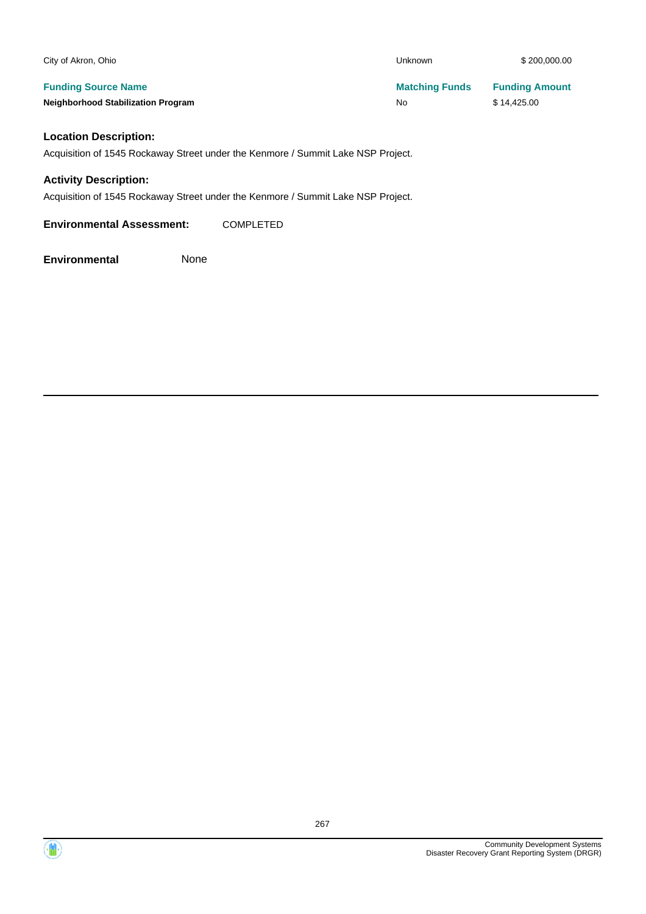| | | |
|---|---|---|
| City of Akron, Ohio | Unknown | $ 200,000.00 |

| Funding Source Name | Matching Funds | Funding Amount |
|---|---|---|
| **Neighborhood Stabilization Program** | No | $ 14,425.00 |

### Location Description:

Acquisition of 1545 Rockaway Street under the Kenmore / Summit Lake NSP Project.

### Activity Description:

Acquisition of 1545 Rockaway Street under the Kenmore / Summit Lake NSP Project.

**Environmental Assessment:** COMPLETED

**Environmental** None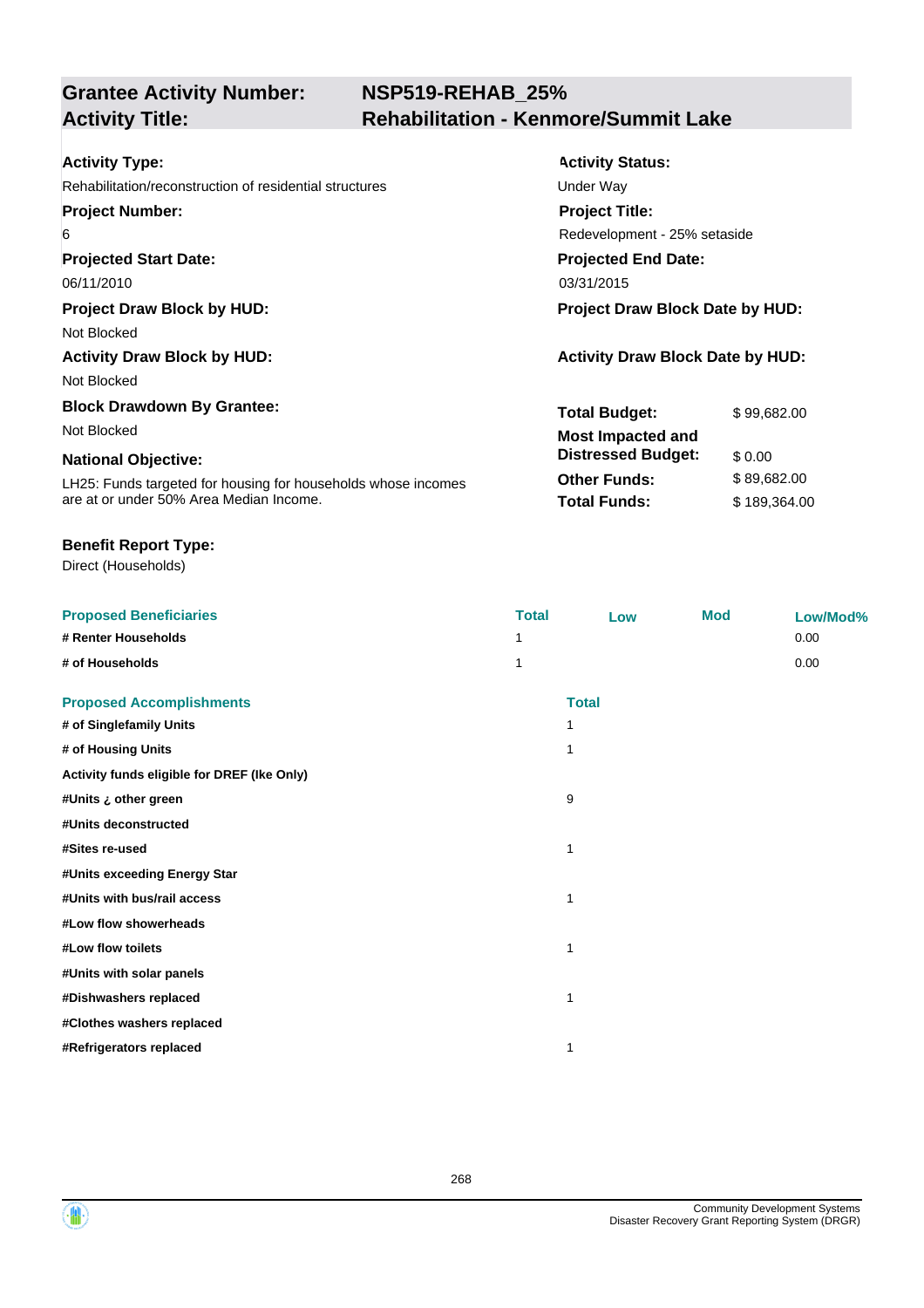## Grantee Activity Number: NSP519-REHAB_25%
## Activity Title: Rehabilitation - Kenmore/Summit Lake

**Activity Type:**
Rehabilitation/reconstruction of residential structures

**Activity Status:**
Under Way

**Project Number:**
6

**Project Title:**
Redevelopment - 25% setaside

**Projected Start Date:**
06/11/2010

**Projected End Date:**
03/31/2015

**Project Draw Block by HUD:**
Not Blocked

**Project Draw Block Date by HUD:**

**Activity Draw Block by HUD:**
Not Blocked

**Activity Draw Block Date by HUD:**

**Block Drawdown By Grantee:**
Not Blocked

**National Objective:**
LH25: Funds targeted for housing for households whose incomes are at or under 50% Area Median Income.

| | |
|---|---|
| **Total Budget:** | $ 99,682.00 |
| **Most Impacted and Distressed Budget:** | $ 0.00 |
| **Other Funds:** | $ 89,682.00 |
| **Total Funds:** | $ 189,364.00 |

**Benefit Report Type:**
Direct (Households)

| Proposed Beneficiaries | Total | Low | Mod | Low/Mod% |
|---|---|---|---|---|
| # Renter Households | 1 | | | 0.00 |
| # of Households | 1 | | | 0.00 |

| Proposed Accomplishments | Total |
|---|---|
| # of Singlefamily Units | 1 |
| # of Housing Units | 1 |
| Activity funds eligible for DREF (Ike Only) | |
| #Units ¿ other green | 9 |
| #Units deconstructed | |
| #Sites re-used | 1 |
| #Units exceeding Energy Star | |
| #Units with bus/rail access | 1 |
| #Low flow showerheads | |
| #Low flow toilets | 1 |
| #Units with solar panels | |
| #Dishwashers replaced | 1 |
| #Clothes washers replaced | |
| #Refrigerators replaced | 1 |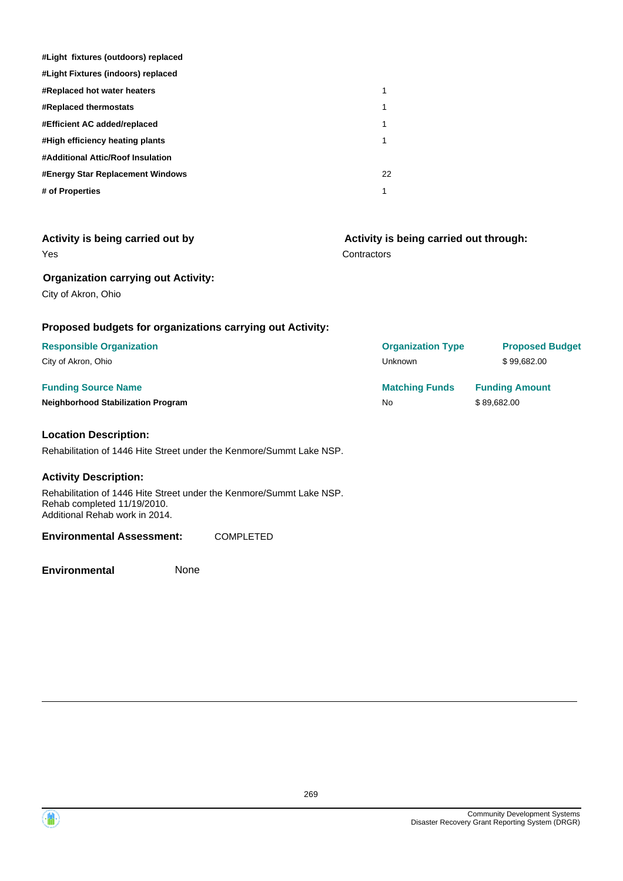| | |
|---|---|
| **#Light fixtures (outdoors) replaced** | |
| **#Light Fixtures (indoors) replaced** | |
| **#Replaced hot water heaters** | 1 |
| **#Replaced thermostats** | 1 |
| **#Efficient AC added/replaced** | 1 |
| **#High efficiency heating plants** | 1 |
| **#Additional Attic/Roof Insulation** | |
| **#Energy Star Replacement Windows** | 22 |
| **# of Properties** | 1 |

### Activity is being carried out by

Yes

### Activity is being carried out through:

Contractors

### Organization carrying out Activity:

City of Akron, Ohio

### Proposed budgets for organizations carrying out Activity:

| Responsible Organization | Organization Type | Proposed Budget |
|---|---|---|
| City of Akron, Ohio | Unknown | $ 99,682.00 |

| Funding Source Name | Matching Funds | Funding Amount |
|---|---|---|
| **Neighborhood Stabilization Program** | No | $ 89,682.00 |

### Location Description:

Rehabilitation of 1446 Hite Street under the Kenmore/Summt Lake NSP.

### Activity Description:

Rehabilitation of 1446 Hite Street under the Kenmore/Summt Lake NSP.
Rehab completed 11/19/2010.
Additional Rehab work in 2014.

**Environmental Assessment:** COMPLETED

**Environmental** None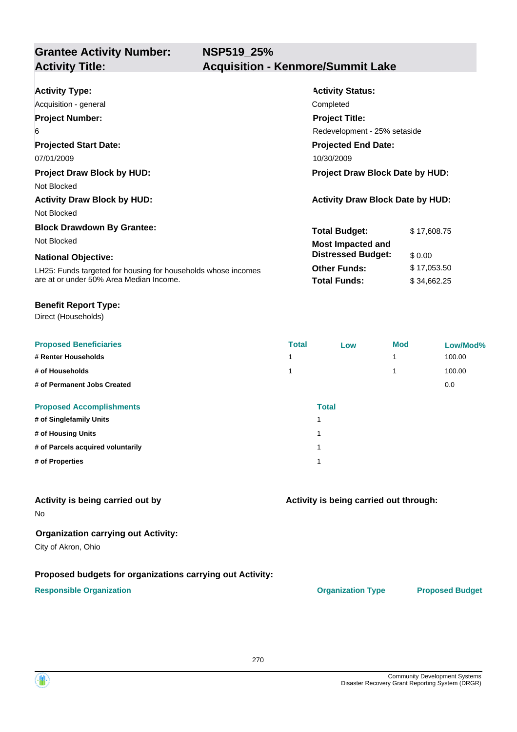## Grantee Activity Number: NSP519_25%
## Activity Title: Acquisition - Kenmore/Summit Lake

**Activity Type:**
Acquisition - general

**Activity Status:**
Completed

**Project Number:**
6

**Project Title:**
Redevelopment - 25% setaside

**Projected Start Date:**
07/01/2009

**Projected End Date:**
10/30/2009

**Project Draw Block by HUD:**
Not Blocked

**Project Draw Block Date by HUD:**

**Activity Draw Block by HUD:**
Not Blocked

**Activity Draw Block Date by HUD:**

**Block Drawdown By Grantee:**
Not Blocked

**National Objective:**
LH25: Funds targeted for housing for households whose incomes are at or under 50% Area Median Income.

| | |
|---|---|
| **Total Budget:** | $ 17,608.75 |
| **Most Impacted and Distressed Budget:** | $ 0.00 |
| **Other Funds:** | $ 17,053.50 |
| **Total Funds:** | $ 34,662.25 |

**Benefit Report Type:**
Direct (Households)

| Proposed Beneficiaries | Total | Low | Mod | Low/Mod% |
|---|---|---|---|---|
| # Renter Households | 1 | | 1 | 100.00 |
| # of Households | 1 | | 1 | 100.00 |
| # of Permanent Jobs Created | | | | 0.0 |

| Proposed Accomplishments | Total |
|---|---|
| # of Singlefamily Units | 1 |
| # of Housing Units | 1 |
| # of Parcels acquired voluntarily | 1 |
| # of Properties | 1 |

**Activity is being carried out by**
No

**Activity is being carried out through:**

**Organization carrying out Activity:**
City of Akron, Ohio

**Proposed budgets for organizations carrying out Activity:**

| Responsible Organization | Organization Type | Proposed Budget |
|---|---|---|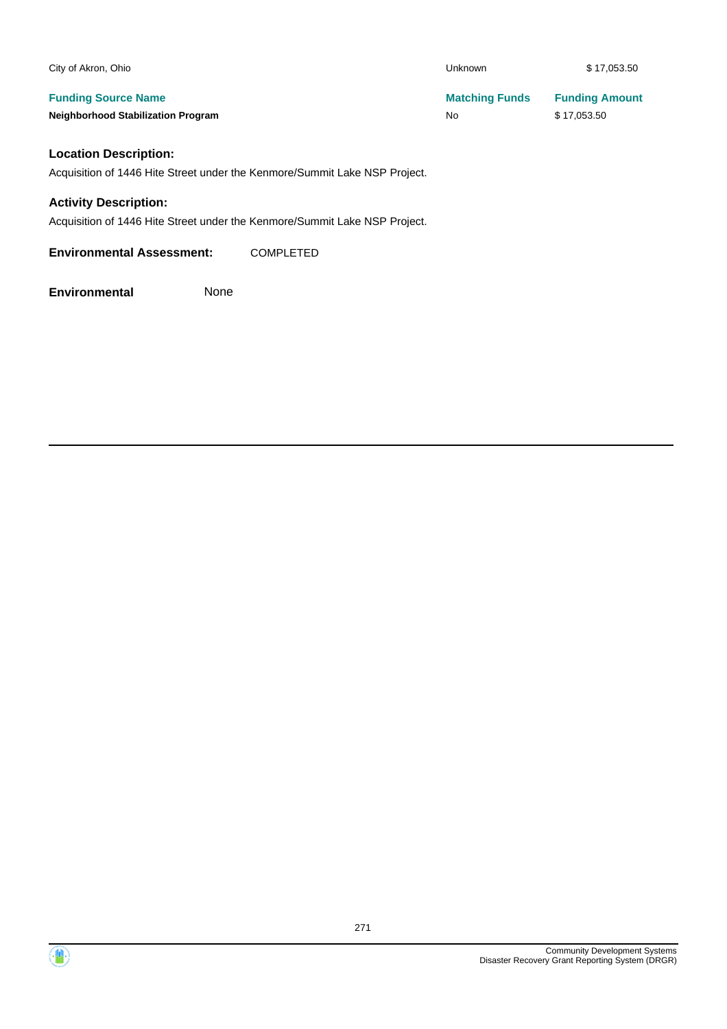| City of Akron, Ohio | Unknown | $ 17,053.50 |
| --- | --- | --- |
| **Funding Source Name** | **Matching Funds** | **Funding Amount** |
| **Neighborhood Stabilization Program** | No | $ 17,053.50 |

**Location Description:**

Acquisition of 1446 Hite Street under the Kenmore/Summit Lake NSP Project.

**Activity Description:**

Acquisition of 1446 Hite Street under the Kenmore/Summit Lake NSP Project.

**Environmental Assessment:** COMPLETED

**Environmental** None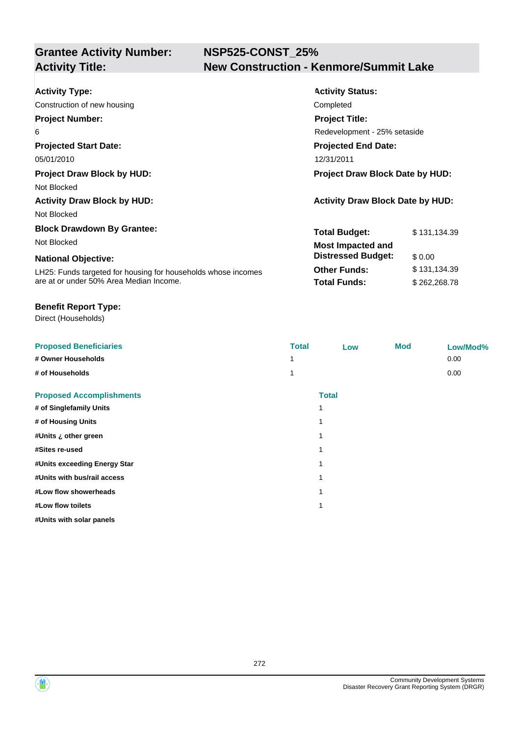**Grantee Activity Number:** **NSP525-CONST_25%**
**Activity Title:** **New Construction - Kenmore/Summit Lake**

**Activity Type:**
Construction of new housing

**Activity Status:**
Completed

**Project Number:**
6

**Project Title:**
Redevelopment - 25% setaside

**Projected Start Date:**
05/01/2010

**Projected End Date:**
12/31/2011

**Project Draw Block by HUD:**
Not Blocked

**Project Draw Block Date by HUD:**

**Activity Draw Block by HUD:**
Not Blocked

**Activity Draw Block Date by HUD:**

**Block Drawdown By Grantee:**
Not Blocked

**National Objective:**
LH25: Funds targeted for housing for households whose incomes are at or under 50% Area Median Income.

| | |
|---|---|
| **Total Budget:** | $ 131,134.39 |
| **Most Impacted and Distressed Budget:** | $ 0.00 |
| **Other Funds:** | $ 131,134.39 |
| **Total Funds:** | $ 262,268.78 |

**Benefit Report Type:**
Direct (Households)

| Proposed Beneficiaries | Total | Low | Mod | Low/Mod% |
|---|---|---|---|---|
| # Owner Households | 1 | | | 0.00 |
| # of Households | 1 | | | 0.00 |

| Proposed Accomplishments | Total |
|---|---|
| # of Singlefamily Units | 1 |
| # of Housing Units | 1 |
| #Units ¿ other green | 1 |
| #Sites re-used | 1 |
| #Units exceeding Energy Star | 1 |
| #Units with bus/rail access | 1 |
| #Low flow showerheads | 1 |
| #Low flow toilets | 1 |
| #Units with solar panels | |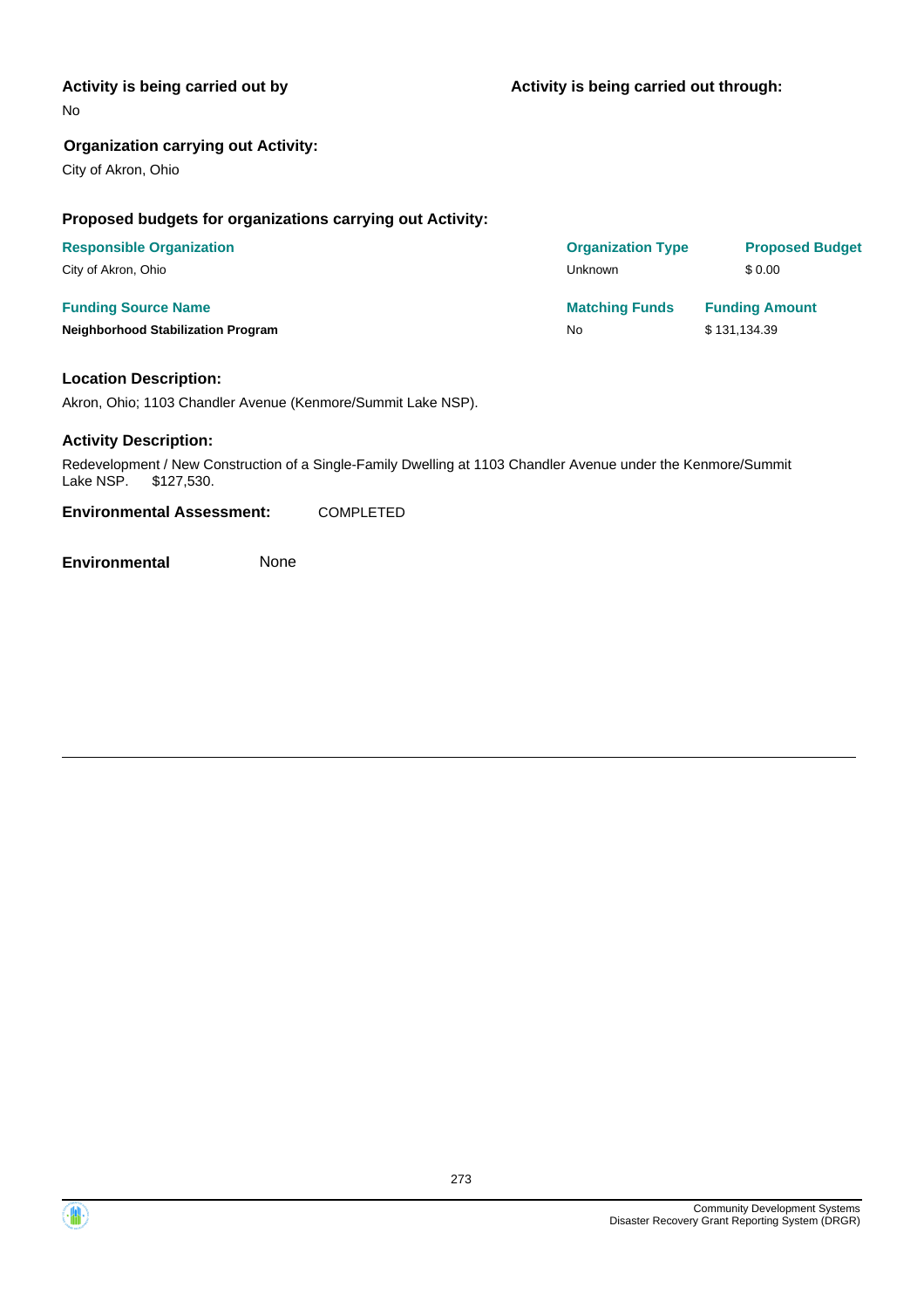**Activity is being carried out by**

No

**Activity is being carried out through:**

**Organization carrying out Activity:**

City of Akron, Ohio

**Proposed budgets for organizations carrying out Activity:**

| Responsible Organization | Organization Type | Proposed Budget |
| --- | --- | --- |
| City of Akron, Ohio | Unknown | $ 0.00 |

| Funding Source Name | Matching Funds | Funding Amount |
| --- | --- | --- |
| **Neighborhood Stabilization Program** | No | $ 131,134.39 |

**Location Description:**

Akron, Ohio; 1103 Chandler Avenue (Kenmore/Summit Lake NSP).

**Activity Description:**

Redevelopment / New Construction of a Single-Family Dwelling at 1103 Chandler Avenue under the Kenmore/Summit Lake NSP. $127,530.

**Environmental Assessment:** COMPLETED

**Environmental** None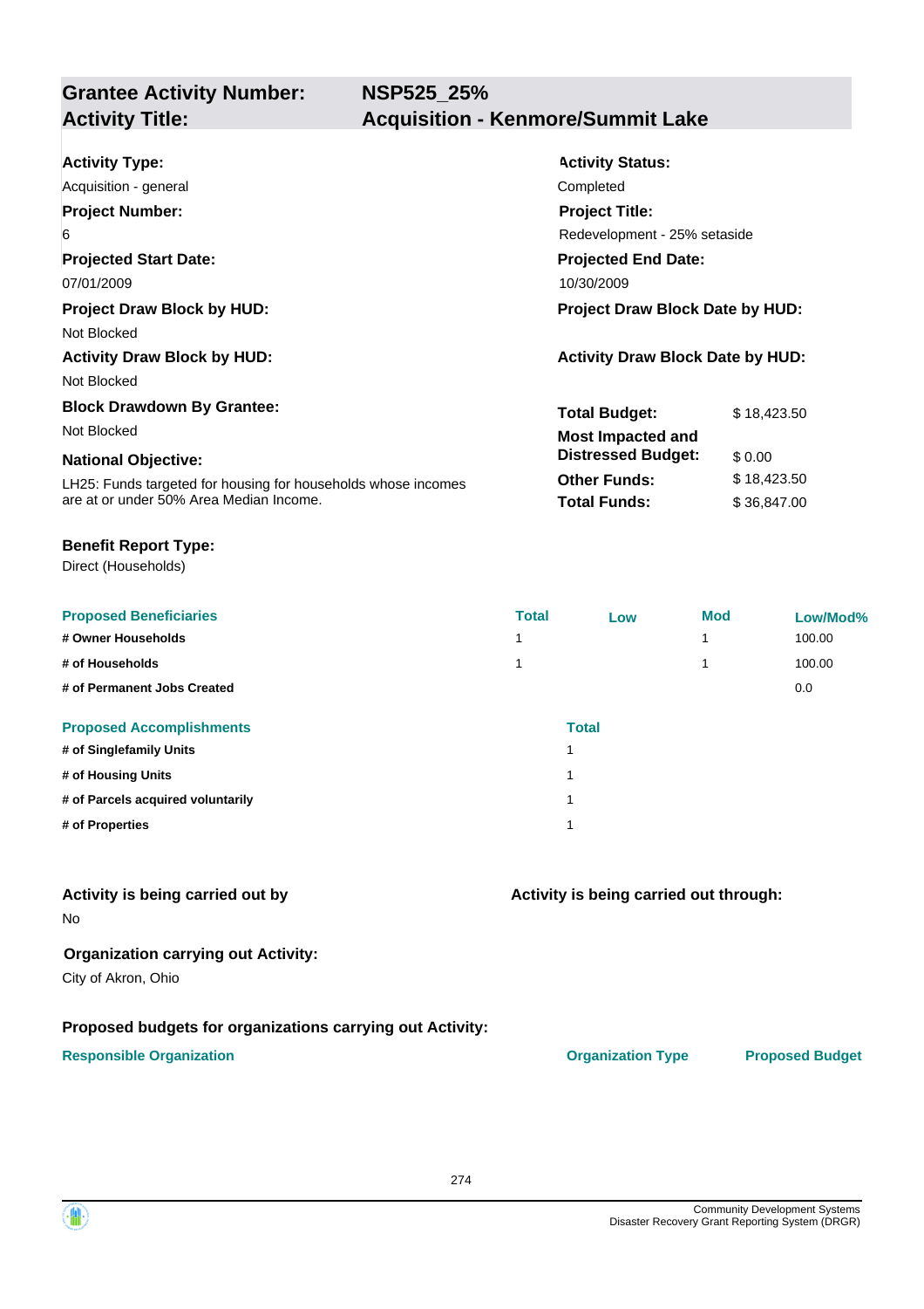## Grantee Activity Number: NSP525_25%
## Activity Title: Acquisition - Kenmore/Summit Lake

**Activity Type:**
Acquisition - general

**Activity Status:**
Completed

**Project Number:**
6

**Project Title:**
Redevelopment - 25% setaside

**Projected Start Date:**
07/01/2009

**Projected End Date:**
10/30/2009

**Project Draw Block by HUD:**
Not Blocked

**Project Draw Block Date by HUD:**

**Activity Draw Block by HUD:**
Not Blocked

**Activity Draw Block Date by HUD:**

**Block Drawdown By Grantee:**
Not Blocked

**National Objective:**
LH25: Funds targeted for housing for households whose incomes are at or under 50% Area Median Income.

| | |
|---|---|
| **Total Budget:** | $ 18,423.50 |
| **Most Impacted and Distressed Budget:** | $ 0.00 |
| **Other Funds:** | $ 18,423.50 |
| **Total Funds:** | $ 36,847.00 |

**Benefit Report Type:**
Direct (Households)

| Proposed Beneficiaries | Total | Low | Mod | Low/Mod% |
|---|---|---|---|---|
| # Owner Households | 1 | | 1 | 100.00 |
| # of Households | 1 | | 1 | 100.00 |
| # of Permanent Jobs Created | | | | 0.0 |

| Proposed Accomplishments | Total |
|---|---|
| # of Singlefamily Units | 1 |
| # of Housing Units | 1 |
| # of Parcels acquired voluntarily | 1 |
| # of Properties | 1 |

**Activity is being carried out by**
No

**Activity is being carried out through:**

**Organization carrying out Activity:**
City of Akron, Ohio

**Proposed budgets for organizations carrying out Activity:**

| Responsible Organization | Organization Type | Proposed Budget |
|---|---|---|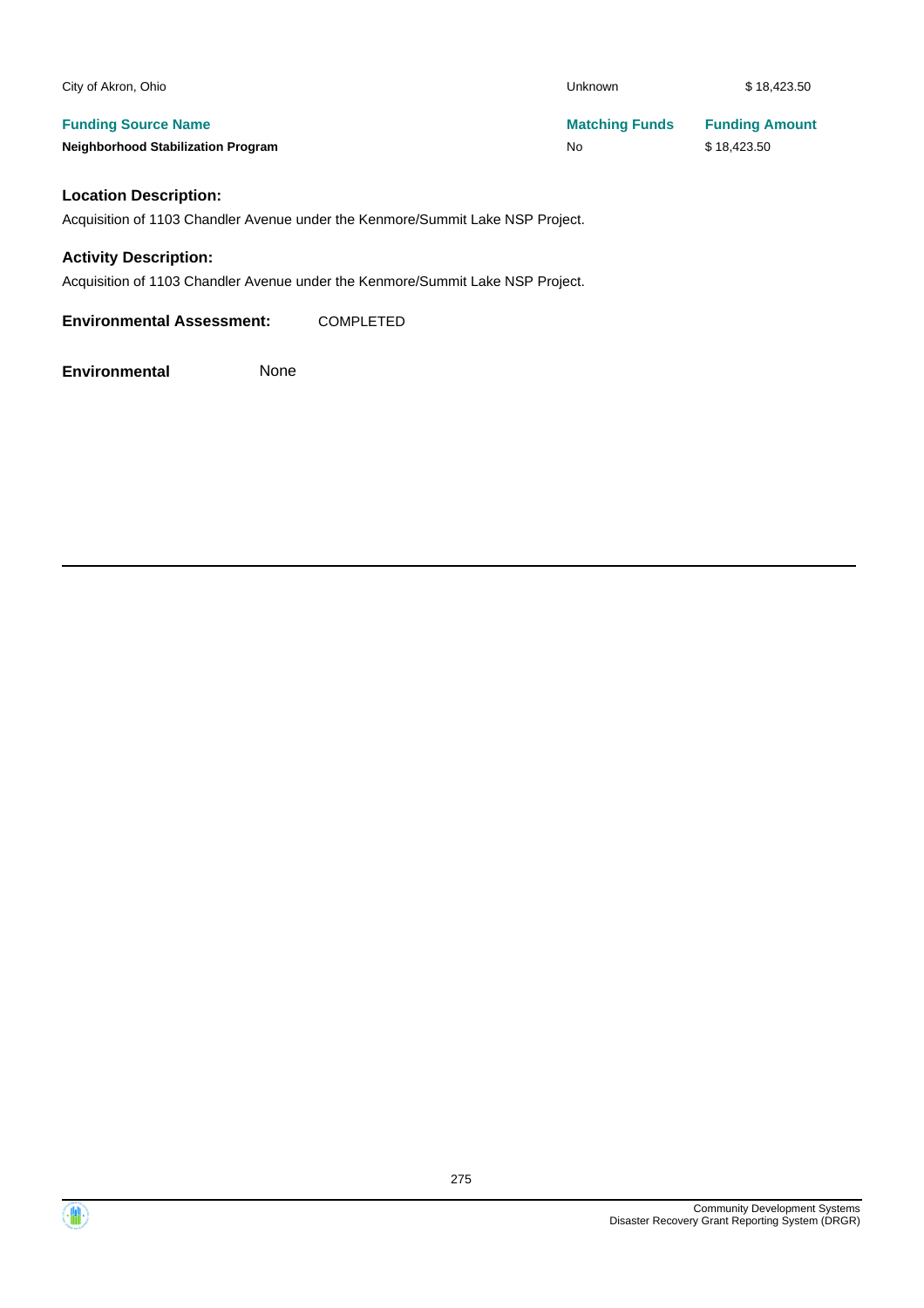| | | |
|---|---|---|
| City of Akron, Ohio | Unknown | $ 18,423.50 |

| Funding Source Name | Matching Funds | Funding Amount |
|---|---|---|
| **Neighborhood Stabilization Program** | No | $ 18,423.50 |

### Location Description:

Acquisition of 1103 Chandler Avenue under the Kenmore/Summit Lake NSP Project.

### Activity Description:

Acquisition of 1103 Chandler Avenue under the Kenmore/Summit Lake NSP Project.

**Environmental Assessment:** COMPLETED

**Environmental** None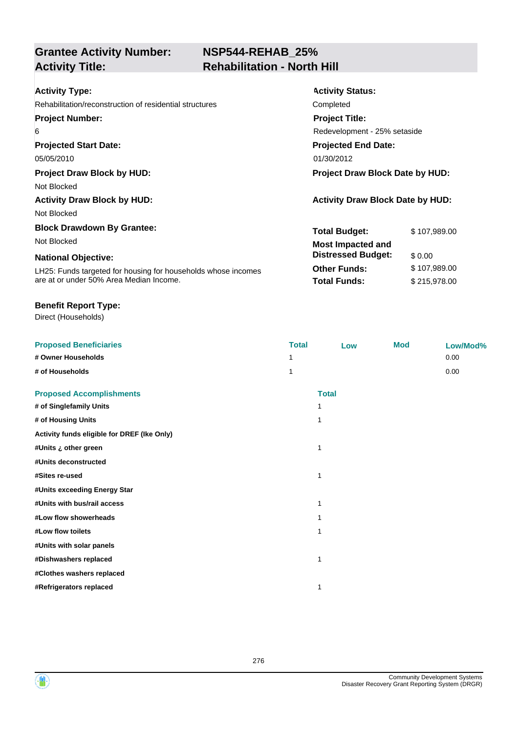## Grantee Activity Number: NSP544-REHAB_25%
## Activity Title: Rehabilitation - North Hill

**Activity Type:**
Rehabilitation/reconstruction of residential structures

**Activity Status:**
Completed

**Project Number:**
6

**Project Title:**
Redevelopment - 25% setaside

**Projected Start Date:**
05/05/2010

**Projected End Date:**
01/30/2012

**Project Draw Block by HUD:**
Not Blocked

**Project Draw Block Date by HUD:**

**Activity Draw Block by HUD:**
Not Blocked

**Activity Draw Block Date by HUD:**

**Block Drawdown By Grantee:**
Not Blocked

**National Objective:**
LH25: Funds targeted for housing for households whose incomes are at or under 50% Area Median Income.

| | |
|---|---|
| **Total Budget:** | $ 107,989.00 |
| **Most Impacted and Distressed Budget:** | $ 0.00 |
| **Other Funds:** | $ 107,989.00 |
| **Total Funds:** | $ 215,978.00 |

**Benefit Report Type:**
Direct (Households)

| Proposed Beneficiaries | Total | Low | Mod | Low/Mod% |
|---|---|---|---|---|
| # Owner Households | 1 | | | 0.00 |
| # of Households | 1 | | | 0.00 |

| Proposed Accomplishments | Total |
|---|---|
| # of Singlefamily Units | 1 |
| # of Housing Units | 1 |
| Activity funds eligible for DREF (Ike Only) | |
| #Units ¿ other green | 1 |
| #Units deconstructed | |
| #Sites re-used | 1 |
| #Units exceeding Energy Star | |
| #Units with bus/rail access | 1 |
| #Low flow showerheads | 1 |
| #Low flow toilets | 1 |
| #Units with solar panels | |
| #Dishwashers replaced | 1 |
| #Clothes washers replaced | |
| #Refrigerators replaced | 1 |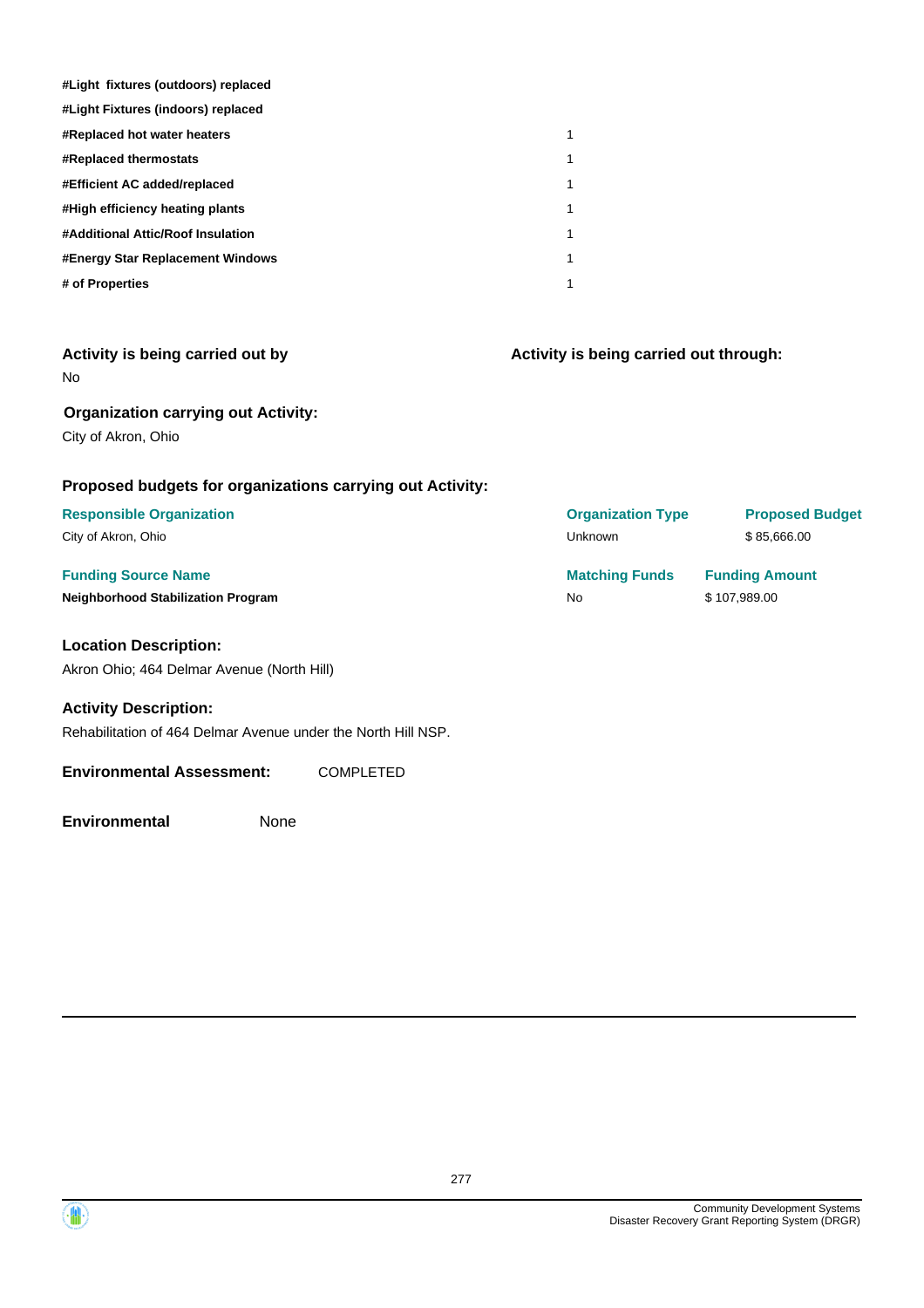| | |
|---|---|
| **#Light fixtures (outdoors) replaced** | |
| **#Light Fixtures (indoors) replaced** | |
| **#Replaced hot water heaters** | 1 |
| **#Replaced thermostats** | 1 |
| **#Efficient AC added/replaced** | 1 |
| **#High efficiency heating plants** | 1 |
| **#Additional Attic/Roof Insulation** | 1 |
| **#Energy Star Replacement Windows** | 1 |
| **# of Properties** | 1 |

### Activity is being carried out by

No

### Activity is being carried out through:

### Organization carrying out Activity:

City of Akron, Ohio

### Proposed budgets for organizations carrying out Activity:

| Responsible Organization | Organization Type | Proposed Budget |
|---|---|---|
| City of Akron, Ohio | Unknown | $ 85,666.00 |

| Funding Source Name | Matching Funds | Funding Amount |
|---|---|---|
| **Neighborhood Stabilization Program** | No | $ 107,989.00 |

### Location Description:

Akron Ohio; 464 Delmar Avenue (North Hill)

### Activity Description:

Rehabilitation of 464 Delmar Avenue under the North Hill NSP.

**Environmental Assessment:** COMPLETED

**Environmental** None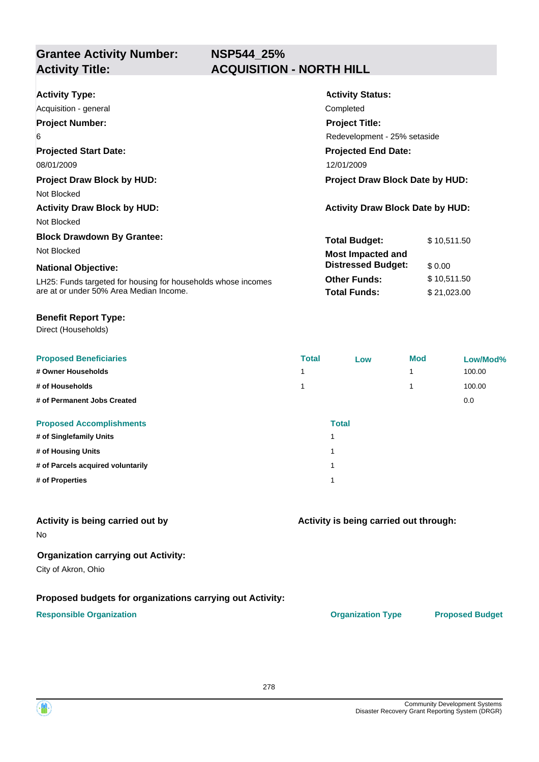## Grantee Activity Number: NSP544_25%
## Activity Title: ACQUISITION - NORTH HILL

**Activity Type:**
Acquisition - general

**Activity Status:**
Completed

**Project Number:**
6

**Project Title:**
Redevelopment - 25% setaside

**Projected Start Date:**
08/01/2009

**Projected End Date:**
12/01/2009

**Project Draw Block by HUD:**
Not Blocked

**Project Draw Block Date by HUD:**

**Activity Draw Block by HUD:**
Not Blocked

**Activity Draw Block Date by HUD:**

**Block Drawdown By Grantee:**
Not Blocked

**National Objective:**
LH25: Funds targeted for housing for households whose incomes are at or under 50% Area Median Income.

| | |
|---|---|
| **Total Budget:** | $ 10,511.50 |
| **Most Impacted and Distressed Budget:** | $ 0.00 |
| **Other Funds:** | $ 10,511.50 |
| **Total Funds:** | $ 21,023.00 |

**Benefit Report Type:**
Direct (Households)

| Proposed Beneficiaries | Total | Low | Mod | Low/Mod% |
|---|---|---|---|---|
| # Owner Households | 1 | | 1 | 100.00 |
| # of Households | 1 | | 1 | 100.00 |
| # of Permanent Jobs Created | | | | 0.0 |

| Proposed Accomplishments | Total |
|---|---|
| # of Singlefamily Units | 1 |
| # of Housing Units | 1 |
| # of Parcels acquired voluntarily | 1 |
| # of Properties | 1 |

**Activity is being carried out by**
No

**Activity is being carried out through:**

**Organization carrying out Activity:**
City of Akron, Ohio

**Proposed budgets for organizations carrying out Activity:**

| Responsible Organization | Organization Type | Proposed Budget |
|---|---|---|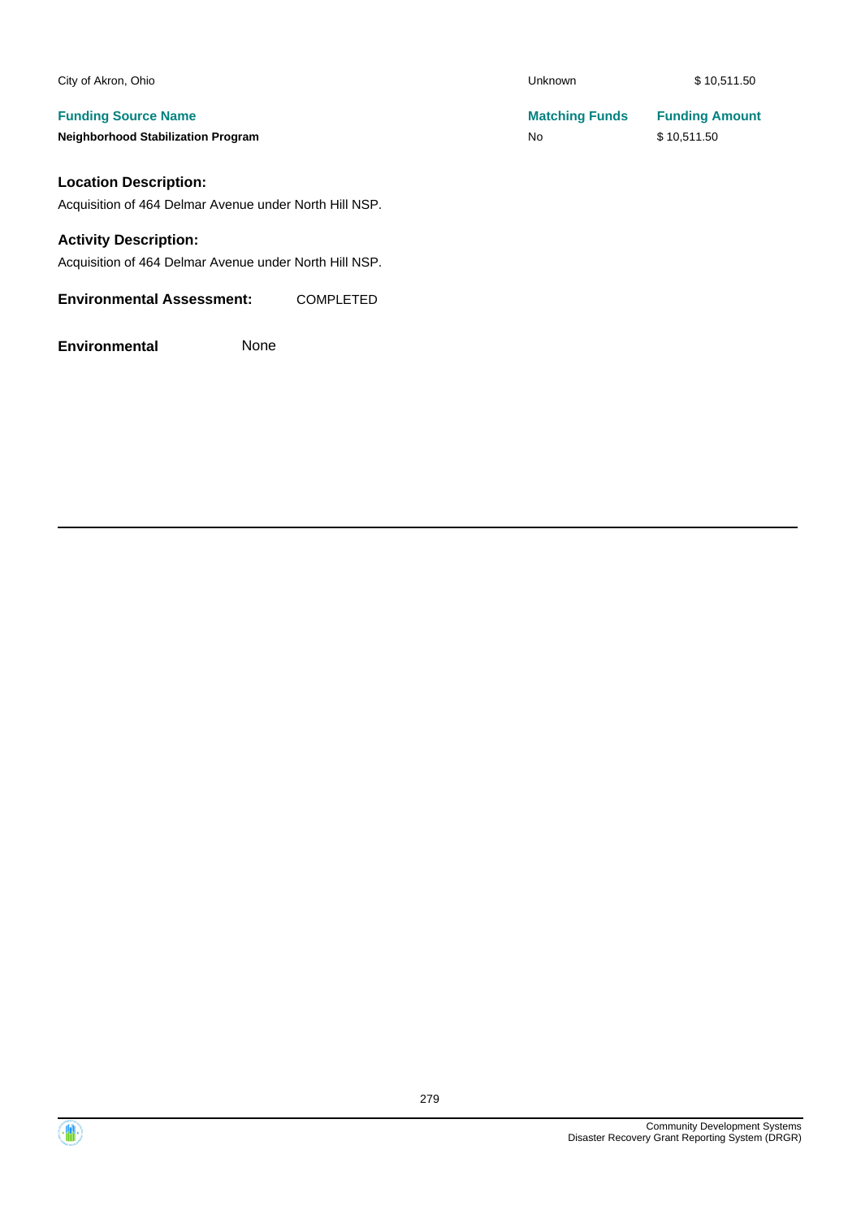| City of Akron, Ohio | Unknown | $ 10,511.50 |
|---|---|---|
| **Funding Source Name** | **Matching Funds** | **Funding Amount** |
| **Neighborhood Stabilization Program** | No | $ 10,511.50 |

### Location Description:

Acquisition of 464 Delmar Avenue under North Hill NSP.

### Activity Description:

Acquisition of 464 Delmar Avenue under North Hill NSP.

**Environmental Assessment:** COMPLETED

**Environmental** None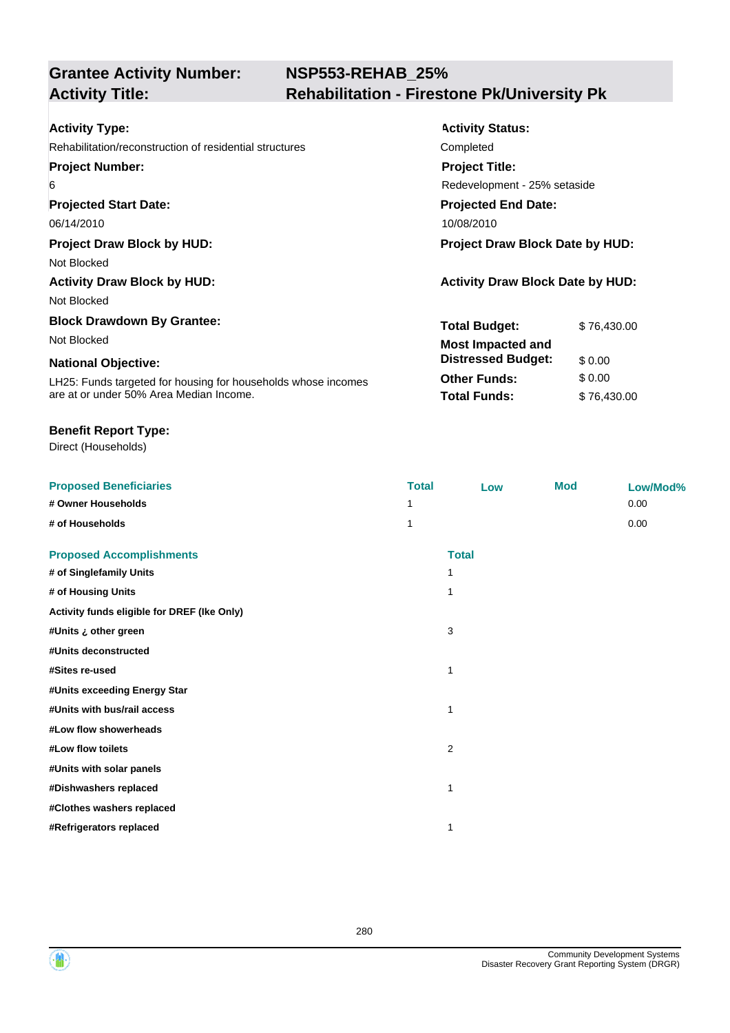## Grantee Activity Number: NSP553-REHAB_25%
## Activity Title: Rehabilitation - Firestone Pk/University Pk

**Activity Type:**
Rehabilitation/reconstruction of residential structures

**Activity Status:**
Completed

**Project Number:**
6

**Project Title:**
Redevelopment - 25% setaside

**Projected Start Date:**
06/14/2010

**Projected End Date:**
10/08/2010

**Project Draw Block by HUD:**
Not Blocked

**Project Draw Block Date by HUD:**

**Activity Draw Block by HUD:**
Not Blocked

**Activity Draw Block Date by HUD:**

**Block Drawdown By Grantee:**
Not Blocked

**National Objective:**
LH25: Funds targeted for housing for households whose incomes are at or under 50% Area Median Income.

| | |
|---|---|
| **Total Budget:** | $ 76,430.00 |
| **Most Impacted and Distressed Budget:** | $ 0.00 |
| **Other Funds:** | $ 0.00 |
| **Total Funds:** | $ 76,430.00 |

**Benefit Report Type:**
Direct (Households)

| Proposed Beneficiaries | Total | Low | Mod | Low/Mod% |
|---|---|---|---|---|
| # Owner Households | 1 | | | 0.00 |
| # of Households | 1 | | | 0.00 |

| Proposed Accomplishments | Total |
|---|---|
| # of Singlefamily Units | 1 |
| # of Housing Units | 1 |
| Activity funds eligible for DREF (Ike Only) | |
| #Units ¿ other green | 3 |
| #Units deconstructed | |
| #Sites re-used | 1 |
| #Units exceeding Energy Star | |
| #Units with bus/rail access | 1 |
| #Low flow showerheads | |
| #Low flow toilets | 2 |
| #Units with solar panels | |
| #Dishwashers replaced | 1 |
| #Clothes washers replaced | |
| #Refrigerators replaced | 1 |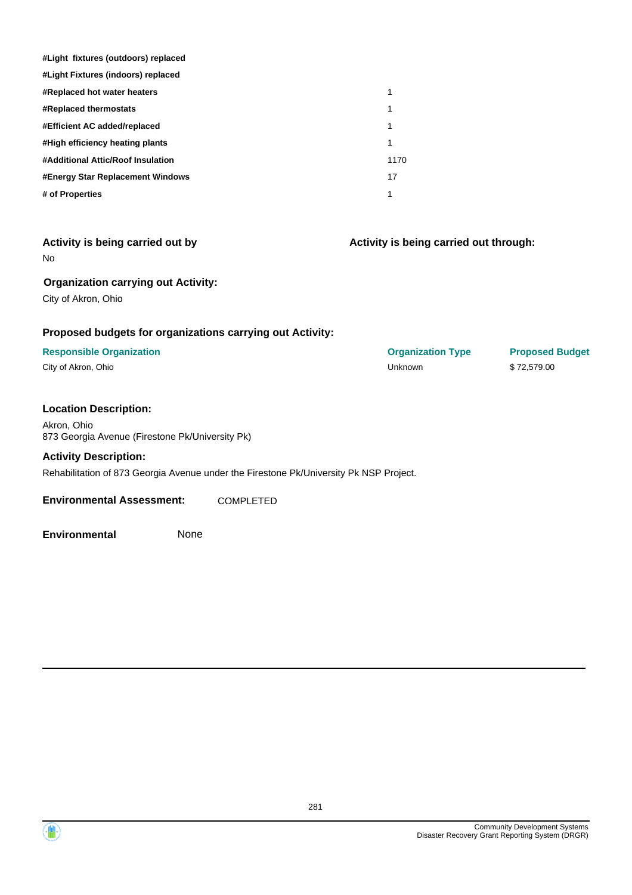| | |
|---|---|
| **#Light fixtures (outdoors) replaced** | |
| **#Light Fixtures (indoors) replaced** | |
| **#Replaced hot water heaters** | 1 |
| **#Replaced thermostats** | 1 |
| **#Efficient AC added/replaced** | 1 |
| **#High efficiency heating plants** | 1 |
| **#Additional Attic/Roof Insulation** | 1170 |
| **#Energy Star Replacement Windows** | 17 |
| **# of Properties** | 1 |

### Activity is being carried out by

No

### Activity is being carried out through:

### Organization carrying out Activity:

City of Akron, Ohio

### Proposed budgets for organizations carrying out Activity:

| Responsible Organization | Organization Type | Proposed Budget |
|---|---|---|
| City of Akron, Ohio | Unknown | $ 72,579.00 |

### Location Description:

Akron, Ohio
873 Georgia Avenue (Firestone Pk/University Pk)

### Activity Description:

Rehabilitation of 873 Georgia Avenue under the Firestone Pk/University Pk NSP Project.

**Environmental Assessment:** COMPLETED

**Environmental** None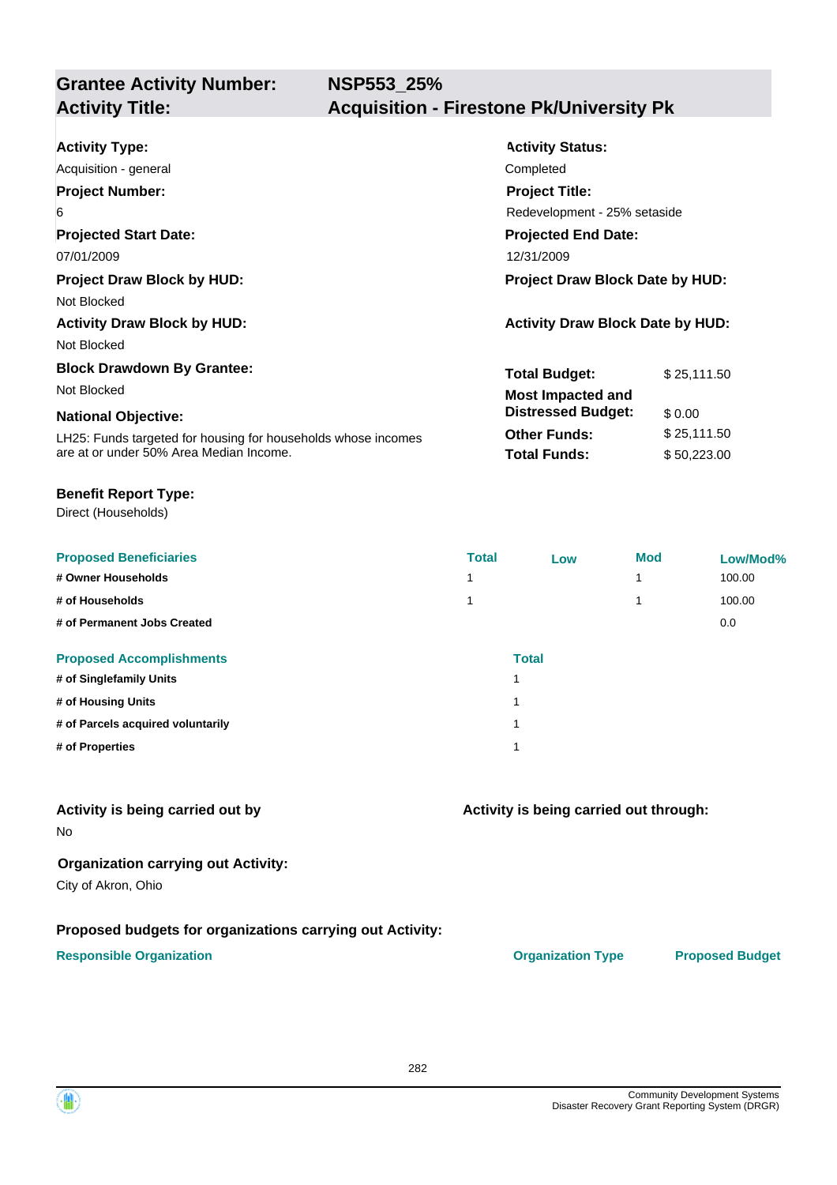## Grantee Activity Number: NSP553_25%
## Activity Title: Acquisition - Firestone Pk/University Pk

**Activity Type:**
Acquisition - general

**Activity Status:**
Completed

**Project Number:**
6

**Project Title:**
Redevelopment - 25% setaside

**Projected Start Date:**
07/01/2009

**Projected End Date:**
12/31/2009

**Project Draw Block by HUD:**
Not Blocked

**Project Draw Block Date by HUD:**

**Activity Draw Block by HUD:**
Not Blocked

**Activity Draw Block Date by HUD:**

**Block Drawdown By Grantee:**
Not Blocked

**National Objective:**
LH25: Funds targeted for housing for households whose incomes are at or under 50% Area Median Income.

| | |
|---|---|
| **Total Budget:** | $ 25,111.50 |
| **Most Impacted and Distressed Budget:** | $ 0.00 |
| **Other Funds:** | $ 25,111.50 |
| **Total Funds:** | $ 50,223.00 |

**Benefit Report Type:**
Direct (Households)

| Proposed Beneficiaries | Total | Low | Mod | Low/Mod% |
|---|---|---|---|---|
| # Owner Households | 1 | | 1 | 100.00 |
| # of Households | 1 | | 1 | 100.00 |
| # of Permanent Jobs Created | | | | 0.0 |

| Proposed Accomplishments | Total |
|---|---|
| # of Singlefamily Units | 1 |
| # of Housing Units | 1 |
| # of Parcels acquired voluntarily | 1 |
| # of Properties | 1 |

**Activity is being carried out by**
No

**Activity is being carried out through:**

**Organization carrying out Activity:**
City of Akron, Ohio

**Proposed budgets for organizations carrying out Activity:**

| Responsible Organization | Organization Type | Proposed Budget |
|---|---|---|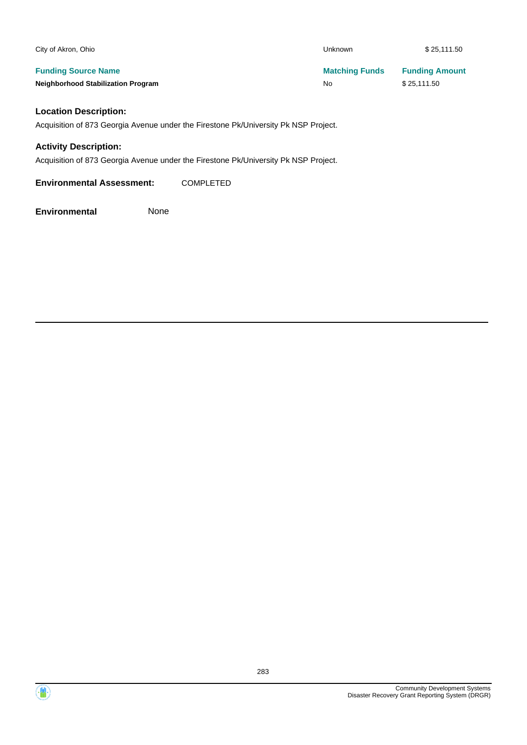| City of Akron, Ohio | Unknown | $ 25,111.50 |
|---|---|---|
| **Funding Source Name** | **Matching Funds** | **Funding Amount** |
| **Neighborhood Stabilization Program** | No | $ 25,111.50 |

### Location Description:

Acquisition of 873 Georgia Avenue under the Firestone Pk/University Pk NSP Project.

### Activity Description:

Acquisition of 873 Georgia Avenue under the Firestone Pk/University Pk NSP Project.

**Environmental Assessment:** COMPLETED

**Environmental** None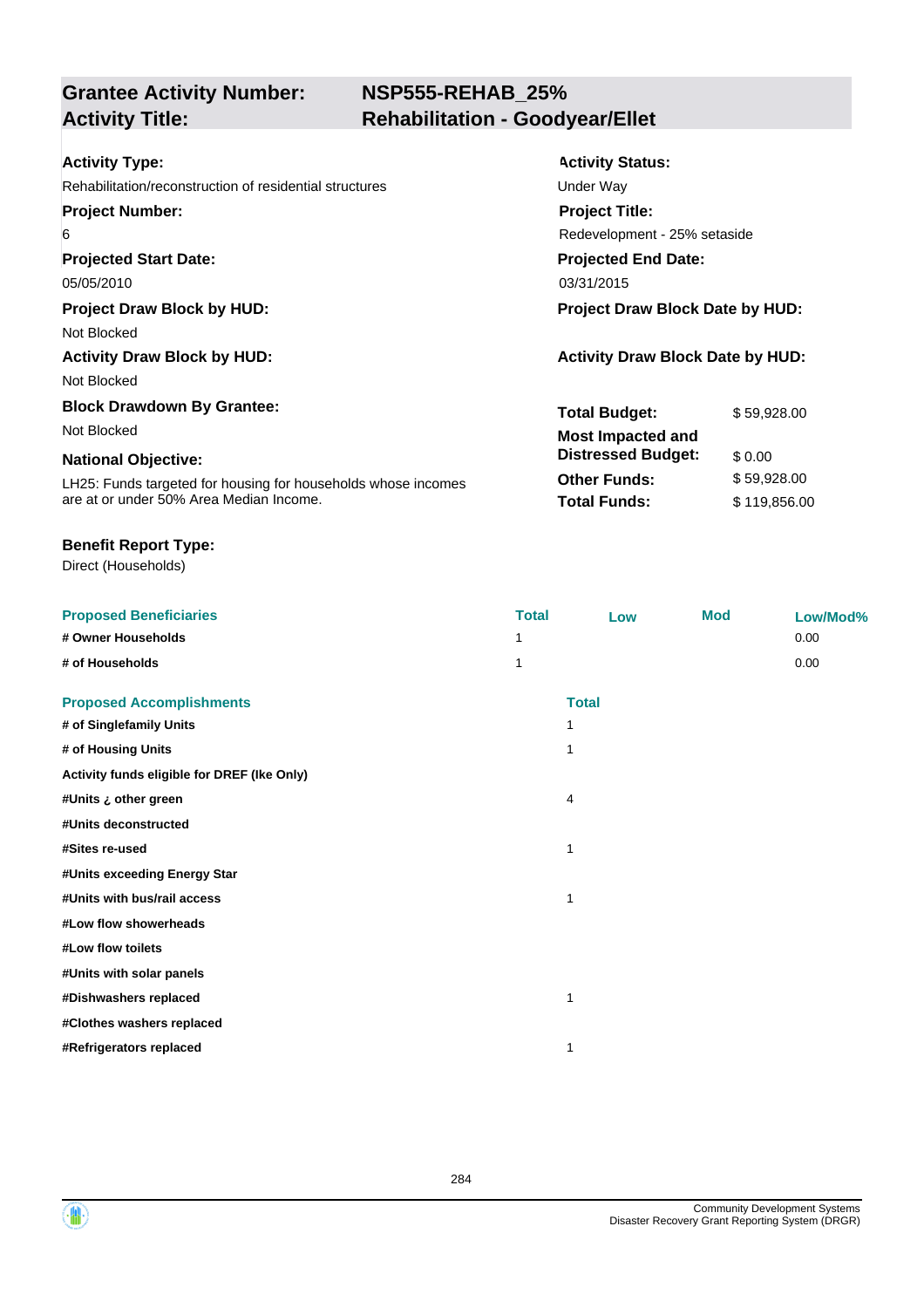## Grantee Activity Number: NSP555-REHAB_25%
## Activity Title: Rehabilitation - Goodyear/Ellet

**Activity Type:**
Rehabilitation/reconstruction of residential structures

**Activity Status:**
Under Way

**Project Number:**
6

**Project Title:**
Redevelopment - 25% setaside

**Projected Start Date:**
05/05/2010

**Projected End Date:**
03/31/2015

**Project Draw Block by HUD:**
Not Blocked

**Project Draw Block Date by HUD:**

**Activity Draw Block by HUD:**
Not Blocked

**Activity Draw Block Date by HUD:**

**Block Drawdown By Grantee:**
Not Blocked

**National Objective:**
LH25: Funds targeted for housing for households whose incomes are at or under 50% Area Median Income.

| | |
|---|---|
| **Total Budget:** | $ 59,928.00 |
| **Most Impacted and Distressed Budget:** | $ 0.00 |
| **Other Funds:** | $ 59,928.00 |
| **Total Funds:** | $ 119,856.00 |

**Benefit Report Type:**
Direct (Households)

| Proposed Beneficiaries | Total | Low | Mod | Low/Mod% |
|---|---|---|---|---|
| # Owner Households | 1 | | | 0.00 |
| # of Households | 1 | | | 0.00 |

| Proposed Accomplishments | Total |
|---|---|
| # of Singlefamily Units | 1 |
| # of Housing Units | 1 |
| Activity funds eligible for DREF (Ike Only) | |
| #Units ¿ other green | 4 |
| #Units deconstructed | |
| #Sites re-used | 1 |
| #Units exceeding Energy Star | |
| #Units with bus/rail access | 1 |
| #Low flow showerheads | |
| #Low flow toilets | |
| #Units with solar panels | |
| #Dishwashers replaced | 1 |
| #Clothes washers replaced | |
| #Refrigerators replaced | 1 |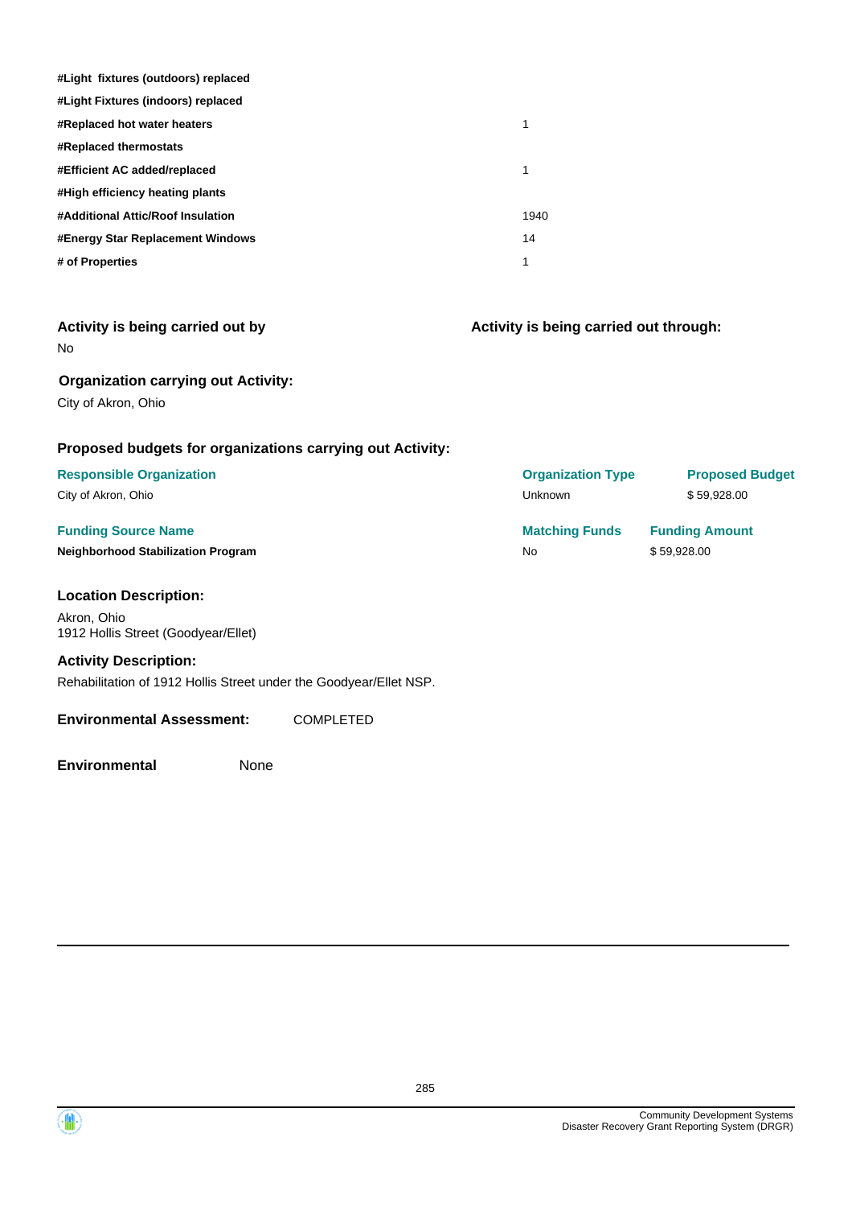| | |
|---|---|
| **#Light fixtures (outdoors) replaced** | |
| **#Light Fixtures (indoors) replaced** | |
| **#Replaced hot water heaters** | 1 |
| **#Replaced thermostats** | |
| **#Efficient AC added/replaced** | 1 |
| **#High efficiency heating plants** | |
| **#Additional Attic/Roof Insulation** | 1940 |
| **#Energy Star Replacement Windows** | 14 |
| **# of Properties** | 1 |

### Activity is being carried out by

No

### Activity is being carried out through:

### Organization carrying out Activity:

City of Akron, Ohio

### Proposed budgets for organizations carrying out Activity:

| Responsible Organization | Organization Type | Proposed Budget |
|---|---|---|
| City of Akron, Ohio | Unknown | $ 59,928.00 |

| Funding Source Name | Matching Funds | Funding Amount |
|---|---|---|
| **Neighborhood Stabilization Program** | No | $ 59,928.00 |

### Location Description:

Akron, Ohio
1912 Hollis Street (Goodyear/Ellet)

### Activity Description:

Rehabilitation of 1912 Hollis Street under the Goodyear/Ellet NSP.

**Environmental Assessment:** COMPLETED

**Environmental** None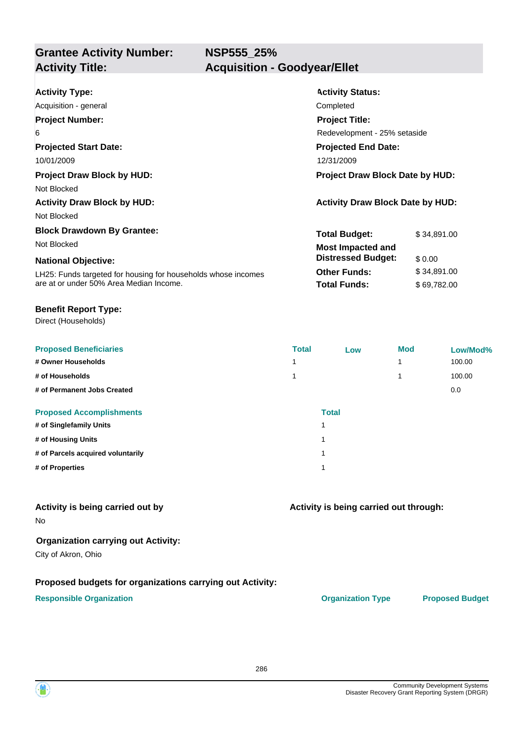## Grantee Activity Number: NSP555_25%
## Activity Title: Acquisition - Goodyear/Ellet

**Activity Type:**
Acquisition - general

**Activity Status:**
Completed

**Project Number:**
6

**Project Title:**
Redevelopment - 25% setaside

**Projected Start Date:**
10/01/2009

**Projected End Date:**
12/31/2009

**Project Draw Block by HUD:**
Not Blocked

**Project Draw Block Date by HUD:**

**Activity Draw Block by HUD:**
Not Blocked

**Activity Draw Block Date by HUD:**

**Block Drawdown By Grantee:**
Not Blocked

**National Objective:**
LH25: Funds targeted for housing for households whose incomes are at or under 50% Area Median Income.

| | |
|---|---|
| **Total Budget:** | $ 34,891.00 |
| **Most Impacted and Distressed Budget:** | $ 0.00 |
| **Other Funds:** | $ 34,891.00 |
| **Total Funds:** | $ 69,782.00 |

**Benefit Report Type:**
Direct (Households)

| Proposed Beneficiaries | Total | Low | Mod | Low/Mod% |
|---|---|---|---|---|
| # Owner Households | 1 | | 1 | 100.00 |
| # of Households | 1 | | 1 | 100.00 |
| # of Permanent Jobs Created | | | | 0.0 |

| Proposed Accomplishments | Total |
|---|---|
| # of Singlefamily Units | 1 |
| # of Housing Units | 1 |
| # of Parcels acquired voluntarily | 1 |
| # of Properties | 1 |

**Activity is being carried out by**
No

**Activity is being carried out through:**

**Organization carrying out Activity:**
City of Akron, Ohio

**Proposed budgets for organizations carrying out Activity:**

| Responsible Organization | Organization Type | Proposed Budget |
|---|---|---|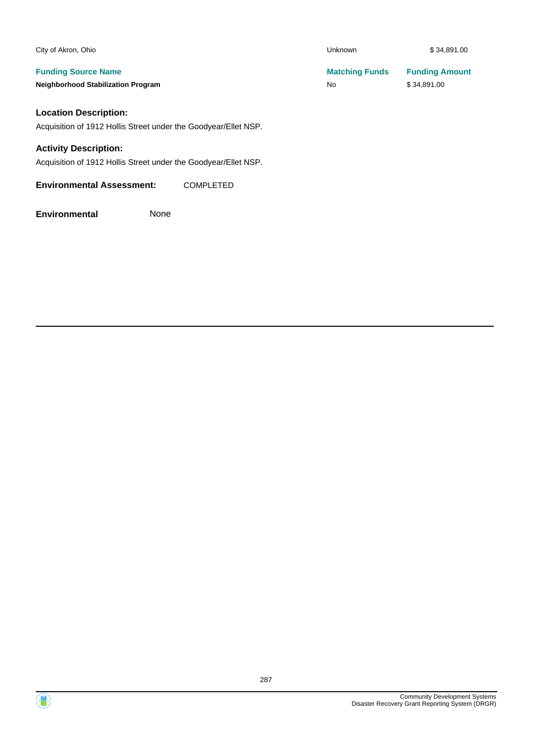| | | |
|---|---|---|
| City of Akron, Ohio | Unknown | $ 34,891.00 |
| **Funding Source Name** | **Matching Funds** | **Funding Amount** |
| **Neighborhood Stabilization Program** | No | $ 34,891.00 |

### Location Description:

Acquisition of 1912 Hollis Street under the Goodyear/Ellet NSP.

### Activity Description:

Acquisition of 1912 Hollis Street under the Goodyear/Ellet NSP.

**Environmental Assessment:** COMPLETED

**Environmental** None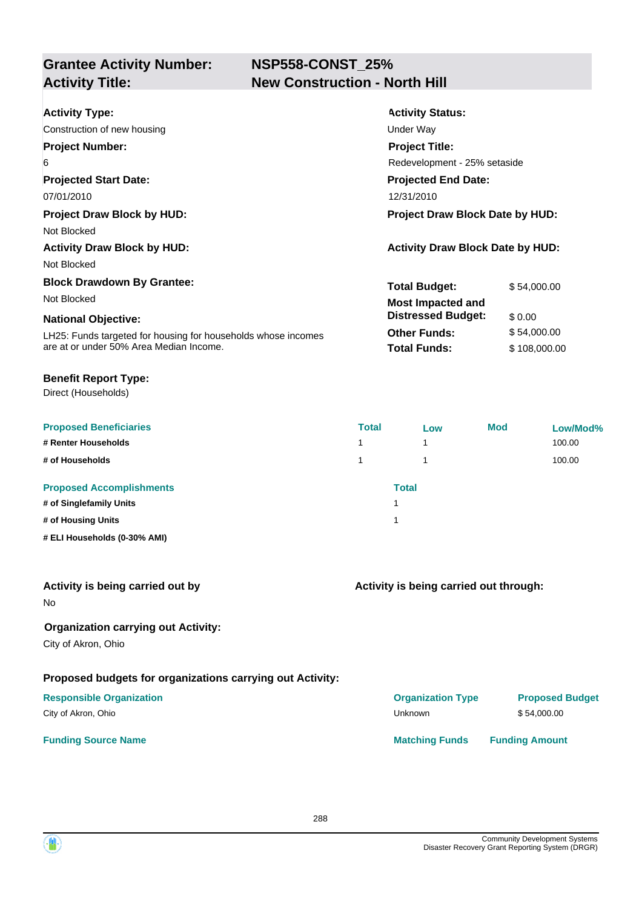## Grantee Activity Number: NSP558-CONST_25%
## Activity Title: New Construction - North Hill

**Activity Type:**
Construction of new housing

**Activity Status:**
Under Way

**Project Number:**
6

**Project Title:**
Redevelopment - 25% setaside

**Projected Start Date:**
07/01/2010

**Projected End Date:**
12/31/2010

**Project Draw Block by HUD:**
Not Blocked

**Project Draw Block Date by HUD:**

**Activity Draw Block by HUD:**
Not Blocked

**Activity Draw Block Date by HUD:**

**Block Drawdown By Grantee:**
Not Blocked

**National Objective:**
LH25: Funds targeted for housing for households whose incomes are at or under 50% Area Median Income.

| | |
|---|---|
| **Total Budget:** | $ 54,000.00 |
| **Most Impacted and Distressed Budget:** | $ 0.00 |
| **Other Funds:** | $ 54,000.00 |
| **Total Funds:** | $ 108,000.00 |

**Benefit Report Type:**
Direct (Households)

| Proposed Beneficiaries | Total | Low | Mod | Low/Mod% |
|---|---|---|---|---|
| # Renter Households | 1 | 1 | | 100.00 |
| # of Households | 1 | 1 | | 100.00 |

| Proposed Accomplishments | Total |
|---|---|
| # of Singlefamily Units | 1 |
| # of Housing Units | 1 |
| # ELI Households (0-30% AMI) | |

**Activity is being carried out by**
No

**Activity is being carried out through:**

**Organization carrying out Activity:**
City of Akron, Ohio

**Proposed budgets for organizations carrying out Activity:**

| Responsible Organization | Organization Type | Proposed Budget |
|---|---|---|
| City of Akron, Ohio | Unknown | $ 54,000.00 |

| Funding Source Name | Matching Funds | Funding Amount |
|---|---|---|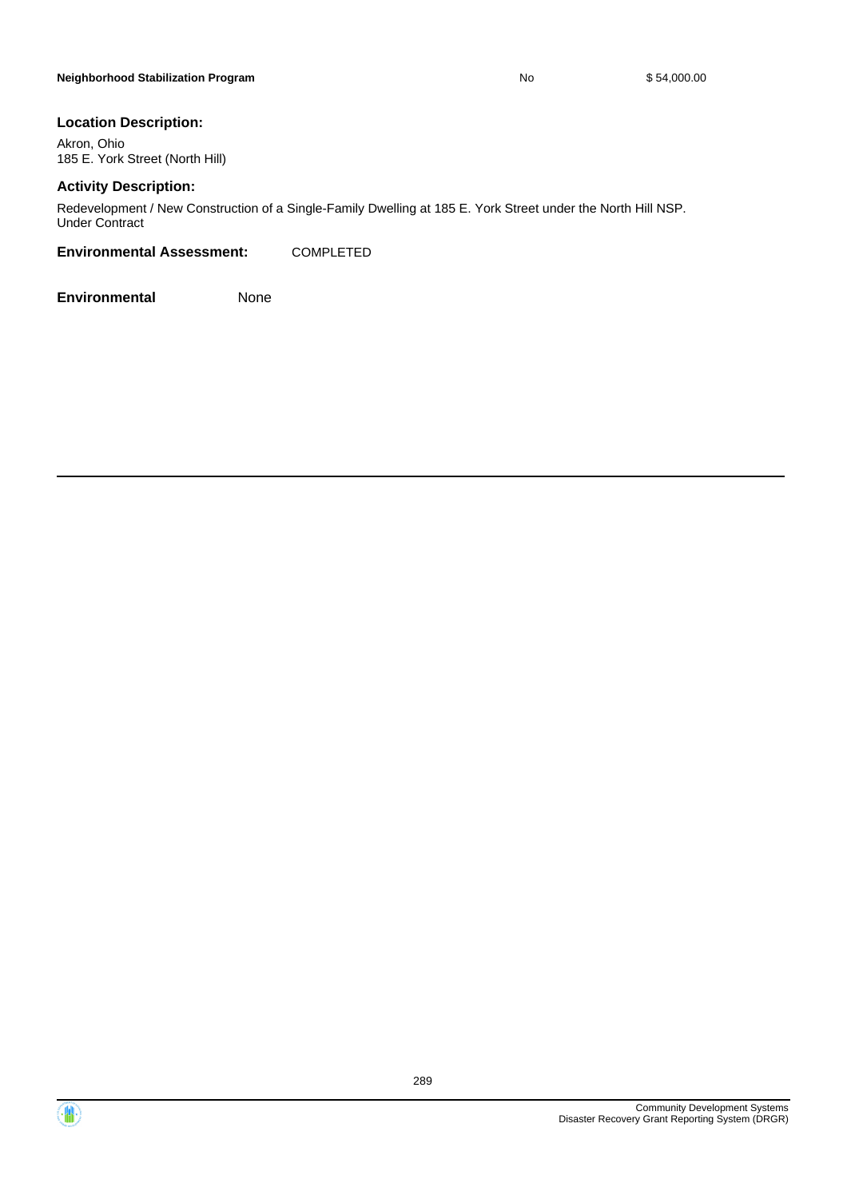| Neighborhood Stabilization Program | No | $ 54,000.00 |
|---|---|---|

**Location Description:**

Akron, Ohio
185 E. York Street (North Hill)

**Activity Description:**

Redevelopment / New Construction of a Single-Family Dwelling at 185 E. York Street under the North Hill NSP.
Under Contract

**Environmental Assessment:** COMPLETED

**Environmental** None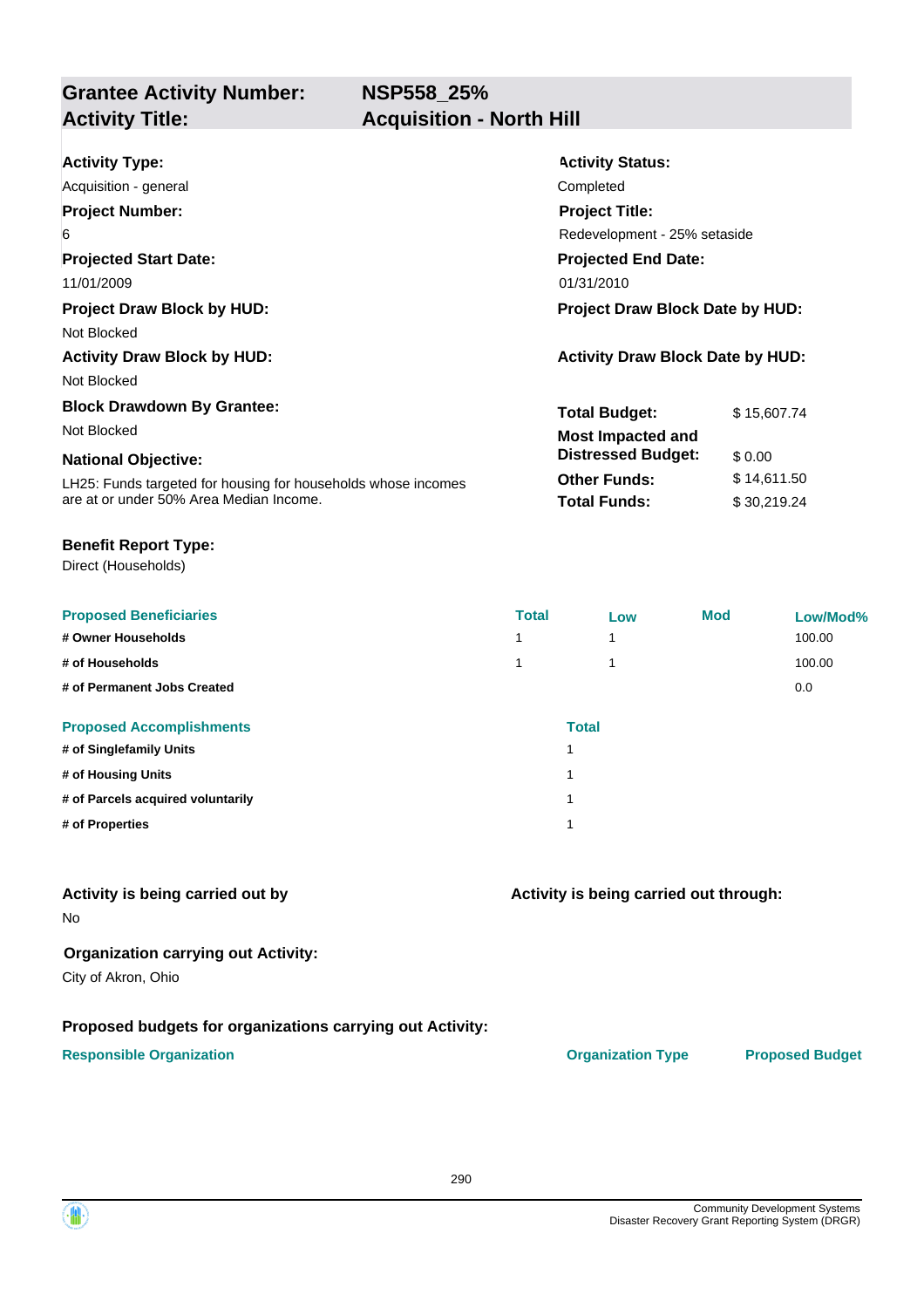## Grantee Activity Number: NSP558_25%
## Activity Title: Acquisition - North Hill

**Activity Type:**
Acquisition - general

**Activity Status:**
Completed

**Project Number:**
6

**Project Title:**
Redevelopment - 25% setaside

**Projected Start Date:**
11/01/2009

**Projected End Date:**
01/31/2010

**Project Draw Block by HUD:**
Not Blocked

**Project Draw Block Date by HUD:**

**Activity Draw Block by HUD:**
Not Blocked

**Activity Draw Block Date by HUD:**

**Block Drawdown By Grantee:**
Not Blocked

**National Objective:**
LH25: Funds targeted for housing for households whose incomes are at or under 50% Area Median Income.

| | |
|---|---|
| **Total Budget:** | $ 15,607.74 |
| **Most Impacted and Distressed Budget:** | $ 0.00 |
| **Other Funds:** | $ 14,611.50 |
| **Total Funds:** | $ 30,219.24 |

**Benefit Report Type:**
Direct (Households)

| Proposed Beneficiaries | Total | Low | Mod | Low/Mod% |
|---|---|---|---|---|
| # Owner Households | 1 | 1 | | 100.00 |
| # of Households | 1 | 1 | | 100.00 |
| # of Permanent Jobs Created | | | | 0.0 |

| Proposed Accomplishments | Total |
|---|---|
| # of Singlefamily Units | 1 |
| # of Housing Units | 1 |
| # of Parcels acquired voluntarily | 1 |
| # of Properties | 1 |

**Activity is being carried out by**
No

**Activity is being carried out through:**

**Organization carrying out Activity:**
City of Akron, Ohio

**Proposed budgets for organizations carrying out Activity:**

| Responsible Organization | Organization Type | Proposed Budget |
|---|---|---|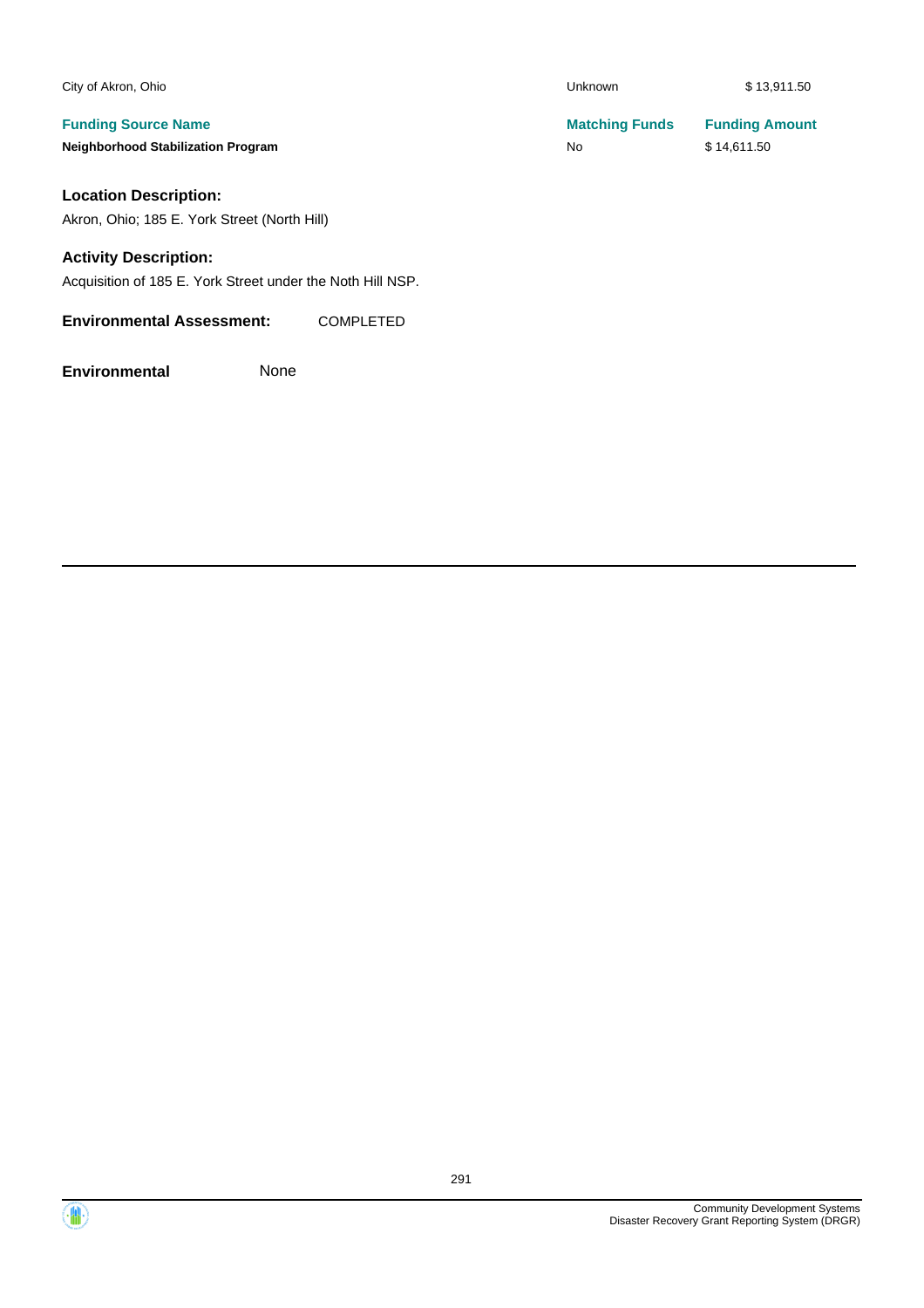| | | |
|---|---|---|
| City of Akron, Ohio | Unknown | $ 13,911.50 |
| **Funding Source Name** | **Matching Funds** | **Funding Amount** |
| **Neighborhood Stabilization Program** | No | $ 14,611.50 |

### Location Description:

Akron, Ohio; 185 E. York Street (North Hill)

### Activity Description:

Acquisition of 185 E. York Street under the Noth Hill NSP.

**Environmental Assessment:** COMPLETED

**Environmental** None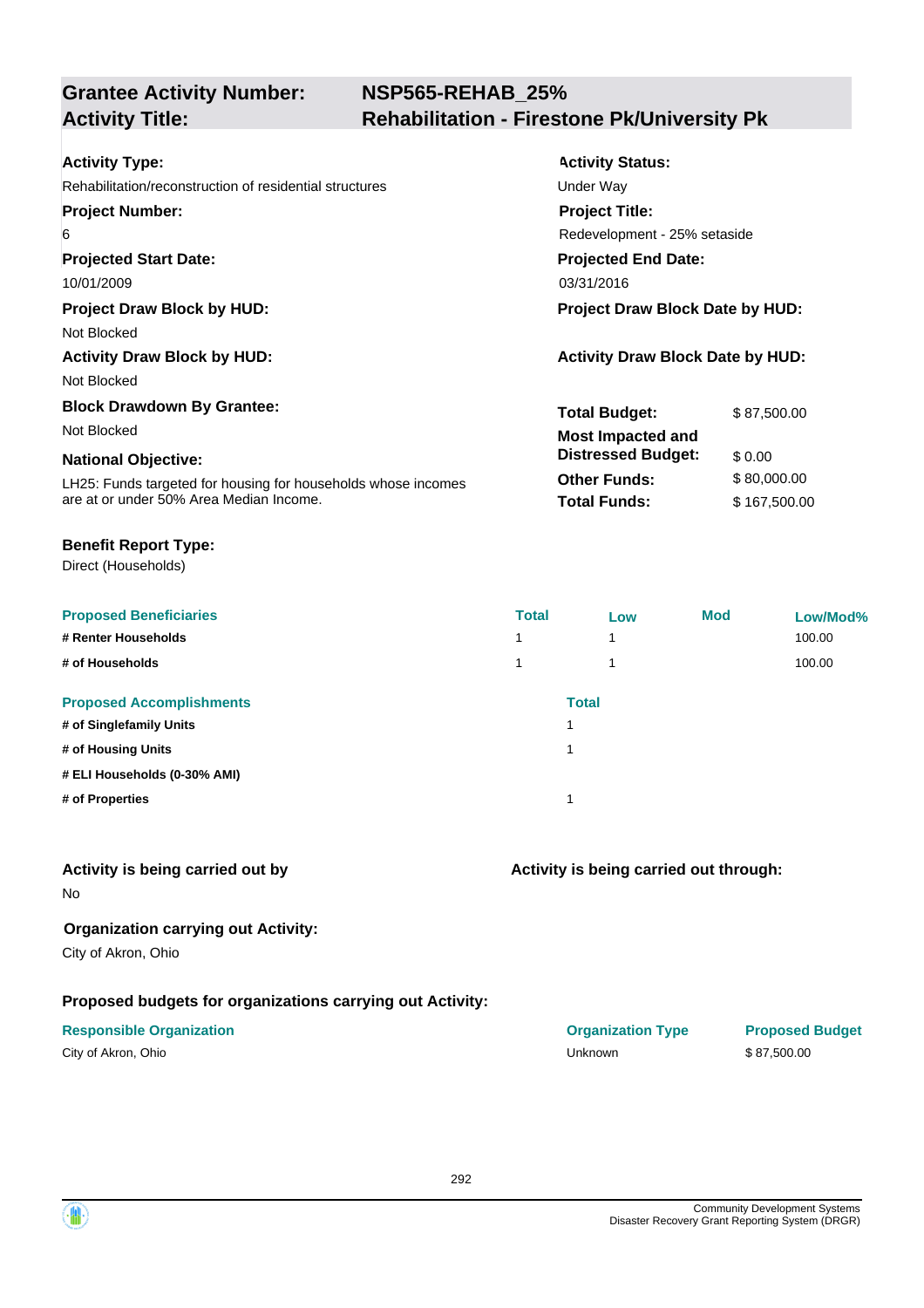## Grantee Activity Number: NSP565-REHAB_25%
## Activity Title: Rehabilitation - Firestone Pk/University Pk

**Activity Type:**
Rehabilitation/reconstruction of residential structures

**Activity Status:**
Under Way

**Project Number:**
6

**Project Title:**
Redevelopment - 25% setaside

**Projected Start Date:**
10/01/2009

**Projected End Date:**
03/31/2016

**Project Draw Block by HUD:**
Not Blocked

**Project Draw Block Date by HUD:**

**Activity Draw Block by HUD:**
Not Blocked

**Activity Draw Block Date by HUD:**

**Block Drawdown By Grantee:**
Not Blocked

**National Objective:**
LH25: Funds targeted for housing for households whose incomes are at or under 50% Area Median Income.

| | |
|---|---|
| **Total Budget:** | $ 87,500.00 |
| **Most Impacted and Distressed Budget:** | $ 0.00 |
| **Other Funds:** | $ 80,000.00 |
| **Total Funds:** | $ 167,500.00 |

**Benefit Report Type:**
Direct (Households)

| Proposed Beneficiaries | Total | Low | Mod | Low/Mod% |
|---|---|---|---|---|
| # Renter Households | 1 | 1 | | 100.00 |
| # of Households | 1 | 1 | | 100.00 |

| Proposed Accomplishments | Total |
|---|---|
| # of Singlefamily Units | 1 |
| # of Housing Units | 1 |
| # ELI Households (0-30% AMI) | |
| # of Properties | 1 |

**Activity is being carried out by**
No

**Activity is being carried out through:**

**Organization carrying out Activity:**
City of Akron, Ohio

**Proposed budgets for organizations carrying out Activity:**

| Responsible Organization | Organization Type | Proposed Budget |
|---|---|---|
| City of Akron, Ohio | Unknown | $ 87,500.00 |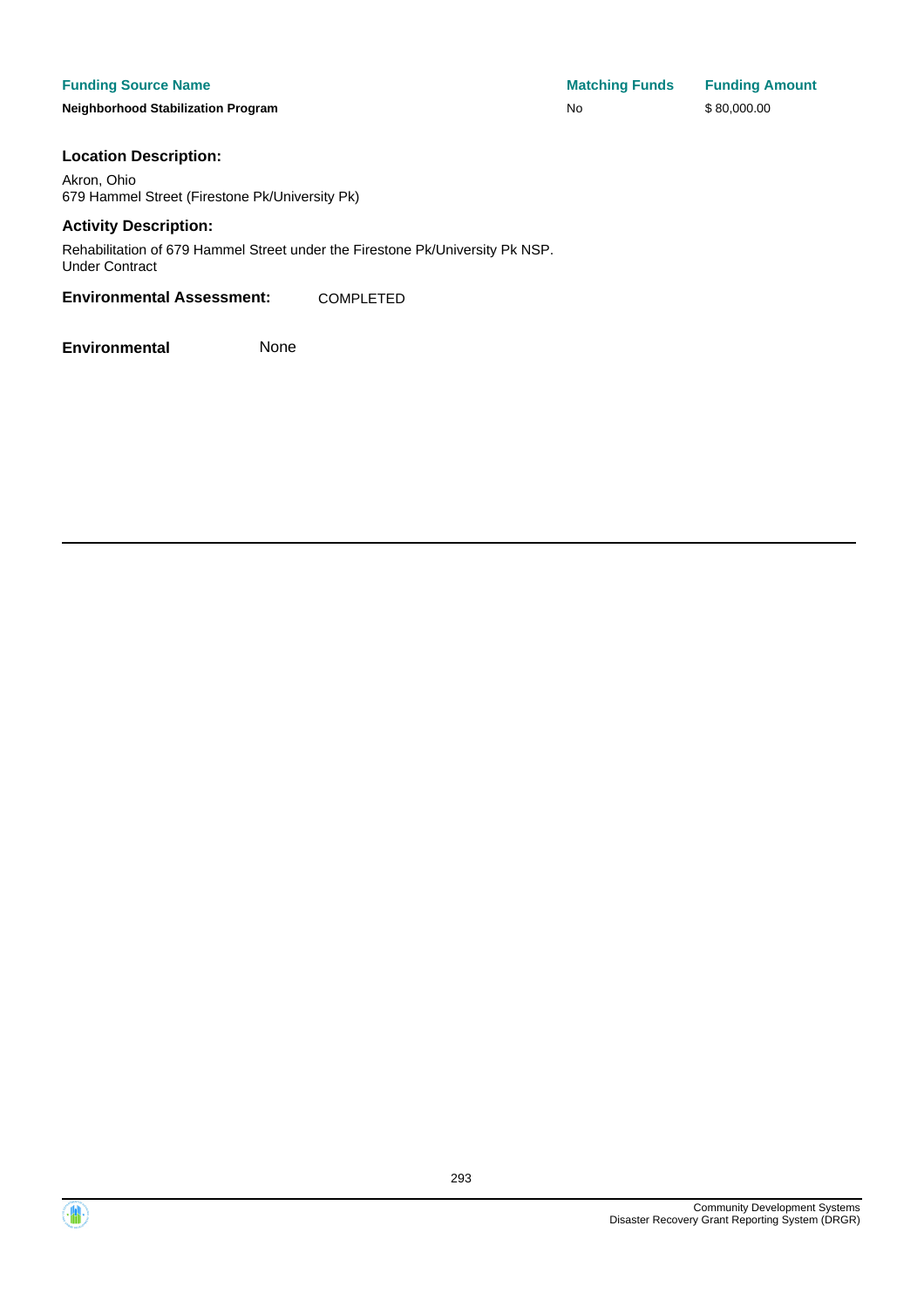| Funding Source Name | Matching Funds | Funding Amount |
| --- | --- | --- |
| **Neighborhood Stabilization Program** | No | $ 80,000.00 |

**Location Description:**

Akron, Ohio
679 Hammel Street (Firestone Pk/University Pk)

**Activity Description:**

Rehabilitation of 679 Hammel Street under the Firestone Pk/University Pk NSP.
Under Contract

**Environmental Assessment:** COMPLETED

**Environmental** None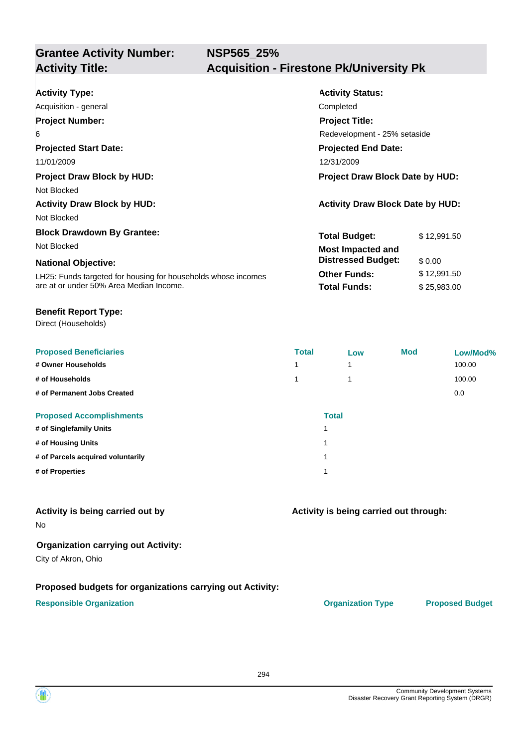## Grantee Activity Number: NSP565_25%
## Activity Title: Acquisition - Firestone Pk/University Pk

**Activity Type:**
Acquisition - general

**Activity Status:**
Completed

**Project Number:**
6

**Project Title:**
Redevelopment - 25% setaside

**Projected Start Date:**
11/01/2009

**Projected End Date:**
12/31/2009

**Project Draw Block by HUD:**
Not Blocked

**Project Draw Block Date by HUD:**

**Activity Draw Block by HUD:**
Not Blocked

**Activity Draw Block Date by HUD:**

**Block Drawdown By Grantee:**
Not Blocked

**National Objective:**
LH25: Funds targeted for housing for households whose incomes are at or under 50% Area Median Income.

| | |
|---|---|
| **Total Budget:** | $ 12,991.50 |
| **Most Impacted and Distressed Budget:** | $ 0.00 |
| **Other Funds:** | $ 12,991.50 |
| **Total Funds:** | $ 25,983.00 |

**Benefit Report Type:**
Direct (Households)

| Proposed Beneficiaries | Total | Low | Mod | Low/Mod% |
|---|---|---|---|---|
| # Owner Households | 1 | 1 | | 100.00 |
| # of Households | 1 | 1 | | 100.00 |
| # of Permanent Jobs Created | | | | 0.0 |

| Proposed Accomplishments | Total |
|---|---|
| # of Singlefamily Units | 1 |
| # of Housing Units | 1 |
| # of Parcels acquired voluntarily | 1 |
| # of Properties | 1 |

**Activity is being carried out by**
No

**Activity is being carried out through:**

**Organization carrying out Activity:**
City of Akron, Ohio

**Proposed budgets for organizations carrying out Activity:**

| Responsible Organization | Organization Type | Proposed Budget |
|---|---|---|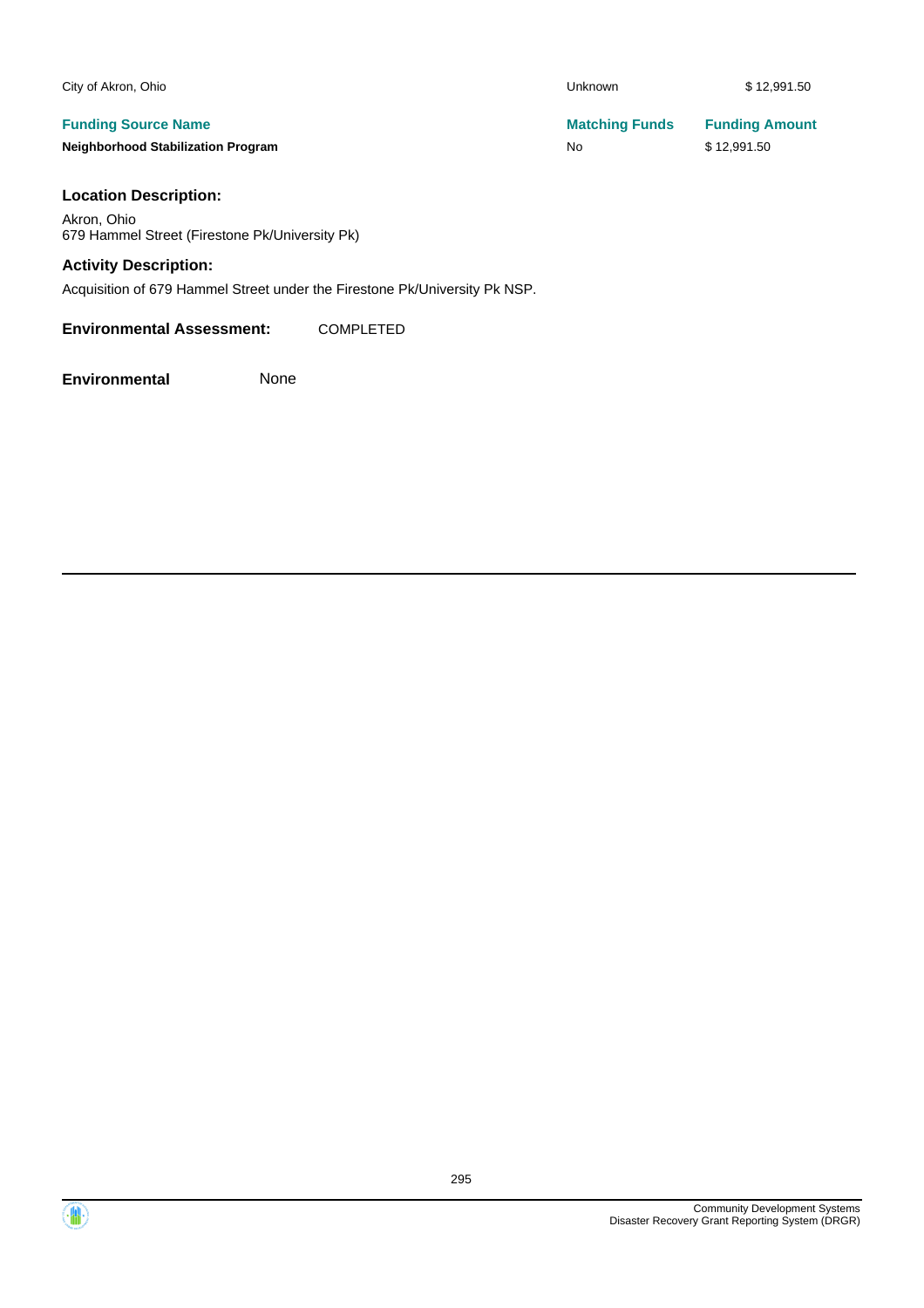| City of Akron, Ohio | Unknown | $ 12,991.50 |
|---|---|---|
| **Funding Source Name** | **Matching Funds** | **Funding Amount** |
| **Neighborhood Stabilization Program** | No | $ 12,991.50 |

### Location Description:

Akron, Ohio
679 Hammel Street (Firestone Pk/University Pk)

### Activity Description:

Acquisition of 679 Hammel Street under the Firestone Pk/University Pk NSP.

**Environmental Assessment:** COMPLETED

**Environmental** None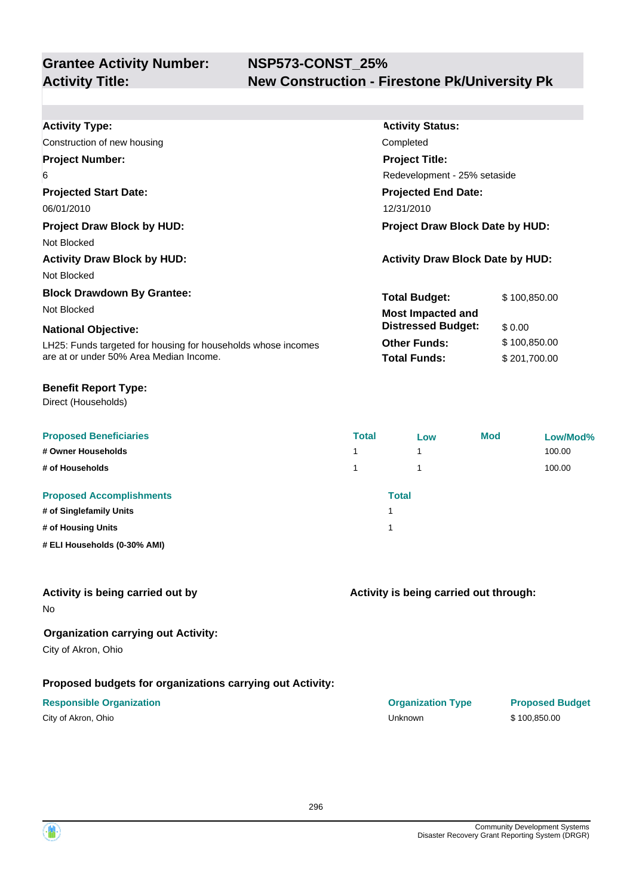**Grantee Activity Number:** NSP573-CONST_25%

**Activity Title:** New Construction - Firestone Pk/University Pk

**Activity Type:**
Construction of new housing

**Activity Status:**
Completed

**Project Number:**
6

**Project Title:**
Redevelopment - 25% setaside

**Projected Start Date:**
06/01/2010

**Projected End Date:**
12/31/2010

**Project Draw Block by HUD:**
Not Blocked

**Project Draw Block Date by HUD:**

**Activity Draw Block by HUD:**
Not Blocked

**Activity Draw Block Date by HUD:**

**Block Drawdown By Grantee:**
Not Blocked

**National Objective:**
LH25: Funds targeted for housing for households whose incomes are at or under 50% Area Median Income.

| | |
|---|---|
| **Total Budget:** | $ 100,850.00 |
| **Most Impacted and Distressed Budget:** | $ 0.00 |
| **Other Funds:** | $ 100,850.00 |
| **Total Funds:** | $ 201,700.00 |

**Benefit Report Type:**
Direct (Households)

| Proposed Beneficiaries | Total | Low | Mod | Low/Mod% |
|---|---|---|---|---|
| # Owner Households | 1 | 1 | | 100.00 |
| # of Households | 1 | 1 | | 100.00 |

| Proposed Accomplishments | Total |
|---|---|
| # of Singlefamily Units | 1 |
| # of Housing Units | 1 |
| # ELI Households (0-30% AMI) | |

**Activity is being carried out by**
No

**Activity is being carried out through:**

**Organization carrying out Activity:**
City of Akron, Ohio

**Proposed budgets for organizations carrying out Activity:**

| Responsible Organization | Organization Type | Proposed Budget |
|---|---|---|
| City of Akron, Ohio | Unknown | $ 100,850.00 |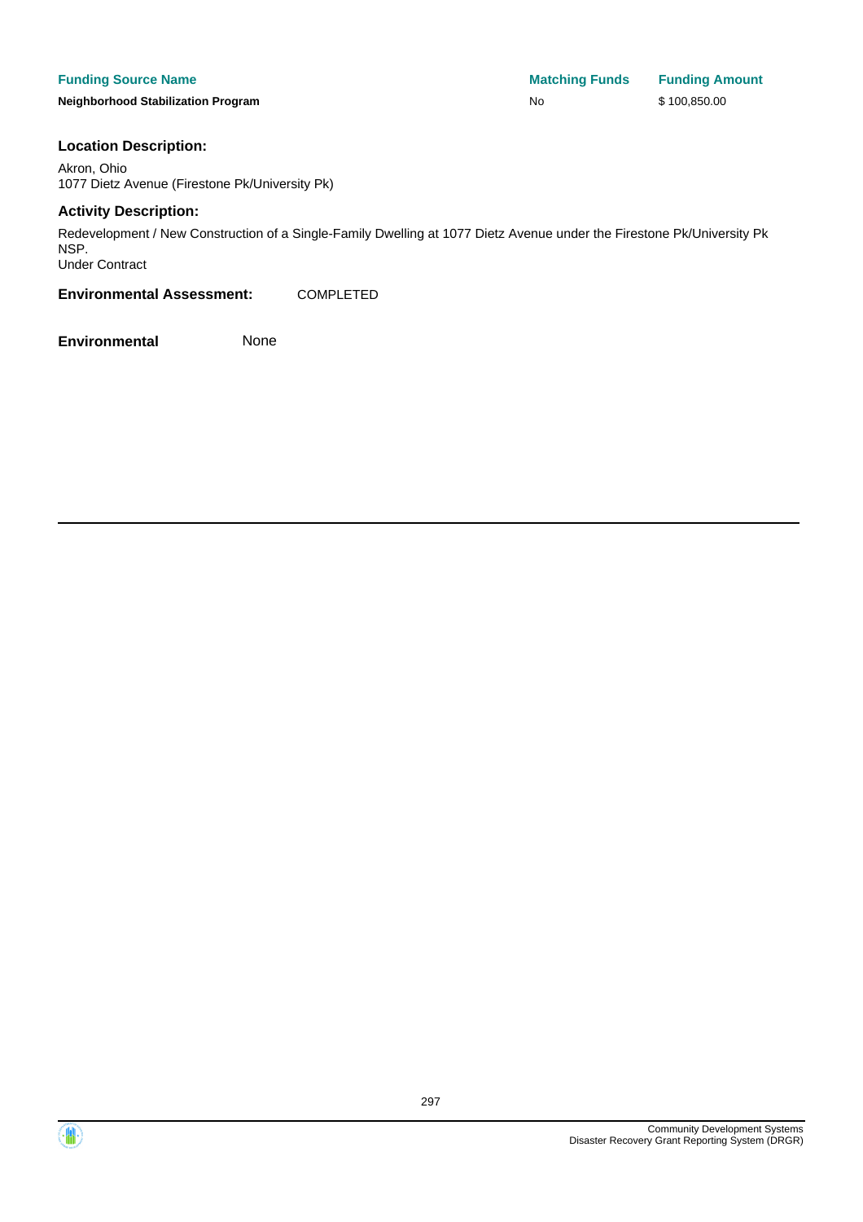| Funding Source Name | Matching Funds | Funding Amount |
| --- | --- | --- |
| Neighborhood Stabilization Program | No | $ 100,850.00 |

**Location Description:**

Akron, Ohio
1077 Dietz Avenue (Firestone Pk/University Pk)

**Activity Description:**

Redevelopment / New Construction of a Single-Family Dwelling at 1077 Dietz Avenue under the Firestone Pk/University Pk NSP.
Under Contract

**Environmental Assessment:** COMPLETED

**Environmental** None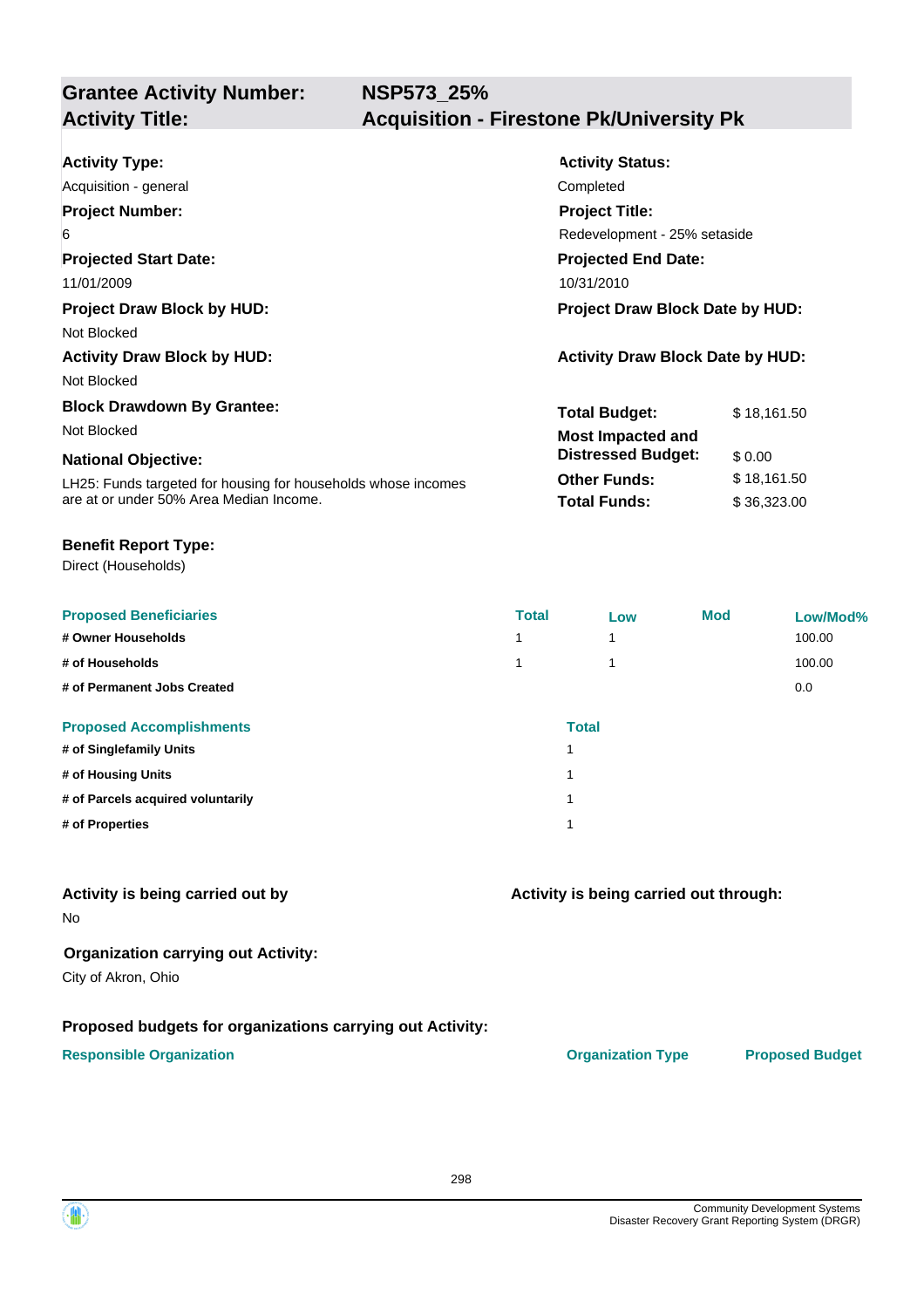## Grantee Activity Number: NSP573_25%
## Activity Title: Acquisition - Firestone Pk/University Pk

**Activity Type:**
Acquisition - general

**Activity Status:**
Completed

**Project Number:**
6

**Project Title:**
Redevelopment - 25% setaside

**Projected Start Date:**
11/01/2009

**Projected End Date:**
10/31/2010

**Project Draw Block by HUD:**
Not Blocked

**Project Draw Block Date by HUD:**

**Activity Draw Block by HUD:**
Not Blocked

**Activity Draw Block Date by HUD:**

**Block Drawdown By Grantee:**
Not Blocked

**National Objective:**
LH25: Funds targeted for housing for households whose incomes are at or under 50% Area Median Income.

| | |
|---|---|
| **Total Budget:** | $ 18,161.50 |
| **Most Impacted and Distressed Budget:** | $ 0.00 |
| **Other Funds:** | $ 18,161.50 |
| **Total Funds:** | $ 36,323.00 |

**Benefit Report Type:**
Direct (Households)

| Proposed Beneficiaries | Total | Low | Mod | Low/Mod% |
|---|---|---|---|---|
| # Owner Households | 1 | 1 | | 100.00 |
| # of Households | 1 | 1 | | 100.00 |
| # of Permanent Jobs Created | | | | 0.0 |

| Proposed Accomplishments | Total |
|---|---|
| # of Singlefamily Units | 1 |
| # of Housing Units | 1 |
| # of Parcels acquired voluntarily | 1 |
| # of Properties | 1 |

**Activity is being carried out by**
No

**Activity is being carried out through:**

**Organization carrying out Activity:**
City of Akron, Ohio

**Proposed budgets for organizations carrying out Activity:**

| Responsible Organization | Organization Type | Proposed Budget |
|---|---|---|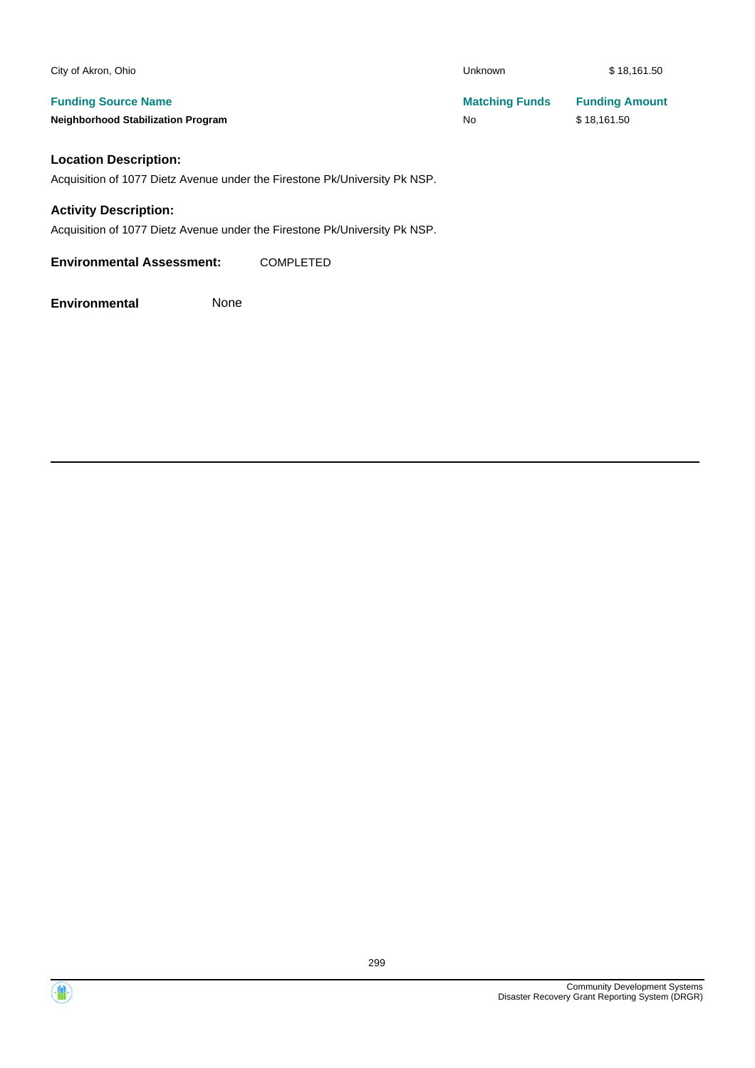| City of Akron, Ohio | Unknown | $ 18,161.50 |
|---|---|---|

| Funding Source Name | Matching Funds | Funding Amount |
|---|---|---|
| **Neighborhood Stabilization Program** | No | $ 18,161.50 |

### Location Description:

Acquisition of 1077 Dietz Avenue under the Firestone Pk/University Pk NSP.

### Activity Description:

Acquisition of 1077 Dietz Avenue under the Firestone Pk/University Pk NSP.

**Environmental Assessment:** COMPLETED

**Environmental** None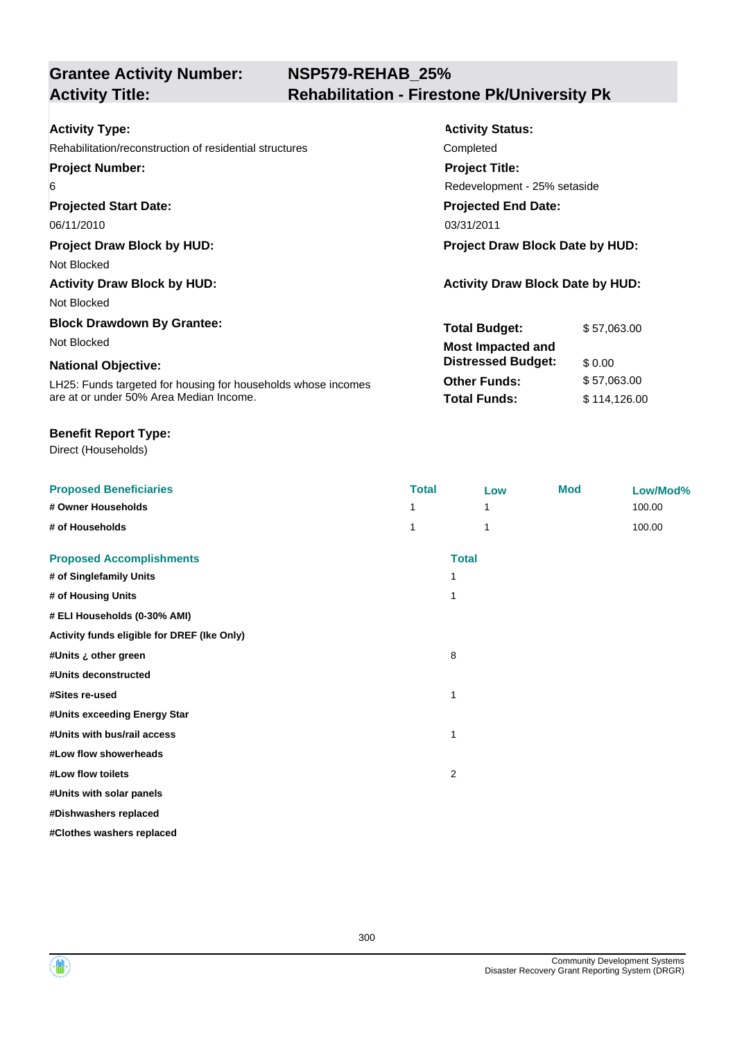## Grantee Activity Number: NSP579-REHAB_25%
## Activity Title: Rehabilitation - Firestone Pk/University Pk

**Activity Type:**
Rehabilitation/reconstruction of residential structures

**Activity Status:**
Completed

**Project Number:**
6

**Project Title:**
Redevelopment - 25% setaside

**Projected Start Date:**
06/11/2010

**Projected End Date:**
03/31/2011

**Project Draw Block by HUD:**
Not Blocked

**Project Draw Block Date by HUD:**

**Activity Draw Block by HUD:**
Not Blocked

**Activity Draw Block Date by HUD:**

**Block Drawdown By Grantee:**
Not Blocked

| | |
|---|---|
| **Total Budget:** | $ 57,063.00 |
| **Most Impacted and Distressed Budget:** | $ 0.00 |
| **Other Funds:** | $ 57,063.00 |
| **Total Funds:** | $ 114,126.00 |

**National Objective:**
LH25: Funds targeted for housing for households whose incomes are at or under 50% Area Median Income.

**Benefit Report Type:**
Direct (Households)

| Proposed Beneficiaries | Total | Low | Mod | Low/Mod% |
|---|---|---|---|---|
| # Owner Households | 1 | 1 | | 100.00 |
| # of Households | 1 | 1 | | 100.00 |

| Proposed Accomplishments | Total |
|---|---|
| # of Singlefamily Units | 1 |
| # of Housing Units | 1 |
| # ELI Households (0-30% AMI) | |
| Activity funds eligible for DREF (Ike Only) | |
| #Units ¿ other green | 8 |
| #Units deconstructed | |
| #Sites re-used | 1 |
| #Units exceeding Energy Star | |
| #Units with bus/rail access | 1 |
| #Low flow showerheads | |
| #Low flow toilets | 2 |
| #Units with solar panels | |
| #Dishwashers replaced | |
| #Clothes washers replaced | |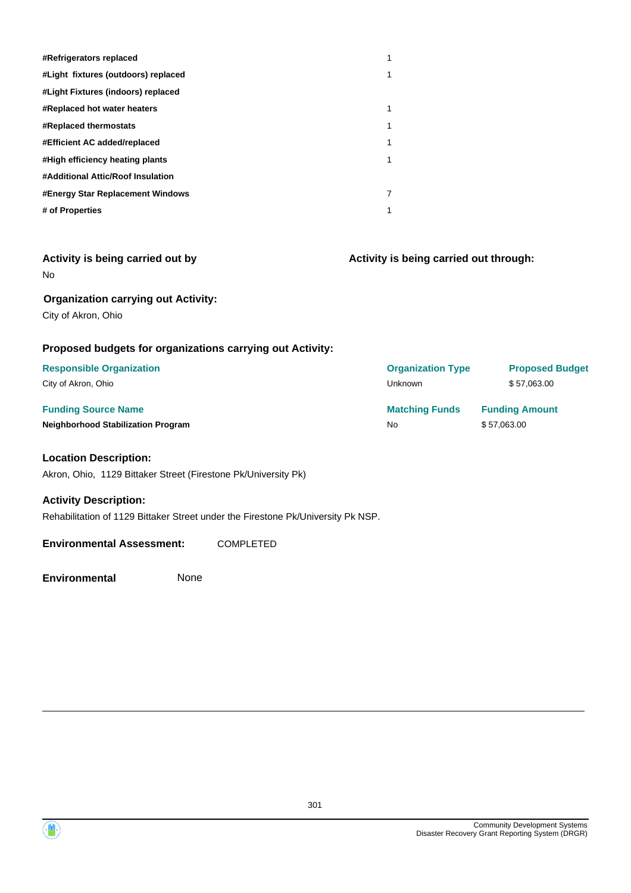| | |
|---|---|
| **#Refrigerators replaced** | 1 |
| **#Light fixtures (outdoors) replaced** | 1 |
| **#Light Fixtures (indoors) replaced** | |
| **#Replaced hot water heaters** | 1 |
| **#Replaced thermostats** | 1 |
| **#Efficient AC added/replaced** | 1 |
| **#High efficiency heating plants** | 1 |
| **#Additional Attic/Roof Insulation** | |
| **#Energy Star Replacement Windows** | 7 |
| **# of Properties** | 1 |

### Activity is being carried out by

No

### Activity is being carried out through:

### Organization carrying out Activity:

City of Akron, Ohio

### Proposed budgets for organizations carrying out Activity:

| Responsible Organization | Organization Type | Proposed Budget |
|---|---|---|
| City of Akron, Ohio | Unknown | $ 57,063.00 |

| Funding Source Name | Matching Funds | Funding Amount |
|---|---|---|
| **Neighborhood Stabilization Program** | No | $ 57,063.00 |

### Location Description:

Akron, Ohio,  1129 Bittaker Street (Firestone Pk/University Pk)

### Activity Description:

Rehabilitation of 1129 Bittaker Street under the Firestone Pk/University Pk NSP.

**Environmental Assessment:** COMPLETED

**Environmental** None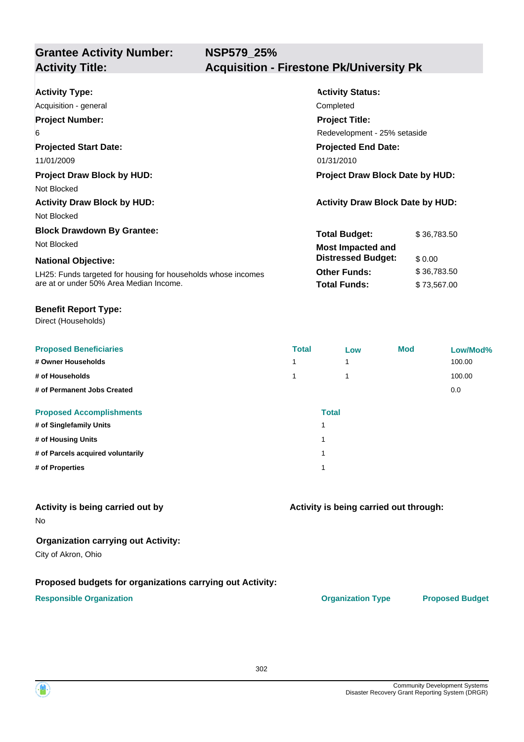| **Grantee Activity Number:** | **NSP579_25%** |
|---|---|
| **Activity Title:** | **Acquisition - Firestone Pk/University Pk** |

**Activity Type:**
Acquisition - general

**Activity Status:**
Completed

**Project Number:**
6

**Project Title:**
Redevelopment - 25% setaside

**Projected Start Date:**
11/01/2009

**Projected End Date:**
01/31/2010

**Project Draw Block by HUD:**
Not Blocked

**Project Draw Block Date by HUD:**

**Activity Draw Block by HUD:**
Not Blocked

**Activity Draw Block Date by HUD:**

**Block Drawdown By Grantee:**
Not Blocked

**National Objective:**
LH25: Funds targeted for housing for households whose incomes are at or under 50% Area Median Income.

| | |
|---|---|
| **Total Budget:** | $ 36,783.50 |
| **Most Impacted and Distressed Budget:** | $ 0.00 |
| **Other Funds:** | $ 36,783.50 |
| **Total Funds:** | $ 73,567.00 |

**Benefit Report Type:**
Direct (Households)

| Proposed Beneficiaries | Total | Low | Mod | Low/Mod% |
|---|---|---|---|---|
| # Owner Households | 1 | 1 | | 100.00 |
| # of Households | 1 | 1 | | 100.00 |
| # of Permanent Jobs Created | | | | 0.0 |

| Proposed Accomplishments | Total |
|---|---|
| # of Singlefamily Units | 1 |
| # of Housing Units | 1 |
| # of Parcels acquired voluntarily | 1 |
| # of Properties | 1 |

**Activity is being carried out by**
No

**Activity is being carried out through:**

**Organization carrying out Activity:**
City of Akron, Ohio

**Proposed budgets for organizations carrying out Activity:**

| Responsible Organization | Organization Type | Proposed Budget |
|---|---|---|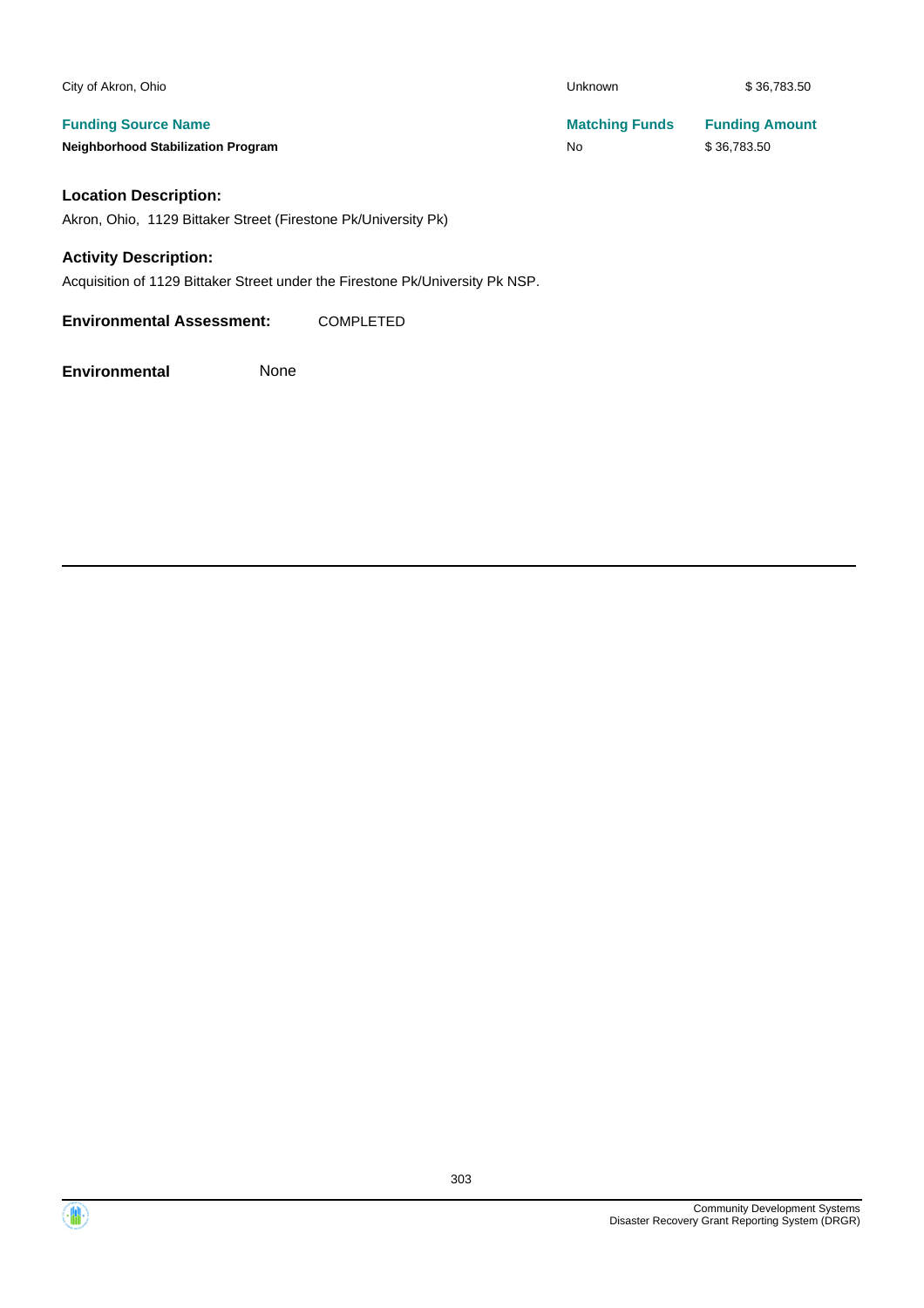| | | |
|---|---|---|
| City of Akron, Ohio | Unknown | $ 36,783.50 |
| **Funding Source Name** | **Matching Funds** | **Funding Amount** |
| **Neighborhood Stabilization Program** | No | $ 36,783.50 |

### Location Description:

Akron, Ohio,  1129 Bittaker Street (Firestone Pk/University Pk)

### Activity Description:

Acquisition of 1129 Bittaker Street under the Firestone Pk/University Pk NSP.

**Environmental Assessment:** COMPLETED

**Environmental** None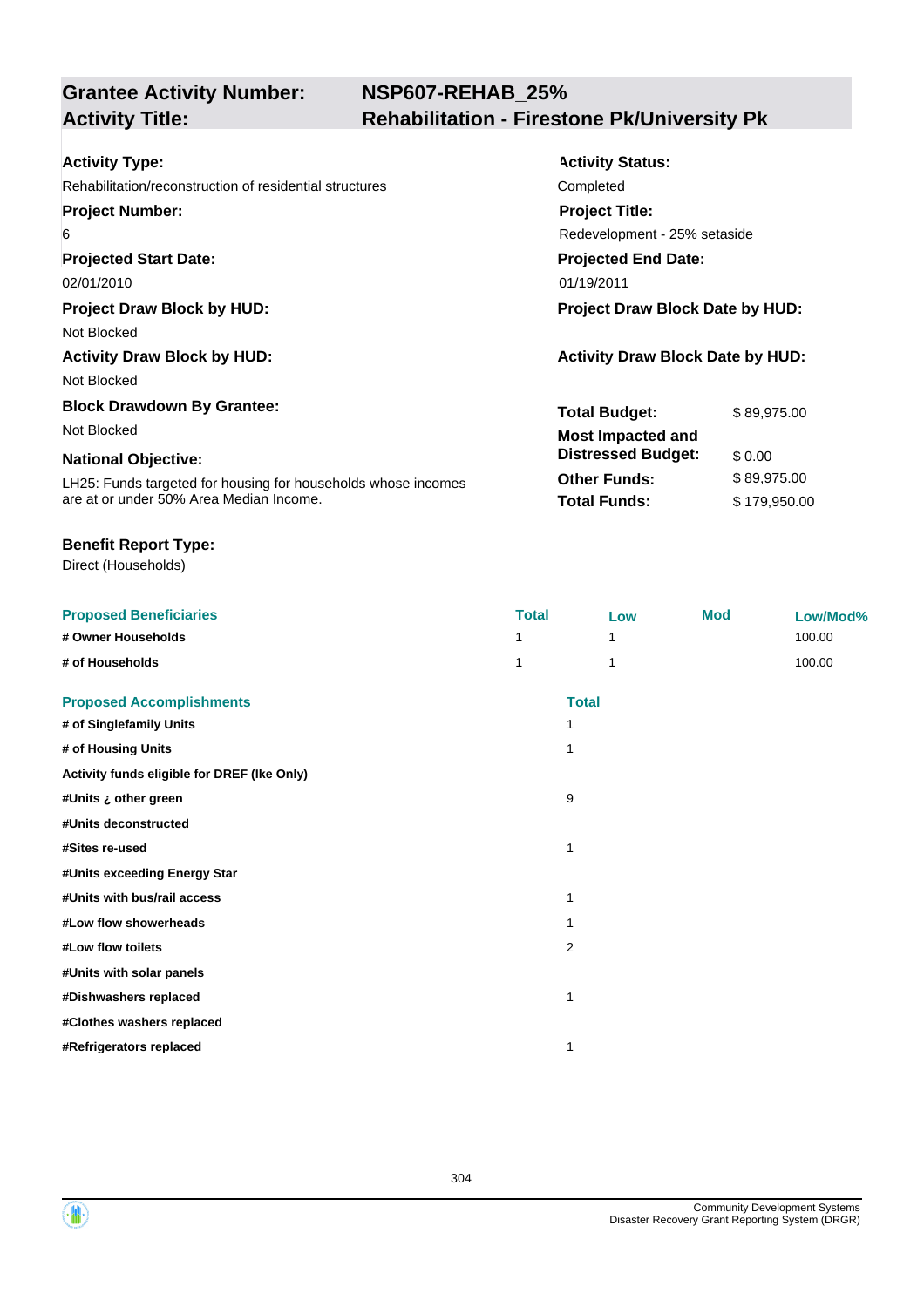## Grantee Activity Number: NSP607-REHAB_25%
## Activity Title: Rehabilitation - Firestone Pk/University Pk

**Activity Type:**
Rehabilitation/reconstruction of residential structures

**Activity Status:**
Completed

**Project Number:**
6

**Project Title:**
Redevelopment - 25% setaside

**Projected Start Date:**
02/01/2010

**Projected End Date:**
01/19/2011

**Project Draw Block by HUD:**
Not Blocked

**Project Draw Block Date by HUD:**

**Activity Draw Block by HUD:**
Not Blocked

**Activity Draw Block Date by HUD:**

**Block Drawdown By Grantee:**
Not Blocked

**National Objective:**
LH25: Funds targeted for housing for households whose incomes are at or under 50% Area Median Income.

| | |
|---|---|
| **Total Budget:** | $ 89,975.00 |
| **Most Impacted and Distressed Budget:** | $ 0.00 |
| **Other Funds:** | $ 89,975.00 |
| **Total Funds:** | $ 179,950.00 |

**Benefit Report Type:**
Direct (Households)

| Proposed Beneficiaries | Total | Low | Mod | Low/Mod% |
|---|---|---|---|---|
| # Owner Households | 1 | 1 | | 100.00 |
| # of Households | 1 | 1 | | 100.00 |

| Proposed Accomplishments | Total |
|---|---|
| # of Singlefamily Units | 1 |
| # of Housing Units | 1 |
| Activity funds eligible for DREF (Ike Only) | |
| #Units ¿ other green | 9 |
| #Units deconstructed | |
| #Sites re-used | 1 |
| #Units exceeding Energy Star | |
| #Units with bus/rail access | 1 |
| #Low flow showerheads | 1 |
| #Low flow toilets | 2 |
| #Units with solar panels | |
| #Dishwashers replaced | 1 |
| #Clothes washers replaced | |
| #Refrigerators replaced | 1 |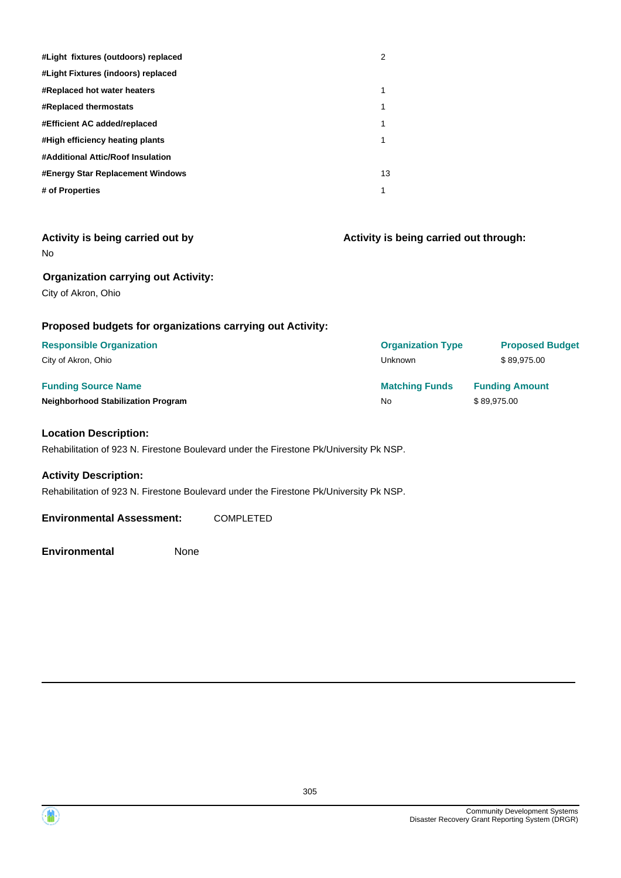| | |
|---|---|
| **#Light fixtures (outdoors) replaced** | 2 |
| **#Light Fixtures (indoors) replaced** | |
| **#Replaced hot water heaters** | 1 |
| **#Replaced thermostats** | 1 |
| **#Efficient AC added/replaced** | 1 |
| **#High efficiency heating plants** | 1 |
| **#Additional Attic/Roof Insulation** | |
| **#Energy Star Replacement Windows** | 13 |
| **# of Properties** | 1 |

### Activity is being carried out by

No

### Activity is being carried out through:

### Organization carrying out Activity:

City of Akron, Ohio

### Proposed budgets for organizations carrying out Activity:

| Responsible Organization | Organization Type | Proposed Budget |
|---|---|---|
| City of Akron, Ohio | Unknown | $ 89,975.00 |

| Funding Source Name | Matching Funds | Funding Amount |
|---|---|---|
| **Neighborhood Stabilization Program** | No | $ 89,975.00 |

### Location Description:

Rehabilitation of 923 N. Firestone Boulevard under the Firestone Pk/University Pk NSP.

### Activity Description:

Rehabilitation of 923 N. Firestone Boulevard under the Firestone Pk/University Pk NSP.

**Environmental Assessment:** COMPLETED

**Environmental** None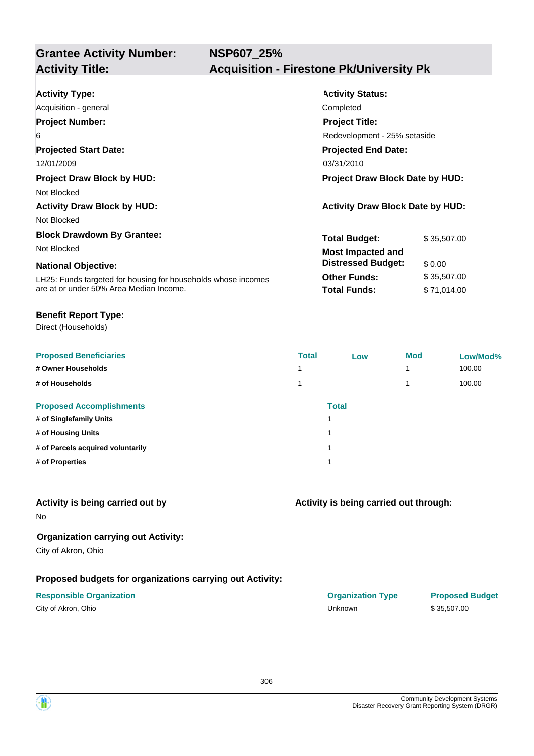## Grantee Activity Number: NSP607_25%
## Activity Title: Acquisition - Firestone Pk/University Pk

**Activity Type:**
Acquisition - general

**Activity Status:**
Completed

**Project Number:**
6

**Project Title:**
Redevelopment - 25% setaside

**Projected Start Date:**
12/01/2009

**Projected End Date:**
03/31/2010

**Project Draw Block by HUD:**
Not Blocked

**Project Draw Block Date by HUD:**

**Activity Draw Block by HUD:**
Not Blocked

**Activity Draw Block Date by HUD:**

**Block Drawdown By Grantee:**
Not Blocked

**National Objective:**
LH25: Funds targeted for housing for households whose incomes are at or under 50% Area Median Income.

| | |
|---|---|
| **Total Budget:** | $ 35,507.00 |
| **Most Impacted and Distressed Budget:** | $ 0.00 |
| **Other Funds:** | $ 35,507.00 |
| **Total Funds:** | $ 71,014.00 |

**Benefit Report Type:**
Direct (Households)

| Proposed Beneficiaries | Total | Low | Mod | Low/Mod% |
|---|---|---|---|---|
| # Owner Households | 1 | | 1 | 100.00 |
| # of Households | 1 | | 1 | 100.00 |

| Proposed Accomplishments | Total |
|---|---|
| # of Singlefamily Units | 1 |
| # of Housing Units | 1 |
| # of Parcels acquired voluntarily | 1 |
| # of Properties | 1 |

**Activity is being carried out by**
No

**Activity is being carried out through:**

**Organization carrying out Activity:**
City of Akron, Ohio

**Proposed budgets for organizations carrying out Activity:**

| Responsible Organization | Organization Type | Proposed Budget |
|---|---|---|
| City of Akron, Ohio | Unknown | $ 35,507.00 |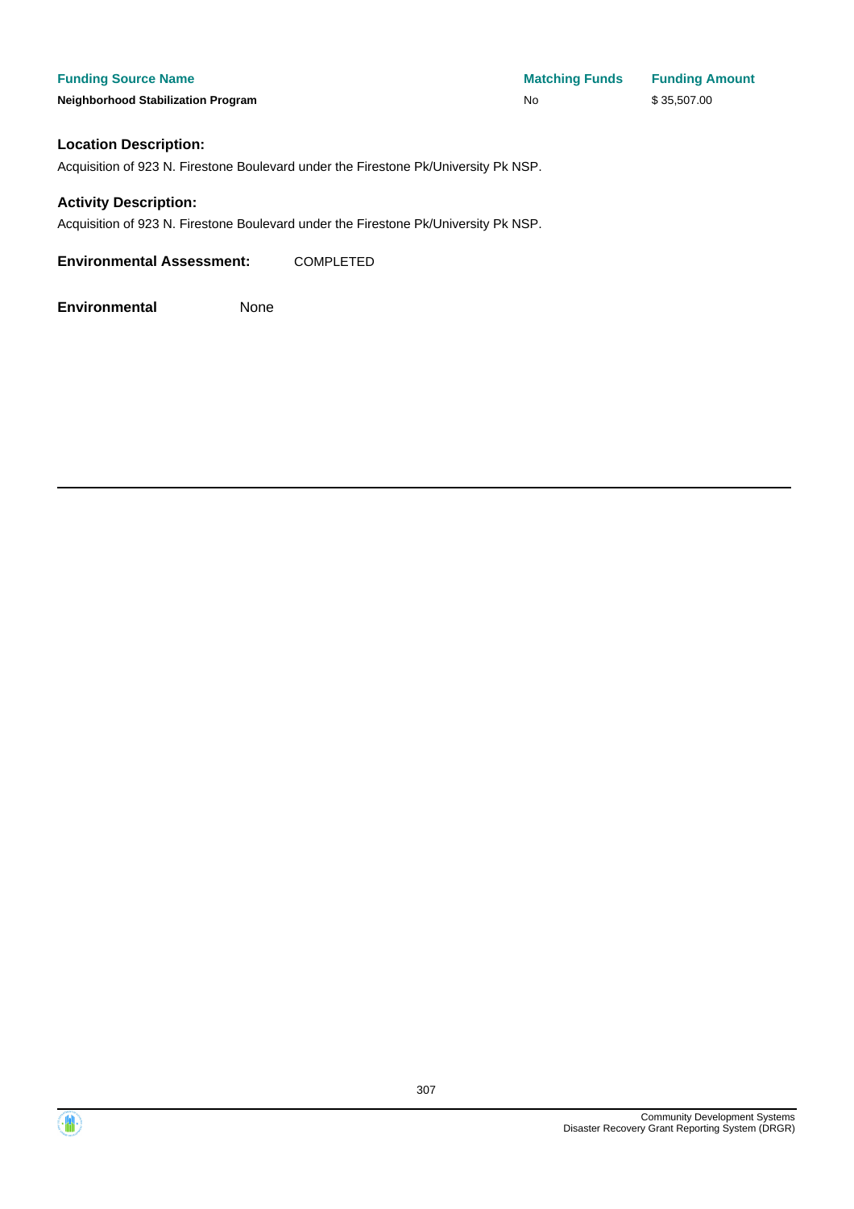| Funding Source Name | Matching Funds | Funding Amount |
|---|---|---|
| **Neighborhood Stabilization Program** | No | $ 35,507.00 |

### Location Description:

Acquisition of 923 N. Firestone Boulevard under the Firestone Pk/University Pk NSP.

### Activity Description:

Acquisition of 923 N. Firestone Boulevard under the Firestone Pk/University Pk NSP.

**Environmental Assessment:** COMPLETED

**Environmental** None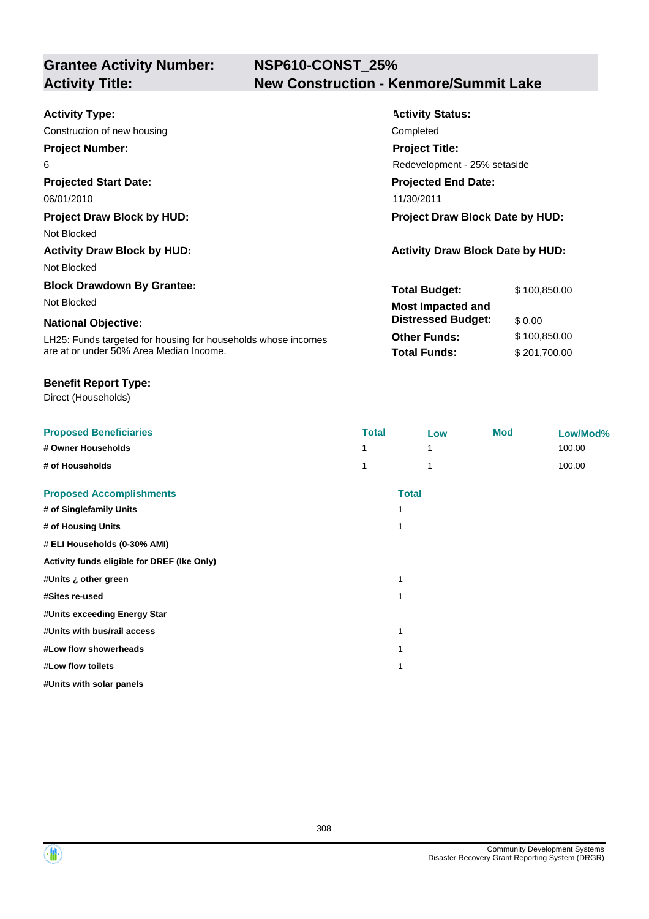## Grantee Activity Number: NSP610-CONST_25%
## Activity Title: New Construction - Kenmore/Summit Lake

**Activity Type:**
Construction of new housing

**Activity Status:**
Completed

**Project Number:**
6

**Project Title:**
Redevelopment - 25% setaside

**Projected Start Date:**
06/01/2010

**Projected End Date:**
11/30/2011

**Project Draw Block by HUD:**
Not Blocked

**Project Draw Block Date by HUD:**

**Activity Draw Block by HUD:**
Not Blocked

**Activity Draw Block Date by HUD:**

**Block Drawdown By Grantee:**
Not Blocked

**National Objective:**
LH25: Funds targeted for housing for households whose incomes are at or under 50% Area Median Income.

| | |
|---|---|
| **Total Budget:** | $ 100,850.00 |
| **Most Impacted and Distressed Budget:** | $ 0.00 |
| **Other Funds:** | $ 100,850.00 |
| **Total Funds:** | $ 201,700.00 |

**Benefit Report Type:**
Direct (Households)

| Proposed Beneficiaries | Total | Low | Mod | Low/Mod% |
|---|---|---|---|---|
| # Owner Households | 1 | 1 | | 100.00 |
| # of Households | 1 | 1 | | 100.00 |

| Proposed Accomplishments | Total |
|---|---|
| # of Singlefamily Units | 1 |
| # of Housing Units | 1 |
| # ELI Households (0-30% AMI) | |
| Activity funds eligible for DREF (Ike Only) | |
| #Units ¿ other green | 1 |
| #Sites re-used | 1 |
| #Units exceeding Energy Star | |
| #Units with bus/rail access | 1 |
| #Low flow showerheads | 1 |
| #Low flow toilets | 1 |
| #Units with solar panels | |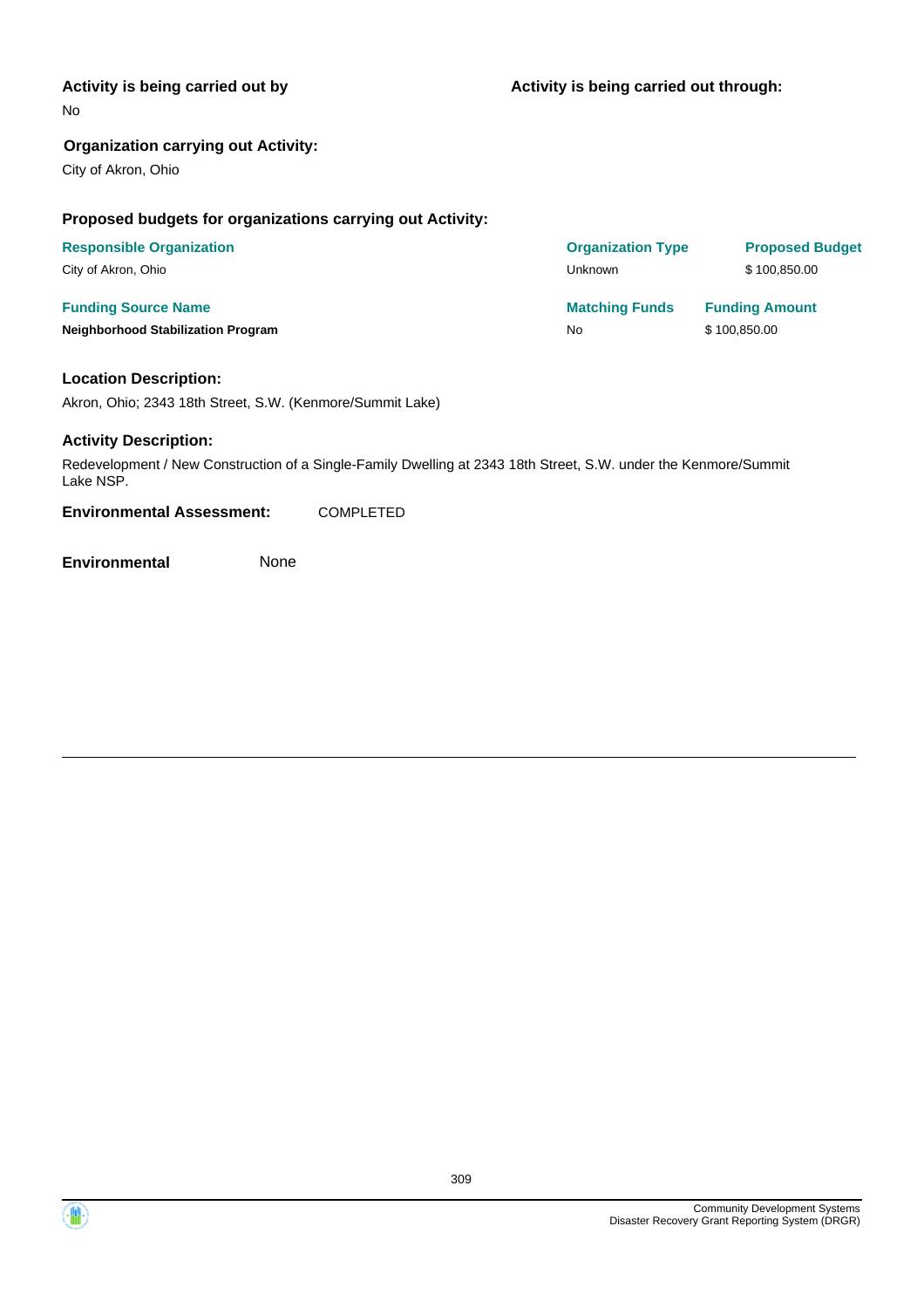**Activity is being carried out by**

No

**Activity is being carried out through:**

**Organization carrying out Activity:**

City of Akron, Ohio

**Proposed budgets for organizations carrying out Activity:**

| Responsible Organization | Organization Type | Proposed Budget |
|---|---|---|
| City of Akron, Ohio | Unknown | $ 100,850.00 |

| Funding Source Name | Matching Funds | Funding Amount |
|---|---|---|
| **Neighborhood Stabilization Program** | No | $ 100,850.00 |

**Location Description:**

Akron, Ohio; 2343 18th Street, S.W. (Kenmore/Summit Lake)

**Activity Description:**

Redevelopment / New Construction of a Single-Family Dwelling at 2343 18th Street, S.W. under the Kenmore/Summit Lake NSP.

**Environmental Assessment:** COMPLETED

**Environmental** None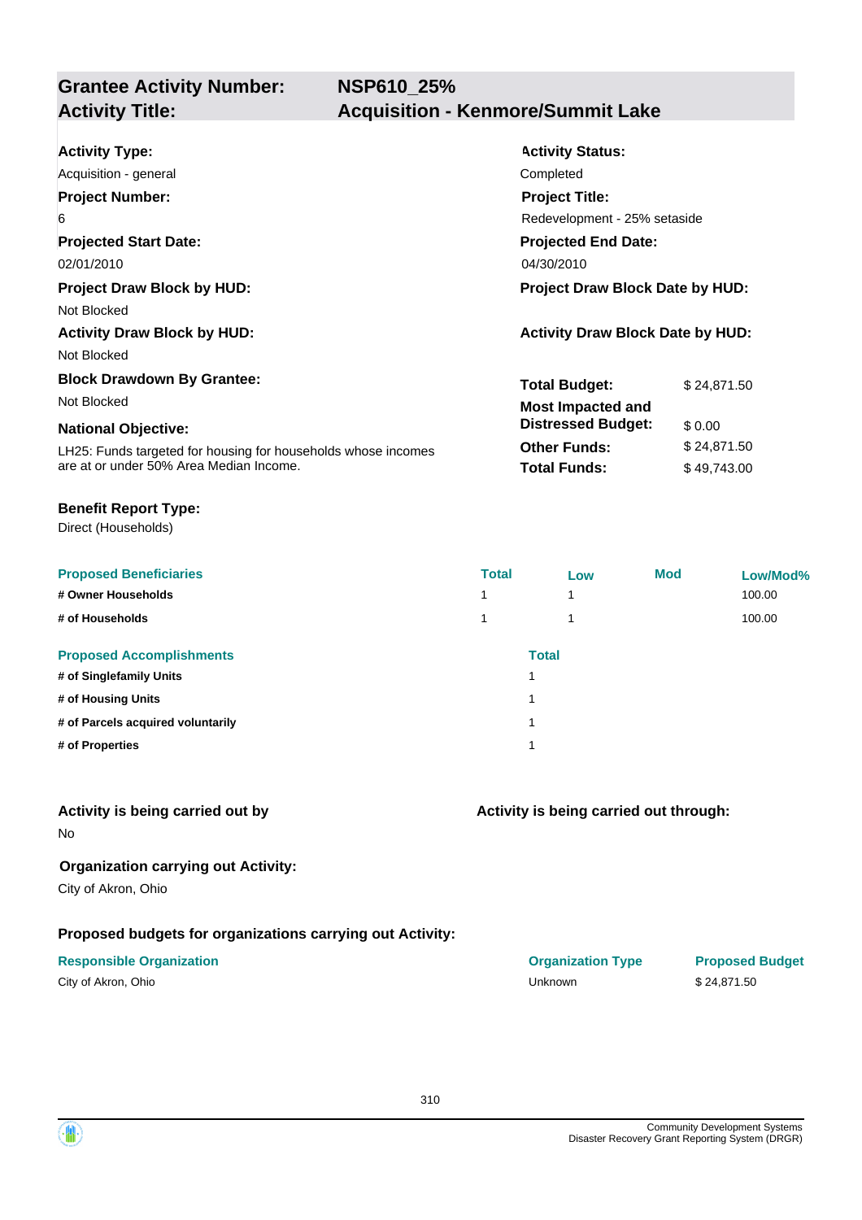## Grantee Activity Number: NSP610_25%
## Activity Title: Acquisition - Kenmore/Summit Lake

**Activity Type:**
Acquisition - general

**Activity Status:**
Completed

**Project Number:**
6

**Project Title:**
Redevelopment - 25% setaside

**Projected Start Date:**
02/01/2010

**Projected End Date:**
04/30/2010

**Project Draw Block by HUD:**
Not Blocked

**Project Draw Block Date by HUD:**

**Activity Draw Block by HUD:**
Not Blocked

**Activity Draw Block Date by HUD:**

**Block Drawdown By Grantee:**
Not Blocked

**National Objective:**
LH25: Funds targeted for housing for households whose incomes are at or under 50% Area Median Income.

| | |
|---|---|
| **Total Budget:** | $ 24,871.50 |
| **Most Impacted and Distressed Budget:** | $ 0.00 |
| **Other Funds:** | $ 24,871.50 |
| **Total Funds:** | $ 49,743.00 |

**Benefit Report Type:**
Direct (Households)

| Proposed Beneficiaries | Total | Low | Mod | Low/Mod% |
|---|---|---|---|---|
| # Owner Households | 1 | 1 | | 100.00 |
| # of Households | 1 | 1 | | 100.00 |

| Proposed Accomplishments | Total |
|---|---|
| # of Singlefamily Units | 1 |
| # of Housing Units | 1 |
| # of Parcels acquired voluntarily | 1 |
| # of Properties | 1 |

**Activity is being carried out by**
No

**Activity is being carried out through:**

**Organization carrying out Activity:**
City of Akron, Ohio

**Proposed budgets for organizations carrying out Activity:**

| Responsible Organization | Organization Type | Proposed Budget |
|---|---|---|
| City of Akron, Ohio | Unknown | $ 24,871.50 |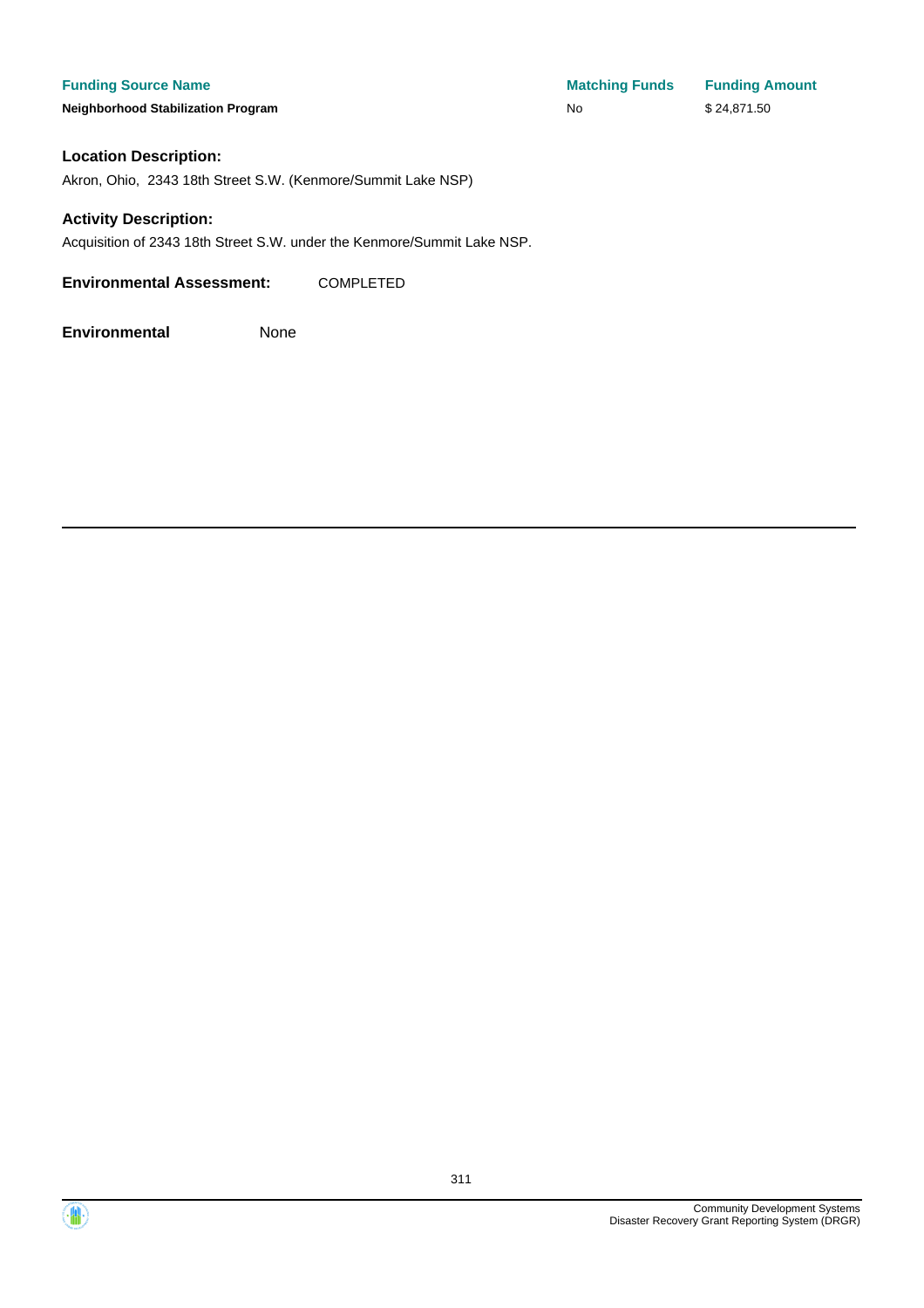| Funding Source Name | Matching Funds | Funding Amount |
| --- | --- | --- |
| **Neighborhood Stabilization Program** | No | $ 24,871.50 |

### Location Description:

Akron, Ohio, 2343 18th Street S.W. (Kenmore/Summit Lake NSP)

### Activity Description:

Acquisition of 2343 18th Street S.W. under the Kenmore/Summit Lake NSP.

**Environmental Assessment:** COMPLETED

**Environmental** None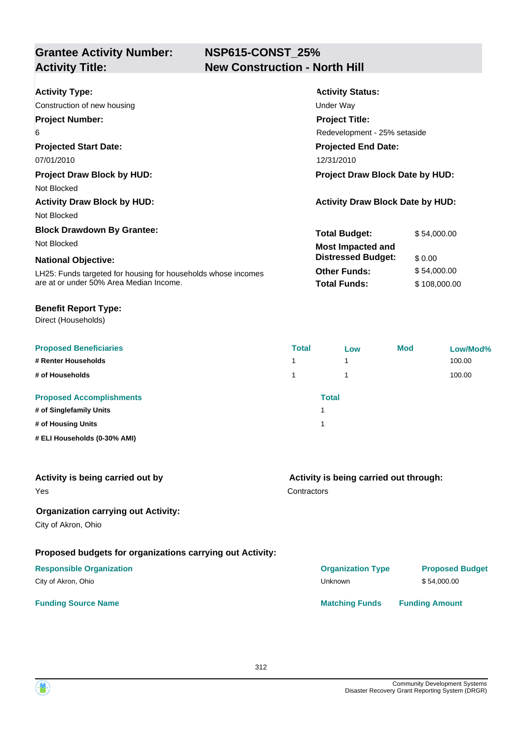## Grantee Activity Number: NSP615-CONST_25%
## Activity Title: New Construction - North Hill

**Activity Type:**
Construction of new housing

**Activity Status:**
Under Way

**Project Number:**
6

**Project Title:**
Redevelopment - 25% setaside

**Projected Start Date:**
07/01/2010

**Projected End Date:**
12/31/2010

**Project Draw Block by HUD:**
Not Blocked

**Project Draw Block Date by HUD:**

**Activity Draw Block by HUD:**
Not Blocked

**Activity Draw Block Date by HUD:**

**Block Drawdown By Grantee:**
Not Blocked

**National Objective:**
LH25: Funds targeted for housing for households whose incomes are at or under 50% Area Median Income.

| | |
|---|---|
| **Total Budget:** | $ 54,000.00 |
| **Most Impacted and Distressed Budget:** | $ 0.00 |
| **Other Funds:** | $ 54,000.00 |
| **Total Funds:** | $ 108,000.00 |

**Benefit Report Type:**
Direct (Households)

| Proposed Beneficiaries | Total | Low | Mod | Low/Mod% |
|---|---|---|---|---|
| # Renter Households | 1 | 1 | | 100.00 |
| # of Households | 1 | 1 | | 100.00 |

| Proposed Accomplishments | Total |
|---|---|
| # of Singlefamily Units | 1 |
| # of Housing Units | 1 |
| # ELI Households (0-30% AMI) | |

**Activity is being carried out by**
Yes

**Activity is being carried out through:**
Contractors

**Organization carrying out Activity:**
City of Akron, Ohio

**Proposed budgets for organizations carrying out Activity:**

| Responsible Organization | Organization Type | Proposed Budget |
|---|---|---|
| City of Akron, Ohio | Unknown | $ 54,000.00 |

| Funding Source Name | Matching Funds | Funding Amount |
|---|---|---|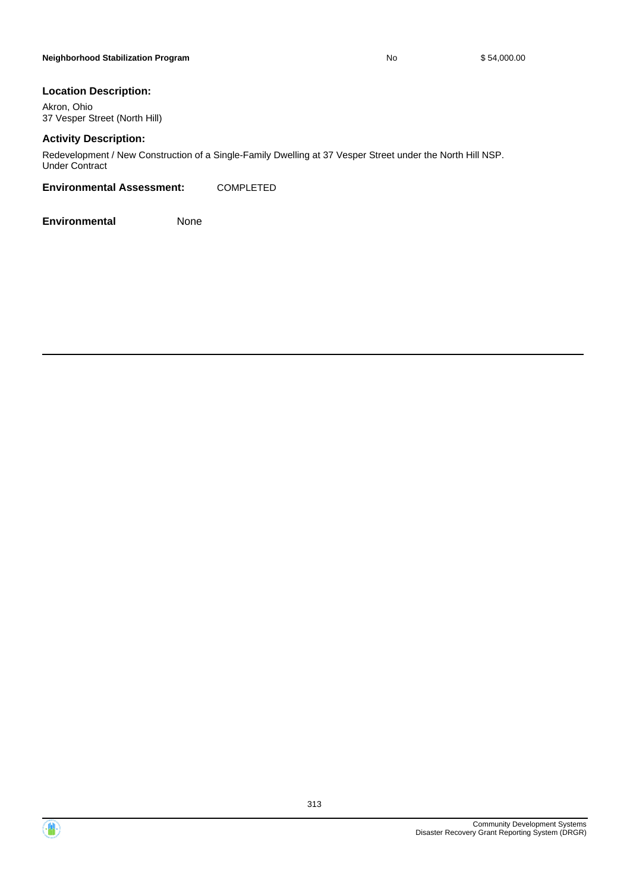| | | |
|---|---|---|
| **Neighborhood Stabilization Program** | No | $ 54,000.00 |

### Location Description:

Akron, Ohio
37 Vesper Street (North Hill)

### Activity Description:

Redevelopment / New Construction of a Single-Family Dwelling at 37 Vesper Street under the North Hill NSP.
Under Contract

**Environmental Assessment:** COMPLETED

**Environmental** None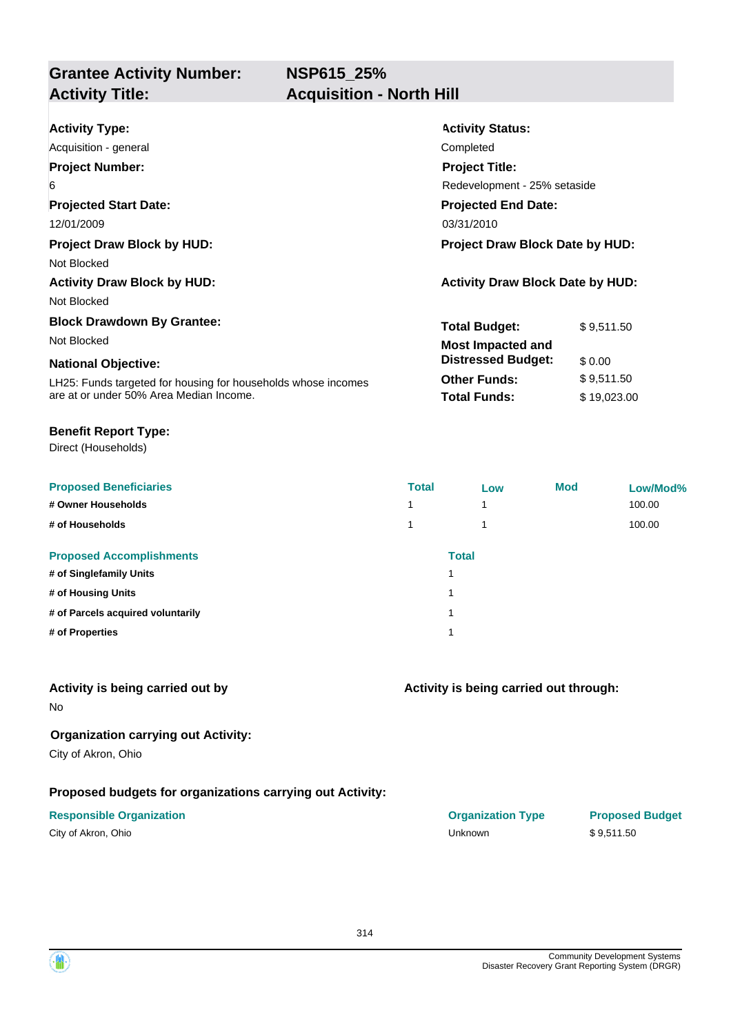## Grantee Activity Number: NSP615_25%
## Activity Title: Acquisition - North Hill

**Activity Type:**
Acquisition - general

**Activity Status:**
Completed

**Project Number:**
6

**Project Title:**
Redevelopment - 25% setaside

**Projected Start Date:**
12/01/2009

**Projected End Date:**
03/31/2010

**Project Draw Block by HUD:**
Not Blocked

**Project Draw Block Date by HUD:**

**Activity Draw Block by HUD:**
Not Blocked

**Activity Draw Block Date by HUD:**

**Block Drawdown By Grantee:**
Not Blocked

**National Objective:**
LH25: Funds targeted for housing for households whose incomes are at or under 50% Area Median Income.

| | |
|---|---|
| **Total Budget:** | $ 9,511.50 |
| **Most Impacted and Distressed Budget:** | $ 0.00 |
| **Other Funds:** | $ 9,511.50 |
| **Total Funds:** | $ 19,023.00 |

**Benefit Report Type:**
Direct (Households)

| Proposed Beneficiaries | Total | Low | Mod | Low/Mod% |
|---|---|---|---|---|
| # Owner Households | 1 | 1 | | 100.00 |
| # of Households | 1 | 1 | | 100.00 |

| Proposed Accomplishments | Total |
|---|---|
| # of Singlefamily Units | 1 |
| # of Housing Units | 1 |
| # of Parcels acquired voluntarily | 1 |
| # of Properties | 1 |

**Activity is being carried out by**
No

**Activity is being carried out through:**

**Organization carrying out Activity:**
City of Akron, Ohio

**Proposed budgets for organizations carrying out Activity:**

| Responsible Organization | Organization Type | Proposed Budget |
|---|---|---|
| City of Akron, Ohio | Unknown | $ 9,511.50 |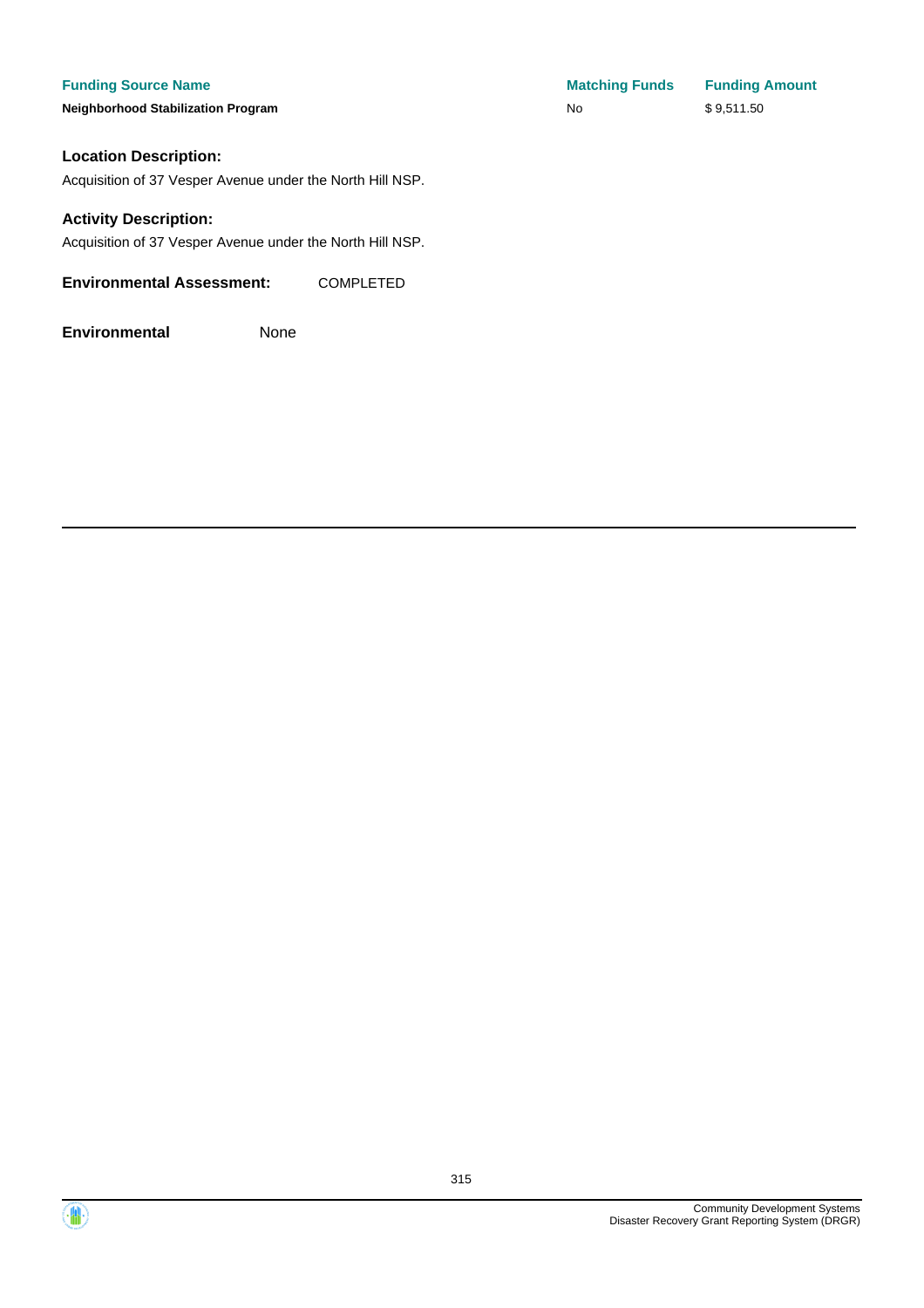| Funding Source Name | Matching Funds | Funding Amount |
| --- | --- | --- |
| **Neighborhood Stabilization Program** | No | $ 9,511.50 |

**Location Description:**

Acquisition of 37 Vesper Avenue under the North Hill NSP.

**Activity Description:**

Acquisition of 37 Vesper Avenue under the North Hill NSP.

**Environmental Assessment:** COMPLETED

**Environmental** None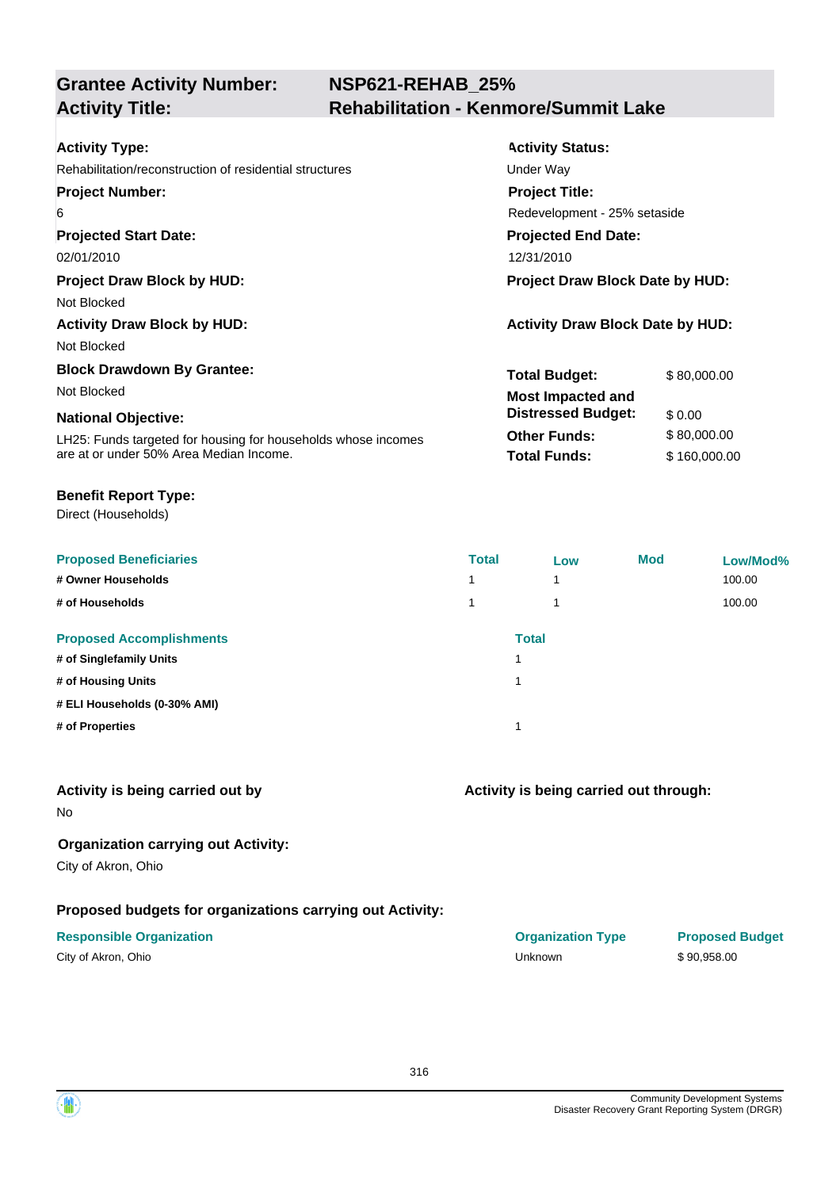| **Grantee Activity Number:** | **NSP621-REHAB_25%** |
|---|---|
| **Activity Title:** | **Rehabilitation - Kenmore/Summit Lake** |

**Activity Type:**
Rehabilitation/reconstruction of residential structures

**Activity Status:**
Under Way

**Project Number:**
6

**Project Title:**
Redevelopment - 25% setaside

**Projected Start Date:**
02/01/2010

**Projected End Date:**
12/31/2010

**Project Draw Block by HUD:**
Not Blocked

**Project Draw Block Date by HUD:**

**Activity Draw Block by HUD:**
Not Blocked

**Activity Draw Block Date by HUD:**

**Block Drawdown By Grantee:**
Not Blocked

| | |
|---|---|
| **Total Budget:** | $ 80,000.00 |
| **Most Impacted and Distressed Budget:** | $ 0.00 |
| **Other Funds:** | $ 80,000.00 |
| **Total Funds:** | $ 160,000.00 |

**National Objective:**
LH25: Funds targeted for housing for households whose incomes are at or under 50% Area Median Income.

**Benefit Report Type:**
Direct (Households)

| Proposed Beneficiaries | Total | Low | Mod | Low/Mod% |
|---|---|---|---|---|
| # Owner Households | 1 | 1 | | 100.00 |
| # of Households | 1 | 1 | | 100.00 |

| Proposed Accomplishments | Total |
|---|---|
| # of Singlefamily Units | 1 |
| # of Housing Units | 1 |
| # ELI Households (0-30% AMI) | |
| # of Properties | 1 |

**Activity is being carried out by**
No

**Activity is being carried out through:**

**Organization carrying out Activity:**
City of Akron, Ohio

**Proposed budgets for organizations carrying out Activity:**

| Responsible Organization | Organization Type | Proposed Budget |
|---|---|---|
| City of Akron, Ohio | Unknown | $ 90,958.00 |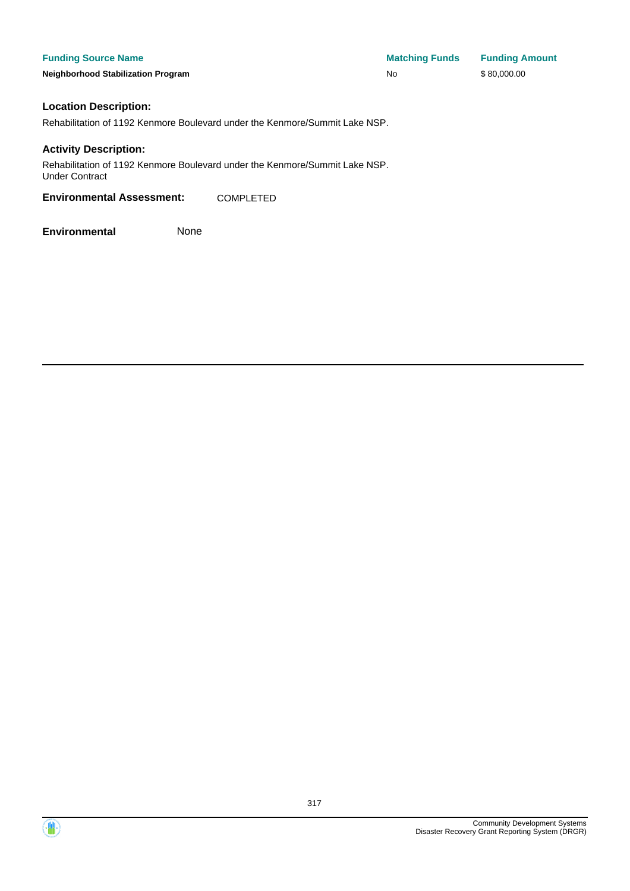| Funding Source Name | Matching Funds | Funding Amount |
| --- | --- | --- |
| **Neighborhood Stabilization Program** | No | $ 80,000.00 |

### Location Description:

Rehabilitation of 1192 Kenmore Boulevard under the Kenmore/Summit Lake NSP.

### Activity Description:

Rehabilitation of 1192 Kenmore Boulevard under the Kenmore/Summit Lake NSP.
Under Contract

**Environmental Assessment:** COMPLETED

**Environmental** None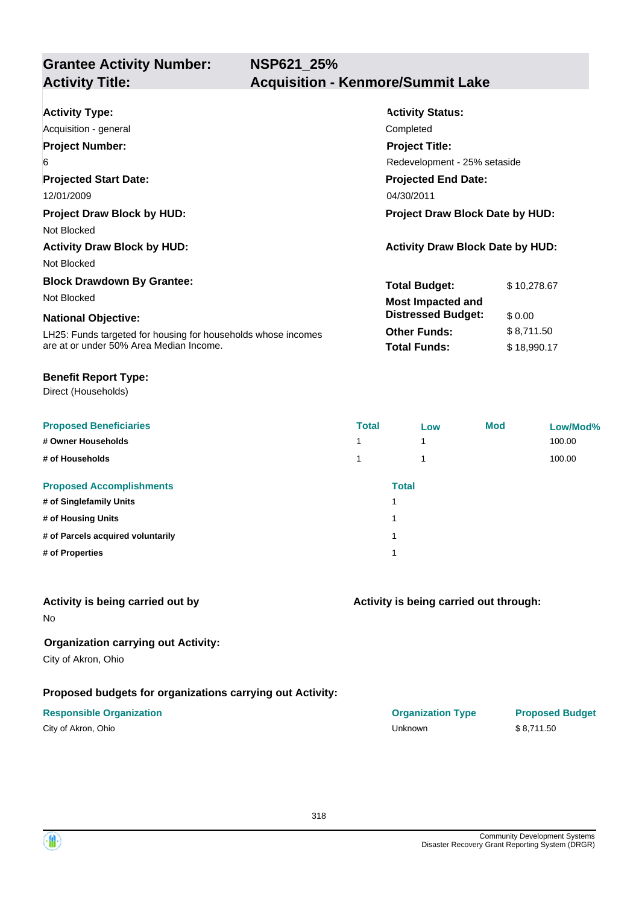| **Grantee Activity Number:** | **NSP621_25%** |
|---|---|
| **Activity Title:** | **Acquisition - Kenmore/Summit Lake** |

**Activity Type:**
Acquisition - general

**Activity Status:**
Completed

**Project Number:**
6

**Project Title:**
Redevelopment - 25% setaside

**Projected Start Date:**
12/01/2009

**Projected End Date:**
04/30/2011

**Project Draw Block by HUD:**
Not Blocked

**Project Draw Block Date by HUD:**

**Activity Draw Block by HUD:**
Not Blocked

**Activity Draw Block Date by HUD:**

**Block Drawdown By Grantee:**
Not Blocked

| | |
|---|---|
| **Total Budget:** | $ 10,278.67 |
| **Most Impacted and Distressed Budget:** | $ 0.00 |
| **Other Funds:** | $ 8,711.50 |
| **Total Funds:** | $ 18,990.17 |

**National Objective:**
LH25: Funds targeted for housing for households whose incomes are at or under 50% Area Median Income.

**Benefit Report Type:**
Direct (Households)

| Proposed Beneficiaries | Total | Low | Mod | Low/Mod% |
|---|---|---|---|---|
| # Owner Households | 1 | 1 | | 100.00 |
| # of Households | 1 | 1 | | 100.00 |

| Proposed Accomplishments | Total |
|---|---|
| # of Singlefamily Units | 1 |
| # of Housing Units | 1 |
| # of Parcels acquired voluntarily | 1 |
| # of Properties | 1 |

**Activity is being carried out by**
No

**Activity is being carried out through:**

**Organization carrying out Activity:**
City of Akron, Ohio

**Proposed budgets for organizations carrying out Activity:**

| Responsible Organization | Organization Type | Proposed Budget |
|---|---|---|
| City of Akron, Ohio | Unknown | $ 8,711.50 |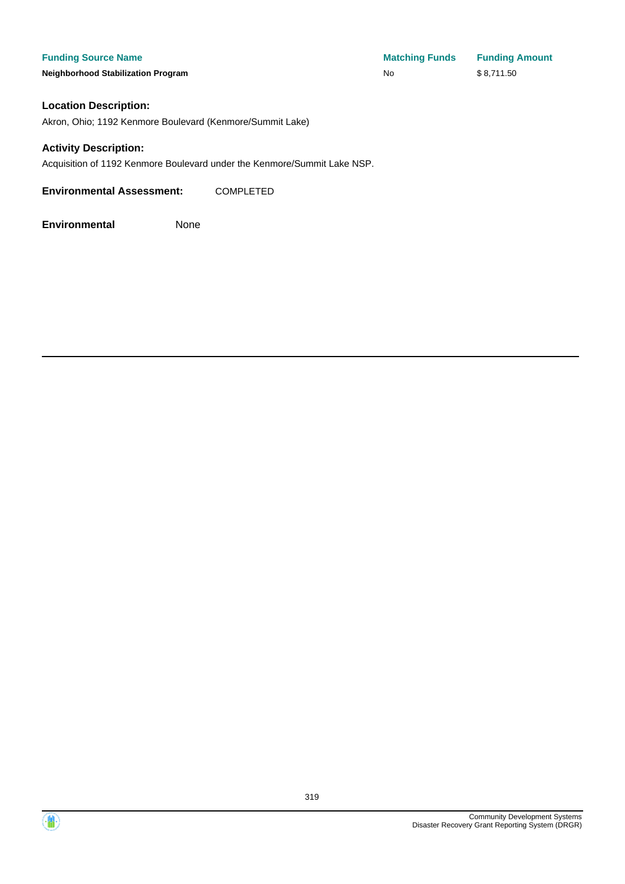| Funding Source Name | Matching Funds | Funding Amount |
| --- | --- | --- |
| **Neighborhood Stabilization Program** | No | $ 8,711.50 |

### Location Description:

Akron, Ohio; 1192 Kenmore Boulevard (Kenmore/Summit Lake)

### Activity Description:

Acquisition of 1192 Kenmore Boulevard under the Kenmore/Summit Lake NSP.

**Environmental Assessment:** COMPLETED

**Environmental** None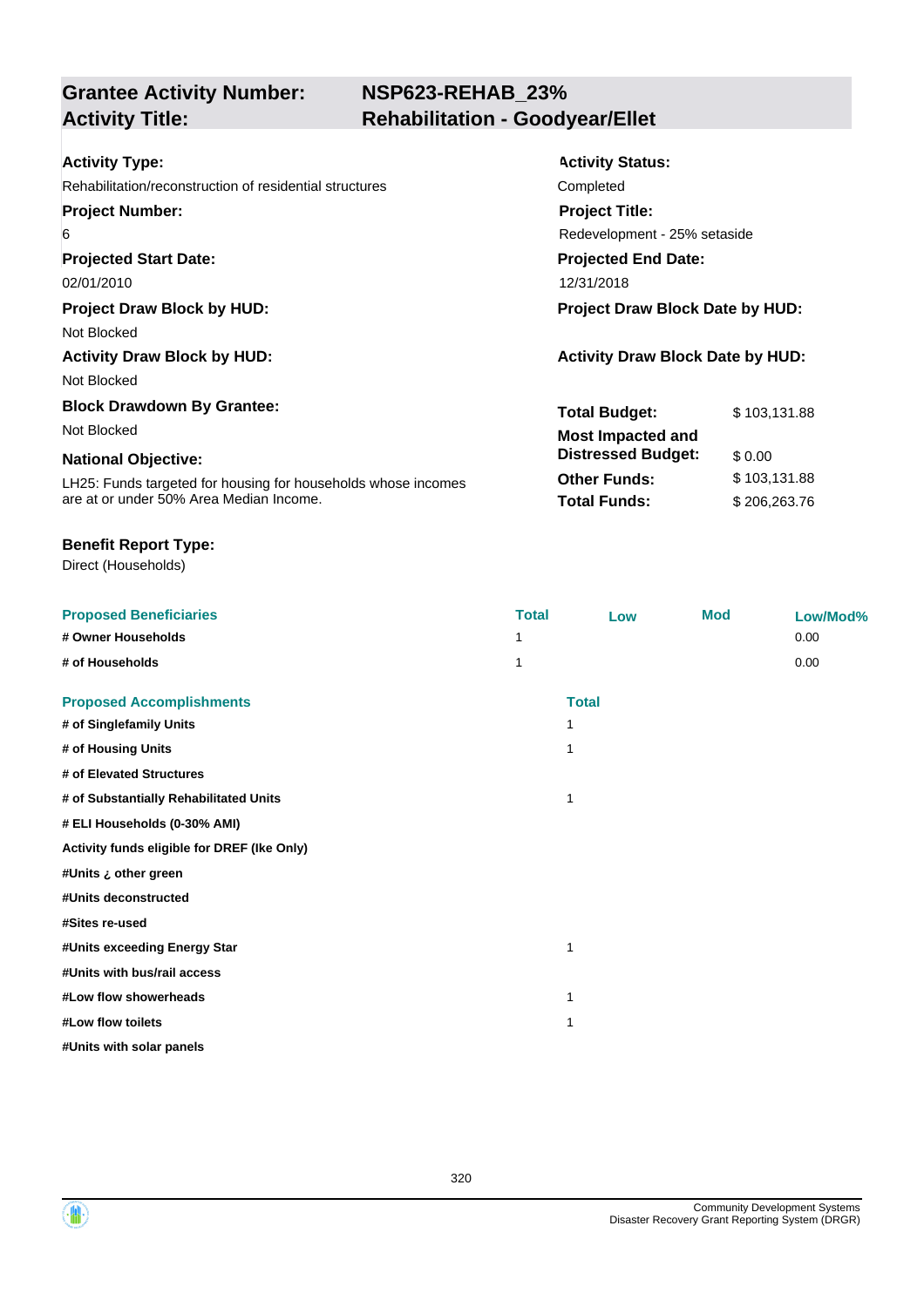## Grantee Activity Number: NSP623-REHAB_23%
## Activity Title: Rehabilitation - Goodyear/Ellet

**Activity Type:**
Rehabilitation/reconstruction of residential structures

**Activity Status:**
Completed

**Project Number:**
6

**Project Title:**
Redevelopment - 25% setaside

**Projected Start Date:**
02/01/2010

**Projected End Date:**
12/31/2018

**Project Draw Block by HUD:**
Not Blocked

**Project Draw Block Date by HUD:**

**Activity Draw Block by HUD:**
Not Blocked

**Activity Draw Block Date by HUD:**

**Block Drawdown By Grantee:**
Not Blocked

**National Objective:**
LH25: Funds targeted for housing for households whose incomes are at or under 50% Area Median Income.

| | |
|---|---|
| **Total Budget:** | $ 103,131.88 |
| **Most Impacted and Distressed Budget:** | $ 0.00 |
| **Other Funds:** | $ 103,131.88 |
| **Total Funds:** | $ 206,263.76 |

**Benefit Report Type:**
Direct (Households)

| Proposed Beneficiaries | Total | Low | Mod | Low/Mod% |
|---|---|---|---|---|
| # Owner Households | 1 | | | 0.00 |
| # of Households | 1 | | | 0.00 |

| Proposed Accomplishments | Total |
|---|---|
| # of Singlefamily Units | 1 |
| # of Housing Units | 1 |
| # of Elevated Structures | |
| # of Substantially Rehabilitated Units | 1 |
| # ELI Households (0-30% AMI) | |
| Activity funds eligible for DREF (Ike Only) | |
| #Units ¿ other green | |
| #Units deconstructed | |
| #Sites re-used | |
| #Units exceeding Energy Star | 1 |
| #Units with bus/rail access | |
| #Low flow showerheads | 1 |
| #Low flow toilets | 1 |
| #Units with solar panels | |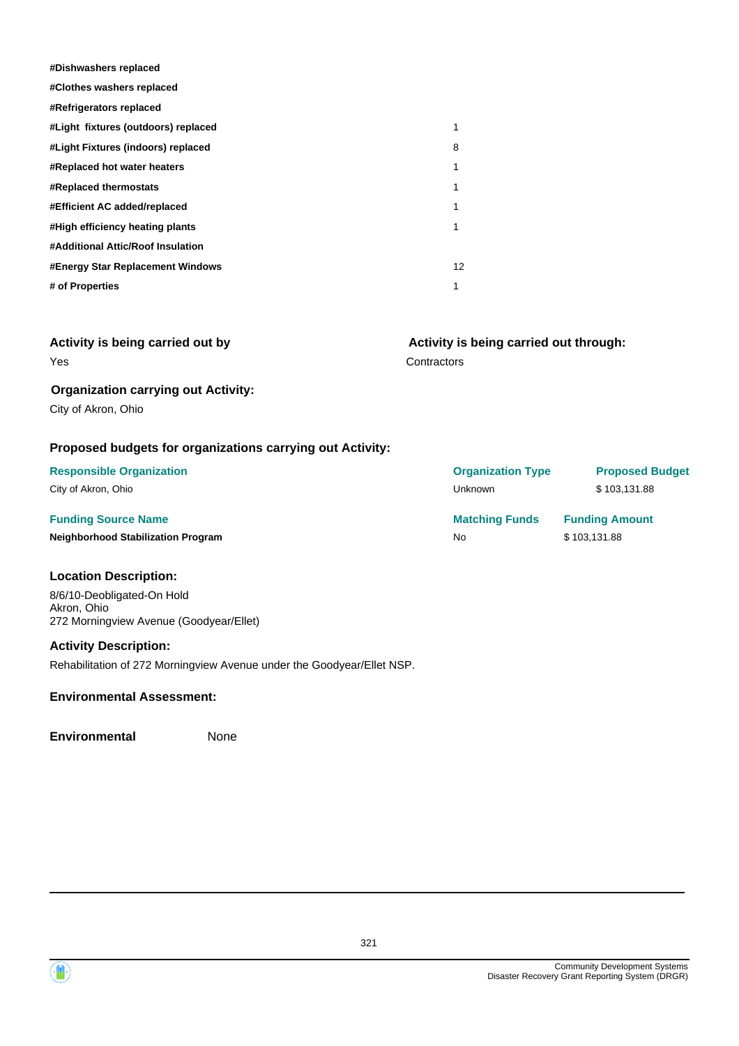| | |
|---|---|
| **#Dishwashers replaced** | |
| **#Clothes washers replaced** | |
| **#Refrigerators replaced** | |
| **#Light fixtures (outdoors) replaced** | 1 |
| **#Light Fixtures (indoors) replaced** | 8 |
| **#Replaced hot water heaters** | 1 |
| **#Replaced thermostats** | 1 |
| **#Efficient AC added/replaced** | 1 |
| **#High efficiency heating plants** | 1 |
| **#Additional Attic/Roof Insulation** | |
| **#Energy Star Replacement Windows** | 12 |
| **# of Properties** | 1 |

### Activity is being carried out by

Yes

### Activity is being carried out through:

Contractors

### Organization carrying out Activity:

City of Akron, Ohio

### Proposed budgets for organizations carrying out Activity:

| Responsible Organization | Organization Type | Proposed Budget |
|---|---|---|
| City of Akron, Ohio | Unknown | $ 103,131.88 |

| Funding Source Name | Matching Funds | Funding Amount |
|---|---|---|
| **Neighborhood Stabilization Program** | No | $ 103,131.88 |

### Location Description:

8/6/10-Deobligated-On Hold
Akron, Ohio
272 Morningview Avenue (Goodyear/Ellet)

### Activity Description:

Rehabilitation of 272 Morningview Avenue under the Goodyear/Ellet NSP.

### Environmental Assessment:

**Environmental** None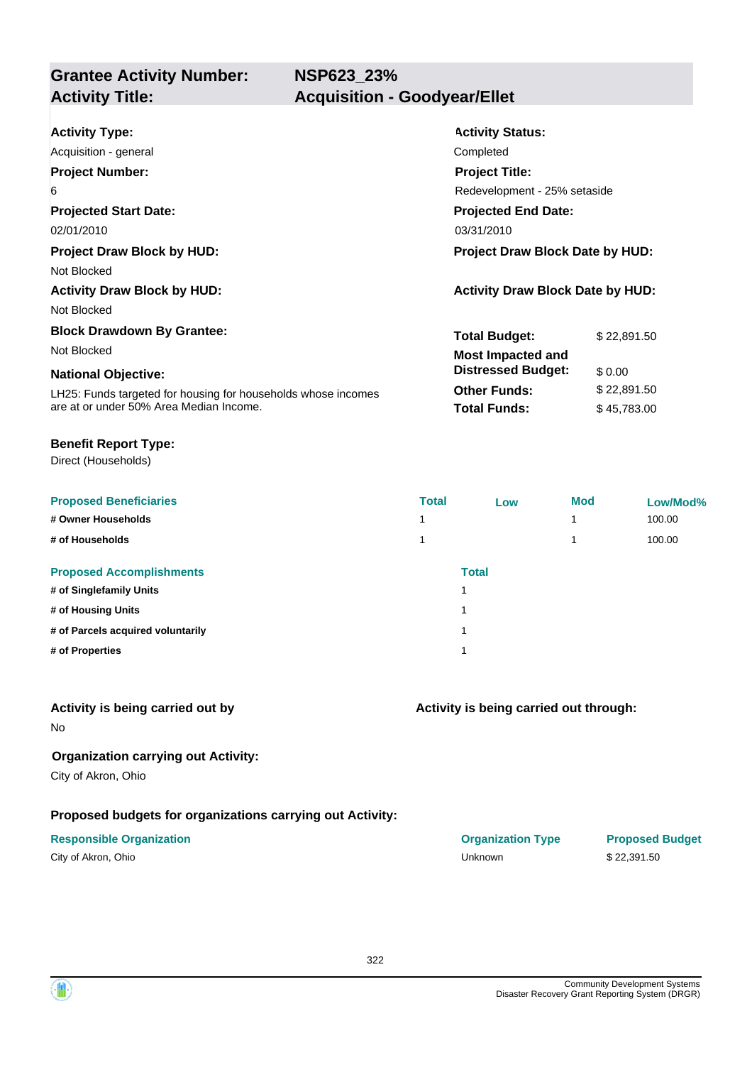## Grantee Activity Number: NSP623_23%
## Activity Title: Acquisition - Goodyear/Ellet

**Activity Type:**
Acquisition - general

**Activity Status:**
Completed

**Project Number:**
6

**Project Title:**
Redevelopment - 25% setaside

**Projected Start Date:**
02/01/2010

**Projected End Date:**
03/31/2010

**Project Draw Block by HUD:**
Not Blocked

**Project Draw Block Date by HUD:**

**Activity Draw Block by HUD:**
Not Blocked

**Activity Draw Block Date by HUD:**

**Block Drawdown By Grantee:**
Not Blocked

**National Objective:**
LH25: Funds targeted for housing for households whose incomes are at or under 50% Area Median Income.

| | |
|---|---|
| **Total Budget:** | $ 22,891.50 |
| **Most Impacted and Distressed Budget:** | $ 0.00 |
| **Other Funds:** | $ 22,891.50 |
| **Total Funds:** | $ 45,783.00 |

**Benefit Report Type:**
Direct (Households)

| Proposed Beneficiaries | Total | Low | Mod | Low/Mod% |
|---|---|---|---|---|
| # Owner Households | 1 | | 1 | 100.00 |
| # of Households | 1 | | 1 | 100.00 |

| Proposed Accomplishments | Total |
|---|---|
| # of Singlefamily Units | 1 |
| # of Housing Units | 1 |
| # of Parcels acquired voluntarily | 1 |
| # of Properties | 1 |

**Activity is being carried out by**
No

**Activity is being carried out through:**

**Organization carrying out Activity:**
City of Akron, Ohio

**Proposed budgets for organizations carrying out Activity:**

| Responsible Organization | Organization Type | Proposed Budget |
|---|---|---|
| City of Akron, Ohio | Unknown | $ 22,391.50 |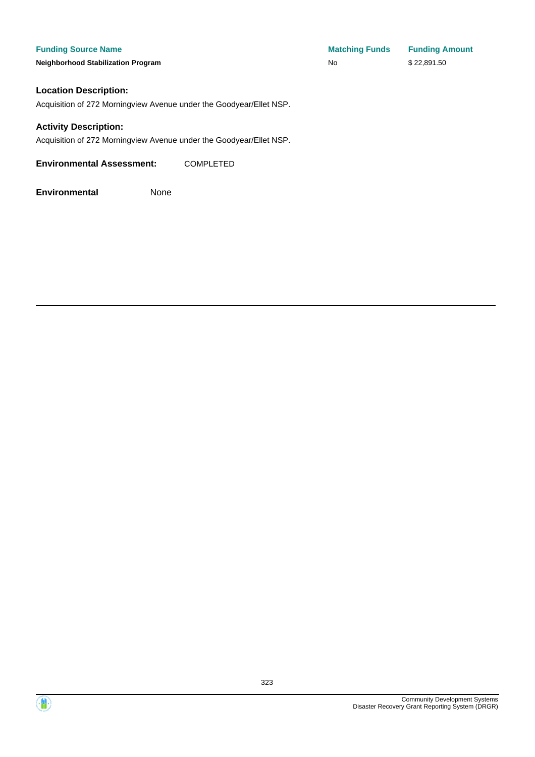| Funding Source Name | Matching Funds | Funding Amount |
| --- | --- | --- |
| **Neighborhood Stabilization Program** | No | $ 22,891.50 |

**Location Description:**

Acquisition of 272 Morningview Avenue under the Goodyear/Ellet NSP.

**Activity Description:**

Acquisition of 272 Morningview Avenue under the Goodyear/Ellet NSP.

**Environmental Assessment:** COMPLETED

**Environmental** None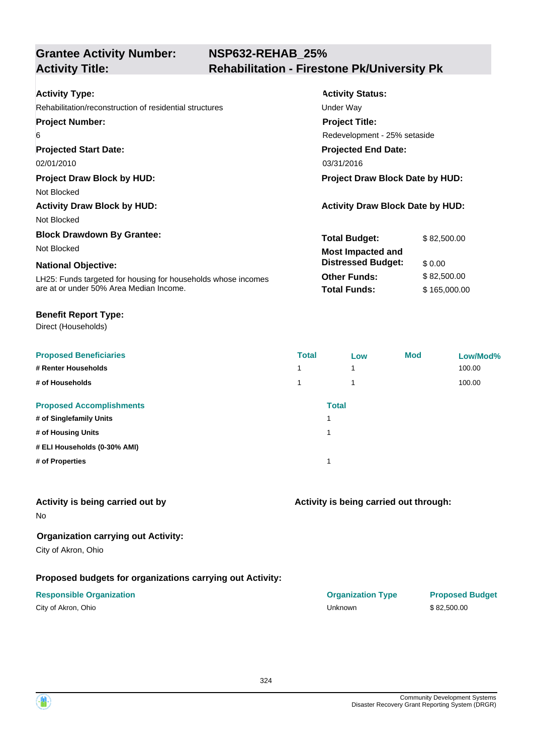## Grantee Activity Number: NSP632-REHAB_25%
## Activity Title: Rehabilitation - Firestone Pk/University Pk

**Activity Type:**
Rehabilitation/reconstruction of residential structures

**Activity Status:**
Under Way

**Project Number:**
6

**Project Title:**
Redevelopment - 25% setaside

**Projected Start Date:**
02/01/2010

**Projected End Date:**
03/31/2016

**Project Draw Block by HUD:**
Not Blocked

**Project Draw Block Date by HUD:**

**Activity Draw Block by HUD:**
Not Blocked

**Activity Draw Block Date by HUD:**

**Block Drawdown By Grantee:**
Not Blocked

**National Objective:**
LH25: Funds targeted for housing for households whose incomes are at or under 50% Area Median Income.

| | |
|---|---|
| **Total Budget:** | $ 82,500.00 |
| **Most Impacted and Distressed Budget:** | $ 0.00 |
| **Other Funds:** | $ 82,500.00 |
| **Total Funds:** | $ 165,000.00 |

**Benefit Report Type:**
Direct (Households)

| Proposed Beneficiaries | Total | Low | Mod | Low/Mod% |
|---|---|---|---|---|
| # Renter Households | 1 | 1 | | 100.00 |
| # of Households | 1 | 1 | | 100.00 |

| Proposed Accomplishments | Total |
|---|---|
| # of Singlefamily Units | 1 |
| # of Housing Units | 1 |
| # ELI Households (0-30% AMI) | |
| # of Properties | 1 |

**Activity is being carried out by**
No

**Activity is being carried out through:**

**Organization carrying out Activity:**
City of Akron, Ohio

**Proposed budgets for organizations carrying out Activity:**

| Responsible Organization | Organization Type | Proposed Budget |
|---|---|---|
| City of Akron, Ohio | Unknown | $ 82,500.00 |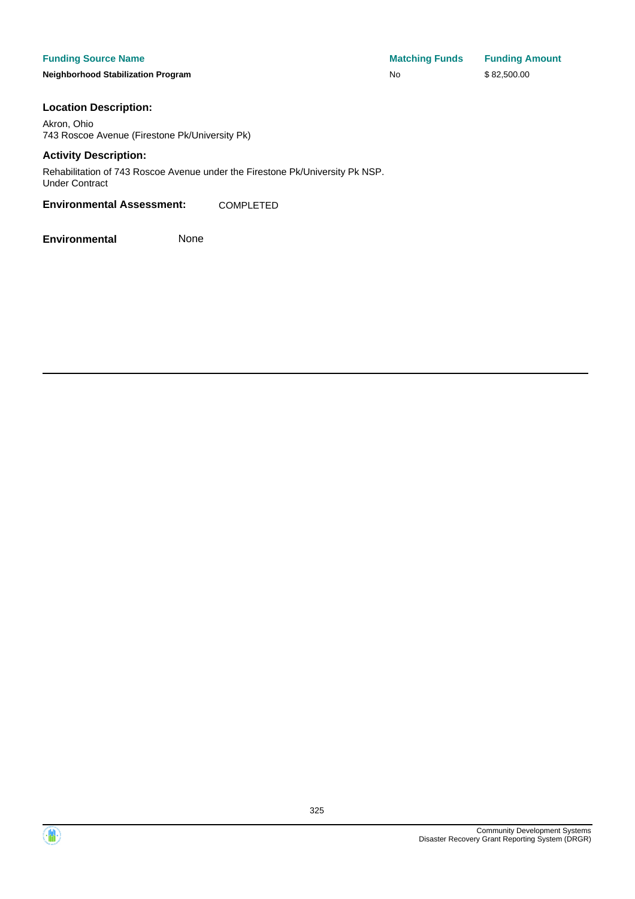| Funding Source Name | Matching Funds | Funding Amount |
| --- | --- | --- |
| **Neighborhood Stabilization Program** | No | $ 82,500.00 |

### Location Description:

Akron, Ohio
743 Roscoe Avenue (Firestone Pk/University Pk)

### Activity Description:

Rehabilitation of 743 Roscoe Avenue under the Firestone Pk/University Pk NSP.
Under Contract

**Environmental Assessment:** COMPLETED

**Environmental** None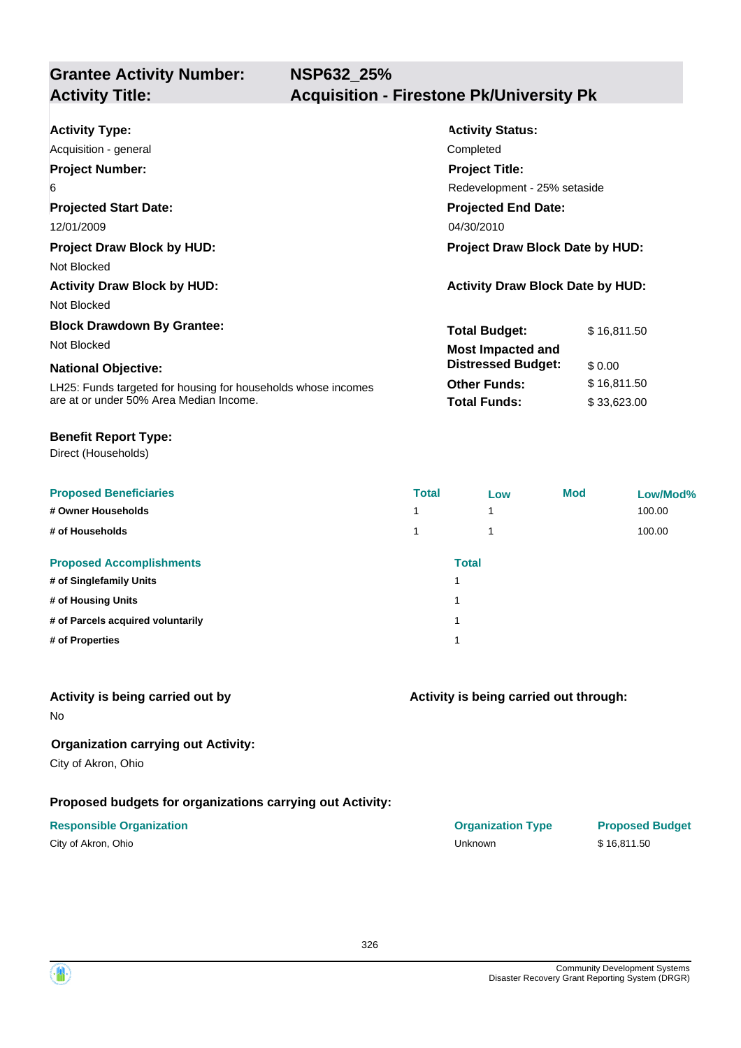## Grantee Activity Number: NSP632_25%
## Activity Title: Acquisition - Firestone Pk/University Pk

**Activity Type:**
Acquisition - general

**Activity Status:**
Completed

**Project Number:**
6

**Project Title:**
Redevelopment - 25% setaside

**Projected Start Date:**
12/01/2009

**Projected End Date:**
04/30/2010

**Project Draw Block by HUD:**
Not Blocked

**Project Draw Block Date by HUD:**

**Activity Draw Block by HUD:**
Not Blocked

**Activity Draw Block Date by HUD:**

**Block Drawdown By Grantee:**
Not Blocked

**National Objective:**
LH25: Funds targeted for housing for households whose incomes are at or under 50% Area Median Income.

| | |
|---|---|
| **Total Budget:** | $ 16,811.50 |
| **Most Impacted and Distressed Budget:** | $ 0.00 |
| **Other Funds:** | $ 16,811.50 |
| **Total Funds:** | $ 33,623.00 |

**Benefit Report Type:**
Direct (Households)

| Proposed Beneficiaries | Total | Low | Mod | Low/Mod% |
|---|---|---|---|---|
| # Owner Households | 1 | 1 | | 100.00 |
| # of Households | 1 | 1 | | 100.00 |

| Proposed Accomplishments | Total |
|---|---|
| # of Singlefamily Units | 1 |
| # of Housing Units | 1 |
| # of Parcels acquired voluntarily | 1 |
| # of Properties | 1 |

**Activity is being carried out by**
No

**Activity is being carried out through:**

**Organization carrying out Activity:**
City of Akron, Ohio

**Proposed budgets for organizations carrying out Activity:**

| Responsible Organization | Organization Type | Proposed Budget |
|---|---|---|
| City of Akron, Ohio | Unknown | $ 16,811.50 |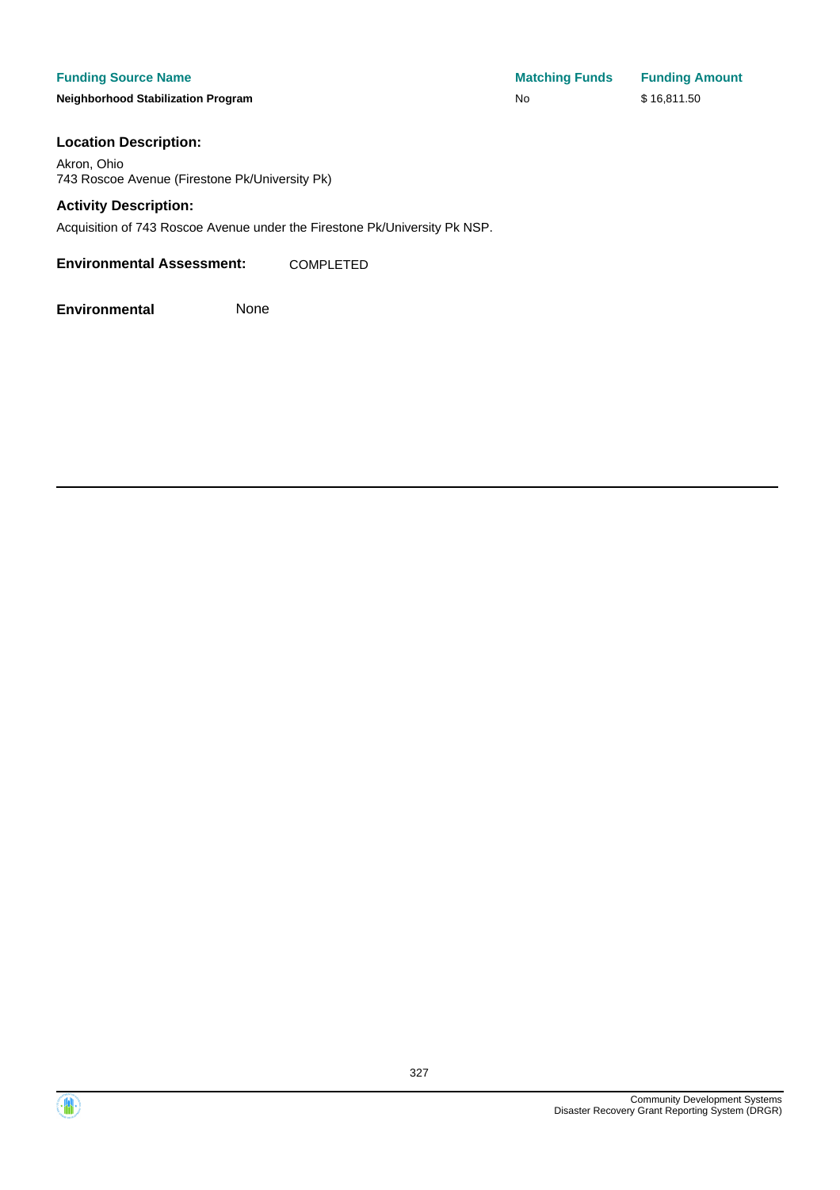| Funding Source Name | Matching Funds | Funding Amount |
| --- | --- | --- |
| **Neighborhood Stabilization Program** | No | $ 16,811.50 |

**Location Description:**

Akron, Ohio
743 Roscoe Avenue (Firestone Pk/University Pk)

**Activity Description:**

Acquisition of 743 Roscoe Avenue under the Firestone Pk/University Pk NSP.

**Environmental Assessment:** COMPLETED

**Environmental** None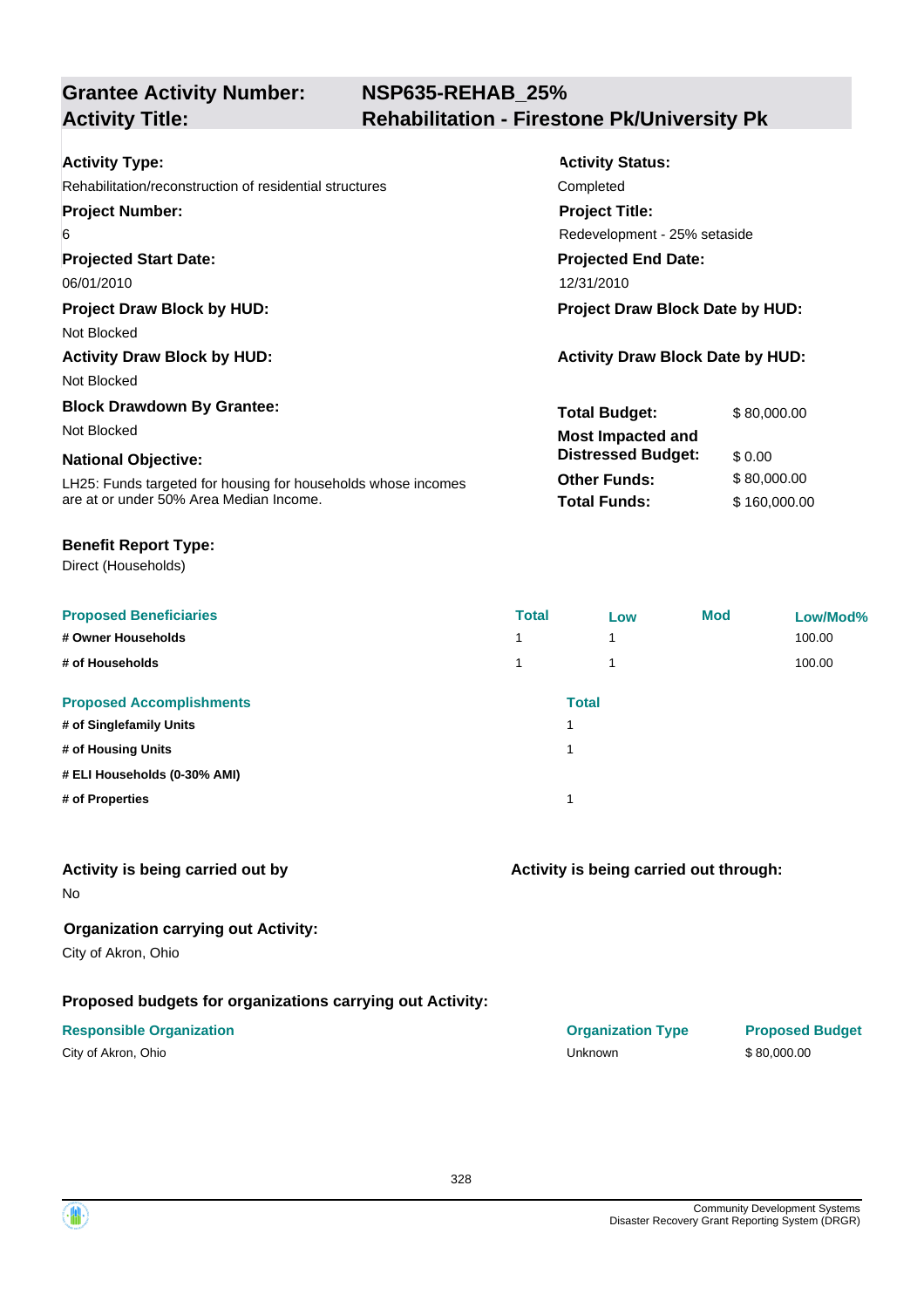## Grantee Activity Number: NSP635-REHAB_25%
## Activity Title: Rehabilitation - Firestone Pk/University Pk

**Activity Type:**
Rehabilitation/reconstruction of residential structures

**Activity Status:**
Completed

**Project Number:**
6

**Project Title:**
Redevelopment - 25% setaside

**Projected Start Date:**
06/01/2010

**Projected End Date:**
12/31/2010

**Project Draw Block by HUD:**
Not Blocked

**Project Draw Block Date by HUD:**

**Activity Draw Block by HUD:**
Not Blocked

**Activity Draw Block Date by HUD:**

**Block Drawdown By Grantee:**
Not Blocked

**National Objective:**
LH25: Funds targeted for housing for households whose incomes are at or under 50% Area Median Income.

| | |
|---|---|
| **Total Budget:** | $ 80,000.00 |
| **Most Impacted and Distressed Budget:** | $ 0.00 |
| **Other Funds:** | $ 80,000.00 |
| **Total Funds:** | $ 160,000.00 |

**Benefit Report Type:**
Direct (Households)

| Proposed Beneficiaries | Total | Low | Mod | Low/Mod% |
|---|---|---|---|---|
| # Owner Households | 1 | 1 | | 100.00 |
| # of Households | 1 | 1 | | 100.00 |

| Proposed Accomplishments | Total |
|---|---|
| # of Singlefamily Units | 1 |
| # of Housing Units | 1 |
| # ELI Households (0-30% AMI) | |
| # of Properties | 1 |

**Activity is being carried out by**
No

**Activity is being carried out through:**

**Organization carrying out Activity:**
City of Akron, Ohio

**Proposed budgets for organizations carrying out Activity:**

| Responsible Organization | Organization Type | Proposed Budget |
|---|---|---|
| City of Akron, Ohio | Unknown | $ 80,000.00 |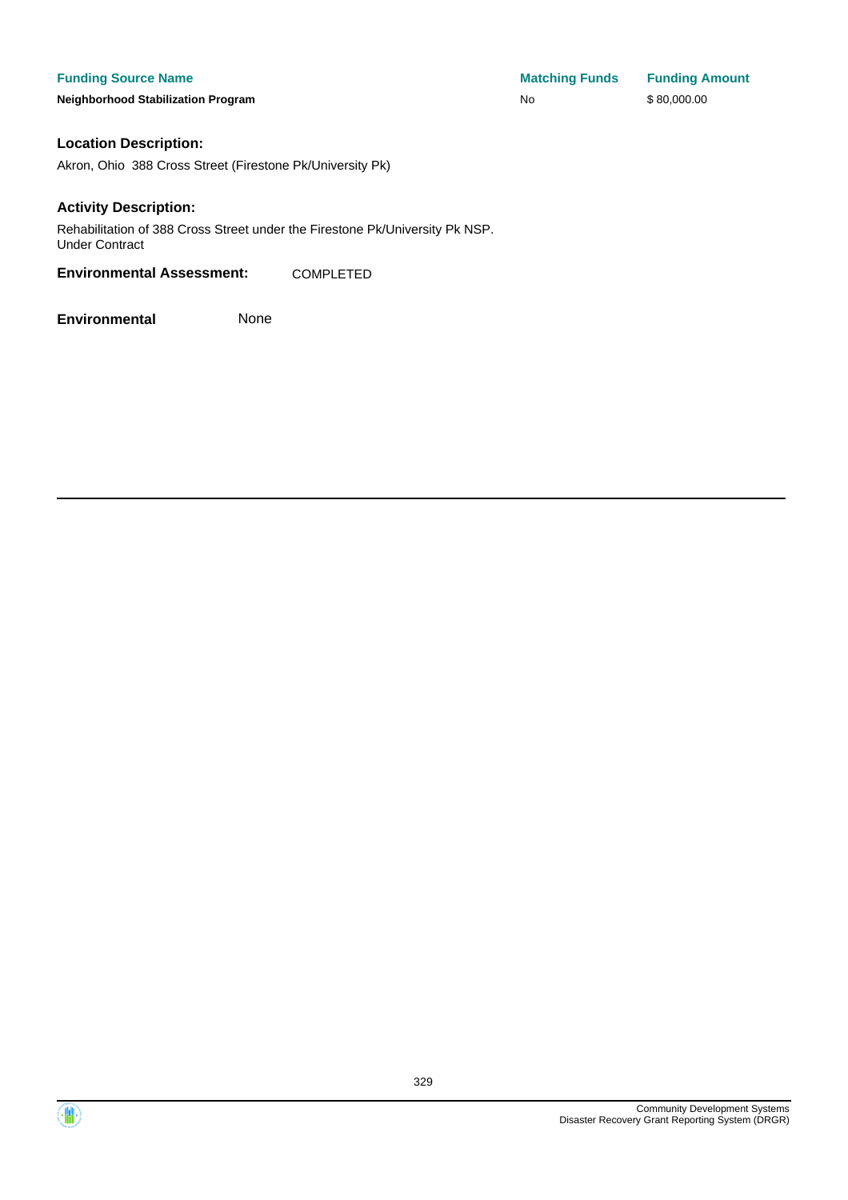| Funding Source Name | Matching Funds | Funding Amount |
| --- | --- | --- |
| **Neighborhood Stabilization Program** | No | $ 80,000.00 |

**Location Description:**

Akron, Ohio 388 Cross Street (Firestone Pk/University Pk)

**Activity Description:**

Rehabilitation of 388 Cross Street under the Firestone Pk/University Pk NSP.
Under Contract

**Environmental Assessment:** COMPLETED

**Environmental** None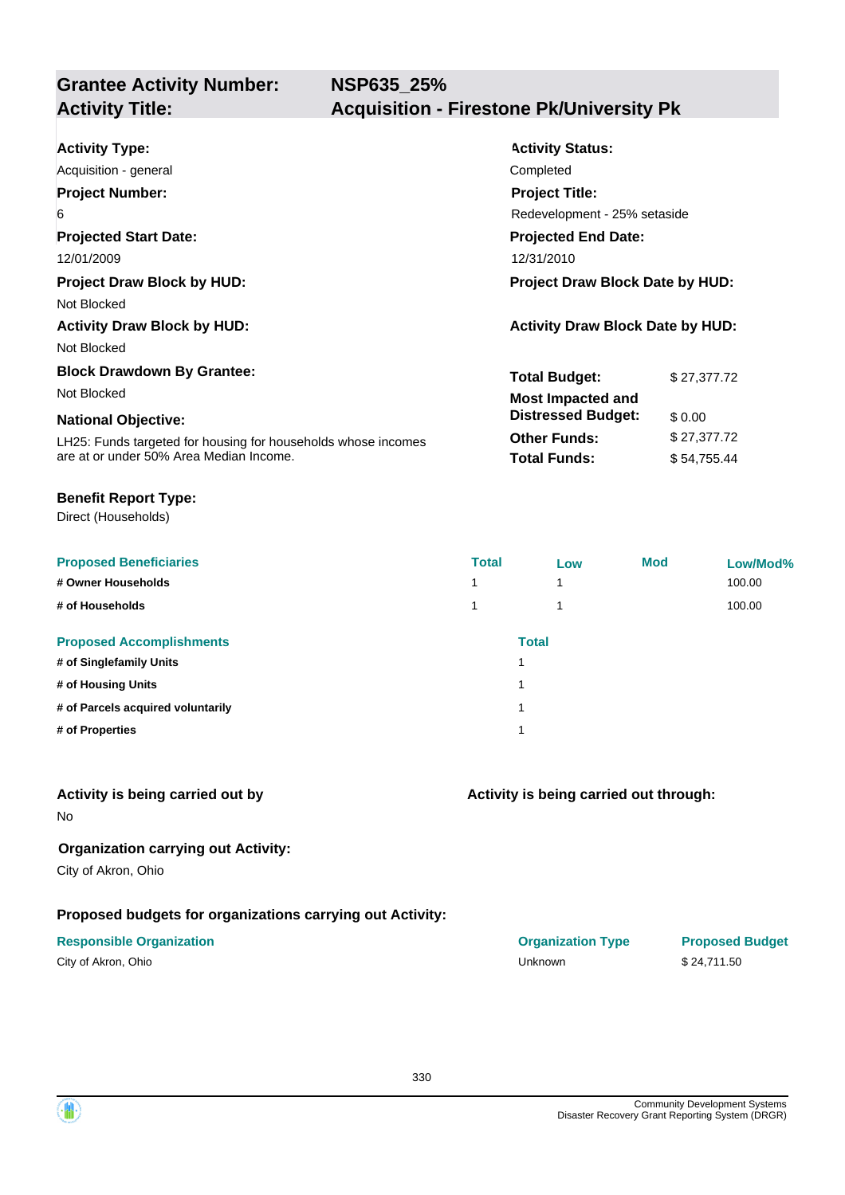| **Grantee Activity Number:** | **NSP635_25%** |
|---|---|
| **Activity Title:** | **Acquisition - Firestone Pk/University Pk** |

**Activity Type:**
Acquisition - general

**Activity Status:**
Completed

**Project Number:**
6

**Project Title:**
Redevelopment - 25% setaside

**Projected Start Date:**
12/01/2009

**Projected End Date:**
12/31/2010

**Project Draw Block by HUD:**
Not Blocked

**Project Draw Block Date by HUD:**

**Activity Draw Block by HUD:**
Not Blocked

**Activity Draw Block Date by HUD:**

**Block Drawdown By Grantee:**
Not Blocked

**National Objective:**
LH25: Funds targeted for housing for households whose incomes are at or under 50% Area Median Income.

| | |
|---|---|
| **Total Budget:** | $ 27,377.72 |
| **Most Impacted and Distressed Budget:** | $ 0.00 |
| **Other Funds:** | $ 27,377.72 |
| **Total Funds:** | $ 54,755.44 |

**Benefit Report Type:**
Direct (Households)

| Proposed Beneficiaries | Total | Low | Mod | Low/Mod% |
|---|---|---|---|---|
| # Owner Households | 1 | 1 | | 100.00 |
| # of Households | 1 | 1 | | 100.00 |

| Proposed Accomplishments | Total |
|---|---|
| # of Singlefamily Units | 1 |
| # of Housing Units | 1 |
| # of Parcels acquired voluntarily | 1 |
| # of Properties | 1 |

**Activity is being carried out by**
No

**Activity is being carried out through:**

**Organization carrying out Activity:**
City of Akron, Ohio

**Proposed budgets for organizations carrying out Activity:**

| Responsible Organization | Organization Type | Proposed Budget |
|---|---|---|
| City of Akron, Ohio | Unknown | $ 24,711.50 |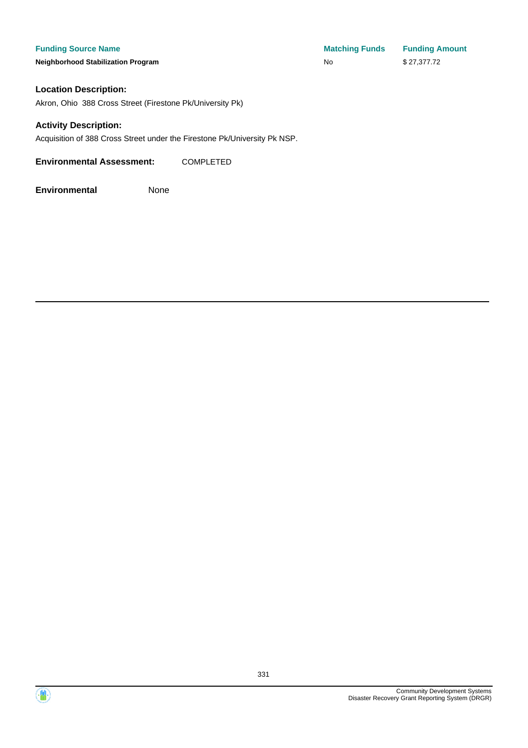| Funding Source Name | Matching Funds | Funding Amount |
| --- | --- | --- |
| **Neighborhood Stabilization Program** | No | $ 27,377.72 |

**Location Description:**

Akron, Ohio  388 Cross Street (Firestone Pk/University Pk)

**Activity Description:**

Acquisition of 388 Cross Street under the Firestone Pk/University Pk NSP.

**Environmental Assessment:** COMPLETED

**Environmental** None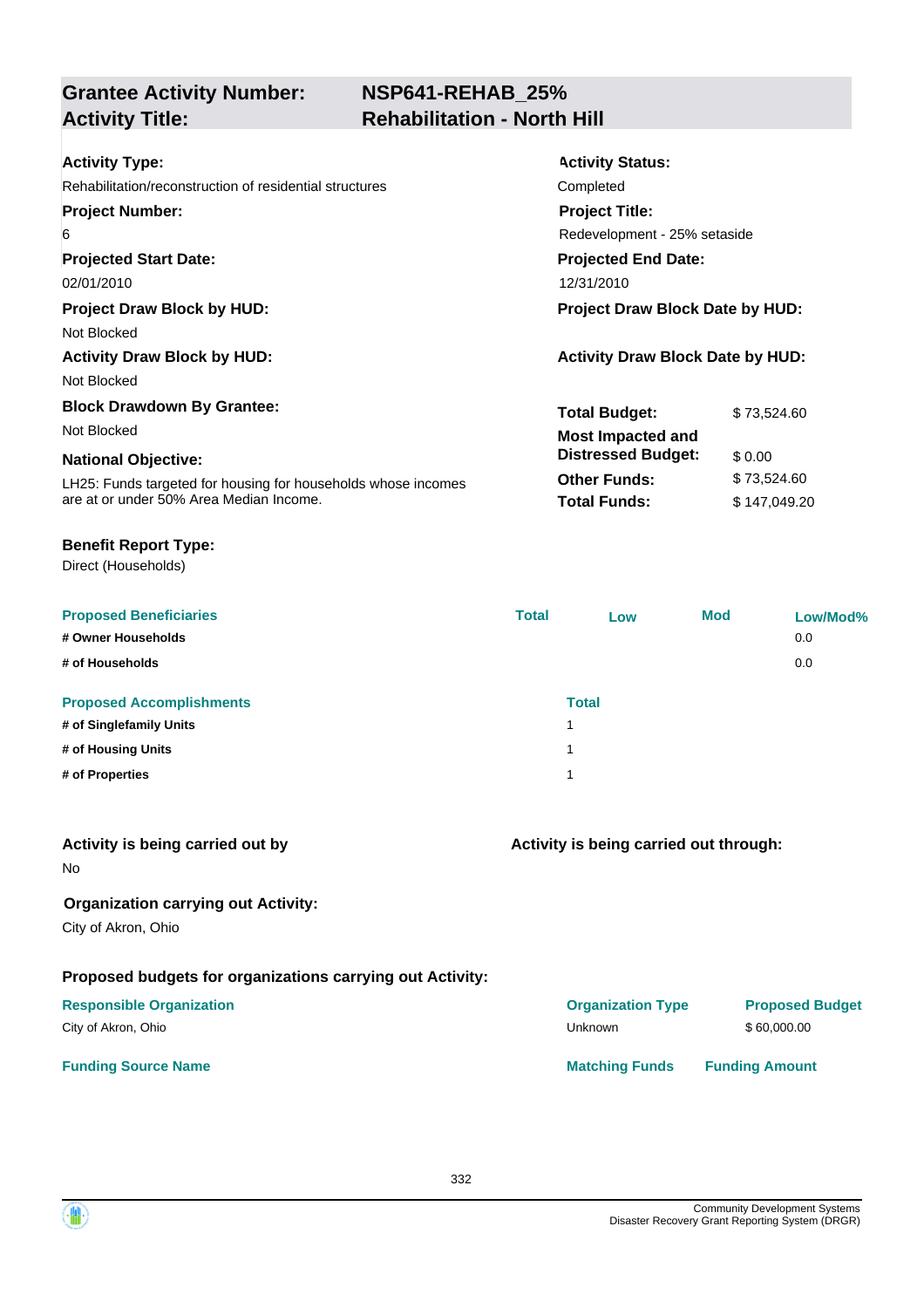## Grantee Activity Number: NSP641-REHAB_25%
## Activity Title: Rehabilitation - North Hill

**Activity Type:**
Rehabilitation/reconstruction of residential structures

**Activity Status:**
Completed

**Project Number:**
6

**Project Title:**
Redevelopment - 25% setaside

**Projected Start Date:**
02/01/2010

**Projected End Date:**
12/31/2010

**Project Draw Block by HUD:**
Not Blocked

**Project Draw Block Date by HUD:**

**Activity Draw Block by HUD:**
Not Blocked

**Activity Draw Block Date by HUD:**

**Block Drawdown By Grantee:**
Not Blocked

**National Objective:**
LH25: Funds targeted for housing for households whose incomes are at or under 50% Area Median Income.

| | |
|---|---|
| **Total Budget:** | $ 73,524.60 |
| **Most Impacted and Distressed Budget:** | $ 0.00 |
| **Other Funds:** | $ 73,524.60 |
| **Total Funds:** | $ 147,049.20 |

**Benefit Report Type:**
Direct (Households)

| Proposed Beneficiaries | Total | Low | Mod | Low/Mod% |
|---|---|---|---|---|
| # Owner Households | | | | 0.0 |
| # of Households | | | | 0.0 |

| Proposed Accomplishments | Total |
|---|---|
| # of Singlefamily Units | 1 |
| # of Housing Units | 1 |
| # of Properties | 1 |

**Activity is being carried out by**
No

**Activity is being carried out through:**

**Organization carrying out Activity:**
City of Akron, Ohio

**Proposed budgets for organizations carrying out Activity:**

| Responsible Organization | Organization Type | Proposed Budget |
|---|---|---|
| City of Akron, Ohio | Unknown | $ 60,000.00 |

| Funding Source Name | Matching Funds | Funding Amount |
|---|---|---|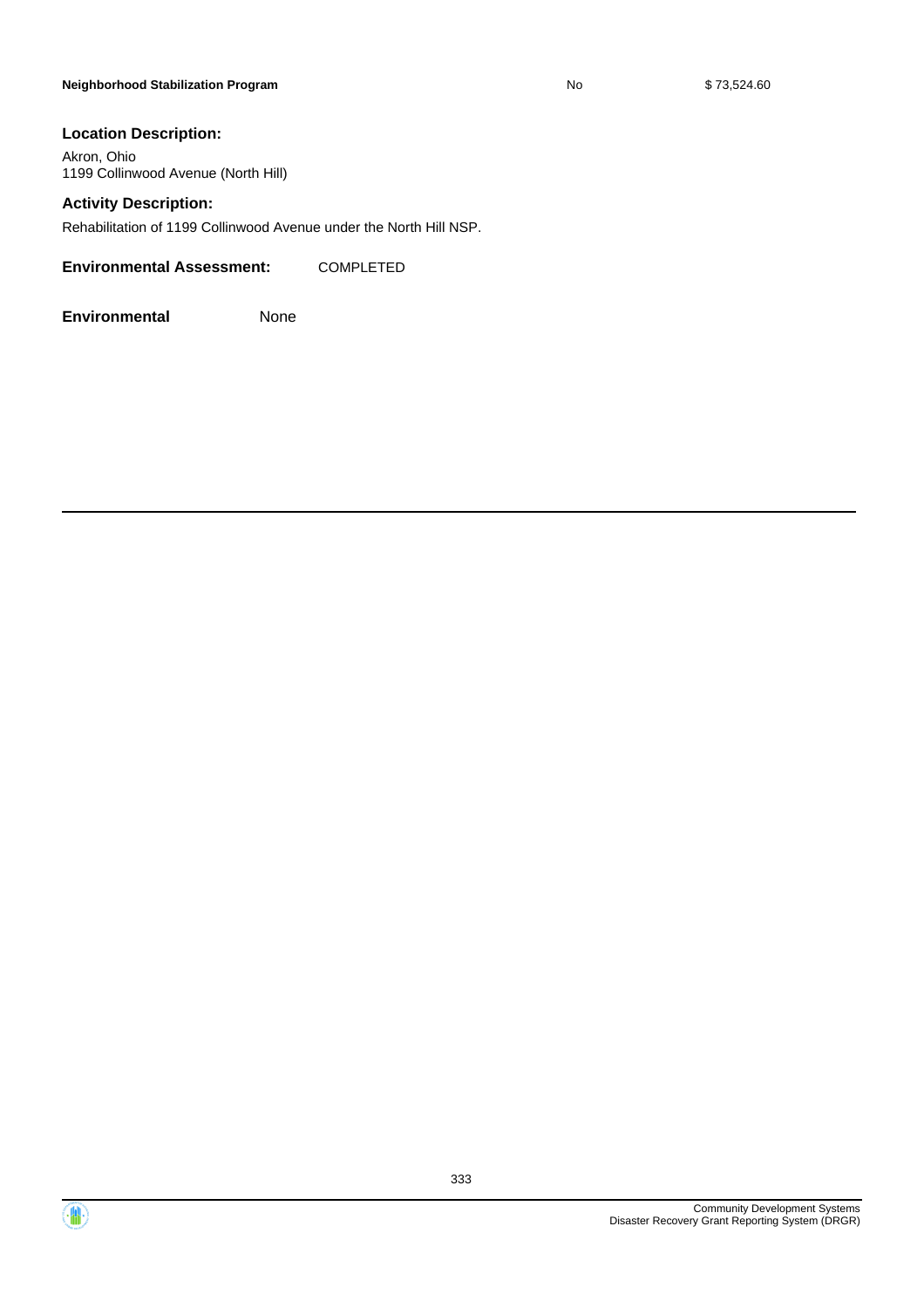| Neighborhood Stabilization Program | No | $ 73,524.60 |
|---|---|---|

**Location Description:**

Akron, Ohio
1199 Collinwood Avenue (North Hill)

**Activity Description:**

Rehabilitation of 1199 Collinwood Avenue under the North Hill NSP.

**Environmental Assessment:** COMPLETED

**Environmental** None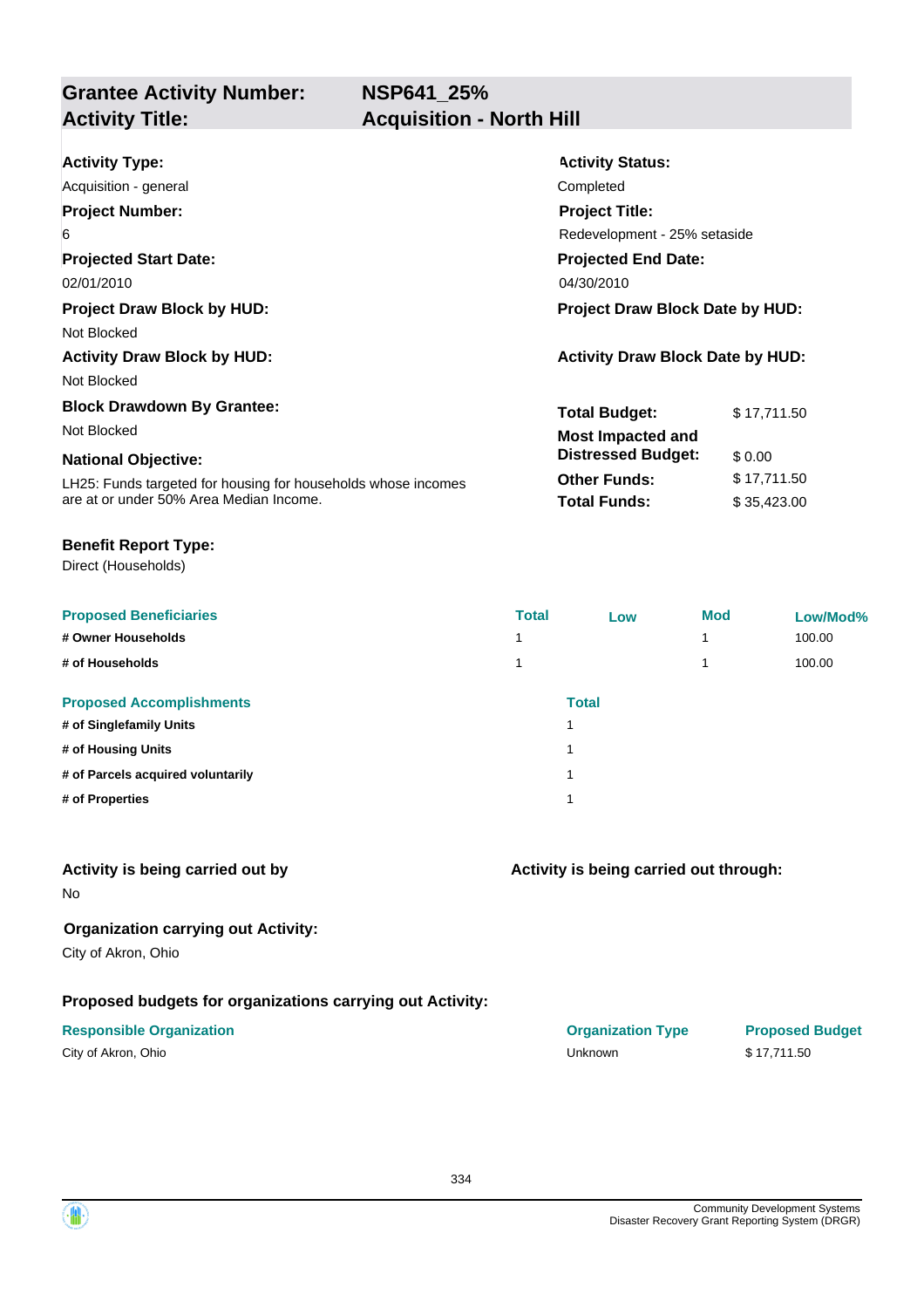## Grantee Activity Number: NSP641_25%
## Activity Title: Acquisition - North Hill

**Activity Type:**
Acquisition - general

**Activity Status:**
Completed

**Project Number:**
6

**Project Title:**
Redevelopment - 25% setaside

**Projected Start Date:**
02/01/2010

**Projected End Date:**
04/30/2010

**Project Draw Block by HUD:**
Not Blocked

**Project Draw Block Date by HUD:**

**Activity Draw Block by HUD:**
Not Blocked

**Activity Draw Block Date by HUD:**

**Block Drawdown By Grantee:**
Not Blocked

**National Objective:**
LH25: Funds targeted for housing for households whose incomes are at or under 50% Area Median Income.

| | |
|---|---|
| **Total Budget:** | $ 17,711.50 |
| **Most Impacted and Distressed Budget:** | $ 0.00 |
| **Other Funds:** | $ 17,711.50 |
| **Total Funds:** | $ 35,423.00 |

**Benefit Report Type:**
Direct (Households)

| Proposed Beneficiaries | Total | Low | Mod | Low/Mod% |
|---|---|---|---|---|
| # Owner Households | 1 | | 1 | 100.00 |
| # of Households | 1 | | 1 | 100.00 |

| Proposed Accomplishments | Total |
|---|---|
| # of Singlefamily Units | 1 |
| # of Housing Units | 1 |
| # of Parcels acquired voluntarily | 1 |
| # of Properties | 1 |

**Activity is being carried out by**
No

**Activity is being carried out through:**

**Organization carrying out Activity:**
City of Akron, Ohio

**Proposed budgets for organizations carrying out Activity:**

| Responsible Organization | Organization Type | Proposed Budget |
|---|---|---|
| City of Akron, Ohio | Unknown | $ 17,711.50 |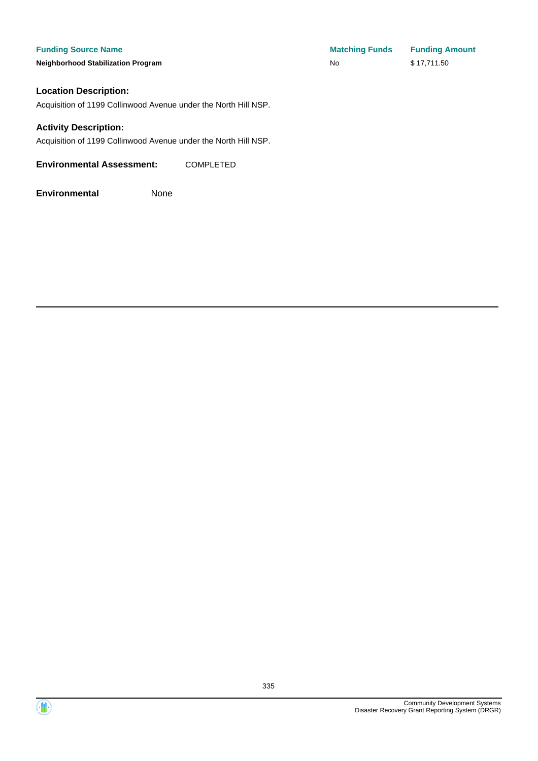| Funding Source Name | Matching Funds | Funding Amount |
| --- | --- | --- |
| **Neighborhood Stabilization Program** | No | $ 17,711.50 |

### Location Description:

Acquisition of 1199 Collinwood Avenue under the North Hill NSP.

### Activity Description:

Acquisition of 1199 Collinwood Avenue under the North Hill NSP.

**Environmental Assessment:** COMPLETED

**Environmental** None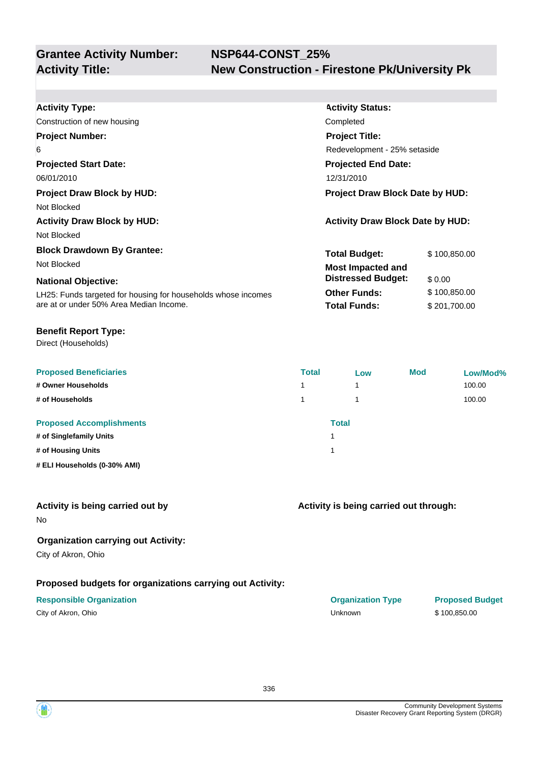## Grantee Activity Number: NSP644-CONST_25%
## Activity Title: New Construction - Firestone Pk/University Pk

**Activity Type:**
Construction of new housing

**Activity Status:**
Completed

**Project Number:**
6

**Project Title:**
Redevelopment - 25% setaside

**Projected Start Date:**
06/01/2010

**Projected End Date:**
12/31/2010

**Project Draw Block by HUD:**
Not Blocked

**Project Draw Block Date by HUD:**

**Activity Draw Block by HUD:**
Not Blocked

**Activity Draw Block Date by HUD:**

**Block Drawdown By Grantee:**
Not Blocked

**National Objective:**
LH25: Funds targeted for housing for households whose incomes are at or under 50% Area Median Income.

| | |
|---|---|
| **Total Budget:** | $ 100,850.00 |
| **Most Impacted and Distressed Budget:** | $ 0.00 |
| **Other Funds:** | $ 100,850.00 |
| **Total Funds:** | $ 201,700.00 |

**Benefit Report Type:**
Direct (Households)

| Proposed Beneficiaries | Total | Low | Mod | Low/Mod% |
|---|---|---|---|---|
| # Owner Households | 1 | 1 | | 100.00 |
| # of Households | 1 | 1 | | 100.00 |

| Proposed Accomplishments | Total |
|---|---|
| # of Singlefamily Units | 1 |
| # of Housing Units | 1 |
| # ELI Households (0-30% AMI) | |

**Activity is being carried out by**
No

**Activity is being carried out through:**

**Organization carrying out Activity:**
City of Akron, Ohio

**Proposed budgets for organizations carrying out Activity:**

| Responsible Organization | Organization Type | Proposed Budget |
|---|---|---|
| City of Akron, Ohio | Unknown | $ 100,850.00 |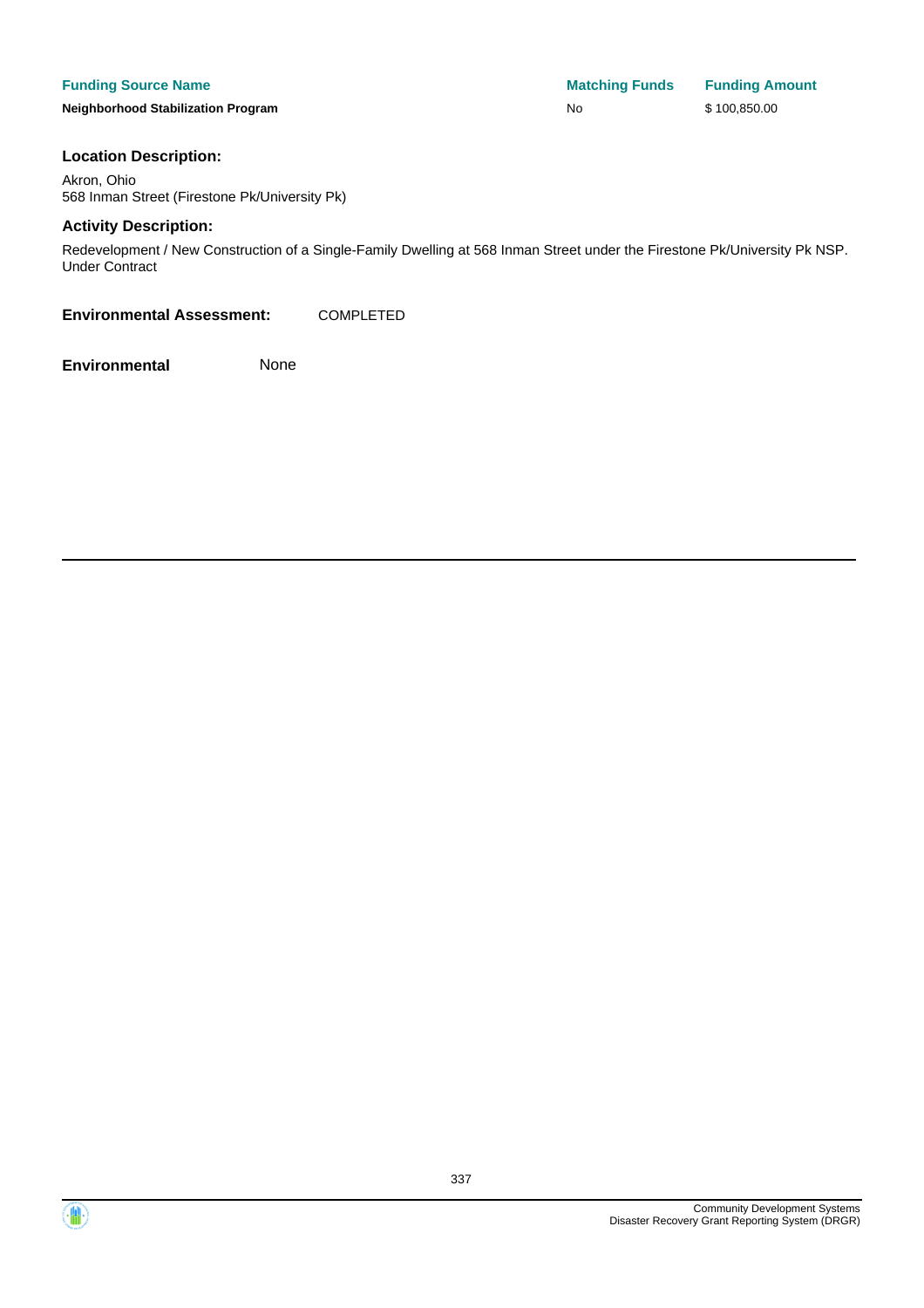| Funding Source Name | Matching Funds | Funding Amount |
| --- | --- | --- |
| **Neighborhood Stabilization Program** | No | $ 100,850.00 |

**Location Description:**

Akron, Ohio
568 Inman Street (Firestone Pk/University Pk)

**Activity Description:**

Redevelopment / New Construction of a Single-Family Dwelling at 568 Inman Street under the Firestone Pk/University Pk NSP. Under Contract

**Environmental Assessment:** COMPLETED

**Environmental** None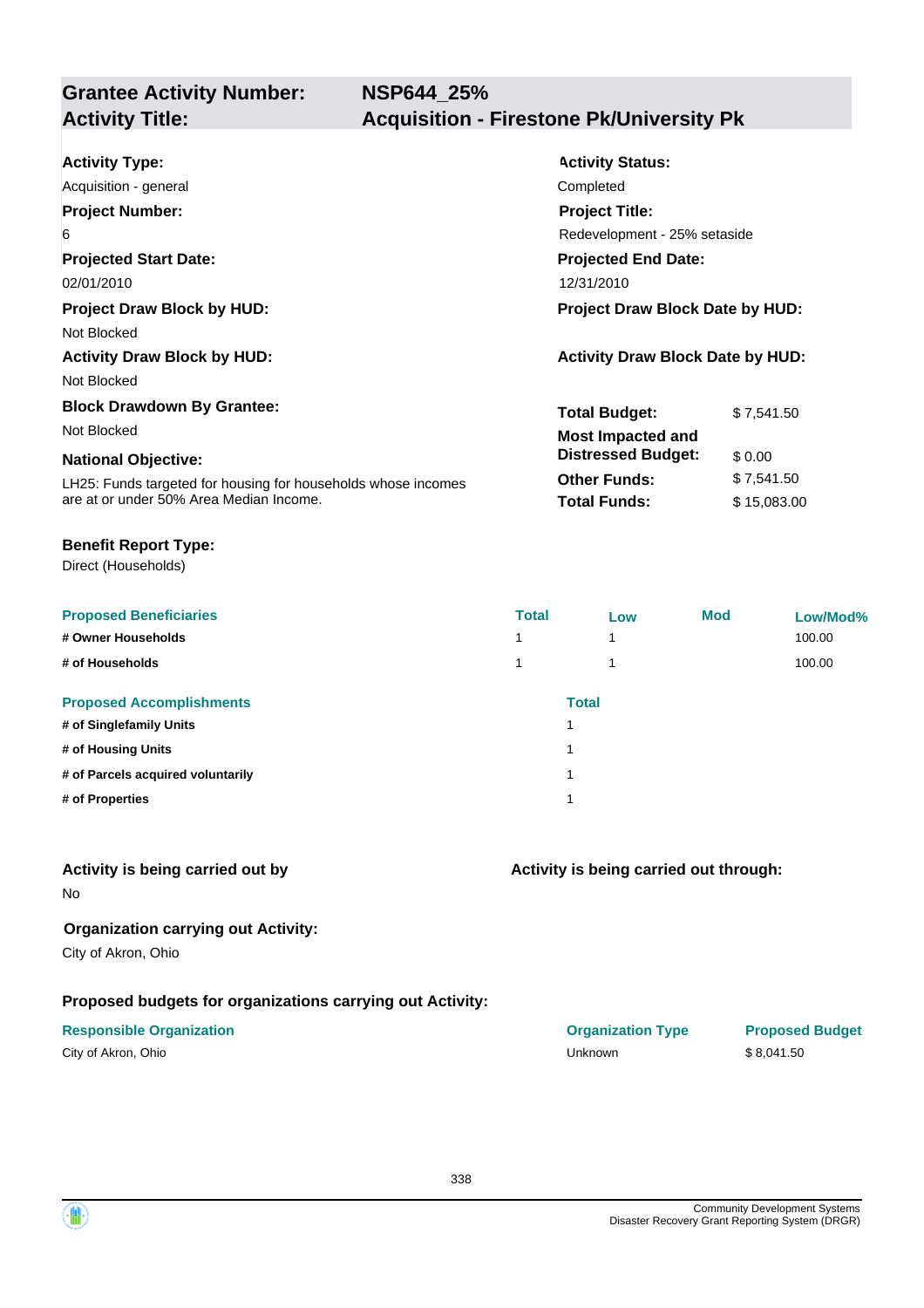## Grantee Activity Number: NSP644_25%
## Activity Title: Acquisition - Firestone Pk/University Pk

**Activity Type:**
Acquisition - general

**Activity Status:**
Completed

**Project Number:**
6

**Project Title:**
Redevelopment - 25% setaside

**Projected Start Date:**
02/01/2010

**Projected End Date:**
12/31/2010

**Project Draw Block by HUD:**
Not Blocked

**Project Draw Block Date by HUD:**

**Activity Draw Block by HUD:**
Not Blocked

**Activity Draw Block Date by HUD:**

**Block Drawdown By Grantee:**
Not Blocked

**National Objective:**
LH25: Funds targeted for housing for households whose incomes are at or under 50% Area Median Income.

| | |
|---|---|
| **Total Budget:** | $ 7,541.50 |
| **Most Impacted and Distressed Budget:** | $ 0.00 |
| **Other Funds:** | $ 7,541.50 |
| **Total Funds:** | $ 15,083.00 |

**Benefit Report Type:**
Direct (Households)

| Proposed Beneficiaries | Total | Low | Mod | Low/Mod% |
|---|---|---|---|---|
| # Owner Households | 1 | 1 | | 100.00 |
| # of Households | 1 | 1 | | 100.00 |

| Proposed Accomplishments | Total |
|---|---|
| # of Singlefamily Units | 1 |
| # of Housing Units | 1 |
| # of Parcels acquired voluntarily | 1 |
| # of Properties | 1 |

**Activity is being carried out by**
No

**Activity is being carried out through:**

**Organization carrying out Activity:**
City of Akron, Ohio

**Proposed budgets for organizations carrying out Activity:**

| Responsible Organization | Organization Type | Proposed Budget |
|---|---|---|
| City of Akron, Ohio | Unknown | $ 8,041.50 |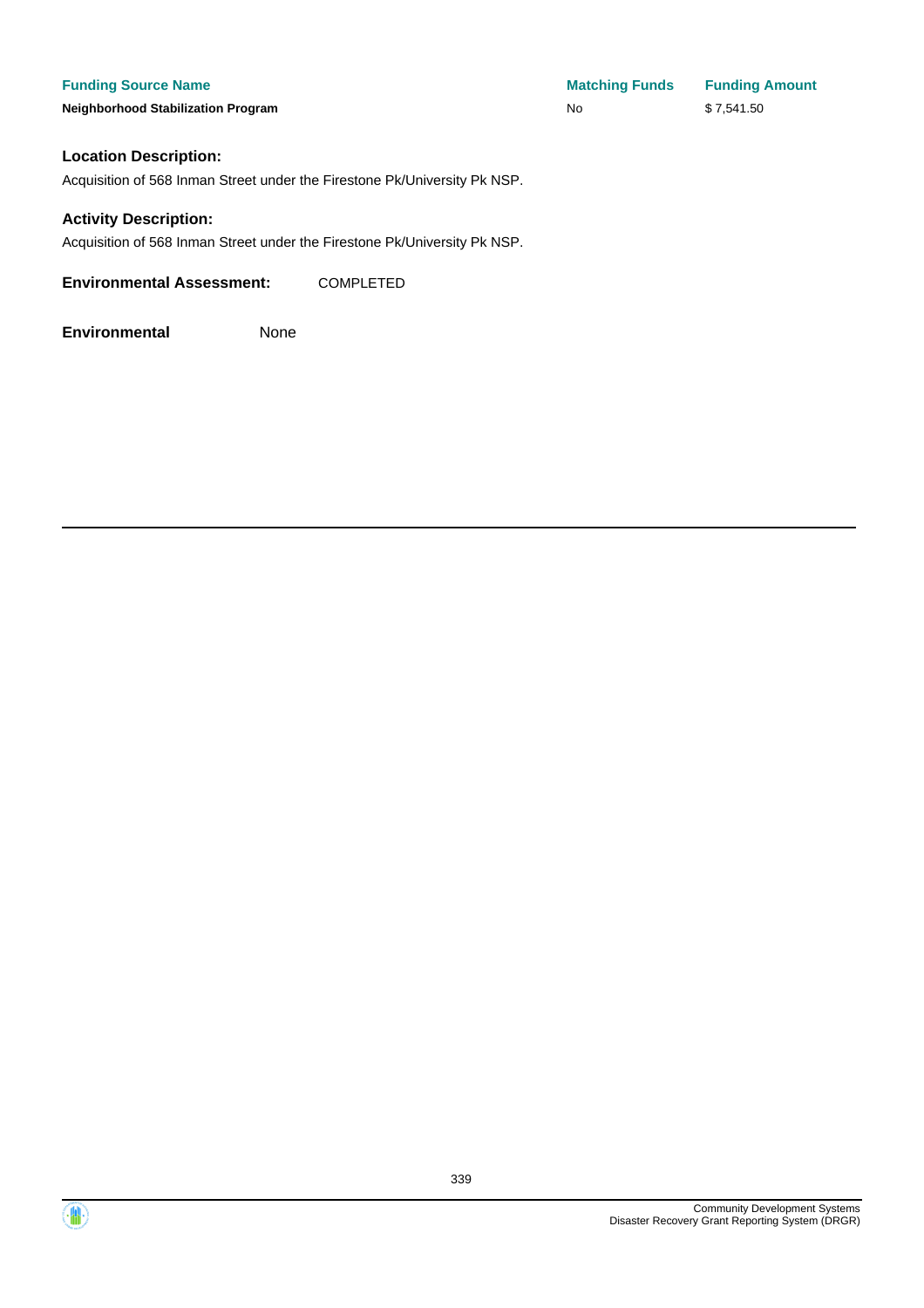| Funding Source Name | Matching Funds | Funding Amount |
| --- | --- | --- |
| **Neighborhood Stabilization Program** | No | $ 7,541.50 |

### Location Description:

Acquisition of 568 Inman Street under the Firestone Pk/University Pk NSP.

### Activity Description:

Acquisition of 568 Inman Street under the Firestone Pk/University Pk NSP.

**Environmental Assessment:** COMPLETED

**Environmental** None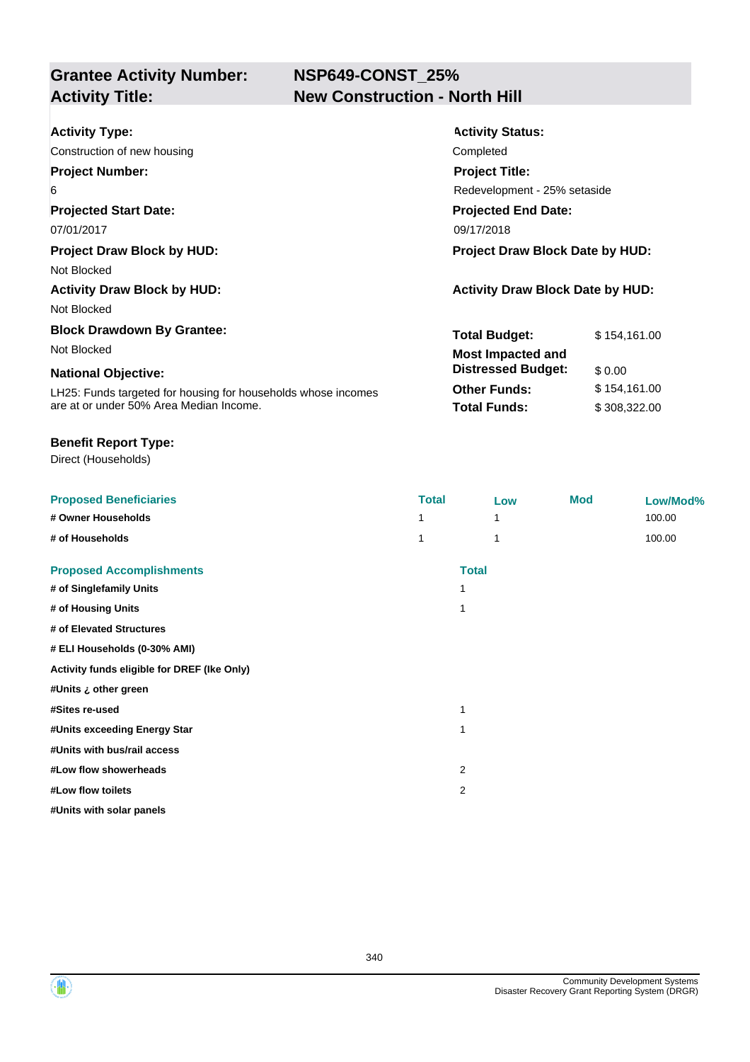## Grantee Activity Number: NSP649-CONST_25%
## Activity Title: New Construction - North Hill

**Activity Type:**
Construction of new housing

**Activity Status:**
Completed

**Project Number:**
6

**Project Title:**
Redevelopment - 25% setaside

**Projected Start Date:**
07/01/2017

**Projected End Date:**
09/17/2018

**Project Draw Block by HUD:**
Not Blocked

**Project Draw Block Date by HUD:**

**Activity Draw Block by HUD:**
Not Blocked

**Activity Draw Block Date by HUD:**

**Block Drawdown By Grantee:**
Not Blocked

**National Objective:**
LH25: Funds targeted for housing for households whose incomes are at or under 50% Area Median Income.

| | |
|---|---|
| **Total Budget:** | $ 154,161.00 |
| **Most Impacted and Distressed Budget:** | $ 0.00 |
| **Other Funds:** | $ 154,161.00 |
| **Total Funds:** | $ 308,322.00 |

**Benefit Report Type:**
Direct (Households)

| Proposed Beneficiaries | Total | Low | Mod | Low/Mod% |
|---|---|---|---|---|
| # Owner Households | 1 | 1 | | 100.00 |
| # of Households | 1 | 1 | | 100.00 |

| Proposed Accomplishments | Total |
|---|---|
| # of Singlefamily Units | 1 |
| # of Housing Units | 1 |
| # of Elevated Structures | |
| # ELI Households (0-30% AMI) | |
| Activity funds eligible for DREF (Ike Only) | |
| #Units ¿ other green | |
| #Sites re-used | 1 |
| #Units exceeding Energy Star | 1 |
| #Units with bus/rail access | |
| #Low flow showerheads | 2 |
| #Low flow toilets | 2 |
| #Units with solar panels | |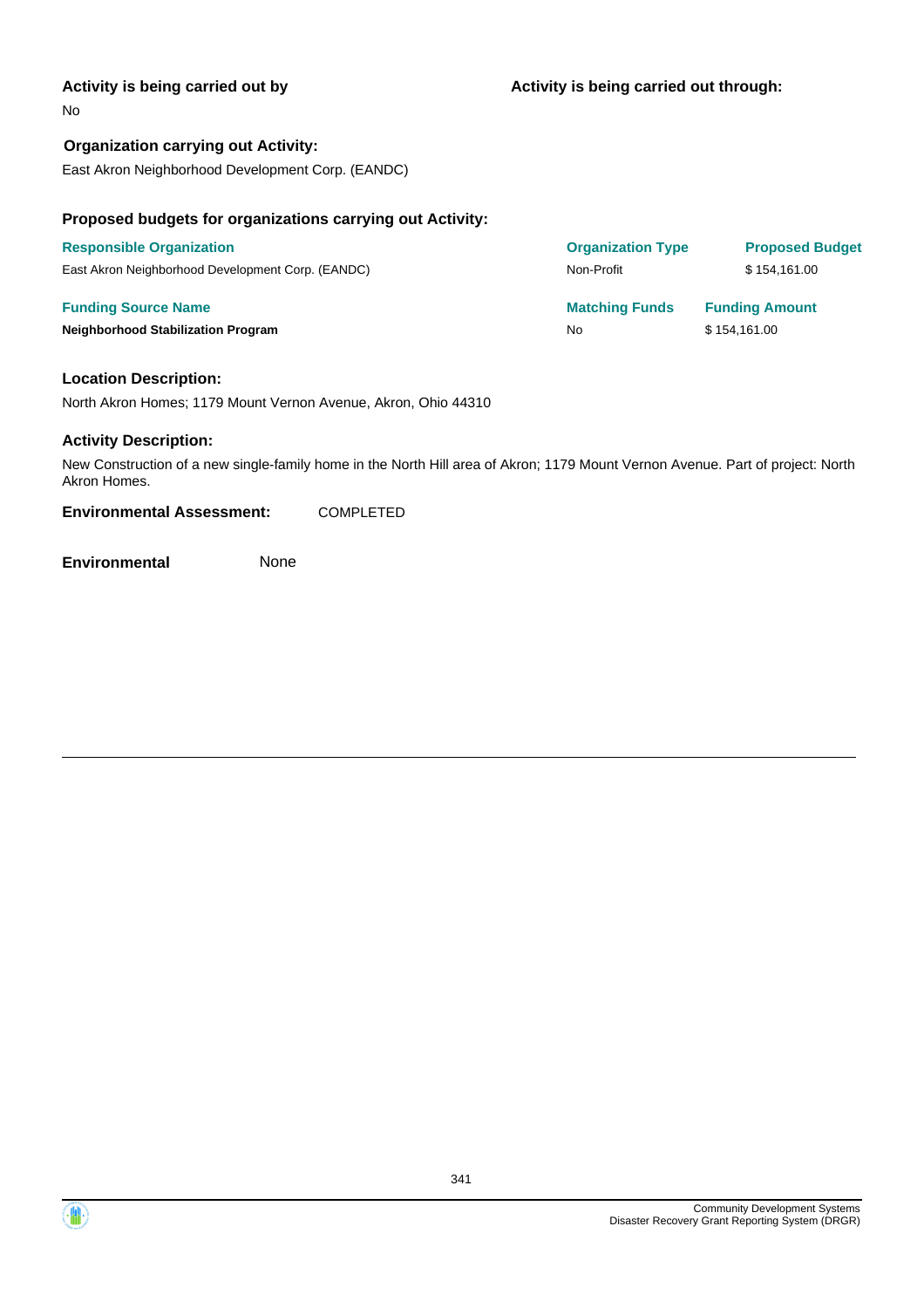**Activity is being carried out by**

No

**Activity is being carried out through:**

**Organization carrying out Activity:**

East Akron Neighborhood Development Corp. (EANDC)

**Proposed budgets for organizations carrying out Activity:**

| Responsible Organization | Organization Type | Proposed Budget |
|---|---|---|
| East Akron Neighborhood Development Corp. (EANDC) | Non-Profit | $ 154,161.00 |

| Funding Source Name | Matching Funds | Funding Amount |
|---|---|---|
| **Neighborhood Stabilization Program** | No | $ 154,161.00 |

**Location Description:**

North Akron Homes; 1179 Mount Vernon Avenue, Akron, Ohio 44310

**Activity Description:**

New Construction of a new single-family home in the North Hill area of Akron; 1179 Mount Vernon Avenue. Part of project: North Akron Homes.

**Environmental Assessment:** COMPLETED

**Environmental** None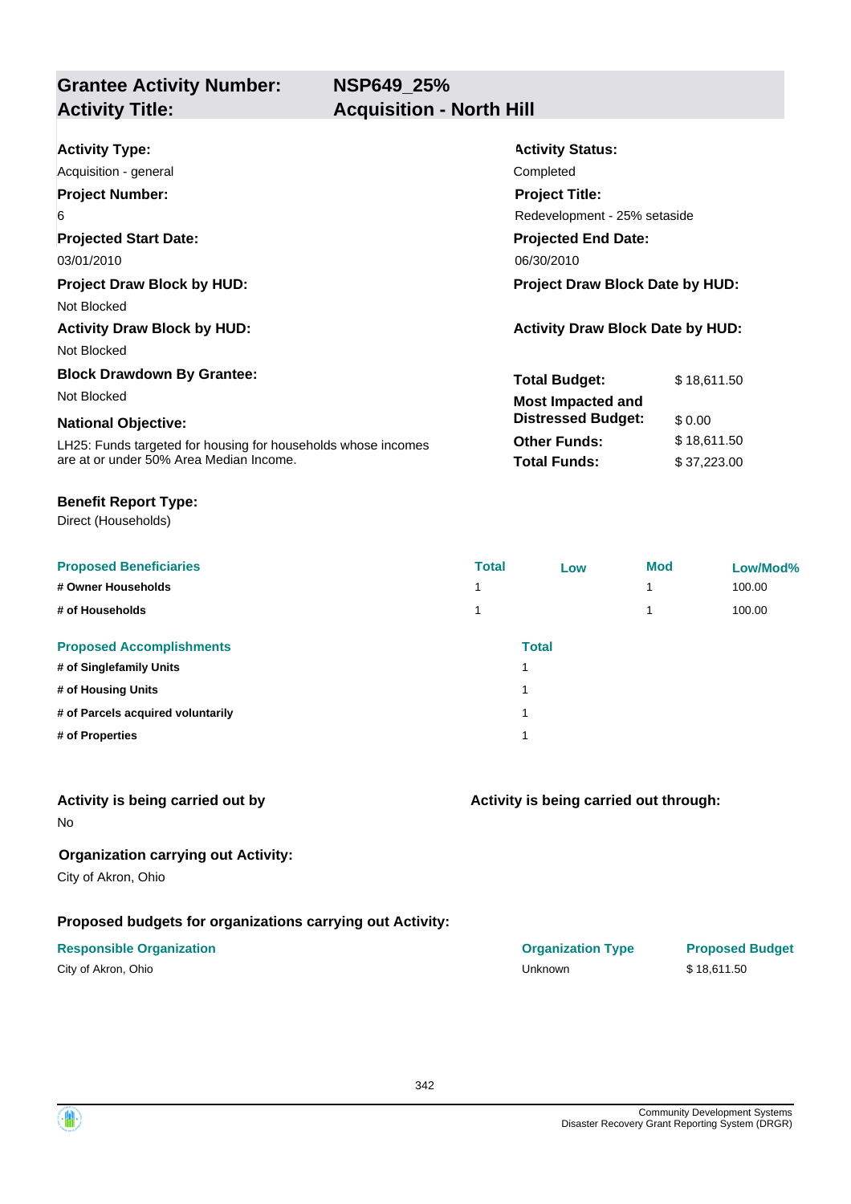## Grantee Activity Number: NSP649_25%
## Activity Title: Acquisition - North Hill

**Activity Type:**
Acquisition - general

**Activity Status:**
Completed

**Project Number:**
6

**Project Title:**
Redevelopment - 25% setaside

**Projected Start Date:**
03/01/2010

**Projected End Date:**
06/30/2010

**Project Draw Block by HUD:**
Not Blocked

**Project Draw Block Date by HUD:**

**Activity Draw Block by HUD:**
Not Blocked

**Activity Draw Block Date by HUD:**

**Block Drawdown By Grantee:**
Not Blocked

**National Objective:**
LH25: Funds targeted for housing for households whose incomes are at or under 50% Area Median Income.

| | |
|---|---|
| **Total Budget:** | $ 18,611.50 |
| **Most Impacted and Distressed Budget:** | $ 0.00 |
| **Other Funds:** | $ 18,611.50 |
| **Total Funds:** | $ 37,223.00 |

**Benefit Report Type:**
Direct (Households)

| Proposed Beneficiaries | Total | Low | Mod | Low/Mod% |
|---|---|---|---|---|
| # Owner Households | 1 | | 1 | 100.00 |
| # of Households | 1 | | 1 | 100.00 |

| Proposed Accomplishments | Total |
|---|---|
| # of Singlefamily Units | 1 |
| # of Housing Units | 1 |
| # of Parcels acquired voluntarily | 1 |
| # of Properties | 1 |

**Activity is being carried out by**
No

**Activity is being carried out through:**

**Organization carrying out Activity:**
City of Akron, Ohio

**Proposed budgets for organizations carrying out Activity:**

| Responsible Organization | Organization Type | Proposed Budget |
|---|---|---|
| City of Akron, Ohio | Unknown | $ 18,611.50 |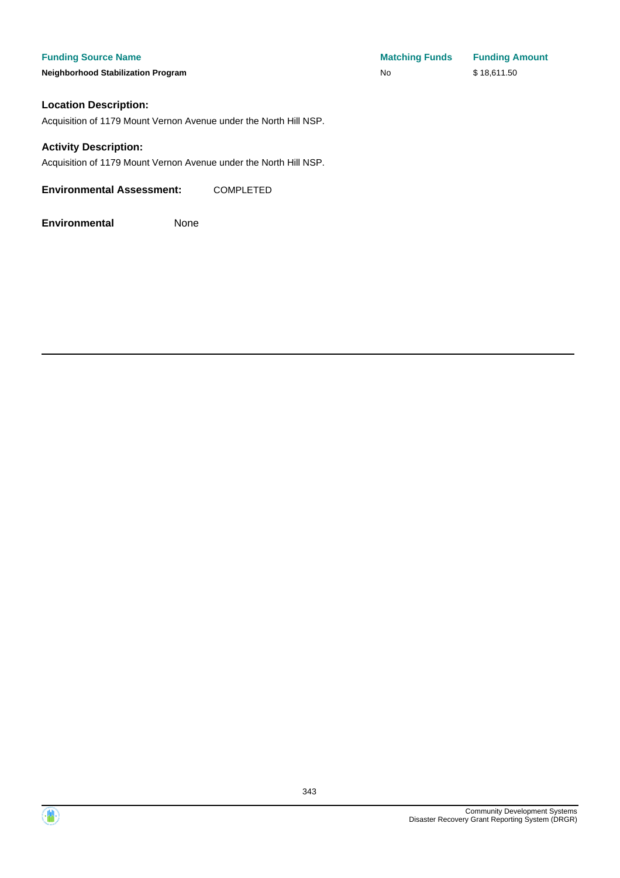| Funding Source Name | Matching Funds | Funding Amount |
| --- | --- | --- |
| Neighborhood Stabilization Program | No | $ 18,611.50 |

### Location Description:

Acquisition of 1179 Mount Vernon Avenue under the North Hill NSP.

### Activity Description:

Acquisition of 1179 Mount Vernon Avenue under the North Hill NSP.

**Environmental Assessment:** COMPLETED

**Environmental** None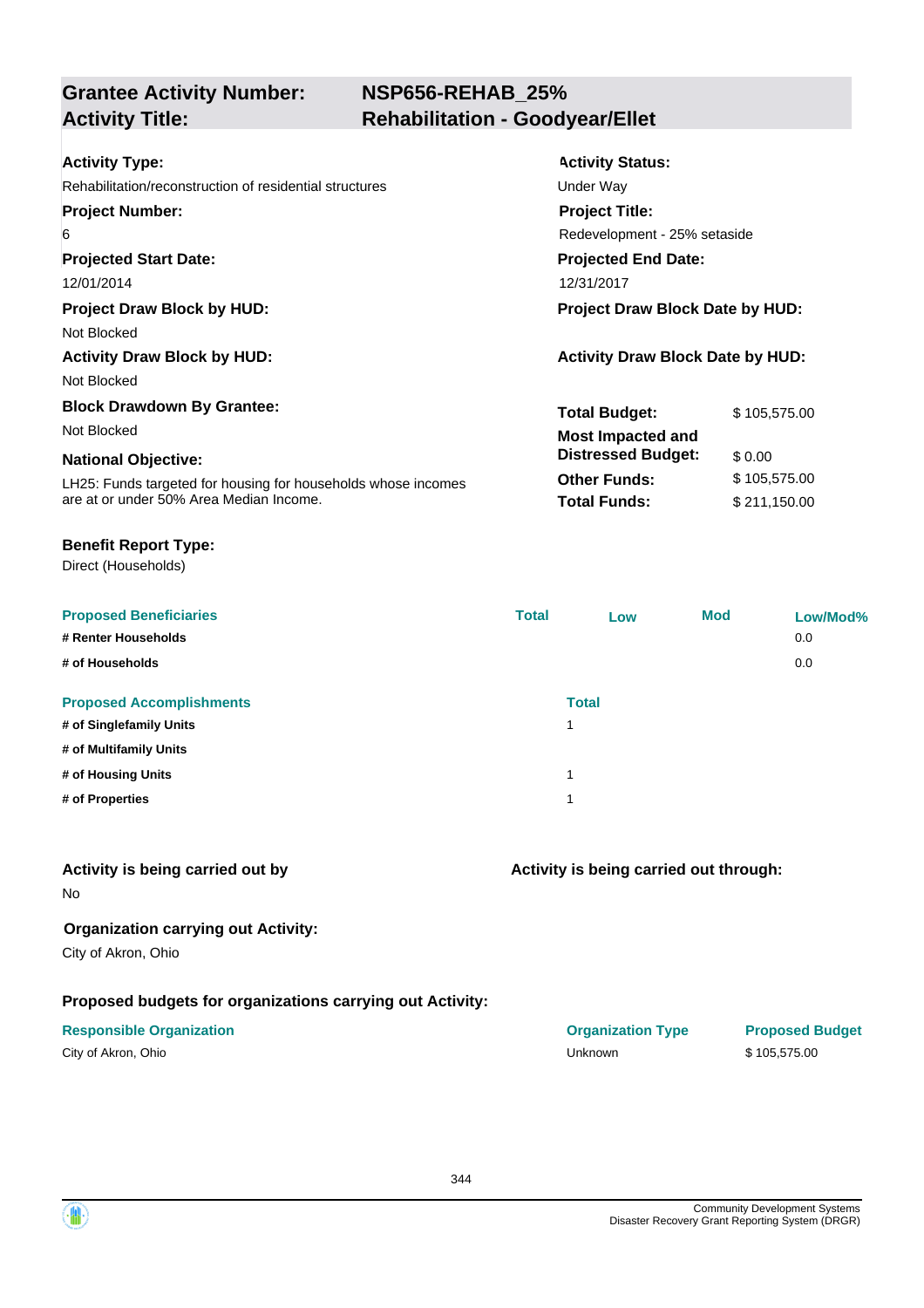| **Grantee Activity Number:** | **NSP656-REHAB_25%** |
|---|---|
| **Activity Title:** | **Rehabilitation - Goodyear/Ellet** |

**Activity Type:**
Rehabilitation/reconstruction of residential structures

**Activity Status:**
Under Way

**Project Number:**
6

**Project Title:**
Redevelopment - 25% setaside

**Projected Start Date:**
12/01/2014

**Projected End Date:**
12/31/2017

**Project Draw Block by HUD:**
Not Blocked

**Project Draw Block Date by HUD:**

**Activity Draw Block by HUD:**
Not Blocked

**Activity Draw Block Date by HUD:**

**Block Drawdown By Grantee:**
Not Blocked

**National Objective:**
LH25: Funds targeted for housing for households whose incomes are at or under 50% Area Median Income.

| | |
|---|---|
| **Total Budget:** | $ 105,575.00 |
| **Most Impacted and Distressed Budget:** | $ 0.00 |
| **Other Funds:** | $ 105,575.00 |
| **Total Funds:** | $ 211,150.00 |

**Benefit Report Type:**
Direct (Households)

| Proposed Beneficiaries | Total | Low | Mod | Low/Mod% |
|---|---|---|---|---|
| # Renter Households | | | | 0.0 |
| # of Households | | | | 0.0 |

| Proposed Accomplishments | Total |
|---|---|
| # of Singlefamily Units | 1 |
| # of Multifamily Units | |
| # of Housing Units | 1 |
| # of Properties | 1 |

**Activity is being carried out by**
No

**Activity is being carried out through:**

**Organization carrying out Activity:**
City of Akron, Ohio

**Proposed budgets for organizations carrying out Activity:**

| Responsible Organization | Organization Type | Proposed Budget |
|---|---|---|
| City of Akron, Ohio | Unknown | $ 105,575.00 |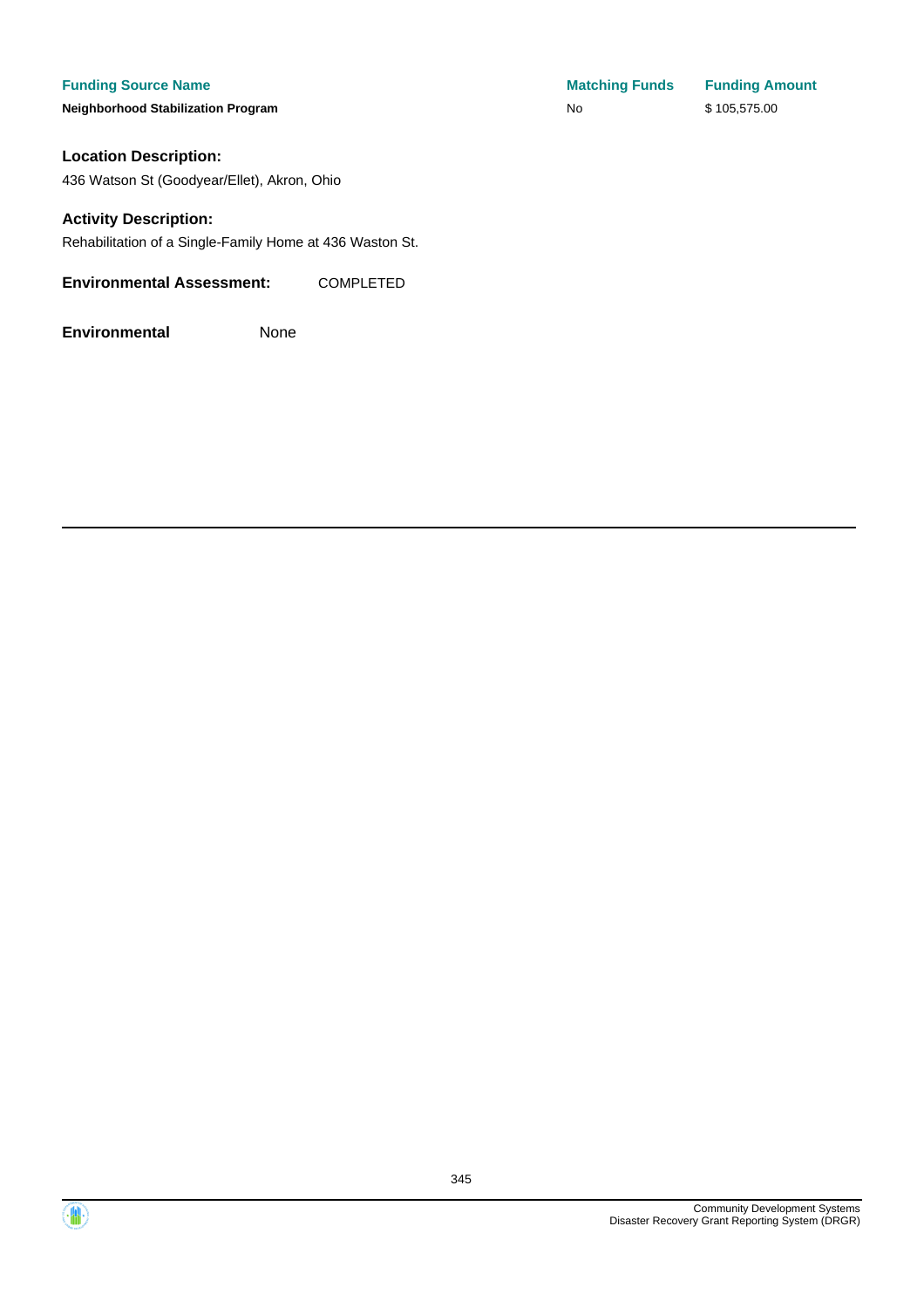| Funding Source Name | Matching Funds | Funding Amount |
| --- | --- | --- |
| **Neighborhood Stabilization Program** | No | $ 105,575.00 |

**Location Description:**

436 Watson St (Goodyear/Ellet), Akron, Ohio

**Activity Description:**

Rehabilitation of a Single-Family Home at 436 Waston St.

**Environmental Assessment:** COMPLETED

**Environmental** None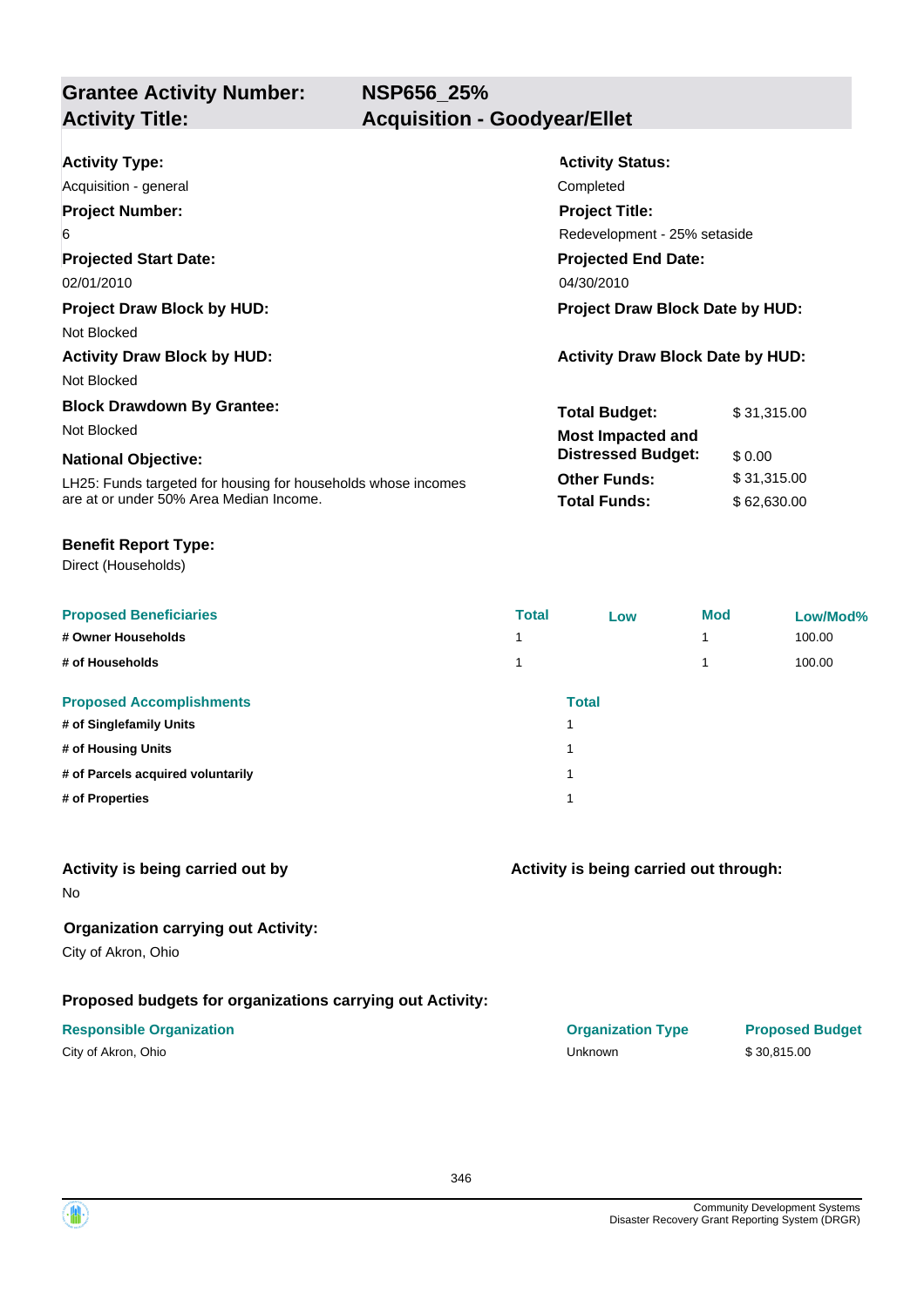| **Grantee Activity Number:** | **NSP656_25%** |
|---|---|
| **Activity Title:** | **Acquisition - Goodyear/Ellet** |

**Activity Type:**
Acquisition - general

**Activity Status:**
Completed

**Project Number:**
6

**Project Title:**
Redevelopment - 25% setaside

**Projected Start Date:**
02/01/2010

**Projected End Date:**
04/30/2010

**Project Draw Block by HUD:**
Not Blocked

**Project Draw Block Date by HUD:**

**Activity Draw Block by HUD:**
Not Blocked

**Activity Draw Block Date by HUD:**

**Block Drawdown By Grantee:**
Not Blocked

**National Objective:**
LH25: Funds targeted for housing for households whose incomes are at or under 50% Area Median Income.

| | |
|---|---|
| **Total Budget:** | $ 31,315.00 |
| **Most Impacted and Distressed Budget:** | $ 0.00 |
| **Other Funds:** | $ 31,315.00 |
| **Total Funds:** | $ 62,630.00 |

**Benefit Report Type:**
Direct (Households)

| Proposed Beneficiaries | Total | Low | Mod | Low/Mod% |
|---|---|---|---|---|
| # Owner Households | 1 | | 1 | 100.00 |
| # of Households | 1 | | 1 | 100.00 |

| Proposed Accomplishments | Total |
|---|---|
| # of Singlefamily Units | 1 |
| # of Housing Units | 1 |
| # of Parcels acquired voluntarily | 1 |
| # of Properties | 1 |

**Activity is being carried out by**
No

**Activity is being carried out through:**

**Organization carrying out Activity:**
City of Akron, Ohio

**Proposed budgets for organizations carrying out Activity:**

| Responsible Organization | Organization Type | Proposed Budget |
|---|---|---|
| City of Akron, Ohio | Unknown | $ 30,815.00 |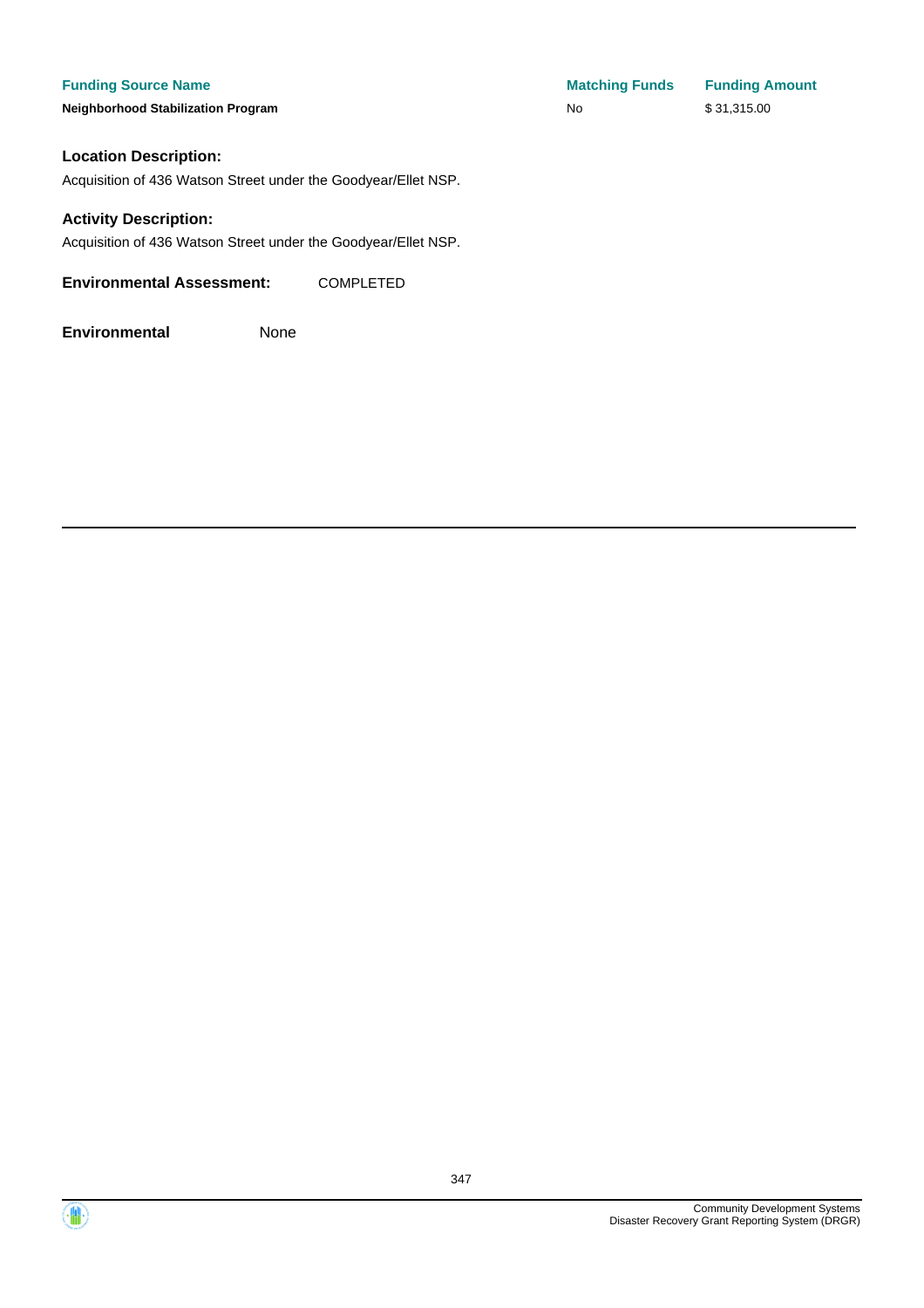| Funding Source Name | Matching Funds | Funding Amount |
| --- | --- | --- |
| **Neighborhood Stabilization Program** | No | $ 31,315.00 |

### Location Description:

Acquisition of 436 Watson Street under the Goodyear/Ellet NSP.

### Activity Description:

Acquisition of 436 Watson Street under the Goodyear/Ellet NSP.

**Environmental Assessment:** COMPLETED

**Environmental** None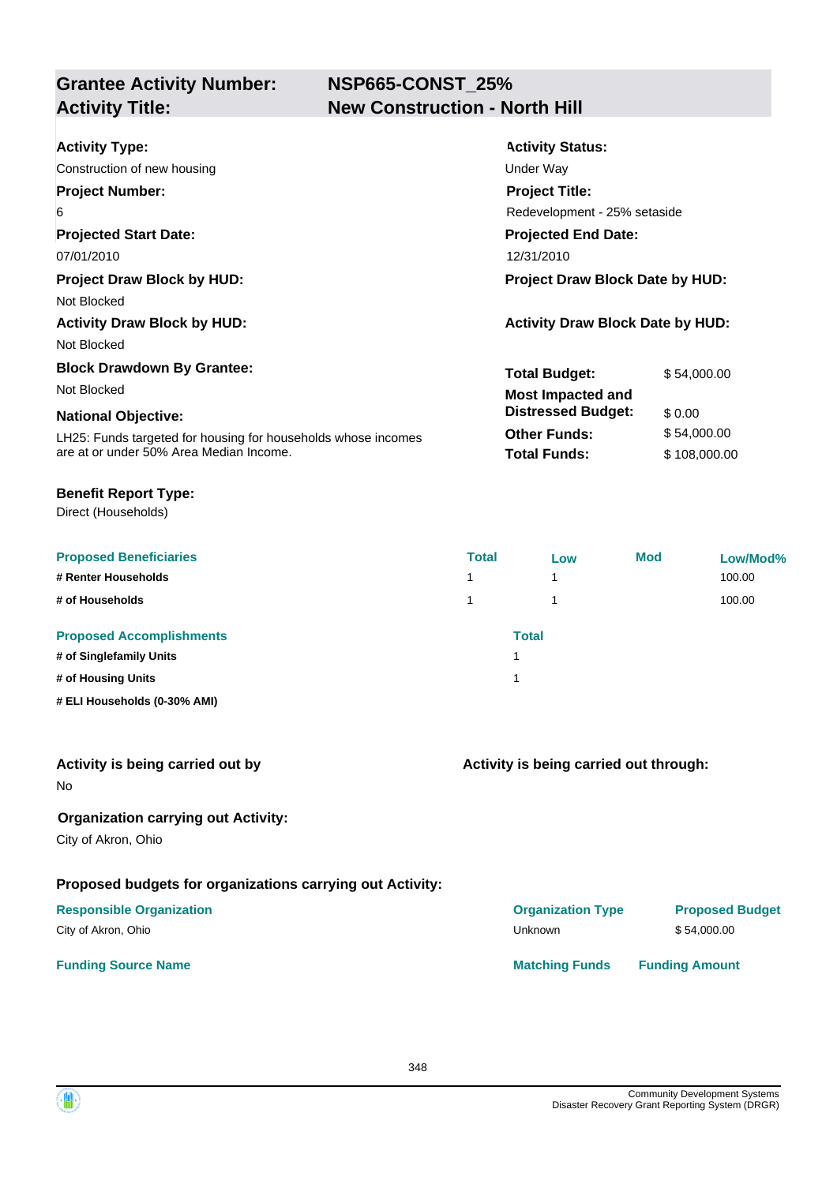## Grantee Activity Number: NSP665-CONST_25%
## Activity Title: New Construction - North Hill

**Activity Type:**
Construction of new housing

**Activity Status:**
Under Way

**Project Number:**
6

**Project Title:**
Redevelopment - 25% setaside

**Projected Start Date:**
07/01/2010

**Projected End Date:**
12/31/2010

**Project Draw Block by HUD:**
Not Blocked

**Project Draw Block Date by HUD:**

**Activity Draw Block by HUD:**
Not Blocked

**Activity Draw Block Date by HUD:**

**Block Drawdown By Grantee:**
Not Blocked

**National Objective:**
LH25: Funds targeted for housing for households whose incomes are at or under 50% Area Median Income.

| | |
|---|---|
| **Total Budget:** | $ 54,000.00 |
| **Most Impacted and Distressed Budget:** | $ 0.00 |
| **Other Funds:** | $ 54,000.00 |
| **Total Funds:** | $ 108,000.00 |

**Benefit Report Type:**
Direct (Households)

| Proposed Beneficiaries | Total | Low | Mod | Low/Mod% |
|---|---|---|---|---|
| # Renter Households | 1 | 1 | | 100.00 |
| # of Households | 1 | 1 | | 100.00 |

| Proposed Accomplishments | Total |
|---|---|
| # of Singlefamily Units | 1 |
| # of Housing Units | 1 |
| # ELI Households (0-30% AMI) | |

**Activity is being carried out by**
No

**Activity is being carried out through:**

**Organization carrying out Activity:**
City of Akron, Ohio

**Proposed budgets for organizations carrying out Activity:**

| Responsible Organization | Organization Type | Proposed Budget |
|---|---|---|
| City of Akron, Ohio | Unknown | $ 54,000.00 |

| Funding Source Name | Matching Funds | Funding Amount |
|---|---|---|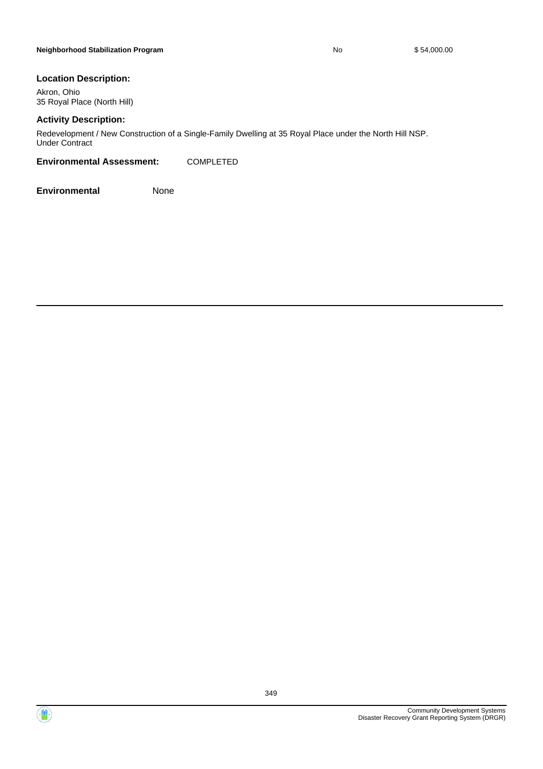| Neighborhood Stabilization Program | No | $ 54,000.00 |
|---|---|---|

**Location Description:**

Akron, Ohio
35 Royal Place (North Hill)

**Activity Description:**

Redevelopment / New Construction of a Single-Family Dwelling at 35 Royal Place under the North Hill NSP.
Under Contract

**Environmental Assessment:** COMPLETED

**Environmental** None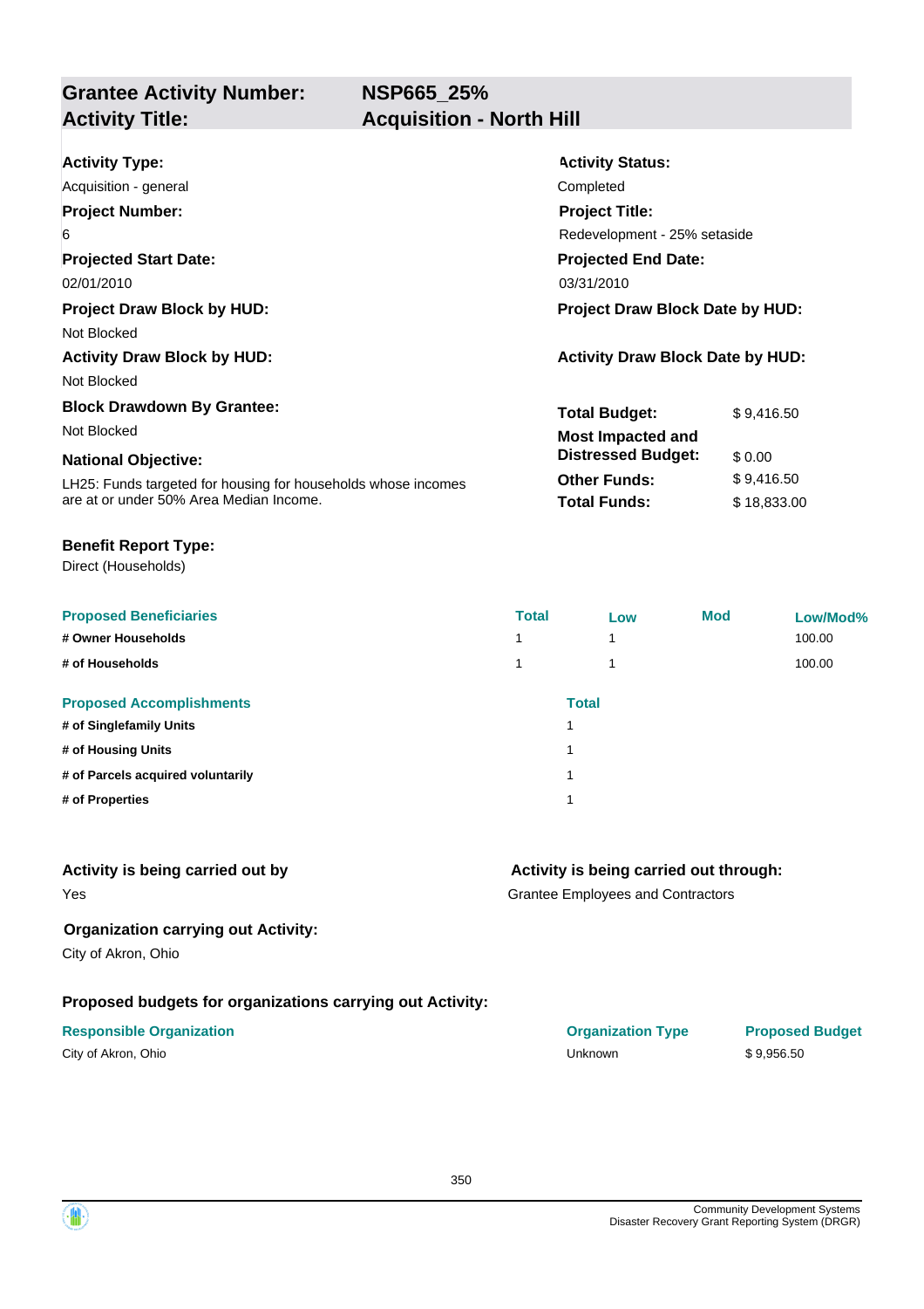## Grantee Activity Number: NSP665_25%
## Activity Title: Acquisition - North Hill

**Activity Type:**
Acquisition - general

**Activity Status:**
Completed

**Project Number:**
6

**Project Title:**
Redevelopment - 25% setaside

**Projected Start Date:**
02/01/2010

**Projected End Date:**
03/31/2010

**Project Draw Block by HUD:**
Not Blocked

**Project Draw Block Date by HUD:**

**Activity Draw Block by HUD:**
Not Blocked

**Activity Draw Block Date by HUD:**

**Block Drawdown By Grantee:**
Not Blocked

**National Objective:**
LH25: Funds targeted for housing for households whose incomes are at or under 50% Area Median Income.

| | |
|---|---|
| **Total Budget:** | $ 9,416.50 |
| **Most Impacted and Distressed Budget:** | $ 0.00 |
| **Other Funds:** | $ 9,416.50 |
| **Total Funds:** | $ 18,833.00 |

**Benefit Report Type:**
Direct (Households)

| Proposed Beneficiaries | Total | Low | Mod | Low/Mod% |
|---|---|---|---|---|
| # Owner Households | 1 | 1 | | 100.00 |
| # of Households | 1 | 1 | | 100.00 |

| Proposed Accomplishments | Total |
|---|---|
| # of Singlefamily Units | 1 |
| # of Housing Units | 1 |
| # of Parcels acquired voluntarily | 1 |
| # of Properties | 1 |

**Activity is being carried out by**
Yes

**Activity is being carried out through:**
Grantee Employees and Contractors

**Organization carrying out Activity:**
City of Akron, Ohio

**Proposed budgets for organizations carrying out Activity:**

| Responsible Organization | Organization Type | Proposed Budget |
|---|---|---|
| City of Akron, Ohio | Unknown | $ 9,956.50 |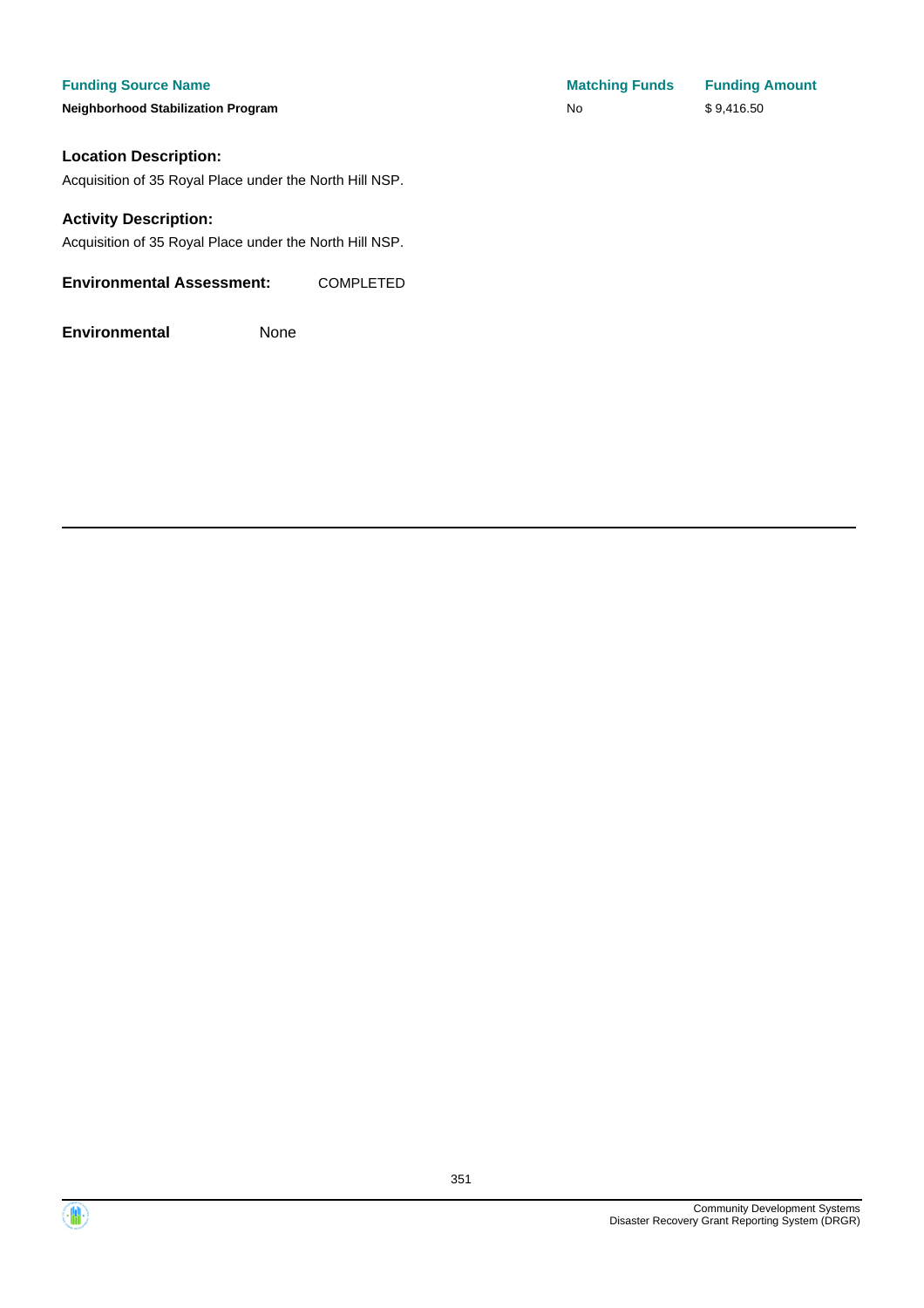| Funding Source Name | Matching Funds | Funding Amount |
| --- | --- | --- |
| **Neighborhood Stabilization Program** | No | $ 9,416.50 |

**Location Description:**

Acquisition of 35 Royal Place under the North Hill NSP.

**Activity Description:**

Acquisition of 35 Royal Place under the North Hill NSP.

**Environmental Assessment:** COMPLETED

**Environmental** None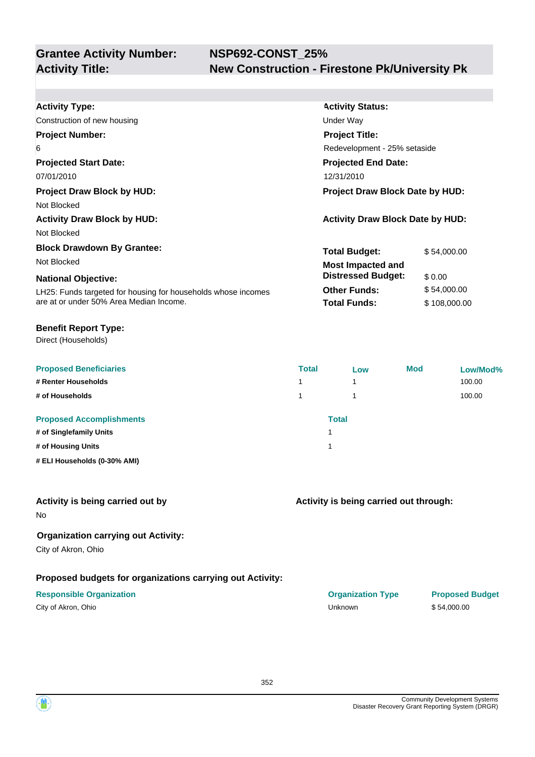**Grantee Activity Number:** NSP692-CONST_25%
**Activity Title:** New Construction - Firestone Pk/University Pk

**Activity Type:**
Construction of new housing

**Activity Status:**
Under Way

**Project Number:**
6

**Project Title:**
Redevelopment - 25% setaside

**Projected Start Date:**
07/01/2010

**Projected End Date:**
12/31/2010

**Project Draw Block by HUD:**
Not Blocked

**Project Draw Block Date by HUD:**

**Activity Draw Block by HUD:**
Not Blocked

**Activity Draw Block Date by HUD:**

**Block Drawdown By Grantee:**
Not Blocked

**National Objective:**
LH25: Funds targeted for housing for households whose incomes are at or under 50% Area Median Income.

| | |
|---|---|
| **Total Budget:** | $ 54,000.00 |
| **Most Impacted and Distressed Budget:** | $ 0.00 |
| **Other Funds:** | $ 54,000.00 |
| **Total Funds:** | $ 108,000.00 |

**Benefit Report Type:**
Direct (Households)

| Proposed Beneficiaries | Total | Low | Mod | Low/Mod% |
|---|---|---|---|---|
| # Renter Households | 1 | 1 | | 100.00 |
| # of Households | 1 | 1 | | 100.00 |

| Proposed Accomplishments | Total |
|---|---|
| # of Singlefamily Units | 1 |
| # of Housing Units | 1 |
| # ELI Households (0-30% AMI) | |

**Activity is being carried out by**
No

**Activity is being carried out through:**

**Organization carrying out Activity:**
City of Akron, Ohio

**Proposed budgets for organizations carrying out Activity:**

| Responsible Organization | Organization Type | Proposed Budget |
|---|---|---|
| City of Akron, Ohio | Unknown | $ 54,000.00 |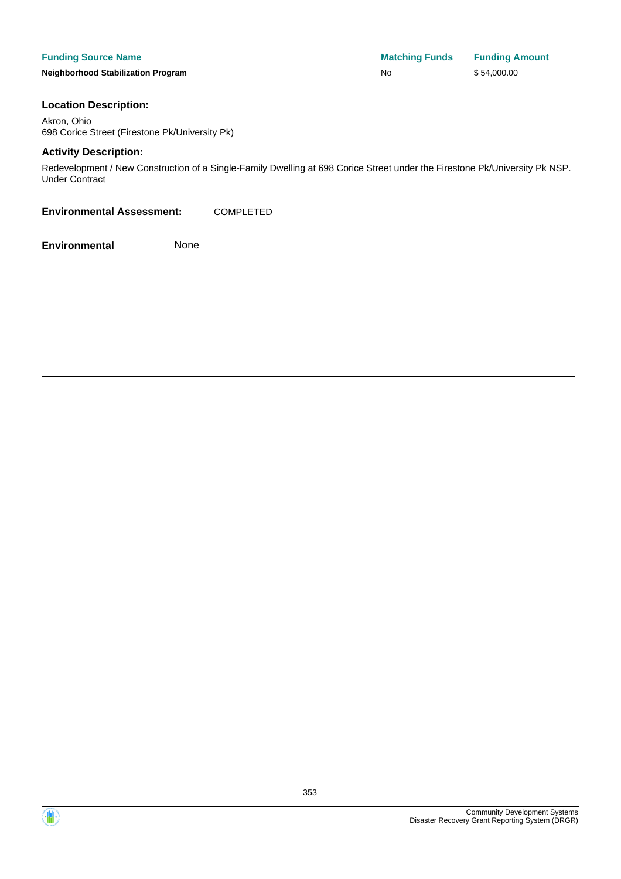| Funding Source Name | Matching Funds | Funding Amount |
| --- | --- | --- |
| Neighborhood Stabilization Program | No | $ 54,000.00 |

**Location Description:**

Akron, Ohio
698 Corice Street (Firestone Pk/University Pk)

**Activity Description:**

Redevelopment / New Construction of a Single-Family Dwelling at 698 Corice Street under the Firestone Pk/University Pk NSP. Under Contract

**Environmental Assessment:** COMPLETED

**Environmental** None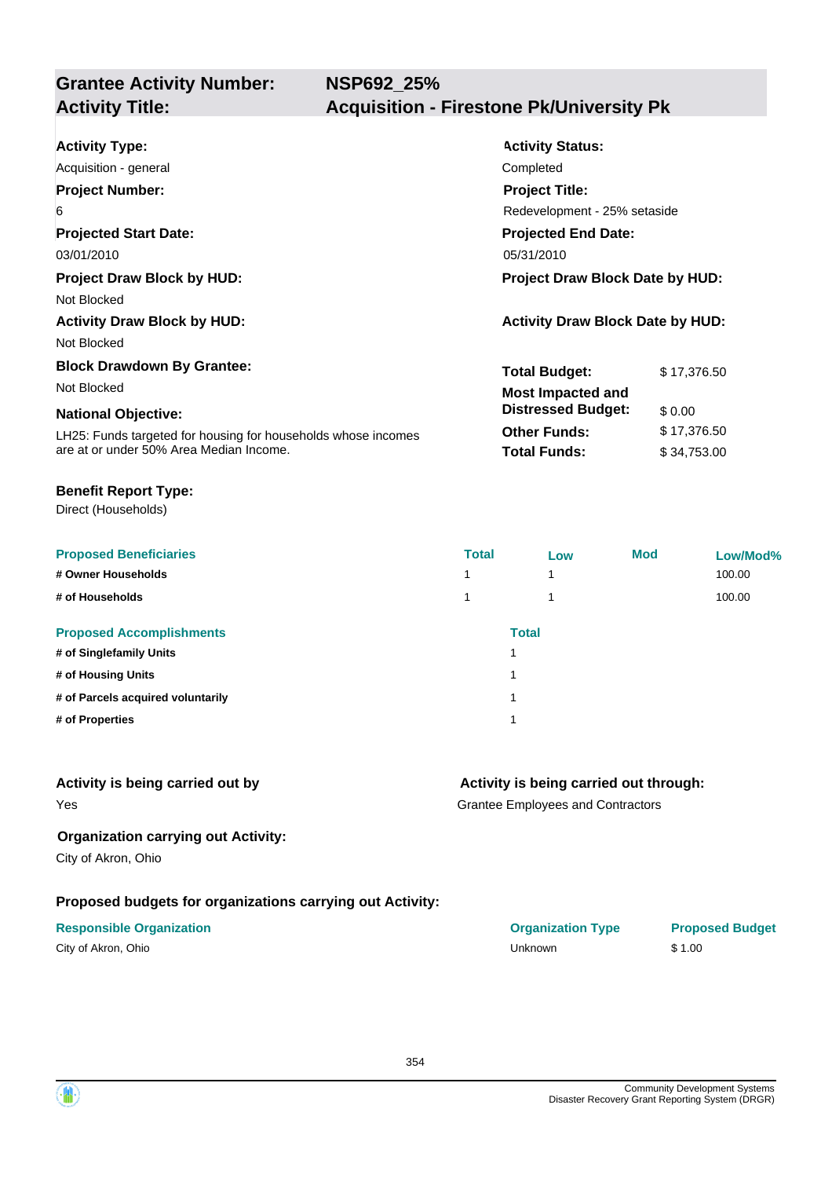## Grantee Activity Number: NSP692_25%
## Activity Title: Acquisition - Firestone Pk/University Pk

**Activity Type:**
Acquisition - general

**Activity Status:**
Completed

**Project Number:**
6

**Project Title:**
Redevelopment - 25% setaside

**Projected Start Date:**
03/01/2010

**Projected End Date:**
05/31/2010

**Project Draw Block by HUD:**
Not Blocked

**Project Draw Block Date by HUD:**

**Activity Draw Block by HUD:**
Not Blocked

**Activity Draw Block Date by HUD:**

**Block Drawdown By Grantee:**
Not Blocked

**National Objective:**
LH25: Funds targeted for housing for households whose incomes are at or under 50% Area Median Income.

| | |
|---|---|
| **Total Budget:** | $ 17,376.50 |
| **Most Impacted and Distressed Budget:** | $ 0.00 |
| **Other Funds:** | $ 17,376.50 |
| **Total Funds:** | $ 34,753.00 |

**Benefit Report Type:**
Direct (Households)

| Proposed Beneficiaries | Total | Low | Mod | Low/Mod% |
|---|---|---|---|---|
| # Owner Households | 1 | 1 | | 100.00 |
| # of Households | 1 | 1 | | 100.00 |

| Proposed Accomplishments | Total |
|---|---|
| # of Singlefamily Units | 1 |
| # of Housing Units | 1 |
| # of Parcels acquired voluntarily | 1 |
| # of Properties | 1 |

**Activity is being carried out by**
Yes

**Activity is being carried out through:**
Grantee Employees and Contractors

**Organization carrying out Activity:**
City of Akron, Ohio

**Proposed budgets for organizations carrying out Activity:**

| Responsible Organization | Organization Type | Proposed Budget |
|---|---|---|
| City of Akron, Ohio | Unknown | $ 1.00 |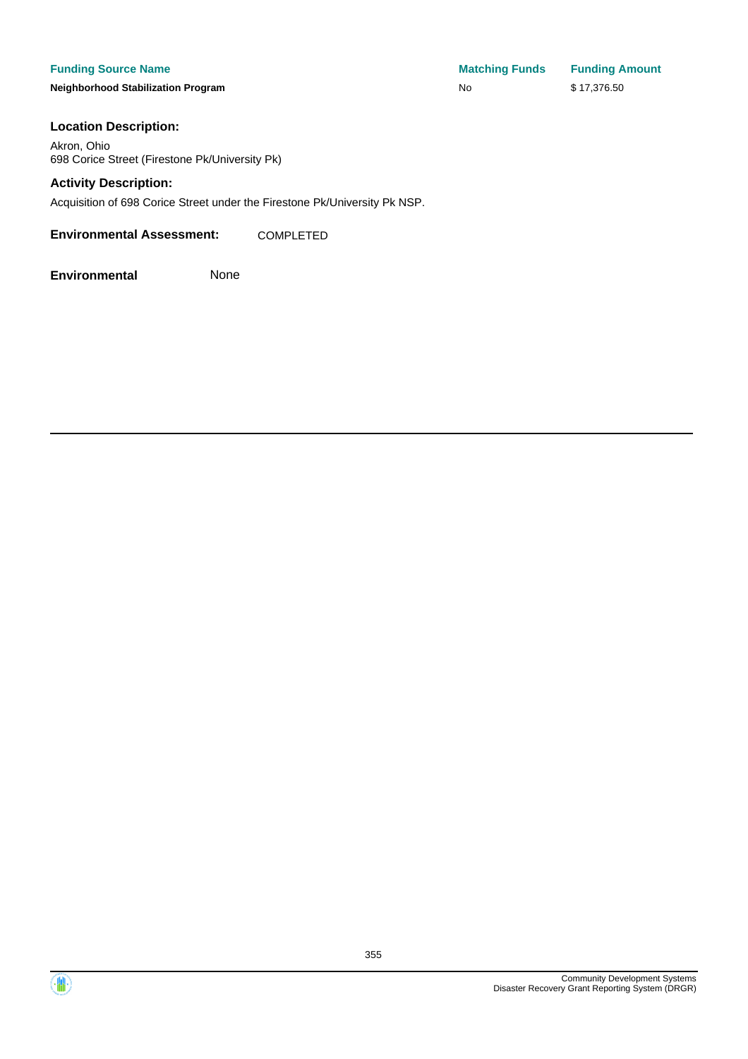| Funding Source Name | Matching Funds | Funding Amount |
| --- | --- | --- |
| **Neighborhood Stabilization Program** | No | $ 17,376.50 |

### Location Description:

Akron, Ohio
698 Corice Street (Firestone Pk/University Pk)

### Activity Description:

Acquisition of 698 Corice Street under the Firestone Pk/University Pk NSP.

**Environmental Assessment:** COMPLETED

**Environmental** None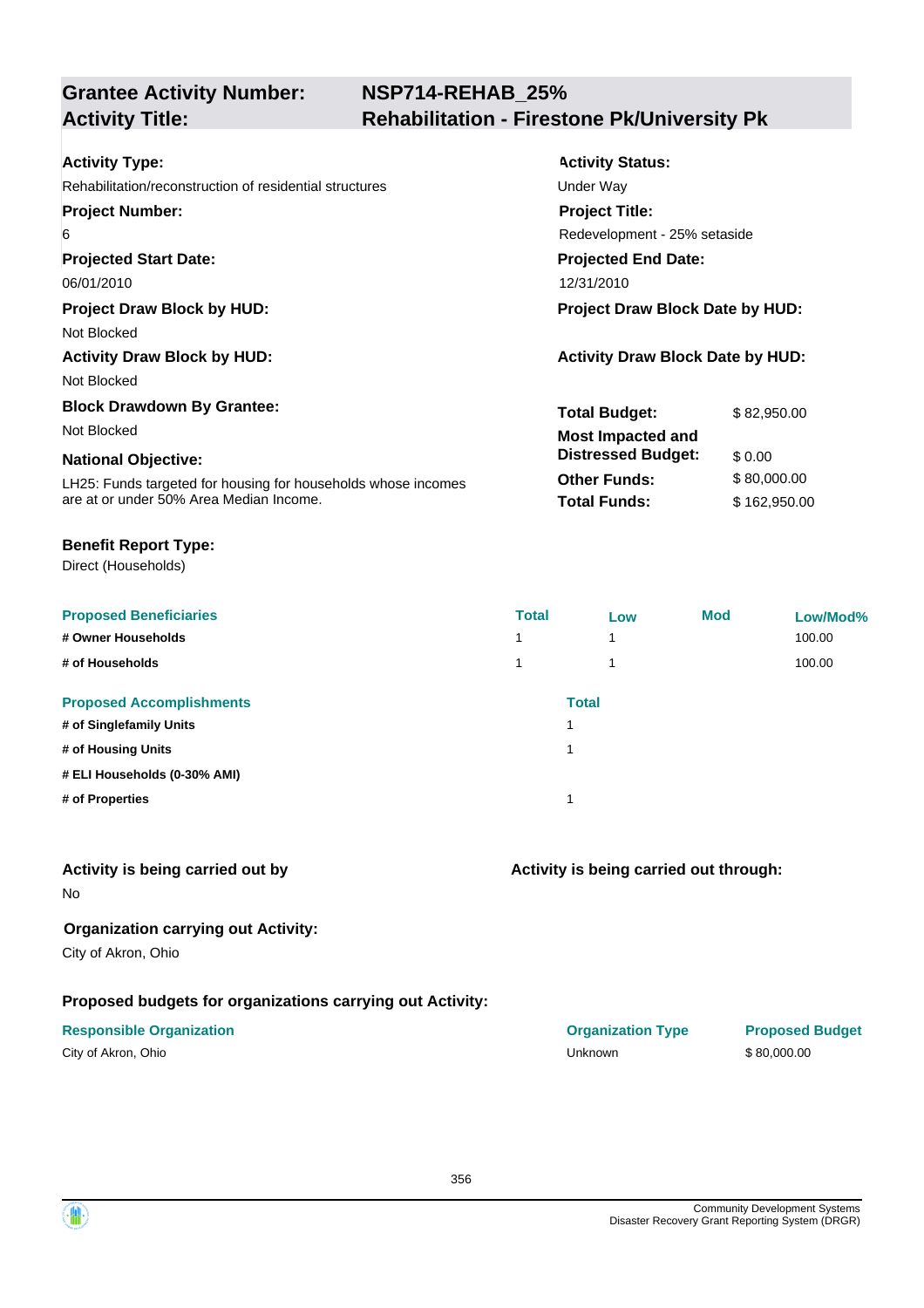## Grantee Activity Number: NSP714-REHAB_25%
## Activity Title: Rehabilitation - Firestone Pk/University Pk

**Activity Type:**
Rehabilitation/reconstruction of residential structures

**Activity Status:**
Under Way

**Project Number:**
6

**Project Title:**
Redevelopment - 25% setaside

**Projected Start Date:**
06/01/2010

**Projected End Date:**
12/31/2010

**Project Draw Block by HUD:**
Not Blocked

**Project Draw Block Date by HUD:**

**Activity Draw Block by HUD:**
Not Blocked

**Activity Draw Block Date by HUD:**

**Block Drawdown By Grantee:**
Not Blocked

**National Objective:**
LH25: Funds targeted for housing for households whose incomes are at or under 50% Area Median Income.

| | |
|---|---|
| **Total Budget:** | $ 82,950.00 |
| **Most Impacted and Distressed Budget:** | $ 0.00 |
| **Other Funds:** | $ 80,000.00 |
| **Total Funds:** | $ 162,950.00 |

**Benefit Report Type:**
Direct (Households)

| Proposed Beneficiaries | Total | Low | Mod | Low/Mod% |
|---|---|---|---|---|
| # Owner Households | 1 | 1 | | 100.00 |
| # of Households | 1 | 1 | | 100.00 |

| Proposed Accomplishments | Total |
|---|---|
| # of Singlefamily Units | 1 |
| # of Housing Units | 1 |
| # ELI Households (0-30% AMI) | |
| # of Properties | 1 |

**Activity is being carried out by**
No

**Activity is being carried out through:**

**Organization carrying out Activity:**
City of Akron, Ohio

**Proposed budgets for organizations carrying out Activity:**

| Responsible Organization | Organization Type | Proposed Budget |
|---|---|---|
| City of Akron, Ohio | Unknown | $ 80,000.00 |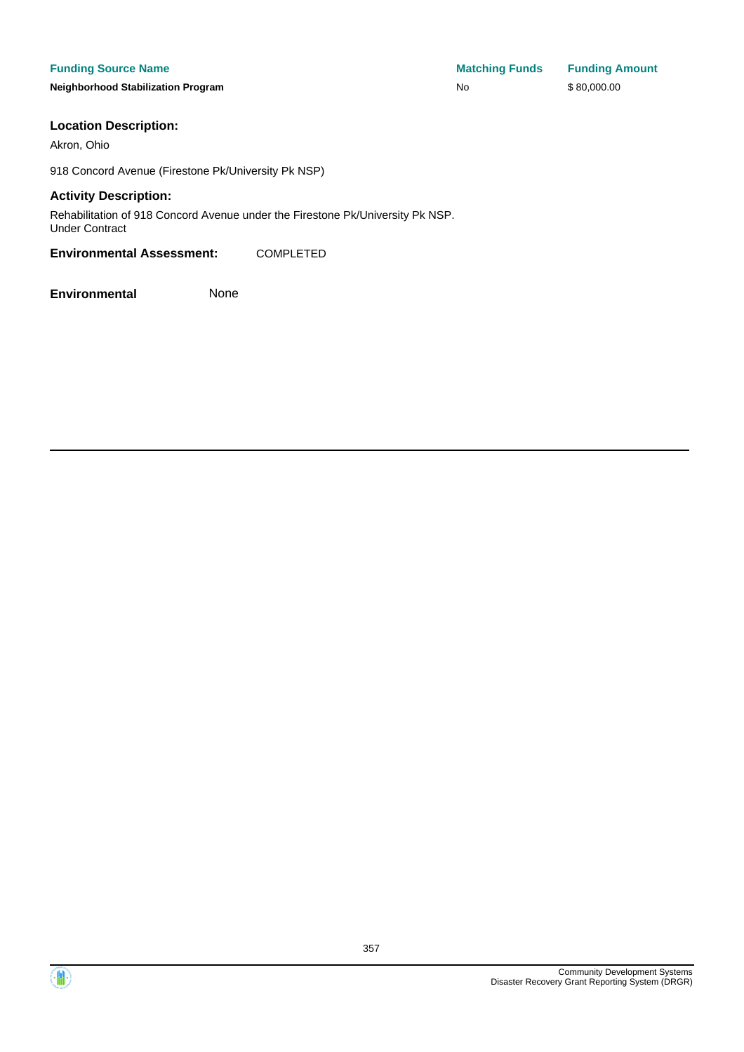| Funding Source Name | Matching Funds | Funding Amount |
|---|---|---|
| **Neighborhood Stabilization Program** | No | $ 80,000.00 |

### Location Description:

Akron, Ohio

918 Concord Avenue (Firestone Pk/University Pk NSP)

### Activity Description:

Rehabilitation of 918 Concord Avenue under the Firestone Pk/University Pk NSP.
Under Contract

**Environmental Assessment:** COMPLETED

**Environmental** None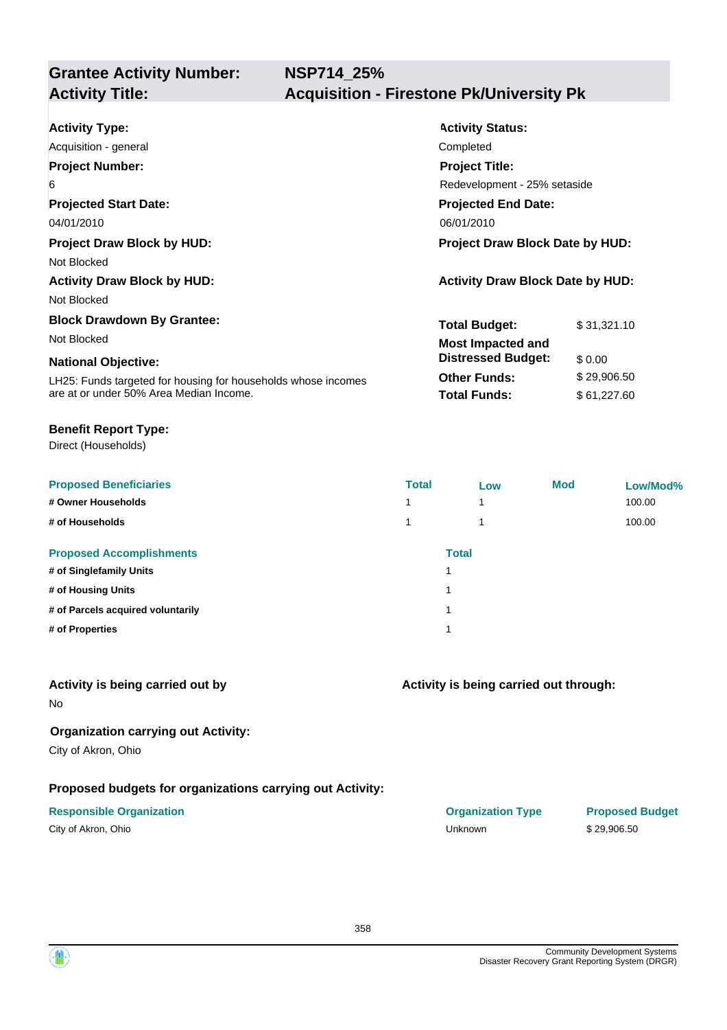## Grantee Activity Number: NSP714_25%
## Activity Title: Acquisition - Firestone Pk/University Pk

**Activity Type:**
Acquisition - general

**Activity Status:**
Completed

**Project Number:**
6

**Project Title:**
Redevelopment - 25% setaside

**Projected Start Date:**
04/01/2010

**Projected End Date:**
06/01/2010

**Project Draw Block by HUD:**
Not Blocked

**Project Draw Block Date by HUD:**

**Activity Draw Block by HUD:**
Not Blocked

**Activity Draw Block Date by HUD:**

**Block Drawdown By Grantee:**
Not Blocked

**National Objective:**
LH25: Funds targeted for housing for households whose incomes are at or under 50% Area Median Income.

| | |
|---|---|
| **Total Budget:** | $ 31,321.10 |
| **Most Impacted and Distressed Budget:** | $ 0.00 |
| **Other Funds:** | $ 29,906.50 |
| **Total Funds:** | $ 61,227.60 |

**Benefit Report Type:**
Direct (Households)

| Proposed Beneficiaries | Total | Low | Mod | Low/Mod% |
|---|---|---|---|---|
| # Owner Households | 1 | 1 | | 100.00 |
| # of Households | 1 | 1 | | 100.00 |

| Proposed Accomplishments | Total |
|---|---|
| # of Singlefamily Units | 1 |
| # of Housing Units | 1 |
| # of Parcels acquired voluntarily | 1 |
| # of Properties | 1 |

**Activity is being carried out by**
No

**Activity is being carried out through:**

**Organization carrying out Activity:**
City of Akron, Ohio

**Proposed budgets for organizations carrying out Activity:**

| Responsible Organization | Organization Type | Proposed Budget |
|---|---|---|
| City of Akron, Ohio | Unknown | $ 29,906.50 |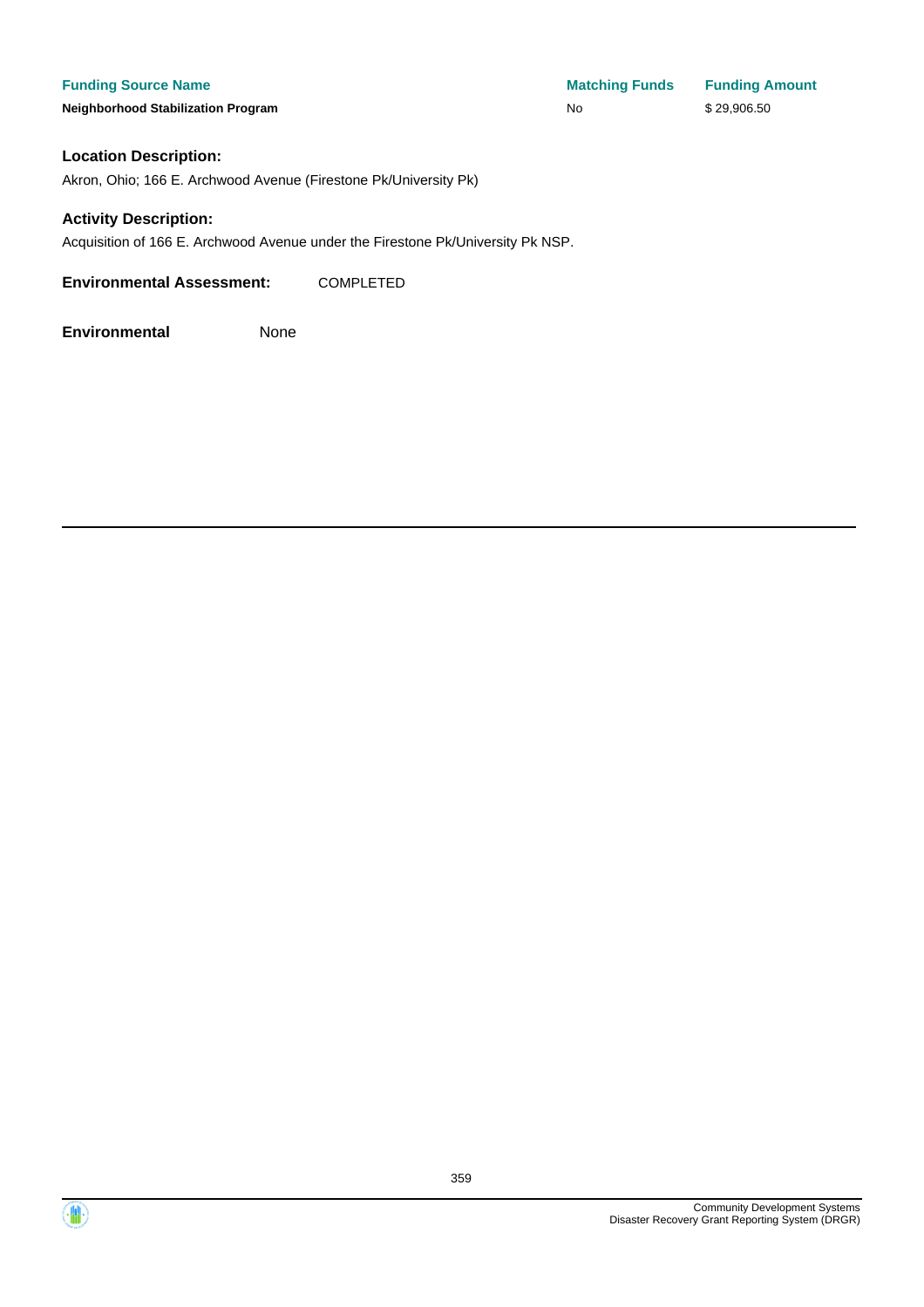| Funding Source Name | Matching Funds | Funding Amount |
| --- | --- | --- |
| **Neighborhood Stabilization Program** | No | $ 29,906.50 |

**Location Description:**

Akron, Ohio; 166 E. Archwood Avenue (Firestone Pk/University Pk)

**Activity Description:**

Acquisition of 166 E. Archwood Avenue under the Firestone Pk/University Pk NSP.

**Environmental Assessment:** COMPLETED

**Environmental** None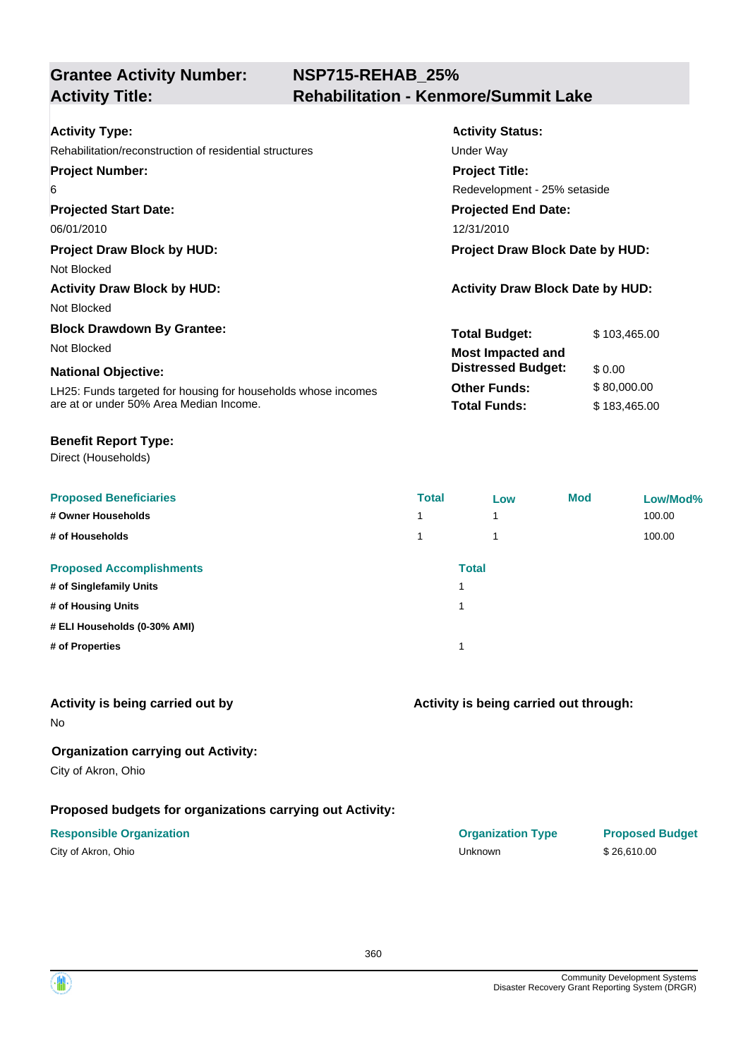## Grantee Activity Number: NSP715-REHAB_25%
## Activity Title: Rehabilitation - Kenmore/Summit Lake

**Activity Type:**
Rehabilitation/reconstruction of residential structures

**Activity Status:**
Under Way

**Project Number:**
6

**Project Title:**
Redevelopment - 25% setaside

**Projected Start Date:**
06/01/2010

**Projected End Date:**
12/31/2010

**Project Draw Block by HUD:**
Not Blocked

**Project Draw Block Date by HUD:**

**Activity Draw Block by HUD:**
Not Blocked

**Activity Draw Block Date by HUD:**

**Block Drawdown By Grantee:**
Not Blocked

**National Objective:**
LH25: Funds targeted for housing for households whose incomes are at or under 50% Area Median Income.

| | |
|---|---|
| **Total Budget:** | $ 103,465.00 |
| **Most Impacted and Distressed Budget:** | $ 0.00 |
| **Other Funds:** | $ 80,000.00 |
| **Total Funds:** | $ 183,465.00 |

**Benefit Report Type:**
Direct (Households)

| Proposed Beneficiaries | Total | Low | Mod | Low/Mod% |
|---|---|---|---|---|
| # Owner Households | 1 | 1 | | 100.00 |
| # of Households | 1 | 1 | | 100.00 |

| Proposed Accomplishments | Total |
|---|---|
| # of Singlefamily Units | 1 |
| # of Housing Units | 1 |
| # ELI Households (0-30% AMI) | |
| # of Properties | 1 |

**Activity is being carried out by**
No

**Activity is being carried out through:**

**Organization carrying out Activity:**
City of Akron, Ohio

**Proposed budgets for organizations carrying out Activity:**

| Responsible Organization | Organization Type | Proposed Budget |
|---|---|---|
| City of Akron, Ohio | Unknown | $ 26,610.00 |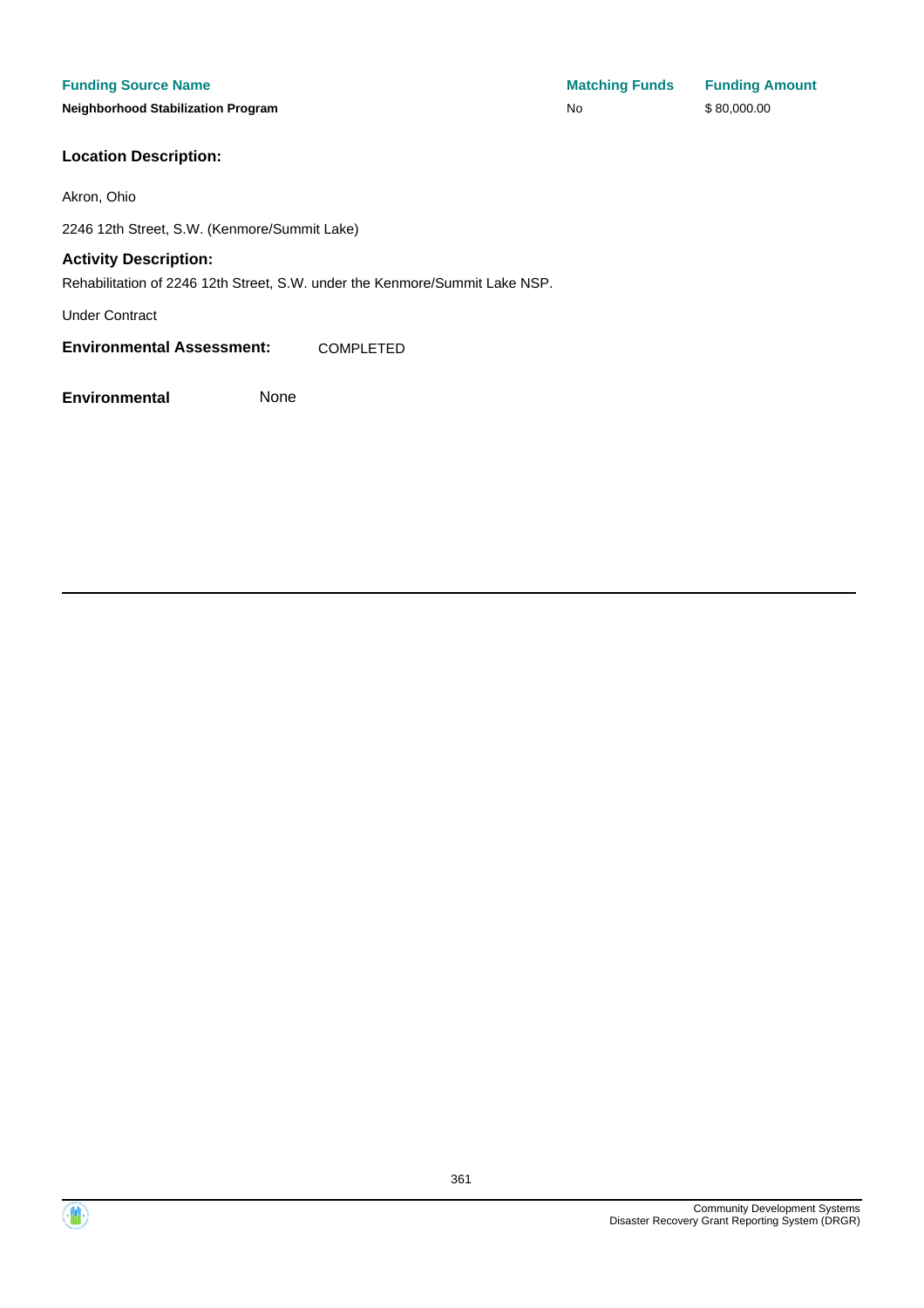| Funding Source Name | Matching Funds | Funding Amount |
| --- | --- | --- |
| **Neighborhood Stabilization Program** | No | $ 80,000.00 |

**Location Description:**

Akron, Ohio

2246 12th Street, S.W. (Kenmore/Summit Lake)

**Activity Description:**

Rehabilitation of 2246 12th Street, S.W. under the Kenmore/Summit Lake NSP.

Under Contract

**Environmental Assessment:** COMPLETED

**Environmental** None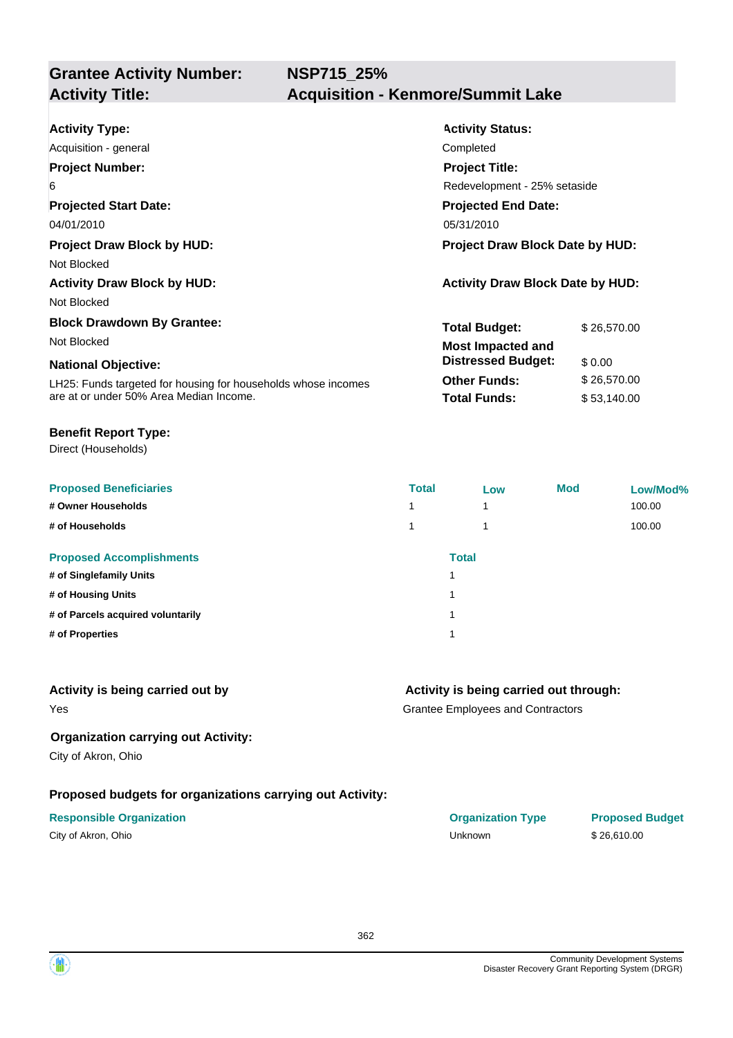## Grantee Activity Number: NSP715_25%
## Activity Title: Acquisition - Kenmore/Summit Lake

**Activity Type:**
Acquisition - general

**Activity Status:**
Completed

**Project Number:**
6

**Project Title:**
Redevelopment - 25% setaside

**Projected Start Date:**
04/01/2010

**Projected End Date:**
05/31/2010

**Project Draw Block by HUD:**
Not Blocked

**Project Draw Block Date by HUD:**

**Activity Draw Block by HUD:**
Not Blocked

**Activity Draw Block Date by HUD:**

**Block Drawdown By Grantee:**
Not Blocked

**National Objective:**
LH25: Funds targeted for housing for households whose incomes are at or under 50% Area Median Income.

| | |
|---|---|
| **Total Budget:** | $ 26,570.00 |
| **Most Impacted and Distressed Budget:** | $ 0.00 |
| **Other Funds:** | $ 26,570.00 |
| **Total Funds:** | $ 53,140.00 |

**Benefit Report Type:**
Direct (Households)

| Proposed Beneficiaries | Total | Low | Mod | Low/Mod% |
|---|---|---|---|---|
| # Owner Households | 1 | 1 | | 100.00 |
| # of Households | 1 | 1 | | 100.00 |

| Proposed Accomplishments | Total |
|---|---|
| # of Singlefamily Units | 1 |
| # of Housing Units | 1 |
| # of Parcels acquired voluntarily | 1 |
| # of Properties | 1 |

**Activity is being carried out by**
Yes

**Activity is being carried out through:**
Grantee Employees and Contractors

**Organization carrying out Activity:**
City of Akron, Ohio

**Proposed budgets for organizations carrying out Activity:**

| Responsible Organization | Organization Type | Proposed Budget |
|---|---|---|
| City of Akron, Ohio | Unknown | $ 26,610.00 |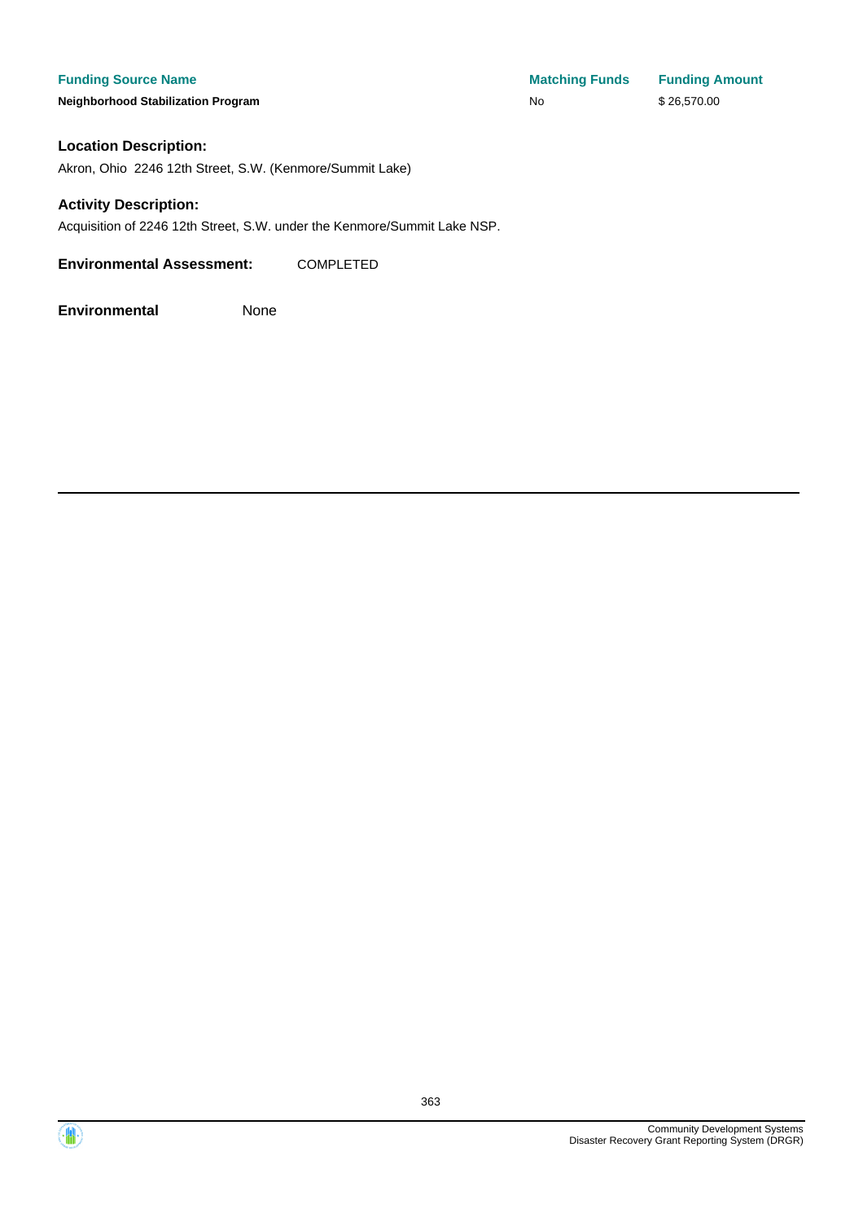| Funding Source Name | Matching Funds | Funding Amount |
| --- | --- | --- |
| **Neighborhood Stabilization Program** | No | $ 26,570.00 |

**Location Description:**

Akron, Ohio 2246 12th Street, S.W. (Kenmore/Summit Lake)

**Activity Description:**

Acquisition of 2246 12th Street, S.W. under the Kenmore/Summit Lake NSP.

**Environmental Assessment:** COMPLETED

**Environmental** None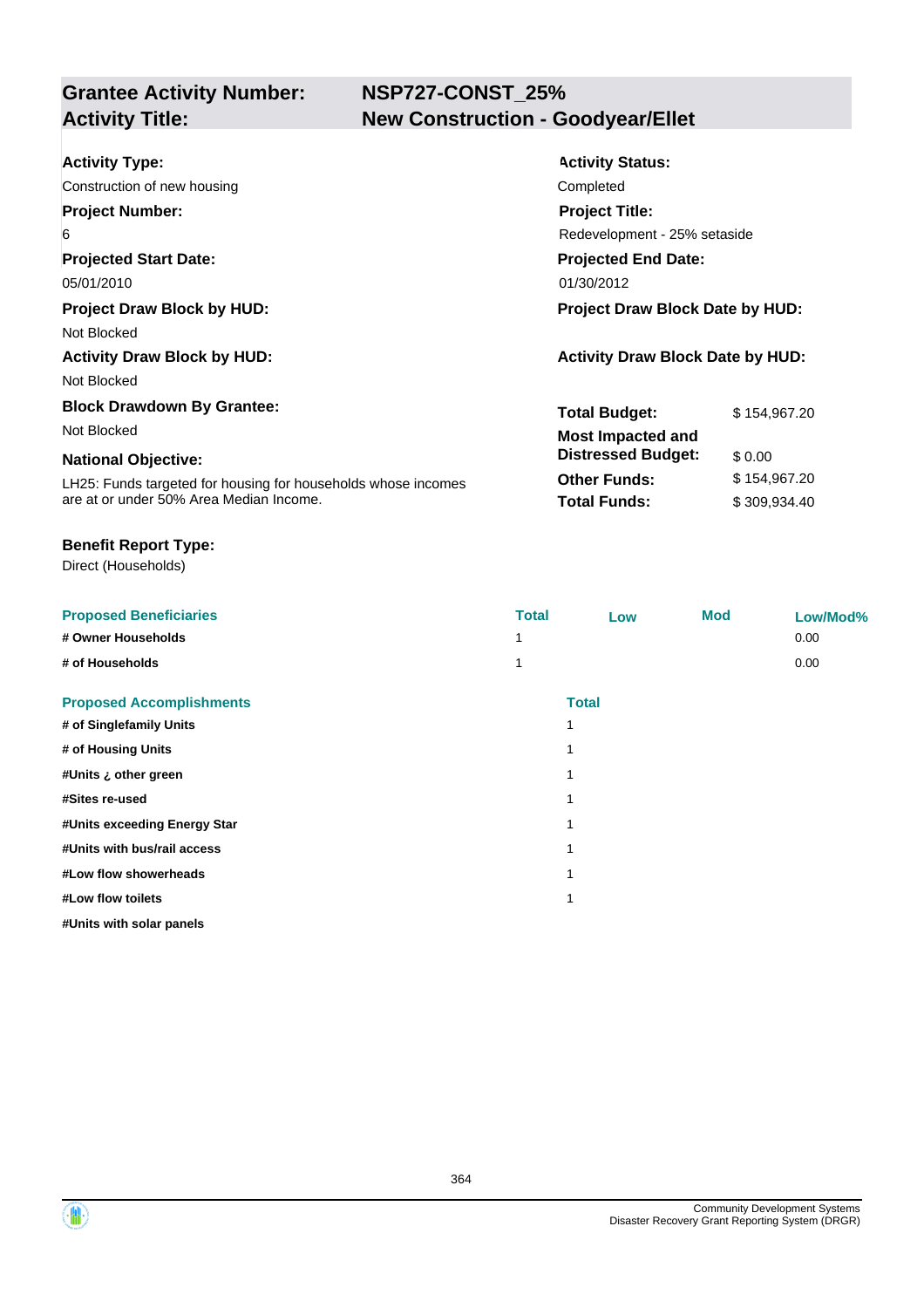## Grantee Activity Number: NSP727-CONST_25%
## Activity Title: New Construction - Goodyear/Ellet

**Activity Type:**
Construction of new housing

**Activity Status:**
Completed

**Project Number:**
6

**Project Title:**
Redevelopment - 25% setaside

**Projected Start Date:**
05/01/2010

**Projected End Date:**
01/30/2012

**Project Draw Block by HUD:**
Not Blocked

**Project Draw Block Date by HUD:**

**Activity Draw Block by HUD:**
Not Blocked

**Activity Draw Block Date by HUD:**

**Block Drawdown By Grantee:**
Not Blocked

**National Objective:**
LH25: Funds targeted for housing for households whose incomes are at or under 50% Area Median Income.

| | |
|---|---|
| **Total Budget:** | $ 154,967.20 |
| **Most Impacted and Distressed Budget:** | $ 0.00 |
| **Other Funds:** | $ 154,967.20 |
| **Total Funds:** | $ 309,934.40 |

**Benefit Report Type:**
Direct (Households)

| Proposed Beneficiaries | Total | Low | Mod | Low/Mod% |
|---|---|---|---|---|
| # Owner Households | 1 | | | 0.00 |
| # of Households | 1 | | | 0.00 |

| Proposed Accomplishments | Total |
|---|---|
| # of Singlefamily Units | 1 |
| # of Housing Units | 1 |
| #Units ¿ other green | 1 |
| #Sites re-used | 1 |
| #Units exceeding Energy Star | 1 |
| #Units with bus/rail access | 1 |
| #Low flow showerheads | 1 |
| #Low flow toilets | 1 |
| #Units with solar panels | |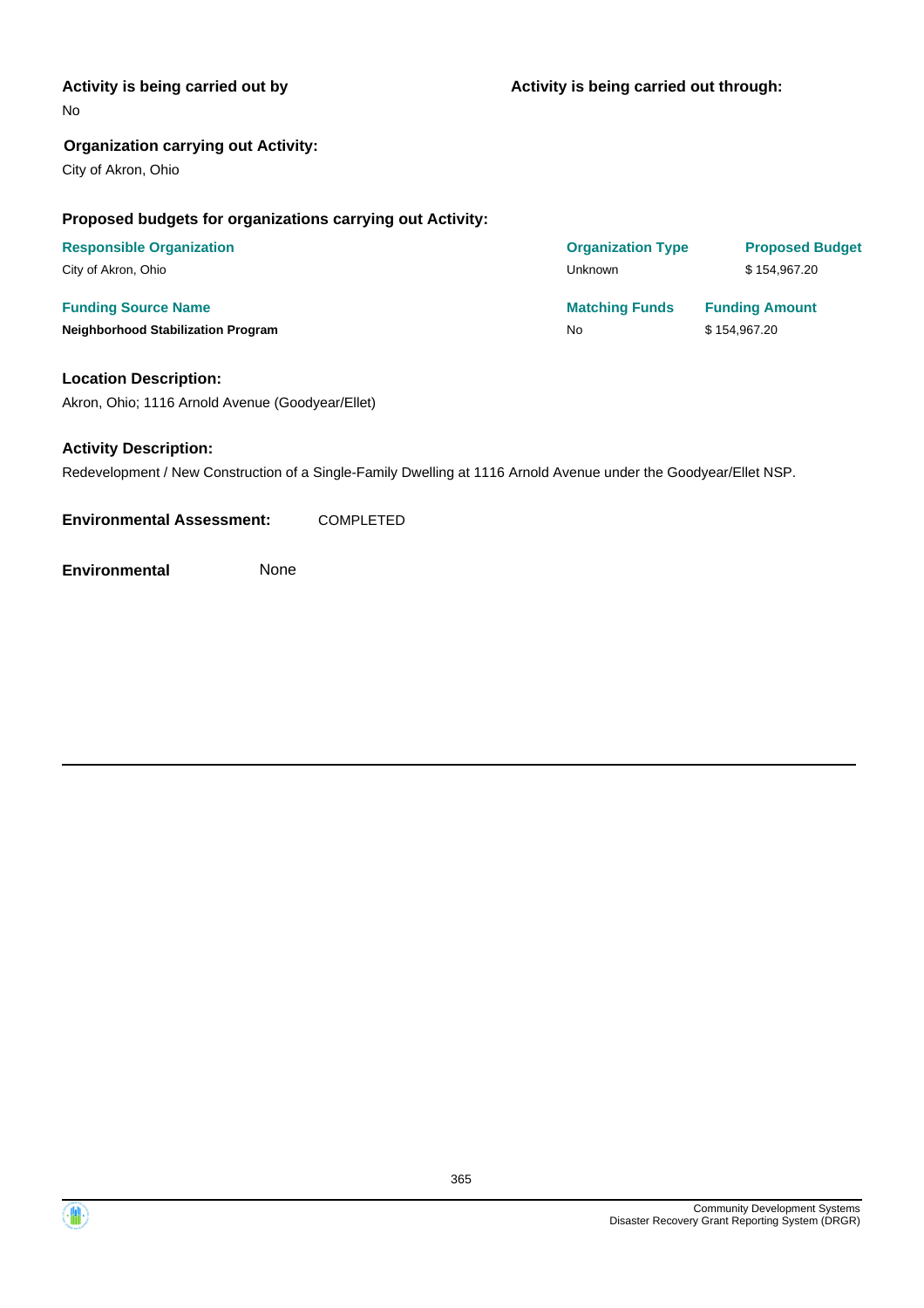**Activity is being carried out by**

No

**Activity is being carried out through:**

**Organization carrying out Activity:**

City of Akron, Ohio

**Proposed budgets for organizations carrying out Activity:**

| Responsible Organization | Organization Type | Proposed Budget |
| --- | --- | --- |
| City of Akron, Ohio | Unknown | $ 154,967.20 |

| Funding Source Name | Matching Funds | Funding Amount |
| --- | --- | --- |
| **Neighborhood Stabilization Program** | No | $ 154,967.20 |

**Location Description:**

Akron, Ohio; 1116 Arnold Avenue (Goodyear/Ellet)

**Activity Description:**

Redevelopment / New Construction of a Single-Family Dwelling at 1116 Arnold Avenue under the Goodyear/Ellet NSP.

**Environmental Assessment:** COMPLETED

**Environmental** None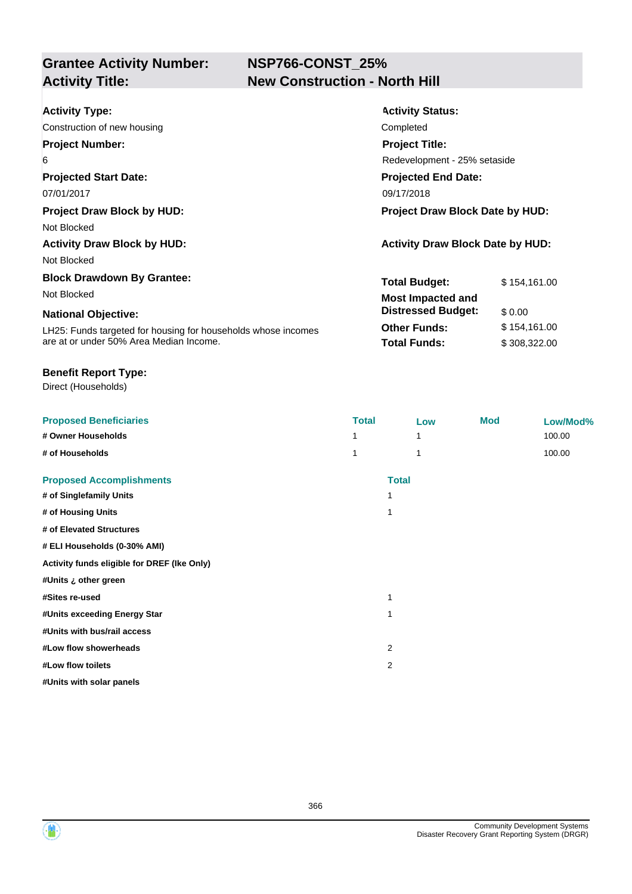| **Grantee Activity Number:** | **NSP766-CONST_25%** |
|---|---|
| **Activity Title:** | **New Construction - North Hill** |

**Activity Type:**
Construction of new housing

**Activity Status:**
Completed

**Project Number:**
6

**Project Title:**
Redevelopment - 25% setaside

**Projected Start Date:**
07/01/2017

**Projected End Date:**
09/17/2018

**Project Draw Block by HUD:**
Not Blocked

**Project Draw Block Date by HUD:**

**Activity Draw Block by HUD:**
Not Blocked

**Activity Draw Block Date by HUD:**

**Block Drawdown By Grantee:**
Not Blocked

**National Objective:**
LH25: Funds targeted for housing for households whose incomes are at or under 50% Area Median Income.

| | |
|---|---|
| **Total Budget:** | $ 154,161.00 |
| **Most Impacted and Distressed Budget:** | $ 0.00 |
| **Other Funds:** | $ 154,161.00 |
| **Total Funds:** | $ 308,322.00 |

**Benefit Report Type:**
Direct (Households)

| Proposed Beneficiaries | Total | Low | Mod | Low/Mod% |
|---|---|---|---|---|
| **# Owner Households** | 1 | 1 | | 100.00 |
| **# of Households** | 1 | 1 | | 100.00 |

| Proposed Accomplishments | Total |
|---|---|
| **# of Singlefamily Units** | 1 |
| **# of Housing Units** | 1 |
| **# of Elevated Structures** | |
| **# ELI Households (0-30% AMI)** | |
| **Activity funds eligible for DREF (Ike Only)** | |
| **#Units ¿ other green** | |
| **#Sites re-used** | 1 |
| **#Units exceeding Energy Star** | 1 |
| **#Units with bus/rail access** | |
| **#Low flow showerheads** | 2 |
| **#Low flow toilets** | 2 |
| **#Units with solar panels** | |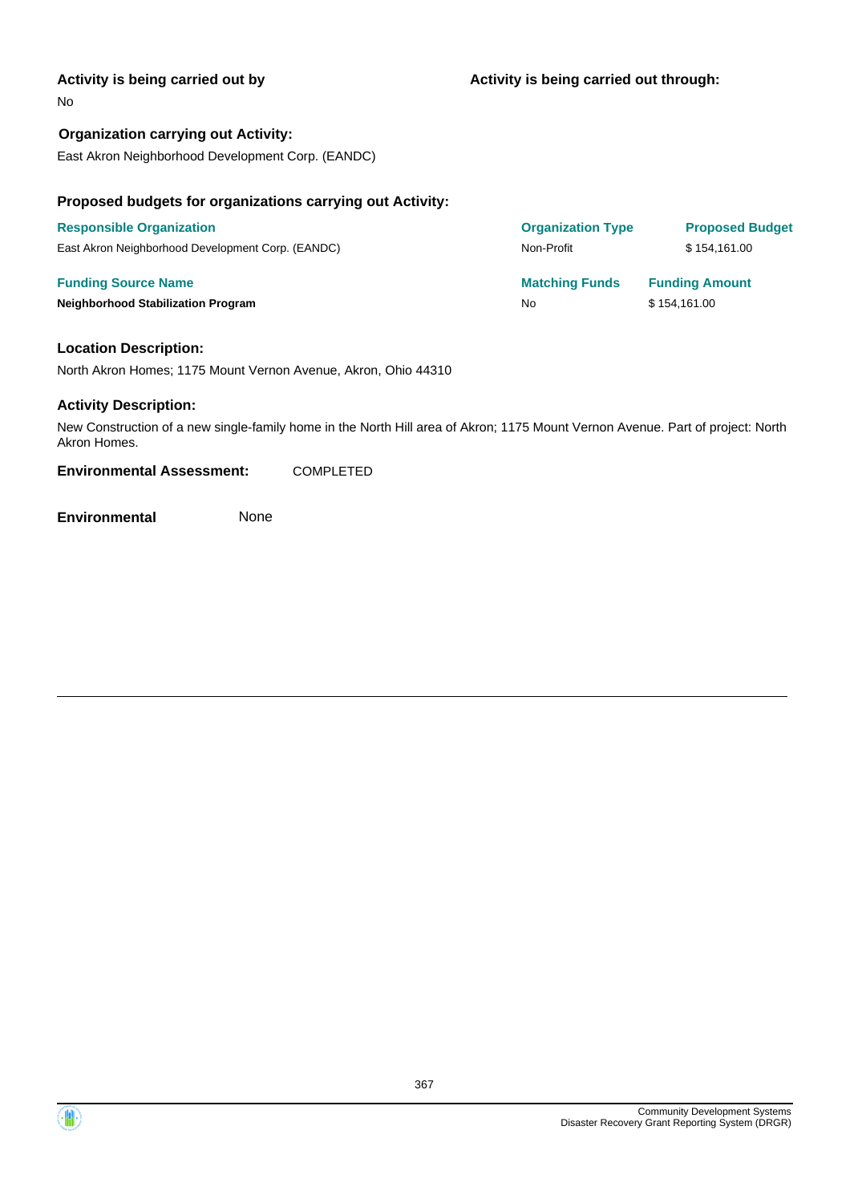**Activity is being carried out by**

No

**Activity is being carried out through:**

**Organization carrying out Activity:**

East Akron Neighborhood Development Corp. (EANDC)

**Proposed budgets for organizations carrying out Activity:**

| Responsible Organization | Organization Type | Proposed Budget |
|---|---|---|
| East Akron Neighborhood Development Corp. (EANDC) | Non-Profit | $ 154,161.00 |

| Funding Source Name | Matching Funds | Funding Amount |
|---|---|---|
| **Neighborhood Stabilization Program** | No | $ 154,161.00 |

**Location Description:**

North Akron Homes; 1175 Mount Vernon Avenue, Akron, Ohio 44310

**Activity Description:**

New Construction of a new single-family home in the North Hill area of Akron; 1175 Mount Vernon Avenue. Part of project: North Akron Homes.

**Environmental Assessment:** COMPLETED

**Environmental** None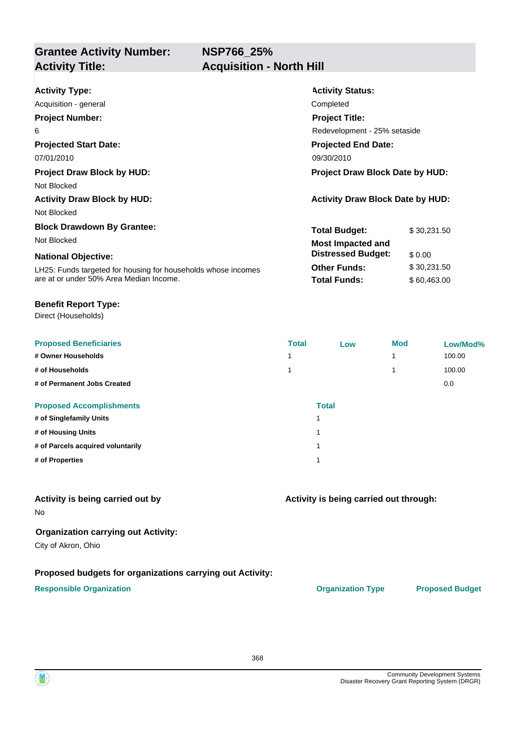## Grantee Activity Number: NSP766_25%
## Activity Title: Acquisition - North Hill

**Activity Type:**
Acquisition - general

**Activity Status:**
Completed

**Project Number:**
6

**Project Title:**
Redevelopment - 25% setaside

**Projected Start Date:**
07/01/2010

**Projected End Date:**
09/30/2010

**Project Draw Block by HUD:**
Not Blocked

**Project Draw Block Date by HUD:**

**Activity Draw Block by HUD:**
Not Blocked

**Activity Draw Block Date by HUD:**

**Block Drawdown By Grantee:**
Not Blocked

| | |
|---|---|
| **Total Budget:** | $ 30,231.50 |
| **Most Impacted and Distressed Budget:** | $ 0.00 |
| **Other Funds:** | $ 30,231.50 |
| **Total Funds:** | $ 60,463.00 |

**National Objective:**
LH25: Funds targeted for housing for households whose incomes are at or under 50% Area Median Income.

**Benefit Report Type:**
Direct (Households)

| Proposed Beneficiaries | Total | Low | Mod | Low/Mod% |
|---|---|---|---|---|
| # Owner Households | 1 | | 1 | 100.00 |
| # of Households | 1 | | 1 | 100.00 |
| # of Permanent Jobs Created | | | | 0.0 |

| Proposed Accomplishments | Total |
|---|---|
| # of Singlefamily Units | 1 |
| # of Housing Units | 1 |
| # of Parcels acquired voluntarily | 1 |
| # of Properties | 1 |

**Activity is being carried out by**
No

**Activity is being carried out through:**

**Organization carrying out Activity:**
City of Akron, Ohio

**Proposed budgets for organizations carrying out Activity:**

| Responsible Organization | Organization Type | Proposed Budget |
|---|---|---|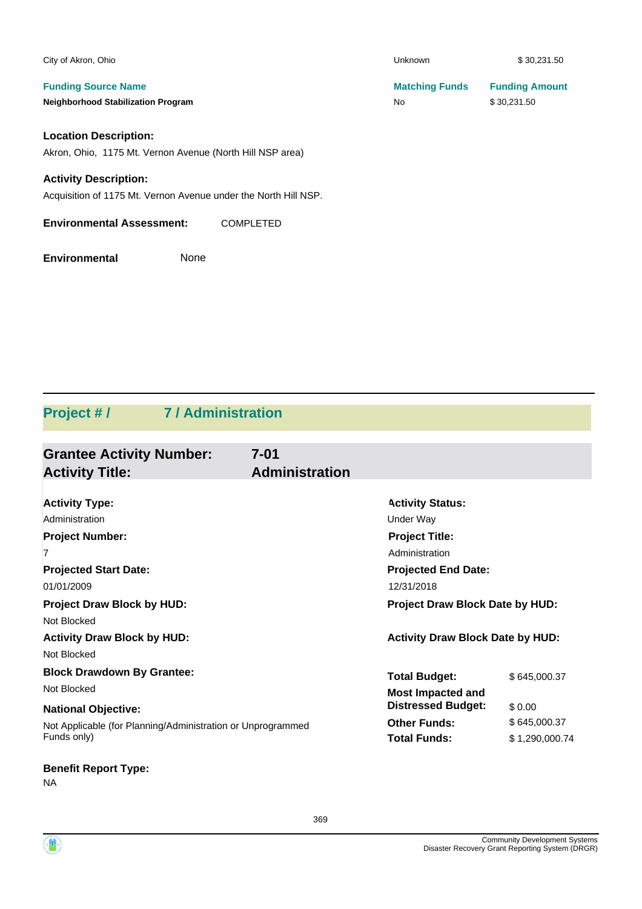| | | |
|---|---|---|
| City of Akron, Ohio | Unknown | $ 30,231.50 |
| **Funding Source Name** | **Matching Funds** | **Funding Amount** |
| **Neighborhood Stabilization Program** | No | $ 30,231.50 |

**Location Description:**

Akron, Ohio, 1175 Mt. Vernon Avenue (North Hill NSP area)

**Activity Description:**

Acquisition of 1175 Mt. Vernon Avenue under the North Hill NSP.

**Environmental Assessment:** COMPLETED

**Environmental** None

## Project # / 7 / Administration

### Grantee Activity Number: 7-01
### Activity Title: Administration

**Activity Type:**
Administration

**Activity Status:**
Under Way

**Project Number:**
7

**Project Title:**
Administration

**Projected Start Date:**
01/01/2009

**Projected End Date:**
12/31/2018

**Project Draw Block by HUD:**
Not Blocked

**Project Draw Block Date by HUD:**

**Activity Draw Block by HUD:**
Not Blocked

**Activity Draw Block Date by HUD:**

**Block Drawdown By Grantee:**
Not Blocked

**National Objective:**
Not Applicable (for Planning/Administration or Unprogrammed Funds only)

| | |
|---|---|
| **Total Budget:** | $ 645,000.37 |
| **Most Impacted and Distressed Budget:** | $ 0.00 |
| **Other Funds:** | $ 645,000.37 |
| **Total Funds:** | $ 1,290,000.74 |

**Benefit Report Type:**
NA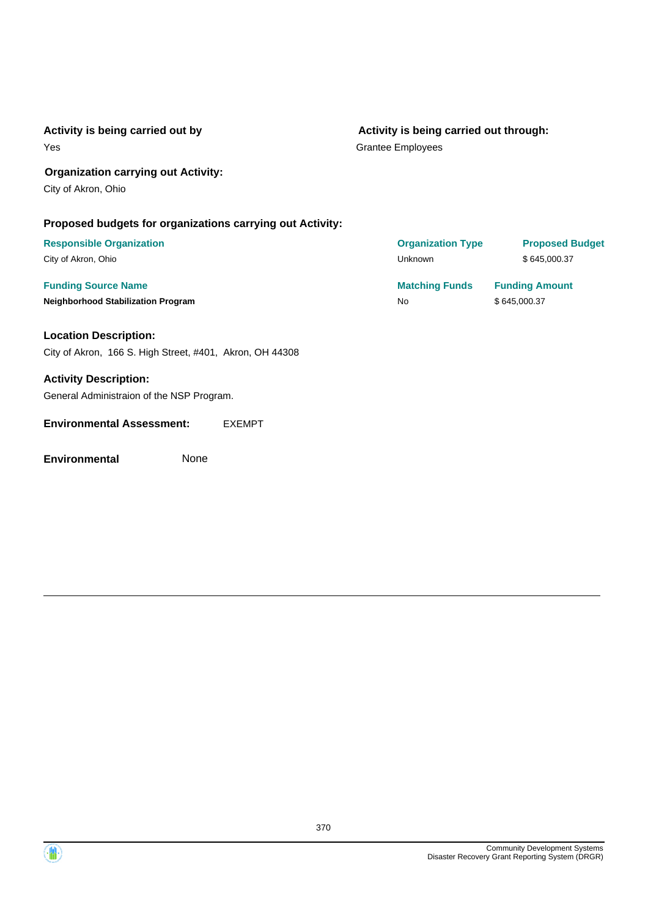**Activity is being carried out by**

Yes

**Activity is being carried out through:**

Grantee Employees

**Organization carrying out Activity:**

City of Akron, Ohio

**Proposed budgets for organizations carrying out Activity:**

| Responsible Organization | Organization Type | Proposed Budget |
|---|---|---|
| City of Akron, Ohio | Unknown | $ 645,000.37 |

| Funding Source Name | Matching Funds | Funding Amount |
|---|---|---|
| **Neighborhood Stabilization Program** | No | $ 645,000.37 |

**Location Description:**

City of Akron, 166 S. High Street, #401, Akron, OH 44308

**Activity Description:**

General Administraion of the NSP Program.

**Environmental Assessment:** EXEMPT

**Environmental** None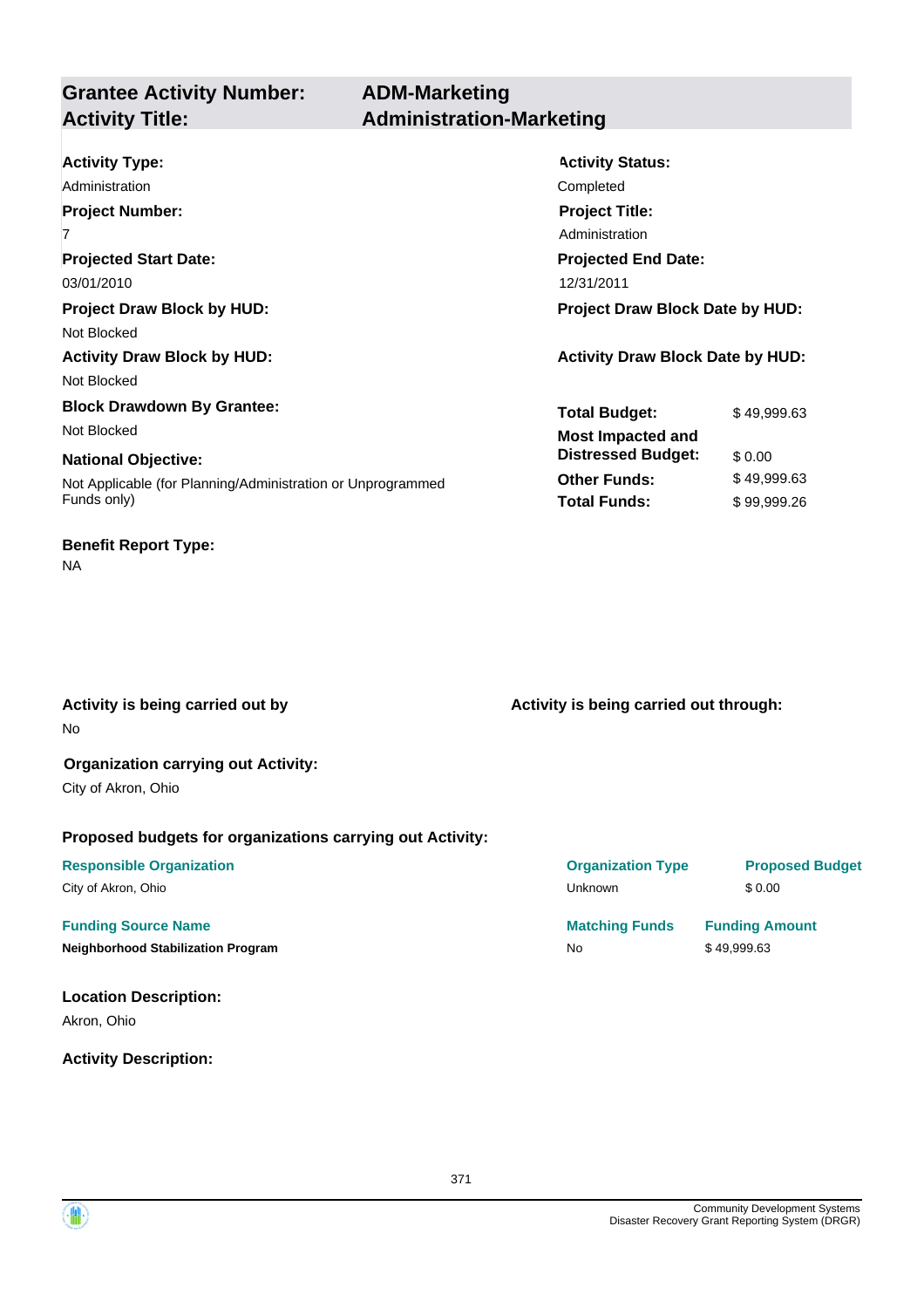## Grantee Activity Number: ADM-Marketing
## Activity Title: Administration-Marketing

**Activity Type:**
Administration

**Activity Status:**
Completed

**Project Number:**
7

**Project Title:**
Administration

**Projected Start Date:**
03/01/2010

**Projected End Date:**
12/31/2011

**Project Draw Block by HUD:**
Not Blocked

**Project Draw Block Date by HUD:**

**Activity Draw Block by HUD:**
Not Blocked

**Activity Draw Block Date by HUD:**

**Block Drawdown By Grantee:**
Not Blocked

**National Objective:**
Not Applicable (for Planning/Administration or Unprogrammed Funds only)

| | |
|---|---|
| **Total Budget:** | $ 49,999.63 |
| **Most Impacted and Distressed Budget:** | $ 0.00 |
| **Other Funds:** | $ 49,999.63 |
| **Total Funds:** | $ 99,999.26 |

**Benefit Report Type:**
NA

**Activity is being carried out by**
No

**Activity is being carried out through:**

**Organization carrying out Activity:**
City of Akron, Ohio

**Proposed budgets for organizations carrying out Activity:**

| Responsible Organization | Organization Type | Proposed Budget |
|---|---|---|
| City of Akron, Ohio | Unknown | $ 0.00 |

| Funding Source Name | Matching Funds | Funding Amount |
|---|---|---|
| **Neighborhood Stabilization Program** | No | $ 49,999.63 |

**Location Description:**
Akron, Ohio

**Activity Description:**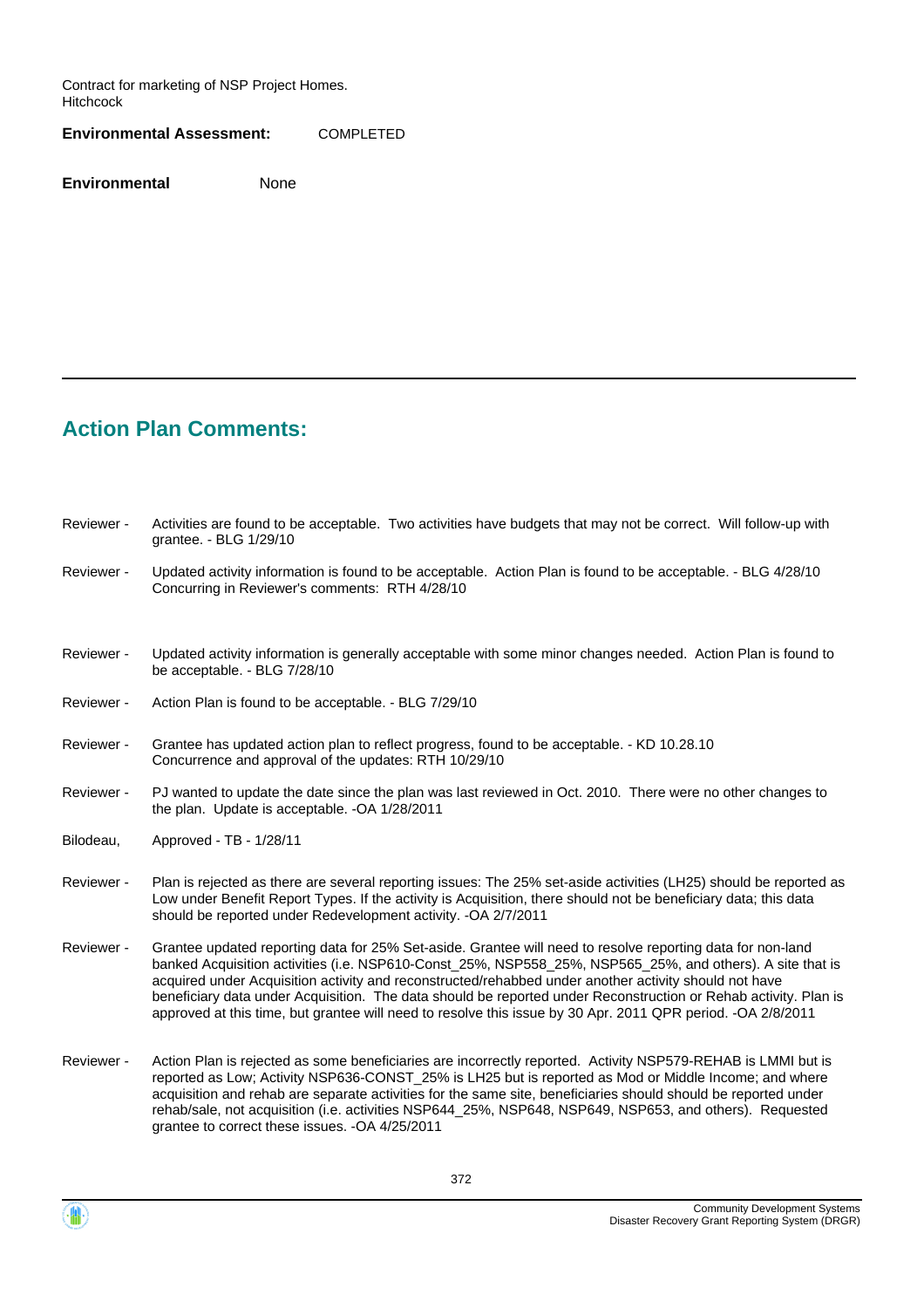Contract for marketing of NSP Project Homes.
Hitchcock

**Environmental Assessment:** COMPLETED

**Environmental** None

---

## Action Plan Comments:

Reviewer - Activities are found to be acceptable. Two activities have budgets that may not be correct. Will follow-up with grantee. - BLG 1/29/10

Reviewer - Updated activity information is found to be acceptable. Action Plan is found to be acceptable. - BLG 4/28/10
Concurring in Reviewer's comments: RTH 4/28/10

Reviewer - Updated activity information is generally acceptable with some minor changes needed. Action Plan is found to be acceptable. - BLG 7/28/10

Reviewer - Action Plan is found to be acceptable. - BLG 7/29/10

Reviewer - Grantee has updated action plan to reflect progress, found to be acceptable. - KD 10.28.10
Concurrence and approval of the updates: RTH 10/29/10

Reviewer - PJ wanted to update the date since the plan was last reviewed in Oct. 2010. There were no other changes to the plan. Update is acceptable. -OA 1/28/2011

Bilodeau, Approved - TB - 1/28/11

Reviewer - Plan is rejected as there are several reporting issues: The 25% set-aside activities (LH25) should be reported as Low under Benefit Report Types. If the activity is Acquisition, there should not be beneficiary data; this data should be reported under Redevelopment activity. -OA 2/7/2011

Reviewer - Grantee updated reporting data for 25% Set-aside. Grantee will need to resolve reporting data for non-land banked Acquisition activities (i.e. NSP610-Const_25%, NSP558_25%, NSP565_25%, and others). A site that is acquired under Acquisition activity and reconstructed/rehabbed under another activity should not have beneficiary data under Acquisition. The data should be reported under Reconstruction or Rehab activity. Plan is approved at this time, but grantee will need to resolve this issue by 30 Apr. 2011 QPR period. -OA 2/8/2011

Reviewer - Action Plan is rejected as some beneficiaries are incorrectly reported. Activity NSP579-REHAB is LMMI but is reported as Low; Activity NSP636-CONST_25% is LH25 but is reported as Mod or Middle Income; and where acquisition and rehab are separate activities for the same site, beneficiaries should should be reported under rehab/sale, not acquisition (i.e. activities NSP644_25%, NSP648, NSP649, NSP653, and others). Requested grantee to correct these issues. -OA 4/25/2011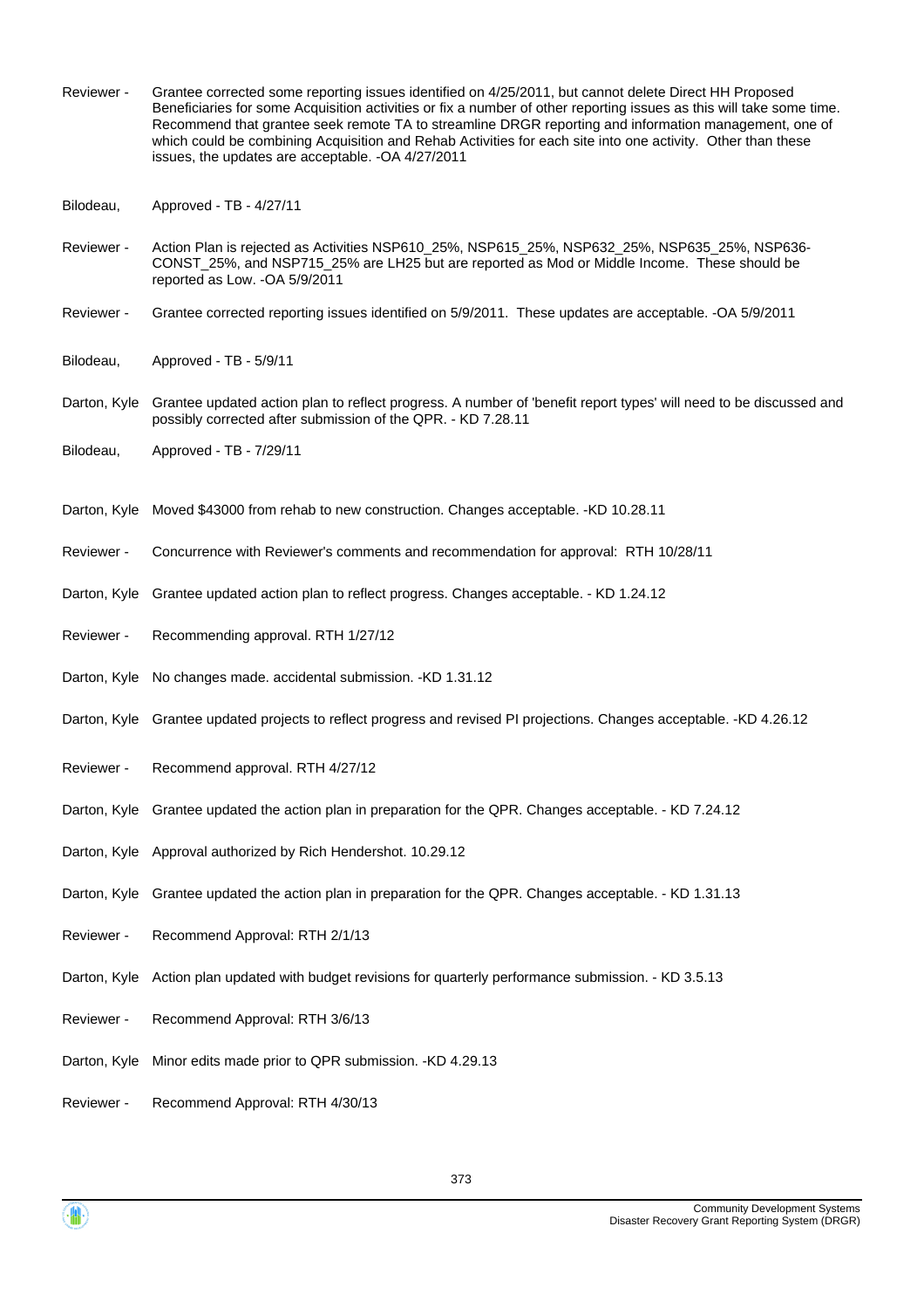| | |
|---|---|
| Reviewer - | Grantee corrected some reporting issues identified on 4/25/2011, but cannot delete Direct HH Proposed Beneficiaries for some Acquisition activities or fix a number of other reporting issues as this will take some time. Recommend that grantee seek remote TA to streamline DRGR reporting and information management, one of which could be combining Acquisition and Rehab Activities for each site into one activity. Other than these issues, the updates are acceptable. -OA 4/27/2011 |
| Bilodeau, | Approved - TB - 4/27/11 |
| Reviewer - | Action Plan is rejected as Activities NSP610_25%, NSP615_25%, NSP632_25%, NSP635_25%, NSP636-CONST_25%, and NSP715_25% are LH25 but are reported as Mod or Middle Income. These should be reported as Low. -OA 5/9/2011 |
| Reviewer - | Grantee corrected reporting issues identified on 5/9/2011. These updates are acceptable. -OA 5/9/2011 |
| Bilodeau, | Approved - TB - 5/9/11 |
| Darton, Kyle | Grantee updated action plan to reflect progress. A number of 'benefit report types' will need to be discussed and possibly corrected after submission of the QPR. - KD 7.28.11 |
| Bilodeau, | Approved - TB - 7/29/11 |
| Darton, Kyle | Moved $43000 from rehab to new construction. Changes acceptable. -KD 10.28.11 |
| Reviewer - | Concurrence with Reviewer's comments and recommendation for approval: RTH 10/28/11 |
| Darton, Kyle | Grantee updated action plan to reflect progress. Changes acceptable. - KD 1.24.12 |
| Reviewer - | Recommending approval. RTH 1/27/12 |
| Darton, Kyle | No changes made. accidental submission. -KD 1.31.12 |
| Darton, Kyle | Grantee updated projects to reflect progress and revised PI projections. Changes acceptable. -KD 4.26.12 |
| Reviewer - | Recommend approval. RTH 4/27/12 |
| Darton, Kyle | Grantee updated the action plan in preparation for the QPR. Changes acceptable. - KD 7.24.12 |
| Darton, Kyle | Approval authorized by Rich Hendershot. 10.29.12 |
| Darton, Kyle | Grantee updated the action plan in preparation for the QPR. Changes acceptable. - KD 1.31.13 |
| Reviewer - | Recommend Approval: RTH 2/1/13 |
| Darton, Kyle | Action plan updated with budget revisions for quarterly performance submission. - KD 3.5.13 |
| Reviewer - | Recommend Approval: RTH 3/6/13 |
| Darton, Kyle | Minor edits made prior to QPR submission. -KD 4.29.13 |
| Reviewer - | Recommend Approval: RTH 4/30/13 |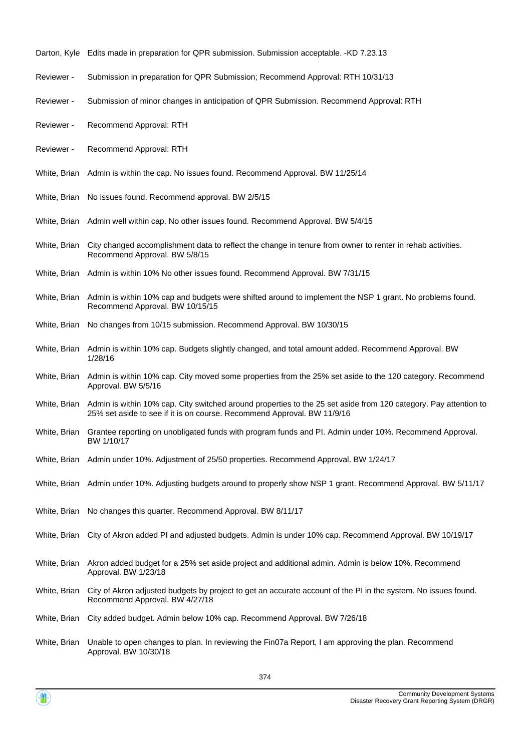| | |
|---|---|
| Darton, Kyle | Edits made in preparation for QPR submission. Submission acceptable. -KD 7.23.13 |
| Reviewer - | Submission in preparation for QPR Submission; Recommend Approval: RTH 10/31/13 |
| Reviewer - | Submission of minor changes in anticipation of QPR Submission. Recommend Approval: RTH |
| Reviewer - | Recommend Approval: RTH |
| Reviewer - | Recommend Approval: RTH |
| White, Brian | Admin is within the cap. No issues found. Recommend Approval. BW 11/25/14 |
| White, Brian | No issues found. Recommend approval. BW 2/5/15 |
| White, Brian | Admin well within cap. No other issues found. Recommend Approval. BW 5/4/15 |
| White, Brian | City changed accomplishment data to reflect the change in tenure from owner to renter in rehab activities. Recommend Approval. BW 5/8/15 |
| White, Brian | Admin is within 10% No other issues found. Recommend Approval. BW 7/31/15 |
| White, Brian | Admin is within 10% cap and budgets were shifted around to implement the NSP 1 grant. No problems found. Recommend Approval. BW 10/15/15 |
| White, Brian | No changes from 10/15 submission. Recommend Approval. BW 10/30/15 |
| White, Brian | Admin is within 10% cap. Budgets slightly changed, and total amount added. Recommend Approval. BW 1/28/16 |
| White, Brian | Admin is within 10% cap. City moved some properties from the 25% set aside to the 120 category. Recommend Approval. BW 5/5/16 |
| White, Brian | Admin is within 10% cap. City switched around properties to the 25 set aside from 120 category. Pay attention to 25% set aside to see if it is on course. Recommend Approval. BW 11/9/16 |
| White, Brian | Grantee reporting on unobligated funds with program funds and PI. Admin under 10%. Recommend Approval. BW 1/10/17 |
| White, Brian | Admin under 10%. Adjustment of 25/50 properties. Recommend Approval. BW 1/24/17 |
| White, Brian | Admin under 10%. Adjusting budgets around to properly show NSP 1 grant. Recommend Approval. BW 5/11/17 |
| White, Brian | No changes this quarter. Recommend Approval. BW 8/11/17 |
| White, Brian | City of Akron added PI and adjusted budgets. Admin is under 10% cap. Recommend Approval. BW 10/19/17 |
| White, Brian | Akron added budget for a 25% set aside project and additional admin. Admin is below 10%. Recommend Approval. BW 1/23/18 |
| White, Brian | City of Akron adjusted budgets by project to get an accurate account of the PI in the system. No issues found. Recommend Approval. BW 4/27/18 |
| White, Brian | City added budget. Admin below 10% cap. Recommend Approval. BW 7/26/18 |
| White, Brian | Unable to open changes to plan. In reviewing the Fin07a Report, I am approving the plan. Recommend Approval. BW 10/30/18 |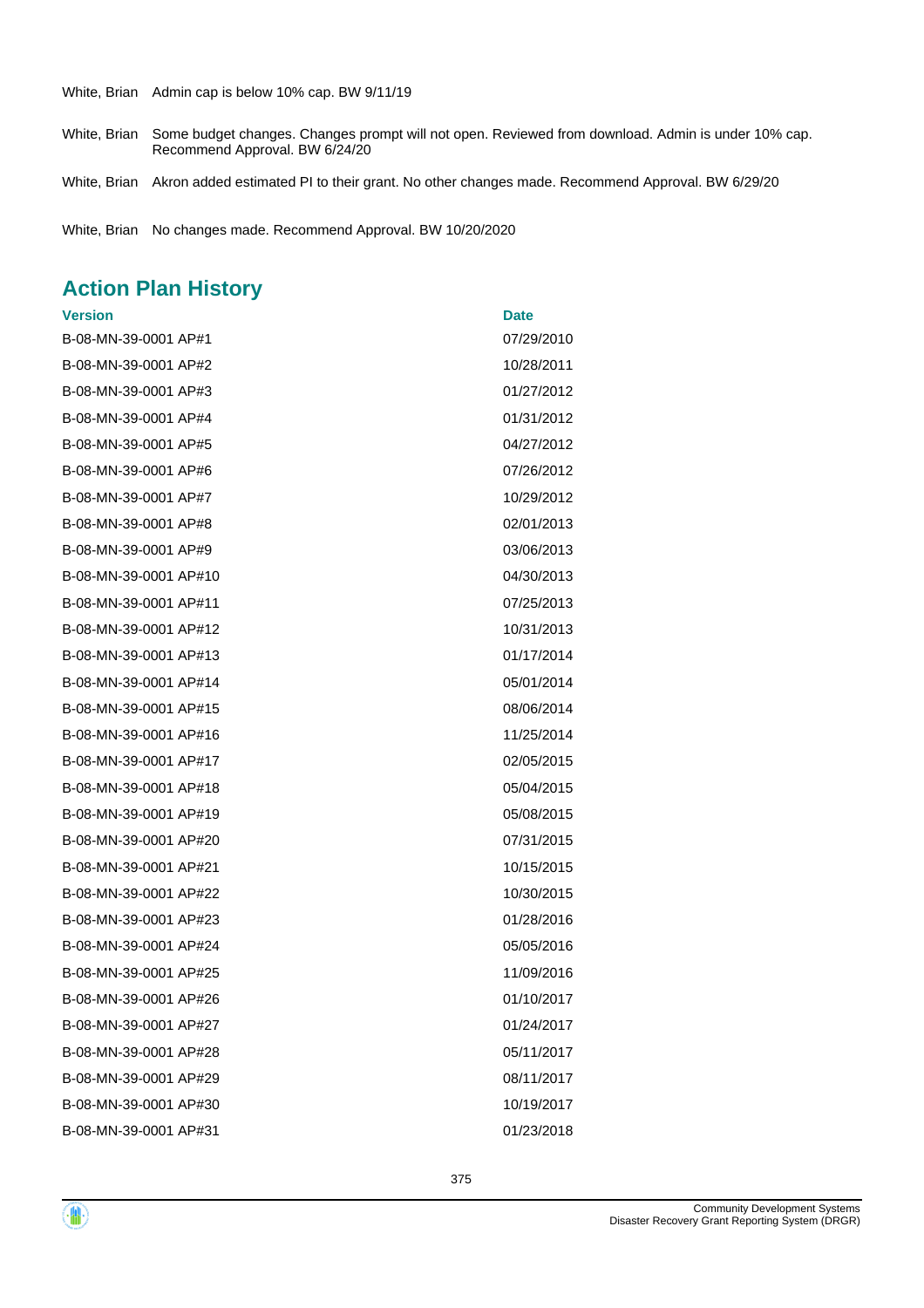| | |
|---|---|
| White, Brian | Admin cap is below 10% cap. BW 9/11/19 |
| White, Brian | Some budget changes. Changes prompt will not open. Reviewed from download. Admin is under 10% cap. Recommend Approval. BW 6/24/20 |
| White, Brian | Akron added estimated PI to their grant. No other changes made. Recommend Approval. BW 6/29/20 |
| White, Brian | No changes made. Recommend Approval. BW 10/20/2020 |

## Action Plan History

| Version | Date |
|---|---|
| B-08-MN-39-0001 AP#1 | 07/29/2010 |
| B-08-MN-39-0001 AP#2 | 10/28/2011 |
| B-08-MN-39-0001 AP#3 | 01/27/2012 |
| B-08-MN-39-0001 AP#4 | 01/31/2012 |
| B-08-MN-39-0001 AP#5 | 04/27/2012 |
| B-08-MN-39-0001 AP#6 | 07/26/2012 |
| B-08-MN-39-0001 AP#7 | 10/29/2012 |
| B-08-MN-39-0001 AP#8 | 02/01/2013 |
| B-08-MN-39-0001 AP#9 | 03/06/2013 |
| B-08-MN-39-0001 AP#10 | 04/30/2013 |
| B-08-MN-39-0001 AP#11 | 07/25/2013 |
| B-08-MN-39-0001 AP#12 | 10/31/2013 |
| B-08-MN-39-0001 AP#13 | 01/17/2014 |
| B-08-MN-39-0001 AP#14 | 05/01/2014 |
| B-08-MN-39-0001 AP#15 | 08/06/2014 |
| B-08-MN-39-0001 AP#16 | 11/25/2014 |
| B-08-MN-39-0001 AP#17 | 02/05/2015 |
| B-08-MN-39-0001 AP#18 | 05/04/2015 |
| B-08-MN-39-0001 AP#19 | 05/08/2015 |
| B-08-MN-39-0001 AP#20 | 07/31/2015 |
| B-08-MN-39-0001 AP#21 | 10/15/2015 |
| B-08-MN-39-0001 AP#22 | 10/30/2015 |
| B-08-MN-39-0001 AP#23 | 01/28/2016 |
| B-08-MN-39-0001 AP#24 | 05/05/2016 |
| B-08-MN-39-0001 AP#25 | 11/09/2016 |
| B-08-MN-39-0001 AP#26 | 01/10/2017 |
| B-08-MN-39-0001 AP#27 | 01/24/2017 |
| B-08-MN-39-0001 AP#28 | 05/11/2017 |
| B-08-MN-39-0001 AP#29 | 08/11/2017 |
| B-08-MN-39-0001 AP#30 | 10/19/2017 |
| B-08-MN-39-0001 AP#31 | 01/23/2018 |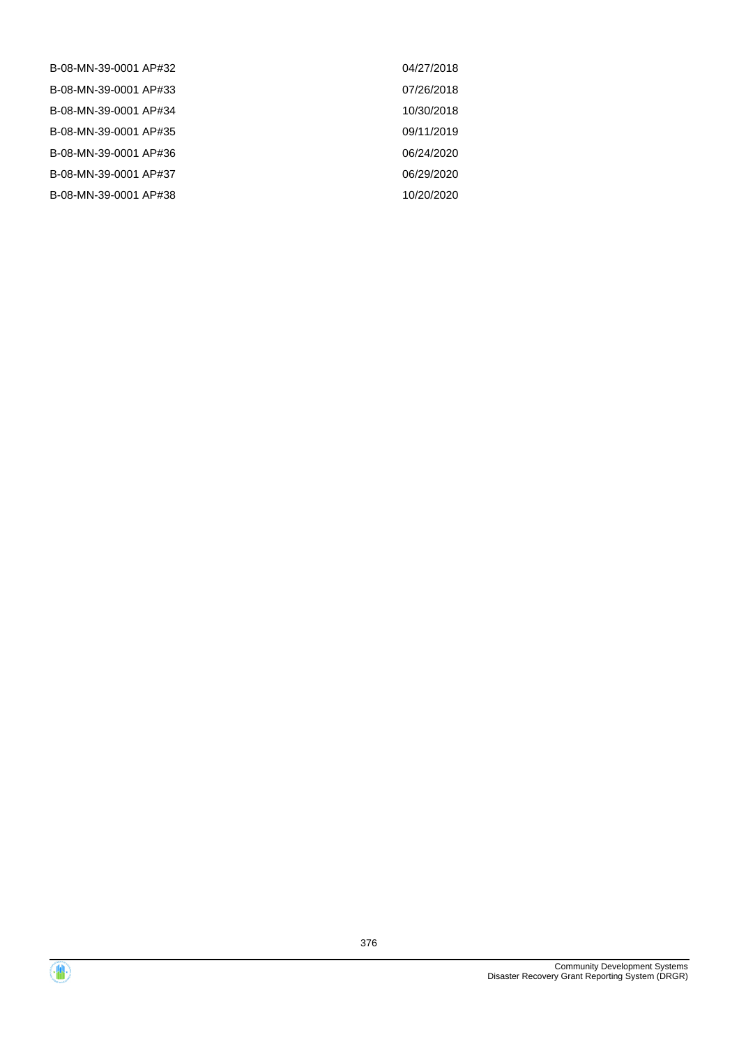| | |
|---|---|
| B-08-MN-39-0001 AP#32 | 04/27/2018 |
| B-08-MN-39-0001 AP#33 | 07/26/2018 |
| B-08-MN-39-0001 AP#34 | 10/30/2018 |
| B-08-MN-39-0001 AP#35 | 09/11/2019 |
| B-08-MN-39-0001 AP#36 | 06/24/2020 |
| B-08-MN-39-0001 AP#37 | 06/29/2020 |
| B-08-MN-39-0001 AP#38 | 10/20/2020 |